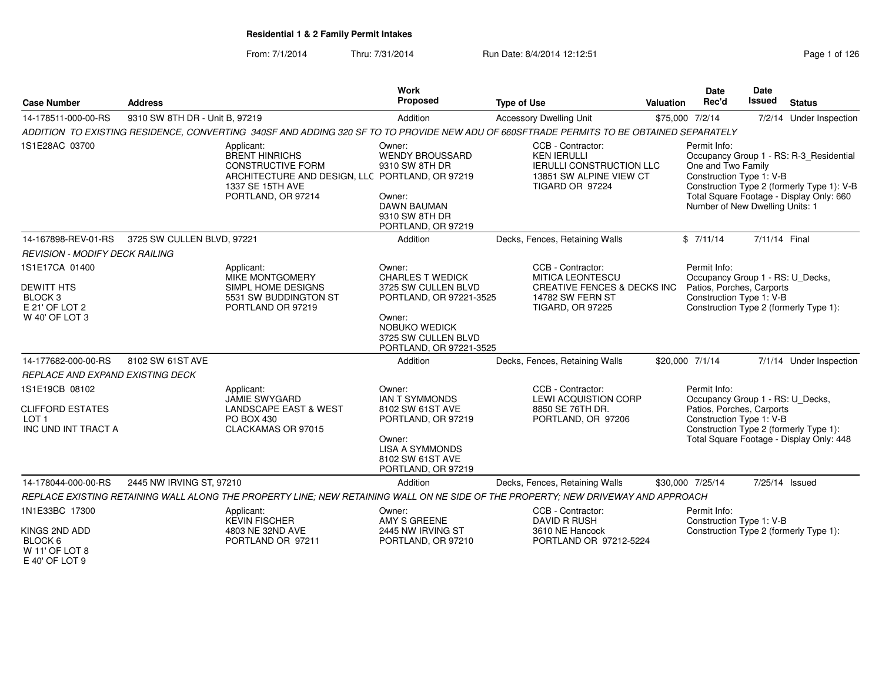# Residential 1 & 2 Family Permit Intakes

From: 7/1/2014 Thru: 7/31/2014 Run Date: 8/4/2014 12:12:51

| Case Number | Address | Work Proposed | Type of Use | Valuation | Date Rec'd | Date Issued | Status |
|---|---|---|---|---|---|---|---|
| 14-178511-000-00-RS | 9310 SW 8TH DR - Unit B, 97219 | Addition | Accessory Dwelling Unit | $75,000 | 7/2/14 | 7/2/14 | Under Inspection |
| 14-167898-REV-01-RS | 3725 SW CULLEN BLVD, 97221 | Addition | Decks, Fences, Retaining Walls | $ | 7/11/14 | 7/11/14 | Final |
| 14-177682-000-00-RS | 8102 SW 61ST AVE | Addition | Decks, Fences, Retaining Walls | $20,000 | 7/1/14 | 7/1/14 | Under Inspection |
| 14-178044-000-00-RS | 2445 NW IRVING ST, 97210 | Addition | Decks, Fences, Retaining Walls | $30,000 | 7/25/14 | 7/25/14 | Issued |

**14-178511-000-00-RS** — 9310 SW 8TH DR - Unit B, 97219

*ADDITION TO EXISTING RESIDENCE, CONVERTING 340SF AND ADDING 320 SF TO TO PROVIDE NEW ADU OF 660SFTRADE PERMITS TO BE OBTAINED SEPARATELY*

1S1E28AC 03700

Applicant:
BRENT HINRICHS
CONSTRUCTIVE FORM
ARCHITECTURE AND DESIGN, LLC
1337 SE 15TH AVE
PORTLAND, OR 97214

Owner:
WENDY BROUSSARD
9310 SW 8TH DR
PORTLAND, OR 97219

Owner:
DAWN BAUMAN
9310 SW 8TH DR
PORTLAND, OR 97219

CCB - Contractor:
KEN IERULLI
IERULLI CONSTRUCTION LLC
13851 SW ALPINE VIEW CT
TIGARD OR 97224

Permit Info:
Occupancy Group 1 - RS: R-3_Residential One and Two Family
Construction Type 1: V-B
Construction Type 2 (formerly Type 1): V-B
Total Square Footage - Display Only: 660
Number of New Dwelling Units: 1

**14-167898-REV-01-RS** — 3725 SW CULLEN BLVD, 97221

*REVISION - MODIFY DECK RAILING*

1S1E17CA 01400

DEWITT HTS
BLOCK 3
E 21' OF LOT 2
W 40' OF LOT 3

Applicant:
MIKE MONTGOMERY
SIMPL HOME DESIGNS
5531 SW BUDDINGTON ST
PORTLAND OR 97219

Owner:
CHARLES T WEDICK
3725 SW CULLEN BLVD
PORTLAND, OR 97221-3525

Owner:
NOBUKO WEDICK
3725 SW CULLEN BLVD
PORTLAND, OR 97221-3525

CCB - Contractor:
MITICA LEONTESCU
CREATIVE FENCES & DECKS INC
14782 SW FERN ST
TIGARD, OR 97225

Permit Info:
Occupancy Group 1 - RS: U_Decks, Patios, Porches, Carports
Construction Type 1: V-B
Construction Type 2 (formerly Type 1):

**14-177682-000-00-RS** — 8102 SW 61ST AVE

*REPLACE AND EXPAND EXISTING DECK*

1S1E19CB 08102

CLIFFORD ESTATES
LOT 1
INC UND INT TRACT A

Applicant:
JAMIE SWYGARD
LANDSCAPE EAST & WEST
PO BOX 430
CLACKAMAS OR 97015

Owner:
IAN T SYMMONDS
8102 SW 61ST AVE
PORTLAND, OR 97219

Owner:
LISA A SYMMONDS
8102 SW 61ST AVE
PORTLAND, OR 97219

CCB - Contractor:
LEWI ACQUISTION CORP
8850 SE 76TH DR.
PORTLAND, OR 97206

Permit Info:
Occupancy Group 1 - RS: U_Decks, Patios, Porches, Carports
Construction Type 1: V-B
Construction Type 2 (formerly Type 1):
Total Square Footage - Display Only: 448

**14-178044-000-00-RS** — 2445 NW IRVING ST, 97210

*REPLACE EXISTING RETAINING WALL ALONG THE PROPERTY LINE; NEW RETAINING WALL ON NE SIDE OF THE PROPERTY; NEW DRIVEWAY AND APPROACH*

1N1E33BC 17300

KINGS 2ND ADD
BLOCK 6
W 11' OF LOT 8
E 40' OF LOT 9

Applicant:
KEVIN FISCHER
4803 NE 32ND AVE
PORTLAND OR 97211

Owner:
AMY S GREENE
2445 NW IRVING ST
PORTLAND, OR 97210

CCB - Contractor:
DAVID R RUSH
3610 NE Hancock
PORTLAND OR 97212-5224

Permit Info:
Construction Type 1: V-B
Construction Type 2 (formerly Type 1):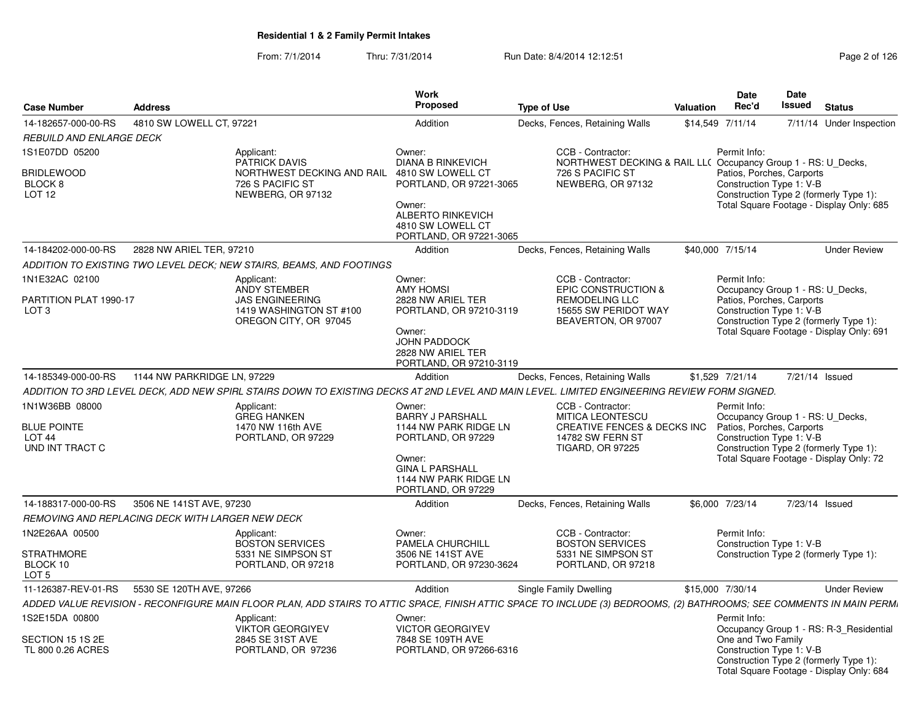## Residential 1 & 2 Family Permit Intakes

From: 7/1/2014 Thru: 7/31/2014 Run Date: 8/4/2014 12:12:51

| Case Number | Address | Work Proposed | Type of Use | Valuation | Date Rec'd | Date Issued | Status |
|---|---|---|---|---|---|---|---|
| 14-182657-000-00-RS | 4810 SW LOWELL CT, 97221 | Addition | Decks, Fences, Retaining Walls | $14,549 | 7/11/14 | 7/11/14 | Under Inspection |

*REBUILD AND ENLARGE DECK*

1S1E07DD 05200
BRIDLEWOOD
BLOCK 8
LOT 12

Applicant:
PATRICK DAVIS
NORTHWEST DECKING AND RAIL
726 S PACIFIC ST
NEWBERG, OR 97132

Owner:
DIANA B RINKEVICH
4810 SW LOWELL CT
PORTLAND, OR 97221-3065

Owner:
ALBERTO RINKEVICH
4810 SW LOWELL CT
PORTLAND, OR 97221-3065

CCB - Contractor:
NORTHWEST DECKING & RAIL LLC
726 S PACIFIC ST
NEWBERG, OR 97132

Permit Info:
Occupancy Group 1 - RS: U_Decks, Patios, Porches, Carports
Construction Type 1: V-B
Construction Type 2 (formerly Type 1):
Total Square Footage - Display Only: 685

| Case Number | Address | Work Proposed | Type of Use | Valuation | Date Rec'd | Date Issued | Status |
|---|---|---|---|---|---|---|---|
| 14-184202-000-00-RS | 2828 NW ARIEL TER, 97210 | Addition | Decks, Fences, Retaining Walls | $40,000 | 7/15/14 | | Under Review |

*ADDITION TO EXISTING TWO LEVEL DECK; NEW STAIRS, BEAMS, AND FOOTINGS*

1N1E32AC 02100
PARTITION PLAT 1990-17
LOT 3

Applicant:
ANDY STEMBER
JAS ENGINEERING
1419 WASHINGTON ST #100
OREGON CITY, OR 97045

Owner:
AMY HOMSI
2828 NW ARIEL TER
PORTLAND, OR 97210-3119

Owner:
JOHN PADDOCK
2828 NW ARIEL TER
PORTLAND, OR 97210-3119

CCB - Contractor:
EPIC CONSTRUCTION & REMODELING LLC
15655 SW PERIDOT WAY
BEAVERTON, OR 97007

Permit Info:
Occupancy Group 1 - RS: U_Decks, Patios, Porches, Carports
Construction Type 1: V-B
Construction Type 2 (formerly Type 1):
Total Square Footage - Display Only: 691

| Case Number | Address | Work Proposed | Type of Use | Valuation | Date Rec'd | Date Issued | Status |
|---|---|---|---|---|---|---|---|
| 14-185349-000-00-RS | 1144 NW PARKRIDGE LN, 97229 | Addition | Decks, Fences, Retaining Walls | $1,529 | 7/21/14 | 7/21/14 | Issued |

*ADDITION TO 3RD LEVEL DECK, ADD NEW SPIRL STAIRS DOWN TO EXISTING DECKS AT 2ND LEVEL AND MAIN LEVEL. LIMITED ENGINEERING REVIEW FORM SIGNED.*

1N1W36BB 08000
BLUE POINTE
LOT 44
UND INT TRACT C

Applicant:
GREG HANKEN
1470 NW 116th AVE
PORTLAND, OR 97229

Owner:
BARRY J PARSHALL
1144 NW PARK RIDGE LN
PORTLAND, OR 97229

Owner:
GINA L PARSHALL
1144 NW PARK RIDGE LN
PORTLAND, OR 97229

CCB - Contractor:
MITICA LEONTESCU
CREATIVE FENCES & DECKS INC
14782 SW FERN ST
TIGARD, OR 97225

Permit Info:
Occupancy Group 1 - RS: U_Decks, Patios, Porches, Carports
Construction Type 1: V-B
Construction Type 2 (formerly Type 1):
Total Square Footage - Display Only: 72

| Case Number | Address | Work Proposed | Type of Use | Valuation | Date Rec'd | Date Issued | Status |
|---|---|---|---|---|---|---|---|
| 14-188317-000-00-RS | 3506 NE 141ST AVE, 97230 | Addition | Decks, Fences, Retaining Walls | $6,000 | 7/23/14 | 7/23/14 | Issued |

*REMOVING AND REPLACING DECK WITH LARGER NEW DECK*

1N2E26AA 00500
STRATHMORE
BLOCK 10
LOT 5

Applicant:
BOSTON SERVICES
5331 NE SIMPSON ST
PORTLAND, OR 97218

Owner:
PAMELA CHURCHILL
3506 NE 141ST AVE
PORTLAND, OR 97230-3624

CCB - Contractor:
BOSTON SERVICES
5331 NE SIMPSON ST
PORTLAND, OR 97218

Permit Info:
Construction Type 1: V-B
Construction Type 2 (formerly Type 1):

| Case Number | Address | Work Proposed | Type of Use | Valuation | Date Rec'd | Date Issued | Status |
|---|---|---|---|---|---|---|---|
| 11-126387-REV-01-RS | 5530 SE 120TH AVE, 97266 | Addition | Single Family Dwelling | $15,000 | 7/30/14 | | Under Review |

*ADDED VALUE REVISION - RECONFIGURE MAIN FLOOR PLAN, ADD STAIRS TO ATTIC SPACE, FINISH ATTIC SPACE TO INCLUDE (3) BEDROOMS, (2) BATHROOMS; SEE COMMENTS IN MAIN PERMI*

1S2E15DA 00800
SECTION 15 1S 2E
TL 800 0.26 ACRES

Applicant:
VIKTOR GEORGIYEV
2845 SE 31ST AVE
PORTLAND, OR 97236

Owner:
VICTOR GEORGIYEV
7848 SE 109TH AVE
PORTLAND, OR 97266-6316

Permit Info:
Occupancy Group 1 - RS: R-3_Residential One and Two Family
Construction Type 1: V-B
Construction Type 2 (formerly Type 1):
Total Square Footage - Display Only: 684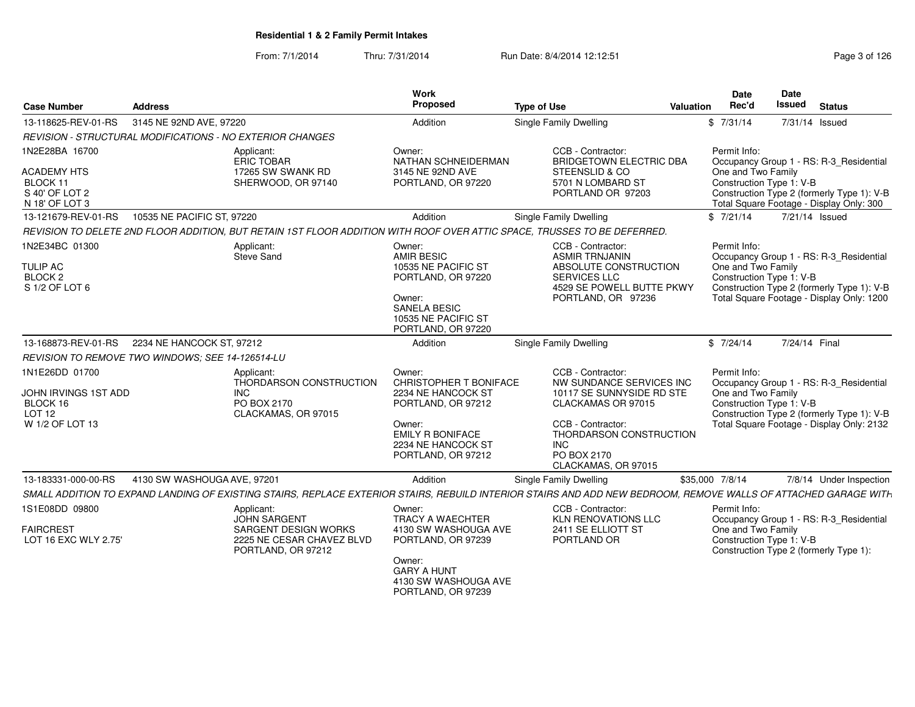## Residential 1 & 2 Family Permit Intakes

From: 7/1/2014 Thru: 7/31/2014 Run Date: 8/4/2014 12:12:51

| Case Number | Address | Work Proposed | Type of Use | Valuation | Date Rec'd | Date Issued | Status |
|---|---|---|---|---|---|---|---|
| 13-118625-REV-01-RS | 3145 NE 92ND AVE, 97220 | Addition | Single Family Dwelling | $ | 7/31/14 | 7/31/14 | Issued |

*REVISION - STRUCTURAL MODIFICATIONS - NO EXTERIOR CHANGES*

1N2E28BA 16700
ACADEMY HTS
BLOCK 11
S 40' OF LOT 2
N 18' OF LOT 3

Applicant: ERIC TOBAR, 17265 SW SWANK RD, SHERWOOD, OR 97140

Owner: NATHAN SCHNEIDERMAN, 3145 NE 92ND AVE, PORTLAND, OR 97220

CCB - Contractor: BRIDGETOWN ELECTRIC DBA STEENSLID & CO, 5701 N LOMBARD ST, PORTLAND OR 97203

Permit Info: Occupancy Group 1 - RS: R-3_Residential One and Two Family; Construction Type 1: V-B; Construction Type 2 (formerly Type 1): V-B; Total Square Footage - Display Only: 300

| Case Number | Address | Work Proposed | Type of Use | Valuation | Date Rec'd | Date Issued | Status |
|---|---|---|---|---|---|---|---|
| 13-121679-REV-01-RS | 10535 NE PACIFIC ST, 97220 | Addition | Single Family Dwelling | $ | 7/21/14 | 7/21/14 | Issued |

*REVISION TO DELETE 2ND FLOOR ADDITION, BUT RETAIN 1ST FLOOR ADDITION WITH ROOF OVER ATTIC SPACE, TRUSSES TO BE DEFERRED.*

1N2E34BC 01300
TULIP AC
BLOCK 2
S 1/2 OF LOT 6

Applicant: Steve Sand

Owner: AMIR BESIC, 10535 NE PACIFIC ST, PORTLAND, OR 97220

Owner: SANELA BESIC, 10535 NE PACIFIC ST, PORTLAND, OR 97220

CCB - Contractor: ASMIR TRNJANIN, ABSOLUTE CONSTRUCTION SERVICES LLC, 4529 SE POWELL BUTTE PKWY, PORTLAND, OR 97236

Permit Info: Occupancy Group 1 - RS: R-3_Residential One and Two Family; Construction Type 1: V-B; Construction Type 2 (formerly Type 1): V-B; Total Square Footage - Display Only: 1200

| Case Number | Address | Work Proposed | Type of Use | Valuation | Date Rec'd | Date Issued | Status |
|---|---|---|---|---|---|---|---|
| 13-168873-REV-01-RS | 2234 NE HANCOCK ST, 97212 | Addition | Single Family Dwelling | $ | 7/24/14 | 7/24/14 | Final |

*REVISION TO REMOVE TWO WINDOWS; SEE 14-126514-LU*

1N1E26DD 01700
JOHN IRVINGS 1ST ADD
BLOCK 16
LOT 12
W 1/2 OF LOT 13

Applicant: THORDARSON CONSTRUCTION INC, PO BOX 2170, CLACKAMAS, OR 97015

Owner: CHRISTOPHER T BONIFACE, 2234 NE HANCOCK ST, PORTLAND, OR 97212

Owner: EMILY R BONIFACE, 2234 NE HANCOCK ST, PORTLAND, OR 97212

CCB - Contractor: NW SUNDANCE SERVICES INC, 10117 SE SUNNYSIDE RD STE, CLACKAMAS OR 97015

CCB - Contractor: THORDARSON CONSTRUCTION INC, PO BOX 2170, CLACKAMAS, OR 97015

Permit Info: Occupancy Group 1 - RS: R-3_Residential One and Two Family; Construction Type 1: V-B; Construction Type 2 (formerly Type 1): V-B; Total Square Footage - Display Only: 2132

| Case Number | Address | Work Proposed | Type of Use | Valuation | Date Rec'd | Date Issued | Status |
|---|---|---|---|---|---|---|---|
| 13-183331-000-00-RS | 4130 SW WASHOUGA AVE, 97201 | Addition | Single Family Dwelling | $35,000 | 7/8/14 | 7/8/14 | Under Inspection |

*SMALL ADDITION TO EXPAND LANDING OF EXISTING STAIRS, REPLACE EXTERIOR STAIRS, REBUILD INTERIOR STAIRS AND ADD NEW BEDROOM, REMOVE WALLS OF ATTACHED GARAGE WITH*

1S1E08DD 09800
FAIRCREST
LOT 16 EXC WLY 2.75'

Applicant: JOHN SARGENT, SARGENT DESIGN WORKS, 2225 NE CESAR CHAVEZ BLVD, PORTLAND, OR 97212

Owner: TRACY A WAECHTER, 4130 SW WASHOUGA AVE, PORTLAND, OR 97239

Owner: GARY A HUNT, 4130 SW WASHOUGA AVE, PORTLAND, OR 97239

CCB - Contractor: KLN RENOVATIONS LLC, 2411 SE ELLIOTT ST, PORTLAND OR

Permit Info: Occupancy Group 1 - RS: R-3_Residential One and Two Family; Construction Type 1: V-B; Construction Type 2 (formerly Type 1):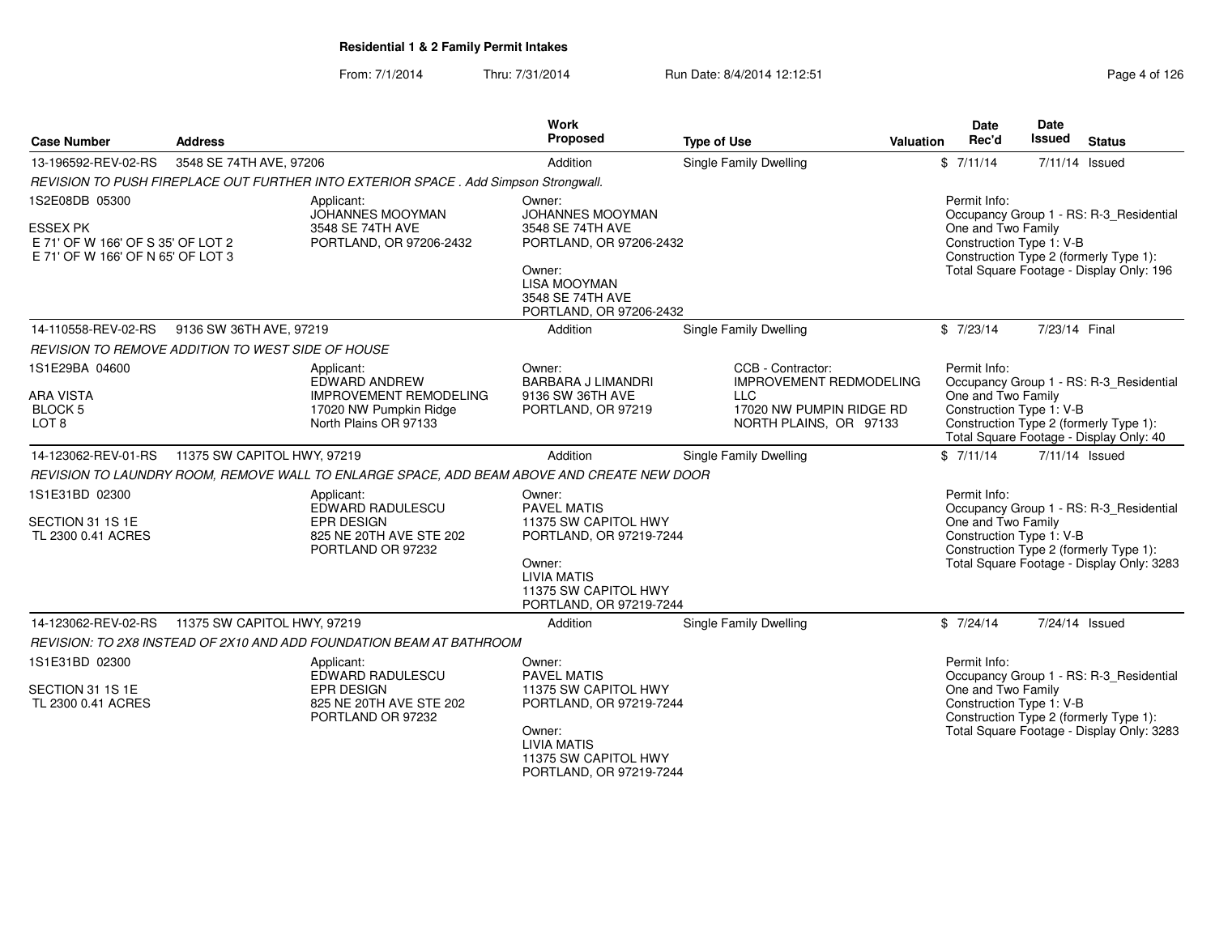**Residential 1 & 2 Family Permit Intakes**

From: 7/1/2014 Thru: 7/31/2014 Run Date: 8/4/2014 12:12:51

| Case Number | Address | | Work Proposed | Type of Use | | Valuation | Date Rec'd | Date Issued | Status |
|---|---|---|---|---|---|---|---|---|---|
| 13-196592-REV-02-RS | 3548 SE 74TH AVE, 97206 | | Addition | Single Family Dwelling | | $ | 7/11/14 | 7/11/14 | Issued |
| *REVISION TO PUSH FIREPLACE OUT FURTHER INTO EXTERIOR SPACE . Add Simpson Strongwall.* | | | | | | | | | |
| 1S2E08DB 05300<br><br>ESSEX PK<br>E 71' OF W 166' OF S 35' OF LOT 2<br>E 71' OF W 166' OF N 65' OF LOT 3 | | Applicant:<br>JOHANNES MOOYMAN<br>3548 SE 74TH AVE<br>PORTLAND, OR 97206-2432 | Owner:<br>JOHANNES MOOYMAN<br>3548 SE 74TH AVE<br>PORTLAND, OR 97206-2432<br><br>Owner:<br>LISA MOOYMAN<br>3548 SE 74TH AVE<br>PORTLAND, OR 97206-2432 | | | | Permit Info:<br>Occupancy Group 1 - RS: R-3_Residential One and Two Family<br>Construction Type 1: V-B<br>Construction Type 2 (formerly Type 1):<br>Total Square Footage - Display Only: 196 | | |
| 14-110558-REV-02-RS | 9136 SW 36TH AVE, 97219 | | Addition | Single Family Dwelling | | $ | 7/23/14 | 7/23/14 | Final |
| *REVISION TO REMOVE ADDITION TO WEST SIDE OF HOUSE* | | | | | | | | | |
| 1S1E29BA 04600<br><br>ARA VISTA<br>BLOCK 5<br>LOT 8 | | Applicant:<br>EDWARD ANDREW<br>IMPROVEMENT REMODELING<br>17020 NW Pumpkin Ridge<br>North Plains OR 97133 | Owner:<br>BARBARA J LIMANDRI<br>9136 SW 36TH AVE<br>PORTLAND, OR 97219 | | CCB - Contractor:<br>IMPROVEMENT REDMODELING LLC<br>17020 NW PUMPIN RIDGE RD<br>NORTH PLAINS, OR 97133 | | Permit Info:<br>Occupancy Group 1 - RS: R-3_Residential One and Two Family<br>Construction Type 1: V-B<br>Construction Type 2 (formerly Type 1):<br>Total Square Footage - Display Only: 40 | | |
| 14-123062-REV-01-RS | 11375 SW CAPITOL HWY, 97219 | | Addition | Single Family Dwelling | | $ | 7/11/14 | 7/11/14 | Issued |
| *REVISION TO LAUNDRY ROOM, REMOVE WALL TO ENLARGE SPACE, ADD BEAM ABOVE AND CREATE NEW DOOR* | | | | | | | | | |
| 1S1E31BD 02300<br><br>SECTION 31 1S 1E<br>TL 2300 0.41 ACRES | | Applicant:<br>EDWARD RADULESCU<br>EPR DESIGN<br>825 NE 20TH AVE STE 202<br>PORTLAND OR 97232 | Owner:<br>PAVEL MATIS<br>11375 SW CAPITOL HWY<br>PORTLAND, OR 97219-7244<br><br>Owner:<br>LIVIA MATIS<br>11375 SW CAPITOL HWY<br>PORTLAND, OR 97219-7244 | | | | Permit Info:<br>Occupancy Group 1 - RS: R-3_Residential One and Two Family<br>Construction Type 1: V-B<br>Construction Type 2 (formerly Type 1):<br>Total Square Footage - Display Only: 3283 | | |
| 14-123062-REV-02-RS | 11375 SW CAPITOL HWY, 97219 | | Addition | Single Family Dwelling | | $ | 7/24/14 | 7/24/14 | Issued |
| *REVISION: TO 2X8 INSTEAD OF 2X10 AND ADD FOUNDATION BEAM AT BATHROOM* | | | | | | | | | |
| 1S1E31BD 02300<br><br>SECTION 31 1S 1E<br>TL 2300 0.41 ACRES | | Applicant:<br>EDWARD RADULESCU<br>EPR DESIGN<br>825 NE 20TH AVE STE 202<br>PORTLAND OR 97232 | Owner:<br>PAVEL MATIS<br>11375 SW CAPITOL HWY<br>PORTLAND, OR 97219-7244<br><br>Owner:<br>LIVIA MATIS<br>11375 SW CAPITOL HWY<br>PORTLAND, OR 97219-7244 | | | | Permit Info:<br>Occupancy Group 1 - RS: R-3_Residential One and Two Family<br>Construction Type 1: V-B<br>Construction Type 2 (formerly Type 1):<br>Total Square Footage - Display Only: 3283 | | |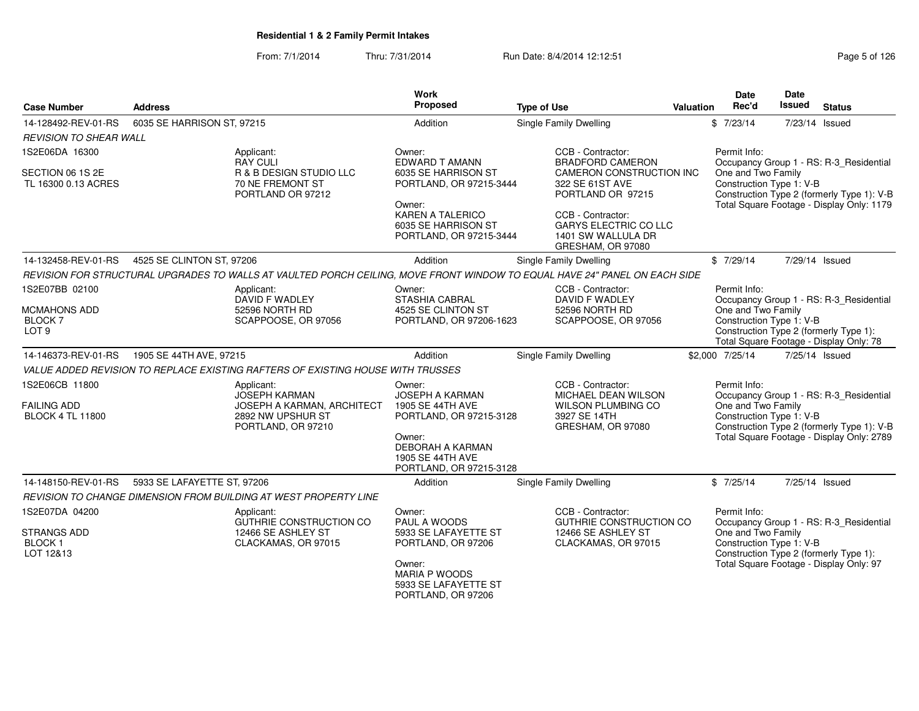**Residential 1 & 2 Family Permit Intakes**

From: 7/1/2014 Thru: 7/31/2014 Run Date: 8/4/2014 12:12:51

| Case Number | Address | Work Proposed | Type of Use | Valuation | Date Rec'd | Date Issued | Status |
|---|---|---|---|---|---|---|---|
| 14-128492-REV-01-RS | 6035 SE HARRISON ST, 97215 | Addition | Single Family Dwelling | $ | 7/23/14 | 7/23/14 | Issued |

*REVISION TO SHEAR WALL*

1S2E06DA 16300
SECTION 06 1S 2E
TL 16300 0.13 ACRES

Applicant:
RAY CULI
R & B DESIGN STUDIO LLC
70 NE FREMONT ST
PORTLAND OR 97212

Owner:
EDWARD T AMANN
6035 SE HARRISON ST
PORTLAND, OR 97215-3444

Owner:
KAREN A TALERICO
6035 SE HARRISON ST
PORTLAND, OR 97215-3444

CCB - Contractor:
BRADFORD CAMERON
CAMERON CONSTRUCTION INC
322 SE 61ST AVE
PORTLAND OR 97215

CCB - Contractor:
GARYS ELECTRIC CO LLC
1401 SW WALLULA DR
GRESHAM, OR 97080

Permit Info:
Occupancy Group 1 - RS: R-3_Residential One and Two Family
Construction Type 1: V-B
Construction Type 2 (formerly Type 1): V-B
Total Square Footage - Display Only: 1179

| Case Number | Address | Work Proposed | Type of Use | Valuation | Date Rec'd | Date Issued | Status |
|---|---|---|---|---|---|---|---|
| 14-132458-REV-01-RS | 4525 SE CLINTON ST, 97206 | Addition | Single Family Dwelling | $ | 7/29/14 | 7/29/14 | Issued |

*REVISION FOR STRUCTURAL UPGRADES TO WALLS AT VAULTED PORCH CEILING, MOVE FRONT WINDOW TO EQUAL HAVE 24" PANEL ON EACH SIDE*

1S2E07BB 02100
MCMAHONS ADD
BLOCK 7
LOT 9

Applicant:
DAVID F WADLEY
52596 NORTH RD
SCAPPOOSE, OR 97056

Owner:
STASHIA CABRAL
4525 SE CLINTON ST
PORTLAND, OR 97206-1623

CCB - Contractor:
DAVID F WADLEY
52596 NORTH RD
SCAPPOOSE, OR 97056

Permit Info:
Occupancy Group 1 - RS: R-3_Residential One and Two Family
Construction Type 1: V-B
Construction Type 2 (formerly Type 1):
Total Square Footage - Display Only: 78

| Case Number | Address | Work Proposed | Type of Use | Valuation | Date Rec'd | Date Issued | Status |
|---|---|---|---|---|---|---|---|
| 14-146373-REV-01-RS | 1905 SE 44TH AVE, 97215 | Addition | Single Family Dwelling | $2,000 | 7/25/14 | 7/25/14 | Issued |

*VALUE ADDED REVISION TO REPLACE EXISTING RAFTERS OF EXISTING HOUSE WITH TRUSSES*

1S2E06CB 11800
FAILING ADD
BLOCK 4 TL 11800

Applicant:
JOSEPH KARMAN
JOSEPH A KARMAN, ARCHITECT
2892 NW UPSHUR ST
PORTLAND, OR 97210

Owner:
JOSEPH A KARMAN
1905 SE 44TH AVE
PORTLAND, OR 97215-3128

Owner:
DEBORAH A KARMAN
1905 SE 44TH AVE
PORTLAND, OR 97215-3128

CCB - Contractor:
MICHAEL DEAN WILSON
WILSON PLUMBING CO
3927 SE 14TH
GRESHAM, OR 97080

Permit Info:
Occupancy Group 1 - RS: R-3_Residential One and Two Family
Construction Type 1: V-B
Construction Type 2 (formerly Type 1): V-B
Total Square Footage - Display Only: 2789

| Case Number | Address | Work Proposed | Type of Use | Valuation | Date Rec'd | Date Issued | Status |
|---|---|---|---|---|---|---|---|
| 14-148150-REV-01-RS | 5933 SE LAFAYETTE ST, 97206 | Addition | Single Family Dwelling | $ | 7/25/14 | 7/25/14 | Issued |

*REVISION TO CHANGE DIMENSION FROM BUILDING AT WEST PROPERTY LINE*

1S2E07DA 04200
STRANGS ADD
BLOCK 1
LOT 12&13

Applicant:
GUTHRIE CONSTRUCTION CO
12466 SE ASHLEY ST
CLACKAMAS, OR 97015

Owner:
PAUL A WOODS
5933 SE LAFAYETTE ST
PORTLAND, OR 97206

Owner:
MARIA P WOODS
5933 SE LAFAYETTE ST
PORTLAND, OR 97206

CCB - Contractor:
GUTHRIE CONSTRUCTION CO
12466 SE ASHLEY ST
CLACKAMAS, OR 97015

Permit Info:
Occupancy Group 1 - RS: R-3_Residential One and Two Family
Construction Type 1: V-B
Construction Type 2 (formerly Type 1):
Total Square Footage - Display Only: 97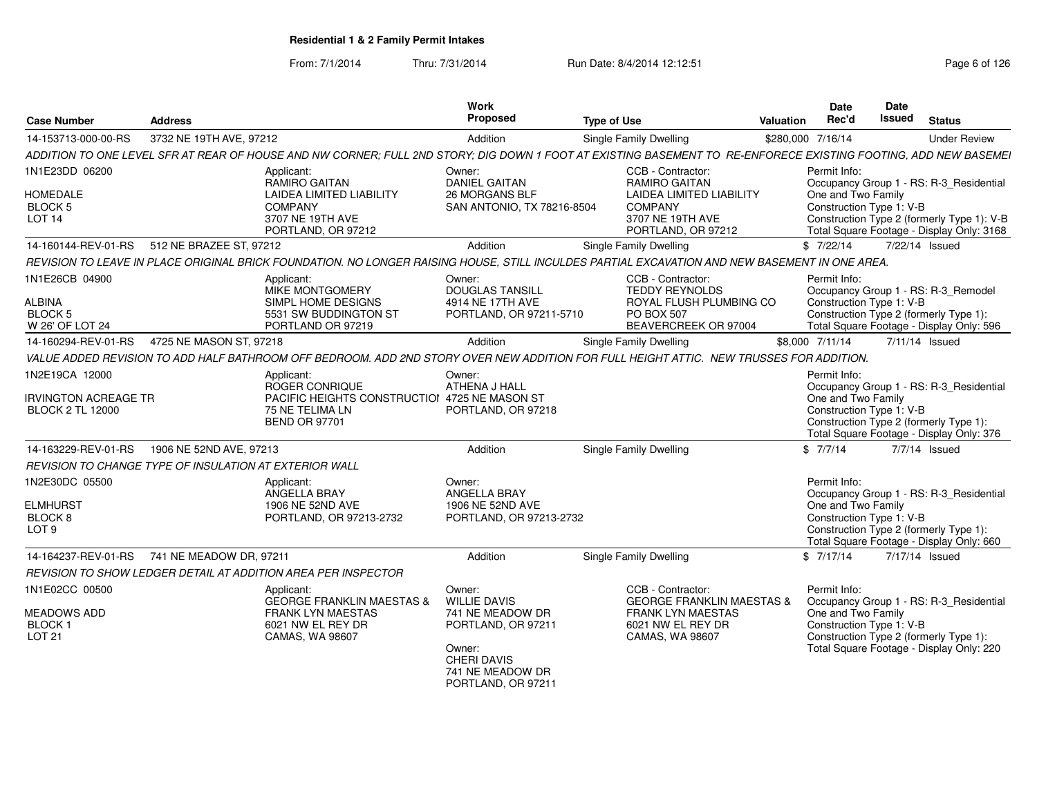**Residential 1 & 2 Family Permit Intakes**

From: 7/1/2014 Thru: 7/31/2014 Run Date: 8/4/2014 12:12:51

| Case Number | Address | Work Proposed | Type of Use | Valuation | Date Rec'd | Date Issued | Status |
|---|---|---|---|---|---|---|---|
| 14-153713-000-00-RS | 3732 NE 19TH AVE, 97212 | Addition | Single Family Dwelling | $280,000 | 7/16/14 | | Under Review |
| 14-160144-REV-01-RS | 512 NE BRAZEE ST, 97212 | Addition | Single Family Dwelling | $ | 7/22/14 | 7/22/14 | Issued |
| 14-160294-REV-01-RS | 4725 NE MASON ST, 97218 | Addition | Single Family Dwelling | $8,000 | 7/11/14 | 7/11/14 | Issued |
| 14-163229-REV-01-RS | 1906 NE 52ND AVE, 97213 | Addition | Single Family Dwelling | $ | 7/7/14 | 7/7/14 | Issued |
| 14-164237-REV-01-RS | 741 NE MEADOW DR, 97211 | Addition | Single Family Dwelling | $ | 7/17/14 | 7/17/14 | Issued |

**14-153713-000-00-RS** — 3732 NE 19TH AVE, 97212

*ADDITION TO ONE LEVEL SFR AT REAR OF HOUSE AND NW CORNER; FULL 2ND STORY; DIG DOWN 1 FOOT AT EXISTING BASEMENT TO RE-ENFOREСE EXISTING FOOTING, ADD NEW BASEMEI*

1N1E23DD 06200
HOMEDALE
BLOCK 5
LOT 14

Applicant: RAMIRO GAITAN, LAIDEA LIMITED LIABILITY COMPANY, 3707 NE 19TH AVE, PORTLAND, OR 97212

Owner: DANIEL GAITAN, 26 MORGANS BLF, SAN ANTONIO, TX 78216-8504

CCB - Contractor: RAMIRO GAITAN, LAIDEA LIMITED LIABILITY COMPANY, 3707 NE 19TH AVE, PORTLAND, OR 97212

Permit Info: Occupancy Group 1 - RS: R-3_Residential One and Two Family; Construction Type 1: V-B; Construction Type 2 (formerly Type 1): V-B; Total Square Footage - Display Only: 3168

**14-160144-REV-01-RS** — 512 NE BRAZEE ST, 97212

*REVISION TO LEAVE IN PLACE ORIGINAL BRICK FOUNDATION. NO LONGER RAISING HOUSE, STILL INCULDES PARTIAL EXCAVATION AND NEW BASEMENT IN ONE AREA.*

1N1E26CB 04900
ALBINA
BLOCK 5
W 26' OF LOT 24

Applicant: MIKE MONTGOMERY, SIMPL HOME DESIGNS, 5531 SW BUDDINGTON ST, PORTLAND OR 97219

Owner: DOUGLAS TANSILL, 4914 NE 17TH AVE, PORTLAND, OR 97211-5710

CCB - Contractor: TEDDY REYNOLDS, ROYAL FLUSH PLUMBING CO, PO BOX 507, BEAVERCREEK OR 97004

Permit Info: Occupancy Group 1 - RS: R-3_Remodel; Construction Type 1: V-B; Construction Type 2 (formerly Type 1):; Total Square Footage - Display Only: 596

**14-160294-REV-01-RS** — 4725 NE MASON ST, 97218

*VALUE ADDED REVISION TO ADD HALF BATHROOM OFF BEDROOM. ADD 2ND STORY OVER NEW ADDITION FOR FULL HEIGHT ATTIC. NEW TRUSSES FOR ADDITION.*

1N2E19CA 12000
IRVINGTON ACREAGE TR
BLOCK 2 TL 12000

Applicant: ROGER CONRIQUE, PACIFIC HEIGHTS CONSTRUCTIOI, 75 NE TELIMA LN, BEND OR 97701

Owner: ATHENA J HALL, 4725 NE MASON ST, PORTLAND, OR 97218

Permit Info: Occupancy Group 1 - RS: R-3_Residential One and Two Family; Construction Type 1: V-B; Construction Type 2 (formerly Type 1):; Total Square Footage - Display Only: 376

**14-163229-REV-01-RS** — 1906 NE 52ND AVE, 97213

*REVISION TO CHANGE TYPE OF INSULATION AT EXTERIOR WALL*

1N2E30DC 05500
ELMHURST
BLOCK 8
LOT 9

Applicant: ANGELLA BRAY, 1906 NE 52ND AVE, PORTLAND, OR 97213-2732

Owner: ANGELLA BRAY, 1906 NE 52ND AVE, PORTLAND, OR 97213-2732

Permit Info: Occupancy Group 1 - RS: R-3_Residential One and Two Family; Construction Type 1: V-B; Construction Type 2 (formerly Type 1):; Total Square Footage - Display Only: 660

**14-164237-REV-01-RS** — 741 NE MEADOW DR, 97211

*REVISION TO SHOW LEDGER DETAIL AT ADDITION AREA PER INSPECTOR*

1N1E02CC 00500
MEADOWS ADD
BLOCK 1
LOT 21

Applicant: GEORGE FRANKLIN MAESTAS & FRANK LYN MAESTAS, 6021 NW EL REY DR, CAMAS, WA 98607

Owner: WILLIE DAVIS, 741 NE MEADOW DR, PORTLAND, OR 97211

Owner: CHERI DAVIS, 741 NE MEADOW DR, PORTLAND, OR 97211

CCB - Contractor: GEORGE FRANKLIN MAESTAS & FRANK LYN MAESTAS, 6021 NW EL REY DR, CAMAS, WA 98607

Permit Info: Occupancy Group 1 - RS: R-3_Residential One and Two Family; Construction Type 1: V-B; Construction Type 2 (formerly Type 1):; Total Square Footage - Display Only: 220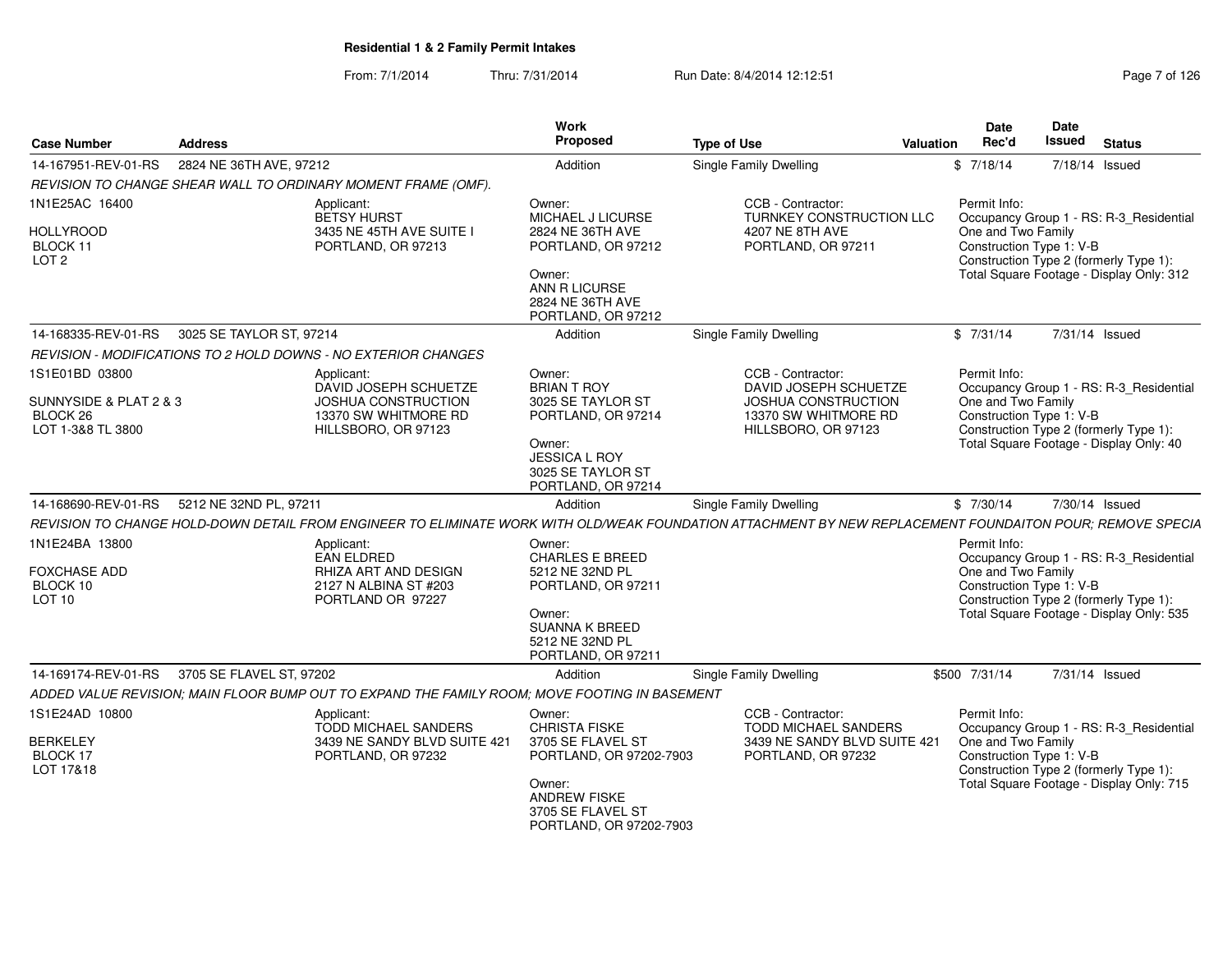## Residential 1 & 2 Family Permit Intakes

From: 7/1/2014 Thru: 7/31/2014 Run Date: 8/4/2014 12:12:51

| Case Number | Address | Work Proposed | Type of Use | Valuation | Date Rec'd | Date Issued | Status |
|---|---|---|---|---|---|---|---|
| 14-167951-REV-01-RS | 2824 NE 36TH AVE, 97212 | Addition | Single Family Dwelling | $ | 7/18/14 | 7/18/14 | Issued |

*REVISION TO CHANGE SHEAR WALL TO ORDINARY MOMENT FRAME (OMF).*

1N1E25AC 16400
HOLLYROOD
BLOCK 11
LOT 2

Applicant:
BETSY HURST
3435 NE 45TH AVE SUITE I
PORTLAND, OR 97213

Owner:
MICHAEL J LICURSE
2824 NE 36TH AVE
PORTLAND, OR 97212

Owner:
ANN R LICURSE
2824 NE 36TH AVE
PORTLAND, OR 97212

CCB - Contractor:
TURNKEY CONSTRUCTION LLC
4207 NE 8TH AVE
PORTLAND, OR 97211

Permit Info:
Occupancy Group 1 - RS: R-3_Residential One and Two Family
Construction Type 1: V-B
Construction Type 2 (formerly Type 1):
Total Square Footage - Display Only: 312

| Case Number | Address | Work Proposed | Type of Use | Valuation | Date Rec'd | Date Issued | Status |
|---|---|---|---|---|---|---|---|
| 14-168335-REV-01-RS | 3025 SE TAYLOR ST, 97214 | Addition | Single Family Dwelling | $ | 7/31/14 | 7/31/14 | Issued |

*REVISION - MODIFICATIONS TO 2 HOLD DOWNS - NO EXTERIOR CHANGES*

1S1E01BD 03800
SUNNYSIDE & PLAT 2 & 3
BLOCK 26
LOT 1-3&8 TL 3800

Applicant:
DAVID JOSEPH SCHUETZE
JOSHUA CONSTRUCTION
13370 SW WHITMORE RD
HILLSBORO, OR 97123

Owner:
BRIAN T ROY
3025 SE TAYLOR ST
PORTLAND, OR 97214

Owner:
JESSICA L ROY
3025 SE TAYLOR ST
PORTLAND, OR 97214

CCB - Contractor:
DAVID JOSEPH SCHUETZE
JOSHUA CONSTRUCTION
13370 SW WHITMORE RD
HILLSBORO, OR 97123

Permit Info:
Occupancy Group 1 - RS: R-3_Residential One and Two Family
Construction Type 1: V-B
Construction Type 2 (formerly Type 1):
Total Square Footage - Display Only: 40

| Case Number | Address | Work Proposed | Type of Use | Valuation | Date Rec'd | Date Issued | Status |
|---|---|---|---|---|---|---|---|
| 14-168690-REV-01-RS | 5212 NE 32ND PL, 97211 | Addition | Single Family Dwelling | $ | 7/30/14 | 7/30/14 | Issued |

*REVISION TO CHANGE HOLD-DOWN DETAIL FROM ENGINEER TO ELIMINATE WORK WITH OLD/WEAK FOUNDATION ATTACHMENT BY NEW REPLACEMENT FOUNDAITON POUR; REMOVE SPECIA*

1N1E24BA 13800
FOXCHASE ADD
BLOCK 10
LOT 10

Applicant:
EAN ELDRED
RHIZA ART AND DESIGN
2127 N ALBINA ST #203
PORTLAND OR 97227

Owner:
CHARLES E BREED
5212 NE 32ND PL
PORTLAND, OR 97211

Owner:
SUANNA K BREED
5212 NE 32ND PL
PORTLAND, OR 97211

Permit Info:
Occupancy Group 1 - RS: R-3_Residential One and Two Family
Construction Type 1: V-B
Construction Type 2 (formerly Type 1):
Total Square Footage - Display Only: 535

| Case Number | Address | Work Proposed | Type of Use | Valuation | Date Rec'd | Date Issued | Status |
|---|---|---|---|---|---|---|---|
| 14-169174-REV-01-RS | 3705 SE FLAVEL ST, 97202 | Addition | Single Family Dwelling | $500 | 7/31/14 | 7/31/14 | Issued |

*ADDED VALUE REVISION; MAIN FLOOR BUMP OUT TO EXPAND THE FAMILY ROOM; MOVE FOOTING IN BASEMENT*

1S1E24AD 10800
BERKELEY
BLOCK 17
LOT 17&18

Applicant:
TODD MICHAEL SANDERS
3439 NE SANDY BLVD SUITE 421
PORTLAND, OR 97232

Owner:
CHRISTA FISKE
3705 SE FLAVEL ST
PORTLAND, OR 97202-7903

Owner:
ANDREW FISKE
3705 SE FLAVEL ST
PORTLAND, OR 97202-7903

CCB - Contractor:
TODD MICHAEL SANDERS
3439 NE SANDY BLVD SUITE 421
PORTLAND, OR 97232

Permit Info:
Occupancy Group 1 - RS: R-3_Residential One and Two Family
Construction Type 1: V-B
Construction Type 2 (formerly Type 1):
Total Square Footage - Display Only: 715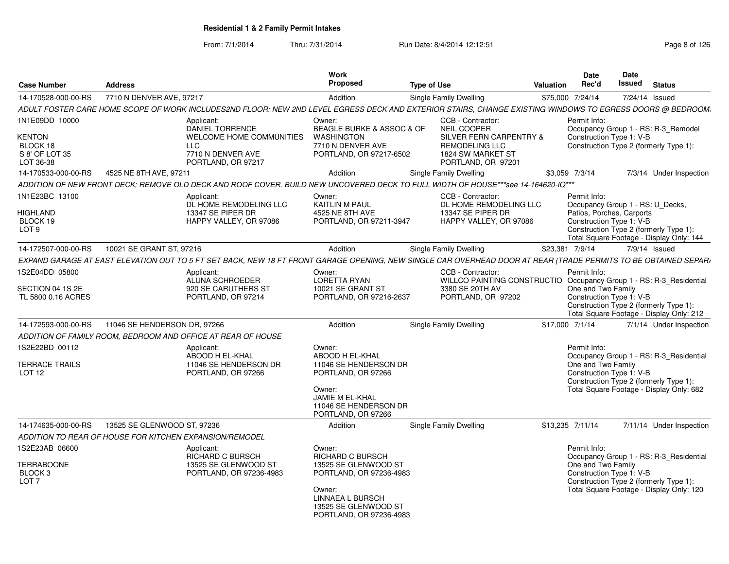**Residential 1 & 2 Family Permit Intakes**

From: 7/1/2014 Thru: 7/31/2014 Run Date: 8/4/2014 12:12:51

| Case Number | Address | Work Proposed | Type of Use | Valuation | Date Rec'd | Date Issued | Status |
|---|---|---|---|---|---|---|---|
| 14-170528-000-00-RS | 7710 N DENVER AVE, 97217 | Addition | Single Family Dwelling | $75,000 | 7/24/14 | 7/24/14 | Issued |

ADULT FOSTER CARE HOME SCOPE OF WORK INCLUDES2ND FLOOR: NEW 2ND LEVEL EGRESS DECK AND EXTERIOR STAIRS, CHANGE EXISTING WINDOWS TO EGRESS DOORS @ BEDROOM

1N1E09DD 10000
KENTON
BLOCK 18
S 8' OF LOT 35
LOT 36-38

Applicant:
DANIEL TORRENCE
WELCOME HOME COMMUNITIES LLC
7710 N DENVER AVE
PORTLAND, OR 97217

Owner:
BEAGLE BURKE & ASSOC & OF WASHINGTON
7710 N DENVER AVE
PORTLAND, OR 97217-6502

CCB - Contractor:
NEIL COOPER
SILVER FERN CARPENTRY & REMODELING LLC
1824 SW MARKET ST
PORTLAND, OR 97201

Permit Info:
Occupancy Group 1 - RS: R-3_Remodel
Construction Type 1: V-B
Construction Type 2 (formerly Type 1):

| Case Number | Address | Work Proposed | Type of Use | Valuation | Date Rec'd | Date Issued | Status |
|---|---|---|---|---|---|---|---|
| 14-170533-000-00-RS | 4525 NE 8TH AVE, 97211 | Addition | Single Family Dwelling | $3,059 | 7/3/14 | 7/3/14 | Under Inspection |

ADDITION OF NEW FRONT DECK; REMOVE OLD DECK AND ROOF COVER. BUILD NEW UNCOVERED DECK TO FULL WIDTH OF HOUSE***see 14-164620-IQ***

1N1E23BC 13100
HIGHLAND
BLOCK 19
LOT 9

Applicant:
DL HOME REMODELING LLC
13347 SE PIPER DR
HAPPY VALLEY, OR 97086

Owner:
KAITLIN M PAUL
4525 NE 8TH AVE
PORTLAND, OR 97211-3947

CCB - Contractor:
DL HOME REMODELING LLC
13347 SE PIPER DR
HAPPY VALLEY, OR 97086

Permit Info:
Occupancy Group 1 - RS: U_Decks, Patios, Porches, Carports
Construction Type 1: V-B
Construction Type 2 (formerly Type 1):
Total Square Footage - Display Only: 144

| Case Number | Address | Work Proposed | Type of Use | Valuation | Date Rec'd | Date Issued | Status |
|---|---|---|---|---|---|---|---|
| 14-172507-000-00-RS | 10021 SE GRANT ST, 97216 | Addition | Single Family Dwelling | $23,381 | 7/9/14 | 7/9/14 | Issued |

EXPAND GARAGE AT EAST ELEVATION OUT TO 5 FT SET BACK, NEW 18 FT FRONT GARAGE OPENING, NEW SINGLE CAR OVERHEAD DOOR AT REAR (TRADE PERMITS TO BE OBTAINED SEPAR

1S2E04DD 05800
SECTION 04 1S 2E
TL 5800 0.16 ACRES

Applicant:
ALUNA SCHROEDER
920 SE CARUTHERS ST
PORTLAND, OR 97214

Owner:
LORETTA RYAN
10021 SE GRANT ST
PORTLAND, OR 97216-2637

CCB - Contractor:
WILLCO PAINTING CONSTRUCTIO
3380 SE 20TH AV
PORTLAND, OR 97202

Permit Info:
Occupancy Group 1 - RS: R-3_Residential One and Two Family
Construction Type 1: V-B
Construction Type 2 (formerly Type 1):
Total Square Footage - Display Only: 212

| Case Number | Address | Work Proposed | Type of Use | Valuation | Date Rec'd | Date Issued | Status |
|---|---|---|---|---|---|---|---|
| 14-172593-000-00-RS | 11046 SE HENDERSON DR, 97266 | Addition | Single Family Dwelling | $17,000 | 7/1/14 | 7/1/14 | Under Inspection |

ADDITION OF FAMILY ROOM, BEDROOM AND OFFICE AT REAR OF HOUSE

1S2E22BD 00112
TERRACE TRAILS
LOT 12

Applicant:
ABOOD H EL-KHAL
11046 SE HENDERSON DR
PORTLAND, OR 97266

Owner:
ABOOD H EL-KHAL
11046 SE HENDERSON DR
PORTLAND, OR 97266

Owner:
JAMIE M EL-KHAL
11046 SE HENDERSON DR
PORTLAND, OR 97266

Permit Info:
Occupancy Group 1 - RS: R-3_Residential One and Two Family
Construction Type 1: V-B
Construction Type 2 (formerly Type 1):
Total Square Footage - Display Only: 682

| Case Number | Address | Work Proposed | Type of Use | Valuation | Date Rec'd | Date Issued | Status |
|---|---|---|---|---|---|---|---|
| 14-174635-000-00-RS | 13525 SE GLENWOOD ST, 97236 | Addition | Single Family Dwelling | $13,235 | 7/11/14 | 7/11/14 | Under Inspection |

ADDITION TO REAR OF HOUSE FOR KITCHEN EXPANSION/REMODEL

1S2E23AB 06600
TERRABOONE
BLOCK 3
LOT 7

Applicant:
RICHARD C BURSCH
13525 SE GLENWOOD ST
PORTLAND, OR 97236-4983

Owner:
RICHARD C BURSCH
13525 SE GLENWOOD ST
PORTLAND, OR 97236-4983

Owner:
LINNAEA L BURSCH
13525 SE GLENWOOD ST
PORTLAND, OR 97236-4983

Permit Info:
Occupancy Group 1 - RS: R-3_Residential One and Two Family
Construction Type 1: V-B
Construction Type 2 (formerly Type 1):
Total Square Footage - Display Only: 120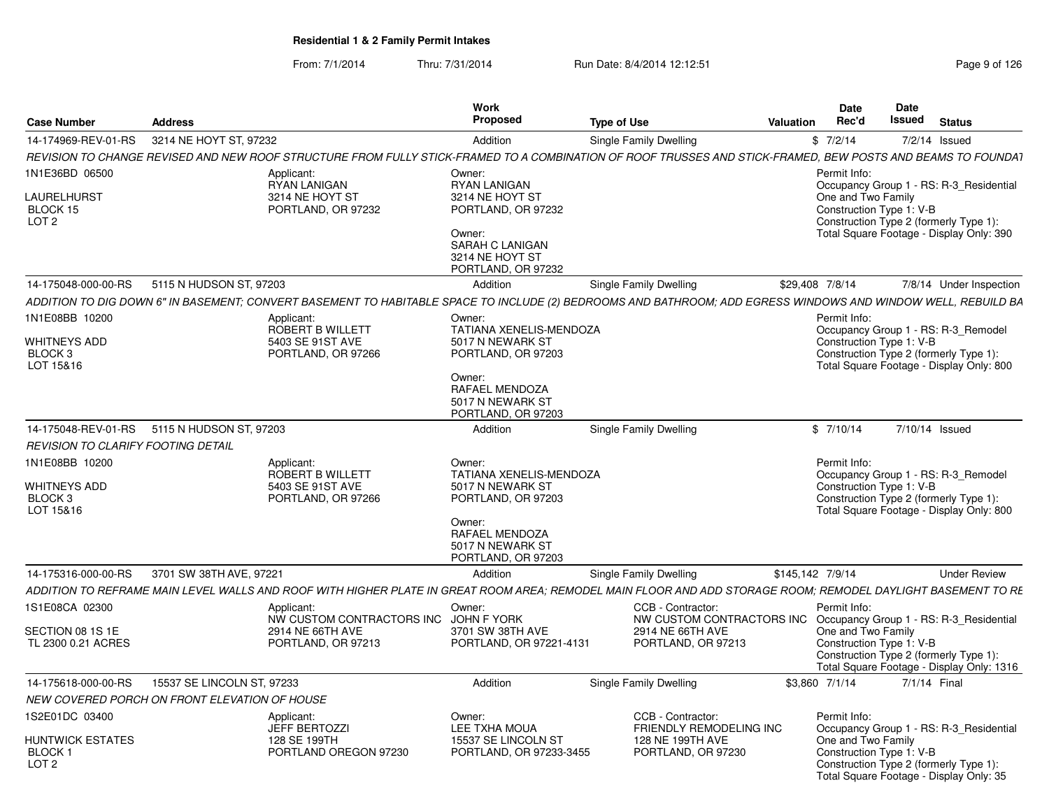## Residential 1 & 2 Family Permit Intakes

From: 7/1/2014 Thru: 7/31/2014 Run Date: 8/4/2014 12:12:51

| Case Number | Address | Work Proposed | Type of Use | Valuation | Date Rec'd | Date Issued | Status |
|---|---|---|---|---|---|---|---|
| 14-174969-REV-01-RS | 3214 NE HOYT ST, 97232 | Addition | Single Family Dwelling | $ | 7/2/14 | 7/2/14 | Issued |

*REVISION TO CHANGE REVISED AND NEW ROOF STRUCTURE FROM FULLY STICK-FRAMED TO A COMBINATION OF ROOF TRUSSES AND STICK-FRAMED, BEW POSTS AND BEAMS TO FOUNDAT*

1N1E36BD 06500
LAURELHURST
BLOCK 15
LOT 2

Applicant:
RYAN LANIGAN
3214 NE HOYT ST
PORTLAND, OR 97232

Owner:
RYAN LANIGAN
3214 NE HOYT ST
PORTLAND, OR 97232

Owner:
SARAH C LANIGAN
3214 NE HOYT ST
PORTLAND, OR 97232

Permit Info:
Occupancy Group 1 - RS: R-3_Residential One and Two Family
Construction Type 1: V-B
Construction Type 2 (formerly Type 1):
Total Square Footage - Display Only: 390

| Case Number | Address | Work Proposed | Type of Use | Valuation | Date Rec'd | Date Issued | Status |
|---|---|---|---|---|---|---|---|
| 14-175048-000-00-RS | 5115 N HUDSON ST, 97203 | Addition | Single Family Dwelling | $29,408 | 7/8/14 | 7/8/14 | Under Inspection |

*ADDITION TO DIG DOWN 6" IN BASEMENT; CONVERT BASEMENT TO HABITABLE SPACE TO INCLUDE (2) BEDROOMS AND BATHROOM; ADD EGRESS WINDOWS AND WINDOW WELL, REBUILD BA*

1N1E08BB 10200
WHITNEYS ADD
BLOCK 3
LOT 15&16

Applicant:
ROBERT B WILLETT
5403 SE 91ST AVE
PORTLAND, OR 97266

Owner:
TATIANA XENELIS-MENDOZA
5017 N NEWARK ST
PORTLAND, OR 97203

Owner:
RAFAEL MENDOZA
5017 N NEWARK ST
PORTLAND, OR 97203

Permit Info:
Occupancy Group 1 - RS: R-3_Remodel
Construction Type 1: V-B
Construction Type 2 (formerly Type 1):
Total Square Footage - Display Only: 800

| Case Number | Address | Work Proposed | Type of Use | Valuation | Date Rec'd | Date Issued | Status |
|---|---|---|---|---|---|---|---|
| 14-175048-REV-01-RS | 5115 N HUDSON ST, 97203 | Addition | Single Family Dwelling | $ | 7/10/14 | 7/10/14 | Issued |

*REVISION TO CLARIFY FOOTING DETAIL*

1N1E08BB 10200
WHITNEYS ADD
BLOCK 3
LOT 15&16

Applicant:
ROBERT B WILLETT
5403 SE 91ST AVE
PORTLAND, OR 97266

Owner:
TATIANA XENELIS-MENDOZA
5017 N NEWARK ST
PORTLAND, OR 97203

Owner:
RAFAEL MENDOZA
5017 N NEWARK ST
PORTLAND, OR 97203

Permit Info:
Occupancy Group 1 - RS: R-3_Remodel
Construction Type 1: V-B
Construction Type 2 (formerly Type 1):
Total Square Footage - Display Only: 800

| Case Number | Address | Work Proposed | Type of Use | Valuation | Date Rec'd | Date Issued | Status |
|---|---|---|---|---|---|---|---|
| 14-175316-000-00-RS | 3701 SW 38TH AVE, 97221 | Addition | Single Family Dwelling | $145,142 | 7/9/14 | | Under Review |

*ADDITION TO REFRAME MAIN LEVEL WALLS AND ROOF WITH HIGHER PLATE IN GREAT ROOM AREA; REMODEL MAIN FLOOR AND ADD STORAGE ROOM; REMODEL DAYLIGHT BASEMENT TO RE*

1S1E08CA 02300
SECTION 08 1S 1E
TL 2300 0.21 ACRES

Applicant:
NW CUSTOM CONTRACTORS INC
2914 NE 66TH AVE
PORTLAND, OR 97213

Owner:
JOHN F YORK
3701 SW 38TH AVE
PORTLAND, OR 97221-4131

CCB - Contractor:
NW CUSTOM CONTRACTORS INC
2914 NE 66TH AVE
PORTLAND, OR 97213

Permit Info:
Occupancy Group 1 - RS: R-3_Residential One and Two Family
Construction Type 1: V-B
Construction Type 2 (formerly Type 1):
Total Square Footage - Display Only: 1316

| Case Number | Address | Work Proposed | Type of Use | Valuation | Date Rec'd | Date Issued | Status |
|---|---|---|---|---|---|---|---|
| 14-175618-000-00-RS | 15537 SE LINCOLN ST, 97233 | Addition | Single Family Dwelling | $3,860 | 7/1/14 | 7/1/14 | Final |

*NEW COVERED PORCH ON FRONT ELEVATION OF HOUSE*

1S2E01DC 03400
HUNTWICK ESTATES
BLOCK 1
LOT 2

Applicant:
JEFF BERTOZZI
128 SE 199TH
PORTLAND OREGON 97230

Owner:
LEE TXHA MOUA
15537 SE LINCOLN ST
PORTLAND, OR 97233-3455

CCB - Contractor:
FRIENDLY REMODELING INC
128 NE 199TH AVE
PORTLAND, OR 97230

Permit Info:
Occupancy Group 1 - RS: R-3_Residential One and Two Family
Construction Type 1: V-B
Construction Type 2 (formerly Type 1):
Total Square Footage - Display Only: 35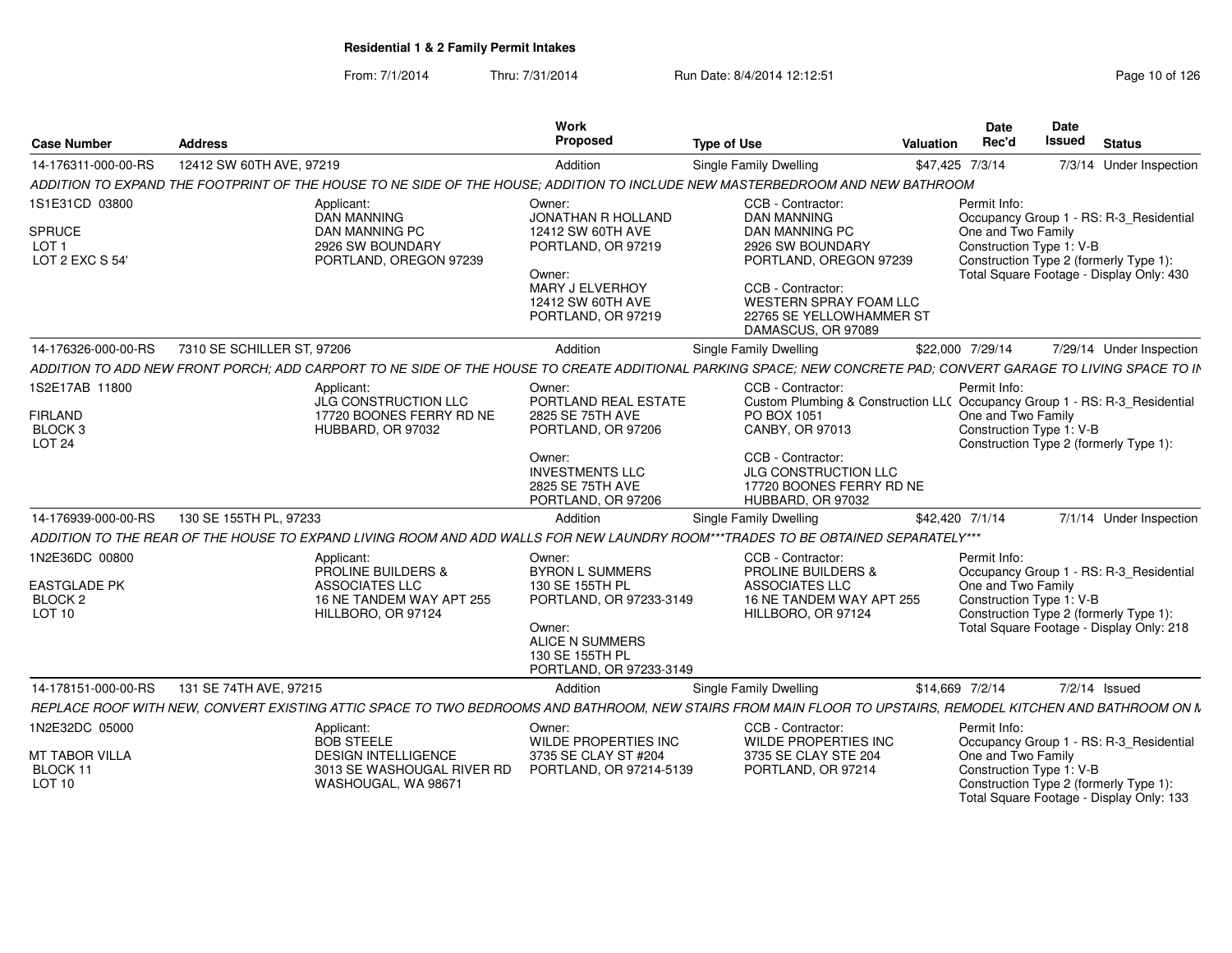**Residential 1 & 2 Family Permit Intakes**

From: 7/1/2014 Thru: 7/31/2014 Run Date: 8/4/2014 12:12:51

| Case Number | Address | Work Proposed | Type of Use | Valuation | Date Rec'd | Date Issued | Status |
|---|---|---|---|---|---|---|---|
| 14-176311-000-00-RS | 12412 SW 60TH AVE, 97219 | Addition | Single Family Dwelling | $47,425 | 7/3/14 | 7/3/14 | Under Inspection |
| 14-176326-000-00-RS | 7310 SE SCHILLER ST, 97206 | Addition | Single Family Dwelling | $22,000 | 7/29/14 | 7/29/14 | Under Inspection |
| 14-176939-000-00-RS | 130 SE 155TH PL, 97233 | Addition | Single Family Dwelling | $42,420 | 7/1/14 | 7/1/14 | Under Inspection |
| 14-178151-000-00-RS | 131 SE 74TH AVE, 97215 | Addition | Single Family Dwelling | $14,669 | 7/2/14 | 7/2/14 | Issued |

**14-176311-000-00-RS**

*ADDITION TO EXPAND THE FOOTPRINT OF THE HOUSE TO NE SIDE OF THE HOUSE; ADDITION TO INCLUDE NEW MASTERBEDROOM AND NEW BATHROOM*

1S1E31CD 03800
SPRUCE
LOT 1
LOT 2 EXC S 54'

Applicant:
DAN MANNING
DAN MANNING PC
2926 SW BOUNDARY
PORTLAND, OREGON 97239

Owner:
JONATHAN R HOLLAND
12412 SW 60TH AVE
PORTLAND, OR 97219

Owner:
MARY J ELVERHOY
12412 SW 60TH AVE
PORTLAND, OR 97219

CCB - Contractor:
DAN MANNING
DAN MANNING PC
2926 SW BOUNDARY
PORTLAND, OREGON 97239

CCB - Contractor:
WESTERN SPRAY FOAM LLC
22765 SE YELLOWHAMMER ST
DAMASCUS, OR 97089

Permit Info:
Occupancy Group 1 - RS: R-3_Residential One and Two Family
Construction Type 1: V-B
Construction Type 2 (formerly Type 1):
Total Square Footage - Display Only: 430

**14-176326-000-00-RS**

*ADDITION TO ADD NEW FRONT PORCH; ADD CARPORT TO NE SIDE OF THE HOUSE TO CREATE ADDITIONAL PARKING SPACE; NEW CONCRETE PAD; CONVERT GARAGE TO LIVING SPACE TO IN*

1S2E17AB 11800
FIRLAND
BLOCK 3
LOT 24

Applicant:
JLG CONSTRUCTION LLC
17720 BOONES FERRY RD NE
HUBBARD, OR 97032

Owner:
PORTLAND REAL ESTATE
2825 SE 75TH AVE
PORTLAND, OR 97206

Owner:
INVESTMENTS LLC
2825 SE 75TH AVE
PORTLAND, OR 97206

CCB - Contractor:
Custom Plumbing & Construction LL(
PO BOX 1051
CANBY, OR 97013

CCB - Contractor:
JLG CONSTRUCTION LLC
17720 BOONES FERRY RD NE
HUBBARD, OR 97032

Permit Info:
Occupancy Group 1 - RS: R-3_Residential One and Two Family
Construction Type 1: V-B
Construction Type 2 (formerly Type 1):

**14-176939-000-00-RS**

*ADDITION TO THE REAR OF THE HOUSE TO EXPAND LIVING ROOM AND ADD WALLS FOR NEW LAUNDRY ROOM***TRADES TO BE OBTAINED SEPARATELY****

1N2E36DC 00800
EASTGLADE PK
BLOCK 2
LOT 10

Applicant:
PROLINE BUILDERS & ASSOCIATES LLC
16 NE TANDEM WAY APT 255
HILLBORO, OR 97124

Owner:
BYRON L SUMMERS
130 SE 155TH PL
PORTLAND, OR 97233-3149

Owner:
ALICE N SUMMERS
130 SE 155TH PL
PORTLAND, OR 97233-3149

CCB - Contractor:
PROLINE BUILDERS & ASSOCIATES LLC
16 NE TANDEM WAY APT 255
HILLBORO, OR 97124

Permit Info:
Occupancy Group 1 - RS: R-3_Residential One and Two Family
Construction Type 1: V-B
Construction Type 2 (formerly Type 1):
Total Square Footage - Display Only: 218

**14-178151-000-00-RS**

*REPLACE ROOF WITH NEW, CONVERT EXISTING ATTIC SPACE TO TWO BEDROOMS AND BATHROOM, NEW STAIRS FROM MAIN FLOOR TO UPSTAIRS, REMODEL KITCHEN AND BATHROOM ON M*

1N2E32DC 05000
MT TABOR VILLA
BLOCK 11
LOT 10

Applicant:
BOB STEELE
DESIGN INTELLIGENCE
3013 SE WASHOUGAL RIVER RD
WASHOUGAL, WA 98671

Owner:
WILDE PROPERTIES INC
3735 SE CLAY ST #204
PORTLAND, OR 97214-5139

CCB - Contractor:
WILDE PROPERTIES INC
3735 SE CLAY STE 204
PORTLAND, OR 97214

Permit Info:
Occupancy Group 1 - RS: R-3_Residential One and Two Family
Construction Type 1: V-B
Construction Type 2 (formerly Type 1):
Total Square Footage - Display Only: 133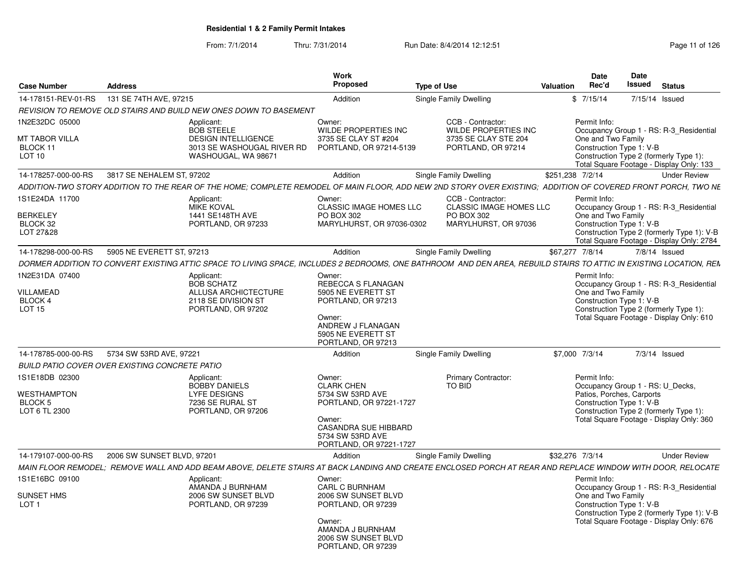**Residential 1 & 2 Family Permit Intakes**

From: 7/1/2014 Thru: 7/31/2014 Run Date: 8/4/2014 12:12:51

| Case Number | Address | Work Proposed | Type of Use | Valuation | Date Rec'd | Date Issued | Status |
|---|---|---|---|---|---|---|---|
| 14-178151-REV-01-RS | 131 SE 74TH AVE, 97215 | Addition | Single Family Dwelling | $ | 7/15/14 | 7/15/14 | Issued |

REVISION TO REMOVE OLD STAIRS AND BUILD NEW ONES DOWN TO BASEMENT

1N2E32DC 05000
MT TABOR VILLA
BLOCK 11
LOT 10

Applicant:
BOB STEELE
DESIGN INTELLIGENCE
3013 SE WASHOUGAL RIVER RD
WASHOUGAL, WA 98671

Owner:
WILDE PROPERTIES INC
3735 SE CLAY ST #204
PORTLAND, OR 97214-5139

CCB - Contractor:
WILDE PROPERTIES INC
3735 SE CLAY STE 204
PORTLAND, OR 97214

Permit Info:
Occupancy Group 1 - RS: R-3_Residential One and Two Family
Construction Type 1: V-B
Construction Type 2 (formerly Type 1):
Total Square Footage - Display Only: 133

| Case Number | Address | Work Proposed | Type of Use | Valuation | Date Rec'd | Date Issued | Status |
|---|---|---|---|---|---|---|---|
| 14-178257-000-00-RS | 3817 SE NEHALEM ST, 97202 | Addition | Single Family Dwelling | $251,238 | 7/2/14 | | Under Review |

ADDITION-TWO STORY ADDITION TO THE REAR OF THE HOME; COMPLETE REMODEL OF MAIN FLOOR, ADD NEW 2ND STORY OVER EXISTING; ADDITION OF COVERED FRONT PORCH, TWO NE

1S1E24DA 11700
BERKELEY
BLOCK 32
LOT 27&28

Applicant:
MIKE KOVAL
1441 SE148TH AVE
PORTLAND, OR 97233

Owner:
CLASSIC IMAGE HOMES LLC
PO BOX 302
MARYLHURST, OR 97036-0302

CCB - Contractor:
CLASSIC IMAGE HOMES LLC
PO BOX 302
MARYLHURST, OR 97036

Permit Info:
Occupancy Group 1 - RS: R-3_Residential One and Two Family
Construction Type 1: V-B
Construction Type 2 (formerly Type 1): V-B
Total Square Footage - Display Only: 2784

| Case Number | Address | Work Proposed | Type of Use | Valuation | Date Rec'd | Date Issued | Status |
|---|---|---|---|---|---|---|---|
| 14-178298-000-00-RS | 5905 NE EVERETT ST, 97213 | Addition | Single Family Dwelling | $67,277 | 7/8/14 | 7/8/14 | Issued |

DORMER ADDITION TO CONVERT EXISTING ATTIC SPACE TO LIVING SPACE, INCLUDES 2 BEDROOMS, ONE BATHROOM AND DEN AREA, REBUILD STAIRS TO ATTIC IN EXISTING LOCATION, REM

1N2E31DA 07400
VILLAMEAD
BLOCK 4
LOT 15

Applicant:
BOB SCHATZ
ALLUSA ARCHICTECTURE
2118 SE DIVISION ST
PORTLAND, OR 97202

Owner:
REBECCA S FLANAGAN
5905 NE EVERETT ST
PORTLAND, OR 97213

Owner:
ANDREW J FLANAGAN
5905 NE EVERETT ST
PORTLAND, OR 97213

Permit Info:
Occupancy Group 1 - RS: R-3_Residential One and Two Family
Construction Type 1: V-B
Construction Type 2 (formerly Type 1):
Total Square Footage - Display Only: 610

| Case Number | Address | Work Proposed | Type of Use | Valuation | Date Rec'd | Date Issued | Status |
|---|---|---|---|---|---|---|---|
| 14-178785-000-00-RS | 5734 SW 53RD AVE, 97221 | Addition | Single Family Dwelling | $7,000 | 7/3/14 | 7/3/14 | Issued |

BUILD PATIO COVER OVER EXISTING CONCRETE PATIO

1S1E18DB 02300
WESTHAMPTON
BLOCK 5
LOT 6 TL 2300

Applicant:
BOBBY DANIELS
LYFE DESIGNS
7236 SE RURAL ST
PORTLAND, OR 97206

Owner:
CLARK CHEN
5734 SW 53RD AVE
PORTLAND, OR 97221-1727

Owner:
CASANDRA SUE HIBBARD
5734 SW 53RD AVE
PORTLAND, OR 97221-1727

Primary Contractor:
TO BID

Permit Info:
Occupancy Group 1 - RS: U_Decks, Patios, Porches, Carports
Construction Type 1: V-B
Construction Type 2 (formerly Type 1):
Total Square Footage - Display Only: 360

| Case Number | Address | Work Proposed | Type of Use | Valuation | Date Rec'd | Date Issued | Status |
|---|---|---|---|---|---|---|---|
| 14-179107-000-00-RS | 2006 SW SUNSET BLVD, 97201 | Addition | Single Family Dwelling | $32,276 | 7/3/14 | | Under Review |

MAIN FLOOR REMODEL; REMOVE WALL AND ADD BEAM ABOVE, DELETE STAIRS AT BACK LANDING AND CREATE ENCLOSED PORCH AT REAR AND REPLACE WINDOW WITH DOOR, RELOCATE

1S1E16BC 09100
SUNSET HMS
LOT 1

Applicant:
AMANDA J BURNHAM
2006 SW SUNSET BLVD
PORTLAND, OR 97239

Owner:
CARL C BURNHAM
2006 SW SUNSET BLVD
PORTLAND, OR 97239

Owner:
AMANDA J BURNHAM
2006 SW SUNSET BLVD
PORTLAND, OR 97239

Permit Info:
Occupancy Group 1 - RS: R-3_Residential One and Two Family
Construction Type 1: V-B
Construction Type 2 (formerly Type 1): V-B
Total Square Footage - Display Only: 676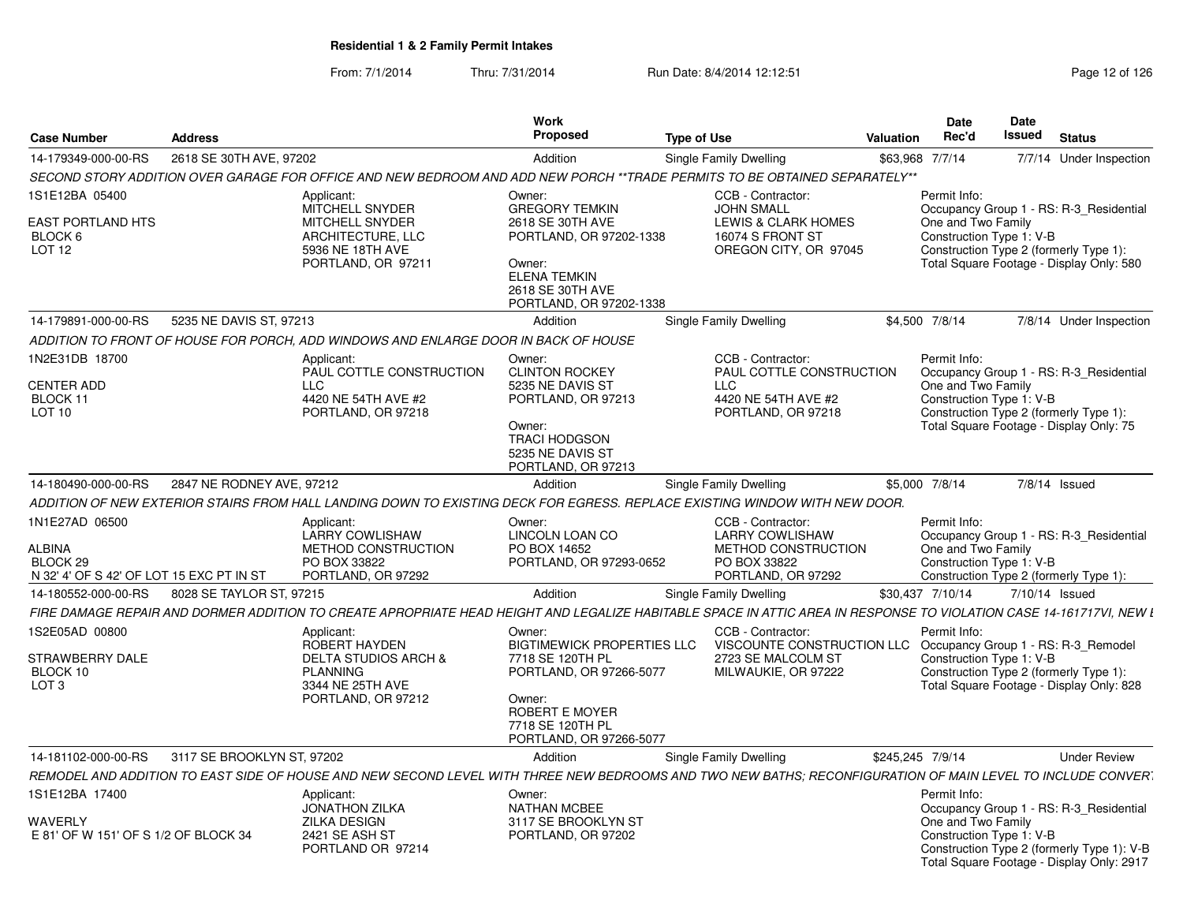**Residential 1 & 2 Family Permit Intakes**

From: 7/1/2014 Thru: 7/31/2014 Run Date: 8/4/2014 12:12:51

| Case Number | Address | Work Proposed | Type of Use | Valuation | Date Rec'd | Date Issued | Status |
|---|---|---|---|---|---|---|---|
| 14-179349-000-00-RS | 2618 SE 30TH AVE, 97202 | Addition | Single Family Dwelling | $63,968 | 7/7/14 | 7/7/14 | Under Inspection |

SECOND STORY ADDITION OVER GARAGE FOR OFFICE AND NEW BEDROOM AND ADD NEW PORCH **TRADE PERMITS TO BE OBTAINED SEPARATELY**

1S1E12BA 05400
EAST PORTLAND HTS
BLOCK 6
LOT 12

Applicant:
MITCHELL SNYDER
MITCHELL SNYDER ARCHITECTURE, LLC
5936 NE 18TH AVE
PORTLAND, OR 97211

Owner:
GREGORY TEMKIN
2618 SE 30TH AVE
PORTLAND, OR 97202-1338

Owner:
ELENA TEMKIN
2618 SE 30TH AVE
PORTLAND, OR 97202-1338

CCB - Contractor:
JOHN SMALL
LEWIS & CLARK HOMES
16074 S FRONT ST
OREGON CITY, OR 97045

Permit Info:
Occupancy Group 1 - RS: R-3_Residential One and Two Family
Construction Type 1: V-B
Construction Type 2 (formerly Type 1):
Total Square Footage - Display Only: 580

| Case Number | Address | Work Proposed | Type of Use | Valuation | Date Rec'd | Date Issued | Status |
|---|---|---|---|---|---|---|---|
| 14-179891-000-00-RS | 5235 NE DAVIS ST, 97213 | Addition | Single Family Dwelling | $4,500 | 7/8/14 | 7/8/14 | Under Inspection |

ADDITION TO FRONT OF HOUSE FOR PORCH, ADD WINDOWS AND ENLARGE DOOR IN BACK OF HOUSE

1N2E31DB 18700
CENTER ADD
BLOCK 11
LOT 10

Applicant:
PAUL COTTLE CONSTRUCTION LLC
4420 NE 54TH AVE #2
PORTLAND, OR 97218

Owner:
CLINTON ROCKEY
5235 NE DAVIS ST
PORTLAND, OR 97213

Owner:
TRACI HODGSON
5235 NE DAVIS ST
PORTLAND, OR 97213

CCB - Contractor:
PAUL COTTLE CONSTRUCTION LLC
4420 NE 54TH AVE #2
PORTLAND, OR 97218

Permit Info:
Occupancy Group 1 - RS: R-3_Residential One and Two Family
Construction Type 1: V-B
Construction Type 2 (formerly Type 1):
Total Square Footage - Display Only: 75

| Case Number | Address | Work Proposed | Type of Use | Valuation | Date Rec'd | Date Issued | Status |
|---|---|---|---|---|---|---|---|
| 14-180490-000-00-RS | 2847 NE RODNEY AVE, 97212 | Addition | Single Family Dwelling | $5,000 | 7/8/14 | 7/8/14 | Issued |

ADDITION OF NEW EXTERIOR STAIRS FROM HALL LANDING DOWN TO EXISTING DECK FOR EGRESS. REPLACE EXISTING WINDOW WITH NEW DOOR.

1N1E27AD 06500
ALBINA
BLOCK 29
N 32' 4' OF S 42' OF LOT 15 EXC PT IN ST

Applicant:
LARRY COWLISHAW
METHOD CONSTRUCTION
PO BOX 33822
PORTLAND, OR 97292

Owner:
LINCOLN LOAN CO
PO BOX 14652
PORTLAND, OR 97293-0652

CCB - Contractor:
LARRY COWLISHAW
METHOD CONSTRUCTION
PO BOX 33822
PORTLAND, OR 97292

Permit Info:
Occupancy Group 1 - RS: R-3_Residential One and Two Family
Construction Type 1: V-B
Construction Type 2 (formerly Type 1):

| Case Number | Address | Work Proposed | Type of Use | Valuation | Date Rec'd | Date Issued | Status |
|---|---|---|---|---|---|---|---|
| 14-180552-000-00-RS | 8028 SE TAYLOR ST, 97215 | Addition | Single Family Dwelling | $30,437 | 7/10/14 | 7/10/14 | Issued |

FIRE DAMAGE REPAIR AND DORMER ADDITION TO CREATE APROPRIATE HEAD HEIGHT AND LEGALIZE HABITABLE SPACE IN ATTIC AREA IN RESPONSE TO VIOLATION CASE 14-161717VI, NEW I

1S2E05AD 00800
STRAWBERRY DALE
BLOCK 10
LOT 3

Applicant:
ROBERT HAYDEN
DELTA STUDIOS ARCH & PLANNING
3344 NE 25TH AVE
PORTLAND, OR 97212

Owner:
BIGTIMEWICK PROPERTIES LLC
7718 SE 120TH PL
PORTLAND, OR 97266-5077

Owner:
ROBERT E MOYER
7718 SE 120TH PL
PORTLAND, OR 97266-5077

CCB - Contractor:
VISCOUNTE CONSTRUCTION LLC
2723 SE MALCOLM ST
MILWAUKIE, OR 97222

Permit Info:
Occupancy Group 1 - RS: R-3_Remodel
Construction Type 1: V-B
Construction Type 2 (formerly Type 1):
Total Square Footage - Display Only: 828

| Case Number | Address | Work Proposed | Type of Use | Valuation | Date Rec'd | Date Issued | Status |
|---|---|---|---|---|---|---|---|
| 14-181102-000-00-RS | 3117 SE BROOKLYN ST, 97202 | Addition | Single Family Dwelling | $245,245 | 7/9/14 | | Under Review |

REMODEL AND ADDITION TO EAST SIDE OF HOUSE AND NEW SECOND LEVEL WITH THREE NEW BEDROOMS AND TWO NEW BATHS; RECONFIGURATION OF MAIN LEVEL TO INCLUDE CONVERT

1S1E12BA 17400
WAVERLY
E 81' OF W 151' OF S 1/2 OF BLOCK 34

Applicant:
JONATHON ZILKA
ZILKA DESIGN
2421 SE ASH ST
PORTLAND OR 97214

Owner:
NATHAN MCBEE
3117 SE BROOKLYN ST
PORTLAND, OR 97202

Permit Info:
Occupancy Group 1 - RS: R-3_Residential One and Two Family
Construction Type 1: V-B
Construction Type 2 (formerly Type 1): V-B
Total Square Footage - Display Only: 2917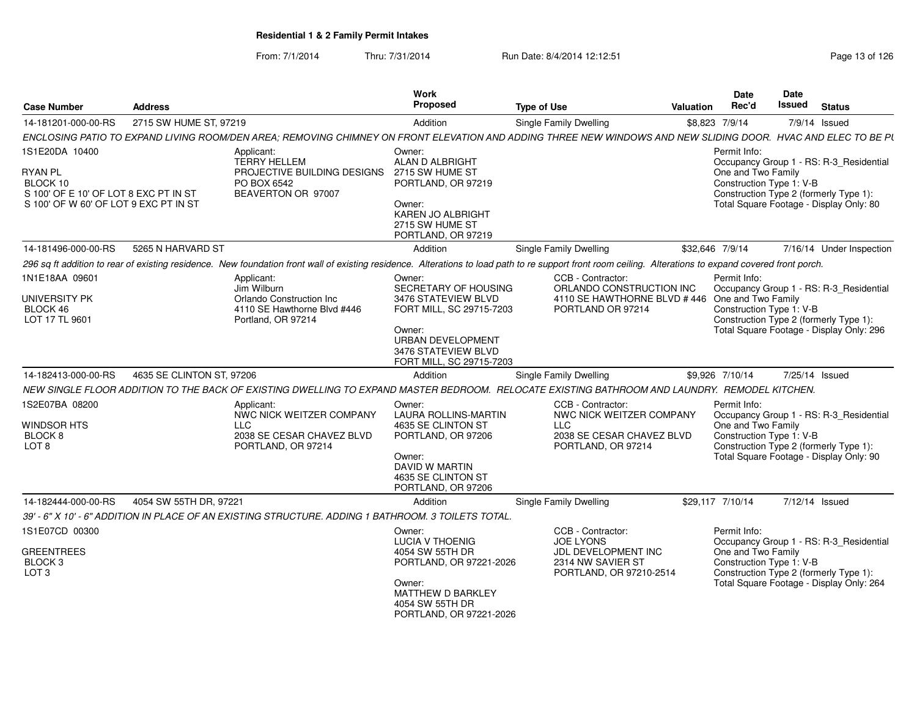**Residential 1 & 2 Family Permit Intakes**

From: 7/1/2014 Thru: 7/31/2014 Run Date: 8/4/2014 12:12:51

| Case Number | Address | | Work Proposed | Type of Use | Valuation | Date Rec'd | Date Issued | Status |
|---|---|---|---|---|---|---|---|---|
| 14-181201-000-00-RS | 2715 SW HUME ST, 97219 | | Addition | Single Family Dwelling | $8,823 | 7/9/14 | 7/9/14 | Issued |

*ENCLOSING PATIO TO EXPAND LIVING ROOM/DEN AREA; REMOVING CHIMNEY ON FRONT ELEVATION AND ADDING THREE NEW WINDOWS AND NEW SLIDING DOOR. HVAC AND ELEC TO BE PU*

1S1E20DA 10400

RYAN PL
BLOCK 10
S 100' OF E 10' OF LOT 8 EXC PT IN ST
S 100' OF W 60' OF LOT 9 EXC PT IN ST

Applicant:
TERRY HELLEM
PROJECTIVE BUILDING DESIGNS
PO BOX 6542
BEAVERTON OR 97007

Owner:
ALAN D ALBRIGHT
2715 SW HUME ST
PORTLAND, OR 97219

Owner:
KAREN JO ALBRIGHT
2715 SW HUME ST
PORTLAND, OR 97219

Permit Info:
Occupancy Group 1 - RS: R-3_Residential One and Two Family
Construction Type 1: V-B
Construction Type 2 (formerly Type 1):
Total Square Footage - Display Only: 80

---

| Case Number | Address | | Work Proposed | Type of Use | Valuation | Date Rec'd | Date Issued | Status |
|---|---|---|---|---|---|---|---|---|
| 14-181496-000-00-RS | 5265 N HARVARD ST | | Addition | Single Family Dwelling | $32,646 | 7/9/14 | 7/16/14 | Under Inspection |

*296 sq ft addition to rear of existing residence. New foundation front wall of existing residence. Alterations to load path to re support front room ceiling. Alterations to expand covered front porch.*

1N1E18AA 09601

UNIVERSITY PK
BLOCK 46
LOT 17 TL 9601

Applicant:
Jim Wilburn
Orlando Construction Inc
4110 SE Hawthorne Blvd #446
Portland, OR 97214

Owner:
SECRETARY OF HOUSING
3476 STATEVIEW BLVD
FORT MILL, SC 29715-7203

Owner:
URBAN DEVELOPMENT
3476 STATEVIEW BLVD
FORT MILL, SC 29715-7203

CCB - Contractor:
ORLANDO CONSTRUCTION INC
4110 SE HAWTHORNE BLVD # 446
PORTLAND OR 97214

Permit Info:
Occupancy Group 1 - RS: R-3_Residential One and Two Family
Construction Type 1: V-B
Construction Type 2 (formerly Type 1):
Total Square Footage - Display Only: 296

---

| Case Number | Address | | Work Proposed | Type of Use | Valuation | Date Rec'd | Date Issued | Status |
|---|---|---|---|---|---|---|---|---|
| 14-182413-000-00-RS | 4635 SE CLINTON ST, 97206 | | Addition | Single Family Dwelling | $9,926 | 7/10/14 | 7/25/14 | Issued |

*NEW SINGLE FLOOR ADDITION TO THE BACK OF EXISTING DWELLING TO EXPAND MASTER BEDROOM. RELOCATE EXISTING BATHROOM AND LAUNDRY. REMODEL KITCHEN.*

1S2E07BA 08200

WINDSOR HTS
BLOCK 8
LOT 8

Applicant:
NWC NICK WEITZER COMPANY LLC
2038 SE CESAR CHAVEZ BLVD
PORTLAND, OR 97214

Owner:
LAURA ROLLINS-MARTIN
4635 SE CLINTON ST
PORTLAND, OR 97206

Owner:
DAVID W MARTIN
4635 SE CLINTON ST
PORTLAND, OR 97206

CCB - Contractor:
NWC NICK WEITZER COMPANY LLC
2038 SE CESAR CHAVEZ BLVD
PORTLAND, OR 97214

Permit Info:
Occupancy Group 1 - RS: R-3_Residential One and Two Family
Construction Type 1: V-B
Construction Type 2 (formerly Type 1):
Total Square Footage - Display Only: 90

---

| Case Number | Address | | Work Proposed | Type of Use | Valuation | Date Rec'd | Date Issued | Status |
|---|---|---|---|---|---|---|---|---|
| 14-182444-000-00-RS | 4054 SW 55TH DR, 97221 | | Addition | Single Family Dwelling | $29,117 | 7/10/14 | 7/12/14 | Issued |

*39' - 6" X 10' - 6" ADDITION IN PLACE OF AN EXISTING STRUCTURE. ADDING 1 BATHROOM. 3 TOILETS TOTAL.*

1S1E07CD 00300

GREENTREES
BLOCK 3
LOT 3

Owner:
LUCIA V THOENIG
4054 SW 55TH DR
PORTLAND, OR 97221-2026

Owner:
MATTHEW D BARKLEY
4054 SW 55TH DR
PORTLAND, OR 97221-2026

CCB - Contractor:
JOE LYONS
JDL DEVELOPMENT INC
2314 NW SAVIER ST
PORTLAND, OR 97210-2514

Permit Info:
Occupancy Group 1 - RS: R-3_Residential One and Two Family
Construction Type 1: V-B
Construction Type 2 (formerly Type 1):
Total Square Footage - Display Only: 264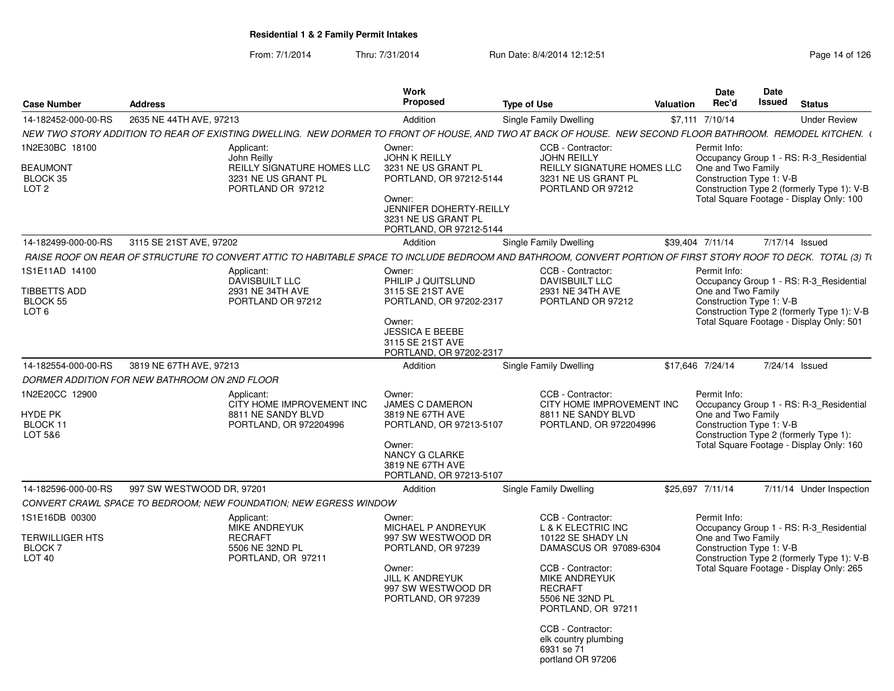**Residential 1 & 2 Family Permit Intakes**

From: 7/1/2014 Thru: 7/31/2014 Run Date: 8/4/2014 12:12:51

| Case Number | Address | Work Proposed | Type of Use | Valuation | Date Rec'd | Date Issued | Status |
|---|---|---|---|---|---|---|---|
| 14-182452-000-00-RS | 2635 NE 44TH AVE, 97213 | Addition | Single Family Dwelling | $7,111 | 7/10/14 | | Under Review |

*NEW TWO STORY ADDITION TO REAR OF EXISTING DWELLING. NEW DORMER TO FRONT OF HOUSE, AND TWO AT BACK OF HOUSE. NEW SECOND FLOOR BATHROOM. REMODEL KITCHEN. (*

1N2E30BC 18100
BEAUMONT
BLOCK 35
LOT 2

Applicant:
John Reilly
REILLY SIGNATURE HOMES LLC
3231 NE US GRANT PL
PORTLAND OR 97212

Owner:
JOHN K REILLY
3231 NE US GRANT PL
PORTLAND, OR 97212-5144

Owner:
JENNIFER DOHERTY-REILLY
3231 NE US GRANT PL
PORTLAND, OR 97212-5144

CCB - Contractor:
JOHN REILLY
REILLY SIGNATURE HOMES LLC
3231 NE US GRANT PL
PORTLAND OR 97212

Permit Info:
Occupancy Group 1 - RS: R-3_Residential One and Two Family
Construction Type 1: V-B
Construction Type 2 (formerly Type 1): V-B
Total Square Footage - Display Only: 100

| Case Number | Address | Work Proposed | Type of Use | Valuation | Date Rec'd | Date Issued | Status |
|---|---|---|---|---|---|---|---|
| 14-182499-000-00-RS | 3115 SE 21ST AVE, 97202 | Addition | Single Family Dwelling | $39,404 | 7/11/14 | 7/17/14 | Issued |

*RAISE ROOF ON REAR OF STRUCTURE TO CONVERT ATTIC TO HABITABLE SPACE TO INCLUDE BEDROOM AND BATHROOM, CONVERT PORTION OF FIRST STORY ROOF TO DECK. TOTAL (3) T*

1S1E11AD 14100
TIBBETTS ADD
BLOCK 55
LOT 6

Applicant:
DAVISBUILT LLC
2931 NE 34TH AVE
PORTLAND OR 97212

Owner:
PHILIP J QUITSLUND
3115 SE 21ST AVE
PORTLAND, OR 97202-2317

Owner:
JESSICA E BEEBE
3115 SE 21ST AVE
PORTLAND, OR 97202-2317

CCB - Contractor:
DAVISBUILT LLC
2931 NE 34TH AVE
PORTLAND OR 97212

Permit Info:
Occupancy Group 1 - RS: R-3_Residential One and Two Family
Construction Type 1: V-B
Construction Type 2 (formerly Type 1): V-B
Total Square Footage - Display Only: 501

| Case Number | Address | Work Proposed | Type of Use | Valuation | Date Rec'd | Date Issued | Status |
|---|---|---|---|---|---|---|---|
| 14-182554-000-00-RS | 3819 NE 67TH AVE, 97213 | Addition | Single Family Dwelling | $17,646 | 7/24/14 | 7/24/14 | Issued |

*DORMER ADDITION FOR NEW BATHROOM ON 2ND FLOOR*

1N2E20CC 12900
HYDE PK
BLOCK 11
LOT 5&6

Applicant:
CITY HOME IMPROVEMENT INC
8811 NE SANDY BLVD
PORTLAND, OR 972204996

Owner:
JAMES C DAMERON
3819 NE 67TH AVE
PORTLAND, OR 97213-5107

Owner:
NANCY G CLARKE
3819 NE 67TH AVE
PORTLAND, OR 97213-5107

CCB - Contractor:
CITY HOME IMPROVEMENT INC
8811 NE SANDY BLVD
PORTLAND, OR 972204996

Permit Info:
Occupancy Group 1 - RS: R-3_Residential One and Two Family
Construction Type 1: V-B
Construction Type 2 (formerly Type 1):
Total Square Footage - Display Only: 160

| Case Number | Address | Work Proposed | Type of Use | Valuation | Date Rec'd | Date Issued | Status |
|---|---|---|---|---|---|---|---|
| 14-182596-000-00-RS | 997 SW WESTWOOD DR, 97201 | Addition | Single Family Dwelling | $25,697 | 7/11/14 | 7/11/14 | Under Inspection |

*CONVERT CRAWL SPACE TO BEDROOM; NEW FOUNDATION; NEW EGRESS WINDOW*

1S1E16DB 00300
TERWILLIGER HTS
BLOCK 7
LOT 40

Applicant:
MIKE ANDREYUK
RECRAFT
5506 NE 32ND PL
PORTLAND, OR 97211

Owner:
MICHAEL P ANDREYUK
997 SW WESTWOOD DR
PORTLAND, OR 97239

Owner:
JILL K ANDREYUK
997 SW WESTWOOD DR
PORTLAND, OR 97239

CCB - Contractor:
L & K ELECTRIC INC
10122 SE SHADY LN
DAMASCUS OR 97089-6304

CCB - Contractor:
MIKE ANDREYUK
RECRAFT
5506 NE 32ND PL
PORTLAND, OR 97211

CCB - Contractor:
elk country plumbing
6931 se 71
portland OR 97206

Permit Info:
Occupancy Group 1 - RS: R-3_Residential One and Two Family
Construction Type 1: V-B
Construction Type 2 (formerly Type 1): V-B
Total Square Footage - Display Only: 265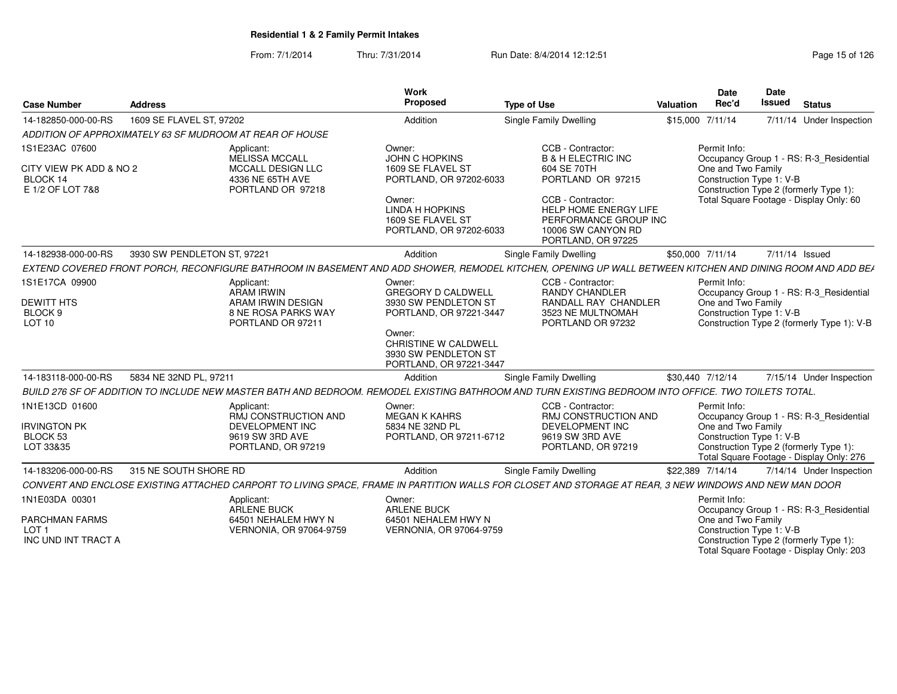## Residential 1 & 2 Family Permit Intakes

From: 7/1/2014 Thru: 7/31/2014 Run Date: 8/4/2014 12:12:51

| Case Number | Address | Work Proposed | Type of Use | Valuation | Date Rec'd | Date Issued | Status |
|---|---|---|---|---|---|---|---|
| 14-182850-000-00-RS | 1609 SE FLAVEL ST, 97202 | Addition | Single Family Dwelling | $15,000 | 7/11/14 | 7/11/14 | Under Inspection |
| 14-182938-000-00-RS | 3930 SW PENDLETON ST, 97221 | Addition | Single Family Dwelling | $50,000 | 7/11/14 | 7/11/14 | Issued |
| 14-183118-000-00-RS | 5834 NE 32ND PL, 97211 | Addition | Single Family Dwelling | $30,440 | 7/12/14 | 7/15/14 | Under Inspection |
| 14-183206-000-00-RS | 315 NE SOUTH SHORE RD | Addition | Single Family Dwelling | $22,389 | 7/14/14 | 7/14/14 | Under Inspection |

### 14-182850-000-00-RS — 1609 SE FLAVEL ST, 97202

*ADDITION OF APPROXIMATELY 63 SF MUDROOM AT REAR OF HOUSE*

1S1E23AC 07600
CITY VIEW PK ADD & NO 2
BLOCK 14
E 1/2 OF LOT 7&8

Applicant:
MELISSA MCCALL
MCCALL DESIGN LLC
4336 NE 65TH AVE
PORTLAND OR 97218

Owner:
JOHN C HOPKINS
1609 SE FLAVEL ST
PORTLAND, OR 97202-6033

Owner:
LINDA H HOPKINS
1609 SE FLAVEL ST
PORTLAND, OR 97202-6033

CCB - Contractor:
B & H ELECTRIC INC
604 SE 70TH
PORTLAND OR 97215

CCB - Contractor:
HELP HOME ENERGY LIFE
PERFORMANCE GROUP INC
10006 SW CANYON RD
PORTLAND, OR 97225

Permit Info:
Occupancy Group 1 - RS: R-3_Residential
One and Two Family
Construction Type 1: V-B
Construction Type 2 (formerly Type 1):
Total Square Footage - Display Only: 60

### 14-182938-000-00-RS — 3930 SW PENDLETON ST, 97221

*EXTEND COVERED FRONT PORCH, RECONFIGURE BATHROOM IN BASEMENT AND ADD SHOWER, REMODEL KITCHEN, OPENING UP WALL BETWEEN KITCHEN AND DINING ROOM AND ADD BEA*

1S1E17CA 09900
DEWITT HTS
BLOCK 9
LOT 10

Applicant:
ARAM IRWIN
ARAM IRWIN DESIGN
8 NE ROSA PARKS WAY
PORTLAND OR 97211

Owner:
GREGORY D CALDWELL
3930 SW PENDLETON ST
PORTLAND, OR 97221-3447

Owner:
CHRISTINE W CALDWELL
3930 SW PENDLETON ST
PORTLAND, OR 97221-3447

CCB - Contractor:
RANDY CHANDLER
RANDALL RAY CHANDLER
3523 NE MULTNOMAH
PORTLAND OR 97232

Permit Info:
Occupancy Group 1 - RS: R-3_Residential
One and Two Family
Construction Type 1: V-B
Construction Type 2 (formerly Type 1): V-B

### 14-183118-000-00-RS — 5834 NE 32ND PL, 97211

*BUILD 276 SF OF ADDITION TO INCLUDE NEW MASTER BATH AND BEDROOM. REMODEL EXISTING BATHROOM AND TURN EXISTING BEDROOM INTO OFFICE. TWO TOILETS TOTAL.*

1N1E13CD 01600
IRVINGTON PK
BLOCK 53
LOT 33&35

Applicant:
RMJ CONSTRUCTION AND
DEVELOPMENT INC
9619 SW 3RD AVE
PORTLAND, OR 97219

Owner:
MEGAN K KAHRS
5834 NE 32ND PL
PORTLAND, OR 97211-6712

CCB - Contractor:
RMJ CONSTRUCTION AND
DEVELOPMENT INC
9619 SW 3RD AVE
PORTLAND, OR 97219

Permit Info:
Occupancy Group 1 - RS: R-3_Residential
One and Two Family
Construction Type 1: V-B
Construction Type 2 (formerly Type 1):
Total Square Footage - Display Only: 276

### 14-183206-000-00-RS — 315 NE SOUTH SHORE RD

*CONVERT AND ENCLOSE EXISTING ATTACHED CARPORT TO LIVING SPACE, FRAME IN PARTITION WALLS FOR CLOSET AND STORAGE AT REAR, 3 NEW WINDOWS AND NEW MAN DOOR*

1N1E03DA 00301
PARCHMAN FARMS
LOT 1
INC UND INT TRACT A

Applicant:
ARLENE BUCK
64501 NEHALEM HWY N
VERNONIA, OR 97064-9759

Owner:
ARLENE BUCK
64501 NEHALEM HWY N
VERNONIA, OR 97064-9759

Permit Info:
Occupancy Group 1 - RS: R-3_Residential
One and Two Family
Construction Type 1: V-B
Construction Type 2 (formerly Type 1):
Total Square Footage - Display Only: 203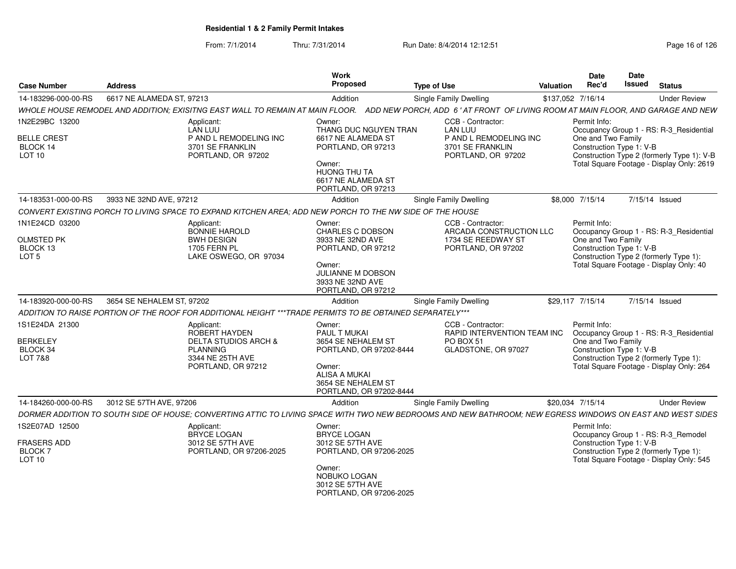**Residential 1 & 2 Family Permit Intakes**

From: 7/1/2014 Thru: 7/31/2014 Run Date: 8/4/2014 12:12:51

| Case Number | Address | Work Proposed | Type of Use | Valuation | Date Rec'd | Date Issued | Status |
|---|---|---|---|---|---|---|---|
| 14-183296-000-00-RS | 6617 NE ALAMEDA ST, 97213 | Addition | Single Family Dwelling | $137,052 | 7/16/14 | | Under Review |

*WHOLE HOUSE REMODEL AND ADDITION; EXISITNG EAST WALL TO REMAIN AT MAIN FLOOR. ADD NEW PORCH, ADD 6 ' AT FRONT OF LIVING ROOM AT MAIN FLOOR, AND GARAGE AND NEW*

1N2E29BC 13200
BELLE CREST
BLOCK 14
LOT 10

Applicant:
LAN LUU
P AND L REMODELING INC
3701 SE FRANKLIN
PORTLAND, OR 97202

Owner:
THANG DUC NGUYEN TRAN
6617 NE ALAMEDA ST
PORTLAND, OR 97213

Owner:
HUONG THU TA
6617 NE ALAMEDA ST
PORTLAND, OR 97213

CCB - Contractor:
LAN LUU
P AND L REMODELING INC
3701 SE FRANKLIN
PORTLAND, OR 97202

Permit Info:
Occupancy Group 1 - RS: R-3_Residential One and Two Family
Construction Type 1: V-B
Construction Type 2 (formerly Type 1): V-B
Total Square Footage - Display Only: 2619

| Case Number | Address | Work Proposed | Type of Use | Valuation | Date Rec'd | Date Issued | Status |
|---|---|---|---|---|---|---|---|
| 14-183531-000-00-RS | 3933 NE 32ND AVE, 97212 | Addition | Single Family Dwelling | $8,000 | 7/15/14 | 7/15/14 | Issued |

*CONVERT EXISTING PORCH TO LIVING SPACE TO EXPAND KITCHEN AREA; ADD NEW PORCH TO THE NW SIDE OF THE HOUSE*

1N1E24CD 03200
OLMSTED PK
BLOCK 13
LOT 5

Applicant:
BONNIE HAROLD
BWH DESIGN
1705 FERN PL
LAKE OSWEGO, OR 97034

Owner:
CHARLES C DOBSON
3933 NE 32ND AVE
PORTLAND, OR 97212

Owner:
JULIANNE M DOBSON
3933 NE 32ND AVE
PORTLAND, OR 97212

CCB - Contractor:
ARCADA CONSTRUCTION LLC
1734 SE REEDWAY ST
PORTLAND, OR 97202

Permit Info:
Occupancy Group 1 - RS: R-3_Residential One and Two Family
Construction Type 1: V-B
Construction Type 2 (formerly Type 1):
Total Square Footage - Display Only: 40

| Case Number | Address | Work Proposed | Type of Use | Valuation | Date Rec'd | Date Issued | Status |
|---|---|---|---|---|---|---|---|
| 14-183920-000-00-RS | 3654 SE NEHALEM ST, 97202 | Addition | Single Family Dwelling | $29,117 | 7/15/14 | 7/15/14 | Issued |

*ADDITION TO RAISE PORTION OF THE ROOF FOR ADDITIONAL HEIGHT ***TRADE PERMITS TO BE OBTAINED SEPARATELY****

1S1E24DA 21300
BERKELEY
BLOCK 34
LOT 7&8

Applicant:
ROBERT HAYDEN
DELTA STUDIOS ARCH & PLANNING
3344 NE 25TH AVE
PORTLAND, OR 97212

Owner:
PAUL T MUKAI
3654 SE NEHALEM ST
PORTLAND, OR 97202-8444

Owner:
ALISA A MUKAI
3654 SE NEHALEM ST
PORTLAND, OR 97202-8444

CCB - Contractor:
RAPID INTERVENTION TEAM INC
PO BOX 51
GLADSTONE, OR 97027

Permit Info:
Occupancy Group 1 - RS: R-3_Residential One and Two Family
Construction Type 1: V-B
Construction Type 2 (formerly Type 1):
Total Square Footage - Display Only: 264

| Case Number | Address | Work Proposed | Type of Use | Valuation | Date Rec'd | Date Issued | Status |
|---|---|---|---|---|---|---|---|
| 14-184260-000-00-RS | 3012 SE 57TH AVE, 97206 | Addition | Single Family Dwelling | $20,034 | 7/15/14 | | Under Review |

*DORMER ADDITION TO SOUTH SIDE OF HOUSE; CONVERTING ATTIC TO LIVING SPACE WITH TWO NEW BEDROOMS AND NEW BATHROOM; NEW EGRESS WINDOWS ON EAST AND WEST SIDES*

1S2E07AD 12500
FRASERS ADD
BLOCK 7
LOT 10

Applicant:
BRYCE LOGAN
3012 SE 57TH AVE
PORTLAND, OR 97206-2025

Owner:
BRYCE LOGAN
3012 SE 57TH AVE
PORTLAND, OR 97206-2025

Owner:
NOBUKO LOGAN
3012 SE 57TH AVE
PORTLAND, OR 97206-2025

Permit Info:
Occupancy Group 1 - RS: R-3_Remodel
Construction Type 1: V-B
Construction Type 2 (formerly Type 1):
Total Square Footage - Display Only: 545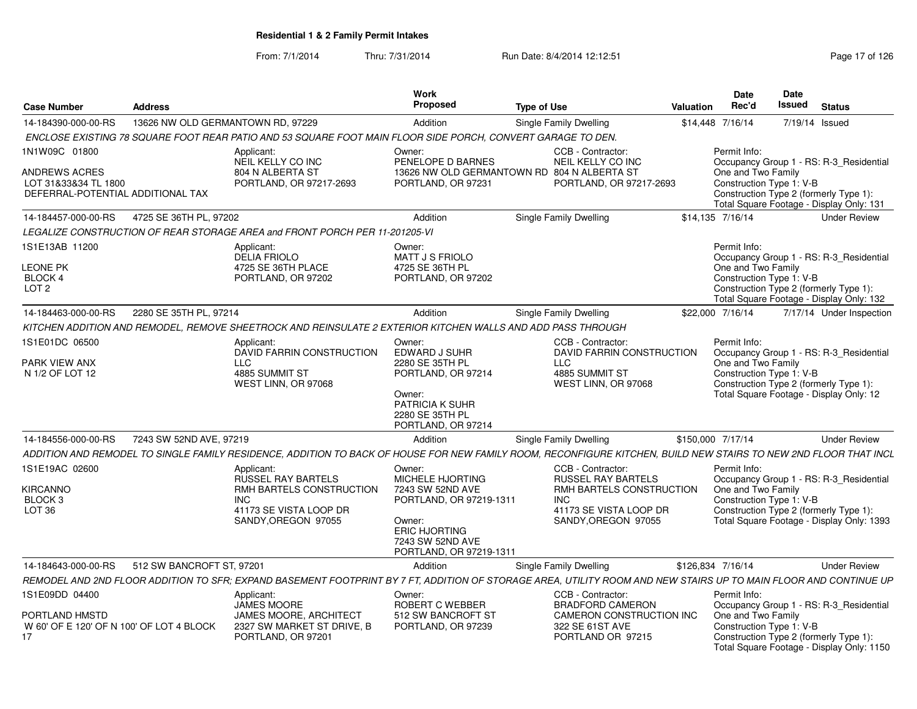**Residential 1 & 2 Family Permit Intakes**

From: 7/1/2014 Thru: 7/31/2014 Run Date: 8/4/2014 12:12:51

| Case Number | Address | Work Proposed | Type of Use | Valuation | Date Rec'd | Date Issued | Status |
|---|---|---|---|---|---|---|---|
| 14-184390-000-00-RS | 13626 NW OLD GERMANTOWN RD, 97229 | Addition | Single Family Dwelling | $14,448 | 7/16/14 | 7/19/14 | Issued |

*ENCLOSE EXISTING 78 SQUARE FOOT REAR PATIO AND 53 SQUARE FOOT MAIN FLOOR SIDE PORCH, CONVERT GARAGE TO DEN.*

1N1W09C 01800
ANDREWS ACRES
LOT 31&33&34 TL 1800
DEFERRAL-POTENTIAL ADDITIONAL TAX

Applicant: NEIL KELLY CO INC, 804 N ALBERTA ST, PORTLAND, OR 97217-2693

Owner: PENELOPE D BARNES, 13626 NW OLD GERMANTOWN RD, PORTLAND, OR 97231

CCB - Contractor: NEIL KELLY CO INC, 804 N ALBERTA ST, PORTLAND, OR 97217-2693

Permit Info: Occupancy Group 1 - RS: R-3_Residential One and Two Family; Construction Type 1: V-B; Construction Type 2 (formerly Type 1): ; Total Square Footage - Display Only: 131

| Case Number | Address | Work Proposed | Type of Use | Valuation | Date Rec'd | Date Issued | Status |
|---|---|---|---|---|---|---|---|
| 14-184457-000-00-RS | 4725 SE 36TH PL, 97202 | Addition | Single Family Dwelling | $14,135 | 7/16/14 | | Under Review |

*LEGALIZE CONSTRUCTION OF REAR STORAGE AREA and FRONT PORCH PER 11-201205-VI*

1S1E13AB 11200
LEONE PK
BLOCK 4
LOT 2

Applicant: DELIA FRIOLO, 4725 SE 36TH PLACE, PORTLAND, OR 97202

Owner: MATT J S FRIOLO, 4725 SE 36TH PL, PORTLAND, OR 97202

Permit Info: Occupancy Group 1 - RS: R-3_Residential One and Two Family; Construction Type 1: V-B; Construction Type 2 (formerly Type 1): ; Total Square Footage - Display Only: 132

| Case Number | Address | Work Proposed | Type of Use | Valuation | Date Rec'd | Date Issued | Status |
|---|---|---|---|---|---|---|---|
| 14-184463-000-00-RS | 2280 SE 35TH PL, 97214 | Addition | Single Family Dwelling | $22,000 | 7/16/14 | 7/17/14 | Under Inspection |

*KITCHEN ADDITION AND REMODEL, REMOVE SHEETROCK AND REINSULATE 2 EXTERIOR KITCHEN WALLS AND ADD PASS THROUGH*

1S1E01DC 06500
PARK VIEW ANX
N 1/2 OF LOT 12

Applicant: DAVID FARRIN CONSTRUCTION LLC, 4885 SUMMIT ST, WEST LINN, OR 97068

Owner: EDWARD J SUHR, 2280 SE 35TH PL, PORTLAND, OR 97214

Owner: PATRICIA K SUHR, 2280 SE 35TH PL, PORTLAND, OR 97214

CCB - Contractor: DAVID FARRIN CONSTRUCTION LLC, 4885 SUMMIT ST, WEST LINN, OR 97068

Permit Info: Occupancy Group 1 - RS: R-3_Residential One and Two Family; Construction Type 1: V-B; Construction Type 2 (formerly Type 1): ; Total Square Footage - Display Only: 12

| Case Number | Address | Work Proposed | Type of Use | Valuation | Date Rec'd | Date Issued | Status |
|---|---|---|---|---|---|---|---|
| 14-184556-000-00-RS | 7243 SW 52ND AVE, 97219 | Addition | Single Family Dwelling | $150,000 | 7/17/14 | | Under Review |

*ADDITION AND REMODEL TO SINGLE FAMILY RESIDENCE, ADDITION TO BACK OF HOUSE FOR NEW FAMILY ROOM, RECONFIGURE KITCHEN, BUILD NEW STAIRS TO NEW 2ND FLOOR THAT INCL*

1S1E19AC 02600
KIRCANNO
BLOCK 3
LOT 36

Applicant: RUSSEL RAY BARTELS, RMH BARTELS CONSTRUCTION INC, 41173 SE VISTA LOOP DR, SANDY,OREGON 97055

Owner: MICHELE HJORTING, 7243 SW 52ND AVE, PORTLAND, OR 97219-1311

Owner: ERIC HJORTING, 7243 SW 52ND AVE, PORTLAND, OR 97219-1311

CCB - Contractor: RUSSEL RAY BARTELS, RMH BARTELS CONSTRUCTION INC, 41173 SE VISTA LOOP DR, SANDY,OREGON 97055

Permit Info: Occupancy Group 1 - RS: R-3_Residential One and Two Family; Construction Type 1: V-B; Construction Type 2 (formerly Type 1): ; Total Square Footage - Display Only: 1393

| Case Number | Address | Work Proposed | Type of Use | Valuation | Date Rec'd | Date Issued | Status |
|---|---|---|---|---|---|---|---|
| 14-184643-000-00-RS | 512 SW BANCROFT ST, 97201 | Addition | Single Family Dwelling | $126,834 | 7/16/14 | | Under Review |

*REMODEL AND 2ND FLOOR ADDITION TO SFR; EXPAND BASEMENT FOOTPRINT BY 7 FT, ADDITION OF STORAGE AREA, UTILITY ROOM AND NEW STAIRS UP TO MAIN FLOOR AND CONTINUE UP*

1S1E09DD 04400
PORTLAND HMSTD
W 60' OF E 120' OF N 100' OF LOT 4 BLOCK 17

Applicant: JAMES MOORE, JAMES MOORE, ARCHITECT, 2327 SW MARKET ST DRIVE, B, PORTLAND, OR 97201

Owner: ROBERT C WEBBER, 512 SW BANCROFT ST, PORTLAND, OR 97239

CCB - Contractor: BRADFORD CAMERON, CAMERON CONSTRUCTION INC, 322 SE 61ST AVE, PORTLAND OR 97215

Permit Info: Occupancy Group 1 - RS: R-3_Residential One and Two Family; Construction Type 1: V-B; Construction Type 2 (formerly Type 1): ; Total Square Footage - Display Only: 1150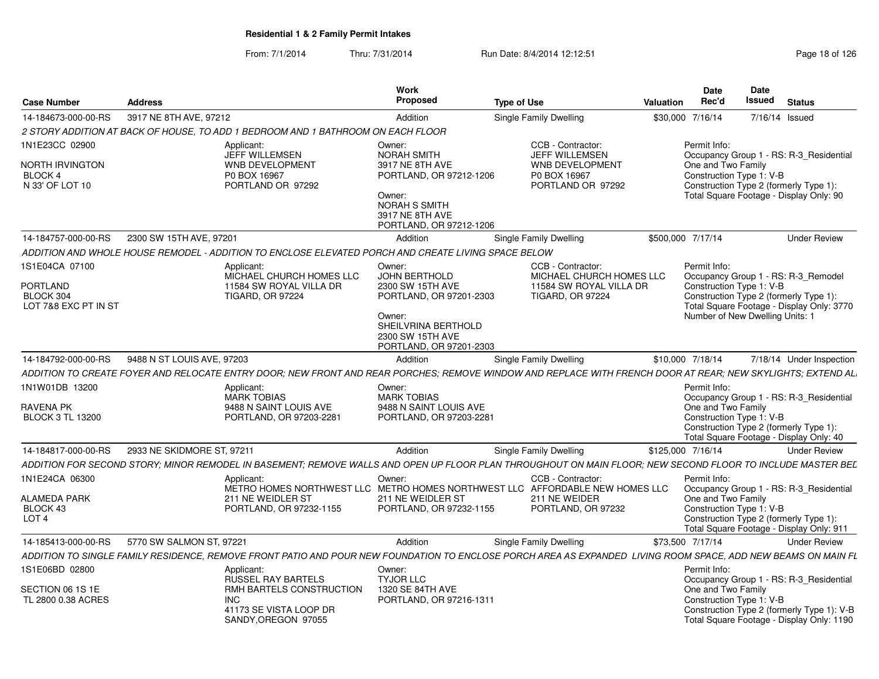**Residential 1 & 2 Family Permit Intakes**

From: 7/1/2014 Thru: 7/31/2014 Run Date: 8/4/2014 12:12:51

| Case Number | Address | Work Proposed | Type of Use | Valuation | Date Rec'd | Date Issued | Status |
|---|---|---|---|---|---|---|---|
| 14-184673-000-00-RS | 3917 NE 8TH AVE, 97212 | Addition | Single Family Dwelling | $30,000 | 7/16/14 | 7/16/14 | Issued |

*2 STORY ADDITION AT BACK OF HOUSE, TO ADD 1 BEDROOM AND 1 BATHROOM ON EACH FLOOR*

1N1E23CC 02900
NORTH IRVINGTON
BLOCK 4
N 33' OF LOT 10

Applicant: JEFF WILLEMSEN, WNB DEVELOPMENT, P0 BOX 16967, PORTLAND OR 97292

Owner: NORAH SMITH, 3917 NE 8TH AVE, PORTLAND, OR 97212-1206

Owner: NORAH S SMITH, 3917 NE 8TH AVE, PORTLAND, OR 97212-1206

CCB - Contractor: JEFF WILLEMSEN, WNB DEVELOPMENT, P0 BOX 16967, PORTLAND OR 97292

Permit Info:
Occupancy Group 1 - RS: R-3_Residential One and Two Family
Construction Type 1: V-B
Construction Type 2 (formerly Type 1):
Total Square Footage - Display Only: 90

| Case Number | Address | Work Proposed | Type of Use | Valuation | Date Rec'd | Date Issued | Status |
|---|---|---|---|---|---|---|---|
| 14-184757-000-00-RS | 2300 SW 15TH AVE, 97201 | Addition | Single Family Dwelling | $500,000 | 7/17/14 | | Under Review |

*ADDITION AND WHOLE HOUSE REMODEL - ADDITION TO ENCLOSE ELEVATED PORCH AND CREATE LIVING SPACE BELOW*

1S1E04CA 07100
PORTLAND
BLOCK 304
LOT 7&8 EXC PT IN ST

Applicant: MICHAEL CHURCH HOMES LLC, 11584 SW ROYAL VILLA DR, TIGARD, OR 97224

Owner: JOHN BERTHOLD, 2300 SW 15TH AVE, PORTLAND, OR 97201-2303

Owner: SHEILVRINA BERTHOLD, 2300 SW 15TH AVE, PORTLAND, OR 97201-2303

CCB - Contractor: MICHAEL CHURCH HOMES LLC, 11584 SW ROYAL VILLA DR, TIGARD, OR 97224

Permit Info:
Occupancy Group 1 - RS: R-3_Remodel
Construction Type 1: V-B
Construction Type 2 (formerly Type 1):
Total Square Footage - Display Only: 3770
Number of New Dwelling Units: 1

| Case Number | Address | Work Proposed | Type of Use | Valuation | Date Rec'd | Date Issued | Status |
|---|---|---|---|---|---|---|---|
| 14-184792-000-00-RS | 9488 N ST LOUIS AVE, 97203 | Addition | Single Family Dwelling | $10,000 | 7/18/14 | 7/18/14 | Under Inspection |

*ADDITION TO CREATE FOYER AND RELOCATE ENTRY DOOR; NEW FRONT AND REAR PORCHES; REMOVE WINDOW AND REPLACE WITH FRENCH DOOR AT REAR; NEW SKYLIGHTS; EXTEND AL*

1N1W01DB 13200
RAVENA PK
BLOCK 3 TL 13200

Applicant: MARK TOBIAS, 9488 N SAINT LOUIS AVE, PORTLAND, OR 97203-2281

Owner: MARK TOBIAS, 9488 N SAINT LOUIS AVE, PORTLAND, OR 97203-2281

Permit Info:
Occupancy Group 1 - RS: R-3_Residential One and Two Family
Construction Type 1: V-B
Construction Type 2 (formerly Type 1):
Total Square Footage - Display Only: 40

| Case Number | Address | Work Proposed | Type of Use | Valuation | Date Rec'd | Date Issued | Status |
|---|---|---|---|---|---|---|---|
| 14-184817-000-00-RS | 2933 NE SKIDMORE ST, 97211 | Addition | Single Family Dwelling | $125,000 | 7/16/14 | | Under Review |

*ADDITION FOR SECOND STORY; MINOR REMODEL IN BASEMENT; REMOVE WALLS AND OPEN UP FLOOR PLAN THROUGHOUT ON MAIN FLOOR; NEW SECOND FLOOR TO INCLUDE MASTER BEI*

1N1E24CA 06300
ALAMEDA PARK
BLOCK 43
LOT 4

Applicant: METRO HOMES NORTHWEST LLC, 211 NE WEIDLER ST, PORTLAND, OR 97232-1155

Owner: METRO HOMES NORTHWEST LLC, 211 NE WEIDLER ST, PORTLAND, OR 97232-1155

CCB - Contractor: AFFORDABLE NEW HOMES LLC, 211 NE WEIDER, PORTLAND, OR 97232

Permit Info:
Occupancy Group 1 - RS: R-3_Residential One and Two Family
Construction Type 1: V-B
Construction Type 2 (formerly Type 1):
Total Square Footage - Display Only: 911

| Case Number | Address | Work Proposed | Type of Use | Valuation | Date Rec'd | Date Issued | Status |
|---|---|---|---|---|---|---|---|
| 14-185413-000-00-RS | 5770 SW SALMON ST, 97221 | Addition | Single Family Dwelling | $73,500 | 7/17/14 | | Under Review |

*ADDITION TO SINGLE FAMILY RESIDENCE, REMOVE FRONT PATIO AND POUR NEW FOUNDATION TO ENCLOSE PORCH AREA AS EXPANDED LIVING ROOM SPACE, ADD NEW BEAMS ON MAIN FL*

1S1E06BD 02800
SECTION 06 1S 1E
TL 2800 0.38 ACRES

Applicant: RUSSEL RAY BARTELS, RMH BARTELS CONSTRUCTION INC, 41173 SE VISTA LOOP DR, SANDY,OREGON 97055

Owner: TYJOR LLC, 1320 SE 84TH AVE, PORTLAND, OR 97216-1311

Permit Info:
Occupancy Group 1 - RS: R-3_Residential One and Two Family
Construction Type 1: V-B
Construction Type 2 (formerly Type 1): V-B
Total Square Footage - Display Only: 1190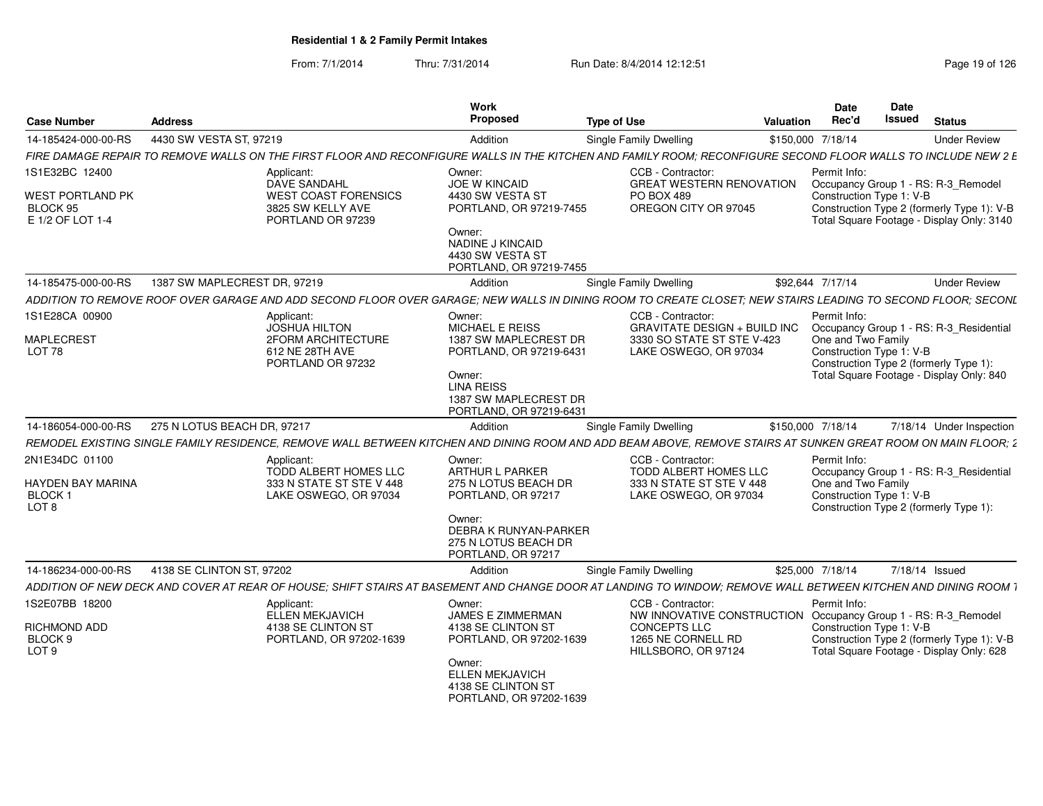**Residential 1 & 2 Family Permit Intakes**

From: 7/1/2014 Thru: 7/31/2014 Run Date: 8/4/2014 12:12:51

| Case Number | Address | Work Proposed | Type of Use | Valuation | Date Rec'd | Date Issued | Status |
|---|---|---|---|---|---|---|---|
| 14-185424-000-00-RS | 4430 SW VESTA ST, 97219 | Addition | Single Family Dwelling | $150,000 | 7/18/14 | | Under Review |

*FIRE DAMAGE REPAIR TO REMOVE WALLS ON THE FIRST FLOOR AND RECONFIGURE WALLS IN THE KITCHEN AND FAMILY ROOM; RECONFIGURE SECOND FLOOR WALLS TO INCLUDE NEW 2 E*

1S1E32BC 12400
WEST PORTLAND PK
BLOCK 95
E 1/2 OF LOT 1-4

Applicant:
DAVE SANDAHL
WEST COAST FORENSICS
3825 SW KELLY AVE
PORTLAND OR 97239

Owner:
JOE W KINCAID
4430 SW VESTA ST
PORTLAND, OR 97219-7455

Owner:
NADINE J KINCAID
4430 SW VESTA ST
PORTLAND, OR 97219-7455

CCB - Contractor:
GREAT WESTERN RENOVATION
PO BOX 489
OREGON CITY OR 97045

Permit Info:
Occupancy Group 1 - RS: R-3_Remodel
Construction Type 1: V-B
Construction Type 2 (formerly Type 1): V-B
Total Square Footage - Display Only: 3140

| Case Number | Address | Work Proposed | Type of Use | Valuation | Date Rec'd | Date Issued | Status |
|---|---|---|---|---|---|---|---|
| 14-185475-000-00-RS | 1387 SW MAPLECREST DR, 97219 | Addition | Single Family Dwelling | $92,644 | 7/17/14 | | Under Review |

*ADDITION TO REMOVE ROOF OVER GARAGE AND ADD SECOND FLOOR OVER GARAGE; NEW WALLS IN DINING ROOM TO CREATE CLOSET; NEW STAIRS LEADING TO SECOND FLOOR; SECONL*

1S1E28CA 00900
MAPLECREST
LOT 78

Applicant:
JOSHUA HILTON
2FORM ARCHITECTURE
612 NE 28TH AVE
PORTLAND OR 97232

Owner:
MICHAEL E REISS
1387 SW MAPLECREST DR
PORTLAND, OR 97219-6431

Owner:
LINA REISS
1387 SW MAPLECREST DR
PORTLAND, OR 97219-6431

CCB - Contractor:
GRAVITATE DESIGN + BUILD INC
3330 SO STATE ST STE V-423
LAKE OSWEGO, OR 97034

Permit Info:
Occupancy Group 1 - RS: R-3_Residential One and Two Family
Construction Type 1: V-B
Construction Type 2 (formerly Type 1):
Total Square Footage - Display Only: 840

| Case Number | Address | Work Proposed | Type of Use | Valuation | Date Rec'd | Date Issued | Status |
|---|---|---|---|---|---|---|---|
| 14-186054-000-00-RS | 275 N LOTUS BEACH DR, 97217 | Addition | Single Family Dwelling | $150,000 | 7/18/14 | 7/18/14 | Under Inspection |

*REMODEL EXISTING SINGLE FAMILY RESIDENCE, REMOVE WALL BETWEEN KITCHEN AND DINING ROOM AND ADD BEAM ABOVE, REMOVE STAIRS AT SUNKEN GREAT ROOM ON MAIN FLOOR; 2*

2N1E34DC 01100
HAYDEN BAY MARINA
BLOCK 1
LOT 8

Applicant:
TODD ALBERT HOMES LLC
333 N STATE ST STE V 448
LAKE OSWEGO, OR 97034

Owner:
ARTHUR L PARKER
275 N LOTUS BEACH DR
PORTLAND, OR 97217

Owner:
DEBRA K RUNYAN-PARKER
275 N LOTUS BEACH DR
PORTLAND, OR 97217

CCB - Contractor:
TODD ALBERT HOMES LLC
333 N STATE ST STE V 448
LAKE OSWEGO, OR 97034

Permit Info:
Occupancy Group 1 - RS: R-3_Residential One and Two Family
Construction Type 1: V-B
Construction Type 2 (formerly Type 1):

| Case Number | Address | Work Proposed | Type of Use | Valuation | Date Rec'd | Date Issued | Status |
|---|---|---|---|---|---|---|---|
| 14-186234-000-00-RS | 4138 SE CLINTON ST, 97202 | Addition | Single Family Dwelling | $25,000 | 7/18/14 | 7/18/14 | Issued |

*ADDITION OF NEW DECK AND COVER AT REAR OF HOUSE; SHIFT STAIRS AT BASEMENT AND CHANGE DOOR AT LANDING TO WINDOW; REMOVE WALL BETWEEN KITCHEN AND DINING ROOM 1*

1S2E07BB 18200
RICHMOND ADD
BLOCK 9
LOT 9

Applicant:
ELLEN MEKJAVICH
4138 SE CLINTON ST
PORTLAND, OR 97202-1639

Owner:
JAMES E ZIMMERMAN
4138 SE CLINTON ST
PORTLAND, OR 97202-1639

Owner:
ELLEN MEKJAVICH
4138 SE CLINTON ST
PORTLAND, OR 97202-1639

CCB - Contractor:
NW INNOVATIVE CONSTRUCTION CONCEPTS LLC
1265 NE CORNELL RD
HILLSBORO, OR 97124

Permit Info:
Occupancy Group 1 - RS: R-3_Remodel
Construction Type 1: V-B
Construction Type 2 (formerly Type 1): V-B
Total Square Footage - Display Only: 628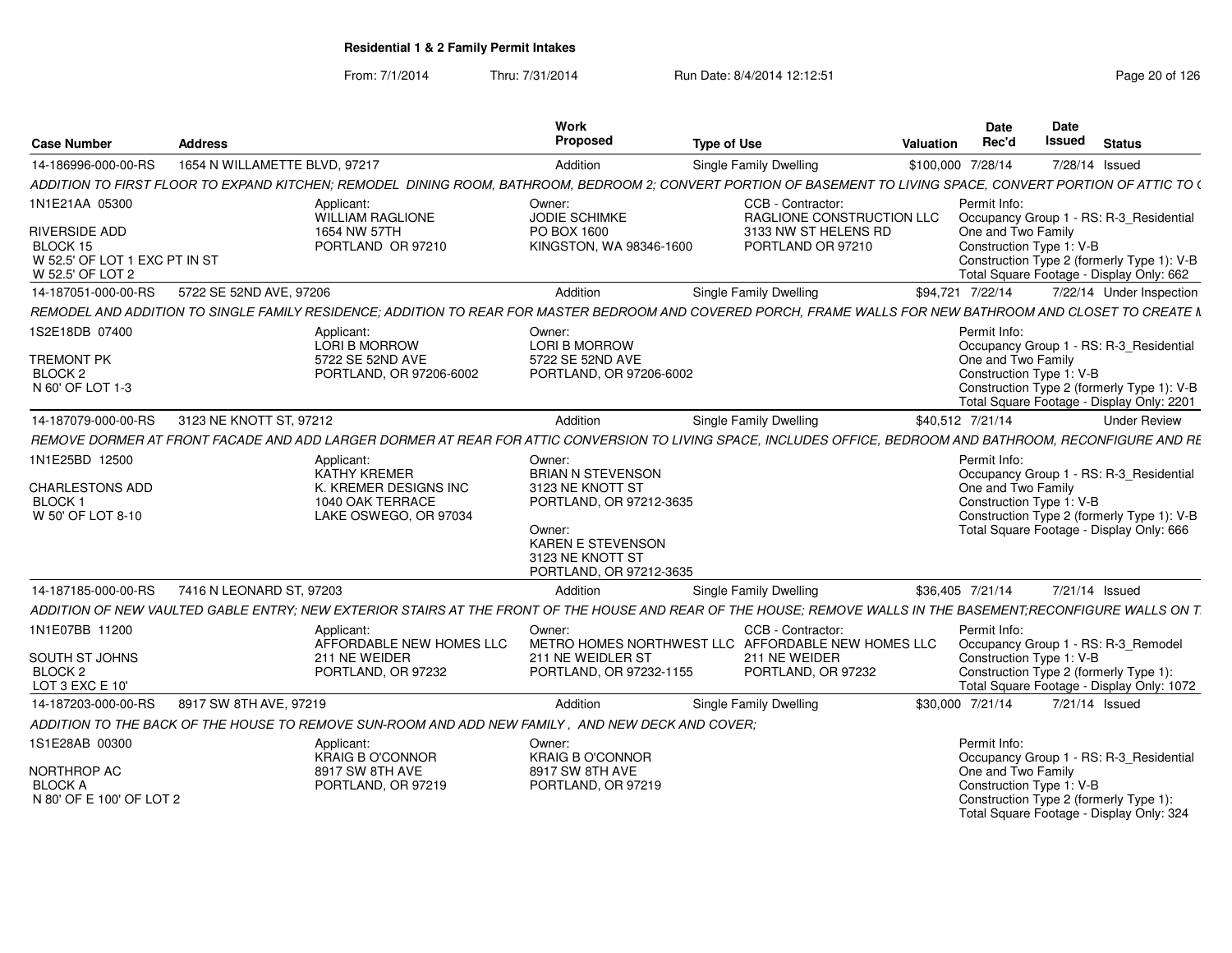**Residential 1 & 2 Family Permit Intakes**

From: 7/1/2014 Thru: 7/31/2014 Run Date: 8/4/2014 12:12:51

| Case Number | Address | Work Proposed | Type of Use | Valuation | Date Rec'd | Date Issued | Status |
|---|---|---|---|---|---|---|---|
| 14-186996-000-00-RS | 1654 N WILLAMETTE BLVD, 97217 | Addition | Single Family Dwelling | $100,000 | 7/28/14 | 7/28/14 | Issued |

*ADDITION TO FIRST FLOOR TO EXPAND KITCHEN; REMODEL DINING ROOM, BATHROOM, BEDROOM 2; CONVERT PORTION OF BASEMENT TO LIVING SPACE, CONVERT PORTION OF ATTIC TO (*

1N1E21AA 05300
RIVERSIDE ADD
BLOCK 15
W 52.5' OF LOT 1 EXC PT IN ST
W 52.5' OF LOT 2

Applicant:
WILLIAM RAGLIONE
1654 NW 57TH
PORTLAND OR 97210

Owner:
JODIE SCHIMKE
PO BOX 1600
KINGSTON, WA 98346-1600

CCB - Contractor:
RAGLIONE CONSTRUCTION LLC
3133 NW ST HELENS RD
PORTLAND OR 97210

Permit Info:
Occupancy Group 1 - RS: R-3_Residential One and Two Family
Construction Type 1: V-B
Construction Type 2 (formerly Type 1): V-B
Total Square Footage - Display Only: 662

| Case Number | Address | Work Proposed | Type of Use | Valuation | Date Rec'd | Date Issued | Status |
|---|---|---|---|---|---|---|---|
| 14-187051-000-00-RS | 5722 SE 52ND AVE, 97206 | Addition | Single Family Dwelling | $94,721 | 7/22/14 | 7/22/14 | Under Inspection |

*REMODEL AND ADDITION TO SINGLE FAMILY RESIDENCE; ADDITION TO REAR FOR MASTER BEDROOM AND COVERED PORCH, FRAME WALLS FOR NEW BATHROOM AND CLOSET TO CREATE M*

1S2E18DB 07400
TREMONT PK
BLOCK 2
N 60' OF LOT 1-3

Applicant:
LORI B MORROW
5722 SE 52ND AVE
PORTLAND, OR 97206-6002

Owner:
LORI B MORROW
5722 SE 52ND AVE
PORTLAND, OR 97206-6002

Permit Info:
Occupancy Group 1 - RS: R-3_Residential One and Two Family
Construction Type 1: V-B
Construction Type 2 (formerly Type 1): V-B
Total Square Footage - Display Only: 2201

| Case Number | Address | Work Proposed | Type of Use | Valuation | Date Rec'd | Date Issued | Status |
|---|---|---|---|---|---|---|---|
| 14-187079-000-00-RS | 3123 NE KNOTT ST, 97212 | Addition | Single Family Dwelling | $40,512 | 7/21/14 | | Under Review |

*REMOVE DORMER AT FRONT FACADE AND ADD LARGER DORMER AT REAR FOR ATTIC CONVERSION TO LIVING SPACE, INCLUDES OFFICE, BEDROOM AND BATHROOM, RECONFIGURE AND RE*

1N1E25BD 12500
CHARLESTONS ADD
BLOCK 1
W 50' OF LOT 8-10

Applicant:
KATHY KREMER
K. KREMER DESIGNS INC
1040 OAK TERRACE
LAKE OSWEGO, OR 97034

Owner:
BRIAN N STEVENSON
3123 NE KNOTT ST
PORTLAND, OR 97212-3635

Owner:
KAREN E STEVENSON
3123 NE KNOTT ST
PORTLAND, OR 97212-3635

Permit Info:
Occupancy Group 1 - RS: R-3_Residential One and Two Family
Construction Type 1: V-B
Construction Type 2 (formerly Type 1): V-B
Total Square Footage - Display Only: 666

| Case Number | Address | Work Proposed | Type of Use | Valuation | Date Rec'd | Date Issued | Status |
|---|---|---|---|---|---|---|---|
| 14-187185-000-00-RS | 7416 N LEONARD ST, 97203 | Addition | Single Family Dwelling | $36,405 | 7/21/14 | 7/21/14 | Issued |

*ADDITION OF NEW VAULTED GABLE ENTRY; NEW EXTERIOR STAIRS AT THE FRONT OF THE HOUSE AND REAR OF THE HOUSE; REMOVE WALLS IN THE BASEMENT;RECONFIGURE WALLS ON T*

1N1E07BB 11200
SOUTH ST JOHNS
BLOCK 2
LOT 3 EXC E 10'

Applicant:
AFFORDABLE NEW HOMES LLC
211 NE WEIDER
PORTLAND, OR 97232

Owner:
METRO HOMES NORTHWEST LLC
211 NE WEIDLER ST
PORTLAND, OR 97232-1155

CCB - Contractor:
AFFORDABLE NEW HOMES LLC
211 NE WEIDER
PORTLAND, OR 97232

Permit Info:
Occupancy Group 1 - RS: R-3_Remodel
Construction Type 1: V-B
Construction Type 2 (formerly Type 1):
Total Square Footage - Display Only: 1072

| Case Number | Address | Work Proposed | Type of Use | Valuation | Date Rec'd | Date Issued | Status |
|---|---|---|---|---|---|---|---|
| 14-187203-000-00-RS | 8917 SW 8TH AVE, 97219 | Addition | Single Family Dwelling | $30,000 | 7/21/14 | 7/21/14 | Issued |

*ADDITION TO THE BACK OF THE HOUSE TO REMOVE SUN-ROOM AND ADD NEW FAMILY , AND NEW DECK AND COVER;*

1S1E28AB 00300
NORTHROP AC
BLOCK A
N 80' OF E 100' OF LOT 2

Applicant:
KRAIG B O'CONNOR
8917 SW 8TH AVE
PORTLAND, OR 97219

Owner:
KRAIG B O'CONNOR
8917 SW 8TH AVE
PORTLAND, OR 97219

Permit Info:
Occupancy Group 1 - RS: R-3_Residential One and Two Family
Construction Type 1: V-B
Construction Type 2 (formerly Type 1):
Total Square Footage - Display Only: 324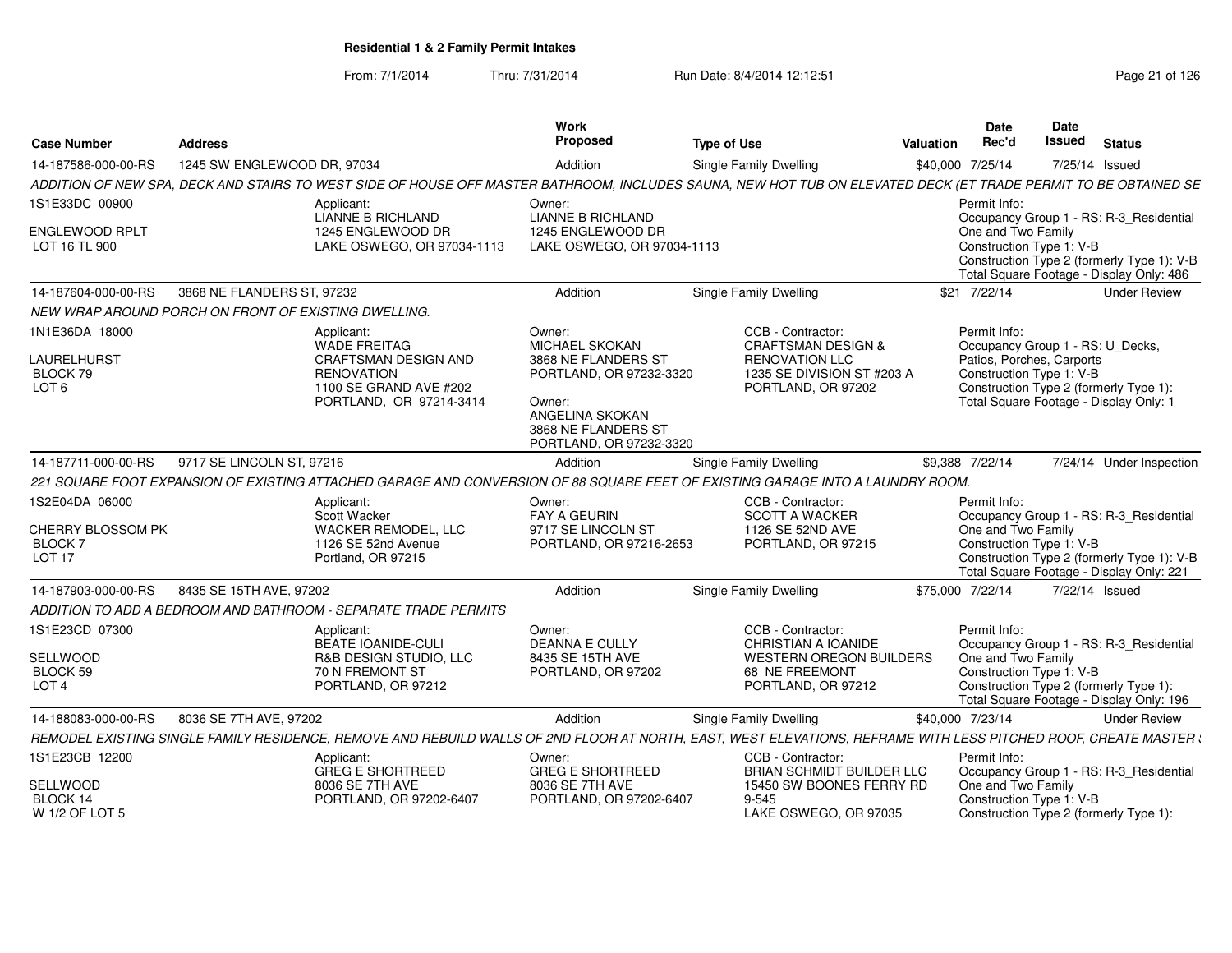**Residential 1 & 2 Family Permit Intakes**

From: 7/1/2014 Thru: 7/31/2014 Run Date: 8/4/2014 12:12:51

| Case Number | Address | | Work Proposed | Type of Use | | Valuation | Date Rec'd | Date Issued | Status |
|---|---|---|---|---|---|---|---|---|---|
| 14-187586-000-00-RS | 1245 SW ENGLEWOOD DR, 97034 | | Addition | Single Family Dwelling | | $40,000 | 7/25/14 | 7/25/14 | Issued |
| ADDITION OF NEW SPA, DECK AND STAIRS TO WEST SIDE OF HOUSE OFF MASTER BATHROOM, INCLUDES SAUNA, NEW HOT TUB ON ELEVATED DECK (ET TRADE PERMIT TO BE OBTAINED SE | | | | | | | | | |
| 1S1E33DC 00900<br><br>ENGLEWOOD RPLT<br>LOT 16 TL 900 | | Applicant:<br>LIANNE B RICHLAND<br>1245 ENGLEWOOD DR<br>LAKE OSWEGO, OR 97034-1113 | Owner:<br>LIANNE B RICHLAND<br>1245 ENGLEWOOD DR<br>LAKE OSWEGO, OR 97034-1113 | | | | Permit Info:<br>Occupancy Group 1 - RS: R-3_Residential One and Two Family<br>Construction Type 1: V-B<br>Construction Type 2 (formerly Type 1): V-B<br>Total Square Footage - Display Only: 486 | | |
| 14-187604-000-00-RS | 3868 NE FLANDERS ST, 97232 | | Addition | Single Family Dwelling | | $21 | 7/22/14 | | Under Review |
| NEW WRAP AROUND PORCH ON FRONT OF EXISTING DWELLING. | | | | | | | | | |
| 1N1E36DA 18000<br><br>LAURELHURST<br>BLOCK 79<br>LOT 6 | | Applicant:<br>WADE FREITAG<br>CRAFTSMAN DESIGN AND RENOVATION<br>1100 SE GRAND AVE #202<br>PORTLAND, OR 97214-3414 | Owner:<br>MICHAEL SKOKAN<br>3868 NE FLANDERS ST<br>PORTLAND, OR 97232-3320<br>Owner:<br>ANGELINA SKOKAN<br>3868 NE FLANDERS ST<br>PORTLAND, OR 97232-3320 | | CCB - Contractor:<br>CRAFTSMAN DESIGN & RENOVATION LLC<br>1235 SE DIVISION ST #203 A<br>PORTLAND, OR 97202 | | Permit Info:<br>Occupancy Group 1 - RS: U_Decks, Patios, Porches, Carports<br>Construction Type 1: V-B<br>Construction Type 2 (formerly Type 1):<br>Total Square Footage - Display Only: 1 | | |
| 14-187711-000-00-RS | 9717 SE LINCOLN ST, 97216 | | Addition | Single Family Dwelling | | $9,388 | 7/22/14 | 7/24/14 | Under Inspection |
| 221 SQUARE FOOT EXPANSION OF EXISTING ATTACHED GARAGE AND CONVERSION OF 88 SQUARE FEET OF EXISTING GARAGE INTO A LAUNDRY ROOM. | | | | | | | | | |
| 1S2E04DA 06000<br><br>CHERRY BLOSSOM PK<br>BLOCK 7<br>LOT 17 | | Applicant:<br>Scott Wacker<br>WACKER REMODEL, LLC<br>1126 SE 52nd Avenue<br>Portland, OR 97215 | Owner:<br>FAY A GEURIN<br>9717 SE LINCOLN ST<br>PORTLAND, OR 97216-2653 | | CCB - Contractor:<br>SCOTT A WACKER<br>1126 SE 52ND AVE<br>PORTLAND, OR 97215 | | Permit Info:<br>Occupancy Group 1 - RS: R-3_Residential One and Two Family<br>Construction Type 1: V-B<br>Construction Type 2 (formerly Type 1): V-B<br>Total Square Footage - Display Only: 221 | | |
| 14-187903-000-00-RS | 8435 SE 15TH AVE, 97202 | | Addition | Single Family Dwelling | | $75,000 | 7/22/14 | 7/22/14 | Issued |
| ADDITION TO ADD A BEDROOM AND BATHROOM - SEPARATE TRADE PERMITS | | | | | | | | | |
| 1S1E23CD 07300<br><br>SELLWOOD<br>BLOCK 59<br>LOT 4 | | Applicant:<br>BEATE IOANIDE-CULI<br>R&B DESIGN STUDIO, LLC<br>70 N FREMONT ST<br>PORTLAND, OR 97212 | Owner:<br>DEANNA E CULLY<br>8435 SE 15TH AVE<br>PORTLAND, OR 97202 | | CCB - Contractor:<br>CHRISTIAN A IOANIDE<br>WESTERN OREGON BUILDERS<br>68 NE FREEMONT<br>PORTLAND, OR 97212 | | Permit Info:<br>Occupancy Group 1 - RS: R-3_Residential One and Two Family<br>Construction Type 1: V-B<br>Construction Type 2 (formerly Type 1):<br>Total Square Footage - Display Only: 196 | | |
| 14-188083-000-00-RS | 8036 SE 7TH AVE, 97202 | | Addition | Single Family Dwelling | | $40,000 | 7/23/14 | | Under Review |
| REMODEL EXISTING SINGLE FAMILY RESIDENCE, REMOVE AND REBUILD WALLS OF 2ND FLOOR AT NORTH, EAST, WEST ELEVATIONS, REFRAME WITH LESS PITCHED ROOF, CREATE MASTER S | | | | | | | | | |
| 1S1E23CB 12200<br><br>SELLWOOD<br>BLOCK 14<br>W 1/2 OF LOT 5 | | Applicant:<br>GREG E SHORTREED<br>8036 SE 7TH AVE<br>PORTLAND, OR 97202-6407 | Owner:<br>GREG E SHORTREED<br>8036 SE 7TH AVE<br>PORTLAND, OR 97202-6407 | | CCB - Contractor:<br>BRIAN SCHMIDT BUILDER LLC<br>15450 SW BOONES FERRY RD 9-545<br>LAKE OSWEGO, OR 97035 | | Permit Info:<br>Occupancy Group 1 - RS: R-3_Residential One and Two Family<br>Construction Type 1: V-B<br>Construction Type 2 (formerly Type 1): | | |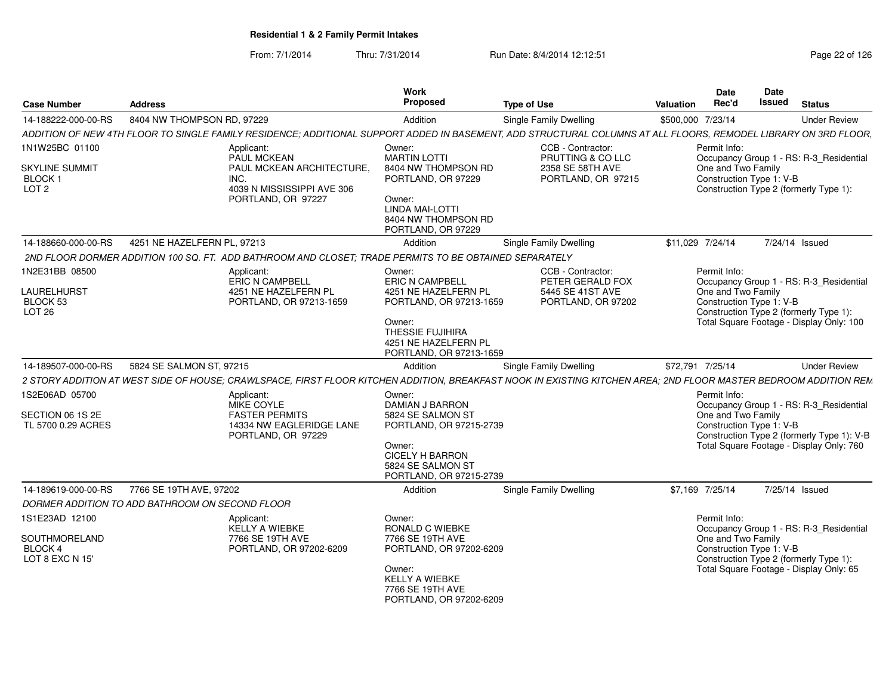**Residential 1 & 2 Family Permit Intakes**

From: 7/1/2014 Thru: 7/31/2014 Run Date: 8/4/2014 12:12:51

| Case Number | Address | Work Proposed | Type of Use | Valuation | Date Rec'd | Date Issued | Status |
|---|---|---|---|---|---|---|---|
| 14-188222-000-00-RS | 8404 NW THOMPSON RD, 97229 | Addition | Single Family Dwelling | $500,000 | 7/23/14 | | Under Review |

*ADDITION OF NEW 4TH FLOOR TO SINGLE FAMILY RESIDENCE; ADDITIONAL SUPPORT ADDED IN BASEMENT, ADD STRUCTURAL COLUMNS AT ALL FLOORS, REMODEL LIBRARY ON 3RD FLOOR,*

1N1W25BC 01100
SKYLINE SUMMIT
BLOCK 1
LOT 2

Applicant:
PAUL MCKEAN
PAUL MCKEAN ARCHITECTURE, INC.
4039 N MISSISSIPPI AVE 306
PORTLAND, OR 97227

Owner:
MARTIN LOTTI
8404 NW THOMPSON RD
PORTLAND, OR 97229

Owner:
LINDA MAI-LOTTI
8404 NW THOMPSON RD
PORTLAND, OR 97229

CCB - Contractor:
PRUTTING & CO LLC
2358 SE 58TH AVE
PORTLAND, OR 97215

Permit Info:
Occupancy Group 1 - RS: R-3_Residential One and Two Family
Construction Type 1: V-B
Construction Type 2 (formerly Type 1):

| Case Number | Address | Work Proposed | Type of Use | Valuation | Date Rec'd | Date Issued | Status |
|---|---|---|---|---|---|---|---|
| 14-188660-000-00-RS | 4251 NE HAZELFERN PL, 97213 | Addition | Single Family Dwelling | $11,029 | 7/24/14 | 7/24/14 | Issued |

*2ND FLOOR DORMER ADDITION 100 SQ. FT. ADD BATHROOM AND CLOSET; TRADE PERMITS TO BE OBTAINED SEPARATELY*

1N2E31BB 08500
LAURELHURST
BLOCK 53
LOT 26

Applicant:
ERIC N CAMPBELL
4251 NE HAZELFERN PL
PORTLAND, OR 97213-1659

Owner:
ERIC N CAMPBELL
4251 NE HAZELFERN PL
PORTLAND, OR 97213-1659

Owner:
THESSIE FUJIHIRA
4251 NE HAZELFERN PL
PORTLAND, OR 97213-1659

CCB - Contractor:
PETER GERALD FOX
5445 SE 41ST AVE
PORTLAND, OR 97202

Permit Info:
Occupancy Group 1 - RS: R-3_Residential One and Two Family
Construction Type 1: V-B
Construction Type 2 (formerly Type 1):
Total Square Footage - Display Only: 100

| Case Number | Address | Work Proposed | Type of Use | Valuation | Date Rec'd | Date Issued | Status |
|---|---|---|---|---|---|---|---|
| 14-189507-000-00-RS | 5824 SE SALMON ST, 97215 | Addition | Single Family Dwelling | $72,791 | 7/25/14 | | Under Review |

*2 STORY ADDITION AT WEST SIDE OF HOUSE; CRAWLSPACE, FIRST FLOOR KITCHEN ADDITION, BREAKFAST NOOK IN EXISTING KITCHEN AREA; 2ND FLOOR MASTER BEDROOM ADDITION REM*

1S2E06AD 05700
SECTION 06 1S 2E
TL 5700 0.29 ACRES

Applicant:
MIKE COYLE
FASTER PERMITS
14334 NW EAGLERIDGE LANE
PORTLAND, OR 97229

Owner:
DAMIAN J BARRON
5824 SE SALMON ST
PORTLAND, OR 97215-2739

Owner:
CICELY H BARRON
5824 SE SALMON ST
PORTLAND, OR 97215-2739

Permit Info:
Occupancy Group 1 - RS: R-3_Residential One and Two Family
Construction Type 1: V-B
Construction Type 2 (formerly Type 1): V-B
Total Square Footage - Display Only: 760

| Case Number | Address | Work Proposed | Type of Use | Valuation | Date Rec'd | Date Issued | Status |
|---|---|---|---|---|---|---|---|
| 14-189619-000-00-RS | 7766 SE 19TH AVE, 97202 | Addition | Single Family Dwelling | $7,169 | 7/25/14 | 7/25/14 | Issued |

*DORMER ADDITION TO ADD BATHROOM ON SECOND FLOOR*

1S1E23AD 12100
SOUTHMORELAND
BLOCK 4
LOT 8 EXC N 15'

Applicant:
KELLY A WIEBKE
7766 SE 19TH AVE
PORTLAND, OR 97202-6209

Owner:
RONALD C WIEBKE
7766 SE 19TH AVE
PORTLAND, OR 97202-6209

Owner:
KELLY A WIEBKE
7766 SE 19TH AVE
PORTLAND, OR 97202-6209

Permit Info:
Occupancy Group 1 - RS: R-3_Residential One and Two Family
Construction Type 1: V-B
Construction Type 2 (formerly Type 1):
Total Square Footage - Display Only: 65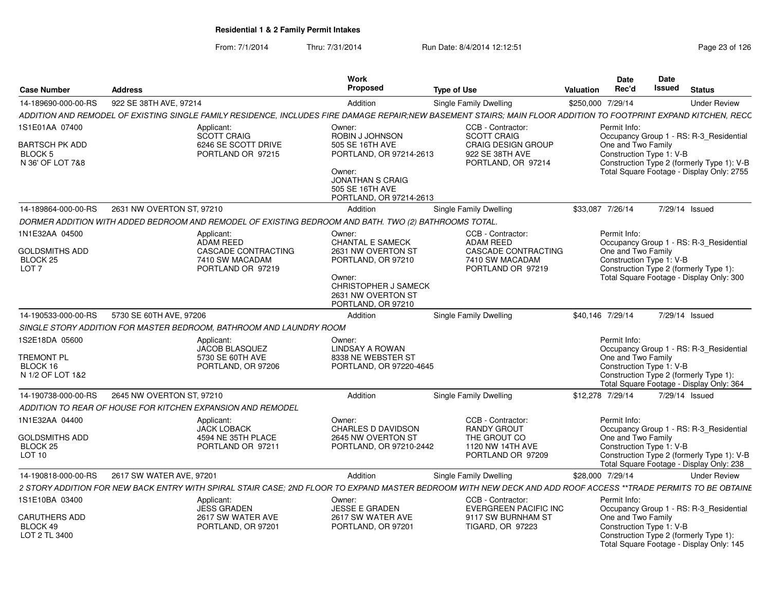**Residential 1 & 2 Family Permit Intakes**

From: 7/1/2014 Thru: 7/31/2014 Run Date: 8/4/2014 12:12:51

| Case Number | Address | Work Proposed | Type of Use | Valuation | Date Rec'd | Date Issued | Status |
|---|---|---|---|---|---|---|---|
| 14-189690-000-00-RS | 922 SE 38TH AVE, 97214 | Addition | Single Family Dwelling | $250,000 | 7/29/14 | | Under Review |

*ADDITION AND REMODEL OF EXISTING SINGLE FAMILY RESIDENCE, INCLUDES FIRE DAMAGE REPAIR;NEW BASEMENT STAIRS; MAIN FLOOR ADDITION TO FOOTPRINT EXPAND KITCHEN, RECC*

1S1E01AA 07400
BARTSCH PK ADD
BLOCK 5
N 36' OF LOT 7&8

Applicant:
SCOTT CRAIG
6246 SE SCOTT DRIVE
PORTLAND OR 97215

Owner:
ROBIN J JOHNSON
505 SE 16TH AVE
PORTLAND, OR 97214-2613

Owner:
JONATHAN S CRAIG
505 SE 16TH AVE
PORTLAND, OR 97214-2613

CCB - Contractor:
SCOTT CRAIG
CRAIG DESIGN GROUP
922 SE 38TH AVE
PORTLAND, OR 97214

Permit Info:
Occupancy Group 1 - RS: R-3_Residential One and Two Family
Construction Type 1: V-B
Construction Type 2 (formerly Type 1): V-B
Total Square Footage - Display Only: 2755

| Case Number | Address | Work Proposed | Type of Use | Valuation | Date Rec'd | Date Issued | Status |
|---|---|---|---|---|---|---|---|
| 14-189864-000-00-RS | 2631 NW OVERTON ST, 97210 | Addition | Single Family Dwelling | $33,087 | 7/26/14 | 7/29/14 | Issued |

*DORMER ADDITION WITH ADDED BEDROOM AND REMODEL OF EXISTING BEDROOM AND BATH. TWO (2) BATHROOMS TOTAL.*

1N1E32AA 04500
GOLDSMITHS ADD
BLOCK 25
LOT 7

Applicant:
ADAM REED
CASCADE CONTRACTING
7410 SW MACADAM
PORTLAND OR 97219

Owner:
CHANTAL E SAMECK
2631 NW OVERTON ST
PORTLAND, OR 97210

Owner:
CHRISTOPHER J SAMECK
2631 NW OVERTON ST
PORTLAND, OR 97210

CCB - Contractor:
ADAM REED
CASCADE CONTRACTING
7410 SW MACADAM
PORTLAND OR 97219

Permit Info:
Occupancy Group 1 - RS: R-3_Residential One and Two Family
Construction Type 1: V-B
Construction Type 2 (formerly Type 1):
Total Square Footage - Display Only: 300

| Case Number | Address | Work Proposed | Type of Use | Valuation | Date Rec'd | Date Issued | Status |
|---|---|---|---|---|---|---|---|
| 14-190533-000-00-RS | 5730 SE 60TH AVE, 97206 | Addition | Single Family Dwelling | $40,146 | 7/29/14 | 7/29/14 | Issued |

*SINGLE STORY ADDITION FOR MASTER BEDROOM, BATHROOM AND LAUNDRY ROOM*

1S2E18DA 05600
TREMONT PL
BLOCK 16
N 1/2 OF LOT 1&2

Applicant:
JACOB BLASQUEZ
5730 SE 60TH AVE
PORTLAND, OR 97206

Owner:
LINDSAY A ROWAN
8338 NE WEBSTER ST
PORTLAND, OR 97220-4645

Permit Info:
Occupancy Group 1 - RS: R-3_Residential One and Two Family
Construction Type 1: V-B
Construction Type 2 (formerly Type 1):
Total Square Footage - Display Only: 364

| Case Number | Address | Work Proposed | Type of Use | Valuation | Date Rec'd | Date Issued | Status |
|---|---|---|---|---|---|---|---|
| 14-190738-000-00-RS | 2645 NW OVERTON ST, 97210 | Addition | Single Family Dwelling | $12,278 | 7/29/14 | 7/29/14 | Issued |

*ADDITION TO REAR OF HOUSE FOR KITCHEN EXPANSION AND REMODEL*

1N1E32AA 04400
GOLDSMITHS ADD
BLOCK 25
LOT 10

Applicant:
JACK LOBACK
4594 NE 35TH PLACE
PORTLAND OR 97211

Owner:
CHARLES D DAVIDSON
2645 NW OVERTON ST
PORTLAND, OR 97210-2442

CCB - Contractor:
RANDY GROUT
THE GROUT CO
1120 NW 14TH AVE
PORTLAND OR 97209

Permit Info:
Occupancy Group 1 - RS: R-3_Residential One and Two Family
Construction Type 1: V-B
Construction Type 2 (formerly Type 1): V-B
Total Square Footage - Display Only: 238

| Case Number | Address | Work Proposed | Type of Use | Valuation | Date Rec'd | Date Issued | Status |
|---|---|---|---|---|---|---|---|
| 14-190818-000-00-RS | 2617 SW WATER AVE, 97201 | Addition | Single Family Dwelling | $28,000 | 7/29/14 | | Under Review |

*2 STORY ADDITION FOR NEW BACK ENTRY WITH SPIRAL STAIR CASE; 2ND FLOOR TO EXPAND MASTER BEDROOM WITH NEW DECK AND ADD ROOF ACCESS **TRADE PERMITS TO BE OBTAINE*

1S1E10BA 03400
CARUTHERS ADD
BLOCK 49
LOT 2 TL 3400

Applicant:
JESS GRADEN
2617 SW WATER AVE
PORTLAND, OR 97201

Owner:
JESSE E GRADEN
2617 SW WATER AVE
PORTLAND, OR 97201

CCB - Contractor:
EVERGREEN PACIFIC INC
9117 SW BURNHAM ST
TIGARD, OR 97223

Permit Info:
Occupancy Group 1 - RS: R-3_Residential One and Two Family
Construction Type 1: V-B
Construction Type 2 (formerly Type 1):
Total Square Footage - Display Only: 145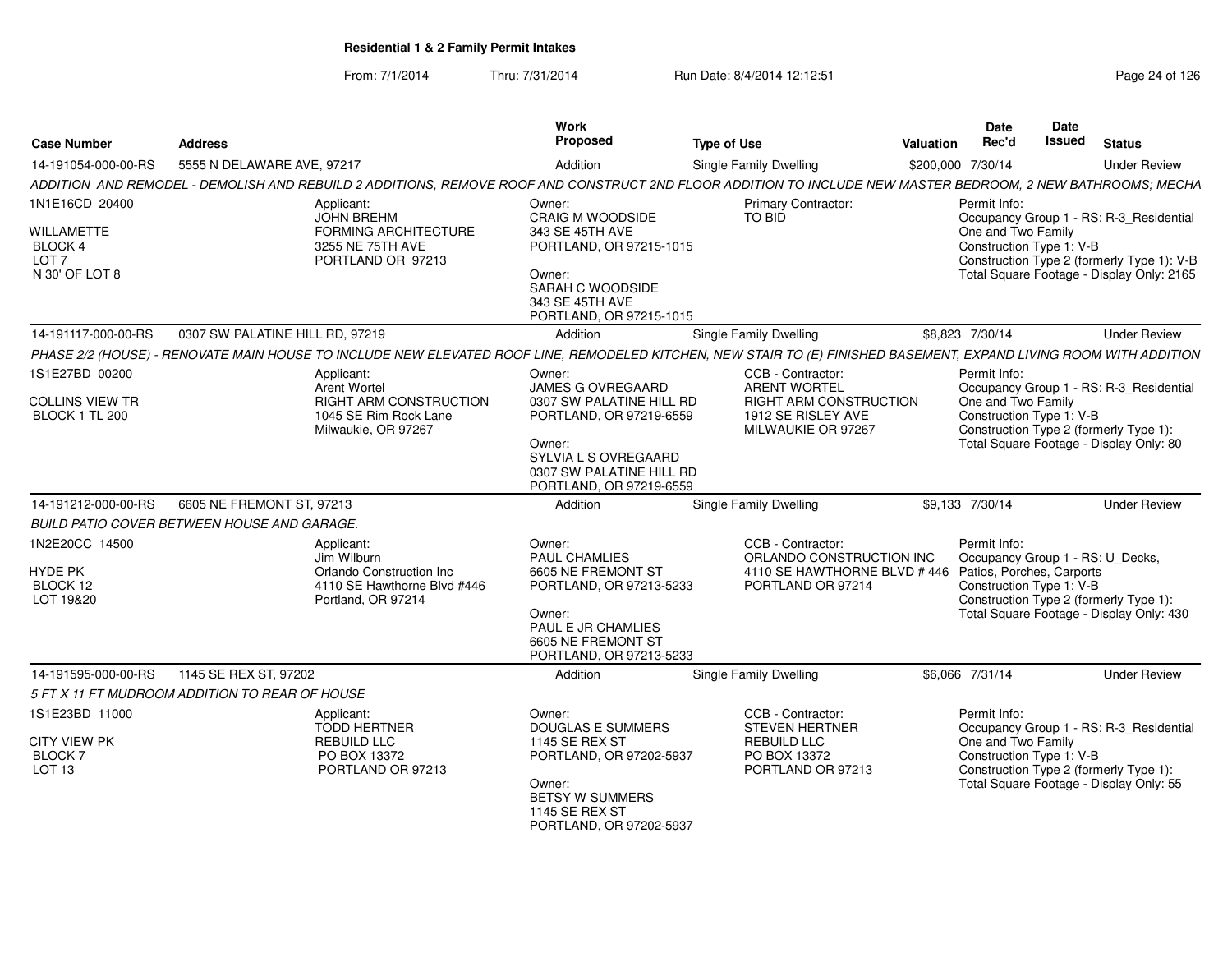## Residential 1 & 2 Family Permit Intakes

From: 7/1/2014 Thru: 7/31/2014 Run Date: 8/4/2014 12:12:51

| Case Number | Address | Work Proposed | Type of Use | Valuation | Date Rec'd | Date Issued | Status |
|---|---|---|---|---|---|---|---|
| 14-191054-000-00-RS | 5555 N DELAWARE AVE, 97217 | Addition | Single Family Dwelling | $200,000 | 7/30/14 | | Under Review |

*ADDITION AND REMODEL - DEMOLISH AND REBUILD 2 ADDITIONS, REMOVE ROOF AND CONSTRUCT 2ND FLOOR ADDITION TO INCLUDE NEW MASTER BEDROOM, 2 NEW BATHROOMS; MECHA*

1N1E16CD 20400
WILLAMETTE
BLOCK 4
LOT 7
N 30' OF LOT 8

Applicant:
JOHN BREHM
FORMING ARCHITECTURE
3255 NE 75TH AVE
PORTLAND OR 97213

Owner:
CRAIG M WOODSIDE
343 SE 45TH AVE
PORTLAND, OR 97215-1015

Owner:
SARAH C WOODSIDE
343 SE 45TH AVE
PORTLAND, OR 97215-1015

Primary Contractor:
TO BID

Permit Info:
Occupancy Group 1 - RS: R-3_Residential One and Two Family
Construction Type 1: V-B
Construction Type 2 (formerly Type 1): V-B
Total Square Footage - Display Only: 2165

| Case Number | Address | Work Proposed | Type of Use | Valuation | Date Rec'd | Date Issued | Status |
|---|---|---|---|---|---|---|---|
| 14-191117-000-00-RS | 0307 SW PALATINE HILL RD, 97219 | Addition | Single Family Dwelling | $8,823 | 7/30/14 | | Under Review |

*PHASE 2/2 (HOUSE) - RENOVATE MAIN HOUSE TO INCLUDE NEW ELEVATED ROOF LINE, REMODELED KITCHEN, NEW STAIR TO (E) FINISHED BASEMENT, EXPAND LIVING ROOM WITH ADDITION*

1S1E27BD 00200
COLLINS VIEW TR
BLOCK 1 TL 200

Applicant:
Arent Wortel
RIGHT ARM CONSTRUCTION
1045 SE Rim Rock Lane
Milwaukie, OR 97267

Owner:
JAMES G OVREGAARD
0307 SW PALATINE HILL RD
PORTLAND, OR 97219-6559

Owner:
SYLVIA L S OVREGAARD
0307 SW PALATINE HILL RD
PORTLAND, OR 97219-6559

CCB - Contractor:
ARENT WORTEL
RIGHT ARM CONSTRUCTION
1912 SE RISLEY AVE
MILWAUKIE OR 97267

Permit Info:
Occupancy Group 1 - RS: R-3_Residential One and Two Family
Construction Type 1: V-B
Construction Type 2 (formerly Type 1):
Total Square Footage - Display Only: 80

| Case Number | Address | Work Proposed | Type of Use | Valuation | Date Rec'd | Date Issued | Status |
|---|---|---|---|---|---|---|---|
| 14-191212-000-00-RS | 6605 NE FREMONT ST, 97213 | Addition | Single Family Dwelling | $9,133 | 7/30/14 | | Under Review |

*BUILD PATIO COVER BETWEEN HOUSE AND GARAGE.*

1N2E20CC 14500
HYDE PK
BLOCK 12
LOT 19&20

Applicant:
Jim Wilburn
Orlando Construction Inc
4110 SE Hawthorne Blvd #446
Portland, OR 97214

Owner:
PAUL CHAMLIES
6605 NE FREMONT ST
PORTLAND, OR 97213-5233

Owner:
PAUL E JR CHAMLIES
6605 NE FREMONT ST
PORTLAND, OR 97213-5233

CCB - Contractor:
ORLANDO CONSTRUCTION INC
4110 SE HAWTHORNE BLVD # 446
PORTLAND OR 97214

Permit Info:
Occupancy Group 1 - RS: U_Decks, Patios, Porches, Carports
Construction Type 1: V-B
Construction Type 2 (formerly Type 1):
Total Square Footage - Display Only: 430

| Case Number | Address | Work Proposed | Type of Use | Valuation | Date Rec'd | Date Issued | Status |
|---|---|---|---|---|---|---|---|
| 14-191595-000-00-RS | 1145 SE REX ST, 97202 | Addition | Single Family Dwelling | $6,066 | 7/31/14 | | Under Review |

*5 FT X 11 FT MUDROOM ADDITION TO REAR OF HOUSE*

1S1E23BD 11000
CITY VIEW PK
BLOCK 7
LOT 13

Applicant:
TODD HERTNER
REBUILD LLC
PO BOX 13372
PORTLAND OR 97213

Owner:
DOUGLAS E SUMMERS
1145 SE REX ST
PORTLAND, OR 97202-5937

Owner:
BETSY W SUMMERS
1145 SE REX ST
PORTLAND, OR 97202-5937

CCB - Contractor:
STEVEN HERTNER
REBUILD LLC
PO BOX 13372
PORTLAND OR 97213

Permit Info:
Occupancy Group 1 - RS: R-3_Residential One and Two Family
Construction Type 1: V-B
Construction Type 2 (formerly Type 1):
Total Square Footage - Display Only: 55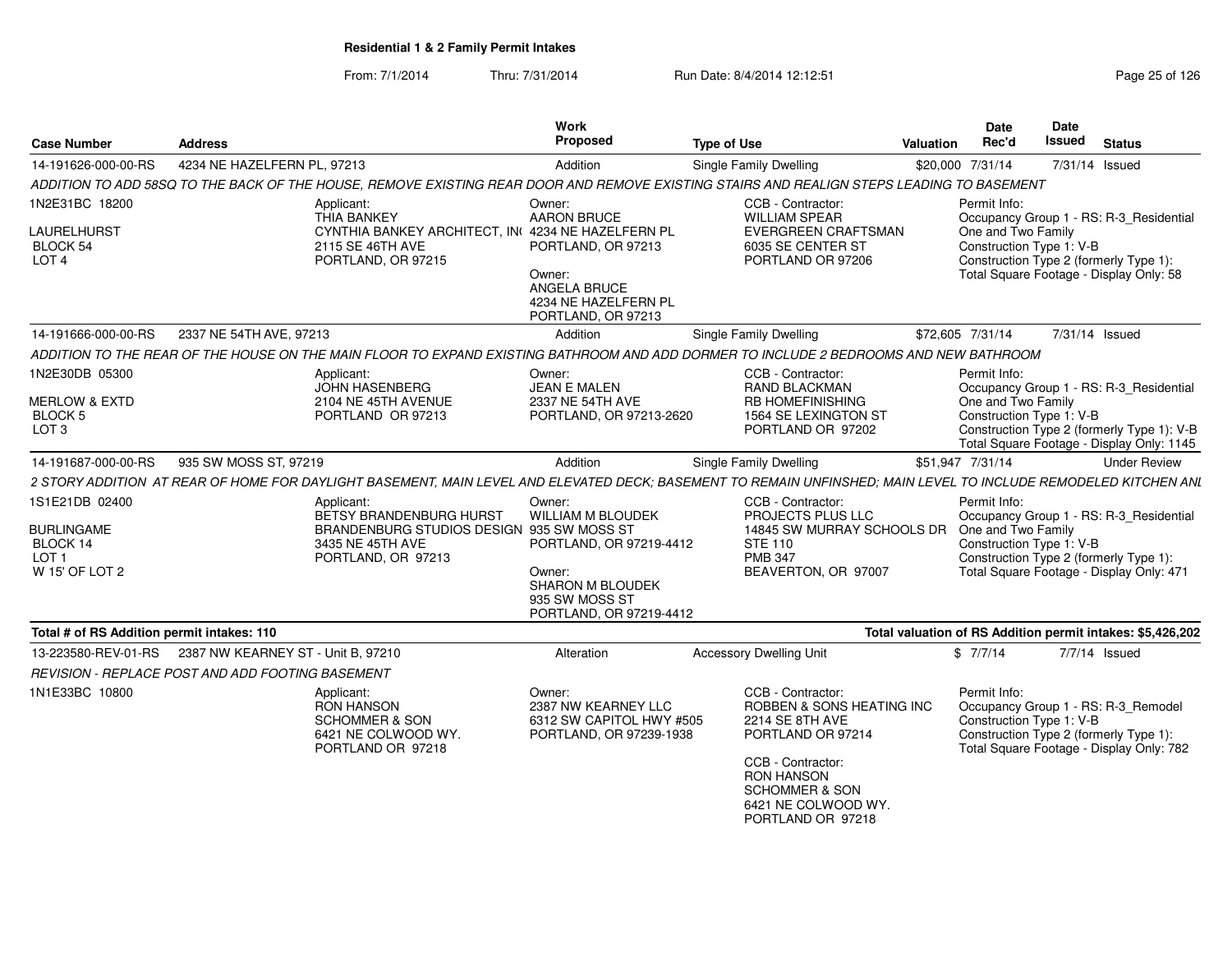**Residential 1 & 2 Family Permit Intakes**

From: 7/1/2014 Thru: 7/31/2014 Run Date: 8/4/2014 12:12:51

| Case Number | Address | Work Proposed | Type of Use | Valuation | Date Rec'd | Date Issued | Status |
|---|---|---|---|---|---|---|---|
| 14-191626-000-00-RS | 4234 NE HAZELFERN PL, 97213 | Addition | Single Family Dwelling | $20,000 | 7/31/14 | 7/31/14 | Issued |

ADDITION TO ADD 58SQ TO THE BACK OF THE HOUSE, REMOVE EXISTING REAR DOOR AND REMOVE EXISTING STAIRS AND REALIGN STEPS LEADING TO BASEMENT

1N2E31BC 18200
LAURELHURST
BLOCK 54
LOT 4

Applicant:
THIA BANKEY
CYNTHIA BANKEY ARCHITECT, IN(
2115 SE 46TH AVE
PORTLAND, OR 97215

Owner:
AARON BRUCE
4234 NE HAZELFERN PL
PORTLAND, OR 97213

Owner:
ANGELA BRUCE
4234 NE HAZELFERN PL
PORTLAND, OR 97213

CCB - Contractor:
WILLIAM SPEAR
EVERGREEN CRAFTSMAN
6035 SE CENTER ST
PORTLAND OR 97206

Permit Info:
Occupancy Group 1 - RS: R-3_Residential One and Two Family
Construction Type 1: V-B
Construction Type 2 (formerly Type 1):
Total Square Footage - Display Only: 58

| Case Number | Address | Work Proposed | Type of Use | Valuation | Date Rec'd | Date Issued | Status |
|---|---|---|---|---|---|---|---|
| 14-191666-000-00-RS | 2337 NE 54TH AVE, 97213 | Addition | Single Family Dwelling | $72,605 | 7/31/14 | 7/31/14 | Issued |

ADDITION TO THE REAR OF THE HOUSE ON THE MAIN FLOOR TO EXPAND EXISTING BATHROOM AND ADD DORMER TO INCLUDE 2 BEDROOMS AND NEW BATHROOM

1N2E30DB 05300
MERLOW & EXTD
BLOCK 5
LOT 3

Applicant:
JOHN HASENBERG
2104 NE 45TH AVENUE
PORTLAND OR 97213

Owner:
JEAN E MALEN
2337 NE 54TH AVE
PORTLAND, OR 97213-2620

CCB - Contractor:
RAND BLACKMAN
RB HOMEFINISHING
1564 SE LEXINGTON ST
PORTLAND OR 97202

Permit Info:
Occupancy Group 1 - RS: R-3_Residential One and Two Family
Construction Type 1: V-B
Construction Type 2 (formerly Type 1): V-B
Total Square Footage - Display Only: 1145

| Case Number | Address | Work Proposed | Type of Use | Valuation | Date Rec'd | Date Issued | Status |
|---|---|---|---|---|---|---|---|
| 14-191687-000-00-RS | 935 SW MOSS ST, 97219 | Addition | Single Family Dwelling | $51,947 | 7/31/14 | | Under Review |

2 STORY ADDITION AT REAR OF HOME FOR DAYLIGHT BASEMENT, MAIN LEVEL AND ELEVATED DECK; BASEMENT TO REMAIN UNFINSHED; MAIN LEVEL TO INCLUDE REMODELED KITCHEN ANI

1S1E21DB 02400
BURLINGAME
BLOCK 14
LOT 1
W 15' OF LOT 2

Applicant:
BETSY BRANDENBURG HURST
BRANDENBURG STUDIOS DESIGN
3435 NE 45TH AVE
PORTLAND, OR 97213

Owner:
WILLIAM M BLOUDEK
935 SW MOSS ST
PORTLAND, OR 97219-4412

Owner:
SHARON M BLOUDEK
935 SW MOSS ST
PORTLAND, OR 97219-4412

CCB - Contractor:
PROJECTS PLUS LLC
14845 SW MURRAY SCHOOLS DR
STE 110
PMB 347
BEAVERTON, OR 97007

Permit Info:
Occupancy Group 1 - RS: R-3_Residential One and Two Family
Construction Type 1: V-B
Construction Type 2 (formerly Type 1):
Total Square Footage - Display Only: 471

**Total # of RS Addition permit intakes: 110**

**Total valuation of RS Addition permit intakes: $5,426,202**

| Case Number | Address | Work Proposed | Type of Use | Valuation | Date Rec'd | Date Issued | Status |
|---|---|---|---|---|---|---|---|
| 13-223580-REV-01-RS | 2387 NW KEARNEY ST - Unit B, 97210 | Alteration | Accessory Dwelling Unit | $ | 7/7/14 | 7/7/14 | Issued |

REVISION - REPLACE POST AND ADD FOOTING BASEMENT

1N1E33BC 10800

Applicant:
RON HANSON
SCHOMMER & SON
6421 NE COLWOOD WY.
PORTLAND OR 97218

Owner:
2387 NW KEARNEY LLC
6312 SW CAPITOL HWY #505
PORTLAND, OR 97239-1938

CCB - Contractor:
ROBBEN & SONS HEATING INC
2214 SE 8TH AVE
PORTLAND OR 97214

CCB - Contractor:
RON HANSON
SCHOMMER & SON
6421 NE COLWOOD WY.
PORTLAND OR 97218

Permit Info:
Occupancy Group 1 - RS: R-3_Remodel
Construction Type 1: V-B
Construction Type 2 (formerly Type 1):
Total Square Footage - Display Only: 782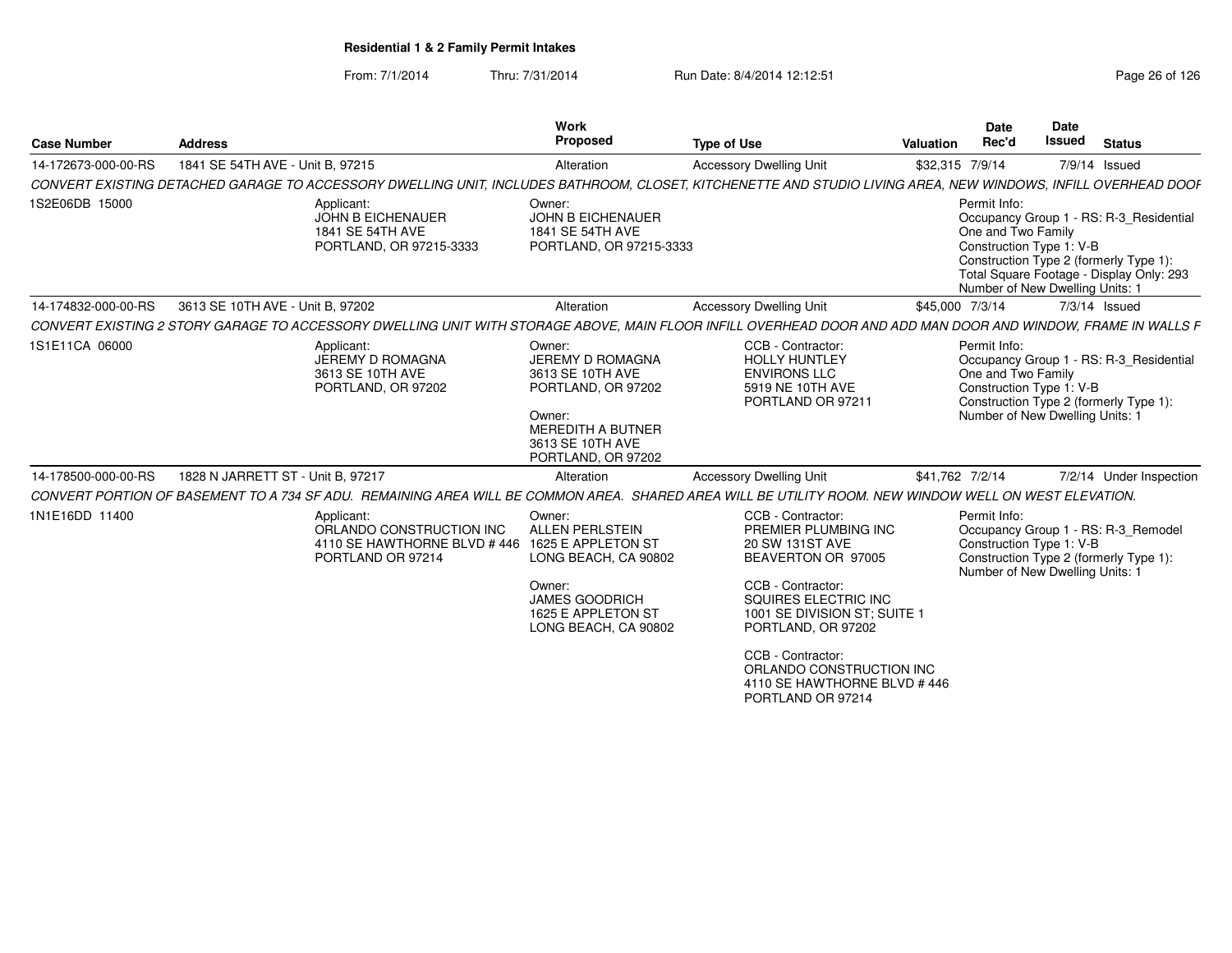## Residential 1 & 2 Family Permit Intakes

From: 7/1/2014 Thru: 7/31/2014 Run Date: 8/4/2014 12:12:51

| Case Number | Address | Work Proposed | Type of Use | Valuation | Date Rec'd | Date Issued | Status |
|---|---|---|---|---|---|---|---|
| 14-172673-000-00-RS | 1841 SE 54TH AVE - Unit B, 97215 | Alteration | Accessory Dwelling Unit | $32,315 | 7/9/14 | 7/9/14 | Issued |

CONVERT EXISTING DETACHED GARAGE TO ACCESSORY DWELLING UNIT, INCLUDES BATHROOM, CLOSET, KITCHENETTE AND STUDIO LIVING AREA, NEW WINDOWS, INFILL OVERHEAD DOOF

1S2E06DB 15000

Applicant:
JOHN B EICHENAUER
1841 SE 54TH AVE
PORTLAND, OR 97215-3333

Owner:
JOHN B EICHENAUER
1841 SE 54TH AVE
PORTLAND, OR 97215-3333

Permit Info:
Occupancy Group 1 - RS: R-3_Residential One and Two Family
Construction Type 1: V-B
Construction Type 2 (formerly Type 1):
Total Square Footage - Display Only: 293
Number of New Dwelling Units: 1

| Case Number | Address | Work Proposed | Type of Use | Valuation | Date Rec'd | Date Issued | Status |
|---|---|---|---|---|---|---|---|
| 14-174832-000-00-RS | 3613 SE 10TH AVE - Unit B, 97202 | Alteration | Accessory Dwelling Unit | $45,000 | 7/3/14 | 7/3/14 | Issued |

CONVERT EXISTING 2 STORY GARAGE TO ACCESSORY DWELLING UNIT WITH STORAGE ABOVE, MAIN FLOOR INFILL OVERHEAD DOOR AND ADD MAN DOOR AND WINDOW, FRAME IN WALLS F

1S1E11CA 06000

Applicant:
JEREMY D ROMAGNA
3613 SE 10TH AVE
PORTLAND, OR 97202

Owner:
JEREMY D ROMAGNA
3613 SE 10TH AVE
PORTLAND, OR 97202

Owner:
MEREDITH A BUTNER
3613 SE 10TH AVE
PORTLAND, OR 97202

CCB - Contractor:
HOLLY HUNTLEY
ENVIRONS LLC
5919 NE 10TH AVE
PORTLAND OR 97211

Permit Info:
Occupancy Group 1 - RS: R-3_Residential One and Two Family
Construction Type 1: V-B
Construction Type 2 (formerly Type 1):
Number of New Dwelling Units: 1

| Case Number | Address | Work Proposed | Type of Use | Valuation | Date Rec'd | Date Issued | Status |
|---|---|---|---|---|---|---|---|
| 14-178500-000-00-RS | 1828 N JARRETT ST - Unit B, 97217 | Alteration | Accessory Dwelling Unit | $41,762 | 7/2/14 | 7/2/14 | Under Inspection |

CONVERT PORTION OF BASEMENT TO A 734 SF ADU. REMAINING AREA WILL BE COMMON AREA. SHARED AREA WILL BE UTILITY ROOM. NEW WINDOW WELL ON WEST ELEVATION.

1N1E16DD 11400

Applicant:
ORLANDO CONSTRUCTION INC
4110 SE HAWTHORNE BLVD # 446
PORTLAND OR 97214

Owner:
ALLEN PERLSTEIN
1625 E APPLETON ST
LONG BEACH, CA 90802

Owner:
JAMES GOODRICH
1625 E APPLETON ST
LONG BEACH, CA 90802

CCB - Contractor:
PREMIER PLUMBING INC
20 SW 131ST AVE
BEAVERTON OR 97005

CCB - Contractor:
SQUIRES ELECTRIC INC
1001 SE DIVISION ST; SUITE 1
PORTLAND, OR 97202

CCB - Contractor:
ORLANDO CONSTRUCTION INC
4110 SE HAWTHORNE BLVD # 446
PORTLAND OR 97214

Permit Info:
Occupancy Group 1 - RS: R-3_Remodel
Construction Type 1: V-B
Construction Type 2 (formerly Type 1):
Number of New Dwelling Units: 1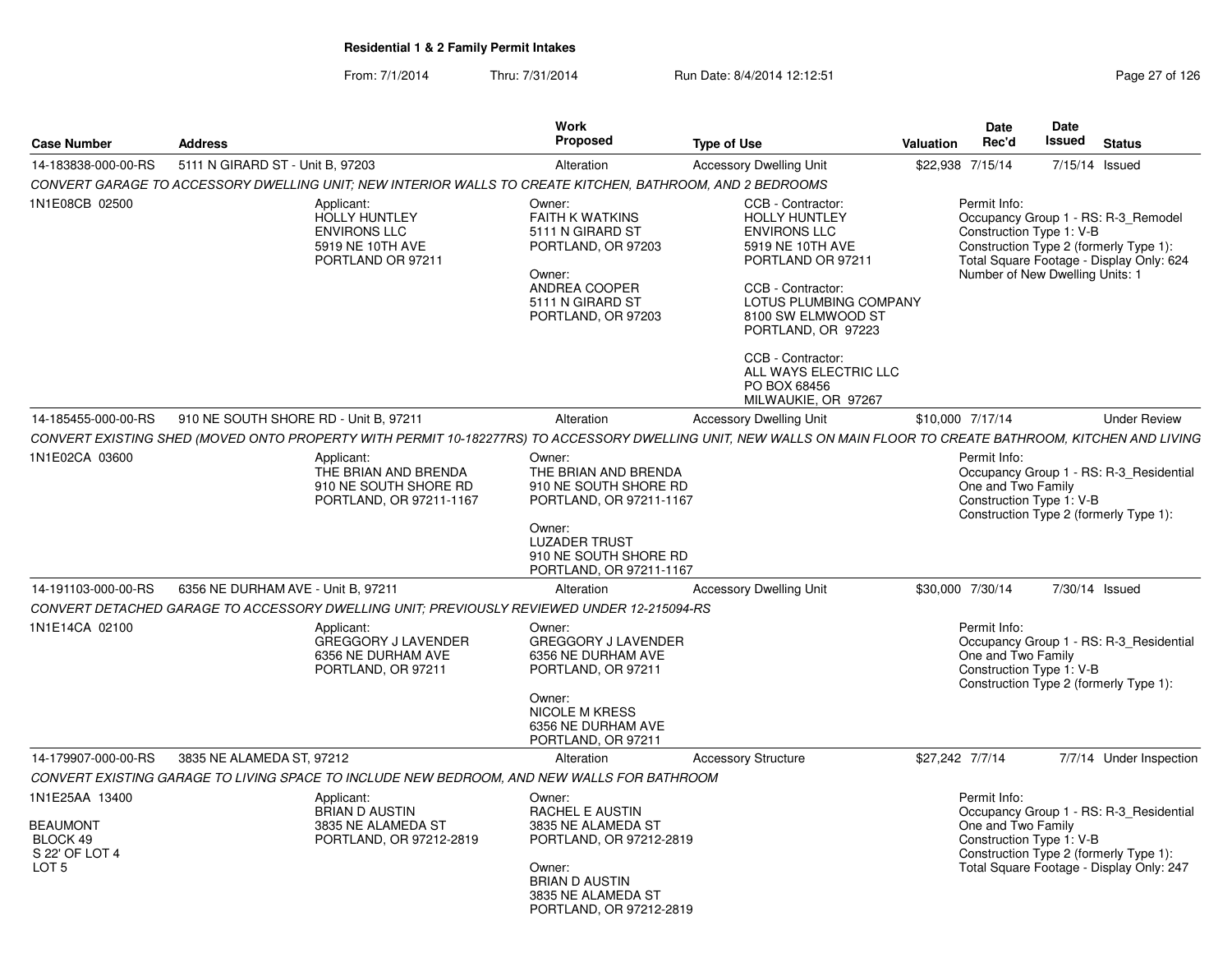## Residential 1 & 2 Family Permit Intakes

From: 7/1/2014 Thru: 7/31/2014 Run Date: 8/4/2014 12:12:51

| Case Number | Address | Work Proposed | Type of Use | Valuation | Date Rec'd | Date Issued | Status |
|---|---|---|---|---|---|---|---|
| 14-183838-000-00-RS | 5111 N GIRARD ST - Unit B, 97203 | Alteration | Accessory Dwelling Unit | $22,938 | 7/15/14 | 7/15/14 | Issued |

*CONVERT GARAGE TO ACCESSORY DWELLING UNIT; NEW INTERIOR WALLS TO CREATE KITCHEN, BATHROOM, AND 2 BEDROOMS*

1N1E08CB 02500

Applicant:
HOLLY HUNTLEY
ENVIRONS LLC
5919 NE 10TH AVE
PORTLAND OR 97211

Owner:
FAITH K WATKINS
5111 N GIRARD ST
PORTLAND, OR 97203

Owner:
ANDREA COOPER
5111 N GIRARD ST
PORTLAND, OR 97203

CCB - Contractor:
HOLLY HUNTLEY
ENVIRONS LLC
5919 NE 10TH AVE
PORTLAND OR 97211

CCB - Contractor:
LOTUS PLUMBING COMPANY
8100 SW ELMWOOD ST
PORTLAND, OR 97223

CCB - Contractor:
ALL WAYS ELECTRIC LLC
PO BOX 68456
MILWAUKIE, OR 97267

Permit Info:
Occupancy Group 1 - RS: R-3_Remodel
Construction Type 1: V-B
Construction Type 2 (formerly Type 1):
Total Square Footage - Display Only: 624
Number of New Dwelling Units: 1

| Case Number | Address | Work Proposed | Type of Use | Valuation | Date Rec'd | Date Issued | Status |
|---|---|---|---|---|---|---|---|
| 14-185455-000-00-RS | 910 NE SOUTH SHORE RD - Unit B, 97211 | Alteration | Accessory Dwelling Unit | $10,000 | 7/17/14 | | Under Review |

*CONVERT EXISTING SHED (MOVED ONTO PROPERTY WITH PERMIT 10-182277RS) TO ACCESSORY DWELLING UNIT, NEW WALLS ON MAIN FLOOR TO CREATE BATHROOM, KITCHEN AND LIVING*

1N1E02CA 03600

Applicant:
THE BRIAN AND BRENDA
910 NE SOUTH SHORE RD
PORTLAND, OR 97211-1167

Owner:
THE BRIAN AND BRENDA
910 NE SOUTH SHORE RD
PORTLAND, OR 97211-1167

Owner:
LUZADER TRUST
910 NE SOUTH SHORE RD
PORTLAND, OR 97211-1167

Permit Info:
Occupancy Group 1 - RS: R-3_Residential One and Two Family
Construction Type 1: V-B
Construction Type 2 (formerly Type 1):

| Case Number | Address | Work Proposed | Type of Use | Valuation | Date Rec'd | Date Issued | Status |
|---|---|---|---|---|---|---|---|
| 14-191103-000-00-RS | 6356 NE DURHAM AVE - Unit B, 97211 | Alteration | Accessory Dwelling Unit | $30,000 | 7/30/14 | 7/30/14 | Issued |

*CONVERT DETACHED GARAGE TO ACCESSORY DWELLING UNIT; PREVIOUSLY REVIEWED UNDER 12-215094-RS*

1N1E14CA 02100

Applicant:
GREGGORY J LAVENDER
6356 NE DURHAM AVE
PORTLAND, OR 97211

Owner:
GREGGORY J LAVENDER
6356 NE DURHAM AVE
PORTLAND, OR 97211

Owner:
NICOLE M KRESS
6356 NE DURHAM AVE
PORTLAND, OR 97211

Permit Info:
Occupancy Group 1 - RS: R-3_Residential One and Two Family
Construction Type 1: V-B
Construction Type 2 (formerly Type 1):

| Case Number | Address | Work Proposed | Type of Use | Valuation | Date Rec'd | Date Issued | Status |
|---|---|---|---|---|---|---|---|
| 14-179907-000-00-RS | 3835 NE ALAMEDA ST, 97212 | Alteration | Accessory Structure | $27,242 | 7/7/14 | 7/7/14 | Under Inspection |

*CONVERT EXISTING GARAGE TO LIVING SPACE TO INCLUDE NEW BEDROOM, AND NEW WALLS FOR BATHROOM*

1N1E25AA 13400

BEAUMONT
BLOCK 49
S 22' OF LOT 4
LOT 5

Applicant:
BRIAN D AUSTIN
3835 NE ALAMEDA ST
PORTLAND, OR 97212-2819

Owner:
RACHEL E AUSTIN
3835 NE ALAMEDA ST
PORTLAND, OR 97212-2819

Owner:
BRIAN D AUSTIN
3835 NE ALAMEDA ST
PORTLAND, OR 97212-2819

Permit Info:
Occupancy Group 1 - RS: R-3_Residential One and Two Family
Construction Type 1: V-B
Construction Type 2 (formerly Type 1):
Total Square Footage - Display Only: 247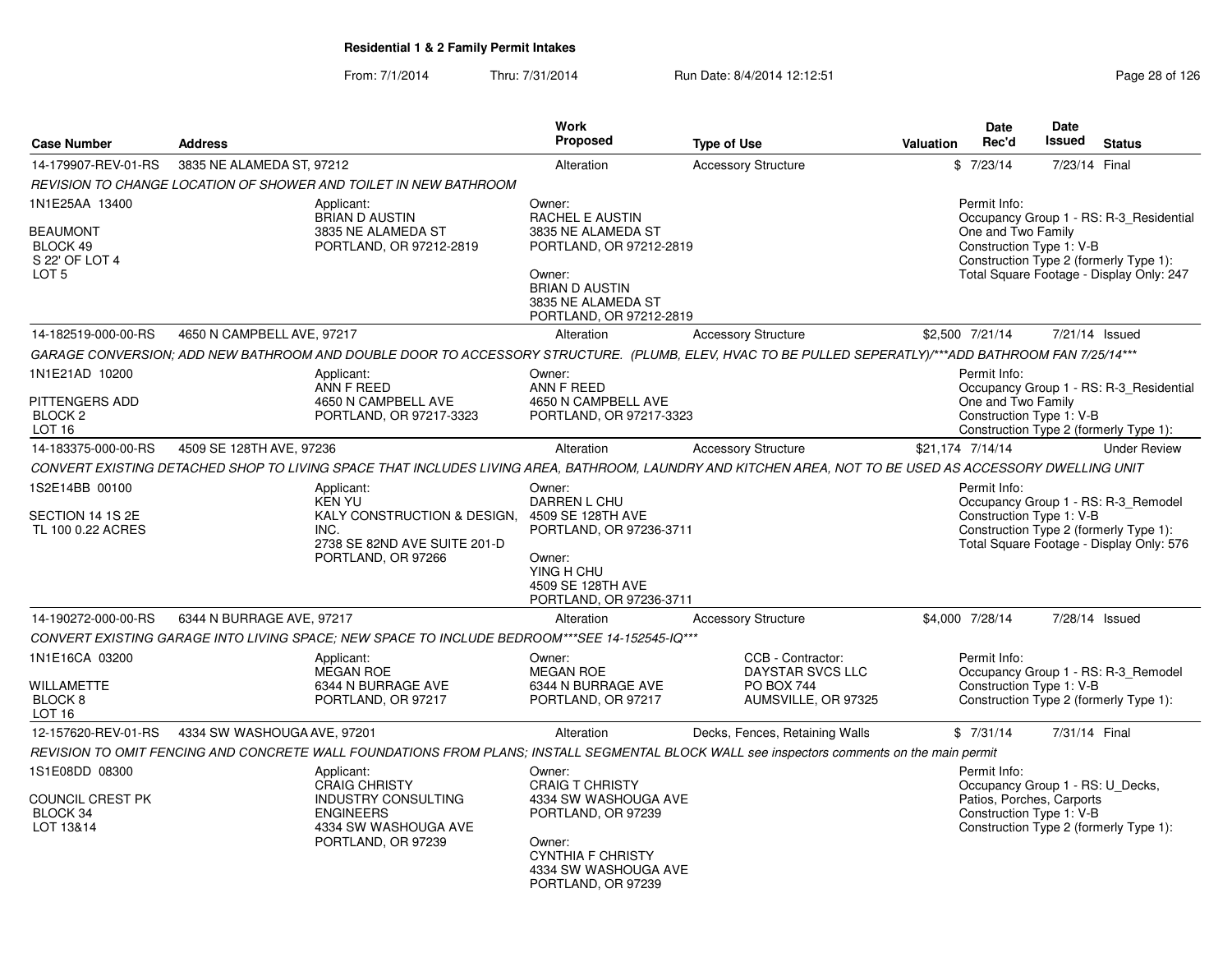**Residential 1 & 2 Family Permit Intakes**

From: 7/1/2014 Thru: 7/31/2014 Run Date: 8/4/2014 12:12:51

| Case Number | Address | Work Proposed | Type of Use | Valuation | Date Rec'd | Date Issued | Status |
|---|---|---|---|---|---|---|---|
| 14-179907-REV-01-RS | 3835 NE ALAMEDA ST, 97212 | Alteration | Accessory Structure | $ | 7/23/14 | 7/23/14 | Final |

*REVISION TO CHANGE LOCATION OF SHOWER AND TOILET IN NEW BATHROOM*

1N1E25AA 13400
BEAUMONT
BLOCK 49
S 22' OF LOT 4
LOT 5

Applicant:
BRIAN D AUSTIN
3835 NE ALAMEDA ST
PORTLAND, OR 97212-2819

Owner:
RACHEL E AUSTIN
3835 NE ALAMEDA ST
PORTLAND, OR 97212-2819

Owner:
BRIAN D AUSTIN
3835 NE ALAMEDA ST
PORTLAND, OR 97212-2819

Permit Info:
Occupancy Group 1 - RS: R-3_Residential One and Two Family
Construction Type 1: V-B
Construction Type 2 (formerly Type 1):
Total Square Footage - Display Only: 247

| Case Number | Address | Work Proposed | Type of Use | Valuation | Date Rec'd | Date Issued | Status |
|---|---|---|---|---|---|---|---|
| 14-182519-000-00-RS | 4650 N CAMPBELL AVE, 97217 | Alteration | Accessory Structure | $2,500 | 7/21/14 | 7/21/14 | Issued |

*GARAGE CONVERSION; ADD NEW BATHROOM AND DOUBLE DOOR TO ACCESSORY STRUCTURE. (PLUMB, ELEV, HVAC TO BE PULLED SEPERATLY)/***ADD BATHROOM FAN 7/25/14****

1N1E21AD 10200
PITTENGERS ADD
BLOCK 2
LOT 16

Applicant:
ANN F REED
4650 N CAMPBELL AVE
PORTLAND, OR 97217-3323

Owner:
ANN F REED
4650 N CAMPBELL AVE
PORTLAND, OR 97217-3323

Permit Info:
Occupancy Group 1 - RS: R-3_Residential One and Two Family
Construction Type 1: V-B
Construction Type 2 (formerly Type 1):

| Case Number | Address | Work Proposed | Type of Use | Valuation | Date Rec'd | Date Issued | Status |
|---|---|---|---|---|---|---|---|
| 14-183375-000-00-RS | 4509 SE 128TH AVE, 97236 | Alteration | Accessory Structure | $21,174 | 7/14/14 | | Under Review |

*CONVERT EXISTING DETACHED SHOP TO LIVING SPACE THAT INCLUDES LIVING AREA, BATHROOM, LAUNDRY AND KITCHEN AREA, NOT TO BE USED AS ACCESSORY DWELLING UNIT*

1S2E14BB 00100
SECTION 14 1S 2E
TL 100 0.22 ACRES

Applicant:
KEN YU
KALY CONSTRUCTION & DESIGN, INC.
2738 SE 82ND AVE SUITE 201-D
PORTLAND, OR 97266

Owner:
DARREN L CHU
4509 SE 128TH AVE
PORTLAND, OR 97236-3711

Owner:
YING H CHU
4509 SE 128TH AVE
PORTLAND, OR 97236-3711

Permit Info:
Occupancy Group 1 - RS: R-3_Remodel
Construction Type 1: V-B
Construction Type 2 (formerly Type 1):
Total Square Footage - Display Only: 576

| Case Number | Address | Work Proposed | Type of Use | Valuation | Date Rec'd | Date Issued | Status |
|---|---|---|---|---|---|---|---|
| 14-190272-000-00-RS | 6344 N BURRAGE AVE, 97217 | Alteration | Accessory Structure | $4,000 | 7/28/14 | 7/28/14 | Issued |

*CONVERT EXISTING GARAGE INTO LIVING SPACE; NEW SPACE TO INCLUDE BEDROOM***SEE 14-152545-IQ****

1N1E16CA 03200
WILLAMETTE
BLOCK 8
LOT 16

Applicant:
MEGAN ROE
6344 N BURRAGE AVE
PORTLAND, OR 97217

Owner:
MEGAN ROE
6344 N BURRAGE AVE
PORTLAND, OR 97217

CCB - Contractor:
DAYSTAR SVCS LLC
PO BOX 744
AUMSVILLE, OR 97325

Permit Info:
Occupancy Group 1 - RS: R-3_Remodel
Construction Type 1: V-B
Construction Type 2 (formerly Type 1):

| Case Number | Address | Work Proposed | Type of Use | Valuation | Date Rec'd | Date Issued | Status |
|---|---|---|---|---|---|---|---|
| 12-157620-REV-01-RS | 4334 SW WASHOUGA AVE, 97201 | Alteration | Decks, Fences, Retaining Walls | $ | 7/31/14 | 7/31/14 | Final |

*REVISION TO OMIT FENCING AND CONCRETE WALL FOUNDATIONS FROM PLANS; INSTALL SEGMENTAL BLOCK WALL see inspectors comments on the main permit*

1S1E08DD 08300
COUNCIL CREST PK
BLOCK 34
LOT 13&14

Applicant:
CRAIG CHRISTY
INDUSTRY CONSULTING ENGINEERS
4334 SW WASHOUGA AVE
PORTLAND, OR 97239

Owner:
CRAIG T CHRISTY
4334 SW WASHOUGA AVE
PORTLAND, OR 97239

Owner:
CYNTHIA F CHRISTY
4334 SW WASHOUGA AVE
PORTLAND, OR 97239

Permit Info:
Occupancy Group 1 - RS: U_Decks, Patios, Porches, Carports
Construction Type 1: V-B
Construction Type 2 (formerly Type 1):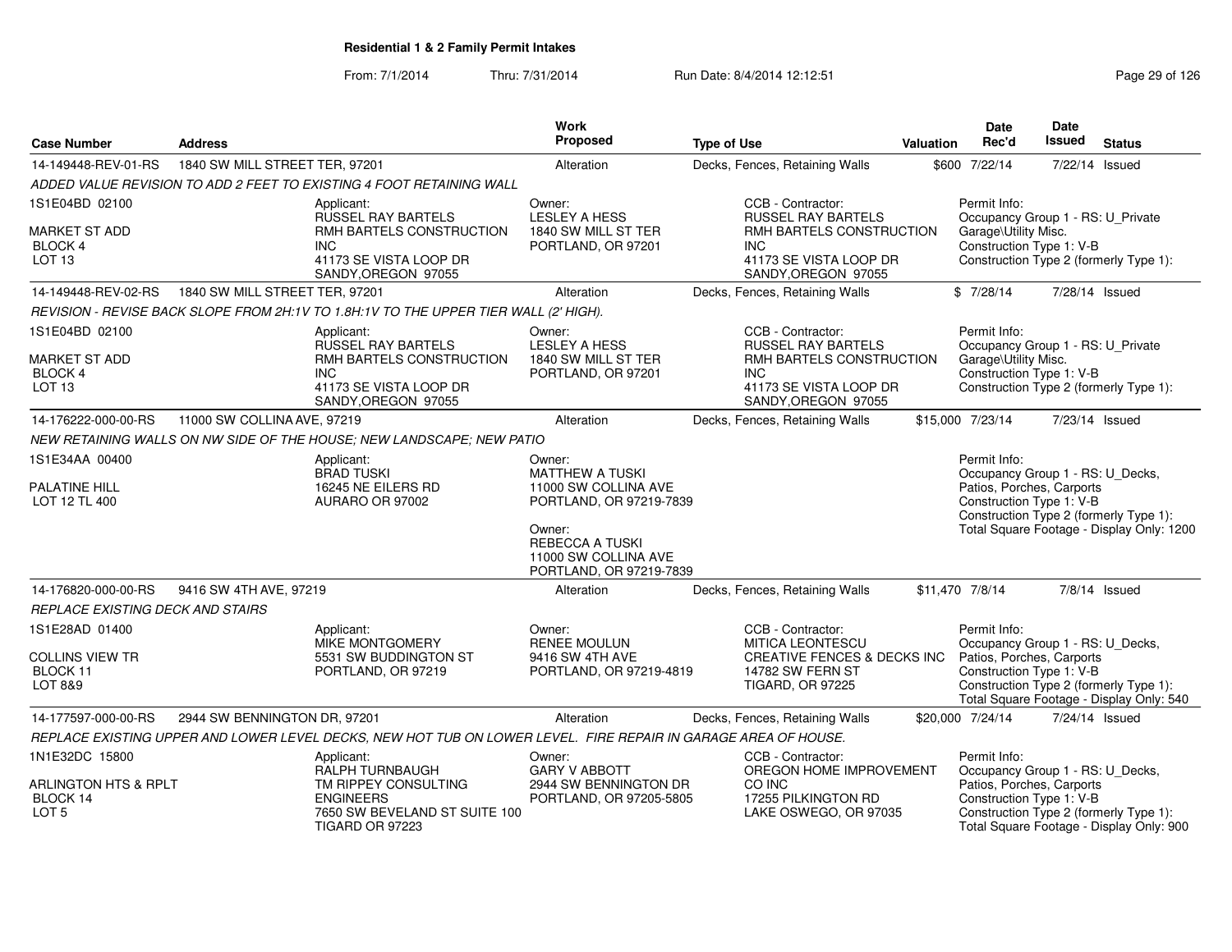## Residential 1 & 2 Family Permit Intakes

From: 7/1/2014 Thru: 7/31/2014 Run Date: 8/4/2014 12:12:51

| Case Number | Address | Work Proposed | Type of Use | Valuation | Date Rec'd | Date Issued | Status |
|---|---|---|---|---|---|---|---|
| 14-149448-REV-01-RS | 1840 SW MILL STREET TER, 97201 | Alteration | Decks, Fences, Retaining Walls | $600 | 7/22/14 | 7/22/14 | Issued |

*ADDED VALUE REVISION TO ADD 2 FEET TO EXISTING 4 FOOT RETAINING WALL*

1S1E04BD 02100
MARKET ST ADD
BLOCK 4
LOT 13

Applicant: RUSSEL RAY BARTELS, RMH BARTELS CONSTRUCTION INC, 41173 SE VISTA LOOP DR, SANDY,OREGON 97055

Owner: LESLEY A HESS, 1840 SW MILL ST TER, PORTLAND, OR 97201

CCB - Contractor: RUSSEL RAY BARTELS, RMH BARTELS CONSTRUCTION INC, 41173 SE VISTA LOOP DR, SANDY,OREGON 97055

Permit Info: Occupancy Group 1 - RS: U_Private Garage\Utility Misc. Construction Type 1: V-B. Construction Type 2 (formerly Type 1):

| Case Number | Address | Work Proposed | Type of Use | Valuation | Date Rec'd | Date Issued | Status |
|---|---|---|---|---|---|---|---|
| 14-149448-REV-02-RS | 1840 SW MILL STREET TER, 97201 | Alteration | Decks, Fences, Retaining Walls | $ | 7/28/14 | 7/28/14 | Issued |

*REVISION - REVISE BACK SLOPE FROM 2H:1V TO 1.8H:1V TO THE UPPER TIER WALL (2' HIGH).*

1S1E04BD 02100
MARKET ST ADD
BLOCK 4
LOT 13

Applicant: RUSSEL RAY BARTELS, RMH BARTELS CONSTRUCTION INC, 41173 SE VISTA LOOP DR, SANDY,OREGON 97055

Owner: LESLEY A HESS, 1840 SW MILL ST TER, PORTLAND, OR 97201

CCB - Contractor: RUSSEL RAY BARTELS, RMH BARTELS CONSTRUCTION INC, 41173 SE VISTA LOOP DR, SANDY,OREGON 97055

Permit Info: Occupancy Group 1 - RS: U_Private Garage\Utility Misc. Construction Type 1: V-B. Construction Type 2 (formerly Type 1):

| Case Number | Address | Work Proposed | Type of Use | Valuation | Date Rec'd | Date Issued | Status |
|---|---|---|---|---|---|---|---|
| 14-176222-000-00-RS | 11000 SW COLLINA AVE, 97219 | Alteration | Decks, Fences, Retaining Walls | $15,000 | 7/23/14 | 7/23/14 | Issued |

*NEW RETAINING WALLS ON NW SIDE OF THE HOUSE; NEW LANDSCAPE; NEW PATIO*

1S1E34AA 00400
PALATINE HILL
LOT 12 TL 400

Applicant: BRAD TUSKI, 16245 NE EILERS RD, AURARO OR 97002

Owner: MATTHEW A TUSKI, 11000 SW COLLINA AVE, PORTLAND, OR 97219-7839

Owner: REBECCA A TUSKI, 11000 SW COLLINA AVE, PORTLAND, OR 97219-7839

Permit Info: Occupancy Group 1 - RS: U_Decks, Patios, Porches, Carports. Construction Type 1: V-B. Construction Type 2 (formerly Type 1): Total Square Footage - Display Only: 1200

| Case Number | Address | Work Proposed | Type of Use | Valuation | Date Rec'd | Date Issued | Status |
|---|---|---|---|---|---|---|---|
| 14-176820-000-00-RS | 9416 SW 4TH AVE, 97219 | Alteration | Decks, Fences, Retaining Walls | $11,470 | 7/8/14 | 7/8/14 | Issued |

*REPLACE EXISTING DECK AND STAIRS*

1S1E28AD 01400
COLLINS VIEW TR
BLOCK 11
LOT 8&9

Applicant: MIKE MONTGOMERY, 5531 SW BUDDINGTON ST, PORTLAND, OR 97219

Owner: RENEE MOULUN, 9416 SW 4TH AVE, PORTLAND, OR 97219-4819

CCB - Contractor: MITICA LEONTESCU, CREATIVE FENCES & DECKS INC, 14782 SW FERN ST, TIGARD, OR 97225

Permit Info: Occupancy Group 1 - RS: U_Decks, Patios, Porches, Carports. Construction Type 1: V-B. Construction Type 2 (formerly Type 1): Total Square Footage - Display Only: 540

| Case Number | Address | Work Proposed | Type of Use | Valuation | Date Rec'd | Date Issued | Status |
|---|---|---|---|---|---|---|---|
| 14-177597-000-00-RS | 2944 SW BENNINGTON DR, 97201 | Alteration | Decks, Fences, Retaining Walls | $20,000 | 7/24/14 | 7/24/14 | Issued |

*REPLACE EXISTING UPPER AND LOWER LEVEL DECKS, NEW HOT TUB ON LOWER LEVEL. FIRE REPAIR IN GARAGE AREA OF HOUSE.*

1N1E32DC 15800
ARLINGTON HTS & RPLT
BLOCK 14
LOT 5

Applicant: RALPH TURNBAUGH, TM RIPPEY CONSULTING ENGINEERS, 7650 SW BEVELAND ST SUITE 100, TIGARD OR 97223

Owner: GARY V ABBOTT, 2944 SW BENNINGTON DR, PORTLAND, OR 97205-5805

CCB - Contractor: OREGON HOME IMPROVEMENT CO INC, 17255 PILKINGTON RD, LAKE OSWEGO, OR 97035

Permit Info: Occupancy Group 1 - RS: U_Decks, Patios, Porches, Carports. Construction Type 1: V-B. Construction Type 2 (formerly Type 1): Total Square Footage - Display Only: 900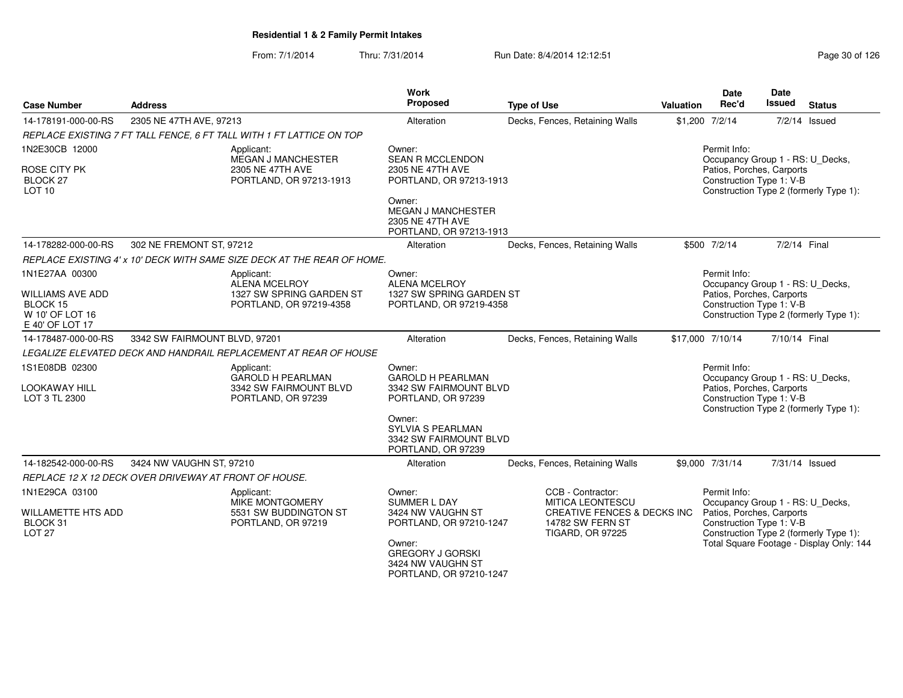# Residential 1 & 2 Family Permit Intakes

From: 7/1/2014 Thru: 7/31/2014 Run Date: 8/4/2014 12:12:51

| Case Number | Address | Work Proposed | Type of Use | Valuation | Date Rec'd | Date Issued | Status |
|---|---|---|---|---|---|---|---|
| 14-178191-000-00-RS | 2305 NE 47TH AVE, 97213 | Alteration | Decks, Fences, Retaining Walls | $1,200 | 7/2/14 | 7/2/14 | Issued |

REPLACE EXISTING 7 FT TALL FENCE, 6 FT TALL WITH 1 FT LATTICE ON TOP

1N2E30CB 12000
ROSE CITY PK
BLOCK 27
LOT 10

Applicant:
MEGAN J MANCHESTER
2305 NE 47TH AVE
PORTLAND, OR 97213-1913

Owner:
SEAN R MCCLENDON
2305 NE 47TH AVE
PORTLAND, OR 97213-1913

Owner:
MEGAN J MANCHESTER
2305 NE 47TH AVE
PORTLAND, OR 97213-1913

Permit Info:
Occupancy Group 1 - RS: U_Decks, Patios, Porches, Carports
Construction Type 1: V-B
Construction Type 2 (formerly Type 1):

| Case Number | Address | Work Proposed | Type of Use | Valuation | Date Rec'd | Date Issued | Status |
|---|---|---|---|---|---|---|---|
| 14-178282-000-00-RS | 302 NE FREMONT ST, 97212 | Alteration | Decks, Fences, Retaining Walls | $500 | 7/2/14 | 7/2/14 | Final |

REPLACE EXISTING 4' x 10' DECK WITH SAME SIZE DECK AT THE REAR OF HOME.

1N1E27AA 00300
WILLIAMS AVE ADD
BLOCK 15
W 10' OF LOT 16
E 40' OF LOT 17

Applicant:
ALENA MCELROY
1327 SW SPRING GARDEN ST
PORTLAND, OR 97219-4358

Owner:
ALENA MCELROY
1327 SW SPRING GARDEN ST
PORTLAND, OR 97219-4358

Permit Info:
Occupancy Group 1 - RS: U_Decks, Patios, Porches, Carports
Construction Type 1: V-B
Construction Type 2 (formerly Type 1):

| Case Number | Address | Work Proposed | Type of Use | Valuation | Date Rec'd | Date Issued | Status |
|---|---|---|---|---|---|---|---|
| 14-178487-000-00-RS | 3342 SW FAIRMOUNT BLVD, 97201 | Alteration | Decks, Fences, Retaining Walls | $17,000 | 7/10/14 | 7/10/14 | Final |

LEGALIZE ELEVATED DECK AND HANDRAIL REPLACEMENT AT REAR OF HOUSE

1S1E08DB 02300
LOOKAWAY HILL
LOT 3 TL 2300

Applicant:
GAROLD H PEARLMAN
3342 SW FAIRMOUNT BLVD
PORTLAND, OR 97239

Owner:
GAROLD H PEARLMAN
3342 SW FAIRMOUNT BLVD
PORTLAND, OR 97239

Owner:
SYLVIA S PEARLMAN
3342 SW FAIRMOUNT BLVD
PORTLAND, OR 97239

Permit Info:
Occupancy Group 1 - RS: U_Decks, Patios, Porches, Carports
Construction Type 1: V-B
Construction Type 2 (formerly Type 1):

| Case Number | Address | Work Proposed | Type of Use | Valuation | Date Rec'd | Date Issued | Status |
|---|---|---|---|---|---|---|---|
| 14-182542-000-00-RS | 3424 NW VAUGHN ST, 97210 | Alteration | Decks, Fences, Retaining Walls | $9,000 | 7/31/14 | 7/31/14 | Issued |

REPLACE 12 X 12 DECK OVER DRIVEWAY AT FRONT OF HOUSE.

1N1E29CA 03100
WILLAMETTE HTS ADD
BLOCK 31
LOT 27

Applicant:
MIKE MONTGOMERY
5531 SW BUDDINGTON ST
PORTLAND, OR 97219

Owner:
SUMMER L DAY
3424 NW VAUGHN ST
PORTLAND, OR 97210-1247

Owner:
GREGORY J GORSKI
3424 NW VAUGHN ST
PORTLAND, OR 97210-1247

CCB - Contractor:
MITICA LEONTESCU
CREATIVE FENCES & DECKS INC
14782 SW FERN ST
TIGARD, OR 97225

Permit Info:
Occupancy Group 1 - RS: U_Decks, Patios, Porches, Carports
Construction Type 1: V-B
Construction Type 2 (formerly Type 1):
Total Square Footage - Display Only: 144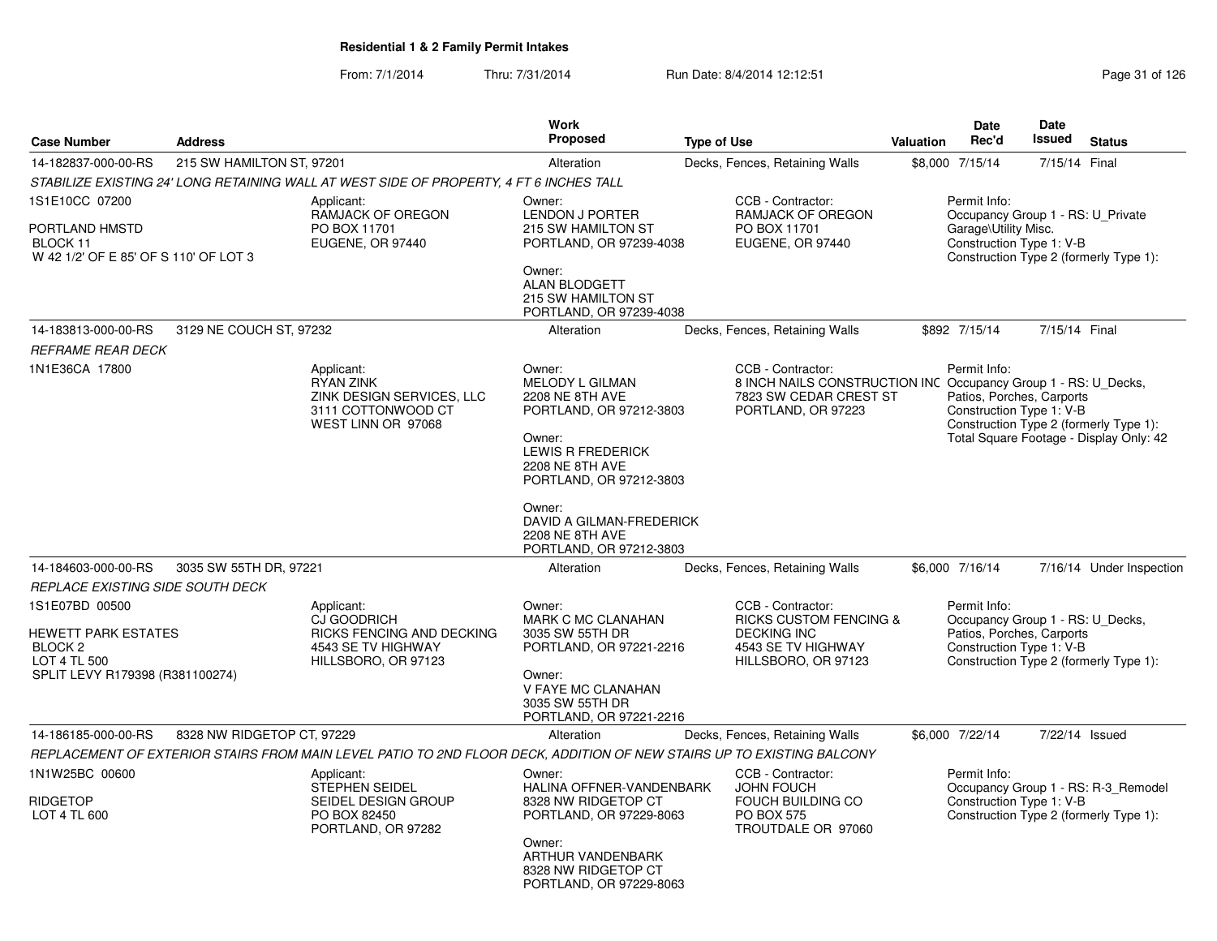## Residential 1 & 2 Family Permit Intakes

From: 7/1/2014 Thru: 7/31/2014 Run Date: 8/4/2014 12:12:51

| Case Number | Address | Work Proposed | Type of Use | Valuation | Date Rec'd | Date Issued | Status |
|---|---|---|---|---|---|---|---|
| 14-182837-000-00-RS | 215 SW HAMILTON ST, 97201 | Alteration | Decks, Fences, Retaining Walls | $8,000 | 7/15/14 | 7/15/14 | Final |

*STABILIZE EXISTING 24' LONG RETAINING WALL AT WEST SIDE OF PROPERTY, 4 FT 6 INCHES TALL*

1S1E10CC 07200

PORTLAND HMSTD
BLOCK 11
W 42 1/2' OF E 85' OF S 110' OF LOT 3

Applicant:
RAMJACK OF OREGON
PO BOX 11701
EUGENE, OR 97440

Owner:
LENDON J PORTER
215 SW HAMILTON ST
PORTLAND, OR 97239-4038

Owner:
ALAN BLODGETT
215 SW HAMILTON ST
PORTLAND, OR 97239-4038

CCB - Contractor:
RAMJACK OF OREGON
PO BOX 11701
EUGENE, OR 97440

Permit Info:
Occupancy Group 1 - RS: U_Private Garage\Utility Misc.
Construction Type 1: V-B
Construction Type 2 (formerly Type 1):

| Case Number | Address | Work Proposed | Type of Use | Valuation | Date Rec'd | Date Issued | Status |
|---|---|---|---|---|---|---|---|
| 14-183813-000-00-RS | 3129 NE COUCH ST, 97232 | Alteration | Decks, Fences, Retaining Walls | $892 | 7/15/14 | 7/15/14 | Final |

*REFRAME REAR DECK*

1N1E36CA 17800

Applicant:
RYAN ZINK
ZINK DESIGN SERVICES, LLC
3111 COTTONWOOD CT
WEST LINN OR 97068

Owner:
MELODY L GILMAN
2208 NE 8TH AVE
PORTLAND, OR 97212-3803

Owner:
LEWIS R FREDERICK
2208 NE 8TH AVE
PORTLAND, OR 97212-3803

Owner:
DAVID A GILMAN-FREDERICK
2208 NE 8TH AVE
PORTLAND, OR 97212-3803

CCB - Contractor:
8 INCH NAILS CONSTRUCTION INC
7823 SW CEDAR CREST ST
PORTLAND, OR 97223

Permit Info:
Occupancy Group 1 - RS: U_Decks, Patios, Porches, Carports
Construction Type 1: V-B
Construction Type 2 (formerly Type 1):
Total Square Footage - Display Only: 42

| Case Number | Address | Work Proposed | Type of Use | Valuation | Date Rec'd | Date Issued | Status |
|---|---|---|---|---|---|---|---|
| 14-184603-000-00-RS | 3035 SW 55TH DR, 97221 | Alteration | Decks, Fences, Retaining Walls | $6,000 | 7/16/14 | 7/16/14 | Under Inspection |

*REPLACE EXISTING SIDE SOUTH DECK*

1S1E07BD 00500

HEWETT PARK ESTATES
BLOCK 2
LOT 4 TL 500
SPLIT LEVY R179398 (R381100274)

Applicant:
CJ GOODRICH
RICKS FENCING AND DECKING
4543 SE TV HIGHWAY
HILLSBORO, OR 97123

Owner:
MARK C MC CLANAHAN
3035 SW 55TH DR
PORTLAND, OR 97221-2216

Owner:
V FAYE MC CLANAHAN
3035 SW 55TH DR
PORTLAND, OR 97221-2216

CCB - Contractor:
RICKS CUSTOM FENCING & DECKING INC
4543 SE TV HIGHWAY
HILLSBORO, OR 97123

Permit Info:
Occupancy Group 1 - RS: U_Decks, Patios, Porches, Carports
Construction Type 1: V-B
Construction Type 2 (formerly Type 1):

| Case Number | Address | Work Proposed | Type of Use | Valuation | Date Rec'd | Date Issued | Status |
|---|---|---|---|---|---|---|---|
| 14-186185-000-00-RS | 8328 NW RIDGETOP CT, 97229 | Alteration | Decks, Fences, Retaining Walls | $6,000 | 7/22/14 | 7/22/14 | Issued |

*REPLACEMENT OF EXTERIOR STAIRS FROM MAIN LEVEL PATIO TO 2ND FLOOR DECK, ADDITION OF NEW STAIRS UP TO EXISTING BALCONY*

1N1W25BC 00600

RIDGETOP
LOT 4 TL 600

Applicant:
STEPHEN SEIDEL
SEIDEL DESIGN GROUP
PO BOX 82450
PORTLAND, OR 97282

Owner:
HALINA OFFNER-VANDENBARK
8328 NW RIDGETOP CT
PORTLAND, OR 97229-8063

Owner:
ARTHUR VANDENBARK
8328 NW RIDGETOP CT
PORTLAND, OR 97229-8063

CCB - Contractor:
JOHN FOUCH
FOUCH BUILDING CO
PO BOX 575
TROUTDALE OR 97060

Permit Info:
Occupancy Group 1 - RS: R-3_Remodel
Construction Type 1: V-B
Construction Type 2 (formerly Type 1):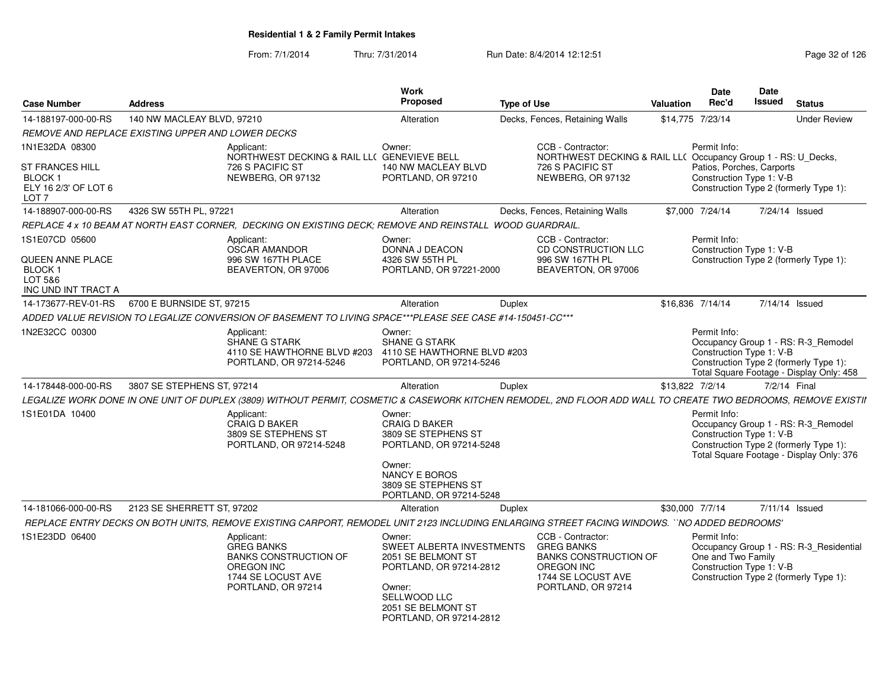**Residential 1 & 2 Family Permit Intakes**

From: 7/1/2014 Thru: 7/31/2014 Run Date: 8/4/2014 12:12:51

| Case Number | Address | Work Proposed | Type of Use | Valuation | Date Rec'd | Date Issued | Status |
|---|---|---|---|---|---|---|---|
| 14-188197-000-00-RS | 140 NW MACLEAY BLVD, 97210 | Alteration | Decks, Fences, Retaining Walls | $14,775 | 7/23/14 | | Under Review |

*REMOVE AND REPLACE EXISTING UPPER AND LOWER DECKS*

1N1E32DA 08300
ST FRANCES HILL
BLOCK 1
ELY 16 2/3' OF LOT 6
LOT 7

Applicant: NORTHWEST DECKING & RAIL LL( 726 S PACIFIC ST NEWBERG, OR 97132
Owner: GENEVIEVE BELL 140 NW MACLEAY BLVD PORTLAND, OR 97210
CCB - Contractor: NORTHWEST DECKING & RAIL LL( 726 S PACIFIC ST NEWBERG, OR 97132
Permit Info: Occupancy Group 1 - RS: U_Decks, Patios, Porches, Carports; Construction Type 1: V-B; Construction Type 2 (formerly Type 1):

| Case Number | Address | Work Proposed | Type of Use | Valuation | Date Rec'd | Date Issued | Status |
|---|---|---|---|---|---|---|---|
| 14-188907-000-00-RS | 4326 SW 55TH PL, 97221 | Alteration | Decks, Fences, Retaining Walls | $7,000 | 7/24/14 | 7/24/14 | Issued |

*REPLACE 4 x 10 BEAM AT NORTH EAST CORNER, DECKING ON EXISTING DECK; REMOVE AND REINSTALL WOOD GUARDRAIL.*

1S1E07CD 05600
QUEEN ANNE PLACE
BLOCK 1
LOT 5&6
INC UND INT TRACT A

Applicant: OSCAR AMANDOR 996 SW 167TH PLACE BEAVERTON, OR 97006
Owner: DONNA J DEACON 4326 SW 55TH PL PORTLAND, OR 97221-2000
CCB - Contractor: CD CONSTRUCTION LLC 996 SW 167TH PL BEAVERTON, OR 97006
Permit Info: Construction Type 1: V-B; Construction Type 2 (formerly Type 1):

| Case Number | Address | Work Proposed | Type of Use | Valuation | Date Rec'd | Date Issued | Status |
|---|---|---|---|---|---|---|---|
| 14-173677-REV-01-RS | 6700 E BURNSIDE ST, 97215 | Alteration | Duplex | $16,836 | 7/14/14 | 7/14/14 | Issued |

*ADDED VALUE REVISION TO LEGALIZE CONVERSION OF BASEMENT TO LIVING SPACE***PLEASE SEE CASE #14-150451-CC****

1N2E32CC 00300

Applicant: SHANE G STARK 4110 SE HAWTHORNE BLVD #203 PORTLAND, OR 97214-5246
Owner: SHANE G STARK 4110 SE HAWTHORNE BLVD #203 PORTLAND, OR 97214-5246
Permit Info: Occupancy Group 1 - RS: R-3_Remodel; Construction Type 1: V-B; Construction Type 2 (formerly Type 1): ; Total Square Footage - Display Only: 458

| Case Number | Address | Work Proposed | Type of Use | Valuation | Date Rec'd | Date Issued | Status |
|---|---|---|---|---|---|---|---|
| 14-178448-000-00-RS | 3807 SE STEPHENS ST, 97214 | Alteration | Duplex | $13,822 | 7/2/14 | 7/2/14 | Final |

*LEGALIZE WORK DONE IN ONE UNIT OF DUPLEX (3809) WITHOUT PERMIT, COSMETIC & CASEWORK KITCHEN REMODEL, 2ND FLOOR ADD WALL TO CREATE TWO BEDROOMS, REMOVE EXISTII*

1S1E01DA 10400

Applicant: CRAIG D BAKER 3809 SE STEPHENS ST PORTLAND, OR 97214-5248
Owner: CRAIG D BAKER 3809 SE STEPHENS ST PORTLAND, OR 97214-5248
Owner: NANCY E BOROS 3809 SE STEPHENS ST PORTLAND, OR 97214-5248
Permit Info: Occupancy Group 1 - RS: R-3_Remodel; Construction Type 1: V-B; Construction Type 2 (formerly Type 1): ; Total Square Footage - Display Only: 376

| Case Number | Address | Work Proposed | Type of Use | Valuation | Date Rec'd | Date Issued | Status |
|---|---|---|---|---|---|---|---|
| 14-181066-000-00-RS | 2123 SE SHERRETT ST, 97202 | Alteration | Duplex | $30,000 | 7/7/14 | 7/11/14 | Issued |

*REPLACE ENTRY DECKS ON BOTH UNITS, REMOVE EXISTING CARPORT, REMODEL UNIT 2123 INCLUDING ENLARGING STREET FACING WINDOWS. ``NO ADDED BEDROOMS'*

1S1E23DD 06400

Applicant: GREG BANKS BANKS CONSTRUCTION OF OREGON INC 1744 SE LOCUST AVE PORTLAND, OR 97214
Owner: SWEET ALBERTA INVESTMENTS 2051 SE BELMONT ST PORTLAND, OR 97214-2812
Owner: SELLWOOD LLC 2051 SE BELMONT ST PORTLAND, OR 97214-2812
CCB - Contractor: GREG BANKS BANKS CONSTRUCTION OF OREGON INC 1744 SE LOCUST AVE PORTLAND, OR 97214
Permit Info: Occupancy Group 1 - RS: R-3_Residential One and Two Family; Construction Type 1: V-B; Construction Type 2 (formerly Type 1):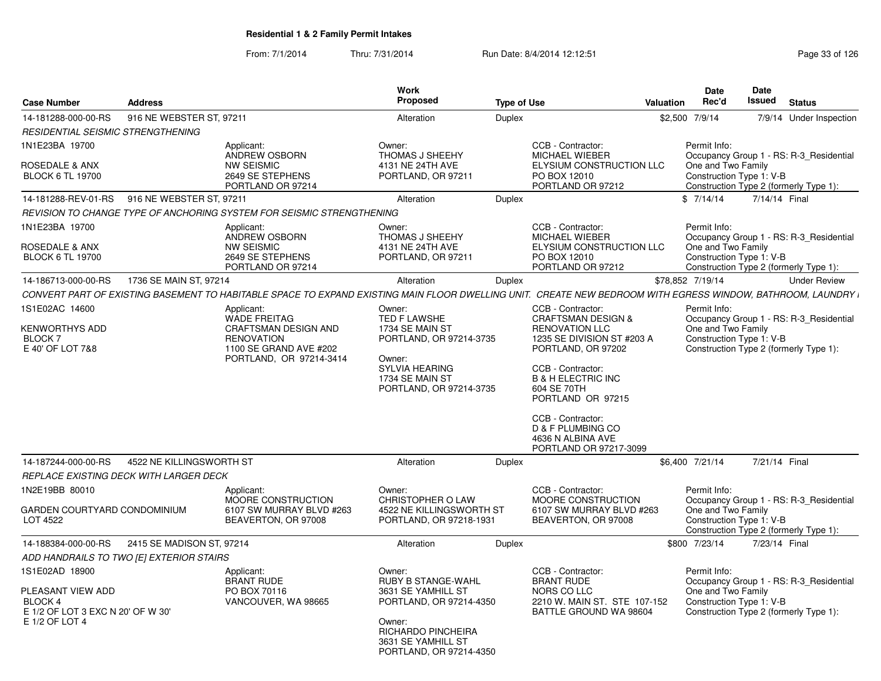**Residential 1 & 2 Family Permit Intakes**

From: 7/1/2014 Thru: 7/31/2014 Run Date: 8/4/2014 12:12:51

| Case Number | Address | Work Proposed | Type of Use | Valuation | Date Rec'd | Date Issued | Status |
|---|---|---|---|---|---|---|---|
| 14-181288-000-00-RS | 916 NE WEBSTER ST, 97211 | Alteration | Duplex | $2,500 | 7/9/14 | 7/9/14 | Under Inspection |

*RESIDENTIAL SEISMIC STRENGTHENING*

1N1E23BA 19700
ROSEDALE & ANX
BLOCK 6 TL 19700

Applicant: ANDREW OSBORN, NW SEISMIC, 2649 SE STEPHENS, PORTLAND OR 97214

Owner: THOMAS J SHEEHY, 4131 NE 24TH AVE, PORTLAND, OR 97211

CCB - Contractor: MICHAEL WIEBER, ELYSIUM CONSTRUCTION LLC, PO BOX 12010, PORTLAND OR 97212

Permit Info: Occupancy Group 1 - RS: R-3_Residential One and Two Family; Construction Type 1: V-B; Construction Type 2 (formerly Type 1):

| Case Number | Address | Work Proposed | Type of Use | Valuation | Date Rec'd | Date Issued | Status |
|---|---|---|---|---|---|---|---|
| 14-181288-REV-01-RS | 916 NE WEBSTER ST, 97211 | Alteration | Duplex | $ | 7/14/14 | 7/14/14 | Final |

*REVISION TO CHANGE TYPE OF ANCHORING SYSTEM FOR SEISMIC STRENGTHENING*

1N1E23BA 19700
ROSEDALE & ANX
BLOCK 6 TL 19700

Applicant: ANDREW OSBORN, NW SEISMIC, 2649 SE STEPHENS, PORTLAND OR 97214

Owner: THOMAS J SHEEHY, 4131 NE 24TH AVE, PORTLAND, OR 97211

CCB - Contractor: MICHAEL WIEBER, ELYSIUM CONSTRUCTION LLC, PO BOX 12010, PORTLAND OR 97212

Permit Info: Occupancy Group 1 - RS: R-3_Residential One and Two Family; Construction Type 1: V-B; Construction Type 2 (formerly Type 1):

| Case Number | Address | Work Proposed | Type of Use | Valuation | Date Rec'd | Date Issued | Status |
|---|---|---|---|---|---|---|---|
| 14-186713-000-00-RS | 1736 SE MAIN ST, 97214 | Alteration | Duplex | $78,852 | 7/19/14 | | Under Review |

*CONVERT PART OF EXISTING BASEMENT TO HABITABLE SPACE TO EXPAND EXISTING MAIN FLOOR DWELLING UNIT. CREATE NEW BEDROOM WITH EGRESS WINDOW, BATHROOM, LAUNDRY I*

1S1E02AC 14600
KENWORTHYS ADD
BLOCK 7
E 40' OF LOT 7&8

Applicant: WADE FREITAG, CRAFTSMAN DESIGN AND RENOVATION, 1100 SE GRAND AVE #202, PORTLAND, OR 97214-3414

Owner: TED F LAWSHE, 1734 SE MAIN ST, PORTLAND, OR 97214-3735

Owner: SYLVIA HEARING, 1734 SE MAIN ST, PORTLAND, OR 97214-3735

CCB - Contractor: CRAFTSMAN DESIGN & RENOVATION LLC, 1235 SE DIVISION ST #203 A, PORTLAND, OR 97202

CCB - Contractor: B & H ELECTRIC INC, 604 SE 70TH, PORTLAND OR 97215

CCB - Contractor: D & F PLUMBING CO, 4636 N ALBINA AVE, PORTLAND OR 97217-3099

Permit Info: Occupancy Group 1 - RS: R-3_Residential One and Two Family; Construction Type 1: V-B; Construction Type 2 (formerly Type 1):

| Case Number | Address | Work Proposed | Type of Use | Valuation | Date Rec'd | Date Issued | Status |
|---|---|---|---|---|---|---|---|
| 14-187244-000-00-RS | 4522 NE KILLINGSWORTH ST | Alteration | Duplex | $6,400 | 7/21/14 | 7/21/14 | Final |

*REPLACE EXISTING DECK WITH LARGER DECK*

1N2E19BB 80010
GARDEN COURTYARD CONDOMINIUM
LOT 4522

Applicant: MOORE CONSTRUCTION, 6107 SW MURRAY BLVD #263, BEAVERTON, OR 97008

Owner: CHRISTOPHER O LAW, 4522 NE KILLINGSWORTH ST, PORTLAND, OR 97218-1931

CCB - Contractor: MOORE CONSTRUCTION, 6107 SW MURRAY BLVD #263, BEAVERTON, OR 97008

Permit Info: Occupancy Group 1 - RS: R-3_Residential One and Two Family; Construction Type 1: V-B; Construction Type 2 (formerly Type 1):

| Case Number | Address | Work Proposed | Type of Use | Valuation | Date Rec'd | Date Issued | Status |
|---|---|---|---|---|---|---|---|
| 14-188384-000-00-RS | 2415 SE MADISON ST, 97214 | Alteration | Duplex | $800 | 7/23/14 | 7/23/14 | Final |

*ADD HANDRAILS TO TWO [E] EXTERIOR STAIRS*

1S1E02AD 18900
PLEASANT VIEW ADD
BLOCK 4
E 1/2 OF LOT 3 EXC N 20' OF W 30'
E 1/2 OF LOT 4

Applicant: BRANT RUDE, PO BOX 70116, VANCOUVER, WA 98665

Owner: RUBY B STANGE-WAHL, 3631 SE YAMHILL ST, PORTLAND, OR 97214-4350

Owner: RICHARDO PINCHEIRA, 3631 SE YAMHILL ST, PORTLAND, OR 97214-4350

CCB - Contractor: BRANT RUDE, NORS CO LLC, 2210 W. MAIN ST. STE 107-152, BATTLE GROUND WA 98604

Permit Info: Occupancy Group 1 - RS: R-3_Residential One and Two Family; Construction Type 1: V-B; Construction Type 2 (formerly Type 1):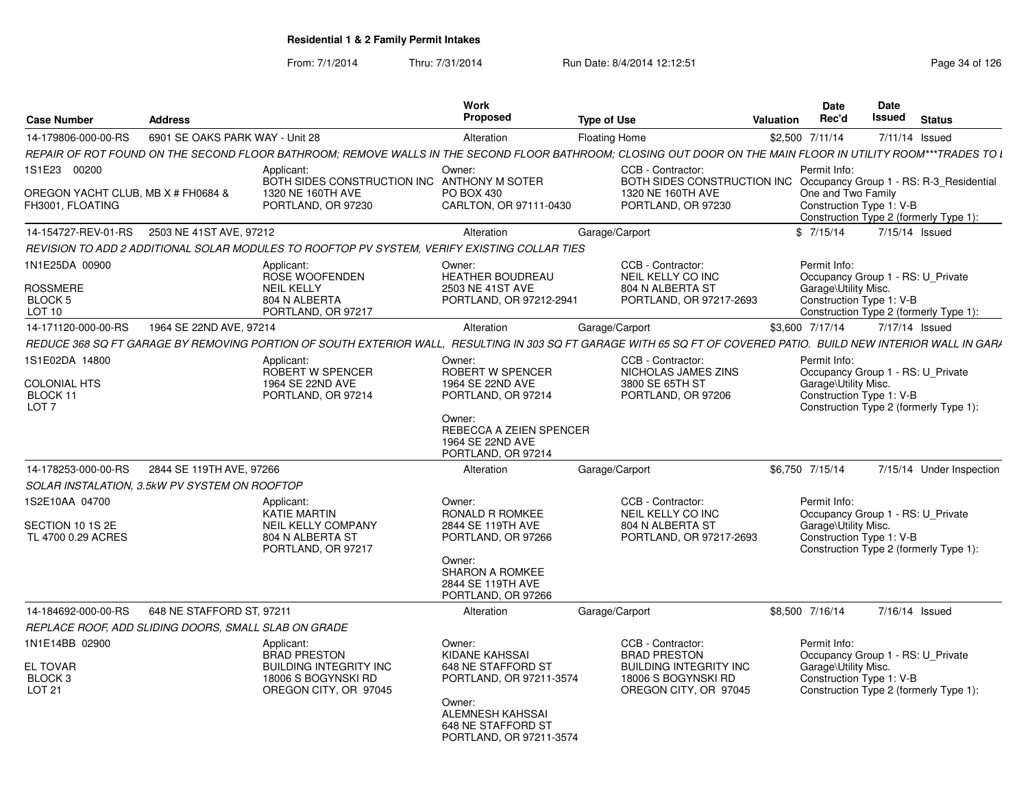## Residential 1 & 2 Family Permit Intakes

From: 7/1/2014 Thru: 7/31/2014 Run Date: 8/4/2014 12:12:51

| Case Number | Address | Work Proposed | Type of Use | Valuation | Date Rec'd | Date Issued | Status |
|---|---|---|---|---|---|---|---|
| 14-179806-000-00-RS | 6901 SE OAKS PARK WAY - Unit 28 | Alteration | Floating Home | $2,500 | 7/11/14 | 7/11/14 | Issued |
| 14-154727-REV-01-RS | 2503 NE 41ST AVE, 97212 | Alteration | Garage/Carport | $ | 7/15/14 | 7/15/14 | Issued |
| 14-171120-000-00-RS | 1964 SE 22ND AVE, 97214 | Alteration | Garage/Carport | $3,600 | 7/17/14 | 7/17/14 | Issued |
| 14-178253-000-00-RS | 2844 SE 119TH AVE, 97266 | Alteration | Garage/Carport | $6,750 | 7/15/14 | 7/15/14 | Under Inspection |
| 14-184692-000-00-RS | 648 NE STAFFORD ST, 97211 | Alteration | Garage/Carport | $8,500 | 7/16/14 | 7/16/14 | Issued |

### 14-179806-000-00-RS — 6901 SE OAKS PARK WAY - Unit 28

*REPAIR OF ROT FOUND ON THE SECOND FLOOR BATHROOM; REMOVE WALLS IN THE SECOND FLOOR BATHROOM; CLOSING OUT DOOR ON THE MAIN FLOOR IN UTILITY ROOM***TRADES TO I*

1S1E23 00200
OREGON YACHT CLUB, MB X # FH0684 & FH3001, FLOATING

Applicant: BOTH SIDES CONSTRUCTION INC, 1320 NE 160TH AVE, PORTLAND, OR 97230

Owner: ANTHONY M SOTER, PO BOX 430, CARLTON, OR 97111-0430

CCB - Contractor: BOTH SIDES CONSTRUCTION INC, 1320 NE 160TH AVE, PORTLAND, OR 97230

Permit Info: Occupancy Group 1 - RS: R-3_Residential One and Two Family; Construction Type 1: V-B; Construction Type 2 (formerly Type 1):

### 14-154727-REV-01-RS — 2503 NE 41ST AVE, 97212

*REVISION TO ADD 2 ADDITIONAL SOLAR MODULES TO ROOFTOP PV SYSTEM, VERIFY EXISTING COLLAR TIES*

1N1E25DA 00900
ROSSMERE
BLOCK 5
LOT 10

Applicant: ROSE WOOFENDEN, NEIL KELLY, 804 N ALBERTA, PORTLAND, OR 97217

Owner: HEATHER BOUDREAU, 2503 NE 41ST AVE, PORTLAND, OR 97212-2941

CCB - Contractor: NEIL KELLY CO INC, 804 N ALBERTA ST, PORTLAND, OR 97217-2693

Permit Info: Occupancy Group 1 - RS: U_Private Garage\Utility Misc.; Construction Type 1: V-B; Construction Type 2 (formerly Type 1):

### 14-171120-000-00-RS — 1964 SE 22ND AVE, 97214

*REDUCE 368 SQ FT GARAGE BY REMOVING PORTION OF SOUTH EXTERIOR WALL, RESULTING IN 303 SQ FT GARAGE WITH 65 SQ FT OF COVERED PATIO. BUILD NEW INTERIOR WALL IN GARA*

1S1E02DA 14800
COLONIAL HTS
BLOCK 11
LOT 7

Applicant: ROBERT W SPENCER, 1964 SE 22ND AVE, PORTLAND, OR 97214

Owner: ROBERT W SPENCER, 1964 SE 22ND AVE, PORTLAND, OR 97214

Owner: REBECCA A ZEIEN SPENCER, 1964 SE 22ND AVE, PORTLAND, OR 97214

CCB - Contractor: NICHOLAS JAMES ZINS, 3800 SE 65TH ST, PORTLAND, OR 97206

Permit Info: Occupancy Group 1 - RS: U_Private Garage\Utility Misc.; Construction Type 1: V-B; Construction Type 2 (formerly Type 1):

### 14-178253-000-00-RS — 2844 SE 119TH AVE, 97266

*SOLAR INSTALATION, 3.5kW PV SYSTEM ON ROOFTOP*

1S2E10AA 04700
SECTION 10 1S 2E
TL 4700 0.29 ACRES

Applicant: KATIE MARTIN, NEIL KELLY COMPANY, 804 N ALBERTA ST, PORTLAND, OR 97217

Owner: RONALD R ROMKEE, 2844 SE 119TH AVE, PORTLAND, OR 97266

Owner: SHARON A ROMKEE, 2844 SE 119TH AVE, PORTLAND, OR 97266

CCB - Contractor: NEIL KELLY CO INC, 804 N ALBERTA ST, PORTLAND, OR 97217-2693

Permit Info: Occupancy Group 1 - RS: U_Private Garage\Utility Misc.; Construction Type 1: V-B; Construction Type 2 (formerly Type 1):

### 14-184692-000-00-RS — 648 NE STAFFORD ST, 97211

*REPLACE ROOF, ADD SLIDING DOORS, SMALL SLAB ON GRADE*

1N1E14BB 02900
EL TOVAR
BLOCK 3
LOT 21

Applicant: BRAD PRESTON, BUILDING INTEGRITY INC, 18006 S BOGYNSKI RD, OREGON CITY, OR 97045

Owner: KIDANE KAHSSAI, 648 NE STAFFORD ST, PORTLAND, OR 97211-3574

Owner: ALEMNESH KAHSSAI, 648 NE STAFFORD ST, PORTLAND, OR 97211-3574

CCB - Contractor: BRAD PRESTON, BUILDING INTEGRITY INC, 18006 S BOGYNSKI RD, OREGON CITY, OR 97045

Permit Info: Occupancy Group 1 - RS: U_Private Garage\Utility Misc.; Construction Type 1: V-B; Construction Type 2 (formerly Type 1):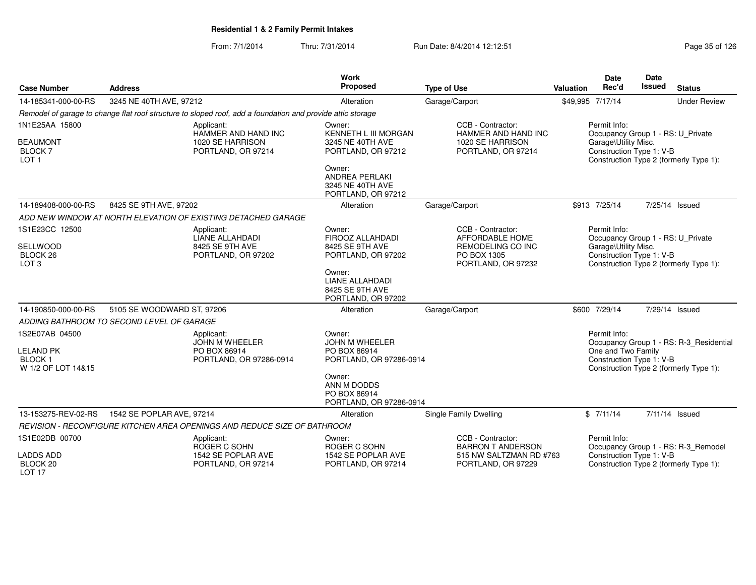## Residential 1 & 2 Family Permit Intakes

From: 7/1/2014 Thru: 7/31/2014 Run Date: 8/4/2014 12:12:51

| Case Number | Address | Work Proposed | Type of Use | Valuation | Date Rec'd | Date Issued | Status |
|---|---|---|---|---|---|---|---|
| 14-185341-000-00-RS | 3245 NE 40TH AVE, 97212 | Alteration | Garage/Carport | $49,995 | 7/17/14 | | Under Review |
| 14-189408-000-00-RS | 8425 SE 9TH AVE, 97202 | Alteration | Garage/Carport | $913 | 7/25/14 | 7/25/14 | Issued |
| 14-190850-000-00-RS | 5105 SE WOODWARD ST, 97206 | Alteration | Garage/Carport | $600 | 7/29/14 | 7/29/14 | Issued |
| 13-153275-REV-02-RS | 1542 SE POPLAR AVE, 97214 | Alteration | Single Family Dwelling | $ | 7/11/14 | 7/11/14 | Issued |

### 14-185341-000-00-RS — 3245 NE 40TH AVE, 97212

*Remodel of garage to change flat roof structure to sloped roof, add a foundation and provide attic storage*

1N1E25AA 15800
BEAUMONT
BLOCK 7
LOT 1

Applicant:
HAMMER AND HAND INC
1020 SE HARRISON
PORTLAND, OR 97214

Owner:
KENNETH L III MORGAN
3245 NE 40TH AVE
PORTLAND, OR 97212

Owner:
ANDREA PERLAKI
3245 NE 40TH AVE
PORTLAND, OR 97212

CCB - Contractor:
HAMMER AND HAND INC
1020 SE HARRISON
PORTLAND, OR 97214

Permit Info:
Occupancy Group 1 - RS: U_Private Garage\Utility Misc.
Construction Type 1: V-B
Construction Type 2 (formerly Type 1):

### 14-189408-000-00-RS — 8425 SE 9TH AVE, 97202

*ADD NEW WINDOW AT NORTH ELEVATION OF EXISTING DETACHED GARAGE*

1S1E23CC 12500
SELLWOOD
BLOCK 26
LOT 3

Applicant:
LIANE ALLAHDADI
8425 SE 9TH AVE
PORTLAND, OR 97202

Owner:
FIROOZ ALLAHDADI
8425 SE 9TH AVE
PORTLAND, OR 97202

Owner:
LIANE ALLAHDADI
8425 SE 9TH AVE
PORTLAND, OR 97202

CCB - Contractor:
AFFORDABLE HOME REMODELING CO INC
PO BOX 1305
PORTLAND, OR 97232

Permit Info:
Occupancy Group 1 - RS: U_Private Garage\Utility Misc.
Construction Type 1: V-B
Construction Type 2 (formerly Type 1):

### 14-190850-000-00-RS — 5105 SE WOODWARD ST, 97206

*ADDING BATHROOM TO SECOND LEVEL OF GARAGE*

1S2E07AB 04500
LELAND PK
BLOCK 1
W 1/2 OF LOT 14&15

Applicant:
JOHN M WHEELER
PO BOX 86914
PORTLAND, OR 97286-0914

Owner:
JOHN M WHEELER
PO BOX 86914
PORTLAND, OR 97286-0914

Owner:
ANN M DODDS
PO BOX 86914
PORTLAND, OR 97286-0914

Permit Info:
Occupancy Group 1 - RS: R-3_Residential One and Two Family
Construction Type 1: V-B
Construction Type 2 (formerly Type 1):

### 13-153275-REV-02-RS — 1542 SE POPLAR AVE, 97214

*REVISION - RECONFIGURE KITCHEN AREA OPENINGS AND REDUCE SIZE OF BATHROOM*

1S1E02DB 00700
LADDS ADD
BLOCK 20
LOT 17

Applicant:
ROGER C SOHN
1542 SE POPLAR AVE
PORTLAND, OR 97214

Owner:
ROGER C SOHN
1542 SE POPLAR AVE
PORTLAND, OR 97214

CCB - Contractor:
BARRON T ANDERSON
515 NW SALTZMAN RD #763
PORTLAND, OR 97229

Permit Info:
Occupancy Group 1 - RS: R-3_Remodel
Construction Type 1: V-B
Construction Type 2 (formerly Type 1):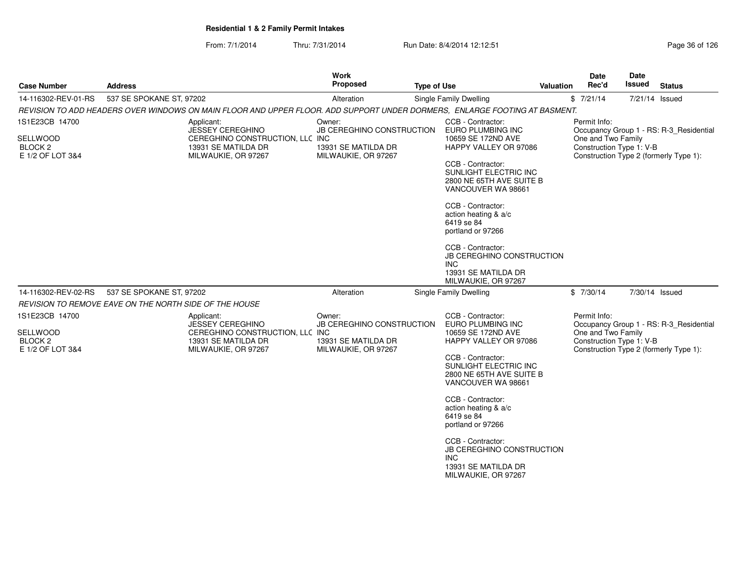## Residential 1 & 2 Family Permit Intakes

From: 7/1/2014 Thru: 7/31/2014 Run Date: 8/4/2014 12:12:51

| Case Number | Address | Work Proposed | Type of Use | Valuation | Date Rec'd | Date Issued | Status |
|---|---|---|---|---|---|---|---|
| 14-116302-REV-01-RS | 537 SE SPOKANE ST, 97202 | Alteration | Single Family Dwelling | $ | 7/21/14 | 7/21/14 | Issued |

*REVISION TO ADD HEADERS OVER WINDOWS ON MAIN FLOOR AND UPPER FLOOR. ADD SUPPORT UNDER DORMERS, ENLARGE FOOTING AT BASMENT.*

1S1E23CB 14700
SELLWOOD
BLOCK 2
E 1/2 OF LOT 3&4

Applicant:
JESSEY CEREGHINO
CEREGHINO CONSTRUCTION, LLC
13931 SE MATILDA DR
MILWAUKIE, OR 97267

Owner:
JB CEREGHINO CONSTRUCTION INC
13931 SE MATILDA DR
MILWAUKIE, OR 97267

CCB - Contractor:
EURO PLUMBING INC
10659 SE 172ND AVE
HAPPY VALLEY OR 97086

CCB - Contractor:
SUNLIGHT ELECTRIC INC
2800 NE 65TH AVE SUITE B
VANCOUVER WA 98661

CCB - Contractor:
action heating & a/c
6419 se 84
portland or 97266

CCB - Contractor:
JB CEREGHINO CONSTRUCTION INC
13931 SE MATILDA DR
MILWAUKIE, OR 97267

Permit Info:
Occupancy Group 1 - RS: R-3_Residential One and Two Family
Construction Type 1: V-B
Construction Type 2 (formerly Type 1):

| Case Number | Address | Work Proposed | Type of Use | Valuation | Date Rec'd | Date Issued | Status |
|---|---|---|---|---|---|---|---|
| 14-116302-REV-02-RS | 537 SE SPOKANE ST, 97202 | Alteration | Single Family Dwelling | $ | 7/30/14 | 7/30/14 | Issued |

*REVISION TO REMOVE EAVE ON THE NORTH SIDE OF THE HOUSE*

1S1E23CB 14700
SELLWOOD
BLOCK 2
E 1/2 OF LOT 3&4

Applicant:
JESSEY CEREGHINO
CEREGHINO CONSTRUCTION, LLC
13931 SE MATILDA DR
MILWAUKIE, OR 97267

Owner:
JB CEREGHINO CONSTRUCTION INC
13931 SE MATILDA DR
MILWAUKIE, OR 97267

CCB - Contractor:
EURO PLUMBING INC
10659 SE 172ND AVE
HAPPY VALLEY OR 97086

CCB - Contractor:
SUNLIGHT ELECTRIC INC
2800 NE 65TH AVE SUITE B
VANCOUVER WA 98661

CCB - Contractor:
action heating & a/c
6419 se 84
portland or 97266

CCB - Contractor:
JB CEREGHINO CONSTRUCTION INC
13931 SE MATILDA DR
MILWAUKIE, OR 97267

Permit Info:
Occupancy Group 1 - RS: R-3_Residential One and Two Family
Construction Type 1: V-B
Construction Type 2 (formerly Type 1):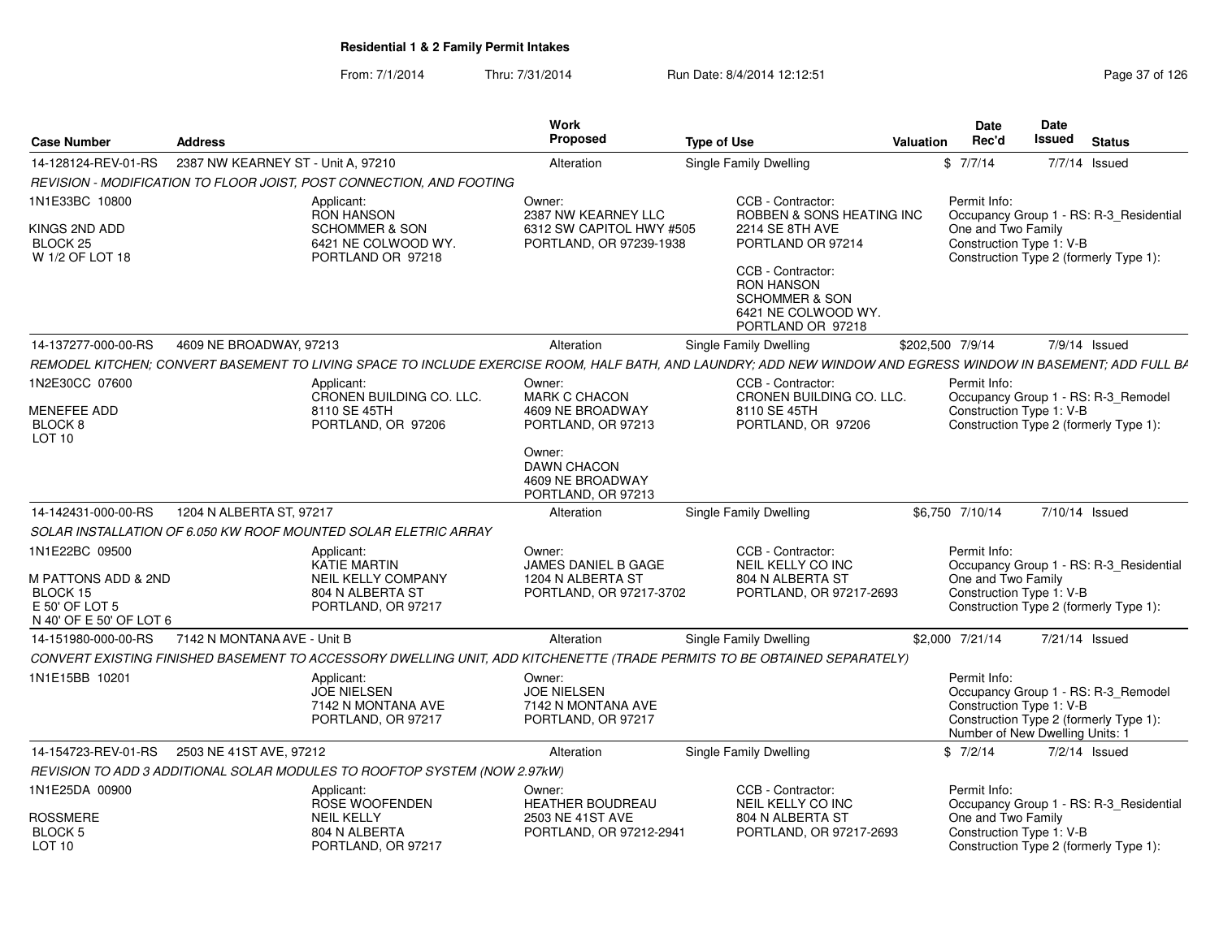# Residential 1 & 2 Family Permit Intakes

From: 7/1/2014 Thru: 7/31/2014 Run Date: 8/4/2014 12:12:51

| Case Number | Address | Work Proposed | Type of Use | Valuation | Date Rec'd | Date Issued | Status |
|---|---|---|---|---|---|---|---|
| 14-128124-REV-01-RS | 2387 NW KEARNEY ST - Unit A, 97210 | Alteration | Single Family Dwelling | $ | 7/7/14 | 7/7/14 | Issued |

*REVISION - MODIFICATION TO FLOOR JOIST, POST CONNECTION, AND FOOTING*

1N1E33BC 10800

KINGS 2ND ADD
BLOCK 25
W 1/2 OF LOT 18

Applicant:
RON HANSON
SCHOMMER & SON
6421 NE COLWOOD WY.
PORTLAND OR 97218

Owner:
2387 NW KEARNEY LLC
6312 SW CAPITOL HWY #505
PORTLAND, OR 97239-1938

CCB - Contractor:
ROBBEN & SONS HEATING INC
2214 SE 8TH AVE
PORTLAND OR 97214

CCB - Contractor:
RON HANSON
SCHOMMER & SON
6421 NE COLWOOD WY.
PORTLAND OR 97218

Permit Info:
Occupancy Group 1 - RS: R-3_Residential One and Two Family
Construction Type 1: V-B
Construction Type 2 (formerly Type 1):

| Case Number | Address | Work Proposed | Type of Use | Valuation | Date Rec'd | Date Issued | Status |
|---|---|---|---|---|---|---|---|
| 14-137277-000-00-RS | 4609 NE BROADWAY, 97213 | Alteration | Single Family Dwelling | $202,500 | 7/9/14 | 7/9/14 | Issued |

*REMODEL KITCHEN; CONVERT BASEMENT TO LIVING SPACE TO INCLUDE EXERCISE ROOM, HALF BATH, AND LAUNDRY; ADD NEW WINDOW AND EGRESS WINDOW IN BASEMENT; ADD FULL BA*

1N2E30CC 07600

MENEFEE ADD
BLOCK 8
LOT 10

Applicant:
CRONEN BUILDING CO. LLC.
8110 SE 45TH
PORTLAND, OR 97206

Owner:
MARK C CHACON
4609 NE BROADWAY
PORTLAND, OR 97213

Owner:
DAWN CHACON
4609 NE BROADWAY
PORTLAND, OR 97213

CCB - Contractor:
CRONEN BUILDING CO. LLC.
8110 SE 45TH
PORTLAND, OR 97206

Permit Info:
Occupancy Group 1 - RS: R-3_Remodel
Construction Type 1: V-B
Construction Type 2 (formerly Type 1):

| Case Number | Address | Work Proposed | Type of Use | Valuation | Date Rec'd | Date Issued | Status |
|---|---|---|---|---|---|---|---|
| 14-142431-000-00-RS | 1204 N ALBERTA ST, 97217 | Alteration | Single Family Dwelling | $6,750 | 7/10/14 | 7/10/14 | Issued |

*SOLAR INSTALLATION OF 6.050 KW ROOF MOUNTED SOLAR ELETRIC ARRAY*

1N1E22BC 09500

M PATTONS ADD & 2ND
BLOCK 15
E 50' OF LOT 5
N 40' OF E 50' OF LOT 6

Applicant:
KATIE MARTIN
NEIL KELLY COMPANY
804 N ALBERTA ST
PORTLAND, OR 97217

Owner:
JAMES DANIEL B GAGE
1204 N ALBERTA ST
PORTLAND, OR 97217-3702

CCB - Contractor:
NEIL KELLY CO INC
804 N ALBERTA ST
PORTLAND, OR 97217-2693

Permit Info:
Occupancy Group 1 - RS: R-3_Residential One and Two Family
Construction Type 1: V-B
Construction Type 2 (formerly Type 1):

| Case Number | Address | Work Proposed | Type of Use | Valuation | Date Rec'd | Date Issued | Status |
|---|---|---|---|---|---|---|---|
| 14-151980-000-00-RS | 7142 N MONTANA AVE - Unit B | Alteration | Single Family Dwelling | $2,000 | 7/21/14 | 7/21/14 | Issued |

*CONVERT EXISTING FINISHED BASEMENT TO ACCESSORY DWELLING UNIT, ADD KITCHENETTE (TRADE PERMITS TO BE OBTAINED SEPARATELY)*

1N1E15BB 10201

Applicant:
JOE NIELSEN
7142 N MONTANA AVE
PORTLAND, OR 97217

Owner:
JOE NIELSEN
7142 N MONTANA AVE
PORTLAND, OR 97217

Permit Info:
Occupancy Group 1 - RS: R-3_Remodel
Construction Type 1: V-B
Construction Type 2 (formerly Type 1):
Number of New Dwelling Units: 1

| Case Number | Address | Work Proposed | Type of Use | Valuation | Date Rec'd | Date Issued | Status |
|---|---|---|---|---|---|---|---|
| 14-154723-REV-01-RS | 2503 NE 41ST AVE, 97212 | Alteration | Single Family Dwelling | $ | 7/2/14 | 7/2/14 | Issued |

*REVISION TO ADD 3 ADDITIONAL SOLAR MODULES TO ROOFTOP SYSTEM (NOW 2.97kW)*

1N1E25DA 00900

ROSSMERE
BLOCK 5
LOT 10

Applicant:
ROSE WOOFENDEN
NEIL KELLY
804 N ALBERTA
PORTLAND, OR 97217

Owner:
HEATHER BOUDREAU
2503 NE 41ST AVE
PORTLAND, OR 97212-2941

CCB - Contractor:
NEIL KELLY CO INC
804 N ALBERTA ST
PORTLAND, OR 97217-2693

Permit Info:
Occupancy Group 1 - RS: R-3_Residential One and Two Family
Construction Type 1: V-B
Construction Type 2 (formerly Type 1):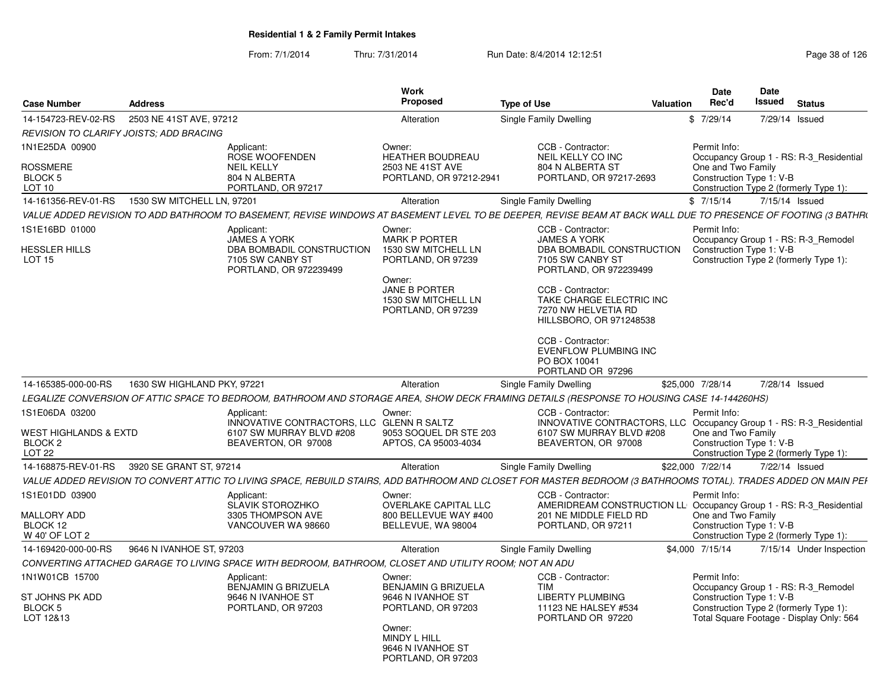# Residential 1 & 2 Family Permit Intakes

From: 7/1/2014 Thru: 7/31/2014 Run Date: 8/4/2014 12:12:51

| Case Number | Address | Work Proposed | Type of Use | Valuation | Date Rec'd | Date Issued | Status |
|---|---|---|---|---|---|---|---|
| 14-154723-REV-02-RS | 2503 NE 41ST AVE, 97212 | Alteration | Single Family Dwelling | $ | 7/29/14 | 7/29/14 | Issued |

*REVISION TO CLARIFY JOISTS; ADD BRACING*

1N1E25DA 00900
ROSSMERE
BLOCK 5
LOT 10

Applicant: ROSE WOOFENDEN, NEIL KELLY, 804 N ALBERTA, PORTLAND, OR 97217

Owner: HEATHER BOUDREAU, 2503 NE 41ST AVE, PORTLAND, OR 97212-2941

CCB - Contractor: NEIL KELLY CO INC, 804 N ALBERTA ST, PORTLAND, OR 97217-2693

Permit Info: Occupancy Group 1 - RS: R-3_Residential One and Two Family; Construction Type 1: V-B; Construction Type 2 (formerly Type 1):

| Case Number | Address | Work Proposed | Type of Use | Valuation | Date Rec'd | Date Issued | Status |
|---|---|---|---|---|---|---|---|
| 14-161356-REV-01-RS | 1530 SW MITCHELL LN, 97201 | Alteration | Single Family Dwelling | $ | 7/15/14 | 7/15/14 | Issued |

*VALUE ADDED REVISION TO ADD BATHROOM TO BASEMENT, REVISE WINDOWS AT BASEMENT LEVEL TO BE DEEPER, REVISE BEAM AT BACK WALL DUE TO PRESENCE OF FOOTING (3 BATHR*

1S1E16BD 01000
HESSLER HILLS
LOT 15

Applicant: JAMES A YORK, DBA BOMBADIL CONSTRUCTION, 7105 SW CANBY ST, PORTLAND, OR 972239499

Owner: MARK P PORTER, 1530 SW MITCHELL LN, PORTLAND, OR 97239

Owner: JANE B PORTER, 1530 SW MITCHELL LN, PORTLAND, OR 97239

CCB - Contractor: JAMES A YORK, DBA BOMBADIL CONSTRUCTION, 7105 SW CANBY ST, PORTLAND, OR 972239499

CCB - Contractor: TAKE CHARGE ELECTRIC INC, 7270 NW HELVETIA RD, HILLSBORO, OR 971248538

CCB - Contractor: EVENFLOW PLUMBING INC, PO BOX 10041, PORTLAND OR 97296

Permit Info: Occupancy Group 1 - RS: R-3_Remodel; Construction Type 1: V-B; Construction Type 2 (formerly Type 1):

| Case Number | Address | Work Proposed | Type of Use | Valuation | Date Rec'd | Date Issued | Status |
|---|---|---|---|---|---|---|---|
| 14-165385-000-00-RS | 1630 SW HIGHLAND PKY, 97221 | Alteration | Single Family Dwelling | $25,000 | 7/28/14 | 7/28/14 | Issued |

*LEGALIZE CONVERSION OF ATTIC SPACE TO BEDROOM, BATHROOM AND STORAGE AREA, SHOW DECK FRAMING DETAILS (RESPONSE TO HOUSING CASE 14-144260HS)*

1S1E06DA 03200
WEST HIGHLANDS & EXTD
BLOCK 2
LOT 22

Applicant: INNOVATIVE CONTRACTORS, LLC, 6107 SW MURRAY BLVD #208, BEAVERTON, OR 97008

Owner: GLENN R SALTZ, 9053 SOQUEL DR STE 203, APTOS, CA 95003-4034

CCB - Contractor: INNOVATIVE CONTRACTORS, LLC, 6107 SW MURRAY BLVD #208, BEAVERTON, OR 97008

Permit Info: Occupancy Group 1 - RS: R-3_Residential One and Two Family; Construction Type 1: V-B; Construction Type 2 (formerly Type 1):

| Case Number | Address | Work Proposed | Type of Use | Valuation | Date Rec'd | Date Issued | Status |
|---|---|---|---|---|---|---|---|
| 14-168875-REV-01-RS | 3920 SE GRANT ST, 97214 | Alteration | Single Family Dwelling | $22,000 | 7/22/14 | 7/22/14 | Issued |

*VALUE ADDED REVISION TO CONVERT ATTIC TO LIVING SPACE, REBUILD STAIRS, ADD BATHROOM AND CLOSET FOR MASTER BEDROOM (3 BATHROOMS TOTAL). TRADES ADDED ON MAIN PEI*

1S1E01DD 03900
MALLORY ADD
BLOCK 12
W 40' OF LOT 2

Applicant: SLAVIK STOROZHKO, 3305 THOMPSON AVE, VANCOUVER WA 98660

Owner: OVERLAKE CAPITAL LLC, 800 BELLEVUE WAY #400, BELLEVUE, WA 98004

CCB - Contractor: AMERIDREAM CONSTRUCTION LL, 201 NE MIDDLE FIELD RD, PORTLAND, OR 97211

Permit Info: Occupancy Group 1 - RS: R-3_Residential One and Two Family; Construction Type 1: V-B; Construction Type 2 (formerly Type 1):

| Case Number | Address | Work Proposed | Type of Use | Valuation | Date Rec'd | Date Issued | Status |
|---|---|---|---|---|---|---|---|
| 14-169420-000-00-RS | 9646 N IVANHOE ST, 97203 | Alteration | Single Family Dwelling | $4,000 | 7/15/14 | 7/15/14 | Under Inspection |

*CONVERTING ATTACHED GARAGE TO LIVING SPACE WITH BEDROOM, BATHROOM, CLOSET AND UTILITY ROOM; NOT AN ADU*

1N1W01CB 15700
ST JOHNS PK ADD
BLOCK 5
LOT 12&13

Applicant: BENJAMIN G BRIZUELA, 9646 N IVANHOE ST, PORTLAND, OR 97203

Owner: BENJAMIN G BRIZUELA, 9646 N IVANHOE ST, PORTLAND, OR 97203

Owner: MINDY L HILL, 9646 N IVANHOE ST, PORTLAND, OR 97203

CCB - Contractor: TIM, LIBERTY PLUMBING, 11123 NE HALSEY #534, PORTLAND OR 97220

Permit Info: Occupancy Group 1 - RS: R-3_Remodel; Construction Type 1: V-B; Construction Type 2 (formerly Type 1):; Total Square Footage - Display Only: 564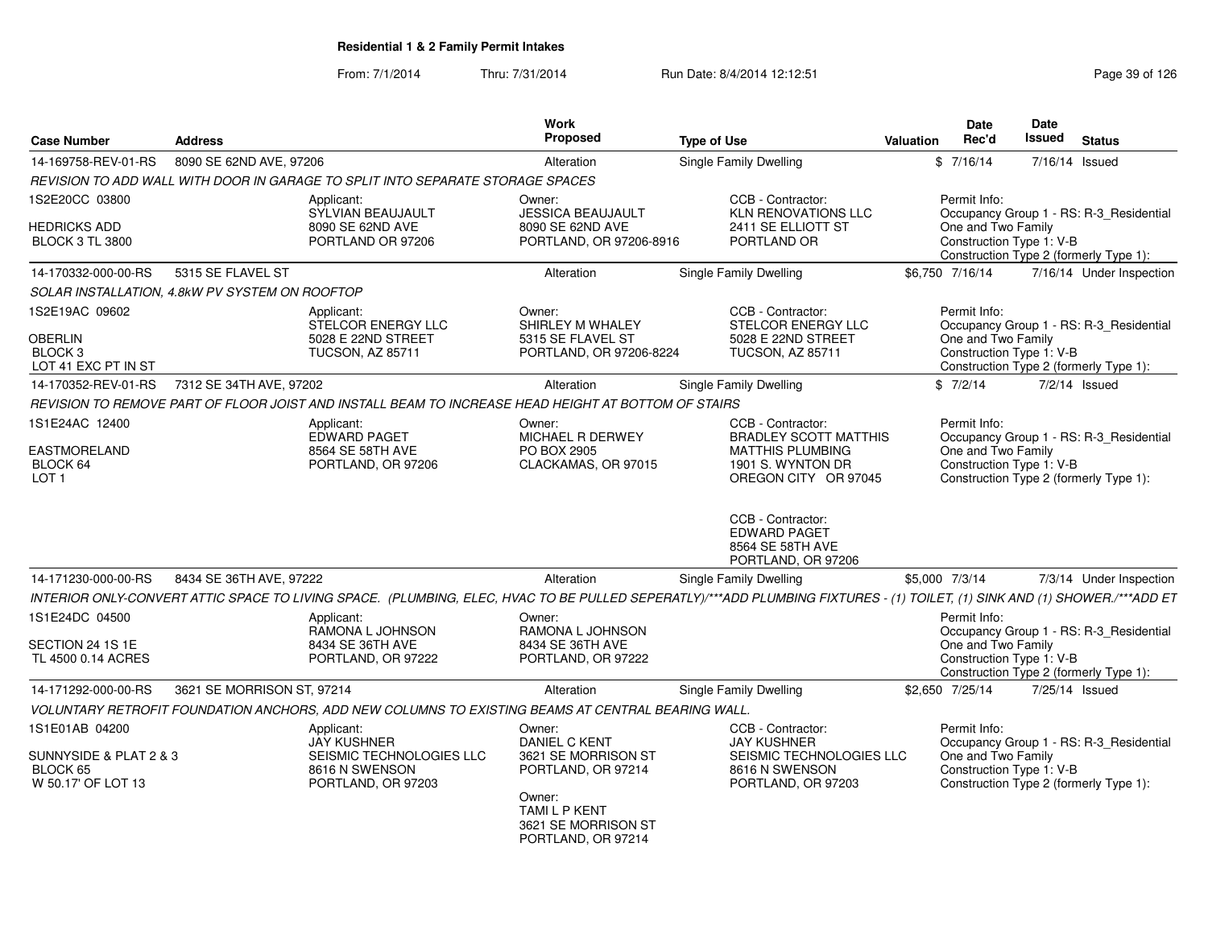# Residential 1 & 2 Family Permit Intakes

From: 7/1/2014 Thru: 7/31/2014 Run Date: 8/4/2014 12:12:51

| Case Number | Address | Work Proposed | Type of Use | Valuation | Date Rec'd | Date Issued | Status |
|---|---|---|---|---|---|---|---|
| 14-169758-REV-01-RS | 8090 SE 62ND AVE, 97206 | Alteration | Single Family Dwelling | $ | 7/16/14 | 7/16/14 | Issued |

*REVISION TO ADD WALL WITH DOOR IN GARAGE TO SPLIT INTO SEPARATE STORAGE SPACES*

1S2E20CC 03800
HEDRICKS ADD
BLOCK 3 TL 3800

Applicant: SYLVIAN BEAUJAULT, 8090 SE 62ND AVE, PORTLAND OR 97206

Owner: JESSICA BEAUJAULT, 8090 SE 62ND AVE, PORTLAND, OR 97206-8916

CCB - Contractor: KLN RENOVATIONS LLC, 2411 SE ELLIOTT ST, PORTLAND OR

Permit Info: Occupancy Group 1 - RS: R-3_Residential One and Two Family; Construction Type 1: V-B; Construction Type 2 (formerly Type 1):

| Case Number | Address | Work Proposed | Type of Use | Valuation | Date Rec'd | Date Issued | Status |
|---|---|---|---|---|---|---|---|
| 14-170332-000-00-RS | 5315 SE FLAVEL ST | Alteration | Single Family Dwelling | $6,750 | 7/16/14 | 7/16/14 | Under Inspection |

*SOLAR INSTALLATION, 4.8kW PV SYSTEM ON ROOFTOP*

1S2E19AC 09602
OBERLIN
BLOCK 3
LOT 41 EXC PT IN ST

Applicant: STELCOR ENERGY LLC, 5028 E 22ND STREET, TUCSON, AZ 85711

Owner: SHIRLEY M WHALEY, 5315 SE FLAVEL ST, PORTLAND, OR 97206-8224

CCB - Contractor: STELCOR ENERGY LLC, 5028 E 22ND STREET, TUCSON, AZ 85711

Permit Info: Occupancy Group 1 - RS: R-3_Residential One and Two Family; Construction Type 1: V-B; Construction Type 2 (formerly Type 1):

| Case Number | Address | Work Proposed | Type of Use | Valuation | Date Rec'd | Date Issued | Status |
|---|---|---|---|---|---|---|---|
| 14-170352-REV-01-RS | 7312 SE 34TH AVE, 97202 | Alteration | Single Family Dwelling | $ | 7/2/14 | 7/2/14 | Issued |

*REVISION TO REMOVE PART OF FLOOR JOIST AND INSTALL BEAM TO INCREASE HEAD HEIGHT AT BOTTOM OF STAIRS*

1S1E24AC 12400
EASTMORELAND
BLOCK 64
LOT 1

Applicant: EDWARD PAGET, 8564 SE 58TH AVE, PORTLAND, OR 97206

Owner: MICHAEL R DERWEY, PO BOX 2905, CLACKAMAS, OR 97015

CCB - Contractor: BRADLEY SCOTT MATTHIS, MATTHIS PLUMBING, 1901 S. WYNTON DR, OREGON CITY OR 97045

CCB - Contractor: EDWARD PAGET, 8564 SE 58TH AVE, PORTLAND, OR 97206

Permit Info: Occupancy Group 1 - RS: R-3_Residential One and Two Family; Construction Type 1: V-B; Construction Type 2 (formerly Type 1):

| Case Number | Address | Work Proposed | Type of Use | Valuation | Date Rec'd | Date Issued | Status |
|---|---|---|---|---|---|---|---|
| 14-171230-000-00-RS | 8434 SE 36TH AVE, 97222 | Alteration | Single Family Dwelling | $5,000 | 7/3/14 | 7/3/14 | Under Inspection |

*INTERIOR ONLY-CONVERT ATTIC SPACE TO LIVING SPACE. (PLUMBING, ELEC, HVAC TO BE PULLED SEPERATLY)/***ADD PLUMBING FIXTURES - (1) TOILET, (1) SINK AND (1) SHOWER./***ADD ET*

1S1E24DC 04500
SECTION 24 1S 1E
TL 4500 0.14 ACRES

Applicant: RAMONA L JOHNSON, 8434 SE 36TH AVE, PORTLAND, OR 97222

Owner: RAMONA L JOHNSON, 8434 SE 36TH AVE, PORTLAND, OR 97222

Permit Info: Occupancy Group 1 - RS: R-3_Residential One and Two Family; Construction Type 1: V-B; Construction Type 2 (formerly Type 1):

| Case Number | Address | Work Proposed | Type of Use | Valuation | Date Rec'd | Date Issued | Status |
|---|---|---|---|---|---|---|---|
| 14-171292-000-00-RS | 3621 SE MORRISON ST, 97214 | Alteration | Single Family Dwelling | $2,650 | 7/25/14 | 7/25/14 | Issued |

*VOLUNTARY RETROFIT FOUNDATION ANCHORS, ADD NEW COLUMNS TO EXISTING BEAMS AT CENTRAL BEARING WALL.*

1S1E01AB 04200
SUNNYSIDE & PLAT 2 & 3
BLOCK 65
W 50.17' OF LOT 13

Applicant: JAY KUSHNER, SEISMIC TECHNOLOGIES LLC, 8616 N SWENSON, PORTLAND, OR 97203

Owner: DANIEL C KENT, 3621 SE MORRISON ST, PORTLAND, OR 97214

Owner: TAMI L P KENT, 3621 SE MORRISON ST, PORTLAND, OR 97214

CCB - Contractor: JAY KUSHNER, SEISMIC TECHNOLOGIES LLC, 8616 N SWENSON, PORTLAND, OR 97203

Permit Info: Occupancy Group 1 - RS: R-3_Residential One and Two Family; Construction Type 1: V-B; Construction Type 2 (formerly Type 1):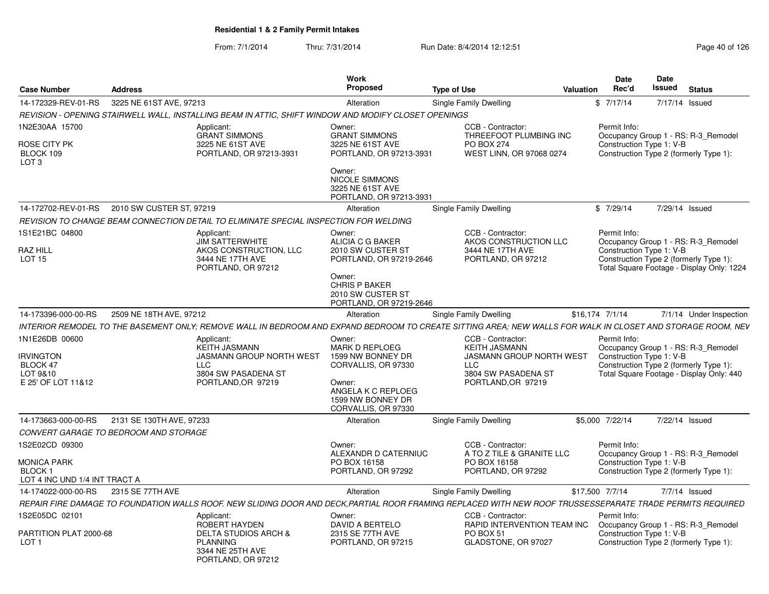# Residential 1 & 2 Family Permit Intakes

From: 7/1/2014 Thru: 7/31/2014 Run Date: 8/4/2014 12:12:51

| Case Number | Address | Work Proposed | Type of Use | Valuation | Date Rec'd | Date Issued | Status |
|---|---|---|---|---|---|---|---|
| 14-172329-REV-01-RS | 3225 NE 61ST AVE, 97213 | Alteration | Single Family Dwelling | $ | 7/17/14 | 7/17/14 | Issued |

*REVISION - OPENING STAIRWELL WALL, INSTALLING BEAM IN ATTIC, SHIFT WINDOW AND MODIFY CLOSET OPENINGS*

1N2E30AA 15700
ROSE CITY PK
BLOCK 109
LOT 3

Applicant:
GRANT SIMMONS
3225 NE 61ST AVE
PORTLAND, OR 97213-3931

Owner:
GRANT SIMMONS
3225 NE 61ST AVE
PORTLAND, OR 97213-3931

Owner:
NICOLE SIMMONS
3225 NE 61ST AVE
PORTLAND, OR 97213-3931

CCB - Contractor:
THREEFOOT PLUMBING INC
PO BOX 274
WEST LINN, OR 97068 0274

Permit Info:
Occupancy Group 1 - RS: R-3_Remodel
Construction Type 1: V-B
Construction Type 2 (formerly Type 1):

| Case Number | Address | Work Proposed | Type of Use | Valuation | Date Rec'd | Date Issued | Status |
|---|---|---|---|---|---|---|---|
| 14-172702-REV-01-RS | 2010 SW CUSTER ST, 97219 | Alteration | Single Family Dwelling | $ | 7/29/14 | 7/29/14 | Issued |

*REVISION TO CHANGE BEAM CONNECTION DETAIL TO ELIMINATE SPECIAL INSPECTION FOR WELDING*

1S1E21BC 04800
RAZ HILL
LOT 15

Applicant:
JIM SATTERWHITE
AKOS CONSTRUCTION, LLC
3444 NE 17TH AVE
PORTLAND, OR 97212

Owner:
ALICIA C G BAKER
2010 SW CUSTER ST
PORTLAND, OR 97219-2646

Owner:
CHRIS P BAKER
2010 SW CUSTER ST
PORTLAND, OR 97219-2646

CCB - Contractor:
AKOS CONSTRUCTION LLC
3444 NE 17TH AVE
PORTLAND, OR 97212

Permit Info:
Occupancy Group 1 - RS: R-3_Remodel
Construction Type 1: V-B
Construction Type 2 (formerly Type 1):
Total Square Footage - Display Only: 1224

| Case Number | Address | Work Proposed | Type of Use | Valuation | Date Rec'd | Date Issued | Status |
|---|---|---|---|---|---|---|---|
| 14-173396-000-00-RS | 2509 NE 18TH AVE, 97212 | Alteration | Single Family Dwelling | $16,174 | 7/1/14 | 7/1/14 | Under Inspection |

*INTERIOR REMODEL TO THE BASEMENT ONLY; REMOVE WALL IN BEDROOM AND EXPAND BEDROOM TO CREATE SITTING AREA; NEW WALLS FOR WALK IN CLOSET AND STORAGE ROOM, NEV*

1N1E26DB 00600
IRVINGTON
BLOCK 47
LOT 9&10
E 25' OF LOT 11&12

Applicant:
KEITH JASMANN
JASMANN GROUP NORTH WEST LLC
3804 SW PASADENA ST
PORTLAND,OR 97219

Owner:
MARK D REPLOEG
1599 NW BONNEY DR
CORVALLIS, OR 97330

Owner:
ANGELA K C REPLOEG
1599 NW BONNEY DR
CORVALLIS, OR 97330

CCB - Contractor:
KEITH JASMANN
JASMANN GROUP NORTH WEST LLC
3804 SW PASADENA ST
PORTLAND,OR 97219

Permit Info:
Occupancy Group 1 - RS: R-3_Remodel
Construction Type 1: V-B
Construction Type 2 (formerly Type 1):
Total Square Footage - Display Only: 440

| Case Number | Address | Work Proposed | Type of Use | Valuation | Date Rec'd | Date Issued | Status |
|---|---|---|---|---|---|---|---|
| 14-173663-000-00-RS | 2131 SE 130TH AVE, 97233 | Alteration | Single Family Dwelling | $5,000 | 7/22/14 | 7/22/14 | Issued |

*CONVERT GARAGE TO BEDROOM AND STORAGE*

1S2E02CD 09300
MONICA PARK
BLOCK 1
LOT 4 INC UND 1/4 INT TRACT A

Owner:
ALEXANDR D CATERNIUC
PO BOX 16158
PORTLAND, OR 97292

CCB - Contractor:
A TO Z TILE & GRANITE LLC
PO BOX 16158
PORTLAND, OR 97292

Permit Info:
Occupancy Group 1 - RS: R-3_Remodel
Construction Type 1: V-B
Construction Type 2 (formerly Type 1):

| Case Number | Address | Work Proposed | Type of Use | Valuation | Date Rec'd | Date Issued | Status |
|---|---|---|---|---|---|---|---|
| 14-174022-000-00-RS | 2315 SE 77TH AVE | Alteration | Single Family Dwelling | $17,500 | 7/7/14 | 7/7/14 | Issued |

*REPAIR FIRE DAMAGE TO FOUNDATION WALLS ROOF. NEW SLIDING DOOR AND DECK,PARTIAL ROOR FRAMING REPLACED WITH NEW ROOF TRUSSESSEPARATE TRADE PERMITS REQUIRED*

1S2E05DC 02101
PARTITION PLAT 2000-68
LOT 1

Applicant:
ROBERT HAYDEN
DELTA STUDIOS ARCH & PLANNING
3344 NE 25TH AVE
PORTLAND, OR 97212

Owner:
DAVID A BERTELO
2315 SE 77TH AVE
PORTLAND, OR 97215

CCB - Contractor:
RAPID INTERVENTION TEAM INC
PO BOX 51
GLADSTONE, OR 97027

Permit Info:
Occupancy Group 1 - RS: R-3_Remodel
Construction Type 1: V-B
Construction Type 2 (formerly Type 1):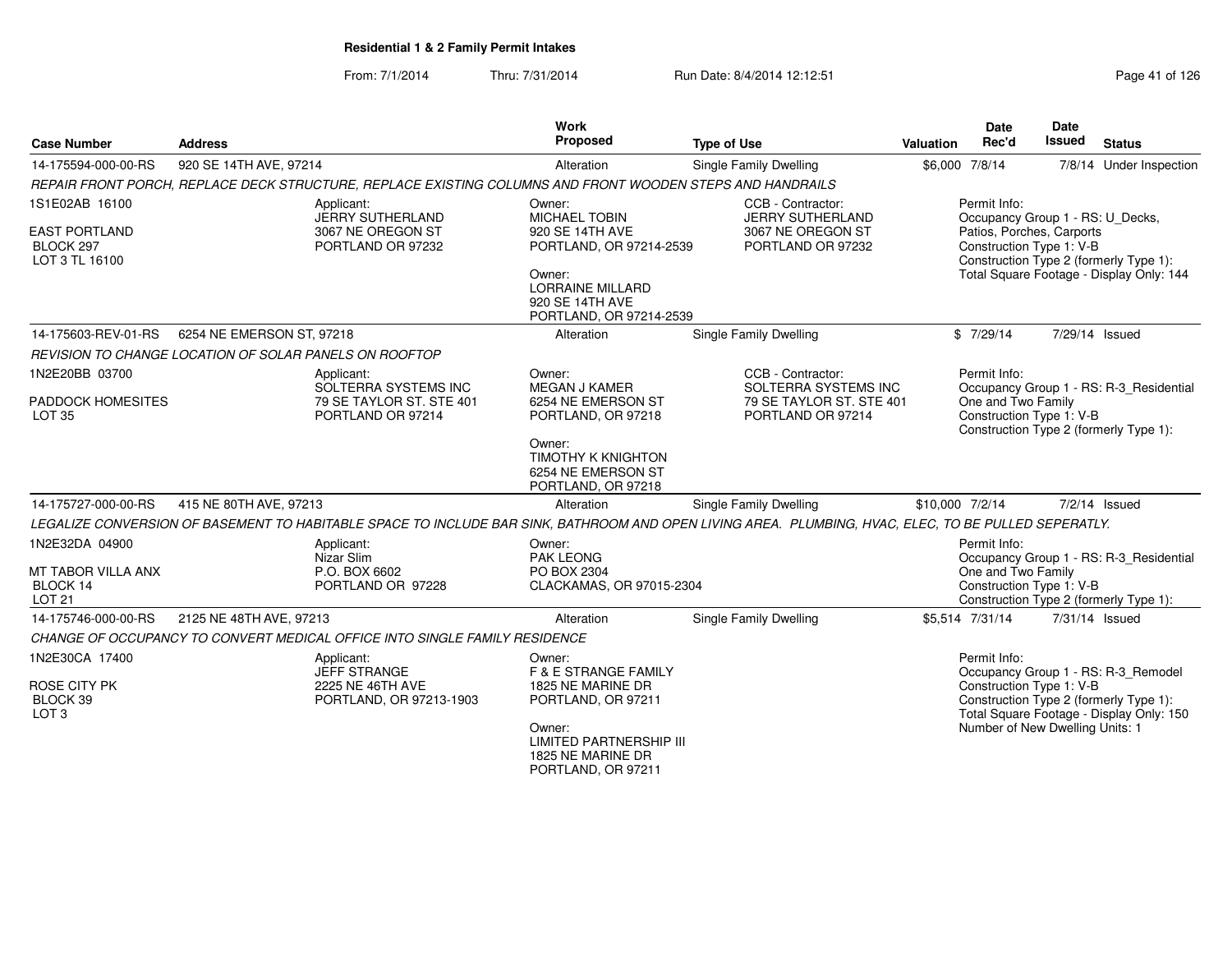## Residential 1 & 2 Family Permit Intakes

From: 7/1/2014 Thru: 7/31/2014 Run Date: 8/4/2014 12:12:51

| Case Number | Address | Work Proposed | Type of Use | Valuation | Date Rec'd | Date Issued | Status |
|---|---|---|---|---|---|---|---|
| 14-175594-000-00-RS | 920 SE 14TH AVE, 97214 | Alteration | Single Family Dwelling | $6,000 | 7/8/14 | 7/8/14 | Under Inspection |

*REPAIR FRONT PORCH, REPLACE DECK STRUCTURE, REPLACE EXISTING COLUMNS AND FRONT WOODEN STEPS AND HANDRAILS*

1S1E02AB 16100
EAST PORTLAND
BLOCK 297
LOT 3 TL 16100

Applicant:
JERRY SUTHERLAND
3067 NE OREGON ST
PORTLAND OR 97232

Owner:
MICHAEL TOBIN
920 SE 14TH AVE
PORTLAND, OR 97214-2539

Owner:
LORRAINE MILLARD
920 SE 14TH AVE
PORTLAND, OR 97214-2539

CCB - Contractor:
JERRY SUTHERLAND
3067 NE OREGON ST
PORTLAND OR 97232

Permit Info:
Occupancy Group 1 - RS: U_Decks, Patios, Porches, Carports
Construction Type 1: V-B
Construction Type 2 (formerly Type 1):
Total Square Footage - Display Only: 144

| Case Number | Address | Work Proposed | Type of Use | Valuation | Date Rec'd | Date Issued | Status |
|---|---|---|---|---|---|---|---|
| 14-175603-REV-01-RS | 6254 NE EMERSON ST, 97218 | Alteration | Single Family Dwelling | $ | 7/29/14 | 7/29/14 | Issued |

*REVISION TO CHANGE LOCATION OF SOLAR PANELS ON ROOFTOP*

1N2E20BB 03700
PADDOCK HOMESITES
LOT 35

Applicant:
SOLTERRA SYSTEMS INC
79 SE TAYLOR ST. STE 401
PORTLAND OR 97214

Owner:
MEGAN J KAMER
6254 NE EMERSON ST
PORTLAND, OR 97218

Owner:
TIMOTHY K KNIGHTON
6254 NE EMERSON ST
PORTLAND, OR 97218

CCB - Contractor:
SOLTERRA SYSTEMS INC
79 SE TAYLOR ST. STE 401
PORTLAND OR 97214

Permit Info:
Occupancy Group 1 - RS: R-3_Residential One and Two Family
Construction Type 1: V-B
Construction Type 2 (formerly Type 1):

| Case Number | Address | Work Proposed | Type of Use | Valuation | Date Rec'd | Date Issued | Status |
|---|---|---|---|---|---|---|---|
| 14-175727-000-00-RS | 415 NE 80TH AVE, 97213 | Alteration | Single Family Dwelling | $10,000 | 7/2/14 | 7/2/14 | Issued |

*LEGALIZE CONVERSION OF BASEMENT TO HABITABLE SPACE TO INCLUDE BAR SINK, BATHROOM AND OPEN LIVING AREA. PLUMBING, HVAC, ELEC, TO BE PULLED SEPERATLY.*

1N2E32DA 04900
MT TABOR VILLA ANX
BLOCK 14
LOT 21

Applicant:
Nizar Slim
P.O. BOX 6602
PORTLAND OR 97228

Owner:
PAK LEONG
PO BOX 2304
CLACKAMAS, OR 97015-2304

Permit Info:
Occupancy Group 1 - RS: R-3_Residential One and Two Family
Construction Type 1: V-B
Construction Type 2 (formerly Type 1):

| Case Number | Address | Work Proposed | Type of Use | Valuation | Date Rec'd | Date Issued | Status |
|---|---|---|---|---|---|---|---|
| 14-175746-000-00-RS | 2125 NE 48TH AVE, 97213 | Alteration | Single Family Dwelling | $5,514 | 7/31/14 | 7/31/14 | Issued |

*CHANGE OF OCCUPANCY TO CONVERT MEDICAL OFFICE INTO SINGLE FAMILY RESIDENCE*

1N2E30CA 17400
ROSE CITY PK
BLOCK 39
LOT 3

Applicant:
JEFF STRANGE
2225 NE 46TH AVE
PORTLAND, OR 97213-1903

Owner:
F & E STRANGE FAMILY
1825 NE MARINE DR
PORTLAND, OR 97211

Owner:
LIMITED PARTNERSHIP III
1825 NE MARINE DR
PORTLAND, OR 97211

Permit Info:
Occupancy Group 1 - RS: R-3_Remodel
Construction Type 1: V-B
Construction Type 2 (formerly Type 1):
Total Square Footage - Display Only: 150
Number of New Dwelling Units: 1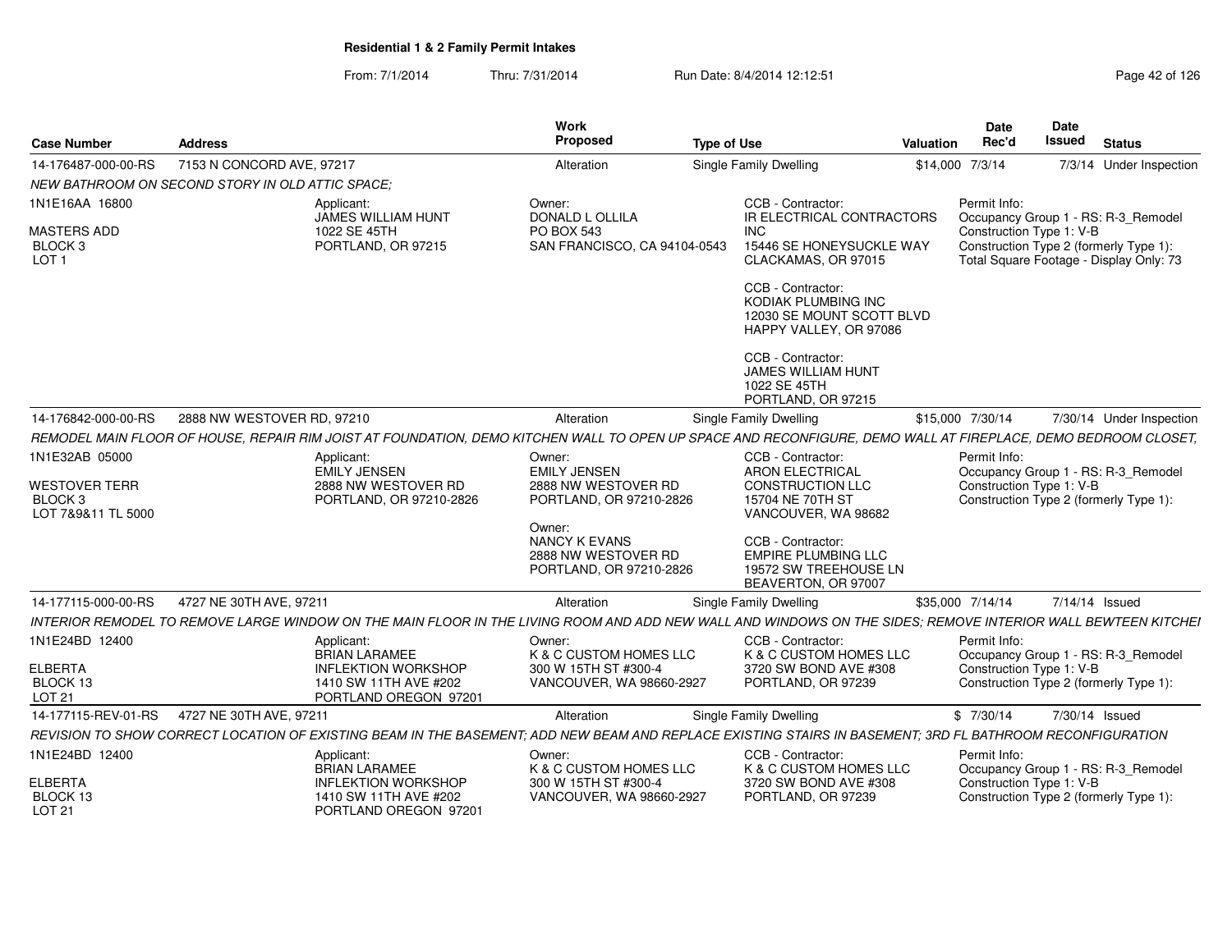**Residential 1 & 2 Family Permit Intakes**

From: 7/1/2014 Thru: 7/31/2014 Run Date: 8/4/2014 12:12:51

| Case Number | Address | Work Proposed | Type of Use | Valuation | Date Rec'd | Date Issued | Status |
|---|---|---|---|---|---|---|---|
| 14-176487-000-00-RS | 7153 N CONCORD AVE, 97217 | Alteration | Single Family Dwelling | $14,000 | 7/3/14 | 7/3/14 | Under Inspection |

*NEW BATHROOM ON SECOND STORY IN OLD ATTIC SPACE;*

1N1E16AA 16800
MASTERS ADD
BLOCK 3
LOT 1

Applicant:
JAMES WILLIAM HUNT
1022 SE 45TH
PORTLAND, OR 97215

Owner:
DONALD L OLLILA
PO BOX 543
SAN FRANCISCO, CA 94104-0543

CCB - Contractor:
IR ELECTRICAL CONTRACTORS INC
15446 SE HONEYSUCKLE WAY
CLACKAMAS, OR 97015

CCB - Contractor:
KODIAK PLUMBING INC
12030 SE MOUNT SCOTT BLVD
HAPPY VALLEY, OR 97086

CCB - Contractor:
JAMES WILLIAM HUNT
1022 SE 45TH
PORTLAND, OR 97215

Permit Info:
Occupancy Group 1 - RS: R-3_Remodel
Construction Type 1: V-B
Construction Type 2 (formerly Type 1):
Total Square Footage - Display Only: 73

| Case Number | Address | Work Proposed | Type of Use | Valuation | Date Rec'd | Date Issued | Status |
|---|---|---|---|---|---|---|---|
| 14-176842-000-00-RS | 2888 NW WESTOVER RD, 97210 | Alteration | Single Family Dwelling | $15,000 | 7/30/14 | 7/30/14 | Under Inspection |

*REMODEL MAIN FLOOR OF HOUSE, REPAIR RIM JOIST AT FOUNDATION, DEMO KITCHEN WALL TO OPEN UP SPACE AND RECONFIGURE, DEMO WALL AT FIREPLACE, DEMO BEDROOM CLOSET,*

1N1E32AB 05000
WESTOVER TERR
BLOCK 3
LOT 7&9&11 TL 5000

Applicant:
EMILY JENSEN
2888 NW WESTOVER RD
PORTLAND, OR 97210-2826

Owner:
EMILY JENSEN
2888 NW WESTOVER RD
PORTLAND, OR 97210-2826

Owner:
NANCY K EVANS
2888 NW WESTOVER RD
PORTLAND, OR 97210-2826

CCB - Contractor:
ARON ELECTRICAL CONSTRUCTION LLC
15704 NE 70TH ST
VANCOUVER, WA 98682

CCB - Contractor:
EMPIRE PLUMBING LLC
19572 SW TREEHOUSE LN
BEAVERTON, OR 97007

Permit Info:
Occupancy Group 1 - RS: R-3_Remodel
Construction Type 1: V-B
Construction Type 2 (formerly Type 1):

| Case Number | Address | Work Proposed | Type of Use | Valuation | Date Rec'd | Date Issued | Status |
|---|---|---|---|---|---|---|---|
| 14-177115-000-00-RS | 4727 NE 30TH AVE, 97211 | Alteration | Single Family Dwelling | $35,000 | 7/14/14 | 7/14/14 | Issued |

*INTERIOR REMODEL TO REMOVE LARGE WINDOW ON THE MAIN FLOOR IN THE LIVING ROOM AND ADD NEW WALL AND WINDOWS ON THE SIDES; REMOVE INTERIOR WALL BEWTEEN KITCHEI*

1N1E24BD 12400
ELBERTA
BLOCK 13
LOT 21

Applicant:
BRIAN LARAMEE
INFLEKTION WORKSHOP
1410 SW 11TH AVE #202
PORTLAND OREGON 97201

Owner:
K & C CUSTOM HOMES LLC
300 W 15TH ST #300-4
VANCOUVER, WA 98660-2927

CCB - Contractor:
K & C CUSTOM HOMES LLC
3720 SW BOND AVE #308
PORTLAND, OR 97239

Permit Info:
Occupancy Group 1 - RS: R-3_Remodel
Construction Type 1: V-B
Construction Type 2 (formerly Type 1):

| Case Number | Address | Work Proposed | Type of Use | Valuation | Date Rec'd | Date Issued | Status |
|---|---|---|---|---|---|---|---|
| 14-177115-REV-01-RS | 4727 NE 30TH AVE, 97211 | Alteration | Single Family Dwelling | $ | 7/30/14 | 7/30/14 | Issued |

*REVISION TO SHOW CORRECT LOCATION OF EXISTING BEAM IN THE BASEMENT; ADD NEW BEAM AND REPLACE EXISTING STAIRS IN BASEMENT; 3RD FL BATHROOM RECONFIGURATION*

1N1E24BD 12400
ELBERTA
BLOCK 13
LOT 21

Applicant:
BRIAN LARAMEE
INFLEKTION WORKSHOP
1410 SW 11TH AVE #202
PORTLAND OREGON 97201

Owner:
K & C CUSTOM HOMES LLC
300 W 15TH ST #300-4
VANCOUVER, WA 98660-2927

CCB - Contractor:
K & C CUSTOM HOMES LLC
3720 SW BOND AVE #308
PORTLAND, OR 97239

Permit Info:
Occupancy Group 1 - RS: R-3_Remodel
Construction Type 1: V-B
Construction Type 2 (formerly Type 1):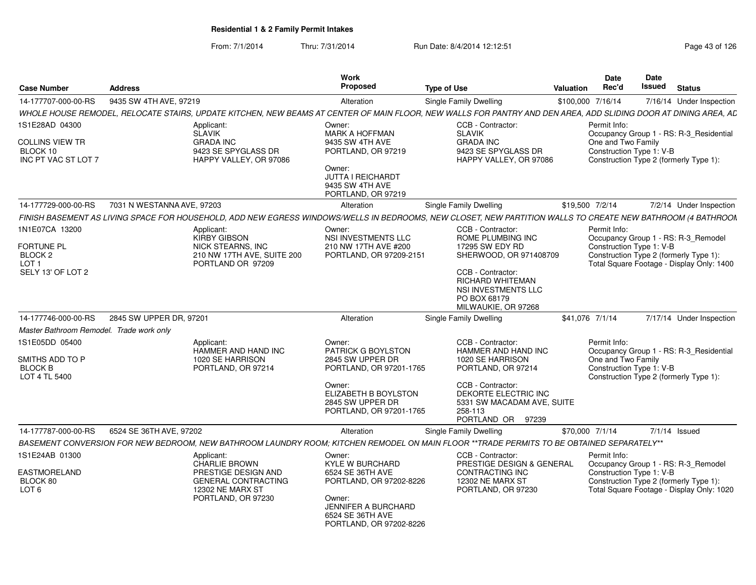## Residential 1 & 2 Family Permit Intakes

From: 7/1/2014 Thru: 7/31/2014 Run Date: 8/4/2014 12:12:51

| Case Number | Address | Work Proposed | Type of Use | Valuation | Date Rec'd | Date Issued | Status |
|---|---|---|---|---|---|---|---|
| 14-177707-000-00-RS | 9435 SW 4TH AVE, 97219 | Alteration | Single Family Dwelling | $100,000 | 7/16/14 | 7/16/14 | Under Inspection |

*WHOLE HOUSE REMODEL, RELOCATE STAIRS, UPDATE KITCHEN, NEW BEAMS AT CENTER OF MAIN FLOOR, NEW WALLS FOR PANTRY AND DEN AREA, ADD SLIDING DOOR AT DINING AREA, AD*

1S1E28AD 04300
COLLINS VIEW TR
BLOCK 10
INC PT VAC ST LOT 7

Applicant:
SLAVIK
GRADA INC
9423 SE SPYGLASS DR
HAPPY VALLEY, OR 97086

Owner:
MARK A HOFFMAN
9435 SW 4TH AVE
PORTLAND, OR 97219

Owner:
JUTTA I REICHARDT
9435 SW 4TH AVE
PORTLAND, OR 97219

CCB - Contractor:
SLAVIK
GRADA INC
9423 SE SPYGLASS DR
HAPPY VALLEY, OR 97086

Permit Info:
Occupancy Group 1 - RS: R-3_Residential One and Two Family
Construction Type 1: V-B
Construction Type 2 (formerly Type 1):

| Case Number | Address | Work Proposed | Type of Use | Valuation | Date Rec'd | Date Issued | Status |
|---|---|---|---|---|---|---|---|
| 14-177729-000-00-RS | 7031 N WESTANNA AVE, 97203 | Alteration | Single Family Dwelling | $19,500 | 7/2/14 | 7/2/14 | Under Inspection |

*FINISH BASEMENT AS LIVING SPACE FOR HOUSEHOLD, ADD NEW EGRESS WINDOWS/WELLS IN BEDROOMS, NEW CLOSET, NEW PARTITION WALLS TO CREATE NEW BATHROOM (4 BATHROOM*

1N1E07CA 13200
FORTUNE PL
BLOCK 2
LOT 1
SELY 13' OF LOT 2

Applicant:
KIRBY GIBSON
NICK STEARNS, INC
210 NW 17TH AVE, SUITE 200
PORTLAND OR 97209

Owner:
NSI INVESTMENTS LLC
210 NW 17TH AVE #200
PORTLAND, OR 97209-2151

CCB - Contractor:
ROME PLUMBING INC
17295 SW EDY RD
SHERWOOD, OR 971408709

CCB - Contractor:
RICHARD WHITEMAN
NSI INVESTMENTS LLC
PO BOX 68179
MILWAUKIE, OR 97268

Permit Info:
Occupancy Group 1 - RS: R-3_Remodel
Construction Type 1: V-B
Construction Type 2 (formerly Type 1):
Total Square Footage - Display Only: 1400

| Case Number | Address | Work Proposed | Type of Use | Valuation | Date Rec'd | Date Issued | Status |
|---|---|---|---|---|---|---|---|
| 14-177746-000-00-RS | 2845 SW UPPER DR, 97201 | Alteration | Single Family Dwelling | $41,076 | 7/1/14 | 7/17/14 | Under Inspection |

*Master Bathroom Remodel. Trade work only*

1S1E05DD 05400
SMITHS ADD TO P
BLOCK B
LOT 4 TL 5400

Applicant:
HAMMER AND HAND INC
1020 SE HARRISON
PORTLAND, OR 97214

Owner:
PATRICK G BOYLSTON
2845 SW UPPER DR
PORTLAND, OR 97201-1765

Owner:
ELIZABETH B BOYLSTON
2845 SW UPPER DR
PORTLAND, OR 97201-1765

CCB - Contractor:
HAMMER AND HAND INC
1020 SE HARRISON
PORTLAND, OR 97214

CCB - Contractor:
DEKORTE ELECTRIC INC
5331 SW MACADAM AVE, SUITE 258-113
PORTLAND OR 97239

Permit Info:
Occupancy Group 1 - RS: R-3_Residential One and Two Family
Construction Type 1: V-B
Construction Type 2 (formerly Type 1):

| Case Number | Address | Work Proposed | Type of Use | Valuation | Date Rec'd | Date Issued | Status |
|---|---|---|---|---|---|---|---|
| 14-177787-000-00-RS | 6524 SE 36TH AVE, 97202 | Alteration | Single Family Dwelling | $70,000 | 7/1/14 | 7/1/14 | Issued |

*BASEMENT CONVERSION FOR NEW BEDROOM, NEW BATHROOM LAUNDRY ROOM; KITCHEN REMODEL ON MAIN FLOOR **TRADE PERMITS TO BE OBTAINED SEPARATELY***

1S1E24AB 01300
EASTMORELAND
BLOCK 80
LOT 6

Applicant:
CHARLIE BROWN
PRESTIGE DESIGN AND GENERAL CONTRACTING
12302 NE MARX ST
PORTLAND, OR 97230

Owner:
KYLE W BURCHARD
6524 SE 36TH AVE
PORTLAND, OR 97202-8226

Owner:
JENNIFER A BURCHARD
6524 SE 36TH AVE
PORTLAND, OR 97202-8226

CCB - Contractor:
PRESTIGE DESIGN & GENERAL CONTRACTING INC
12302 NE MARX ST
PORTLAND, OR 97230

Permit Info:
Occupancy Group 1 - RS: R-3_Remodel
Construction Type 1: V-B
Construction Type 2 (formerly Type 1):
Total Square Footage - Display Only: 1020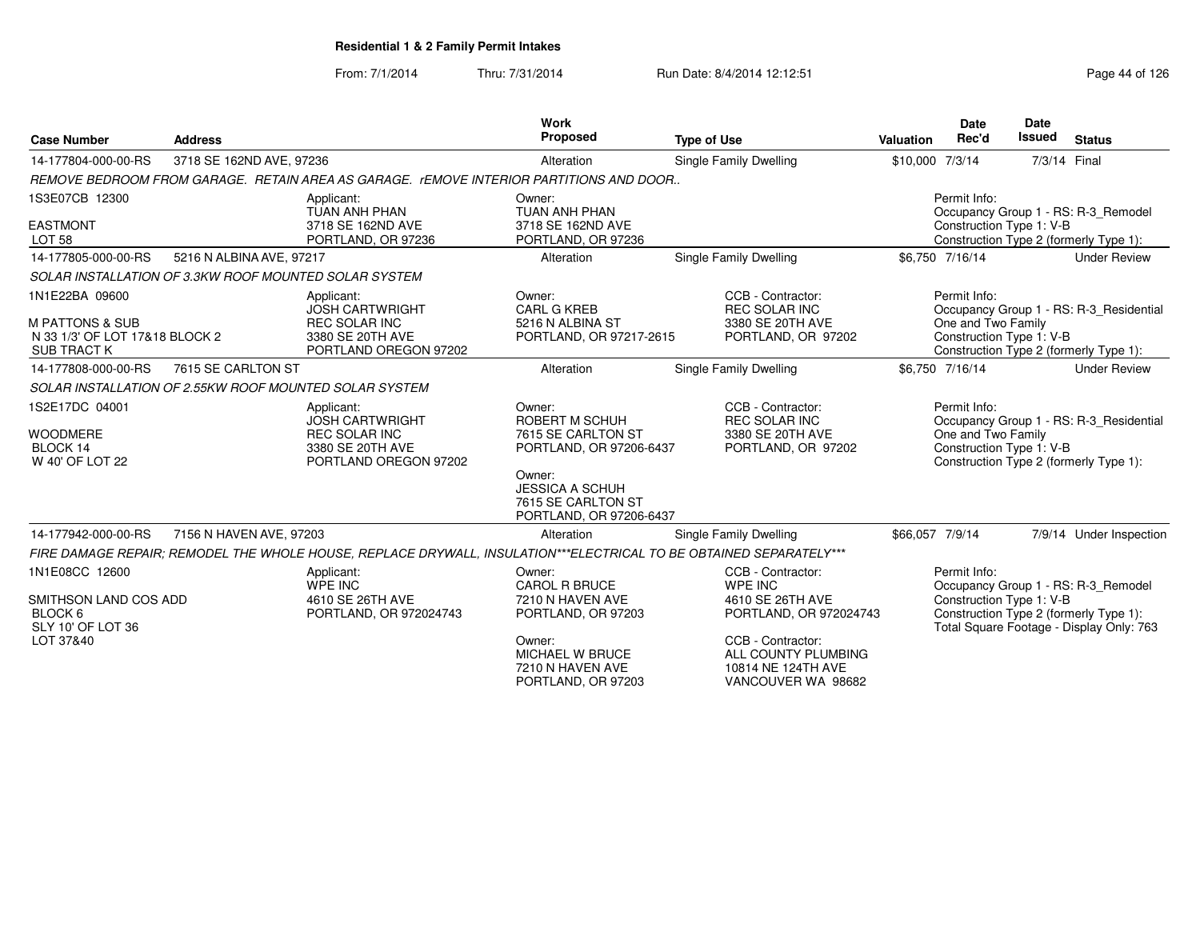## Residential 1 & 2 Family Permit Intakes

From: 7/1/2014 Thru: 7/31/2014 Run Date: 8/4/2014 12:12:51

| Case Number | Address | Work Proposed | Type of Use | Valuation | Date Rec'd | Date Issued | Status |
|---|---|---|---|---|---|---|---|
| 14-177804-000-00-RS | 3718 SE 162ND AVE, 97236 | Alteration | Single Family Dwelling | $10,000 | 7/3/14 | 7/3/14 | Final |

REMOVE BEDROOM FROM GARAGE. RETAIN AREA AS GARAGE. rEMOVE INTERIOR PARTITIONS AND DOOR..

1S3E07CB 12300
EASTMONT
LOT 58

Applicant:
TUAN ANH PHAN
3718 SE 162ND AVE
PORTLAND, OR 97236

Owner:
TUAN ANH PHAN
3718 SE 162ND AVE
PORTLAND, OR 97236

Permit Info:
Occupancy Group 1 - RS: R-3_Remodel
Construction Type 1: V-B
Construction Type 2 (formerly Type 1):

| Case Number | Address | Work Proposed | Type of Use | Valuation | Date Rec'd | Date Issued | Status |
|---|---|---|---|---|---|---|---|
| 14-177805-000-00-RS | 5216 N ALBINA AVE, 97217 | Alteration | Single Family Dwelling | $6,750 | 7/16/14 | | Under Review |

SOLAR INSTALLATION OF 3.3KW ROOF MOUNTED SOLAR SYSTEM

1N1E22BA 09600
M PATTONS & SUB
N 33 1/3' OF LOT 17&18 BLOCK 2
SUB TRACT K

Applicant:
JOSH CARTWRIGHT
REC SOLAR INC
3380 SE 20TH AVE
PORTLAND OREGON 97202

Owner:
CARL G KREB
5216 N ALBINA ST
PORTLAND, OR 97217-2615

CCB - Contractor:
REC SOLAR INC
3380 SE 20TH AVE
PORTLAND, OR 97202

Permit Info:
Occupancy Group 1 - RS: R-3_Residential One and Two Family
Construction Type 1: V-B
Construction Type 2 (formerly Type 1):

| Case Number | Address | Work Proposed | Type of Use | Valuation | Date Rec'd | Date Issued | Status |
|---|---|---|---|---|---|---|---|
| 14-177808-000-00-RS | 7615 SE CARLTON ST | Alteration | Single Family Dwelling | $6,750 | 7/16/14 | | Under Review |

SOLAR INSTALLATION OF 2.55KW ROOF MOUNTED SOLAR SYSTEM

1S2E17DC 04001
WOODMERE
BLOCK 14
W 40' OF LOT 22

Applicant:
JOSH CARTWRIGHT
REC SOLAR INC
3380 SE 20TH AVE
PORTLAND OREGON 97202

Owner:
ROBERT M SCHUH
7615 SE CARLTON ST
PORTLAND, OR 97206-6437

Owner:
JESSICA A SCHUH
7615 SE CARLTON ST
PORTLAND, OR 97206-6437

CCB - Contractor:
REC SOLAR INC
3380 SE 20TH AVE
PORTLAND, OR 97202

Permit Info:
Occupancy Group 1 - RS: R-3_Residential One and Two Family
Construction Type 1: V-B
Construction Type 2 (formerly Type 1):

| Case Number | Address | Work Proposed | Type of Use | Valuation | Date Rec'd | Date Issued | Status |
|---|---|---|---|---|---|---|---|
| 14-177942-000-00-RS | 7156 N HAVEN AVE, 97203 | Alteration | Single Family Dwelling | $66,057 | 7/9/14 | 7/9/14 | Under Inspection |

FIRE DAMAGE REPAIR; REMODEL THE WHOLE HOUSE, REPLACE DRYWALL, INSULATION***ELECTRICAL TO BE OBTAINED SEPARATELY***

1N1E08CC 12600
SMITHSON LAND COS ADD
BLOCK 6
SLY 10' OF LOT 36
LOT 37&40

Applicant:
WPE INC
4610 SE 26TH AVE
PORTLAND, OR 972024743

Owner:
CAROL R BRUCE
7210 N HAVEN AVE
PORTLAND, OR 97203

Owner:
MICHAEL W BRUCE
7210 N HAVEN AVE
PORTLAND, OR 97203

CCB - Contractor:
WPE INC
4610 SE 26TH AVE
PORTLAND, OR 972024743

CCB - Contractor:
ALL COUNTY PLUMBING
10814 NE 124TH AVE
VANCOUVER WA 98682

Permit Info:
Occupancy Group 1 - RS: R-3_Remodel
Construction Type 1: V-B
Construction Type 2 (formerly Type 1):
Total Square Footage - Display Only: 763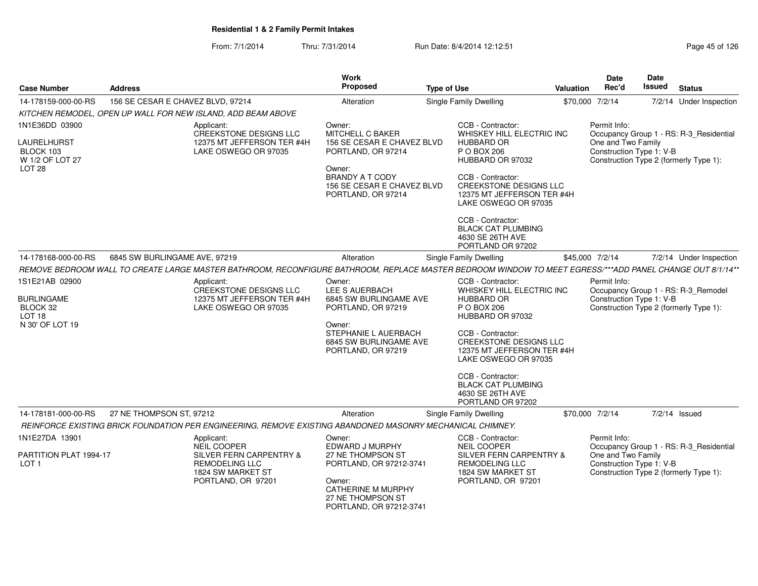# Residential 1 & 2 Family Permit Intakes

From: 7/1/2014 Thru: 7/31/2014 Run Date: 8/4/2014 12:12:51

| Case Number | Address | Work Proposed | Type of Use | Valuation | Date Rec'd | Date Issued | Status |
|---|---|---|---|---|---|---|---|
| 14-178159-000-00-RS | 156 SE CESAR E CHAVEZ BLVD, 97214 | Alteration | Single Family Dwelling | $70,000 | 7/2/14 | 7/2/14 | Under Inspection |

*KITCHEN REMODEL, OPEN UP WALL FOR NEW ISLAND, ADD BEAM ABOVE*

1N1E36DD 03900

LAURELHURST
BLOCK 103
W 1/2 OF LOT 27
LOT 28

Applicant:
CREEKSTONE DESIGNS LLC
12375 MT JEFFERSON TER #4H
LAKE OSWEGO OR 97035

Owner:
MITCHELL C BAKER
156 SE CESAR E CHAVEZ BLVD
PORTLAND, OR 97214

Owner:
BRANDY A T CODY
156 SE CESAR E CHAVEZ BLVD
PORTLAND, OR 97214

CCB - Contractor:
WHISKEY HILL ELECTRIC INC
HUBBARD OR
P O BOX 206
HUBBARD OR 97032

CCB - Contractor:
CREEKSTONE DESIGNS LLC
12375 MT JEFFERSON TER #4H
LAKE OSWEGO OR 97035

CCB - Contractor:
BLACK CAT PLUMBING
4630 SE 26TH AVE
PORTLAND OR 97202

Permit Info:
Occupancy Group 1 - RS: R-3_Residential
One and Two Family
Construction Type 1: V-B
Construction Type 2 (formerly Type 1):

| Case Number | Address | Work Proposed | Type of Use | Valuation | Date Rec'd | Date Issued | Status |
|---|---|---|---|---|---|---|---|
| 14-178168-000-00-RS | 6845 SW BURLINGAME AVE, 97219 | Alteration | Single Family Dwelling | $45,000 | 7/2/14 | 7/2/14 | Under Inspection |

*REMOVE BEDROOM WALL TO CREATE LARGE MASTER BATHROOM, RECONFIGURE BATHROOM, REPLACE MASTER BEDROOM WINDOW TO MEET EGRESS/***ADD PANEL CHANGE OUT 8/1/14***

1S1E21AB 02900

BURLINGAME
BLOCK 32
LOT 18
N 30' OF LOT 19

Applicant:
CREEKSTONE DESIGNS LLC
12375 MT JEFFERSON TER #4H
LAKE OSWEGO OR 97035

Owner:
LEE S AUERBACH
6845 SW BURLINGAME AVE
PORTLAND, OR 97219

Owner:
STEPHANIE L AUERBACH
6845 SW BURLINGAME AVE
PORTLAND, OR 97219

CCB - Contractor:
WHISKEY HILL ELECTRIC INC
HUBBARD OR
P O BOX 206
HUBBARD OR 97032

CCB - Contractor:
CREEKSTONE DESIGNS LLC
12375 MT JEFFERSON TER #4H
LAKE OSWEGO OR 97035

CCB - Contractor:
BLACK CAT PLUMBING
4630 SE 26TH AVE
PORTLAND OR 97202

Permit Info:
Occupancy Group 1 - RS: R-3_Remodel
Construction Type 1: V-B
Construction Type 2 (formerly Type 1):

| Case Number | Address | Work Proposed | Type of Use | Valuation | Date Rec'd | Date Issued | Status |
|---|---|---|---|---|---|---|---|
| 14-178181-000-00-RS | 27 NE THOMPSON ST, 97212 | Alteration | Single Family Dwelling | $70,000 | 7/2/14 | 7/2/14 | Issued |

*REINFORCE EXISTING BRICK FOUNDATION PER ENGINEERING, REMOVE EXISTING ABANDONED MASONRY MECHANICAL CHIMNEY.*

1N1E27DA 13901

PARTITION PLAT 1994-17
LOT 1

Applicant:
NEIL COOPER
SILVER FERN CARPENTRY &
REMODELING LLC
1824 SW MARKET ST
PORTLAND, OR 97201

Owner:
EDWARD J MURPHY
27 NE THOMPSON ST
PORTLAND, OR 97212-3741

Owner:
CATHERINE M MURPHY
27 NE THOMPSON ST
PORTLAND, OR 97212-3741

CCB - Contractor:
NEIL COOPER
SILVER FERN CARPENTRY &
REMODELING LLC
1824 SW MARKET ST
PORTLAND, OR 97201

Permit Info:
Occupancy Group 1 - RS: R-3_Residential
One and Two Family
Construction Type 1: V-B
Construction Type 2 (formerly Type 1):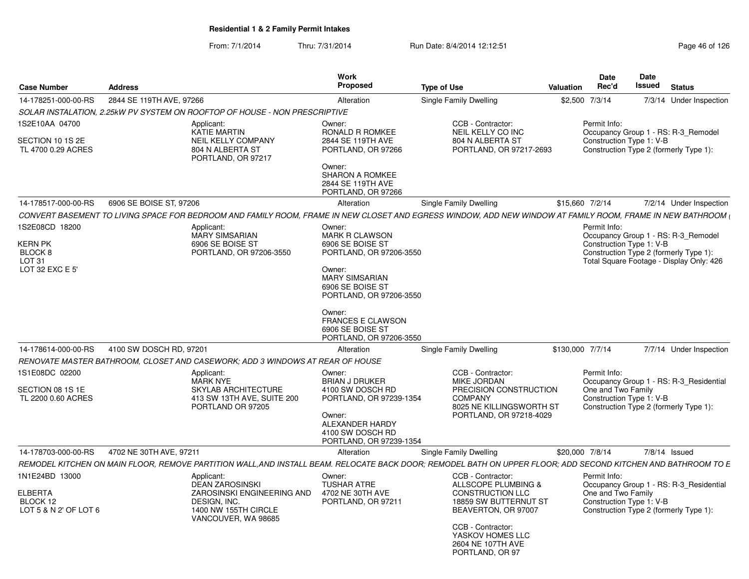## Residential 1 & 2 Family Permit Intakes

From: 7/1/2014 Thru: 7/31/2014 Run Date: 8/4/2014 12:12:51

| Case Number | Address | Work Proposed | Type of Use | Valuation | Date Rec'd | Date Issued | Status |
|---|---|---|---|---|---|---|---|
| 14-178251-000-00-RS | 2844 SE 119TH AVE, 97266 | Alteration | Single Family Dwelling | $2,500 | 7/3/14 | 7/3/14 | Under Inspection |

SOLAR INSTALATION, 2.25kW PV SYSTEM ON ROOFTOP OF HOUSE - NON PRESCRIPTIVE

1S2E10AA 04700
SECTION 10 1S 2E
TL 4700 0.29 ACRES

Applicant:
KATIE MARTIN
NEIL KELLY COMPANY
804 N ALBERTA ST
PORTLAND, OR 97217

Owner:
RONALD R ROMKEE
2844 SE 119TH AVE
PORTLAND, OR 97266

Owner:
SHARON A ROMKEE
2844 SE 119TH AVE
PORTLAND, OR 97266

CCB - Contractor:
NEIL KELLY CO INC
804 N ALBERTA ST
PORTLAND, OR 97217-2693

Permit Info:
Occupancy Group 1 - RS: R-3_Remodel
Construction Type 1: V-B
Construction Type 2 (formerly Type 1):

| Case Number | Address | Work Proposed | Type of Use | Valuation | Date Rec'd | Date Issued | Status |
|---|---|---|---|---|---|---|---|
| 14-178517-000-00-RS | 6906 SE BOISE ST, 97206 | Alteration | Single Family Dwelling | $15,660 | 7/2/14 | 7/2/14 | Under Inspection |

CONVERT BASEMENT TO LIVING SPACE FOR BEDROOM AND FAMILY ROOM, FRAME IN NEW CLOSET AND EGRESS WINDOW, ADD NEW WINDOW AT FAMILY ROOM, FRAME IN NEW BATHROOM (

1S2E08CD 18200
KERN PK
BLOCK 8
LOT 31
LOT 32 EXC E 5'

Applicant:
MARY SIMSARIAN
6906 SE BOISE ST
PORTLAND, OR 97206-3550

Owner:
MARK R CLAWSON
6906 SE BOISE ST
PORTLAND, OR 97206-3550

Owner:
MARY SIMSARIAN
6906 SE BOISE ST
PORTLAND, OR 97206-3550

Owner:
FRANCES E CLAWSON
6906 SE BOISE ST
PORTLAND, OR 97206-3550

Permit Info:
Occupancy Group 1 - RS: R-3_Remodel
Construction Type 1: V-B
Construction Type 2 (formerly Type 1):
Total Square Footage - Display Only: 426

| Case Number | Address | Work Proposed | Type of Use | Valuation | Date Rec'd | Date Issued | Status |
|---|---|---|---|---|---|---|---|
| 14-178614-000-00-RS | 4100 SW DOSCH RD, 97201 | Alteration | Single Family Dwelling | $130,000 | 7/7/14 | 7/7/14 | Under Inspection |

RENOVATE MASTER BATHROOM, CLOSET AND CASEWORK; ADD 3 WINDOWS AT REAR OF HOUSE

1S1E08DC 02200
SECTION 08 1S 1E
TL 2200 0.60 ACRES

Applicant:
MARK NYE
SKYLAB ARCHITECTURE
413 SW 13TH AVE, SUITE 200
PORTLAND OR 97205

Owner:
BRIAN J DRUKER
4100 SW DOSCH RD
PORTLAND, OR 97239-1354

Owner:
ALEXANDER HARDY
4100 SW DOSCH RD
PORTLAND, OR 97239-1354

CCB - Contractor:
MIKE JORDAN
PRECISION CONSTRUCTION COMPANY
8025 NE KILLINGSWORTH ST
PORTLAND, OR 97218-4029

Permit Info:
Occupancy Group 1 - RS: R-3_Residential One and Two Family
Construction Type 1: V-B
Construction Type 2 (formerly Type 1):

| Case Number | Address | Work Proposed | Type of Use | Valuation | Date Rec'd | Date Issued | Status |
|---|---|---|---|---|---|---|---|
| 14-178703-000-00-RS | 4702 NE 30TH AVE, 97211 | Alteration | Single Family Dwelling | $20,000 | 7/8/14 | 7/8/14 | Issued |

REMODEL KITCHEN ON MAIN FLOOR, REMOVE PARTITION WALL,AND INSTALL BEAM. RELOCATE BACK DOOR; REMODEL BATH ON UPPER FLOOR; ADD SECOND KITCHEN AND BATHROOM TO E

1N1E24BD 13000
ELBERTA
BLOCK 12
LOT 5 & N 2' OF LOT 6

Applicant:
DEAN ZAROSINSKI
ZAROSINSKI ENGINEERING AND DESIGN, INC.
1400 NW 155TH CIRCLE
VANCOUVER, WA 98685

Owner:
TUSHAR ATRE
4702 NE 30TH AVE
PORTLAND, OR 97211

CCB - Contractor:
ALLSCOPE PLUMBING & CONSTRUCTION LLC
18859 SW BUTTERNUT ST
BEAVERTON, OR 97007

CCB - Contractor:
YASKOV HOMES LLC
2604 NE 107TH AVE
PORTLAND, OR 97

Permit Info:
Occupancy Group 1 - RS: R-3_Residential One and Two Family
Construction Type 1: V-B
Construction Type 2 (formerly Type 1):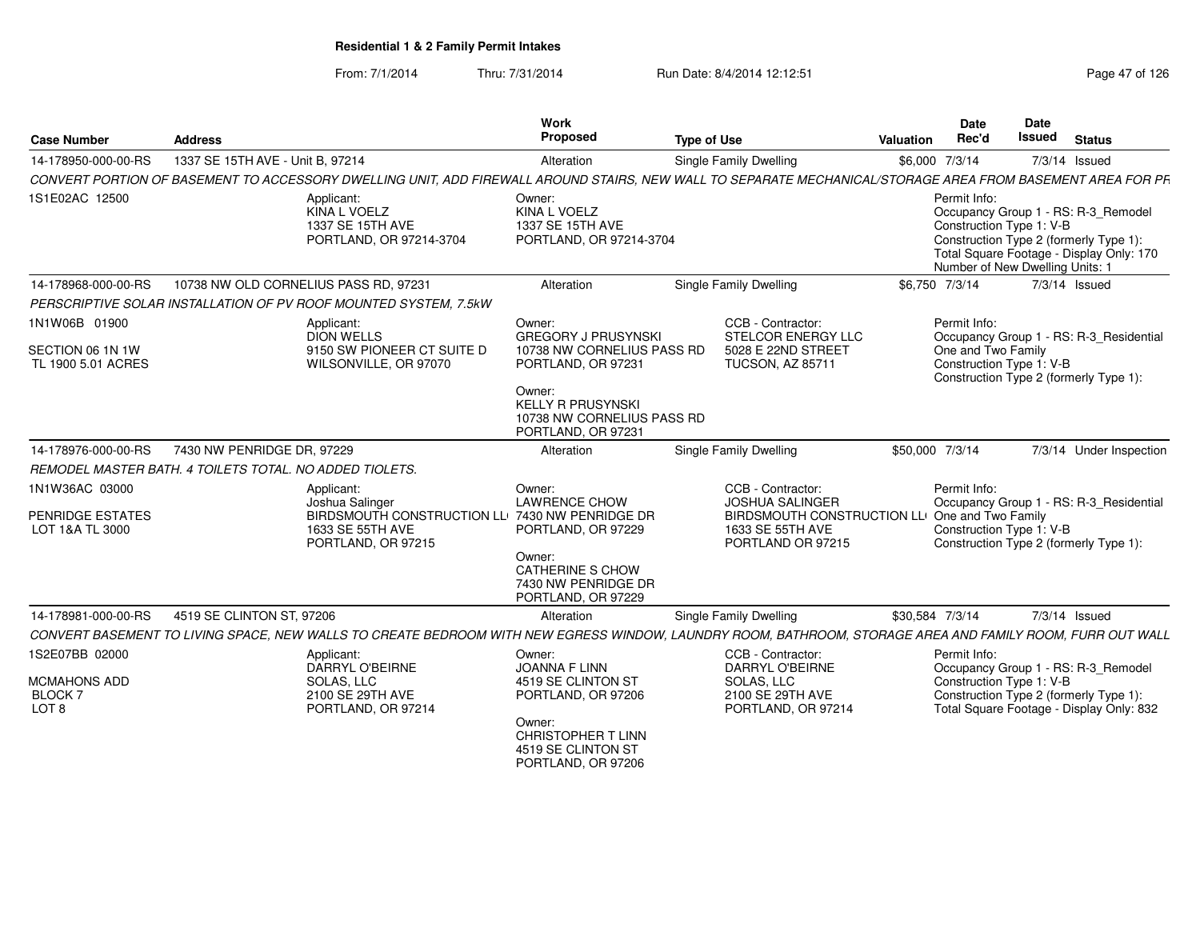**Residential 1 & 2 Family Permit Intakes**

From: 7/1/2014 Thru: 7/31/2014 Run Date: 8/4/2014 12:12:51

| Case Number | Address | Work Proposed | Type of Use | Valuation | Date Rec'd | Date Issued | Status |
|---|---|---|---|---|---|---|---|
| 14-178950-000-00-RS | 1337 SE 15TH AVE - Unit B, 97214 | Alteration | Single Family Dwelling | $6,000 | 7/3/14 | 7/3/14 | Issued |

*CONVERT PORTION OF BASEMENT TO ACCESSORY DWELLING UNIT, ADD FIREWALL AROUND STAIRS, NEW WALL TO SEPARATE MECHANICAL/STORAGE AREA FROM BASEMENT AREA FOR PR*

1S1E02AC 12500

Applicant: KINA L VOELZ, 1337 SE 15TH AVE, PORTLAND, OR 97214-3704

Owner: KINA L VOELZ, 1337 SE 15TH AVE, PORTLAND, OR 97214-3704

Permit Info:
Occupancy Group 1 - RS: R-3_Remodel
Construction Type 1: V-B
Construction Type 2 (formerly Type 1):
Total Square Footage - Display Only: 170
Number of New Dwelling Units: 1

| Case Number | Address | Work Proposed | Type of Use | Valuation | Date Rec'd | Date Issued | Status |
|---|---|---|---|---|---|---|---|
| 14-178968-000-00-RS | 10738 NW OLD CORNELIUS PASS RD, 97231 | Alteration | Single Family Dwelling | $6,750 | 7/3/14 | 7/3/14 | Issued |

*PERSCRIPTIVE SOLAR INSTALLATION OF PV ROOF MOUNTED SYSTEM, 7.5kW*

1N1W06B 01900
SECTION 06 1N 1W
TL 1900 5.01 ACRES

Applicant: DION WELLS, 9150 SW PIONEER CT SUITE D, WILSONVILLE, OR 97070

Owner: GREGORY J PRUSYNSKI, 10738 NW CORNELIUS PASS RD, PORTLAND, OR 97231

Owner: KELLY R PRUSYNSKI, 10738 NW CORNELIUS PASS RD, PORTLAND, OR 97231

CCB - Contractor: STELCOR ENERGY LLC, 5028 E 22ND STREET, TUCSON, AZ 85711

Permit Info:
Occupancy Group 1 - RS: R-3_Residential One and Two Family
Construction Type 1: V-B
Construction Type 2 (formerly Type 1):

| Case Number | Address | Work Proposed | Type of Use | Valuation | Date Rec'd | Date Issued | Status |
|---|---|---|---|---|---|---|---|
| 14-178976-000-00-RS | 7430 NW PENRIDGE DR, 97229 | Alteration | Single Family Dwelling | $50,000 | 7/3/14 | 7/3/14 | Under Inspection |

*REMODEL MASTER BATH. 4 TOILETS TOTAL. NO ADDED TIOLETS.*

1N1W36AC 03000
PENRIDGE ESTATES
LOT 1&A TL 3000

Applicant: Joshua Salinger, BIRDSMOUTH CONSTRUCTION LL, 1633 SE 55TH AVE, PORTLAND, OR 97215

Owner: LAWRENCE CHOW, 7430 NW PENRIDGE DR, PORTLAND, OR 97229

Owner: CATHERINE S CHOW, 7430 NW PENRIDGE DR, PORTLAND, OR 97229

CCB - Contractor: JOSHUA SALINGER, BIRDSMOUTH CONSTRUCTION LL, 1633 SE 55TH AVE, PORTLAND OR 97215

Permit Info:
Occupancy Group 1 - RS: R-3_Residential One and Two Family
Construction Type 1: V-B
Construction Type 2 (formerly Type 1):

| Case Number | Address | Work Proposed | Type of Use | Valuation | Date Rec'd | Date Issued | Status |
|---|---|---|---|---|---|---|---|
| 14-178981-000-00-RS | 4519 SE CLINTON ST, 97206 | Alteration | Single Family Dwelling | $30,584 | 7/3/14 | 7/3/14 | Issued |

*CONVERT BASEMENT TO LIVING SPACE, NEW WALLS TO CREATE BEDROOM WITH NEW EGRESS WINDOW, LAUNDRY ROOM, BATHROOM, STORAGE AREA AND FAMILY ROOM, FURR OUT WALL*

1S2E07BB 02000
MCMAHONS ADD
BLOCK 7
LOT 8

Applicant: DARRYL O'BEIRNE, SOLAS, LLC, 2100 SE 29TH AVE, PORTLAND, OR 97214

Owner: JOANNA F LINN, 4519 SE CLINTON ST, PORTLAND, OR 97206

Owner: CHRISTOPHER T LINN, 4519 SE CLINTON ST, PORTLAND, OR 97206

CCB - Contractor: DARRYL O'BEIRNE, SOLAS, LLC, 2100 SE 29TH AVE, PORTLAND, OR 97214

Permit Info:
Occupancy Group 1 - RS: R-3_Remodel
Construction Type 1: V-B
Construction Type 2 (formerly Type 1):
Total Square Footage - Display Only: 832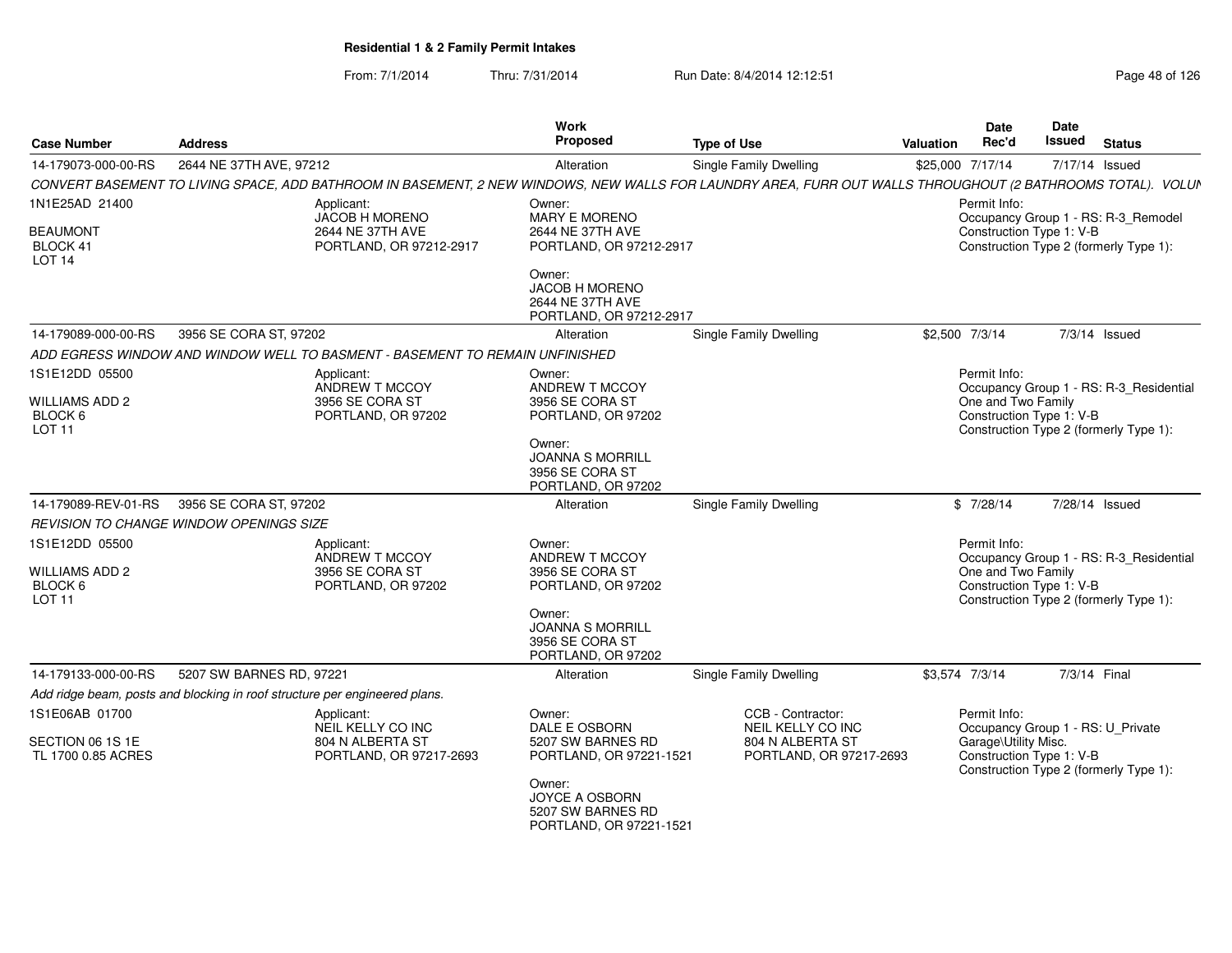# Residential 1 & 2 Family Permit Intakes

From: 7/1/2014 Thru: 7/31/2014 Run Date: 8/4/2014 12:12:51

| Case Number | Address | Work Proposed | Type of Use | Valuation | Date Rec'd | Date Issued | Status |
|---|---|---|---|---|---|---|---|
| 14-179073-000-00-RS | 2644 NE 37TH AVE, 97212 | Alteration | Single Family Dwelling | $25,000 | 7/17/14 | 7/17/14 | Issued |

*CONVERT BASEMENT TO LIVING SPACE, ADD BATHROOM IN BASEMENT, 2 NEW WINDOWS, NEW WALLS FOR LAUNDRY AREA, FURR OUT WALLS THROUGHOUT (2 BATHROOMS TOTAL). VOLUN*

1N1E25AD 21400
BEAUMONT
BLOCK 41
LOT 14

Applicant:
JACOB H MORENO
2644 NE 37TH AVE
PORTLAND, OR 97212-2917

Owner:
MARY E MORENO
2644 NE 37TH AVE
PORTLAND, OR 97212-2917

Owner:
JACOB H MORENO
2644 NE 37TH AVE
PORTLAND, OR 97212-2917

Permit Info:
Occupancy Group 1 - RS: R-3_Remodel
Construction Type 1: V-B
Construction Type 2 (formerly Type 1):

| Case Number | Address | Work Proposed | Type of Use | Valuation | Date Rec'd | Date Issued | Status |
|---|---|---|---|---|---|---|---|
| 14-179089-000-00-RS | 3956 SE CORA ST, 97202 | Alteration | Single Family Dwelling | $2,500 | 7/3/14 | 7/3/14 | Issued |

*ADD EGRESS WINDOW AND WINDOW WELL TO BASMENT - BASEMENT TO REMAIN UNFINISHED*

1S1E12DD 05500
WILLIAMS ADD 2
BLOCK 6
LOT 11

Applicant:
ANDREW T MCCOY
3956 SE CORA ST
PORTLAND, OR 97202

Owner:
ANDREW T MCCOY
3956 SE CORA ST
PORTLAND, OR 97202

Owner:
JOANNA S MORRILL
3956 SE CORA ST
PORTLAND, OR 97202

Permit Info:
Occupancy Group 1 - RS: R-3_Residential One and Two Family
Construction Type 1: V-B
Construction Type 2 (formerly Type 1):

| Case Number | Address | Work Proposed | Type of Use | Valuation | Date Rec'd | Date Issued | Status |
|---|---|---|---|---|---|---|---|
| 14-179089-REV-01-RS | 3956 SE CORA ST, 97202 | Alteration | Single Family Dwelling | $ | 7/28/14 | 7/28/14 | Issued |

*REVISION TO CHANGE WINDOW OPENINGS SIZE*

1S1E12DD 05500
WILLIAMS ADD 2
BLOCK 6
LOT 11

Applicant:
ANDREW T MCCOY
3956 SE CORA ST
PORTLAND, OR 97202

Owner:
ANDREW T MCCOY
3956 SE CORA ST
PORTLAND, OR 97202

Owner:
JOANNA S MORRILL
3956 SE CORA ST
PORTLAND, OR 97202

Permit Info:
Occupancy Group 1 - RS: R-3_Residential One and Two Family
Construction Type 1: V-B
Construction Type 2 (formerly Type 1):

| Case Number | Address | Work Proposed | Type of Use | Valuation | Date Rec'd | Date Issued | Status |
|---|---|---|---|---|---|---|---|
| 14-179133-000-00-RS | 5207 SW BARNES RD, 97221 | Alteration | Single Family Dwelling | $3,574 | 7/3/14 | 7/3/14 | Final |

*Add ridge beam, posts and blocking in roof structure per engineered plans.*

1S1E06AB 01700
SECTION 06 1S 1E
TL 1700 0.85 ACRES

Applicant:
NEIL KELLY CO INC
804 N ALBERTA ST
PORTLAND, OR 97217-2693

Owner:
DALE E OSBORN
5207 SW BARNES RD
PORTLAND, OR 97221-1521

Owner:
JOYCE A OSBORN
5207 SW BARNES RD
PORTLAND, OR 97221-1521

CCB - Contractor:
NEIL KELLY CO INC
804 N ALBERTA ST
PORTLAND, OR 97217-2693

Permit Info:
Occupancy Group 1 - RS: U_Private Garage\Utility Misc.
Construction Type 1: V-B
Construction Type 2 (formerly Type 1):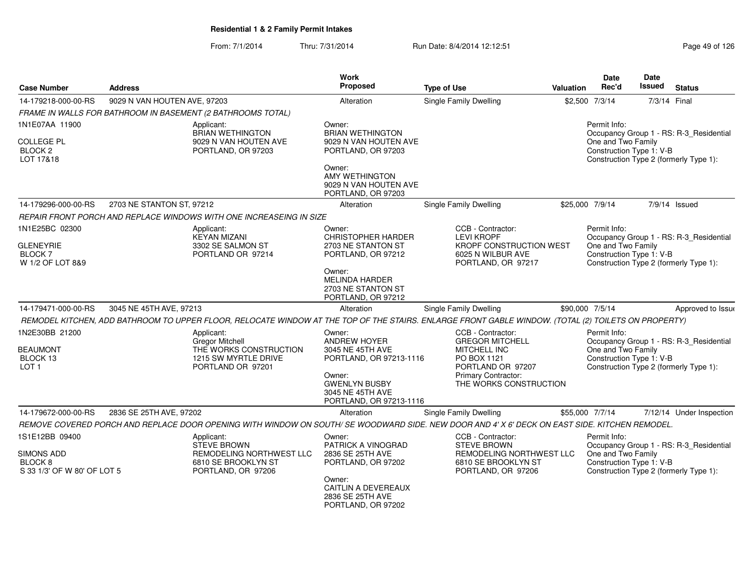# Residential 1 & 2 Family Permit Intakes

From: 7/1/2014 Thru: 7/31/2014 Run Date: 8/4/2014 12:12:51

| Case Number | Address | Work Proposed | Type of Use | Valuation | Date Rec'd | Date Issued | Status |
|---|---|---|---|---|---|---|---|
| 14-179218-000-00-RS | 9029 N VAN HOUTEN AVE, 97203 | Alteration | Single Family Dwelling | $2,500 | 7/3/14 | 7/3/14 | Final |

*FRAME IN WALLS FOR BATHROOM IN BASEMENT (2 BATHROOMS TOTAL)*

1N1E07AA 11900
COLLEGE PL
BLOCK 2
LOT 17&18

Applicant:
BRIAN WETHINGTON
9029 N VAN HOUTEN AVE
PORTLAND, OR 97203

Owner:
BRIAN WETHINGTON
9029 N VAN HOUTEN AVE
PORTLAND, OR 97203

Owner:
AMY WETHINGTON
9029 N VAN HOUTEN AVE
PORTLAND, OR 97203

Permit Info:
Occupancy Group 1 - RS: R-3_Residential One and Two Family
Construction Type 1: V-B
Construction Type 2 (formerly Type 1):

| Case Number | Address | Work Proposed | Type of Use | Valuation | Date Rec'd | Date Issued | Status |
|---|---|---|---|---|---|---|---|
| 14-179296-000-00-RS | 2703 NE STANTON ST, 97212 | Alteration | Single Family Dwelling | $25,000 | 7/9/14 | 7/9/14 | Issued |

*REPAIR FRONT PORCH AND REPLACE WINDOWS WITH ONE INCREASEING IN SIZE*

1N1E25BC 02300
GLENEYRIE
BLOCK 7
W 1/2 OF LOT 8&9

Applicant:
KEYAN MIZANI
3302 SE SALMON ST
PORTLAND OR 97214

Owner:
CHRISTOPHER HARDER
2703 NE STANTON ST
PORTLAND, OR 97212

Owner:
MELINDA HARDER
2703 NE STANTON ST
PORTLAND, OR 97212

CCB - Contractor:
LEVI KROPF
KROPF CONSTRUCTION WEST
6025 N WILBUR AVE
PORTLAND, OR 97217

Permit Info:
Occupancy Group 1 - RS: R-3_Residential One and Two Family
Construction Type 1: V-B
Construction Type 2 (formerly Type 1):

| Case Number | Address | Work Proposed | Type of Use | Valuation | Date Rec'd | Date Issued | Status |
|---|---|---|---|---|---|---|---|
| 14-179471-000-00-RS | 3045 NE 45TH AVE, 97213 | Alteration | Single Family Dwelling | $90,000 | 7/5/14 | | Approved to Issue |

*REMODEL KITCHEN, ADD BATHROOM TO UPPER FLOOR, RELOCATE WINDOW AT THE TOP OF THE STAIRS. ENLARGE FRONT GABLE WINDOW. (TOTAL (2) TOILETS ON PROPERTY)*

1N2E30BB 21200
BEAUMONT
BLOCK 13
LOT 1

Applicant:
Gregor Mitchell
THE WORKS CONSTRUCTION
1215 SW MYRTLE DRIVE
PORTLAND OR 97201

Owner:
ANDREW HOYER
3045 NE 45TH AVE
PORTLAND, OR 97213-1116

Owner:
GWENLYN BUSBY
3045 NE 45TH AVE
PORTLAND, OR 97213-1116

CCB - Contractor:
GREGOR MITCHELL
MITCHELL INC
PO BOX 1121
PORTLAND OR 97207
Primary Contractor:
THE WORKS CONSTRUCTION

Permit Info:
Occupancy Group 1 - RS: R-3_Residential One and Two Family
Construction Type 1: V-B
Construction Type 2 (formerly Type 1):

| Case Number | Address | Work Proposed | Type of Use | Valuation | Date Rec'd | Date Issued | Status |
|---|---|---|---|---|---|---|---|
| 14-179672-000-00-RS | 2836 SE 25TH AVE, 97202 | Alteration | Single Family Dwelling | $55,000 | 7/7/14 | 7/12/14 | Under Inspection |

*REMOVE COVERED PORCH AND REPLACE DOOR OPENING WITH WINDOW ON SOUTH/ SE WOODWARD SIDE. NEW DOOR AND 4' X 6' DECK ON EAST SIDE. KITCHEN REMODEL.*

1S1E12BB 09400
SIMONS ADD
BLOCK 8
S 33 1/3' OF W 80' OF LOT 5

Applicant:
STEVE BROWN
REMODELING NORTHWEST LLC
6810 SE BROOKLYN ST
PORTLAND, OR 97206

Owner:
PATRICK A VINOGRAD
2836 SE 25TH AVE
PORTLAND, OR 97202

Owner:
CAITLIN A DEVEREAUX
2836 SE 25TH AVE
PORTLAND, OR 97202

CCB - Contractor:
STEVE BROWN
REMODELING NORTHWEST LLC
6810 SE BROOKLYN ST
PORTLAND, OR 97206

Permit Info:
Occupancy Group 1 - RS: R-3_Residential One and Two Family
Construction Type 1: V-B
Construction Type 2 (formerly Type 1):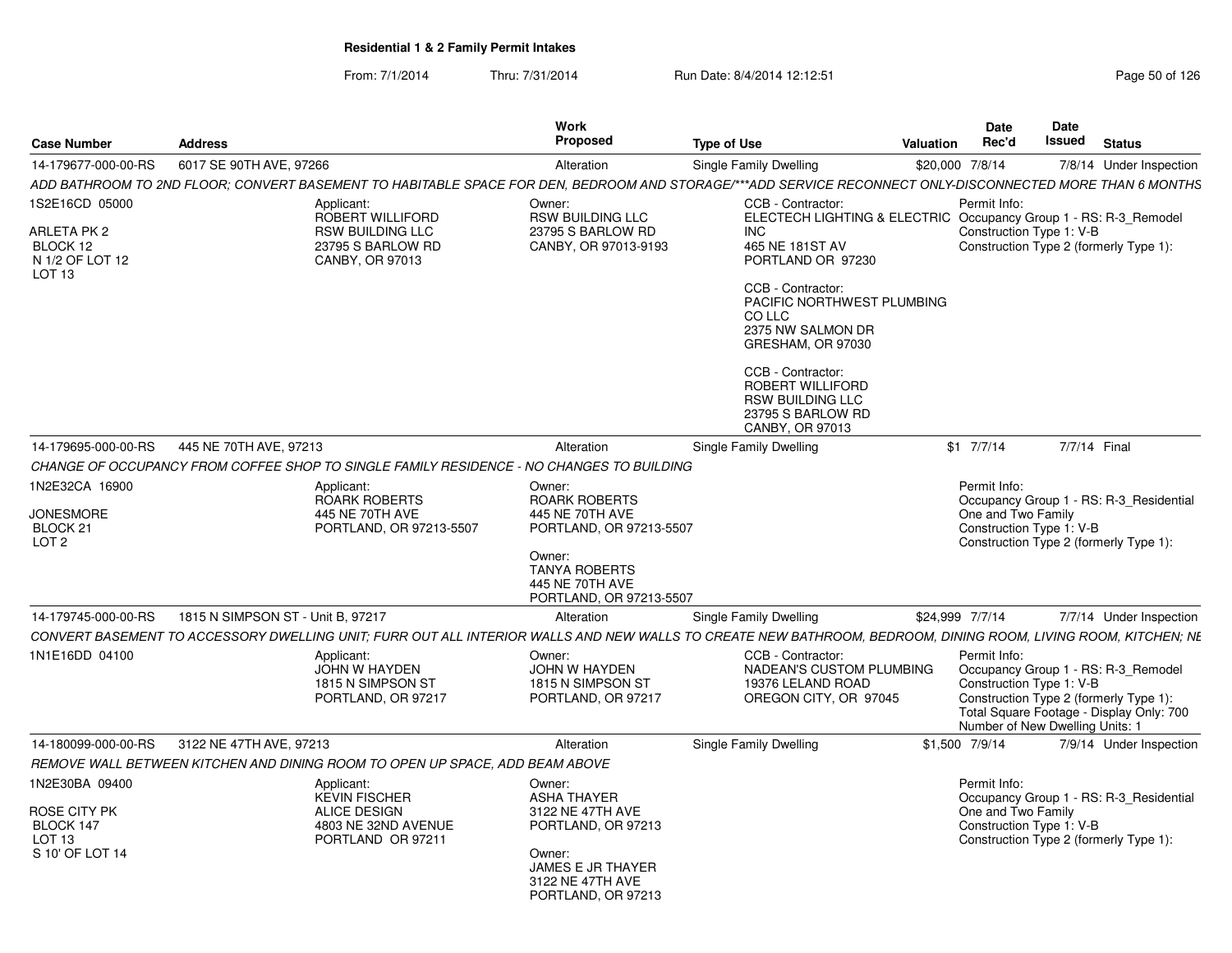**Residential 1 & 2 Family Permit Intakes**

From: 7/1/2014 Thru: 7/31/2014 Run Date: 8/4/2014 12:12:51

| Case Number | Address | Work Proposed | Type of Use | Valuation | Date Rec'd | Date Issued | Status |
|---|---|---|---|---|---|---|---|
| 14-179677-000-00-RS | 6017 SE 90TH AVE, 97266 | Alteration | Single Family Dwelling | $20,000 | 7/8/14 | 7/8/14 | Under Inspection |

*ADD BATHROOM TO 2ND FLOOR; CONVERT BASEMENT TO HABITABLE SPACE FOR DEN, BEDROOM AND STORAGE/\*\*\*ADD SERVICE RECONNECT ONLY-DISCONNECTED MORE THAN 6 MONTHS*

1S2E16CD 05000
ARLETA PK 2
BLOCK 12
N 1/2 OF LOT 12
LOT 13

Applicant:
ROBERT WILLIFORD
RSW BUILDING LLC
23795 S BARLOW RD
CANBY, OR 97013

Owner:
RSW BUILDING LLC
23795 S BARLOW RD
CANBY, OR 97013-9193

CCB - Contractor:
ELECTECH LIGHTING & ELECTRIC INC
465 NE 181ST AV
PORTLAND OR 97230

CCB - Contractor:
PACIFIC NORTHWEST PLUMBING CO LLC
2375 NW SALMON DR
GRESHAM, OR 97030

CCB - Contractor:
ROBERT WILLIFORD
RSW BUILDING LLC
23795 S BARLOW RD
CANBY, OR 97013

Permit Info:
Occupancy Group 1 - RS: R-3_Remodel
Construction Type 1: V-B
Construction Type 2 (formerly Type 1):

| Case Number | Address | Work Proposed | Type of Use | Valuation | Date Rec'd | Date Issued | Status |
|---|---|---|---|---|---|---|---|
| 14-179695-000-00-RS | 445 NE 70TH AVE, 97213 | Alteration | Single Family Dwelling | $1 | 7/7/14 | 7/7/14 | Final |

*CHANGE OF OCCUPANCY FROM COFFEE SHOP TO SINGLE FAMILY RESIDENCE - NO CHANGES TO BUILDING*

1N2E32CA 16900
JONESMORE
BLOCK 21
LOT 2

Applicant:
ROARK ROBERTS
445 NE 70TH AVE
PORTLAND, OR 97213-5507

Owner:
ROARK ROBERTS
445 NE 70TH AVE
PORTLAND, OR 97213-5507

Owner:
TANYA ROBERTS
445 NE 70TH AVE
PORTLAND, OR 97213-5507

Permit Info:
Occupancy Group 1 - RS: R-3_Residential One and Two Family
Construction Type 1: V-B
Construction Type 2 (formerly Type 1):

| Case Number | Address | Work Proposed | Type of Use | Valuation | Date Rec'd | Date Issued | Status |
|---|---|---|---|---|---|---|---|
| 14-179745-000-00-RS | 1815 N SIMPSON ST - Unit B, 97217 | Alteration | Single Family Dwelling | $24,999 | 7/7/14 | 7/7/14 | Under Inspection |

*CONVERT BASEMENT TO ACCESSORY DWELLING UNIT; FURR OUT ALL INTERIOR WALLS AND NEW WALLS TO CREATE NEW BATHROOM, BEDROOM, DINING ROOM, LIVING ROOM, KITCHEN; NE*

1N1E16DD 04100

Applicant:
JOHN W HAYDEN
1815 N SIMPSON ST
PORTLAND, OR 97217

Owner:
JOHN W HAYDEN
1815 N SIMPSON ST
PORTLAND, OR 97217

CCB - Contractor:
NADEAN'S CUSTOM PLUMBING
19376 LELAND ROAD
OREGON CITY, OR 97045

Permit Info:
Occupancy Group 1 - RS: R-3_Remodel
Construction Type 1: V-B
Construction Type 2 (formerly Type 1):
Total Square Footage - Display Only: 700
Number of New Dwelling Units: 1

| Case Number | Address | Work Proposed | Type of Use | Valuation | Date Rec'd | Date Issued | Status |
|---|---|---|---|---|---|---|---|
| 14-180099-000-00-RS | 3122 NE 47TH AVE, 97213 | Alteration | Single Family Dwelling | $1,500 | 7/9/14 | 7/9/14 | Under Inspection |

*REMOVE WALL BETWEEN KITCHEN AND DINING ROOM TO OPEN UP SPACE, ADD BEAM ABOVE*

1N2E30BA 09400
ROSE CITY PK
BLOCK 147
LOT 13
S 10' OF LOT 14

Applicant:
KEVIN FISCHER
ALICE DESIGN
4803 NE 32ND AVENUE
PORTLAND OR 97211

Owner:
ASHA THAYER
3122 NE 47TH AVE
PORTLAND, OR 97213

Owner:
JAMES E JR THAYER
3122 NE 47TH AVE
PORTLAND, OR 97213

Permit Info:
Occupancy Group 1 - RS: R-3_Residential One and Two Family
Construction Type 1: V-B
Construction Type 2 (formerly Type 1):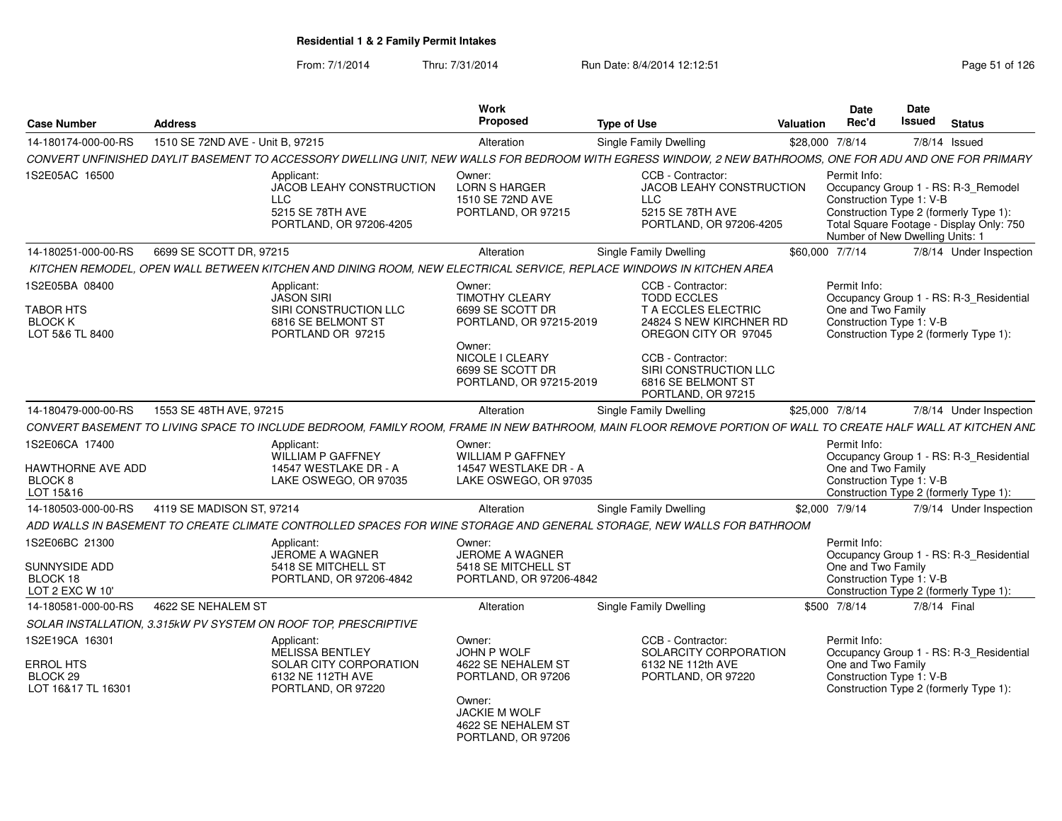**Residential 1 & 2 Family Permit Intakes**

From: 7/1/2014 Thru: 7/31/2014 Run Date: 8/4/2014 12:12:51

| Case Number | Address | Work Proposed | Type of Use | Valuation | Date Rec'd | Date Issued | Status |
|---|---|---|---|---|---|---|---|
| 14-180174-000-00-RS | 1510 SE 72ND AVE - Unit B, 97215 | Alteration | Single Family Dwelling | $28,000 | 7/8/14 | 7/8/14 | Issued |

*CONVERT UNFINISHED DAYLIT BASEMENT TO ACCESSORY DWELLING UNIT, NEW WALLS FOR BEDROOM WITH EGRESS WINDOW, 2 NEW BATHROOMS, ONE FOR ADU AND ONE FOR PRIMARY*

1S2E05AC 16500

Applicant: JACOB LEAHY CONSTRUCTION LLC, 5215 SE 78TH AVE, PORTLAND, OR 97206-4205

Owner: LORN S HARGER, 1510 SE 72ND AVE, PORTLAND, OR 97215

CCB - Contractor: JACOB LEAHY CONSTRUCTION LLC, 5215 SE 78TH AVE, PORTLAND, OR 97206-4205

Permit Info: Occupancy Group 1 - RS: R-3_Remodel; Construction Type 1: V-B; Construction Type 2 (formerly Type 1):; Total Square Footage - Display Only: 750; Number of New Dwelling Units: 1

| Case Number | Address | Work Proposed | Type of Use | Valuation | Date Rec'd | Date Issued | Status |
|---|---|---|---|---|---|---|---|
| 14-180251-000-00-RS | 6699 SE SCOTT DR, 97215 | Alteration | Single Family Dwelling | $60,000 | 7/7/14 | 7/8/14 | Under Inspection |

*KITCHEN REMODEL, OPEN WALL BETWEEN KITCHEN AND DINING ROOM, NEW ELECTRICAL SERVICE, REPLACE WINDOWS IN KITCHEN AREA*

1S2E05BA 08400
TABOR HTS
BLOCK K
LOT 5&6 TL 8400

Applicant: JASON SIRI, SIRI CONSTRUCTION LLC, 6816 SE BELMONT ST, PORTLAND OR 97215

Owner: TIMOTHY CLEARY, 6699 SE SCOTT DR, PORTLAND, OR 97215-2019

Owner: NICOLE I CLEARY, 6699 SE SCOTT DR, PORTLAND, OR 97215-2019

CCB - Contractor: TODD ECCLES, T A ECCLES ELECTRIC, 24824 S NEW KIRCHNER RD, OREGON CITY OR 97045

CCB - Contractor: SIRI CONSTRUCTION LLC, 6816 SE BELMONT ST, PORTLAND, OR 97215

Permit Info: Occupancy Group 1 - RS: R-3_Residential One and Two Family; Construction Type 1: V-B; Construction Type 2 (formerly Type 1):

| Case Number | Address | Work Proposed | Type of Use | Valuation | Date Rec'd | Date Issued | Status |
|---|---|---|---|---|---|---|---|
| 14-180479-000-00-RS | 1553 SE 48TH AVE, 97215 | Alteration | Single Family Dwelling | $25,000 | 7/8/14 | 7/8/14 | Under Inspection |

*CONVERT BASEMENT TO LIVING SPACE TO INCLUDE BEDROOM, FAMILY ROOM, FRAME IN NEW BATHROOM, MAIN FLOOR REMOVE PORTION OF WALL TO CREATE HALF WALL AT KITCHEN AND*

1S2E06CA 17400
HAWTHORNE AVE ADD
BLOCK 8
LOT 15&16

Applicant: WILLIAM P GAFFNEY, 14547 WESTLAKE DR - A, LAKE OSWEGO, OR 97035

Owner: WILLIAM P GAFFNEY, 14547 WESTLAKE DR - A, LAKE OSWEGO, OR 97035

Permit Info: Occupancy Group 1 - RS: R-3_Residential One and Two Family; Construction Type 1: V-B; Construction Type 2 (formerly Type 1):

| Case Number | Address | Work Proposed | Type of Use | Valuation | Date Rec'd | Date Issued | Status |
|---|---|---|---|---|---|---|---|
| 14-180503-000-00-RS | 4119 SE MADISON ST, 97214 | Alteration | Single Family Dwelling | $2,000 | 7/9/14 | 7/9/14 | Under Inspection |

*ADD WALLS IN BASEMENT TO CREATE CLIMATE CONTROLLED SPACES FOR WINE STORAGE AND GENERAL STORAGE, NEW WALLS FOR BATHROOM*

1S2E06BC 21300
SUNNYSIDE ADD
BLOCK 18
LOT 2 EXC W 10'

Applicant: JEROME A WAGNER, 5418 SE MITCHELL ST, PORTLAND, OR 97206-4842

Owner: JEROME A WAGNER, 5418 SE MITCHELL ST, PORTLAND, OR 97206-4842

Permit Info: Occupancy Group 1 - RS: R-3_Residential One and Two Family; Construction Type 1: V-B; Construction Type 2 (formerly Type 1):

| Case Number | Address | Work Proposed | Type of Use | Valuation | Date Rec'd | Date Issued | Status |
|---|---|---|---|---|---|---|---|
| 14-180581-000-00-RS | 4622 SE NEHALEM ST | Alteration | Single Family Dwelling | $500 | 7/8/14 | 7/8/14 | Final |

*SOLAR INSTALLATION, 3.315kW PV SYSTEM ON ROOF TOP, PRESCRIPTIVE*

1S2E19CA 16301
ERROL HTS
BLOCK 29
LOT 16&17 TL 16301

Applicant: MELISSA BENTLEY, SOLAR CITY CORPORATION, 6132 NE 112TH AVE, PORTLAND, OR 97220

Owner: JOHN P WOLF, 4622 SE NEHALEM ST, PORTLAND, OR 97206

Owner: JACKIE M WOLF, 4622 SE NEHALEM ST, PORTLAND, OR 97206

CCB - Contractor: SOLARCITY CORPORATION, 6132 NE 112th AVE, PORTLAND, OR 97220

Permit Info: Occupancy Group 1 - RS: R-3_Residential One and Two Family; Construction Type 1: V-B; Construction Type 2 (formerly Type 1):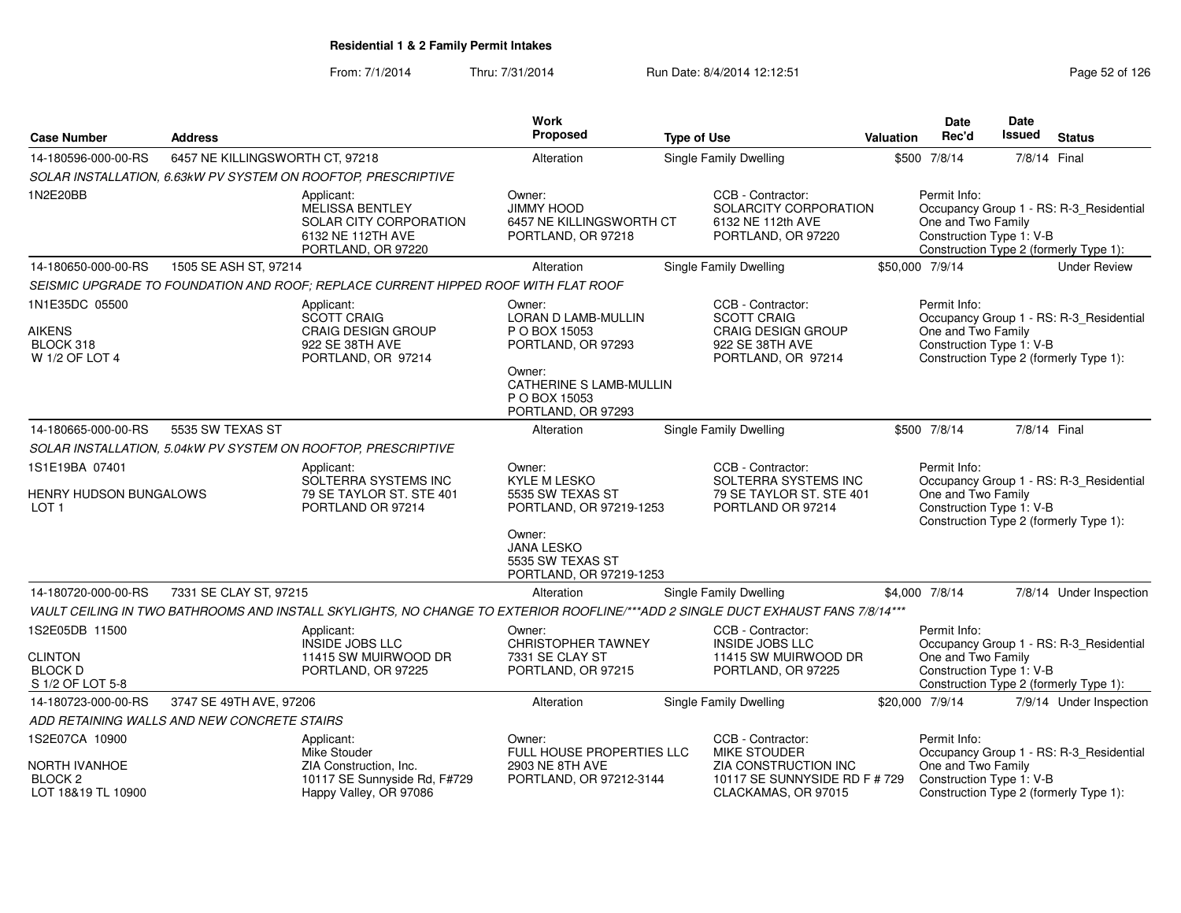# Residential 1 & 2 Family Permit Intakes

From: 7/1/2014 Thru: 7/31/2014 Run Date: 8/4/2014 12:12:51

| Case Number | Address | Work Proposed | Type of Use | Valuation | Date Rec'd | Date Issued | Status |
|---|---|---|---|---|---|---|---|
| 14-180596-000-00-RS | 6457 NE KILLINGSWORTH CT, 97218 | Alteration | Single Family Dwelling | $500 | 7/8/14 | 7/8/14 | Final |

*SOLAR INSTALLATION, 6.63kW PV SYSTEM ON ROOFTOP, PRESCRIPTIVE*

1N2E20BB

Applicant: MELISSA BENTLEY, SOLAR CITY CORPORATION, 6132 NE 112TH AVE, PORTLAND, OR 97220

Owner: JIMMY HOOD, 6457 NE KILLINGSWORTH CT, PORTLAND, OR 97218

CCB - Contractor: SOLARCITY CORPORATION, 6132 NE 112th AVE, PORTLAND, OR 97220

Permit Info: Occupancy Group 1 - RS: R-3_Residential One and Two Family; Construction Type 1: V-B; Construction Type 2 (formerly Type 1):

| Case Number | Address | Work Proposed | Type of Use | Valuation | Date Rec'd | Date Issued | Status |
|---|---|---|---|---|---|---|---|
| 14-180650-000-00-RS | 1505 SE ASH ST, 97214 | Alteration | Single Family Dwelling | $50,000 | 7/9/14 | | Under Review |

*SEISMIC UPGRADE TO FOUNDATION AND ROOF; REPLACE CURRENT HIPPED ROOF WITH FLAT ROOF*

1N1E35DC 05500
AIKENS
BLOCK 318
W 1/2 OF LOT 4

Applicant: SCOTT CRAIG, CRAIG DESIGN GROUP, 922 SE 38TH AVE, PORTLAND, OR 97214

Owner: LORAN D LAMB-MULLIN, P O BOX 15053, PORTLAND, OR 97293

Owner: CATHERINE S LAMB-MULLIN, P O BOX 15053, PORTLAND, OR 97293

CCB - Contractor: SCOTT CRAIG, CRAIG DESIGN GROUP, 922 SE 38TH AVE, PORTLAND, OR 97214

Permit Info: Occupancy Group 1 - RS: R-3_Residential One and Two Family; Construction Type 1: V-B; Construction Type 2 (formerly Type 1):

| Case Number | Address | Work Proposed | Type of Use | Valuation | Date Rec'd | Date Issued | Status |
|---|---|---|---|---|---|---|---|
| 14-180665-000-00-RS | 5535 SW TEXAS ST | Alteration | Single Family Dwelling | $500 | 7/8/14 | 7/8/14 | Final |

*SOLAR INSTALLATION, 5.04kW PV SYSTEM ON ROOFTOP, PRESCRIPTIVE*

1S1E19BA 07401
HENRY HUDSON BUNGALOWS
LOT 1

Applicant: SOLTERRA SYSTEMS INC, 79 SE TAYLOR ST. STE 401, PORTLAND OR 97214

Owner: KYLE M LESKO, 5535 SW TEXAS ST, PORTLAND, OR 97219-1253

Owner: JANA LESKO, 5535 SW TEXAS ST, PORTLAND, OR 97219-1253

CCB - Contractor: SOLTERRA SYSTEMS INC, 79 SE TAYLOR ST. STE 401, PORTLAND OR 97214

Permit Info: Occupancy Group 1 - RS: R-3_Residential One and Two Family; Construction Type 1: V-B; Construction Type 2 (formerly Type 1):

| Case Number | Address | Work Proposed | Type of Use | Valuation | Date Rec'd | Date Issued | Status |
|---|---|---|---|---|---|---|---|
| 14-180720-000-00-RS | 7331 SE CLAY ST, 97215 | Alteration | Single Family Dwelling | $4,000 | 7/8/14 | 7/8/14 | Under Inspection |

*VAULT CEILING IN TWO BATHROOMS AND INSTALL SKYLIGHTS, NO CHANGE TO EXTERIOR ROOFLINE/***ADD 2 SINGLE DUCT EXHAUST FANS 7/8/14****

1S2E05DB 11500
CLINTON
BLOCK D
S 1/2 OF LOT 5-8

Applicant: INSIDE JOBS LLC, 11415 SW MUIRWOOD DR, PORTLAND, OR 97225

Owner: CHRISTOPHER TAWNEY, 7331 SE CLAY ST, PORTLAND, OR 97215

CCB - Contractor: INSIDE JOBS LLC, 11415 SW MUIRWOOD DR, PORTLAND, OR 97225

Permit Info: Occupancy Group 1 - RS: R-3_Residential One and Two Family; Construction Type 1: V-B; Construction Type 2 (formerly Type 1):

| Case Number | Address | Work Proposed | Type of Use | Valuation | Date Rec'd | Date Issued | Status |
|---|---|---|---|---|---|---|---|
| 14-180723-000-00-RS | 3747 SE 49TH AVE, 97206 | Alteration | Single Family Dwelling | $20,000 | 7/9/14 | 7/9/14 | Under Inspection |

*ADD RETAINING WALLS AND NEW CONCRETE STAIRS*

1S2E07CA 10900
NORTH IVANHOE
BLOCK 2
LOT 18&19 TL 10900

Applicant: Mike Stouder, ZIA Construction, Inc., 10117 SE Sunnyside Rd, F#729, Happy Valley, OR 97086

Owner: FULL HOUSE PROPERTIES LLC, 2903 NE 8TH AVE, PORTLAND, OR 97212-3144

CCB - Contractor: MIKE STOUDER, ZIA CONSTRUCTION INC, 10117 SE SUNNYSIDE RD F # 729, CLACKAMAS, OR 97015

Permit Info: Occupancy Group 1 - RS: R-3_Residential One and Two Family; Construction Type 1: V-B; Construction Type 2 (formerly Type 1):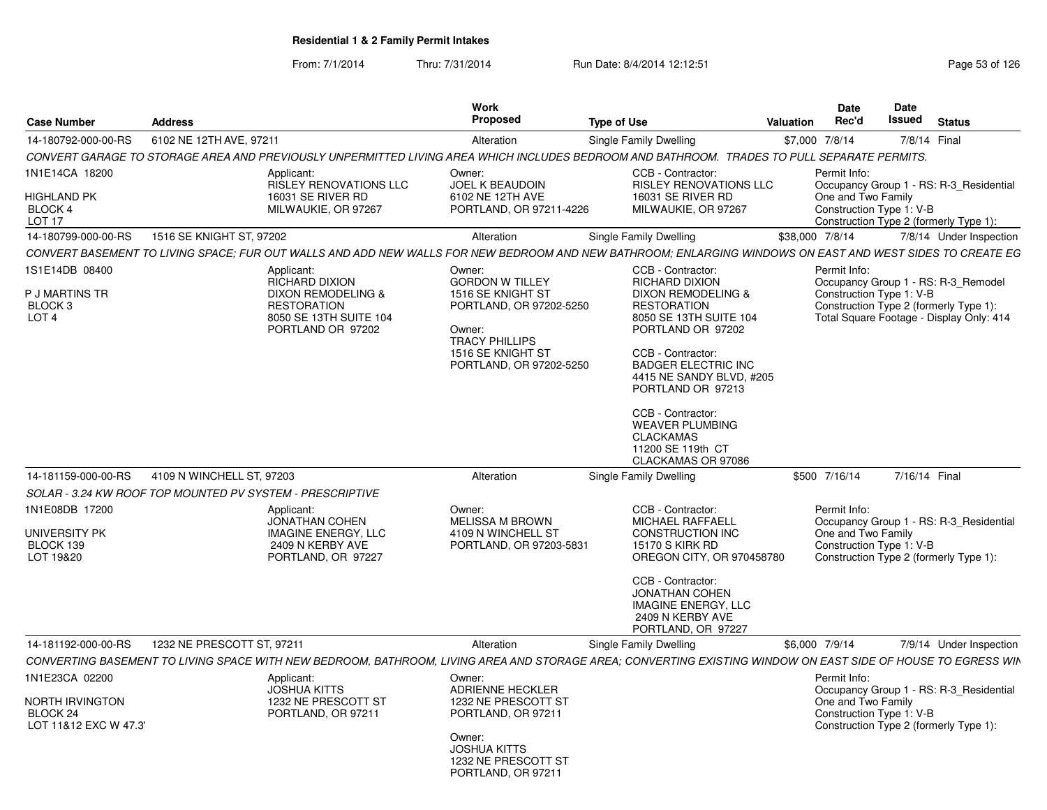## Residential 1 & 2 Family Permit Intakes

From: 7/1/2014 Thru: 7/31/2014 Run Date: 8/4/2014 12:12:51

| Case Number | Address | Work Proposed | Type of Use | Valuation | Date Rec'd | Date Issued | Status |
|---|---|---|---|---|---|---|---|
| 14-180792-000-00-RS | 6102 NE 12TH AVE, 97211 | Alteration | Single Family Dwelling | $7,000 | 7/8/14 | 7/8/14 | Final |

*CONVERT GARAGE TO STORAGE AREA AND PREVIOUSLY UNPERMITTED LIVING AREA WHICH INCLUDES BEDROOM AND BATHROOM. TRADES TO PULL SEPARATE PERMITS.*

1N1E14CA 18200
HIGHLAND PK
BLOCK 4
LOT 17

Applicant:
RISLEY RENOVATIONS LLC
16031 SE RIVER RD
MILWAUKIE, OR 97267

Owner:
JOEL K BEAUDOIN
6102 NE 12TH AVE
PORTLAND, OR 97211-4226

CCB - Contractor:
RISLEY RENOVATIONS LLC
16031 SE RIVER RD
MILWAUKIE, OR 97267

Permit Info:
Occupancy Group 1 - RS: R-3_Residential One and Two Family
Construction Type 1: V-B
Construction Type 2 (formerly Type 1):

| Case Number | Address | Work Proposed | Type of Use | Valuation | Date Rec'd | Date Issued | Status |
|---|---|---|---|---|---|---|---|
| 14-180799-000-00-RS | 1516 SE KNIGHT ST, 97202 | Alteration | Single Family Dwelling | $38,000 | 7/8/14 | 7/8/14 | Under Inspection |

*CONVERT BASEMENT TO LIVING SPACE; FUR OUT WALLS AND ADD NEW WALLS FOR NEW BEDROOM AND NEW BATHROOM; ENLARGING WINDOWS ON EAST AND WEST SIDES TO CREATE EG*

1S1E14DB 08400
P J MARTINS TR
BLOCK 3
LOT 4

Applicant:
RICHARD DIXON
DIXON REMODELING & RESTORATION
8050 SE 13TH SUITE 104
PORTLAND OR 97202

Owner:
GORDON W TILLEY
1516 SE KNIGHT ST
PORTLAND, OR 97202-5250

Owner:
TRACY PHILLIPS
1516 SE KNIGHT ST
PORTLAND, OR 97202-5250

CCB - Contractor:
RICHARD DIXON
DIXON REMODELING & RESTORATION
8050 SE 13TH SUITE 104
PORTLAND OR 97202

CCB - Contractor:
BADGER ELECTRIC INC
4415 NE SANDY BLVD, #205
PORTLAND OR 97213

CCB - Contractor:
WEAVER PLUMBING CLACKAMAS
11200 SE 119th CT
CLACKAMAS OR 97086

Permit Info:
Occupancy Group 1 - RS: R-3_Remodel
Construction Type 1: V-B
Construction Type 2 (formerly Type 1):
Total Square Footage - Display Only: 414

| Case Number | Address | Work Proposed | Type of Use | Valuation | Date Rec'd | Date Issued | Status |
|---|---|---|---|---|---|---|---|
| 14-181159-000-00-RS | 4109 N WINCHELL ST, 97203 | Alteration | Single Family Dwelling | $500 | 7/16/14 | 7/16/14 | Final |

*SOLAR - 3.24 KW ROOF TOP MOUNTED PV SYSTEM - PRESCRIPTIVE*

1N1E08DB 17200
UNIVERSITY PK
BLOCK 139
LOT 19&20

Applicant:
JONATHAN COHEN
IMAGINE ENERGY, LLC
2409 N KERBY AVE
PORTLAND, OR 97227

Owner:
MELISSA M BROWN
4109 N WINCHELL ST
PORTLAND, OR 97203-5831

CCB - Contractor:
MICHAEL RAFFAELL
CONSTRUCTION INC
15170 S KIRK RD
OREGON CITY, OR 970458780

CCB - Contractor:
JONATHAN COHEN
IMAGINE ENERGY, LLC
2409 N KERBY AVE
PORTLAND, OR 97227

Permit Info:
Occupancy Group 1 - RS: R-3_Residential One and Two Family
Construction Type 1: V-B
Construction Type 2 (formerly Type 1):

| Case Number | Address | Work Proposed | Type of Use | Valuation | Date Rec'd | Date Issued | Status |
|---|---|---|---|---|---|---|---|
| 14-181192-000-00-RS | 1232 NE PRESCOTT ST, 97211 | Alteration | Single Family Dwelling | $6,000 | 7/9/14 | 7/9/14 | Under Inspection |

*CONVERTING BASEMENT TO LIVING SPACE WITH NEW BEDROOM, BATHROOM, LIVING AREA AND STORAGE AREA; CONVERTING EXISTING WINDOW ON EAST SIDE OF HOUSE TO EGRESS WIN*

1N1E23CA 02200
NORTH IRVINGTON
BLOCK 24
LOT 11&12 EXC W 47.3'

Applicant:
JOSHUA KITTS
1232 NE PRESCOTT ST
PORTLAND, OR 97211

Owner:
ADRIENNE HECKLER
1232 NE PRESCOTT ST
PORTLAND, OR 97211

Owner:
JOSHUA KITTS
1232 NE PRESCOTT ST
PORTLAND, OR 97211

Permit Info:
Occupancy Group 1 - RS: R-3_Residential One and Two Family
Construction Type 1: V-B
Construction Type 2 (formerly Type 1):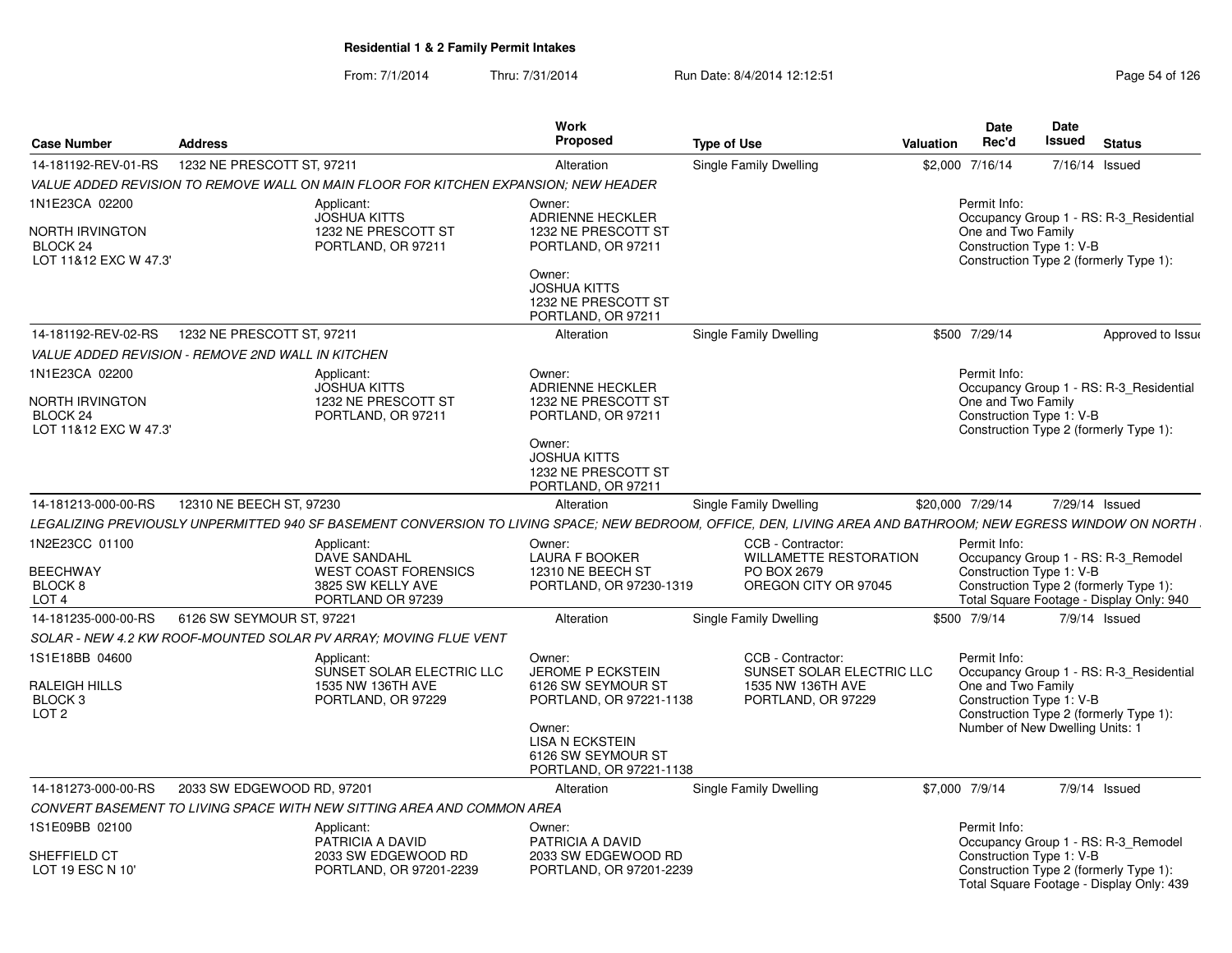**Residential 1 & 2 Family Permit Intakes**

From: 7/1/2014 Thru: 7/31/2014 Run Date: 8/4/2014 12:12:51

| Case Number | Address | Work Proposed | Type of Use | Valuation | Date Rec'd | Date Issued | Status |
|---|---|---|---|---|---|---|---|
| 14-181192-REV-01-RS | 1232 NE PRESCOTT ST, 97211 | Alteration | Single Family Dwelling | $2,000 | 7/16/14 | 7/16/14 | Issued |

*VALUE ADDED REVISION TO REMOVE WALL ON MAIN FLOOR FOR KITCHEN EXPANSION; NEW HEADER*

1N1E23CA 02200
NORTH IRVINGTON
BLOCK 24
LOT 11&12 EXC W 47.3'

Applicant:
JOSHUA KITTS
1232 NE PRESCOTT ST
PORTLAND, OR 97211

Owner:
ADRIENNE HECKLER
1232 NE PRESCOTT ST
PORTLAND, OR 97211

Owner:
JOSHUA KITTS
1232 NE PRESCOTT ST
PORTLAND, OR 97211

Permit Info:
Occupancy Group 1 - RS: R-3_Residential One and Two Family
Construction Type 1: V-B
Construction Type 2 (formerly Type 1):

| Case Number | Address | Work Proposed | Type of Use | Valuation | Date Rec'd | Date Issued | Status |
|---|---|---|---|---|---|---|---|
| 14-181192-REV-02-RS | 1232 NE PRESCOTT ST, 97211 | Alteration | Single Family Dwelling | $500 | 7/29/14 | | Approved to Issue |

*VALUE ADDED REVISION - REMOVE 2ND WALL IN KITCHEN*

1N1E23CA 02200
NORTH IRVINGTON
BLOCK 24
LOT 11&12 EXC W 47.3'

Applicant:
JOSHUA KITTS
1232 NE PRESCOTT ST
PORTLAND, OR 97211

Owner:
ADRIENNE HECKLER
1232 NE PRESCOTT ST
PORTLAND, OR 97211

Owner:
JOSHUA KITTS
1232 NE PRESCOTT ST
PORTLAND, OR 97211

Permit Info:
Occupancy Group 1 - RS: R-3_Residential One and Two Family
Construction Type 1: V-B
Construction Type 2 (formerly Type 1):

| Case Number | Address | Work Proposed | Type of Use | Valuation | Date Rec'd | Date Issued | Status |
|---|---|---|---|---|---|---|---|
| 14-181213-000-00-RS | 12310 NE BEECH ST, 97230 | Alteration | Single Family Dwelling | $20,000 | 7/29/14 | 7/29/14 | Issued |

*LEGALIZING PREVIOUSLY UNPERMITTED 940 SF BASEMENT CONVERSION TO LIVING SPACE; NEW BEDROOM, OFFICE, DEN, LIVING AREA AND BATHROOM; NEW EGRESS WINDOW ON NORTH*

1N2E23CC 01100
BEECHWAY
BLOCK 8
LOT 4

Applicant:
DAVE SANDAHL
WEST COAST FORENSICS
3825 SW KELLY AVE
PORTLAND OR 97239

Owner:
LAURA F BOOKER
12310 NE BEECH ST
PORTLAND, OR 97230-1319

CCB - Contractor:
WILLAMETTE RESTORATION
PO BOX 2679
OREGON CITY OR 97045

Permit Info:
Occupancy Group 1 - RS: R-3_Remodel
Construction Type 1: V-B
Construction Type 2 (formerly Type 1):
Total Square Footage - Display Only: 940

| Case Number | Address | Work Proposed | Type of Use | Valuation | Date Rec'd | Date Issued | Status |
|---|---|---|---|---|---|---|---|
| 14-181235-000-00-RS | 6126 SW SEYMOUR ST, 97221 | Alteration | Single Family Dwelling | $500 | 7/9/14 | 7/9/14 | Issued |

*SOLAR - NEW 4.2 KW ROOF-MOUNTED SOLAR PV ARRAY; MOVING FLUE VENT*

1S1E18BB 04600
RALEIGH HILLS
BLOCK 3
LOT 2

Applicant:
SUNSET SOLAR ELECTRIC LLC
1535 NW 136TH AVE
PORTLAND, OR 97229

Owner:
JEROME P ECKSTEIN
6126 SW SEYMOUR ST
PORTLAND, OR 97221-1138

Owner:
LISA N ECKSTEIN
6126 SW SEYMOUR ST
PORTLAND, OR 97221-1138

CCB - Contractor:
SUNSET SOLAR ELECTRIC LLC
1535 NW 136TH AVE
PORTLAND, OR 97229

Permit Info:
Occupancy Group 1 - RS: R-3_Residential One and Two Family
Construction Type 1: V-B
Construction Type 2 (formerly Type 1):
Number of New Dwelling Units: 1

| Case Number | Address | Work Proposed | Type of Use | Valuation | Date Rec'd | Date Issued | Status |
|---|---|---|---|---|---|---|---|
| 14-181273-000-00-RS | 2033 SW EDGEWOOD RD, 97201 | Alteration | Single Family Dwelling | $7,000 | 7/9/14 | 7/9/14 | Issued |

*CONVERT BASEMENT TO LIVING SPACE WITH NEW SITTING AREA AND COMMON AREA*

1S1E09BB 02100
SHEFFIELD CT
LOT 19 ESC N 10'

Applicant:
PATRICIA A DAVID
2033 SW EDGEWOOD RD
PORTLAND, OR 97201-2239

Owner:
PATRICIA A DAVID
2033 SW EDGEWOOD RD
PORTLAND, OR 97201-2239

Permit Info:
Occupancy Group 1 - RS: R-3_Remodel
Construction Type 1: V-B
Construction Type 2 (formerly Type 1):
Total Square Footage - Display Only: 439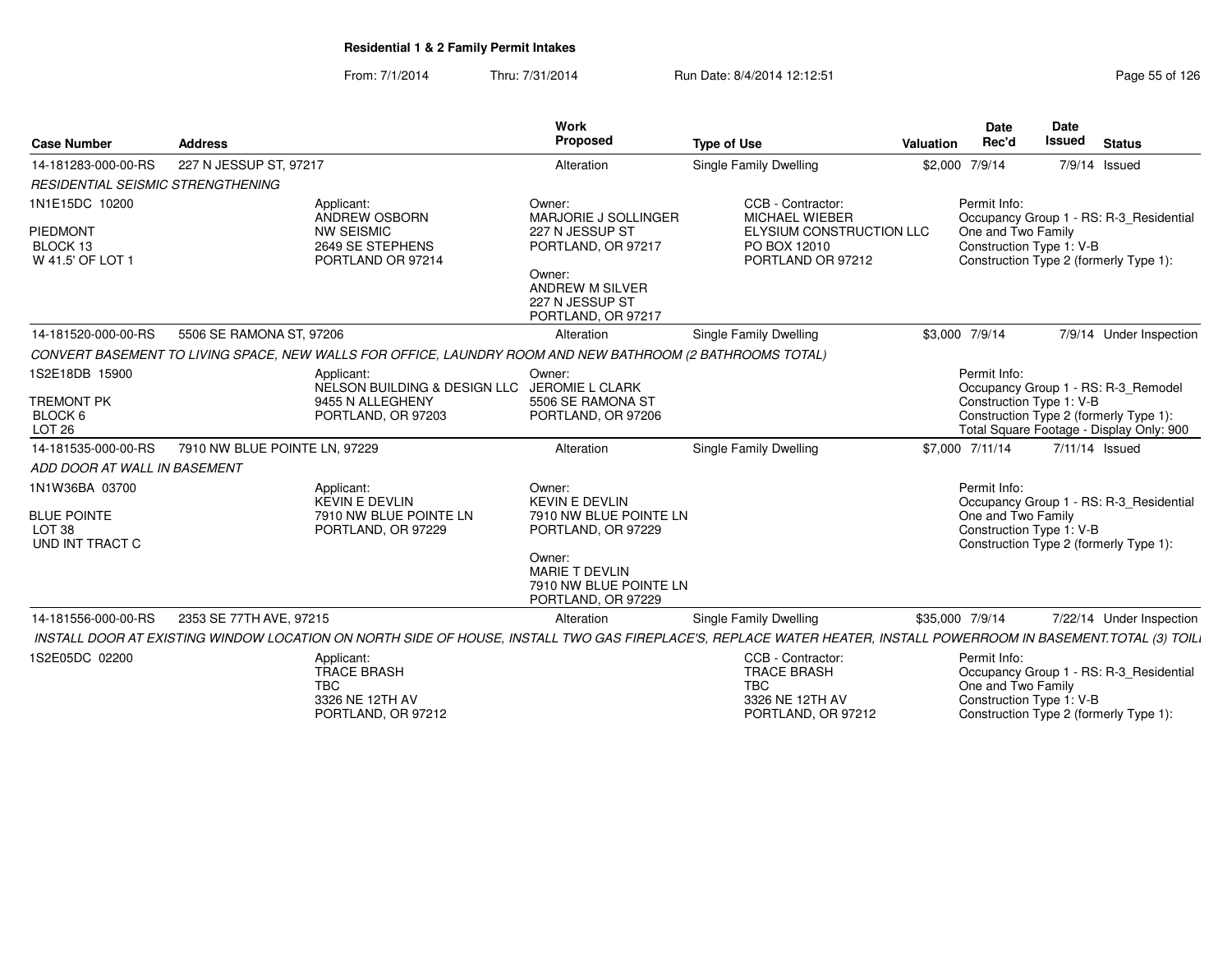**Residential 1 & 2 Family Permit Intakes**

From: 7/1/2014 Thru: 7/31/2014 Run Date: 8/4/2014 12:12:51

| Case Number | Address | Work Proposed | Type of Use | Valuation | Date Rec'd | Date Issued | Status |
|---|---|---|---|---|---|---|---|
| 14-181283-000-00-RS | 227 N JESSUP ST, 97217 | Alteration | Single Family Dwelling | $2,000 | 7/9/14 | 7/9/14 | Issued |

*RESIDENTIAL SEISMIC STRENGTHENING*

1N1E15DC 10200
PIEDMONT
BLOCK 13
W 41.5' OF LOT 1

Applicant:
ANDREW OSBORN
NW SEISMIC
2649 SE STEPHENS
PORTLAND OR 97214

Owner:
MARJORIE J SOLLINGER
227 N JESSUP ST
PORTLAND, OR 97217

Owner:
ANDREW M SILVER
227 N JESSUP ST
PORTLAND, OR 97217

CCB - Contractor:
MICHAEL WIEBER
ELYSIUM CONSTRUCTION LLC
PO BOX 12010
PORTLAND OR 97212

Permit Info:
Occupancy Group 1 - RS: R-3_Residential One and Two Family
Construction Type 1: V-B
Construction Type 2 (formerly Type 1):

| Case Number | Address | Work Proposed | Type of Use | Valuation | Date Rec'd | Date Issued | Status |
|---|---|---|---|---|---|---|---|
| 14-181520-000-00-RS | 5506 SE RAMONA ST, 97206 | Alteration | Single Family Dwelling | $3,000 | 7/9/14 | 7/9/14 | Under Inspection |

*CONVERT BASEMENT TO LIVING SPACE, NEW WALLS FOR OFFICE, LAUNDRY ROOM AND NEW BATHROOM (2 BATHROOMS TOTAL)*

1S2E18DB 15900
TREMONT PK
BLOCK 6
LOT 26

Applicant:
NELSON BUILDING & DESIGN LLC
9455 N ALLEGHENY
PORTLAND, OR 97203

Owner:
JEROMIE L CLARK
5506 SE RAMONA ST
PORTLAND, OR 97206

Permit Info:
Occupancy Group 1 - RS: R-3_Remodel
Construction Type 1: V-B
Construction Type 2 (formerly Type 1):
Total Square Footage - Display Only: 900

| Case Number | Address | Work Proposed | Type of Use | Valuation | Date Rec'd | Date Issued | Status |
|---|---|---|---|---|---|---|---|
| 14-181535-000-00-RS | 7910 NW BLUE POINTE LN, 97229 | Alteration | Single Family Dwelling | $7,000 | 7/11/14 | 7/11/14 | Issued |

*ADD DOOR AT WALL IN BASEMENT*

1N1W36BA 03700
BLUE POINTE
LOT 38
UND INT TRACT C

Applicant:
KEVIN E DEVLIN
7910 NW BLUE POINTE LN
PORTLAND, OR 97229

Owner:
KEVIN E DEVLIN
7910 NW BLUE POINTE LN
PORTLAND, OR 97229

Owner:
MARIE T DEVLIN
7910 NW BLUE POINTE LN
PORTLAND, OR 97229

Permit Info:
Occupancy Group 1 - RS: R-3_Residential One and Two Family
Construction Type 1: V-B
Construction Type 2 (formerly Type 1):

| Case Number | Address | Work Proposed | Type of Use | Valuation | Date Rec'd | Date Issued | Status |
|---|---|---|---|---|---|---|---|
| 14-181556-000-00-RS | 2353 SE 77TH AVE, 97215 | Alteration | Single Family Dwelling | $35,000 | 7/9/14 | 7/22/14 | Under Inspection |

*INSTALL DOOR AT EXISTING WINDOW LOCATION ON NORTH SIDE OF HOUSE, INSTALL TWO GAS FIREPLACE'S, REPLACE WATER HEATER, INSTALL POWERROOM IN BASEMENT.TOTAL (3) TOILI*

1S2E05DC 02200

Applicant:
TRACE BRASH
TBC
3326 NE 12TH AV
PORTLAND, OR 97212

CCB - Contractor:
TRACE BRASH
TBC
3326 NE 12TH AV
PORTLAND, OR 97212

Permit Info:
Occupancy Group 1 - RS: R-3_Residential One and Two Family
Construction Type 1: V-B
Construction Type 2 (formerly Type 1):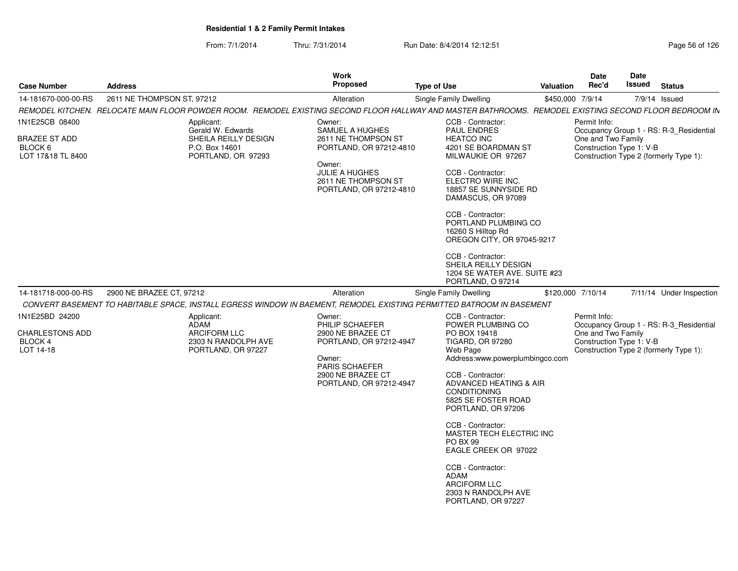## Residential 1 & 2 Family Permit Intakes

From: 7/1/2014 Thru: 7/31/2014 Run Date: 8/4/2014 12:12:51

| Case Number | Address | Work Proposed | Type of Use | Valuation | Date Rec'd | Date Issued | Status |
|---|---|---|---|---|---|---|---|
| 14-181670-000-00-RS | 2611 NE THOMPSON ST, 97212 | Alteration | Single Family Dwelling | $450,000 | 7/9/14 | 7/9/14 | Issued |

*REMODEL KITCHEN. RELOCATE MAIN FLOOR POWDER ROOM. REMODEL EXISTING SECOND FLOOR HALLWAY AND MASTER BATHROOMS. REMODEL EXISTING SECOND FLOOR BEDROOM IN*

1N1E25CB 08400
BRAZEE ST ADD
BLOCK 6
LOT 17&18 TL 8400

Applicant:
Gerald W. Edwards
SHEILA REILLY DESIGN
P.O. Box 14601
PORTLAND, OR 97293

Owner:
SAMUEL A HUGHES
2611 NE THOMPSON ST
PORTLAND, OR 97212-4810

Owner:
JULIE A HUGHES
2611 NE THOMPSON ST
PORTLAND, OR 97212-4810

CCB - Contractor:
PAUL ENDRES
HEATCO INC
4201 SE BOARDMAN ST
MILWAUKIE OR 97267

CCB - Contractor:
ELECTRO WIRE INC.
18857 SE SUNNYSIDE RD
DAMASCUS, OR 97089

CCB - Contractor:
PORTLAND PLUMBING CO
16260 S Hilltop Rd
OREGON CITY, OR 97045-9217

CCB - Contractor:
SHEILA REILLY DESIGN
1204 SE WATER AVE. SUITE #23
PORTLAND, O 97214

Permit Info:
Occupancy Group 1 - RS: R-3_Residential One and Two Family
Construction Type 1: V-B
Construction Type 2 (formerly Type 1):

| Case Number | Address | Work Proposed | Type of Use | Valuation | Date Rec'd | Date Issued | Status |
|---|---|---|---|---|---|---|---|
| 14-181718-000-00-RS | 2900 NE BRAZEE CT, 97212 | Alteration | Single Family Dwelling | $120,000 | 7/10/14 | 7/11/14 | Under Inspection |

*CONVERT BASEMENT TO HABITABLE SPACE, INSTALL EGRESS WINDOW IN BAEMENT, REMODEL EXISTING PERMITTED BATROOM IN BASEMENT*

1N1E25BD 24200
CHARLESTONS ADD
BLOCK 4
LOT 14-18

Applicant:
ADAM
ARCIFORM LLC
2303 N RANDOLPH AVE
PORTLAND, OR 97227

Owner:
PHILIP SCHAEFER
2900 NE BRAZEE CT
PORTLAND, OR 97212-4947

Owner:
PARIS SCHAEFER
2900 NE BRAZEE CT
PORTLAND, OR 97212-4947

CCB - Contractor:
POWER PLUMBING CO
PO BOX 19418
TIGARD, OR 97280
Web Page
Address:www.powerplumbingco.com

CCB - Contractor:
ADVANCED HEATING & AIR CONDITIONING
5825 SE FOSTER ROAD
PORTLAND, OR 97206

CCB - Contractor:
MASTER TECH ELECTRIC INC
PO BX 99
EAGLE CREEK OR 97022

CCB - Contractor:
ADAM
ARCIFORM LLC
2303 N RANDOLPH AVE
PORTLAND, OR 97227

Permit Info:
Occupancy Group 1 - RS: R-3_Residential One and Two Family
Construction Type 1: V-B
Construction Type 2 (formerly Type 1):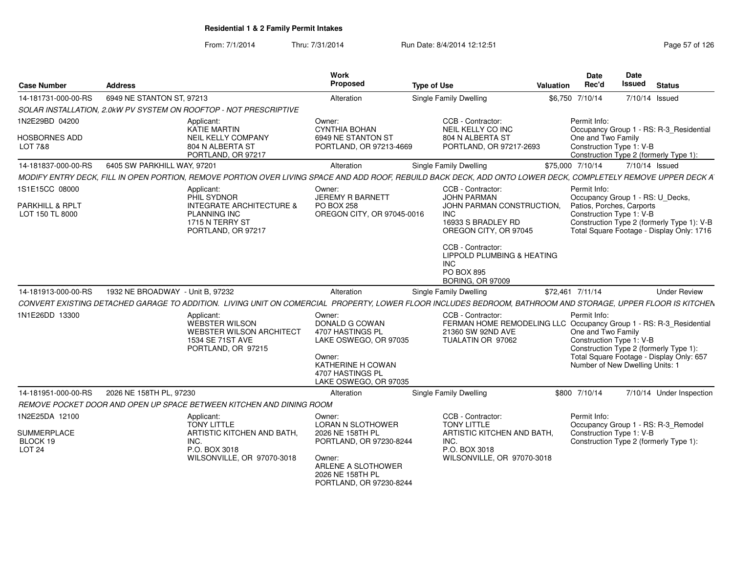## Residential 1 & 2 Family Permit Intakes

From: 7/1/2014 Thru: 7/31/2014 Run Date: 8/4/2014 12:12:51

| Case Number | Address | Work Proposed | Type of Use | Valuation | Date Rec'd | Date Issued | Status |
|---|---|---|---|---|---|---|---|
| 14-181731-000-00-RS | 6949 NE STANTON ST, 97213 | Alteration | Single Family Dwelling | $6,750 | 7/10/14 | 7/10/14 | Issued |

SOLAR INSTALLATION, 2.0kW PV SYSTEM ON ROOFTOP - NOT PRESCRIPTIVE

1N2E29BD 04200
HOSBORNES ADD
LOT 7&8

Applicant:
KATIE MARTIN
NEIL KELLY COMPANY
804 N ALBERTA ST
PORTLAND, OR 97217

Owner:
CYNTHIA BOHAN
6949 NE STANTON ST
PORTLAND, OR 97213-4669

CCB - Contractor:
NEIL KELLY CO INC
804 N ALBERTA ST
PORTLAND, OR 97217-2693

Permit Info:
Occupancy Group 1 - RS: R-3_Residential One and Two Family
Construction Type 1: V-B
Construction Type 2 (formerly Type 1):

| Case Number | Address | Work Proposed | Type of Use | Valuation | Date Rec'd | Date Issued | Status |
|---|---|---|---|---|---|---|---|
| 14-181837-000-00-RS | 6405 SW PARKHILL WAY, 97201 | Alteration | Single Family Dwelling | $75,000 | 7/10/14 | 7/10/14 | Issued |

MODIFY ENTRY DECK, FILL IN OPEN PORTION, REMOVE PORTION OVER LIVING SPACE AND ADD ROOF, REBUILD BACK DECK, ADD ONTO LOWER DECK, COMPLETELY REMOVE UPPER DECK A

1S1E15CC 08000
PARKHILL & RPLT
LOT 150 TL 8000

Applicant:
PHIL SYDNOR
INTEGRATE ARCHITECTURE & PLANNING INC
1715 N TERRY ST
PORTLAND, OR 97217

Owner:
JEREMY R BARNETT
PO BOX 258
OREGON CITY, OR 97045-0016

CCB - Contractor:
JOHN PARMAN
JOHN PARMAN CONSTRUCTION, INC
16933 S BRADLEY RD
OREGON CITY, OR 97045

CCB - Contractor:
LIPPOLD PLUMBING & HEATING INC
PO BOX 895
BORING, OR 97009

Permit Info:
Occupancy Group 1 - RS: U_Decks, Patios, Porches, Carports
Construction Type 1: V-B
Construction Type 2 (formerly Type 1): V-B
Total Square Footage - Display Only: 1716

| Case Number | Address | Work Proposed | Type of Use | Valuation | Date Rec'd | Date Issued | Status |
|---|---|---|---|---|---|---|---|
| 14-181913-000-00-RS | 1932 NE BROADWAY - Unit B, 97232 | Alteration | Single Family Dwelling | $72,461 | 7/11/14 | | Under Review |

CONVERT EXISTING DETACHED GARAGE TO ADDITION. LIVING UNIT ON COMERCIAL PROPERTY, LOWER FLOOR INCLUDES BEDROOM, BATHROOM AND STORAGE, UPPER FLOOR IS KITCHEN

1N1E26DD 13300

Applicant:
WEBSTER WILSON
WEBSTER WILSON ARCHITECT
1534 SE 71ST AVE
PORTLAND, OR 97215

Owner:
DONALD G COWAN
4707 HASTINGS PL
LAKE OSWEGO, OR 97035

Owner:
KATHERINE H COWAN
4707 HASTINGS PL
LAKE OSWEGO, OR 97035

CCB - Contractor:
FERMAN HOME REMODELING LLC
21360 SW 92ND AVE
TUALATIN OR 97062

Permit Info:
Occupancy Group 1 - RS: R-3_Residential One and Two Family
Construction Type 1: V-B
Construction Type 2 (formerly Type 1):
Total Square Footage - Display Only: 657
Number of New Dwelling Units: 1

| Case Number | Address | Work Proposed | Type of Use | Valuation | Date Rec'd | Date Issued | Status |
|---|---|---|---|---|---|---|---|
| 14-181951-000-00-RS | 2026 NE 158TH PL, 97230 | Alteration | Single Family Dwelling | $800 | 7/10/14 | 7/10/14 | Under Inspection |

REMOVE POCKET DOOR AND OPEN UP SPACE BETWEEN KITCHEN AND DINING ROOM

1N2E25DA 12100
SUMMERPLACE
BLOCK 19
LOT 24

Applicant:
TONY LITTLE
ARTISTIC KITCHEN AND BATH, INC.
P.O. BOX 3018
WILSONVILLE, OR 97070-3018

Owner:
LORAN N SLOTHOWER
2026 NE 158TH PL
PORTLAND, OR 97230-8244

Owner:
ARLENE A SLOTHOWER
2026 NE 158TH PL
PORTLAND, OR 97230-8244

CCB - Contractor:
TONY LITTLE
ARTISTIC KITCHEN AND BATH, INC.
P.O. BOX 3018
WILSONVILLE, OR 97070-3018

Permit Info:
Occupancy Group 1 - RS: R-3_Remodel
Construction Type 1: V-B
Construction Type 2 (formerly Type 1):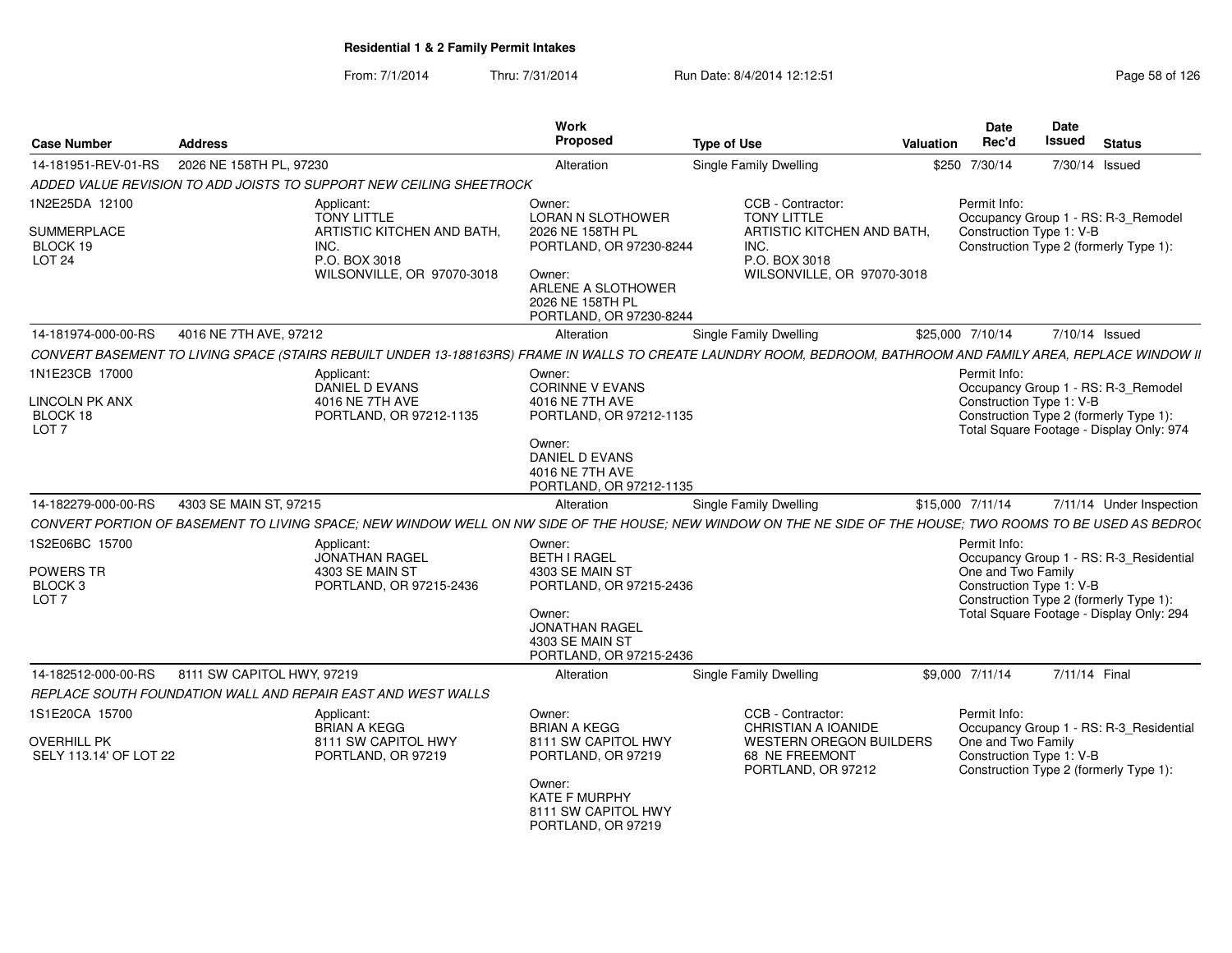## Residential 1 & 2 Family Permit Intakes

From: 7/1/2014 Thru: 7/31/2014 Run Date: 8/4/2014 12:12:51

| Case Number | Address | Work Proposed | Type of Use | Valuation | Date Rec'd | Date Issued | Status |
|---|---|---|---|---|---|---|---|
| 14-181951-REV-01-RS | 2026 NE 158TH PL, 97230 | Alteration | Single Family Dwelling | $250 | 7/30/14 | 7/30/14 | Issued |

*ADDED VALUE REVISION TO ADD JOISTS TO SUPPORT NEW CEILING SHEETROCK*

1N2E25DA 12100
SUMMERPLACE
BLOCK 19
LOT 24

Applicant:
TONY LITTLE
ARTISTIC KITCHEN AND BATH, INC.
P.O. BOX 3018
WILSONVILLE, OR 97070-3018

Owner:
LORAN N SLOTHOWER
2026 NE 158TH PL
PORTLAND, OR 97230-8244

Owner:
ARLENE A SLOTHOWER
2026 NE 158TH PL
PORTLAND, OR 97230-8244

CCB - Contractor:
TONY LITTLE
ARTISTIC KITCHEN AND BATH, INC.
P.O. BOX 3018
WILSONVILLE, OR 97070-3018

Permit Info:
Occupancy Group 1 - RS: R-3_Remodel
Construction Type 1: V-B
Construction Type 2 (formerly Type 1):

| Case Number | Address | Work Proposed | Type of Use | Valuation | Date Rec'd | Date Issued | Status |
|---|---|---|---|---|---|---|---|
| 14-181974-000-00-RS | 4016 NE 7TH AVE, 97212 | Alteration | Single Family Dwelling | $25,000 | 7/10/14 | 7/10/14 | Issued |

*CONVERT BASEMENT TO LIVING SPACE (STAIRS REBUILT UNDER 13-188163RS) FRAME IN WALLS TO CREATE LAUNDRY ROOM, BEDROOM, BATHROOM AND FAMILY AREA, REPLACE WINDOW II*

1N1E23CB 17000
LINCOLN PK ANX
BLOCK 18
LOT 7

Applicant:
DANIEL D EVANS
4016 NE 7TH AVE
PORTLAND, OR 97212-1135

Owner:
CORINNE V EVANS
4016 NE 7TH AVE
PORTLAND, OR 97212-1135

Owner:
DANIEL D EVANS
4016 NE 7TH AVE
PORTLAND, OR 97212-1135

Permit Info:
Occupancy Group 1 - RS: R-3_Remodel
Construction Type 1: V-B
Construction Type 2 (formerly Type 1):
Total Square Footage - Display Only: 974

| Case Number | Address | Work Proposed | Type of Use | Valuation | Date Rec'd | Date Issued | Status |
|---|---|---|---|---|---|---|---|
| 14-182279-000-00-RS | 4303 SE MAIN ST, 97215 | Alteration | Single Family Dwelling | $15,000 | 7/11/14 | 7/11/14 | Under Inspection |

*CONVERT PORTION OF BASEMENT TO LIVING SPACE; NEW WINDOW WELL ON NW SIDE OF THE HOUSE; NEW WINDOW ON THE NE SIDE OF THE HOUSE; TWO ROOMS TO BE USED AS BEDROO*

1S2E06BC 15700
POWERS TR
BLOCK 3
LOT 7

Applicant:
JONATHAN RAGEL
4303 SE MAIN ST
PORTLAND, OR 97215-2436

Owner:
BETH I RAGEL
4303 SE MAIN ST
PORTLAND, OR 97215-2436

Owner:
JONATHAN RAGEL
4303 SE MAIN ST
PORTLAND, OR 97215-2436

Permit Info:
Occupancy Group 1 - RS: R-3_Residential One and Two Family
Construction Type 1: V-B
Construction Type 2 (formerly Type 1):
Total Square Footage - Display Only: 294

| Case Number | Address | Work Proposed | Type of Use | Valuation | Date Rec'd | Date Issued | Status |
|---|---|---|---|---|---|---|---|
| 14-182512-000-00-RS | 8111 SW CAPITOL HWY, 97219 | Alteration | Single Family Dwelling | $9,000 | 7/11/14 | 7/11/14 | Final |

*REPLACE SOUTH FOUNDATION WALL AND REPAIR EAST AND WEST WALLS*

1S1E20CA 15700
OVERHILL PK
SELY 113.14' OF LOT 22

Applicant:
BRIAN A KEGG
8111 SW CAPITOL HWY
PORTLAND, OR 97219

Owner:
BRIAN A KEGG
8111 SW CAPITOL HWY
PORTLAND, OR 97219

Owner:
KATE F MURPHY
8111 SW CAPITOL HWY
PORTLAND, OR 97219

CCB - Contractor:
CHRISTIAN A IOANIDE
WESTERN OREGON BUILDERS
68 NE FREEMONT
PORTLAND, OR 97212

Permit Info:
Occupancy Group 1 - RS: R-3_Residential One and Two Family
Construction Type 1: V-B
Construction Type 2 (formerly Type 1):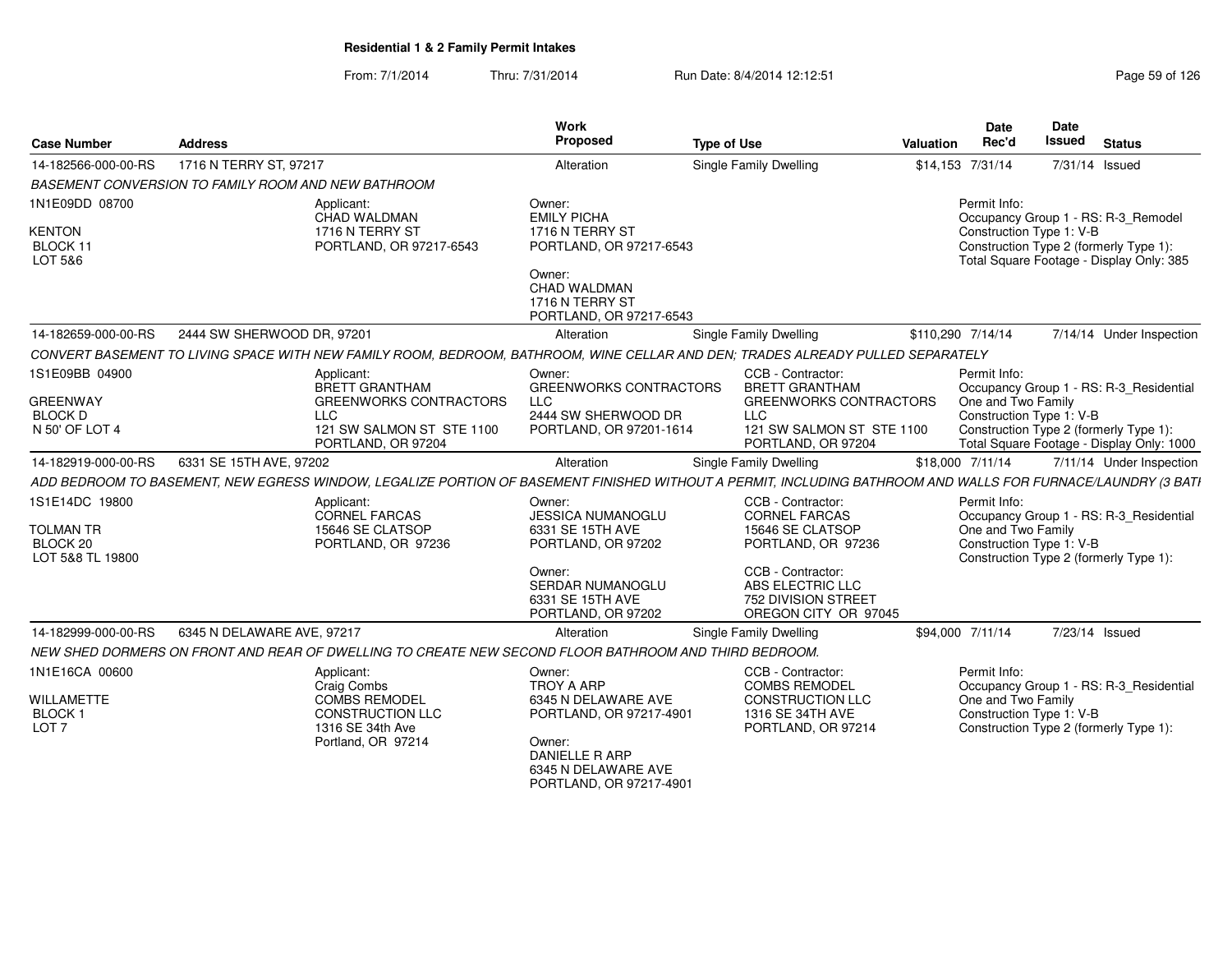**Residential 1 & 2 Family Permit Intakes**

From: 7/1/2014 Thru: 7/31/2014 Run Date: 8/4/2014 12:12:51

| Case Number | Address | Work Proposed | Type of Use | Valuation | Date Rec'd | Date Issued | Status |
|---|---|---|---|---|---|---|---|
| 14-182566-000-00-RS | 1716 N TERRY ST, 97217 | Alteration | Single Family Dwelling | $14,153 | 7/31/14 | 7/31/14 | Issued |

*BASEMENT CONVERSION TO FAMILY ROOM AND NEW BATHROOM*

1N1E09DD 08700
KENTON
BLOCK 11
LOT 5&6

Applicant:
CHAD WALDMAN
1716 N TERRY ST
PORTLAND, OR 97217-6543

Owner:
EMILY PICHA
1716 N TERRY ST
PORTLAND, OR 97217-6543

Owner:
CHAD WALDMAN
1716 N TERRY ST
PORTLAND, OR 97217-6543

Permit Info:
Occupancy Group 1 - RS: R-3_Remodel
Construction Type 1: V-B
Construction Type 2 (formerly Type 1):
Total Square Footage - Display Only: 385

| Case Number | Address | Work Proposed | Type of Use | Valuation | Date Rec'd | Date Issued | Status |
|---|---|---|---|---|---|---|---|
| 14-182659-000-00-RS | 2444 SW SHERWOOD DR, 97201 | Alteration | Single Family Dwelling | $110,290 | 7/14/14 | 7/14/14 | Under Inspection |

*CONVERT BASEMENT TO LIVING SPACE WITH NEW FAMILY ROOM, BEDROOM, BATHROOM, WINE CELLAR AND DEN; TRADES ALREADY PULLED SEPARATELY*

1S1E09BB 04900
GREENWAY
BLOCK D
N 50' OF LOT 4

Applicant:
BRETT GRANTHAM
GREENWORKS CONTRACTORS LLC
121 SW SALMON ST STE 1100
PORTLAND, OR 97204

Owner:
GREENWORKS CONTRACTORS LLC
2444 SW SHERWOOD DR
PORTLAND, OR 97201-1614

CCB - Contractor:
BRETT GRANTHAM
GREENWORKS CONTRACTORS LLC
121 SW SALMON ST STE 1100
PORTLAND, OR 97204

Permit Info:
Occupancy Group 1 - RS: R-3_Residential One and Two Family
Construction Type 1: V-B
Construction Type 2 (formerly Type 1):
Total Square Footage - Display Only: 1000

| Case Number | Address | Work Proposed | Type of Use | Valuation | Date Rec'd | Date Issued | Status |
|---|---|---|---|---|---|---|---|
| 14-182919-000-00-RS | 6331 SE 15TH AVE, 97202 | Alteration | Single Family Dwelling | $18,000 | 7/11/14 | 7/11/14 | Under Inspection |

*ADD BEDROOM TO BASEMENT, NEW EGRESS WINDOW, LEGALIZE PORTION OF BASEMENT FINISHED WITHOUT A PERMIT, INCLUDING BATHROOM AND WALLS FOR FURNACE/LAUNDRY (3 BATH*

1S1E14DC 19800
TOLMAN TR
BLOCK 20
LOT 5&8 TL 19800

Applicant:
CORNEL FARCAS
15646 SE CLATSOP
PORTLAND, OR 97236

Owner:
JESSICA NUMANOGLU
6331 SE 15TH AVE
PORTLAND, OR 97202

Owner:
SERDAR NUMANOGLU
6331 SE 15TH AVE
PORTLAND, OR 97202

CCB - Contractor:
CORNEL FARCAS
15646 SE CLATSOP
PORTLAND, OR 97236

CCB - Contractor:
ABS ELECTRIC LLC
752 DIVISION STREET
OREGON CITY OR 97045

Permit Info:
Occupancy Group 1 - RS: R-3_Residential One and Two Family
Construction Type 1: V-B
Construction Type 2 (formerly Type 1):

| Case Number | Address | Work Proposed | Type of Use | Valuation | Date Rec'd | Date Issued | Status |
|---|---|---|---|---|---|---|---|
| 14-182999-000-00-RS | 6345 N DELAWARE AVE, 97217 | Alteration | Single Family Dwelling | $94,000 | 7/11/14 | 7/23/14 | Issued |

*NEW SHED DORMERS ON FRONT AND REAR OF DWELLING TO CREATE NEW SECOND FLOOR BATHROOM AND THIRD BEDROOM.*

1N1E16CA 00600
WILLAMETTE
BLOCK 1
LOT 7

Applicant:
Craig Combs
COMBS REMODEL CONSTRUCTION LLC
1316 SE 34th Ave
Portland, OR 97214

Owner:
TROY A ARP
6345 N DELAWARE AVE
PORTLAND, OR 97217-4901

Owner:
DANIELLE R ARP
6345 N DELAWARE AVE
PORTLAND, OR 97217-4901

CCB - Contractor:
COMBS REMODEL CONSTRUCTION LLC
1316 SE 34TH AVE
PORTLAND, OR 97214

Permit Info:
Occupancy Group 1 - RS: R-3_Residential One and Two Family
Construction Type 1: V-B
Construction Type 2 (formerly Type 1):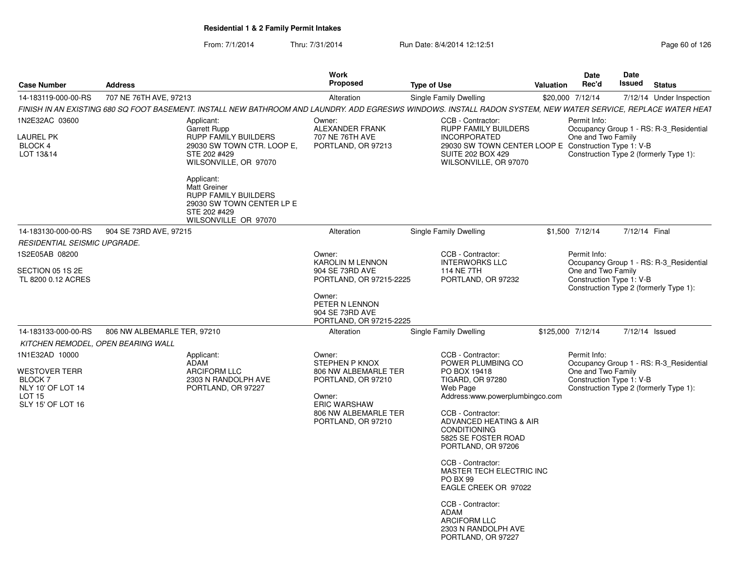# Residential 1 & 2 Family Permit Intakes

From: 7/1/2014 Thru: 7/31/2014 Run Date: 8/4/2014 12:12:51

| Case Number | Address | Work Proposed | Type of Use | Valuation | Date Rec'd | Date Issued | Status |
|---|---|---|---|---|---|---|---|
| 14-183119-000-00-RS | 707 NE 76TH AVE, 97213 | Alteration | Single Family Dwelling | $20,000 | 7/12/14 | 7/12/14 | Under Inspection |

*FINISH IN AN EXISTING 680 SQ FOOT BASEMENT. INSTALL NEW BATHROOM AND LAUNDRY. ADD EGRESWS WINDOWS. INSTALL RADON SYSTEM, NEW WATER SERVICE, REPLACE WATER HEAT*

1N2E32AC 03600
LAUREL PK
BLOCK 4
LOT 13&14

Applicant:
Garrett Rupp
RUPP FAMILY BUILDERS
29030 SW TOWN CTR. LOOP E, STE 202 #429
WILSONVILLE, OR 97070

Applicant:
Matt Greiner
RUPP FAMILY BUILDERS
29030 SW TOWN CENTER LP E STE 202 #429
WILSONVILLE OR 97070

Owner:
ALEXANDER FRANK
707 NE 76TH AVE
PORTLAND, OR 97213

CCB - Contractor:
RUPP FAMILY BUILDERS INCORPORATED
29030 SW TOWN CENTER LOOP E SUITE 202 BOX 429
WILSONVILLE, OR 97070

Permit Info:
Occupancy Group 1 - RS: R-3_Residential One and Two Family
Construction Type 1: V-B
Construction Type 2 (formerly Type 1):

| Case Number | Address | Work Proposed | Type of Use | Valuation | Date Rec'd | Date Issued | Status |
|---|---|---|---|---|---|---|---|
| 14-183130-000-00-RS | 904 SE 73RD AVE, 97215 | Alteration | Single Family Dwelling | $1,500 | 7/12/14 | 7/12/14 | Final |

*RESIDENTIAL SEISMIC UPGRADE.*

1S2E05AB 08200
SECTION 05 1S 2E
TL 8200 0.12 ACRES

Owner:
KAROLIN M LENNON
904 SE 73RD AVE
PORTLAND, OR 97215-2225

Owner:
PETER N LENNON
904 SE 73RD AVE
PORTLAND, OR 97215-2225

CCB - Contractor:
INTERWORKS LLC
114 NE 7TH
PORTLAND, OR 97232

Permit Info:
Occupancy Group 1 - RS: R-3_Residential One and Two Family
Construction Type 1: V-B
Construction Type 2 (formerly Type 1):

| Case Number | Address | Work Proposed | Type of Use | Valuation | Date Rec'd | Date Issued | Status |
|---|---|---|---|---|---|---|---|
| 14-183133-000-00-RS | 806 NW ALBEMARLE TER, 97210 | Alteration | Single Family Dwelling | $125,000 | 7/12/14 | 7/12/14 | Issued |

*KITCHEN REMODEL, OPEN BEARING WALL*

1N1E32AD 10000
WESTOVER TERR
BLOCK 7
NLY 10' OF LOT 14
LOT 15
SLY 15' OF LOT 16

Applicant:
ADAM
ARCIFORM LLC
2303 N RANDOLPH AVE
PORTLAND, OR 97227

Owner:
STEPHEN P KNOX
806 NW ALBEMARLE TER
PORTLAND, OR 97210

Owner:
ERIC WARSHAW
806 NW ALBEMARLE TER
PORTLAND, OR 97210

CCB - Contractor:
POWER PLUMBING CO
PO BOX 19418
TIGARD, OR 97280
Web Page Address:www.powerplumbingco.com

CCB - Contractor:
ADVANCED HEATING & AIR CONDITIONING
5825 SE FOSTER ROAD
PORTLAND, OR 97206

CCB - Contractor:
MASTER TECH ELECTRIC INC
PO BX 99
EAGLE CREEK OR 97022

CCB - Contractor:
ADAM
ARCIFORM LLC
2303 N RANDOLPH AVE
PORTLAND, OR 97227

Permit Info:
Occupancy Group 1 - RS: R-3_Residential One and Two Family
Construction Type 1: V-B
Construction Type 2 (formerly Type 1):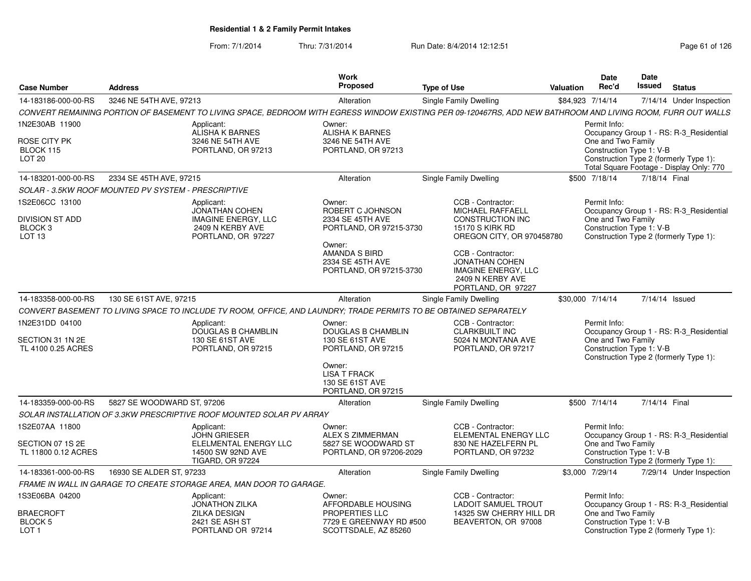## Residential 1 & 2 Family Permit Intakes

From: 7/1/2014 Thru: 7/31/2014 Run Date: 8/4/2014 12:12:51

| Case Number | Address | Work Proposed | Type of Use | Valuation | Date Rec'd | Date Issued | Status |
|---|---|---|---|---|---|---|---|
| 14-183186-000-00-RS | 3246 NE 54TH AVE, 97213 | Alteration | Single Family Dwelling | $84,923 | 7/14/14 | 7/14/14 | Under Inspection |

*CONVERT REMAINING PORTION OF BASEMENT TO LIVING SPACE, BEDROOM WITH EGRESS WINDOW EXISTING PER 09-120467RS, ADD NEW BATHROOM AND LIVING ROOM, FURR OUT WALLS*

1N2E30AB 11900
ROSE CITY PK
BLOCK 115
LOT 20

Applicant:
ALISHA K BARNES
3246 NE 54TH AVE
PORTLAND, OR 97213

Owner:
ALISHA K BARNES
3246 NE 54TH AVE
PORTLAND, OR 97213

Permit Info:
Occupancy Group 1 - RS: R-3_Residential One and Two Family
Construction Type 1: V-B
Construction Type 2 (formerly Type 1):
Total Square Footage - Display Only: 770

| Case Number | Address | Work Proposed | Type of Use | Valuation | Date Rec'd | Date Issued | Status |
|---|---|---|---|---|---|---|---|
| 14-183201-000-00-RS | 2334 SE 45TH AVE, 97215 | Alteration | Single Family Dwelling | $500 | 7/18/14 | 7/18/14 | Final |

*SOLAR - 3.5KW ROOF MOUNTED PV SYSTEM - PRESCRIPTIVE*

1S2E06CC 13100
DIVISION ST ADD
BLOCK 3
LOT 13

Applicant:
JONATHAN COHEN
IMAGINE ENERGY, LLC
2409 N KERBY AVE
PORTLAND, OR 97227

Owner:
ROBERT C JOHNSON
2334 SE 45TH AVE
PORTLAND, OR 97215-3730

Owner:
AMANDA S BIRD
2334 SE 45TH AVE
PORTLAND, OR 97215-3730

CCB - Contractor:
MICHAEL RAFFAELL
CONSTRUCTION INC
15170 S KIRK RD
OREGON CITY, OR 970458780

CCB - Contractor:
JONATHAN COHEN
IMAGINE ENERGY, LLC
2409 N KERBY AVE
PORTLAND, OR 97227

Permit Info:
Occupancy Group 1 - RS: R-3_Residential One and Two Family
Construction Type 1: V-B
Construction Type 2 (formerly Type 1):

| Case Number | Address | Work Proposed | Type of Use | Valuation | Date Rec'd | Date Issued | Status |
|---|---|---|---|---|---|---|---|
| 14-183358-000-00-RS | 130 SE 61ST AVE, 97215 | Alteration | Single Family Dwelling | $30,000 | 7/14/14 | 7/14/14 | Issued |

*CONVERT BASEMENT TO LIVING SPACE TO INCLUDE TV ROOM, OFFICE, AND LAUNDRY; TRADE PERMITS TO BE OBTAINED SEPARATELY*

1N2E31DD 04100
SECTION 31 1N 2E
TL 4100 0.25 ACRES

Applicant:
DOUGLAS B CHAMBLIN
130 SE 61ST AVE
PORTLAND, OR 97215

Owner:
DOUGLAS B CHAMBLIN
130 SE 61ST AVE
PORTLAND, OR 97215

Owner:
LISA T FRACK
130 SE 61ST AVE
PORTLAND, OR 97215

CCB - Contractor:
CLARKBUILT INC
5024 N MONTANA AVE
PORTLAND, OR 97217

Permit Info:
Occupancy Group 1 - RS: R-3_Residential One and Two Family
Construction Type 1: V-B
Construction Type 2 (formerly Type 1):

| Case Number | Address | Work Proposed | Type of Use | Valuation | Date Rec'd | Date Issued | Status |
|---|---|---|---|---|---|---|---|
| 14-183359-000-00-RS | 5827 SE WOODWARD ST, 97206 | Alteration | Single Family Dwelling | $500 | 7/14/14 | 7/14/14 | Final |

*SOLAR INSTALLATION OF 3.3KW PRESCRIPTIVE ROOF MOUNTED SOLAR PV ARRAY*

1S2E07AA 11800
SECTION 07 1S 2E
TL 11800 0.12 ACRES

Applicant:
JOHN GRIESER
ELELMENTAL ENERGY LLC
14500 SW 92ND AVE
TIGARD, OR 97224

Owner:
ALEX S ZIMMERMAN
5827 SE WOODWARD ST
PORTLAND, OR 97206-2029

CCB - Contractor:
ELEMENTAL ENERGY LLC
830 NE HAZELFERN PL
PORTLAND, OR 97232

Permit Info:
Occupancy Group 1 - RS: R-3_Residential One and Two Family
Construction Type 1: V-B
Construction Type 2 (formerly Type 1):

| Case Number | Address | Work Proposed | Type of Use | Valuation | Date Rec'd | Date Issued | Status |
|---|---|---|---|---|---|---|---|
| 14-183361-000-00-RS | 16930 SE ALDER ST, 97233 | Alteration | Single Family Dwelling | $3,000 | 7/29/14 | 7/29/14 | Under Inspection |

*FRAME IN WALL IN GARAGE TO CREATE STORAGE AREA, MAN DOOR TO GARAGE.*

1S3E06BA 04200
BRAECROFT
BLOCK 5
LOT 1

Applicant:
JONATHON ZILKA
ZILKA DESIGN
2421 SE ASH ST
PORTLAND OR 97214

Owner:
AFFORDABLE HOUSING
PROPERTIES LLC
7729 E GREENWAY RD #500
SCOTTSDALE, AZ 85260

CCB - Contractor:
LADOIT SAMUEL TROUT
14325 SW CHERRY HILL DR
BEAVERTON, OR 97008

Permit Info:
Occupancy Group 1 - RS: R-3_Residential One and Two Family
Construction Type 1: V-B
Construction Type 2 (formerly Type 1):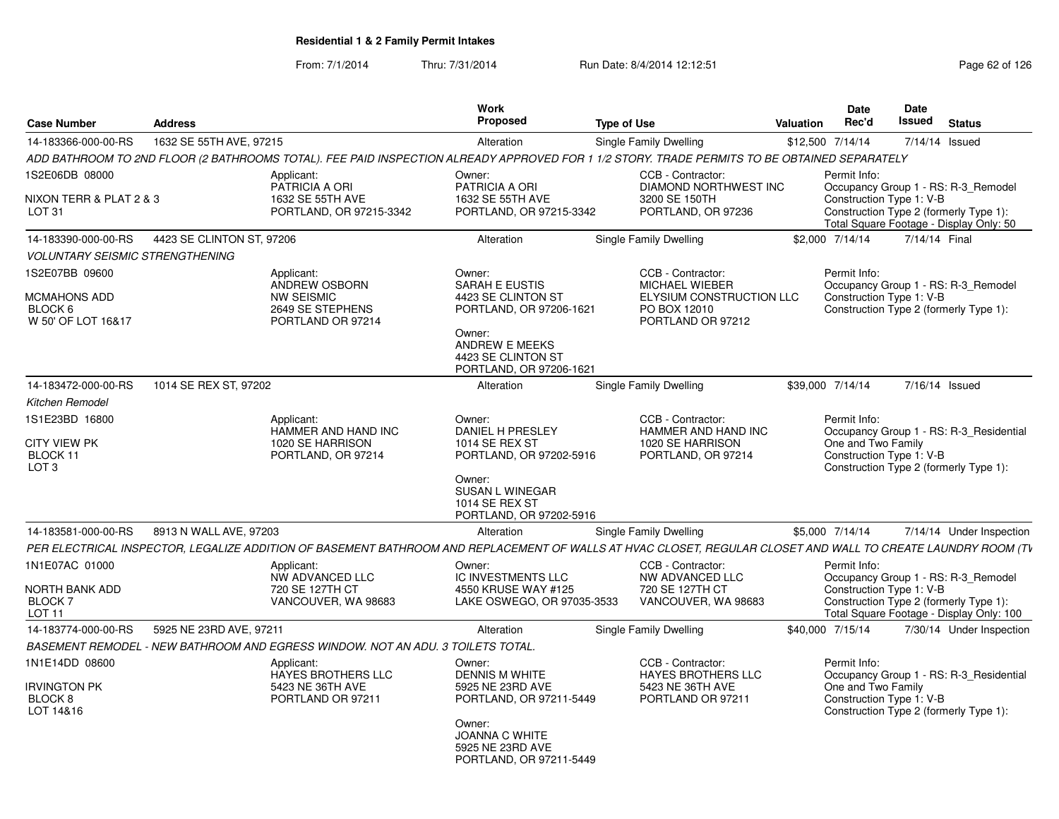**Residential 1 & 2 Family Permit Intakes**

From: 7/1/2014 Thru: 7/31/2014 Run Date: 8/4/2014 12:12:51

| Case Number | Address | Work Proposed | Type of Use | Valuation | Date Rec'd | Date Issued | Status |
|---|---|---|---|---|---|---|---|
| 14-183366-000-00-RS | 1632 SE 55TH AVE, 97215 | Alteration | Single Family Dwelling | $12,500 | 7/14/14 | 7/14/14 | Issued |

*ADD BATHROOM TO 2ND FLOOR (2 BATHROOMS TOTAL). FEE PAID INSPECTION ALREADY APPROVED FOR 1 1/2 STORY. TRADE PERMITS TO BE OBTAINED SEPARATELY*

1S2E06DB 08000
NIXON TERR & PLAT 2 & 3
LOT 31

Applicant: PATRICIA A ORI, 1632 SE 55TH AVE, PORTLAND, OR 97215-3342

Owner: PATRICIA A ORI, 1632 SE 55TH AVE, PORTLAND, OR 97215-3342

CCB - Contractor: DIAMOND NORTHWEST INC, 3200 SE 150TH, PORTLAND, OR 97236

Permit Info: Occupancy Group 1 - RS: R-3_Remodel; Construction Type 1: V-B; Construction Type 2 (formerly Type 1):; Total Square Footage - Display Only: 50

| Case Number | Address | Work Proposed | Type of Use | Valuation | Date Rec'd | Date Issued | Status |
|---|---|---|---|---|---|---|---|
| 14-183390-000-00-RS | 4423 SE CLINTON ST, 97206 | Alteration | Single Family Dwelling | $2,000 | 7/14/14 | 7/14/14 | Final |

*VOLUNTARY SEISMIC STRENGTHENING*

1S2E07BB 09600
MCMAHONS ADD
BLOCK 6
W 50' OF LOT 16&17

Applicant: ANDREW OSBORN, NW SEISMIC, 2649 SE STEPHENS, PORTLAND OR 97214

Owner: SARAH E EUSTIS, 4423 SE CLINTON ST, PORTLAND, OR 97206-1621

Owner: ANDREW E MEEKS, 4423 SE CLINTON ST, PORTLAND, OR 97206-1621

CCB - Contractor: MICHAEL WIEBER, ELYSIUM CONSTRUCTION LLC, PO BOX 12010, PORTLAND OR 97212

Permit Info: Occupancy Group 1 - RS: R-3_Remodel; Construction Type 1: V-B; Construction Type 2 (formerly Type 1):

| Case Number | Address | Work Proposed | Type of Use | Valuation | Date Rec'd | Date Issued | Status |
|---|---|---|---|---|---|---|---|
| 14-183472-000-00-RS | 1014 SE REX ST, 97202 | Alteration | Single Family Dwelling | $39,000 | 7/14/14 | 7/16/14 | Issued |

*Kitchen Remodel*

1S1E23BD 16800
CITY VIEW PK
BLOCK 11
LOT 3

Applicant: HAMMER AND HAND INC, 1020 SE HARRISON, PORTLAND, OR 97214

Owner: DANIEL H PRESLEY, 1014 SE REX ST, PORTLAND, OR 97202-5916

Owner: SUSAN L WINEGAR, 1014 SE REX ST, PORTLAND, OR 97202-5916

CCB - Contractor: HAMMER AND HAND INC, 1020 SE HARRISON, PORTLAND, OR 97214

Permit Info: Occupancy Group 1 - RS: R-3_Residential One and Two Family; Construction Type 1: V-B; Construction Type 2 (formerly Type 1):

| Case Number | Address | Work Proposed | Type of Use | Valuation | Date Rec'd | Date Issued | Status |
|---|---|---|---|---|---|---|---|
| 14-183581-000-00-RS | 8913 N WALL AVE, 97203 | Alteration | Single Family Dwelling | $5,000 | 7/14/14 | 7/14/14 | Under Inspection |

*PER ELECTRICAL INSPECTOR, LEGALIZE ADDITION OF BASEMENT BATHROOM AND REPLACEMENT OF WALLS AT HVAC CLOSET, REGULAR CLOSET AND WALL TO CREATE LAUNDRY ROOM (TV*

1N1E07AC 01000
NORTH BANK ADD
BLOCK 7
LOT 11

Applicant: NW ADVANCED LLC, 720 SE 127TH CT, VANCOUVER, WA 98683

Owner: IC INVESTMENTS LLC, 4550 KRUSE WAY #125, LAKE OSWEGO, OR 97035-3533

CCB - Contractor: NW ADVANCED LLC, 720 SE 127TH CT, VANCOUVER, WA 98683

Permit Info: Occupancy Group 1 - RS: R-3_Remodel; Construction Type 1: V-B; Construction Type 2 (formerly Type 1):; Total Square Footage - Display Only: 100

| Case Number | Address | Work Proposed | Type of Use | Valuation | Date Rec'd | Date Issued | Status |
|---|---|---|---|---|---|---|---|
| 14-183774-000-00-RS | 5925 NE 23RD AVE, 97211 | Alteration | Single Family Dwelling | $40,000 | 7/15/14 | 7/30/14 | Under Inspection |

*BASEMENT REMODEL - NEW BATHROOM AND EGRESS WINDOW. NOT AN ADU. 3 TOILETS TOTAL.*

1N1E14DD 08600
IRVINGTON PK
BLOCK 8
LOT 14&16

Applicant: HAYES BROTHERS LLC, 5423 NE 36TH AVE, PORTLAND OR 97211

Owner: DENNIS M WHITE, 5925 NE 23RD AVE, PORTLAND, OR 97211-5449

Owner: JOANNA C WHITE, 5925 NE 23RD AVE, PORTLAND, OR 97211-5449

CCB - Contractor: HAYES BROTHERS LLC, 5423 NE 36TH AVE, PORTLAND OR 97211

Permit Info: Occupancy Group 1 - RS: R-3_Residential One and Two Family; Construction Type 1: V-B; Construction Type 2 (formerly Type 1):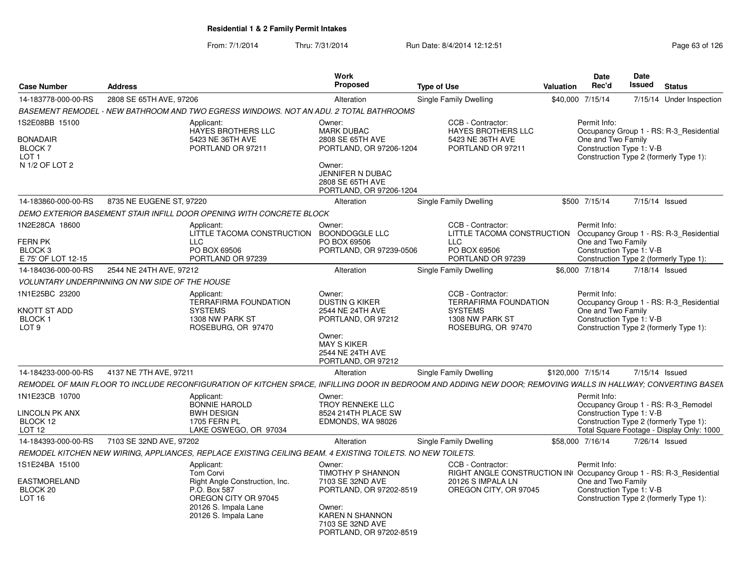## Residential 1 & 2 Family Permit Intakes

From: 7/1/2014 Thru: 7/31/2014 Run Date: 8/4/2014 12:12:51

| Case Number | Address | Work Proposed | Type of Use | Valuation | Date Rec'd | Date Issued | Status |
|---|---|---|---|---|---|---|---|
| 14-183778-000-00-RS | 2808 SE 65TH AVE, 97206 | Alteration | Single Family Dwelling | $40,000 | 7/15/14 | 7/15/14 | Under Inspection |

*BASEMENT REMODEL - NEW BATHROOM AND TWO EGRESS WINDOWS. NOT AN ADU. 2 TOTAL BATHROOMS*

1S2E08BB 15100
BONADAIR
BLOCK 7
LOT 1
N 1/2 OF LOT 2

Applicant:
HAYES BROTHERS LLC
5423 NE 36TH AVE
PORTLAND OR 97211

Owner:
MARK DUBAC
2808 SE 65TH AVE
PORTLAND, OR 97206-1204

Owner:
JENNIFER N DUBAC
2808 SE 65TH AVE
PORTLAND, OR 97206-1204

CCB - Contractor:
HAYES BROTHERS LLC
5423 NE 36TH AVE
PORTLAND OR 97211

Permit Info:
Occupancy Group 1 - RS: R-3_Residential One and Two Family
Construction Type 1: V-B
Construction Type 2 (formerly Type 1):

---

| Case Number | Address | Work Proposed | Type of Use | Valuation | Date Rec'd | Date Issued | Status |
|---|---|---|---|---|---|---|---|
| 14-183860-000-00-RS | 8735 NE EUGENE ST, 97220 | Alteration | Single Family Dwelling | $500 | 7/15/14 | 7/15/14 | Issued |

*DEMO EXTERIOR BASEMENT STAIR INFILL DOOR OPENING WITH CONCRETE BLOCK*

1N2E28CA 18600
FERN PK
BLOCK 3
E 75' OF LOT 12-15

Applicant:
LITTLE TACOMA CONSTRUCTION LLC
PO BOX 69506
PORTLAND OR 97239

Owner:
BOONDOGGLE LLC
PO BOX 69506
PORTLAND, OR 97239-0506

CCB - Contractor:
LITTLE TACOMA CONSTRUCTION LLC
PO BOX 69506
PORTLAND OR 97239

Permit Info:
Occupancy Group 1 - RS: R-3_Residential One and Two Family
Construction Type 1: V-B
Construction Type 2 (formerly Type 1):

---

| Case Number | Address | Work Proposed | Type of Use | Valuation | Date Rec'd | Date Issued | Status |
|---|---|---|---|---|---|---|---|
| 14-184036-000-00-RS | 2544 NE 24TH AVE, 97212 | Alteration | Single Family Dwelling | $6,000 | 7/18/14 | 7/18/14 | Issued |

*VOLUNTARY UNDERPINNING ON NW SIDE OF THE HOUSE*

1N1E25BC 23200
KNOTT ST ADD
BLOCK 1
LOT 9

Applicant:
TERRAFIRMA FOUNDATION SYSTEMS
1308 NW PARK ST
ROSEBURG, OR 97470

Owner:
DUSTIN G KIKER
2544 NE 24TH AVE
PORTLAND, OR 97212

Owner:
MAY S KIKER
2544 NE 24TH AVE
PORTLAND, OR 97212

CCB - Contractor:
TERRAFIRMA FOUNDATION SYSTEMS
1308 NW PARK ST
ROSEBURG, OR 97470

Permit Info:
Occupancy Group 1 - RS: R-3_Residential One and Two Family
Construction Type 1: V-B
Construction Type 2 (formerly Type 1):

---

| Case Number | Address | Work Proposed | Type of Use | Valuation | Date Rec'd | Date Issued | Status |
|---|---|---|---|---|---|---|---|
| 14-184233-000-00-RS | 4137 NE 7TH AVE, 97211 | Alteration | Single Family Dwelling | $120,000 | 7/15/14 | 7/15/14 | Issued |

*REMODEL OF MAIN FLOOR TO INCLUDE RECONFIGURATION OF KITCHEN SPACE, INFILLING DOOR IN BEDROOM AND ADDING NEW DOOR; REMOVING WALLS IN HALLWAY; CONVERTING BASEM*

1N1E23CB 10700
LINCOLN PK ANX
BLOCK 12
LOT 12

Applicant:
BONNIE HAROLD
BWH DESIGN
1705 FERN PL
LAKE OSWEGO, OR 97034

Owner:
TROY RENNEKE LLC
8524 214TH PLACE SW
EDMONDS, WA 98026

Permit Info:
Occupancy Group 1 - RS: R-3_Remodel
Construction Type 1: V-B
Construction Type 2 (formerly Type 1):
Total Square Footage - Display Only: 1000

---

| Case Number | Address | Work Proposed | Type of Use | Valuation | Date Rec'd | Date Issued | Status |
|---|---|---|---|---|---|---|---|
| 14-184393-000-00-RS | 7103 SE 32ND AVE, 97202 | Alteration | Single Family Dwelling | $58,000 | 7/16/14 | 7/26/14 | Issued |

*REMODEL KITCHEN NEW WIRING, APPLIANCES, REPLACE EXISTING CEILING BEAM. 4 EXISTING TOILETS. NO NEW TOILETS.*

1S1E24BA 15100
EASTMORELAND
BLOCK 20
LOT 16

Applicant:
Tom Corvi
Right Angle Construction, Inc.
P.O. Box 587
OREGON CITY OR 97045
20126 S. Impala Lane
20126 S. Impala Lane

Owner:
TIMOTHY P SHANNON
7103 SE 32ND AVE
PORTLAND, OR 97202-8519

Owner:
KAREN N SHANNON
7103 SE 32ND AVE
PORTLAND, OR 97202-8519

CCB - Contractor:
RIGHT ANGLE CONSTRUCTION IN(
20126 S IMPALA LN
OREGON CITY, OR 97045

Permit Info:
Occupancy Group 1 - RS: R-3_Residential One and Two Family
Construction Type 1: V-B
Construction Type 2 (formerly Type 1):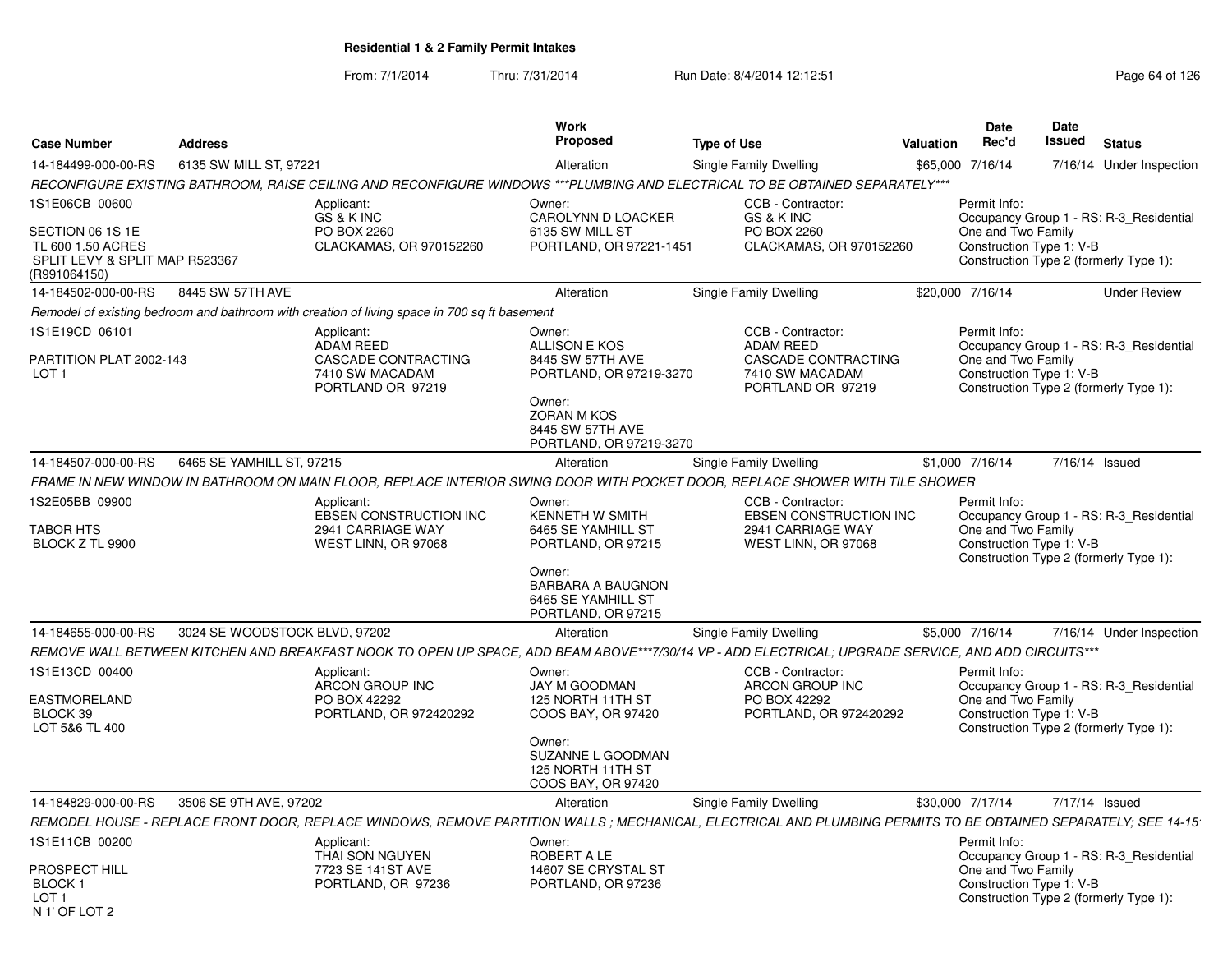# Residential 1 & 2 Family Permit Intakes

From: 7/1/2014 Thru: 7/31/2014 Run Date: 8/4/2014 12:12:51

| Case Number | Address | Work Proposed | Type of Use | Valuation | Date Rec'd | Date Issued | Status |
|---|---|---|---|---|---|---|---|
| 14-184499-000-00-RS | 6135 SW MILL ST, 97221 | Alteration | Single Family Dwelling | $65,000 | 7/16/14 | 7/16/14 | Under Inspection |
| 14-184502-000-00-RS | 8445 SW 57TH AVE | Alteration | Single Family Dwelling | $20,000 | 7/16/14 | | Under Review |
| 14-184507-000-00-RS | 6465 SE YAMHILL ST, 97215 | Alteration | Single Family Dwelling | $1,000 | 7/16/14 | 7/16/14 | Issued |
| 14-184655-000-00-RS | 3024 SE WOODSTOCK BLVD, 97202 | Alteration | Single Family Dwelling | $5,000 | 7/16/14 | 7/16/14 | Under Inspection |
| 14-184829-000-00-RS | 3506 SE 9TH AVE, 97202 | Alteration | Single Family Dwelling | $30,000 | 7/17/14 | 7/17/14 | Issued |

## 14-184499-000-00-RS — 6135 SW MILL ST, 97221

*RECONFIGURE EXISTING BATHROOM, RAISE CEILING AND RECONFIGURE WINDOWS ***PLUMBING AND ELECTRICAL TO BE OBTAINED SEPARATELY****

1S1E06CB 00600

SECTION 06 1S 1E
TL 600 1.50 ACRES
SPLIT LEVY & SPLIT MAP R523367 (R991064150)

Applicant: GS & K INC, PO BOX 2260, CLACKAMAS, OR 970152260

Owner: CAROLYNN D LOACKER, 6135 SW MILL ST, PORTLAND, OR 97221-1451

CCB - Contractor: GS & K INC, PO BOX 2260, CLACKAMAS, OR 970152260

Permit Info:
Occupancy Group 1 - RS: R-3_Residential One and Two Family
Construction Type 1: V-B
Construction Type 2 (formerly Type 1):

## 14-184502-000-00-RS — 8445 SW 57TH AVE

*Remodel of existing bedroom and bathroom with creation of living space in 700 sq ft basement*

1S1E19CD 06101

PARTITION PLAT 2002-143
LOT 1

Applicant: ADAM REED, CASCADE CONTRACTING, 7410 SW MACADAM, PORTLAND OR 97219

Owner: ALLISON E KOS, 8445 SW 57TH AVE, PORTLAND, OR 97219-3270

Owner: ZORAN M KOS, 8445 SW 57TH AVE, PORTLAND, OR 97219-3270

CCB - Contractor: ADAM REED, CASCADE CONTRACTING, 7410 SW MACADAM, PORTLAND OR 97219

Permit Info:
Occupancy Group 1 - RS: R-3_Residential One and Two Family
Construction Type 1: V-B
Construction Type 2 (formerly Type 1):

## 14-184507-000-00-RS — 6465 SE YAMHILL ST, 97215

*FRAME IN NEW WINDOW IN BATHROOM ON MAIN FLOOR, REPLACE INTERIOR SWING DOOR WITH POCKET DOOR, REPLACE SHOWER WITH TILE SHOWER*

1S2E05BB 09900

TABOR HTS
BLOCK Z TL 9900

Applicant: EBSEN CONSTRUCTION INC, 2941 CARRIAGE WAY, WEST LINN, OR 97068

Owner: KENNETH W SMITH, 6465 SE YAMHILL ST, PORTLAND, OR 97215

Owner: BARBARA A BAUGNON, 6465 SE YAMHILL ST, PORTLAND, OR 97215

CCB - Contractor: EBSEN CONSTRUCTION INC, 2941 CARRIAGE WAY, WEST LINN, OR 97068

Permit Info:
Occupancy Group 1 - RS: R-3_Residential One and Two Family
Construction Type 1: V-B
Construction Type 2 (formerly Type 1):

## 14-184655-000-00-RS — 3024 SE WOODSTOCK BLVD, 97202

*REMOVE WALL BETWEEN KITCHEN AND BREAKFAST NOOK TO OPEN UP SPACE, ADD BEAM ABOVE***7/30/14 VP - ADD ELECTRICAL; UPGRADE SERVICE, AND ADD CIRCUITS****

1S1E13CD 00400

EASTMORELAND
BLOCK 39
LOT 5&6 TL 400

Applicant: ARCON GROUP INC, PO BOX 42292, PORTLAND, OR 972420292

Owner: JAY M GOODMAN, 125 NORTH 11TH ST, COOS BAY, OR 97420

Owner: SUZANNE L GOODMAN, 125 NORTH 11TH ST, COOS BAY, OR 97420

CCB - Contractor: ARCON GROUP INC, PO BOX 42292, PORTLAND, OR 972420292

Permit Info:
Occupancy Group 1 - RS: R-3_Residential One and Two Family
Construction Type 1: V-B
Construction Type 2 (formerly Type 1):

## 14-184829-000-00-RS — 3506 SE 9TH AVE, 97202

*REMODEL HOUSE - REPLACE FRONT DOOR, REPLACE WINDOWS, REMOVE PARTITION WALLS ; MECHANICAL, ELECTRICAL AND PLUMBING PERMITS TO BE OBTAINED SEPARATELY; SEE 14-15*

1S1E11CB 00200

PROSPECT HILL
BLOCK 1
LOT 1
N 1' OF LOT 2

Applicant: THAI SON NGUYEN, 7723 SE 141ST AVE, PORTLAND, OR 97236

Owner: ROBERT A LE, 14607 SE CRYSTAL ST, PORTLAND, OR 97236

Permit Info:
Occupancy Group 1 - RS: R-3_Residential One and Two Family
Construction Type 1: V-B
Construction Type 2 (formerly Type 1):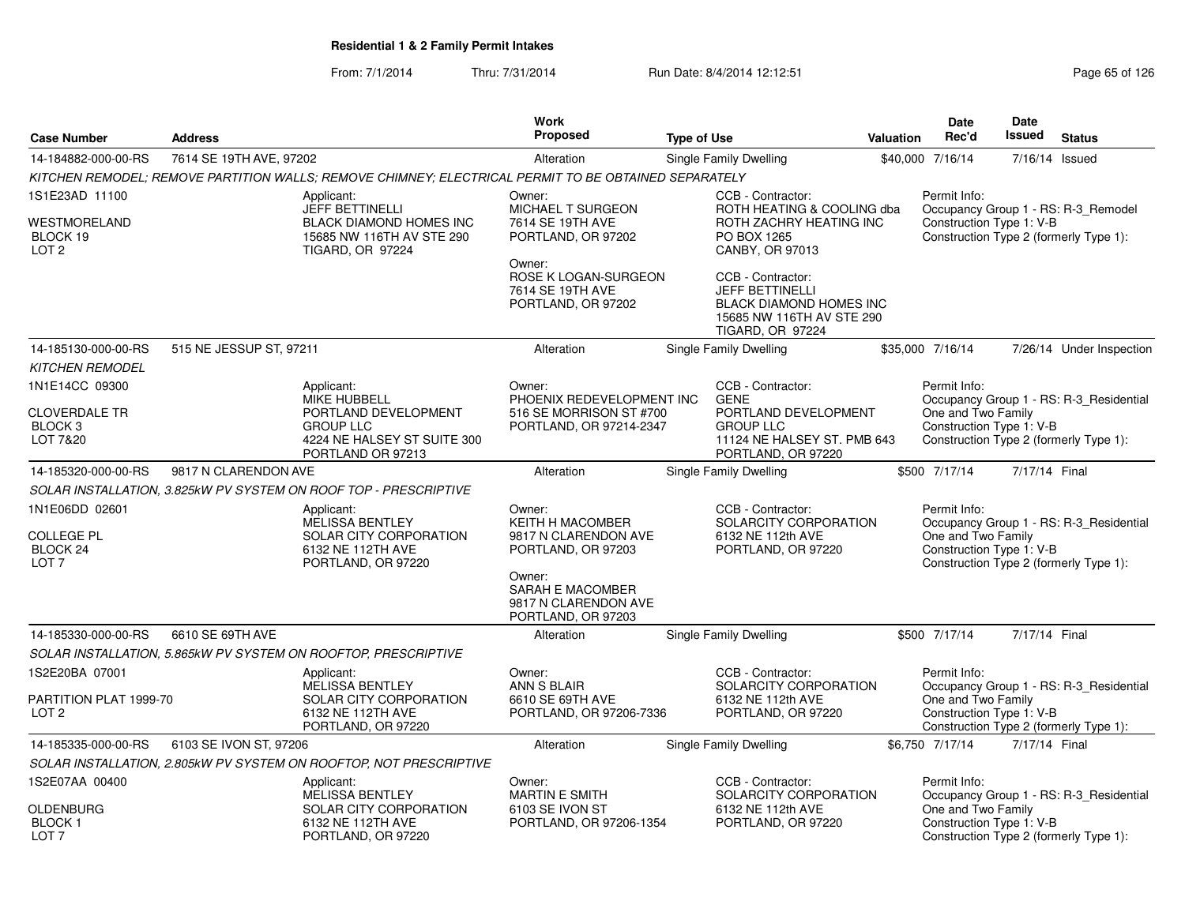**Residential 1 & 2 Family Permit Intakes**

From: 7/1/2014 Thru: 7/31/2014 Run Date: 8/4/2014 12:12:51

| Case Number | Address | Work Proposed | Type of Use | Valuation | Date Rec'd | Date Issued | Status |
|---|---|---|---|---|---|---|---|
| 14-184882-000-00-RS | 7614 SE 19TH AVE, 97202 | Alteration | Single Family Dwelling | $40,000 | 7/16/14 | 7/16/14 | Issued |
| 14-185130-000-00-RS | 515 NE JESSUP ST, 97211 | Alteration | Single Family Dwelling | $35,000 | 7/16/14 | 7/26/14 | Under Inspection |
| 14-185320-000-00-RS | 9817 N CLARENDON AVE | Alteration | Single Family Dwelling | $500 | 7/17/14 | 7/17/14 | Final |
| 14-185330-000-00-RS | 6610 SE 69TH AVE | Alteration | Single Family Dwelling | $500 | 7/17/14 | 7/17/14 | Final |
| 14-185335-000-00-RS | 6103 SE IVON ST, 97206 | Alteration | Single Family Dwelling | $6,750 | 7/17/14 | 7/17/14 | Final |

**14-184882-000-00-RS** — 7614 SE 19TH AVE, 97202

*KITCHEN REMODEL; REMOVE PARTITION WALLS; REMOVE CHIMNEY; ELECTRICAL PERMIT TO BE OBTAINED SEPARATELY*

1S1E23AD 11100
WESTMORELAND
BLOCK 19
LOT 2

Applicant:
JEFF BETTINELLI
BLACK DIAMOND HOMES INC
15685 NW 116TH AV STE 290
TIGARD, OR 97224

Owner:
MICHAEL T SURGEON
7614 SE 19TH AVE
PORTLAND, OR 97202

Owner:
ROSE K LOGAN-SURGEON
7614 SE 19TH AVE
PORTLAND, OR 97202

CCB - Contractor:
ROTH HEATING & COOLING dba
ROTH ZACHRY HEATING INC
PO BOX 1265
CANBY, OR 97013

CCB - Contractor:
JEFF BETTINELLI
BLACK DIAMOND HOMES INC
15685 NW 116TH AV STE 290
TIGARD, OR 97224

Permit Info:
Occupancy Group 1 - RS: R-3_Remodel
Construction Type 1: V-B
Construction Type 2 (formerly Type 1):

**14-185130-000-00-RS** — 515 NE JESSUP ST, 97211

*KITCHEN REMODEL*

1N1E14CC 09300
CLOVERDALE TR
BLOCK 3
LOT 7&20

Applicant:
MIKE HUBBELL
PORTLAND DEVELOPMENT
GROUP LLC
4224 NE HALSEY ST SUITE 300
PORTLAND OR 97213

Owner:
PHOENIX REDEVELOPMENT INC
516 SE MORRISON ST #700
PORTLAND, OR 97214-2347

CCB - Contractor:
GENE
PORTLAND DEVELOPMENT
GROUP LLC
11124 NE HALSEY ST. PMB 643
PORTLAND, OR 97220

Permit Info:
Occupancy Group 1 - RS: R-3_Residential
One and Two Family
Construction Type 1: V-B
Construction Type 2 (formerly Type 1):

**14-185320-000-00-RS** — 9817 N CLARENDON AVE

*SOLAR INSTALLATION, 3.825kW PV SYSTEM ON ROOF TOP - PRESCRIPTIVE*

1N1E06DD 02601
COLLEGE PL
BLOCK 24
LOT 7

Applicant:
MELISSA BENTLEY
SOLAR CITY CORPORATION
6132 NE 112TH AVE
PORTLAND, OR 97220

Owner:
KEITH H MACOMBER
9817 N CLARENDON AVE
PORTLAND, OR 97203

Owner:
SARAH E MACOMBER
9817 N CLARENDON AVE
PORTLAND, OR 97203

CCB - Contractor:
SOLARCITY CORPORATION
6132 NE 112th AVE
PORTLAND, OR 97220

Permit Info:
Occupancy Group 1 - RS: R-3_Residential
One and Two Family
Construction Type 1: V-B
Construction Type 2 (formerly Type 1):

**14-185330-000-00-RS** — 6610 SE 69TH AVE

*SOLAR INSTALLATION, 5.865kW PV SYSTEM ON ROOFTOP, PRESCRIPTIVE*

1S2E20BA 07001
PARTITION PLAT 1999-70
LOT 2

Applicant:
MELISSA BENTLEY
SOLAR CITY CORPORATION
6132 NE 112TH AVE
PORTLAND, OR 97220

Owner:
ANN S BLAIR
6610 SE 69TH AVE
PORTLAND, OR 97206-7336

CCB - Contractor:
SOLARCITY CORPORATION
6132 NE 112th AVE
PORTLAND, OR 97220

Permit Info:
Occupancy Group 1 - RS: R-3_Residential
One and Two Family
Construction Type 1: V-B
Construction Type 2 (formerly Type 1):

**14-185335-000-00-RS** — 6103 SE IVON ST, 97206

*SOLAR INSTALLATION, 2.805kW PV SYSTEM ON ROOFTOP, NOT PRESCRIPTIVE*

1S2E07AA 00400
OLDENBURG
BLOCK 1
LOT 7

Applicant:
MELISSA BENTLEY
SOLAR CITY CORPORATION
6132 NE 112TH AVE
PORTLAND, OR 97220

Owner:
MARTIN E SMITH
6103 SE IVON ST
PORTLAND, OR 97206-1354

CCB - Contractor:
SOLARCITY CORPORATION
6132 NE 112th AVE
PORTLAND, OR 97220

Permit Info:
Occupancy Group 1 - RS: R-3_Residential
One and Two Family
Construction Type 1: V-B
Construction Type 2 (formerly Type 1):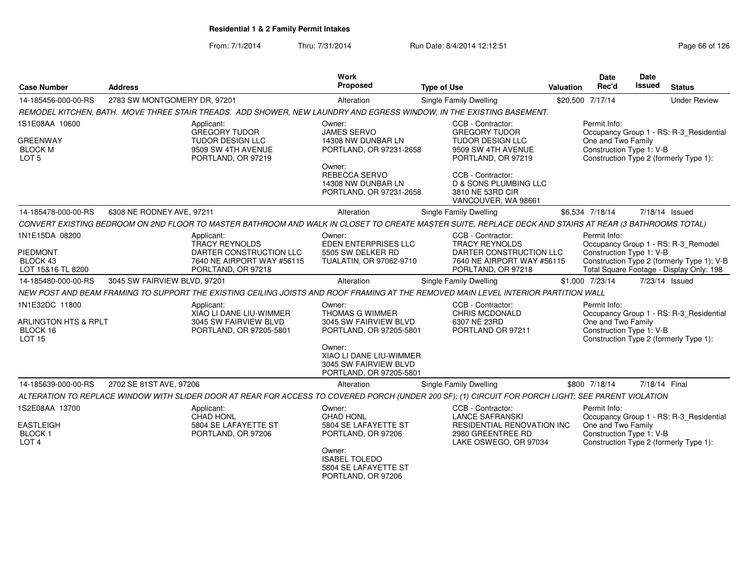## Residential 1 & 2 Family Permit Intakes

From: 7/1/2014 Thru: 7/31/2014 Run Date: 8/4/2014 12:12:51

| Case Number | Address | Work Proposed | Type of Use | Valuation | Date Rec'd | Date Issued | Status |
|---|---|---|---|---|---|---|---|
| 14-185456-000-00-RS | 2783 SW MONTGOMERY DR, 97201 | Alteration | Single Family Dwelling | $20,500 | 7/17/14 | | Under Review |

*REMODEL KITCHEN, BATH. MOVE THREE STAIR TREADS. ADD SHOWER, NEW LAUNDRY AND EGRESS WINDOW, IN THE EXISTING BASEMENT.*

1S1E08AA 10600
GREENWAY
BLOCK M
LOT 5

Applicant:
GREGORY TUDOR
TUDOR DESIGN LLC
9509 SW 4TH AVENUE
PORTLAND, OR 97219

Owner:
JAMES SERVO
14308 NW DUNBAR LN
PORTLAND, OR 97231-2658

Owner:
REBECCA SERVO
14308 NW DUNBAR LN
PORTLAND, OR 97231-2658

CCB - Contractor:
GREGORY TUDOR
TUDOR DESIGN LLC
9509 SW 4TH AVENUE
PORTLAND, OR 97219

CCB - Contractor:
D & SONS PLUMBING LLC
3810 NE 53RD CIR
VANCOUVER, WA 98661

Permit Info:
Occupancy Group 1 - RS: R-3_Residential One and Two Family
Construction Type 1: V-B
Construction Type 2 (formerly Type 1):

| Case Number | Address | Work Proposed | Type of Use | Valuation | Date Rec'd | Date Issued | Status |
|---|---|---|---|---|---|---|---|
| 14-185478-000-00-RS | 6308 NE RODNEY AVE, 97211 | Alteration | Single Family Dwelling | $6,534 | 7/18/14 | 7/18/14 | Issued |

*CONVERT EXISTING BEDROOM ON 2ND FLOOR TO MASTER BATHROOM AND WALK IN CLOSET TO CREATE MASTER SUITE, REPLACE DECK AND STAIRS AT REAR (3 BATHROOMS TOTAL)*

1N1E15DA 08200
PIEDMONT
BLOCK 43
LOT 15&16 TL 8200

Applicant:
TRACY REYNOLDS
DARTER CONSTRUCTION LLC
7640 NE AIRPORT WAY #56115
PORLTAND, OR 97218

Owner:
EDEN ENTERPRISES LLC
5505 SW DELKER RD
TUALATIN, OR 97062-9710

CCB - Contractor:
TRACY REYNOLDS
DARTER CONSTRUCTION LLC
7640 NE AIRPORT WAY #56115
PORLTAND, OR 97218

Permit Info:
Occupancy Group 1 - RS: R-3_Remodel
Construction Type 1: V-B
Construction Type 2 (formerly Type 1): V-B
Total Square Footage - Display Only: 198

| Case Number | Address | Work Proposed | Type of Use | Valuation | Date Rec'd | Date Issued | Status |
|---|---|---|---|---|---|---|---|
| 14-185480-000-00-RS | 3045 SW FAIRVIEW BLVD, 97201 | Alteration | Single Family Dwelling | $1,000 | 7/23/14 | 7/23/14 | Issued |

*NEW POST AND BEAM FRAMING TO SUPPORT THE EXISTING CEILING JOISTS AND ROOF FRAMING AT THE REMOVED MAIN LEVEL INTERIOR PARTITION WALL*

1N1E32DC 11800
ARLINGTON HTS & RPLT
BLOCK 16
LOT 15

Applicant:
XIAO LI DANE LIU-WIMMER
3045 SW FAIRVIEW BLVD
PORTLAND, OR 97205-5801

Owner:
THOMAS G WIMMER
3045 SW FAIRVIEW BLVD
PORTLAND, OR 97205-5801

Owner:
XIAO LI DANE LIU-WIMMER
3045 SW FAIRVIEW BLVD
PORTLAND, OR 97205-5801

CCB - Contractor:
CHRIS MCDONALD
6307 NE 23RD
PORTLAND OR 97211

Permit Info:
Occupancy Group 1 - RS: R-3_Residential One and Two Family
Construction Type 1: V-B
Construction Type 2 (formerly Type 1):

| Case Number | Address | Work Proposed | Type of Use | Valuation | Date Rec'd | Date Issued | Status |
|---|---|---|---|---|---|---|---|
| 14-185639-000-00-RS | 2702 SE 81ST AVE, 97206 | Alteration | Single Family Dwelling | $800 | 7/18/14 | 7/18/14 | Final |

*ALTERATION TO REPLACE WINDOW WITH SLIDER DOOR AT REAR FOR ACCESS TO COVERED PORCH (UNDER 200 SF); (1) CIRCUIT FOR PORCH LIGHT; SEE PARENT VIOLATION*

1S2E08AA 13700
EASTLEIGH
BLOCK 1
LOT 4

Applicant:
CHAD HONL
5804 SE LAFAYETTE ST
PORTLAND, OR 97206

Owner:
CHAD HONL
5804 SE LAFAYETTE ST
PORTLAND, OR 97206

Owner:
ISABEL TOLEDO
5804 SE LAFAYETTE ST
PORTLAND, OR 97206

CCB - Contractor:
LANCE SAFRANSKI
RESIDENTIAL RENOVATION INC
2980 GREENTREE RD
LAKE OSWEGO, OR 97034

Permit Info:
Occupancy Group 1 - RS: R-3_Residential One and Two Family
Construction Type 1: V-B
Construction Type 2 (formerly Type 1):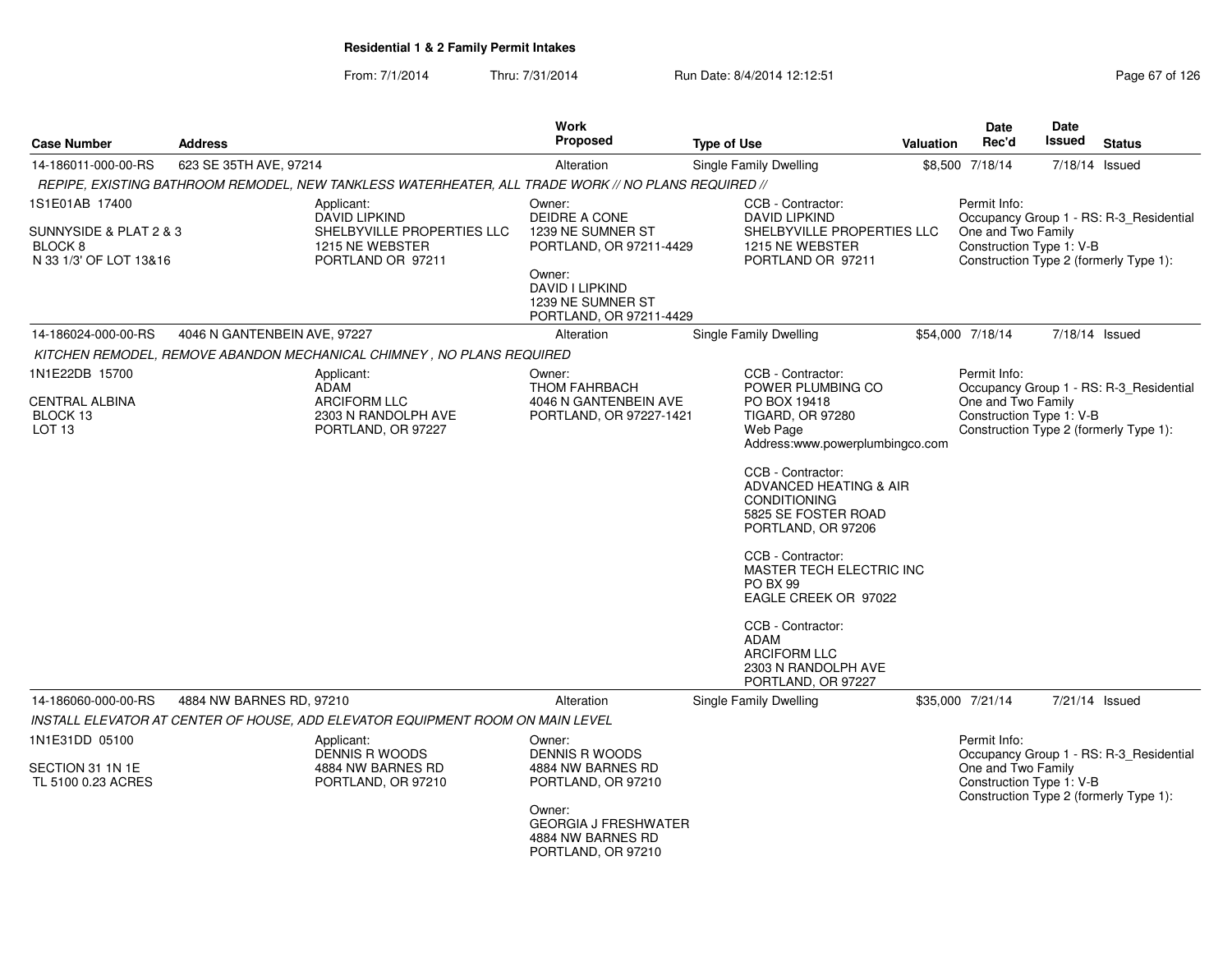**Residential 1 & 2 Family Permit Intakes**

From: 7/1/2014 Thru: 7/31/2014 Run Date: 8/4/2014 12:12:51

| Case Number | Address | Work Proposed | Type of Use | Valuation | Date Rec'd | Date Issued | Status |
|---|---|---|---|---|---|---|---|
| 14-186011-000-00-RS | 623 SE 35TH AVE, 97214 | Alteration | Single Family Dwelling | $8,500 | 7/18/14 | 7/18/14 | Issued |

*REPIPE, EXISTING BATHROOM REMODEL, NEW TANKLESS WATERHEATER, ALL TRADE WORK // NO PLANS REQUIRED //*

1S1E01AB 17400

SUNNYSIDE & PLAT 2 & 3
BLOCK 8
N 33 1/3' OF LOT 13&16

Applicant:
DAVID LIPKIND
SHELBYVILLE PROPERTIES LLC
1215 NE WEBSTER
PORTLAND OR 97211

Owner:
DEIDRE A CONE
1239 NE SUMNER ST
PORTLAND, OR 97211-4429

Owner:
DAVID I LIPKIND
1239 NE SUMNER ST
PORTLAND, OR 97211-4429

CCB - Contractor:
DAVID LIPKIND
SHELBYVILLE PROPERTIES LLC
1215 NE WEBSTER
PORTLAND OR 97211

Permit Info:
Occupancy Group 1 - RS: R-3_Residential One and Two Family
Construction Type 1: V-B
Construction Type 2 (formerly Type 1):

| Case Number | Address | Work Proposed | Type of Use | Valuation | Date Rec'd | Date Issued | Status |
|---|---|---|---|---|---|---|---|
| 14-186024-000-00-RS | 4046 N GANTENBEIN AVE, 97227 | Alteration | Single Family Dwelling | $54,000 | 7/18/14 | 7/18/14 | Issued |

*KITCHEN REMODEL, REMOVE ABANDON MECHANICAL CHIMNEY , NO PLANS REQUIRED*

1N1E22DB 15700

CENTRAL ALBINA
BLOCK 13
LOT 13

Applicant:
ADAM
ARCIFORM LLC
2303 N RANDOLPH AVE
PORTLAND, OR 97227

Owner:
THOM FAHRBACH
4046 N GANTENBEIN AVE
PORTLAND, OR 97227-1421

CCB - Contractor:
POWER PLUMBING CO
PO BOX 19418
TIGARD, OR 97280
Web Page Address:www.powerplumbingco.com

CCB - Contractor:
ADVANCED HEATING & AIR CONDITIONING
5825 SE FOSTER ROAD
PORTLAND, OR 97206

CCB - Contractor:
MASTER TECH ELECTRIC INC
PO BX 99
EAGLE CREEK OR 97022

CCB - Contractor:
ADAM
ARCIFORM LLC
2303 N RANDOLPH AVE
PORTLAND, OR 97227

Permit Info:
Occupancy Group 1 - RS: R-3_Residential One and Two Family
Construction Type 1: V-B
Construction Type 2 (formerly Type 1):

| Case Number | Address | Work Proposed | Type of Use | Valuation | Date Rec'd | Date Issued | Status |
|---|---|---|---|---|---|---|---|
| 14-186060-000-00-RS | 4884 NW BARNES RD, 97210 | Alteration | Single Family Dwelling | $35,000 | 7/21/14 | 7/21/14 | Issued |

*INSTALL ELEVATOR AT CENTER OF HOUSE, ADD ELEVATOR EQUIPMENT ROOM ON MAIN LEVEL*

1N1E31DD 05100

SECTION 31 1N 1E
TL 5100 0.23 ACRES

Applicant:
DENNIS R WOODS
4884 NW BARNES RD
PORTLAND, OR 97210

Owner:
DENNIS R WOODS
4884 NW BARNES RD
PORTLAND, OR 97210

Owner:
GEORGIA J FRESHWATER
4884 NW BARNES RD
PORTLAND, OR 97210

Permit Info:
Occupancy Group 1 - RS: R-3_Residential One and Two Family
Construction Type 1: V-B
Construction Type 2 (formerly Type 1):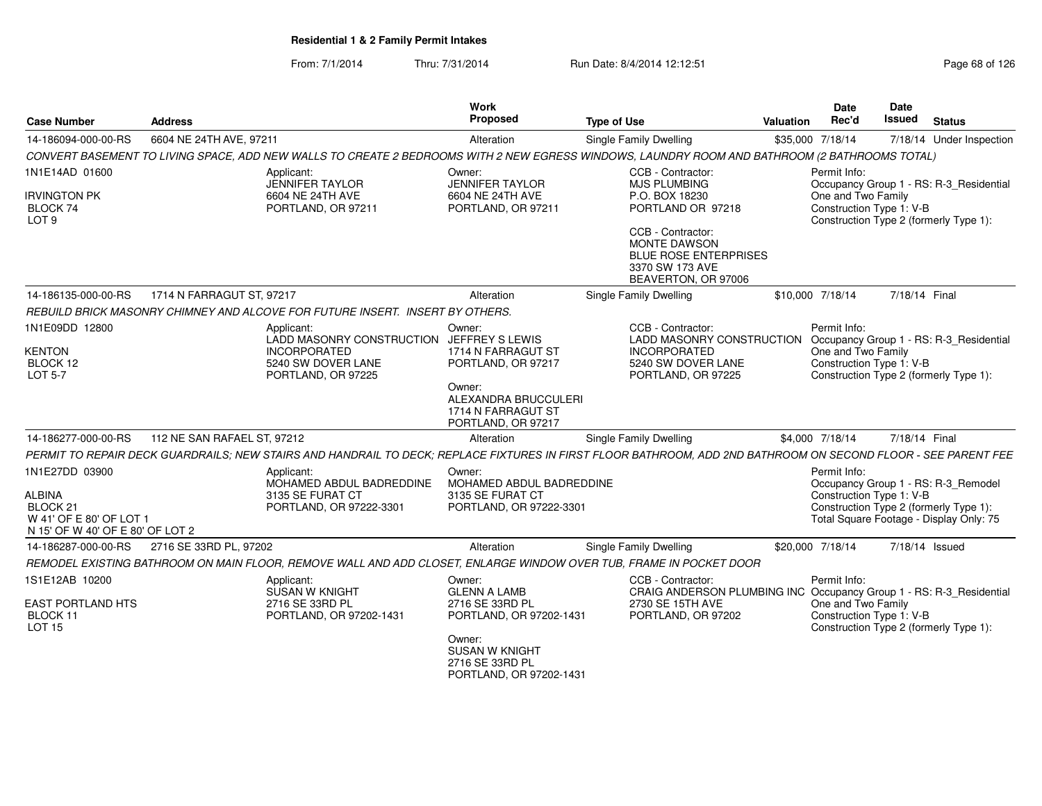**Residential 1 & 2 Family Permit Intakes**

From: 7/1/2014 Thru: 7/31/2014 Run Date: 8/4/2014 12:12:51

| Case Number | Address | Work Proposed | Type of Use | Valuation | Date Rec'd | Date Issued | Status |
|---|---|---|---|---|---|---|---|
| 14-186094-000-00-RS | 6604 NE 24TH AVE, 97211 | Alteration | Single Family Dwelling | $35,000 | 7/18/14 | 7/18/14 | Under Inspection |

*CONVERT BASEMENT TO LIVING SPACE, ADD NEW WALLS TO CREATE 2 BEDROOMS WITH 2 NEW EGRESS WINDOWS, LAUNDRY ROOM AND BATHROOM (2 BATHROOMS TOTAL)*

1N1E14AD 01600
IRVINGTON PK
BLOCK 74
LOT 9

Applicant:
JENNIFER TAYLOR
6604 NE 24TH AVE
PORTLAND, OR 97211

Owner:
JENNIFER TAYLOR
6604 NE 24TH AVE
PORTLAND, OR 97211

CCB - Contractor:
MJS PLUMBING
P.O. BOX 18230
PORTLAND OR 97218

CCB - Contractor:
MONTE DAWSON
BLUE ROSE ENTERPRISES
3370 SW 173 AVE
BEAVERTON, OR 97006

Permit Info:
Occupancy Group 1 - RS: R-3_Residential One and Two Family
Construction Type 1: V-B
Construction Type 2 (formerly Type 1):

| Case Number | Address | Work Proposed | Type of Use | Valuation | Date Rec'd | Date Issued | Status |
|---|---|---|---|---|---|---|---|
| 14-186135-000-00-RS | 1714 N FARRAGUT ST, 97217 | Alteration | Single Family Dwelling | $10,000 | 7/18/14 | 7/18/14 | Final |

*REBUILD BRICK MASONRY CHIMNEY AND ALCOVE FOR FUTURE INSERT. INSERT BY OTHERS.*

1N1E09DD 12800
KENTON
BLOCK 12
LOT 5-7

Applicant:
LADD MASONRY CONSTRUCTION INCORPORATED
5240 SW DOVER LANE
PORTLAND, OR 97225

Owner:
JEFFREY S LEWIS
1714 N FARRAGUT ST
PORTLAND, OR 97217

Owner:
ALEXANDRA BRUCCULERI
1714 N FARRAGUT ST
PORTLAND, OR 97217

CCB - Contractor:
LADD MASONRY CONSTRUCTION INCORPORATED
5240 SW DOVER LANE
PORTLAND, OR 97225

Permit Info:
Occupancy Group 1 - RS: R-3_Residential One and Two Family
Construction Type 1: V-B
Construction Type 2 (formerly Type 1):

| Case Number | Address | Work Proposed | Type of Use | Valuation | Date Rec'd | Date Issued | Status |
|---|---|---|---|---|---|---|---|
| 14-186277-000-00-RS | 112 NE SAN RAFAEL ST, 97212 | Alteration | Single Family Dwelling | $4,000 | 7/18/14 | 7/18/14 | Final |

*PERMIT TO REPAIR DECK GUARDRAILS; NEW STAIRS AND HANDRAIL TO DECK; REPLACE FIXTURES IN FIRST FLOOR BATHROOM, ADD 2ND BATHROOM ON SECOND FLOOR - SEE PARENT FEE*

1N1E27DD 03900
ALBINA
BLOCK 21
W 41' OF E 80' OF LOT 1
N 15' OF W 40' OF E 80' OF LOT 2

Applicant:
MOHAMED ABDUL BADREDDINE
3135 SE FURAT CT
PORTLAND, OR 97222-3301

Owner:
MOHAMED ABDUL BADREDDINE
3135 SE FURAT CT
PORTLAND, OR 97222-3301

Permit Info:
Occupancy Group 1 - RS: R-3_Remodel
Construction Type 1: V-B
Construction Type 2 (formerly Type 1):
Total Square Footage - Display Only: 75

| Case Number | Address | Work Proposed | Type of Use | Valuation | Date Rec'd | Date Issued | Status |
|---|---|---|---|---|---|---|---|
| 14-186287-000-00-RS | 2716 SE 33RD PL, 97202 | Alteration | Single Family Dwelling | $20,000 | 7/18/14 | 7/18/14 | Issued |

*REMODEL EXISTING BATHROOM ON MAIN FLOOR, REMOVE WALL AND ADD CLOSET, ENLARGE WINDOW OVER TUB, FRAME IN POCKET DOOR*

1S1E12AB 10200
EAST PORTLAND HTS
BLOCK 11
LOT 15

Applicant:
SUSAN W KNIGHT
2716 SE 33RD PL
PORTLAND, OR 97202-1431

Owner:
GLENN A LAMB
2716 SE 33RD PL
PORTLAND, OR 97202-1431

Owner:
SUSAN W KNIGHT
2716 SE 33RD PL
PORTLAND, OR 97202-1431

CCB - Contractor:
CRAIG ANDERSON PLUMBING INC
2730 SE 15TH AVE
PORTLAND, OR 97202

Permit Info:
Occupancy Group 1 - RS: R-3_Residential One and Two Family
Construction Type 1: V-B
Construction Type 2 (formerly Type 1):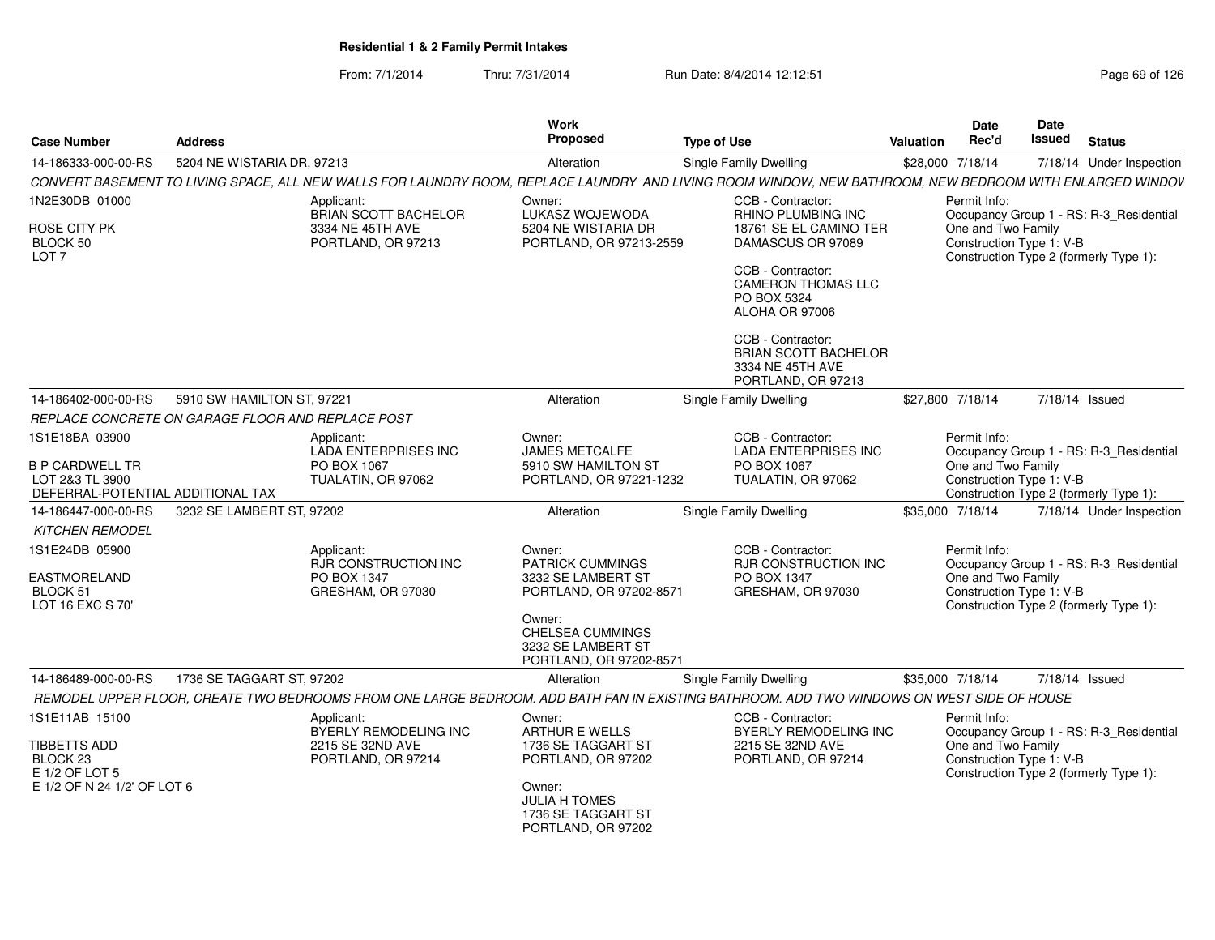**Residential 1 & 2 Family Permit Intakes**

From: 7/1/2014 Thru: 7/31/2014 Run Date: 8/4/2014 12:12:51

| Case Number | Address | | Work Proposed | Type of Use | Valuation | Date Rec'd | Date Issued | Status |
|---|---|---|---|---|---|---|---|---|
| 14-186333-000-00-RS | 5204 NE WISTARIA DR, 97213 | | Alteration | Single Family Dwelling | $28,000 | 7/18/14 | 7/18/14 | Under Inspection |

*CONVERT BASEMENT TO LIVING SPACE, ALL NEW WALLS FOR LAUNDRY ROOM, REPLACE LAUNDRY AND LIVING ROOM WINDOW, NEW BATHROOM, NEW BEDROOM WITH ENLARGED WINDOV*

1N2E30DB 01000
ROSE CITY PK
BLOCK 50
LOT 7

Applicant:
BRIAN SCOTT BACHELOR
3334 NE 45TH AVE
PORTLAND, OR 97213

Owner:
LUKASZ WOJEWODA
5204 NE WISTARIA DR
PORTLAND, OR 97213-2559

CCB - Contractor:
RHINO PLUMBING INC
18761 SE EL CAMINO TER
DAMASCUS OR 97089

CCB - Contractor:
CAMERON THOMAS LLC
PO BOX 5324
ALOHA OR 97006

CCB - Contractor:
BRIAN SCOTT BACHELOR
3334 NE 45TH AVE
PORTLAND, OR 97213

Permit Info:
Occupancy Group 1 - RS: R-3_Residential One and Two Family
Construction Type 1: V-B
Construction Type 2 (formerly Type 1):

| Case Number | Address | | Work Proposed | Type of Use | Valuation | Date Rec'd | Date Issued | Status |
|---|---|---|---|---|---|---|---|---|
| 14-186402-000-00-RS | 5910 SW HAMILTON ST, 97221 | | Alteration | Single Family Dwelling | $27,800 | 7/18/14 | 7/18/14 | Issued |

*REPLACE CONCRETE ON GARAGE FLOOR AND REPLACE POST*

1S1E18BA 03900
B P CARDWELL TR
LOT 2&3 TL 3900
DEFERRAL-POTENTIAL ADDITIONAL TAX

Applicant:
LADA ENTERPRISES INC
PO BOX 1067
TUALATIN, OR 97062

Owner:
JAMES METCALFE
5910 SW HAMILTON ST
PORTLAND, OR 97221-1232

CCB - Contractor:
LADA ENTERPRISES INC
PO BOX 1067
TUALATIN, OR 97062

Permit Info:
Occupancy Group 1 - RS: R-3_Residential One and Two Family
Construction Type 1: V-B
Construction Type 2 (formerly Type 1):

| Case Number | Address | | Work Proposed | Type of Use | Valuation | Date Rec'd | Date Issued | Status |
|---|---|---|---|---|---|---|---|---|
| 14-186447-000-00-RS | 3232 SE LAMBERT ST, 97202 | | Alteration | Single Family Dwelling | $35,000 | 7/18/14 | 7/18/14 | Under Inspection |

*KITCHEN REMODEL*

1S1E24DB 05900
EASTMORELAND
BLOCK 51
LOT 16 EXC S 70'

Applicant:
RJR CONSTRUCTION INC
PO BOX 1347
GRESHAM, OR 97030

Owner:
PATRICK CUMMINGS
3232 SE LAMBERT ST
PORTLAND, OR 97202-8571

Owner:
CHELSEA CUMMINGS
3232 SE LAMBERT ST
PORTLAND, OR 97202-8571

CCB - Contractor:
RJR CONSTRUCTION INC
PO BOX 1347
GRESHAM, OR 97030

Permit Info:
Occupancy Group 1 - RS: R-3_Residential One and Two Family
Construction Type 1: V-B
Construction Type 2 (formerly Type 1):

| Case Number | Address | | Work Proposed | Type of Use | Valuation | Date Rec'd | Date Issued | Status |
|---|---|---|---|---|---|---|---|---|
| 14-186489-000-00-RS | 1736 SE TAGGART ST, 97202 | | Alteration | Single Family Dwelling | $35,000 | 7/18/14 | 7/18/14 | Issued |

*REMODEL UPPER FLOOR, CREATE TWO BEDROOMS FROM ONE LARGE BEDROOM. ADD BATH FAN IN EXISTING BATHROOM. ADD TWO WINDOWS ON WEST SIDE OF HOUSE*

1S1E11AB 15100
TIBBETTS ADD
BLOCK 23
E 1/2 OF LOT 5
E 1/2 OF N 24 1/2' OF LOT 6

Applicant:
BYERLY REMODELING INC
2215 SE 32ND AVE
PORTLAND, OR 97214

Owner:
ARTHUR E WELLS
1736 SE TAGGART ST
PORTLAND, OR 97202

Owner:
JULIA H TOMES
1736 SE TAGGART ST
PORTLAND, OR 97202

CCB - Contractor:
BYERLY REMODELING INC
2215 SE 32ND AVE
PORTLAND, OR 97214

Permit Info:
Occupancy Group 1 - RS: R-3_Residential One and Two Family
Construction Type 1: V-B
Construction Type 2 (formerly Type 1):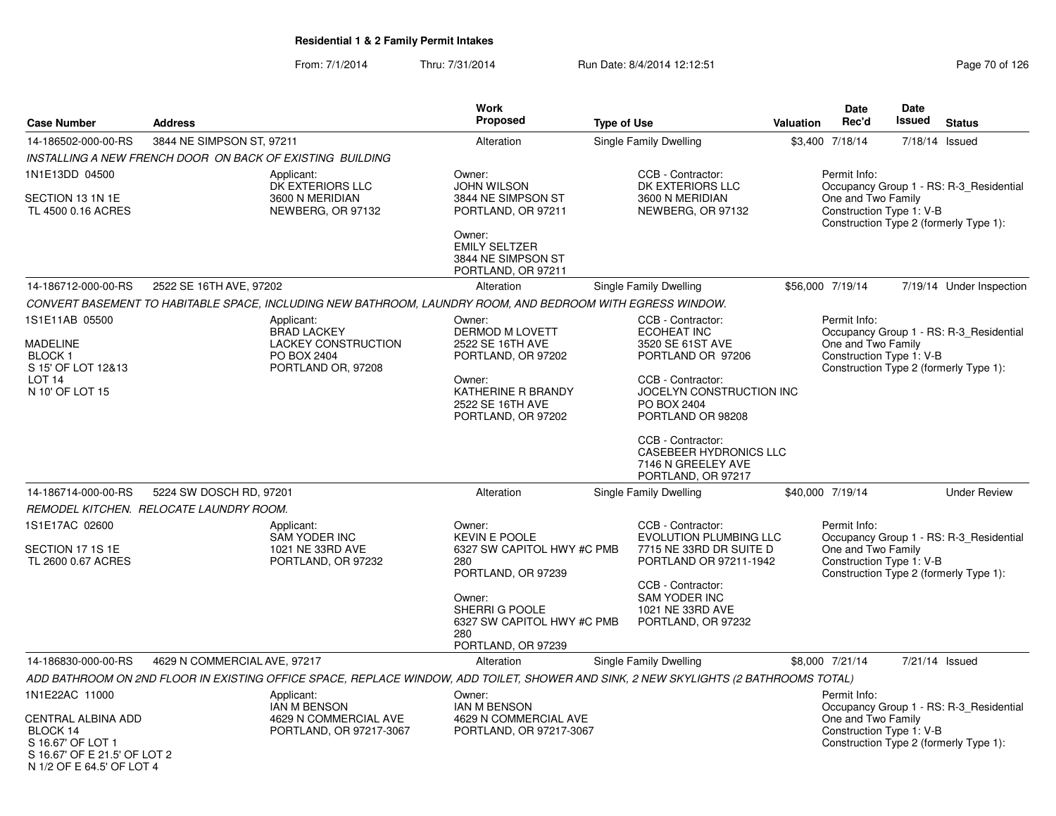## Residential 1 & 2 Family Permit Intakes

From: 7/1/2014 Thru: 7/31/2014 Run Date: 8/4/2014 12:12:51

| Case Number | Address | Work Proposed | Type of Use | Valuation | Date Rec'd | Date Issued | Status |
|---|---|---|---|---|---|---|---|
| 14-186502-000-00-RS | 3844 NE SIMPSON ST, 97211 | Alteration | Single Family Dwelling | $3,400 | 7/18/14 | 7/18/14 | Issued |

*INSTALLING A NEW FRENCH DOOR ON BACK OF EXISTING BUILDING*

1N1E13DD 04500
SECTION 13 1N 1E
TL 4500 0.16 ACRES

Applicant:
DK EXTERIORS LLC
3600 N MERIDIAN
NEWBERG, OR 97132

Owner:
JOHN WILSON
3844 NE SIMPSON ST
PORTLAND, OR 97211

Owner:
EMILY SELTZER
3844 NE SIMPSON ST
PORTLAND, OR 97211

CCB - Contractor:
DK EXTERIORS LLC
3600 N MERIDIAN
NEWBERG, OR 97132

Permit Info:
Occupancy Group 1 - RS: R-3_Residential One and Two Family
Construction Type 1: V-B
Construction Type 2 (formerly Type 1):

| Case Number | Address | Work Proposed | Type of Use | Valuation | Date Rec'd | Date Issued | Status |
|---|---|---|---|---|---|---|---|
| 14-186712-000-00-RS | 2522 SE 16TH AVE, 97202 | Alteration | Single Family Dwelling | $56,000 | 7/19/14 | 7/19/14 | Under Inspection |

*CONVERT BASEMENT TO HABITABLE SPACE, INCLUDING NEW BATHROOM, LAUNDRY ROOM, AND BEDROOM WITH EGRESS WINDOW.*

1S1E11AB 05500
MADELINE
BLOCK 1
S 15' OF LOT 12&13
LOT 14
N 10' OF LOT 15

Applicant:
BRAD LACKEY
LACKEY CONSTRUCTION
PO BOX 2404
PORTLAND OR, 97208

Owner:
DERMOD M LOVETT
2522 SE 16TH AVE
PORTLAND, OR 97202

Owner:
KATHERINE R BRANDY
2522 SE 16TH AVE
PORTLAND, OR 97202

CCB - Contractor:
ECOHEAT INC
3520 SE 61ST AVE
PORTLAND OR 97206

CCB - Contractor:
JOCELYN CONSTRUCTION INC
PO BOX 2404
PORTLAND OR 98208

CCB - Contractor:
CASEBEER HYDRONICS LLC
7146 N GREELEY AVE
PORTLAND, OR 97217

Permit Info:
Occupancy Group 1 - RS: R-3_Residential One and Two Family
Construction Type 1: V-B
Construction Type 2 (formerly Type 1):

| Case Number | Address | Work Proposed | Type of Use | Valuation | Date Rec'd | Date Issued | Status |
|---|---|---|---|---|---|---|---|
| 14-186714-000-00-RS | 5224 SW DOSCH RD, 97201 | Alteration | Single Family Dwelling | $40,000 | 7/19/14 | | Under Review |

*REMODEL KITCHEN. RELOCATE LAUNDRY ROOM.*

1S1E17AC 02600
SECTION 17 1S 1E
TL 2600 0.67 ACRES

Applicant:
SAM YODER INC
1021 NE 33RD AVE
PORTLAND, OR 97232

Owner:
KEVIN E POOLE
6327 SW CAPITOL HWY #C PMB 280
PORTLAND, OR 97239

Owner:
SHERRI G POOLE
6327 SW CAPITOL HWY #C PMB 280
PORTLAND, OR 97239

CCB - Contractor:
EVOLUTION PLUMBING LLC
7715 NE 33RD DR SUITE D
PORTLAND OR 97211-1942

CCB - Contractor:
SAM YODER INC
1021 NE 33RD AVE
PORTLAND, OR 97232

Permit Info:
Occupancy Group 1 - RS: R-3_Residential One and Two Family
Construction Type 1: V-B
Construction Type 2 (formerly Type 1):

| Case Number | Address | Work Proposed | Type of Use | Valuation | Date Rec'd | Date Issued | Status |
|---|---|---|---|---|---|---|---|
| 14-186830-000-00-RS | 4629 N COMMERCIAL AVE, 97217 | Alteration | Single Family Dwelling | $8,000 | 7/21/14 | 7/21/14 | Issued |

*ADD BATHROOM ON 2ND FLOOR IN EXISTING OFFICE SPACE, REPLACE WINDOW, ADD TOILET, SHOWER AND SINK, 2 NEW SKYLIGHTS (2 BATHROOMS TOTAL)*

1N1E22AC 11000
CENTRAL ALBINA ADD
BLOCK 14
S 16.67' OF LOT 1
S 16.67' OF E 21.5' OF LOT 2
N 1/2 OF E 64.5' OF LOT 4

Applicant:
IAN M BENSON
4629 N COMMERCIAL AVE
PORTLAND, OR 97217-3067

Owner:
IAN M BENSON
4629 N COMMERCIAL AVE
PORTLAND, OR 97217-3067

Permit Info:
Occupancy Group 1 - RS: R-3_Residential One and Two Family
Construction Type 1: V-B
Construction Type 2 (formerly Type 1):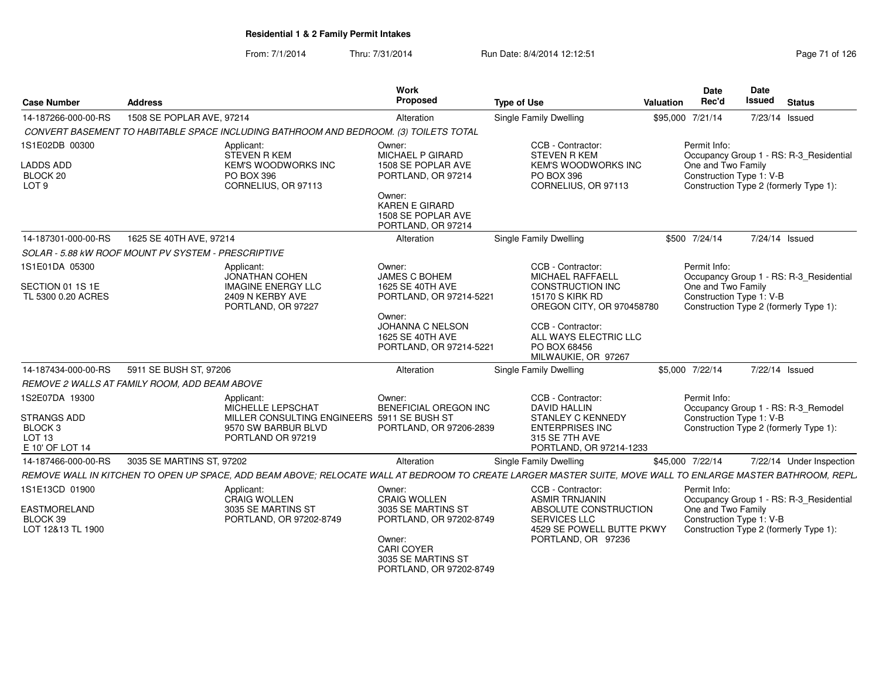## Residential 1 & 2 Family Permit Intakes

From: 7/1/2014 Thru: 7/31/2014 Run Date: 8/4/2014 12:12:51

| Case Number | Address | Work Proposed | Type of Use | Valuation | Date Rec'd | Date Issued | Status |
|---|---|---|---|---|---|---|---|
| 14-187266-000-00-RS | 1508 SE POPLAR AVE, 97214 | Alteration | Single Family Dwelling | $95,000 | 7/21/14 | 7/23/14 | Issued |

*CONVERT BASEMENT TO HABITABLE SPACE INCLUDING BATHROOM AND BEDROOM. (3) TOILETS TOTAL*

1S1E02DB 00300
LADDS ADD
BLOCK 20
LOT 9

Applicant:
STEVEN R KEM
KEM'S WOODWORKS INC
PO BOX 396
CORNELIUS, OR 97113

Owner:
MICHAEL P GIRARD
1508 SE POPLAR AVE
PORTLAND, OR 97214

Owner:
KAREN E GIRARD
1508 SE POPLAR AVE
PORTLAND, OR 97214

CCB - Contractor:
STEVEN R KEM
KEM'S WOODWORKS INC
PO BOX 396
CORNELIUS, OR 97113

Permit Info:
Occupancy Group 1 - RS: R-3_Residential One and Two Family
Construction Type 1: V-B
Construction Type 2 (formerly Type 1):

| Case Number | Address | Work Proposed | Type of Use | Valuation | Date Rec'd | Date Issued | Status |
|---|---|---|---|---|---|---|---|
| 14-187301-000-00-RS | 1625 SE 40TH AVE, 97214 | Alteration | Single Family Dwelling | $500 | 7/24/14 | 7/24/14 | Issued |

*SOLAR - 5.88 kW ROOF MOUNT PV SYSTEM - PRESCRIPTIVE*

1S1E01DA 05300
SECTION 01 1S 1E
TL 5300 0.20 ACRES

Applicant:
JONATHAN COHEN
IMAGINE ENERGY LLC
2409 N KERBY AVE
PORTLAND, OR 97227

Owner:
JAMES C BOHEM
1625 SE 40TH AVE
PORTLAND, OR 97214-5221

Owner:
JOHANNA C NELSON
1625 SE 40TH AVE
PORTLAND, OR 97214-5221

CCB - Contractor:
MICHAEL RAFFAELL
CONSTRUCTION INC
15170 S KIRK RD
OREGON CITY, OR 970458780

CCB - Contractor:
ALL WAYS ELECTRIC LLC
PO BOX 68456
MILWAUKIE, OR 97267

Permit Info:
Occupancy Group 1 - RS: R-3_Residential One and Two Family
Construction Type 1: V-B
Construction Type 2 (formerly Type 1):

| Case Number | Address | Work Proposed | Type of Use | Valuation | Date Rec'd | Date Issued | Status |
|---|---|---|---|---|---|---|---|
| 14-187434-000-00-RS | 5911 SE BUSH ST, 97206 | Alteration | Single Family Dwelling | $5,000 | 7/22/14 | 7/22/14 | Issued |

*REMOVE 2 WALLS AT FAMILY ROOM, ADD BEAM ABOVE*

1S2E07DA 19300
STRANGS ADD
BLOCK 3
LOT 13
E 10' OF LOT 14

Applicant:
MICHELLE LEPSCHAT
MILLER CONSULTING ENGINEERS
9570 SW BARBUR BLVD
PORTLAND OR 97219

Owner:
BENEFICIAL OREGON INC
5911 SE BUSH ST
PORTLAND, OR 97206-2839

CCB - Contractor:
DAVID HALLIN
STANLEY C KENNEDY
ENTERPRISES INC
315 SE 7TH AVE
PORTLAND, OR 97214-1233

Permit Info:
Occupancy Group 1 - RS: R-3_Remodel
Construction Type 1: V-B
Construction Type 2 (formerly Type 1):

| Case Number | Address | Work Proposed | Type of Use | Valuation | Date Rec'd | Date Issued | Status |
|---|---|---|---|---|---|---|---|
| 14-187466-000-00-RS | 3035 SE MARTINS ST, 97202 | Alteration | Single Family Dwelling | $45,000 | 7/22/14 | 7/22/14 | Under Inspection |

*REMOVE WALL IN KITCHEN TO OPEN UP SPACE, ADD BEAM ABOVE; RELOCATE WALL AT BEDROOM TO CREATE LARGER MASTER SUITE, MOVE WALL TO ENLARGE MASTER BATHROOM, REPL*

1S1E13CD 01900
EASTMORELAND
BLOCK 39
LOT 12&13 TL 1900

Applicant:
CRAIG WOLLEN
3035 SE MARTINS ST
PORTLAND, OR 97202-8749

Owner:
CRAIG WOLLEN
3035 SE MARTINS ST
PORTLAND, OR 97202-8749

Owner:
CARI COYER
3035 SE MARTINS ST
PORTLAND, OR 97202-8749

CCB - Contractor:
ASMIR TRNJANIN
ABSOLUTE CONSTRUCTION
SERVICES LLC
4529 SE POWELL BUTTE PKWY
PORTLAND, OR 97236

Permit Info:
Occupancy Group 1 - RS: R-3_Residential One and Two Family
Construction Type 1: V-B
Construction Type 2 (formerly Type 1):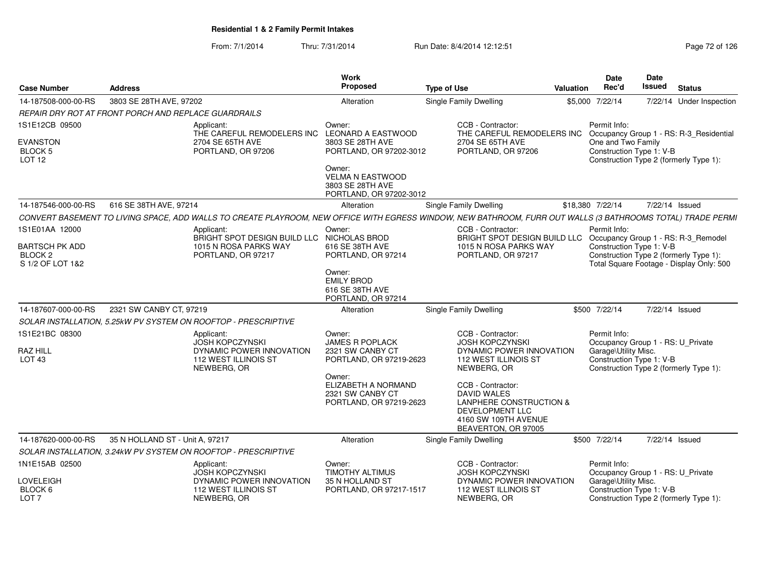**Residential 1 & 2 Family Permit Intakes**

From: 7/1/2014 Thru: 7/31/2014 Run Date: 8/4/2014 12:12:51

| Case Number | Address | Work Proposed | Type of Use | Valuation | Date Rec'd | Date Issued | Status |
|---|---|---|---|---|---|---|---|
| 14-187508-000-00-RS | 3803 SE 28TH AVE, 97202 | Alteration | Single Family Dwelling | $5,000 | 7/22/14 | 7/22/14 | Under Inspection |

*REPAIR DRY ROT AT FRONT PORCH AND REPLACE GUARDRAILS*

1S1E12CB 09500
EVANSTON
BLOCK 5
LOT 12

Applicant:
THE CAREFUL REMODELERS INC
2704 SE 65TH AVE
PORTLAND, OR 97206

Owner:
LEONARD A EASTWOOD
3803 SE 28TH AVE
PORTLAND, OR 97202-3012

Owner:
VELMA N EASTWOOD
3803 SE 28TH AVE
PORTLAND, OR 97202-3012

CCB - Contractor:
THE CAREFUL REMODELERS INC
2704 SE 65TH AVE
PORTLAND, OR 97206

Permit Info:
Occupancy Group 1 - RS: R-3_Residential One and Two Family
Construction Type 1: V-B
Construction Type 2 (formerly Type 1):

---

| Case Number | Address | Work Proposed | Type of Use | Valuation | Date Rec'd | Date Issued | Status |
|---|---|---|---|---|---|---|---|
| 14-187546-000-00-RS | 616 SE 38TH AVE, 97214 | Alteration | Single Family Dwelling | $18,380 | 7/22/14 | 7/22/14 | Issued |

*CONVERT BASEMENT TO LIVING SPACE, ADD WALLS TO CREATE PLAYROOM, NEW OFFICE WITH EGRESS WINDOW, NEW BATHROOM, FURR OUT WALLS (3 BATHROOMS TOTAL) TRADE PERMI*

1S1E01AA 12000
BARTSCH PK ADD
BLOCK 2
S 1/2 OF LOT 1&2

Applicant:
BRIGHT SPOT DESIGN BUILD LLC
1015 N ROSA PARKS WAY
PORTLAND, OR 97217

Owner:
NICHOLAS BROD
616 SE 38TH AVE
PORTLAND, OR 97214

Owner:
EMILY BROD
616 SE 38TH AVE
PORTLAND, OR 97214

CCB - Contractor:
BRIGHT SPOT DESIGN BUILD LLC
1015 N ROSA PARKS WAY
PORTLAND, OR 97217

Permit Info:
Occupancy Group 1 - RS: R-3_Remodel
Construction Type 1: V-B
Construction Type 2 (formerly Type 1):
Total Square Footage - Display Only: 500

---

| Case Number | Address | Work Proposed | Type of Use | Valuation | Date Rec'd | Date Issued | Status |
|---|---|---|---|---|---|---|---|
| 14-187607-000-00-RS | 2321 SW CANBY CT, 97219 | Alteration | Single Family Dwelling | $500 | 7/22/14 | 7/22/14 | Issued |

*SOLAR INSTALLATION, 5.25kW PV SYSTEM ON ROOFTOP - PRESCRIPTIVE*

1S1E21BC 08300
RAZ HILL
LOT 43

Applicant:
JOSH KOPCZYNSKI
DYNAMIC POWER INNOVATION
112 WEST ILLINOIS ST
NEWBERG, OR

Owner:
JAMES R POPLACK
2321 SW CANBY CT
PORTLAND, OR 97219-2623

Owner:
ELIZABETH A NORMAND
2321 SW CANBY CT
PORTLAND, OR 97219-2623

CCB - Contractor:
JOSH KOPCZYNSKI
DYNAMIC POWER INNOVATION
112 WEST ILLINOIS ST
NEWBERG, OR

CCB - Contractor:
DAVID WALES
LANPHERE CONSTRUCTION & DEVELOPMENT LLC
4160 SW 109TH AVENUE
BEAVERTON, OR 97005

Permit Info:
Occupancy Group 1 - RS: U_Private Garage\Utility Misc.
Construction Type 1: V-B
Construction Type 2 (formerly Type 1):

---

| Case Number | Address | Work Proposed | Type of Use | Valuation | Date Rec'd | Date Issued | Status |
|---|---|---|---|---|---|---|---|
| 14-187620-000-00-RS | 35 N HOLLAND ST - Unit A, 97217 | Alteration | Single Family Dwelling | $500 | 7/22/14 | 7/22/14 | Issued |

*SOLAR INSTALLATION, 3.24kW PV SYSTEM ON ROOFTOP - PRESCRIPTIVE*

1N1E15AB 02500
LOVELEIGH
BLOCK 6
LOT 7

Applicant:
JOSH KOPCZYNSKI
DYNAMIC POWER INNOVATION
112 WEST ILLINOIS ST
NEWBERG, OR

Owner:
TIMOTHY ALTIMUS
35 N HOLLAND ST
PORTLAND, OR 97217-1517

CCB - Contractor:
JOSH KOPCZYNSKI
DYNAMIC POWER INNOVATION
112 WEST ILLINOIS ST
NEWBERG, OR

Permit Info:
Occupancy Group 1 - RS: U_Private Garage\Utility Misc.
Construction Type 1: V-B
Construction Type 2 (formerly Type 1):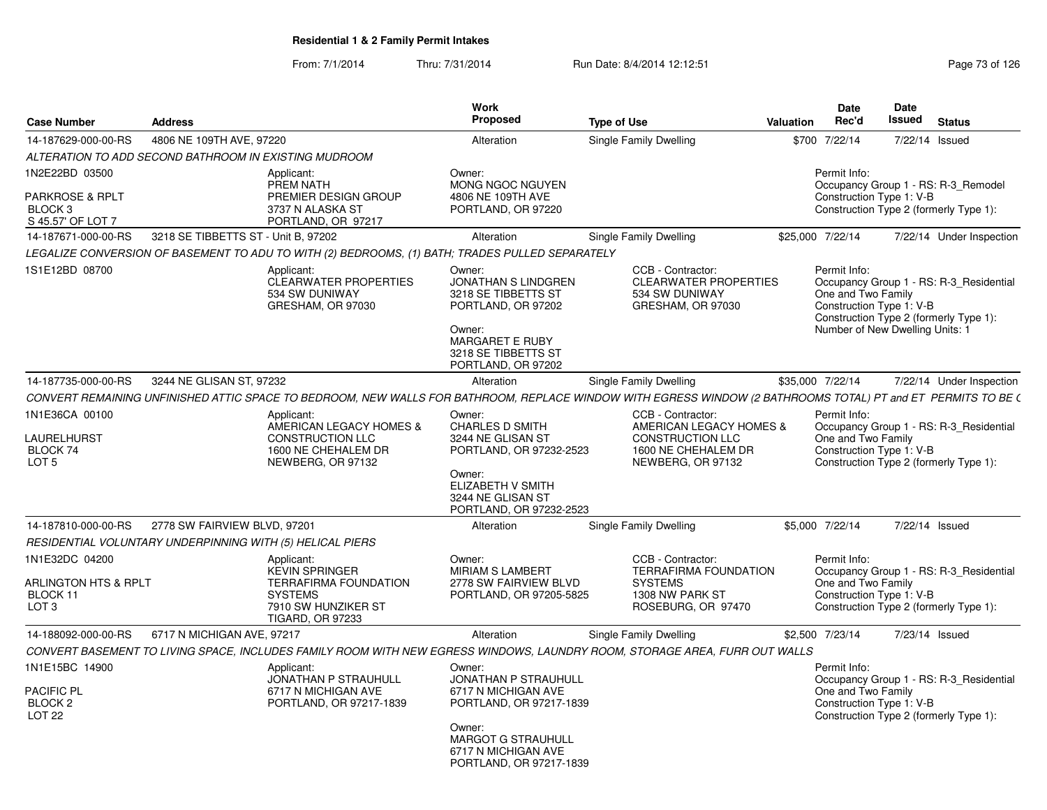**Residential 1 & 2 Family Permit Intakes**

From: 7/1/2014 Thru: 7/31/2014 Run Date: 8/4/2014 12:12:51

| Case Number | Address | Work Proposed | Type of Use | Valuation | Date Rec'd | Date Issued | Status |
|---|---|---|---|---|---|---|---|
| 14-187629-000-00-RS | 4806 NE 109TH AVE, 97220 | Alteration | Single Family Dwelling | $700 | 7/22/14 | 7/22/14 | Issued |

*ALTERATION TO ADD SECOND BATHROOM IN EXISTING MUDROOM*

1N2E22BD 03500

PARKROSE & RPLT
BLOCK 3
S 45.57' OF LOT 7

Applicant:
PREM NATH
PREMIER DESIGN GROUP
3737 N ALASKA ST
PORTLAND, OR 97217

Owner:
MONG NGOC NGUYEN
4806 NE 109TH AVE
PORTLAND, OR 97220

Permit Info:
Occupancy Group 1 - RS: R-3_Remodel
Construction Type 1: V-B
Construction Type 2 (formerly Type 1):

---

| Case Number | Address | Work Proposed | Type of Use | Valuation | Date Rec'd | Date Issued | Status |
|---|---|---|---|---|---|---|---|
| 14-187671-000-00-RS | 3218 SE TIBBETTS ST - Unit B, 97202 | Alteration | Single Family Dwelling | $25,000 | 7/22/14 | 7/22/14 | Under Inspection |

*LEGALIZE CONVERSION OF BASEMENT TO ADU TO WITH (2) BEDROOMS, (1) BATH; TRADES PULLED SEPARATELY*

1S1E12BD 08700

Applicant:
CLEARWATER PROPERTIES
534 SW DUNIWAY
GRESHAM, OR 97030

Owner:
JONATHAN S LINDGREN
3218 SE TIBBETTS ST
PORTLAND, OR 97202

Owner:
MARGARET E RUBY
3218 SE TIBBETTS ST
PORTLAND, OR 97202

CCB - Contractor:
CLEARWATER PROPERTIES
534 SW DUNIWAY
GRESHAM, OR 97030

Permit Info:
Occupancy Group 1 - RS: R-3_Residential One and Two Family
Construction Type 1: V-B
Construction Type 2 (formerly Type 1):
Number of New Dwelling Units: 1

---

| Case Number | Address | Work Proposed | Type of Use | Valuation | Date Rec'd | Date Issued | Status |
|---|---|---|---|---|---|---|---|
| 14-187735-000-00-RS | 3244 NE GLISAN ST, 97232 | Alteration | Single Family Dwelling | $35,000 | 7/22/14 | 7/22/14 | Under Inspection |

*CONVERT REMAINING UNFINISHED ATTIC SPACE TO BEDROOM, NEW WALLS FOR BATHROOM, REPLACE WINDOW WITH EGRESS WINDOW (2 BATHROOMS TOTAL) PT and ET PERMITS TO BE (*

1N1E36CA 00100

LAURELHURST
BLOCK 74
LOT 5

Applicant:
AMERICAN LEGACY HOMES & CONSTRUCTION LLC
1600 NE CHEHALEM DR
NEWBERG, OR 97132

Owner:
CHARLES D SMITH
3244 NE GLISAN ST
PORTLAND, OR 97232-2523

Owner:
ELIZABETH V SMITH
3244 NE GLISAN ST
PORTLAND, OR 97232-2523

CCB - Contractor:
AMERICAN LEGACY HOMES & CONSTRUCTION LLC
1600 NE CHEHALEM DR
NEWBERG, OR 97132

Permit Info:
Occupancy Group 1 - RS: R-3_Residential One and Two Family
Construction Type 1: V-B
Construction Type 2 (formerly Type 1):

---

| Case Number | Address | Work Proposed | Type of Use | Valuation | Date Rec'd | Date Issued | Status |
|---|---|---|---|---|---|---|---|
| 14-187810-000-00-RS | 2778 SW FAIRVIEW BLVD, 97201 | Alteration | Single Family Dwelling | $5,000 | 7/22/14 | 7/22/14 | Issued |

*RESIDENTIAL VOLUNTARY UNDERPINNING WITH (5) HELICAL PIERS*

1N1E32DC 04200

ARLINGTON HTS & RPLT
BLOCK 11
LOT 3

Applicant:
KEVIN SPRINGER
TERRAFIRMA FOUNDATION SYSTEMS
7910 SW HUNZIKER ST
TIGARD, OR 97233

Owner:
MIRIAM S LAMBERT
2778 SW FAIRVIEW BLVD
PORTLAND, OR 97205-5825

CCB - Contractor:
TERRAFIRMA FOUNDATION SYSTEMS
1308 NW PARK ST
ROSEBURG, OR 97470

Permit Info:
Occupancy Group 1 - RS: R-3_Residential One and Two Family
Construction Type 1: V-B
Construction Type 2 (formerly Type 1):

---

| Case Number | Address | Work Proposed | Type of Use | Valuation | Date Rec'd | Date Issued | Status |
|---|---|---|---|---|---|---|---|
| 14-188092-000-00-RS | 6717 N MICHIGAN AVE, 97217 | Alteration | Single Family Dwelling | $2,500 | 7/23/14 | 7/23/14 | Issued |

*CONVERT BASEMENT TO LIVING SPACE, INCLUDES FAMILY ROOM WITH NEW EGRESS WINDOWS, LAUNDRY ROOM, STORAGE AREA, FURR OUT WALLS*

1N1E15BC 14900

PACIFIC PL
BLOCK 2
LOT 22

Applicant:
JONATHAN P STRAUHULL
6717 N MICHIGAN AVE
PORTLAND, OR 97217-1839

Owner:
JONATHAN P STRAUHULL
6717 N MICHIGAN AVE
PORTLAND, OR 97217-1839

Owner:
MARGOT G STRAUHULL
6717 N MICHIGAN AVE
PORTLAND, OR 97217-1839

Permit Info:
Occupancy Group 1 - RS: R-3_Residential One and Two Family
Construction Type 1: V-B
Construction Type 2 (formerly Type 1):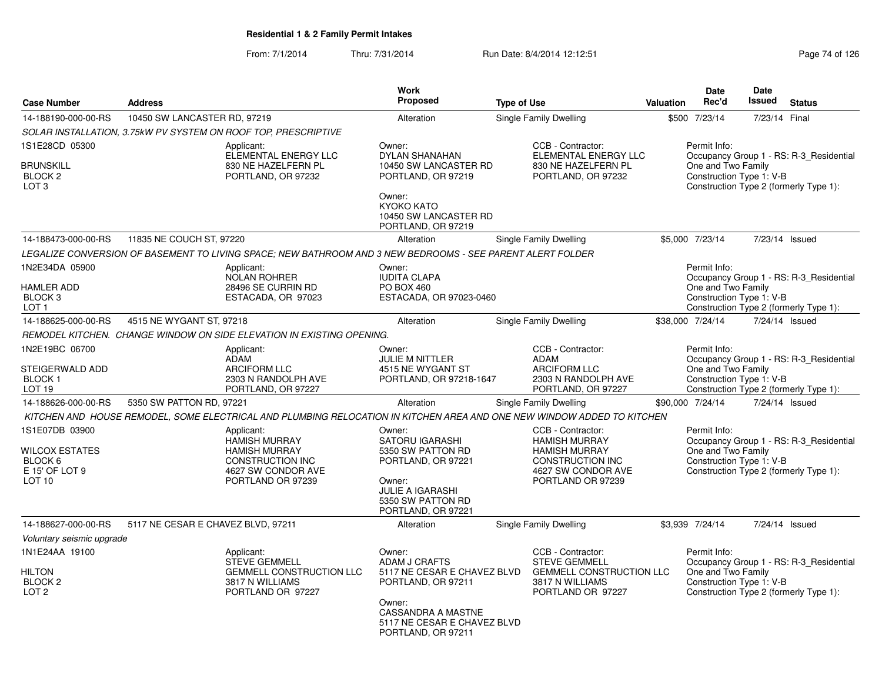**Residential 1 & 2 Family Permit Intakes**

From: 7/1/2014 Thru: 7/31/2014 Run Date: 8/4/2014 12:12:51

| Case Number | Address | Work Proposed | Type of Use | Valuation | Date Rec'd | Date Issued | Status |
|---|---|---|---|---|---|---|---|
| 14-188190-000-00-RS | 10450 SW LANCASTER RD, 97219 | Alteration | Single Family Dwelling | $500 | 7/23/14 | 7/23/14 | Final |

*SOLAR INSTALLATION, 3.75kW PV SYSTEM ON ROOF TOP, PRESCRIPTIVE*

1S1E28CD 05300
BRUNSKILL
BLOCK 2
LOT 3

Applicant: ELEMENTAL ENERGY LLC, 830 NE HAZELFERN PL, PORTLAND, OR 97232

Owner: DYLAN SHANAHAN, 10450 SW LANCASTER RD, PORTLAND, OR 97219

Owner: KYOKO KATO, 10450 SW LANCASTER RD, PORTLAND, OR 97219

CCB - Contractor: ELEMENTAL ENERGY LLC, 830 NE HAZELFERN PL, PORTLAND, OR 97232

Permit Info: Occupancy Group 1 - RS: R-3_Residential One and Two Family; Construction Type 1: V-B; Construction Type 2 (formerly Type 1):

| Case Number | Address | Work Proposed | Type of Use | Valuation | Date Rec'd | Date Issued | Status |
|---|---|---|---|---|---|---|---|
| 14-188473-000-00-RS | 11835 NE COUCH ST, 97220 | Alteration | Single Family Dwelling | $5,000 | 7/23/14 | 7/23/14 | Issued |

*LEGALIZE CONVERSION OF BASEMENT TO LIVING SPACE; NEW BATHROOM AND 3 NEW BEDROOMS - SEE PARENT ALERT FOLDER*

1N2E34DA 05900
HAMLER ADD
BLOCK 3
LOT 1

Applicant: NOLAN ROHRER, 28496 SE CURRIN RD, ESTACADA, OR 97023

Owner: IUDITA CLAPA, PO BOX 460, ESTACADA, OR 97023-0460

Permit Info: Occupancy Group 1 - RS: R-3_Residential One and Two Family; Construction Type 1: V-B; Construction Type 2 (formerly Type 1):

| Case Number | Address | Work Proposed | Type of Use | Valuation | Date Rec'd | Date Issued | Status |
|---|---|---|---|---|---|---|---|
| 14-188625-000-00-RS | 4515 NE WYGANT ST, 97218 | Alteration | Single Family Dwelling | $38,000 | 7/24/14 | 7/24/14 | Issued |

*REMODEL KITCHEN. CHANGE WINDOW ON SIDE ELEVATION IN EXISTING OPENING.*

1N2E19BC 06700
STEIGERWALD ADD
BLOCK 1
LOT 19

Applicant: ADAM, ARCIFORM LLC, 2303 N RANDOLPH AVE, PORTLAND, OR 97227

Owner: JULIE M NITTLER, 4515 NE WYGANT ST, PORTLAND, OR 97218-1647

CCB - Contractor: ADAM, ARCIFORM LLC, 2303 N RANDOLPH AVE, PORTLAND, OR 97227

Permit Info: Occupancy Group 1 - RS: R-3_Residential One and Two Family; Construction Type 1: V-B; Construction Type 2 (formerly Type 1):

| Case Number | Address | Work Proposed | Type of Use | Valuation | Date Rec'd | Date Issued | Status |
|---|---|---|---|---|---|---|---|
| 14-188626-000-00-RS | 5350 SW PATTON RD, 97221 | Alteration | Single Family Dwelling | $90,000 | 7/24/14 | 7/24/14 | Issued |

*KITCHEN AND HOUSE REMODEL, SOME ELECTRICAL AND PLUMBING RELOCATION IN KITCHEN AREA AND ONE NEW WINDOW ADDED TO KITCHEN*

1S1E07DB 03900
WILCOX ESTATES
BLOCK 6
E 15' OF LOT 9
LOT 10

Applicant: HAMISH MURRAY, HAMISH MURRAY CONSTRUCTION INC, 4627 SW CONDOR AVE, PORTLAND OR 97239

Owner: SATORU IGARASHI, 5350 SW PATTON RD, PORTLAND, OR 97221

Owner: JULIE A IGARASHI, 5350 SW PATTON RD, PORTLAND, OR 97221

CCB - Contractor: HAMISH MURRAY, HAMISH MURRAY CONSTRUCTION INC, 4627 SW CONDOR AVE, PORTLAND OR 97239

Permit Info: Occupancy Group 1 - RS: R-3_Residential One and Two Family; Construction Type 1: V-B; Construction Type 2 (formerly Type 1):

| Case Number | Address | Work Proposed | Type of Use | Valuation | Date Rec'd | Date Issued | Status |
|---|---|---|---|---|---|---|---|
| 14-188627-000-00-RS | 5117 NE CESAR E CHAVEZ BLVD, 97211 | Alteration | Single Family Dwelling | $3,939 | 7/24/14 | 7/24/14 | Issued |

*Voluntary seismic upgrade*

1N1E24AA 19100
HILTON
BLOCK 2
LOT 2

Applicant: STEVE GEMMELL, GEMMELL CONSTRUCTION LLC, 3817 N WILLIAMS, PORTLAND OR 97227

Owner: ADAM J CRAFTS, 5117 NE CESAR E CHAVEZ BLVD, PORTLAND, OR 97211

Owner: CASSANDRA A MASTNE, 5117 NE CESAR E CHAVEZ BLVD, PORTLAND, OR 97211

CCB - Contractor: STEVE GEMMELL, GEMMELL CONSTRUCTION LLC, 3817 N WILLIAMS, PORTLAND OR 97227

Permit Info: Occupancy Group 1 - RS: R-3_Residential One and Two Family; Construction Type 1: V-B; Construction Type 2 (formerly Type 1):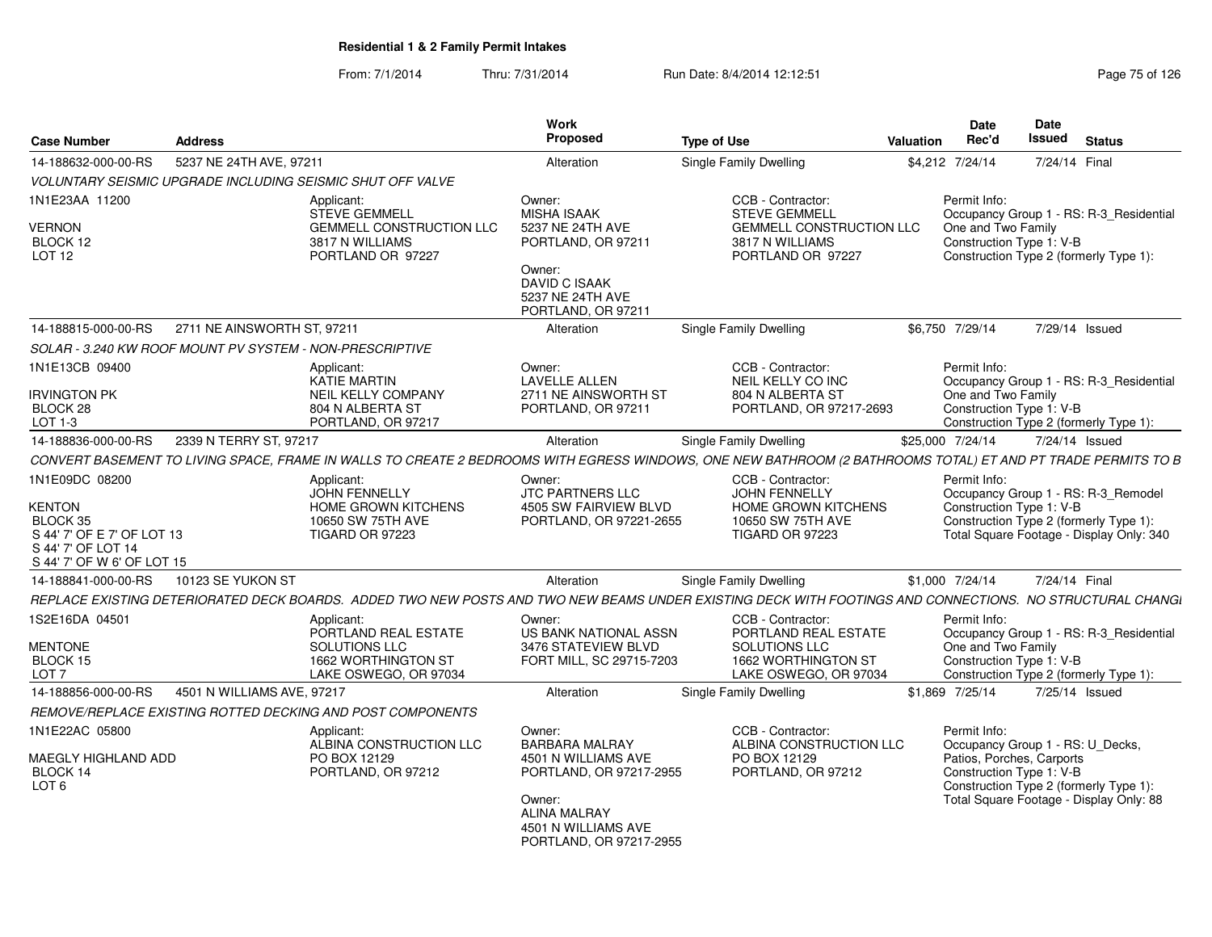## Residential 1 & 2 Family Permit Intakes

From: 7/1/2014 Thru: 7/31/2014 Run Date: 8/4/2014 12:12:51

| Case Number | Address | Work Proposed | Type of Use | Valuation | Date Rec'd | Date Issued | Status |
|---|---|---|---|---|---|---|---|
| 14-188632-000-00-RS | 5237 NE 24TH AVE, 97211 | Alteration | Single Family Dwelling | $4,212 | 7/24/14 | 7/24/14 | Final |

*VOLUNTARY SEISMIC UPGRADE INCLUDING SEISMIC SHUT OFF VALVE*

1N1E23AA 11200

VERNON
BLOCK 12
LOT 12

Applicant:
STEVE GEMMELL
GEMMELL CONSTRUCTION LLC
3817 N WILLIAMS
PORTLAND OR 97227

Owner:
MISHA ISAAK
5237 NE 24TH AVE
PORTLAND, OR 97211

Owner:
DAVID C ISAAK
5237 NE 24TH AVE
PORTLAND, OR 97211

CCB - Contractor:
STEVE GEMMELL
GEMMELL CONSTRUCTION LLC
3817 N WILLIAMS
PORTLAND OR 97227

Permit Info:
Occupancy Group 1 - RS: R-3_Residential One and Two Family
Construction Type 1: V-B
Construction Type 2 (formerly Type 1):

| Case Number | Address | Work Proposed | Type of Use | Valuation | Date Rec'd | Date Issued | Status |
|---|---|---|---|---|---|---|---|
| 14-188815-000-00-RS | 2711 NE AINSWORTH ST, 97211 | Alteration | Single Family Dwelling | $6,750 | 7/29/14 | 7/29/14 | Issued |

*SOLAR - 3.240 KW ROOF MOUNT PV SYSTEM - NON-PRESCRIPTIVE*

1N1E13CB 09400

IRVINGTON PK
BLOCK 28
LOT 1-3

Applicant:
KATIE MARTIN
NEIL KELLY COMPANY
804 N ALBERTA ST
PORTLAND, OR 97217

Owner:
LAVELLE ALLEN
2711 NE AINSWORTH ST
PORTLAND, OR 97211

CCB - Contractor:
NEIL KELLY CO INC
804 N ALBERTA ST
PORTLAND, OR 97217-2693

Permit Info:
Occupancy Group 1 - RS: R-3_Residential One and Two Family
Construction Type 1: V-B
Construction Type 2 (formerly Type 1):

| Case Number | Address | Work Proposed | Type of Use | Valuation | Date Rec'd | Date Issued | Status |
|---|---|---|---|---|---|---|---|
| 14-188836-000-00-RS | 2339 N TERRY ST, 97217 | Alteration | Single Family Dwelling | $25,000 | 7/24/14 | 7/24/14 | Issued |

*CONVERT BASEMENT TO LIVING SPACE, FRAME IN WALLS TO CREATE 2 BEDROOMS WITH EGRESS WINDOWS, ONE NEW BATHROOM (2 BATHROOMS TOTAL) ET AND PT TRADE PERMITS TO B*

1N1E09DC 08200

KENTON
BLOCK 35
S 44' 7' OF E 7' OF LOT 13
S 44' 7' OF LOT 14
S 44' 7' OF W 6' OF LOT 15

Applicant:
JOHN FENNELLY
HOME GROWN KITCHENS
10650 SW 75TH AVE
TIGARD OR 97223

Owner:
JTC PARTNERS LLC
4505 SW FAIRVIEW BLVD
PORTLAND, OR 97221-2655

CCB - Contractor:
JOHN FENNELLY
HOME GROWN KITCHENS
10650 SW 75TH AVE
TIGARD OR 97223

Permit Info:
Occupancy Group 1 - RS: R-3_Remodel
Construction Type 1: V-B
Construction Type 2 (formerly Type 1):
Total Square Footage - Display Only: 340

| Case Number | Address | Work Proposed | Type of Use | Valuation | Date Rec'd | Date Issued | Status |
|---|---|---|---|---|---|---|---|
| 14-188841-000-00-RS | 10123 SE YUKON ST | Alteration | Single Family Dwelling | $1,000 | 7/24/14 | 7/24/14 | Final |

*REPLACE EXISTING DETERIORATED DECK BOARDS. ADDED TWO NEW POSTS AND TWO NEW BEAMS UNDER EXISTING DECK WITH FOOTINGS AND CONNECTIONS. NO STRUCTURAL CHANGI*

1S2E16DA 04501

MENTONE
BLOCK 15
LOT 7

Applicant:
PORTLAND REAL ESTATE SOLUTIONS LLC
1662 WORTHINGTON ST
LAKE OSWEGO, OR 97034

Owner:
US BANK NATIONAL ASSN
3476 STATEVIEW BLVD
FORT MILL, SC 29715-7203

CCB - Contractor:
PORTLAND REAL ESTATE SOLUTIONS LLC
1662 WORTHINGTON ST
LAKE OSWEGO, OR 97034

Permit Info:
Occupancy Group 1 - RS: R-3_Residential One and Two Family
Construction Type 1: V-B
Construction Type 2 (formerly Type 1):

| Case Number | Address | Work Proposed | Type of Use | Valuation | Date Rec'd | Date Issued | Status |
|---|---|---|---|---|---|---|---|
| 14-188856-000-00-RS | 4501 N WILLIAMS AVE, 97217 | Alteration | Single Family Dwelling | $1,869 | 7/25/14 | 7/25/14 | Issued |

*REMOVE/REPLACE EXISTING ROTTED DECKING AND POST COMPONENTS*

1N1E22AC 05800

MAEGLY HIGHLAND ADD
BLOCK 14
LOT 6

Applicant:
ALBINA CONSTRUCTION LLC
PO BOX 12129
PORTLAND, OR 97212

Owner:
BARBARA MALRAY
4501 N WILLIAMS AVE
PORTLAND, OR 97217-2955

Owner:
ALINA MALRAY
4501 N WILLIAMS AVE
PORTLAND, OR 97217-2955

CCB - Contractor:
ALBINA CONSTRUCTION LLC
PO BOX 12129
PORTLAND, OR 97212

Permit Info:
Occupancy Group 1 - RS: U_Decks, Patios, Porches, Carports
Construction Type 1: V-B
Construction Type 2 (formerly Type 1):
Total Square Footage - Display Only: 88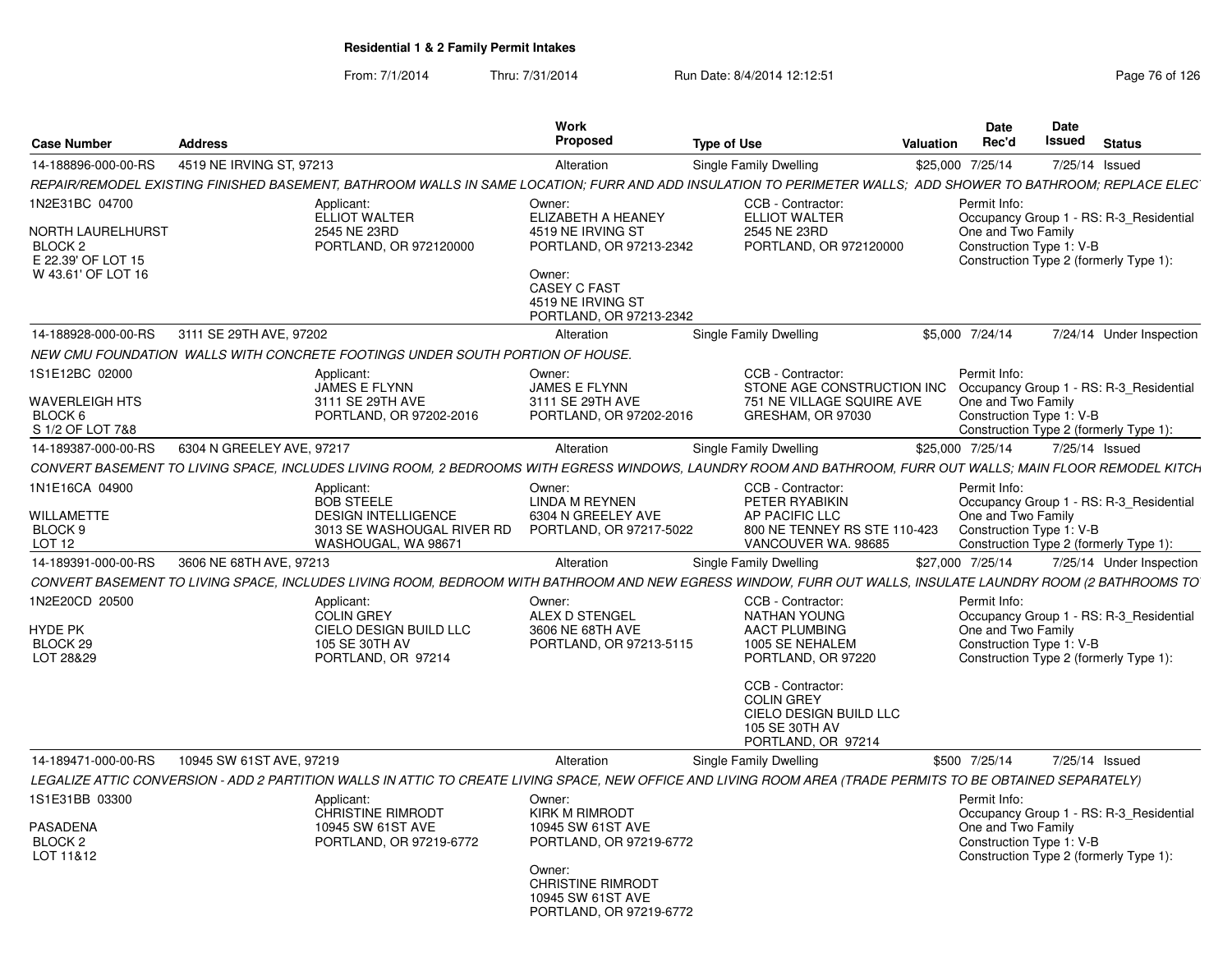**Residential 1 & 2 Family Permit Intakes**

From: 7/1/2014 Thru: 7/31/2014 Run Date: 8/4/2014 12:12:51

| Case Number | Address | Work Proposed | Type of Use | Valuation | Date Rec'd | Date Issued | Status |
|---|---|---|---|---|---|---|---|
| 14-188896-000-00-RS | 4519 NE IRVING ST, 97213 | Alteration | Single Family Dwelling | $25,000 | 7/25/14 | 7/25/14 | Issued |

*REPAIR/REMODEL EXISTING FINISHED BASEMENT, BATHROOM WALLS IN SAME LOCATION; FURR AND ADD INSULATION TO PERIMETER WALLS; ADD SHOWER TO BATHROOM; REPLACE ELEC*

1N2E31BC 04700
NORTH LAURELHURST
BLOCK 2
E 22.39' OF LOT 15
W 43.61' OF LOT 16

Applicant: ELLIOT WALTER, 2545 NE 23RD, PORTLAND, OR 972120000

Owner: ELIZABETH A HEANEY, 4519 NE IRVING ST, PORTLAND, OR 97213-2342

Owner: CASEY C FAST, 4519 NE IRVING ST, PORTLAND, OR 97213-2342

CCB - Contractor: ELLIOT WALTER, 2545 NE 23RD, PORTLAND, OR 972120000

Permit Info: Occupancy Group 1 - RS: R-3_Residential One and Two Family; Construction Type 1: V-B; Construction Type 2 (formerly Type 1):

| Case Number | Address | Work Proposed | Type of Use | Valuation | Date Rec'd | Date Issued | Status |
|---|---|---|---|---|---|---|---|
| 14-188928-000-00-RS | 3111 SE 29TH AVE, 97202 | Alteration | Single Family Dwelling | $5,000 | 7/24/14 | 7/24/14 | Under Inspection |

*NEW CMU FOUNDATION WALLS WITH CONCRETE FOOTINGS UNDER SOUTH PORTION OF HOUSE.*

1S1E12BC 02000
WAVERLEIGH HTS
BLOCK 6
S 1/2 OF LOT 7&8

Applicant: JAMES E FLYNN, 3111 SE 29TH AVE, PORTLAND, OR 97202-2016

Owner: JAMES E FLYNN, 3111 SE 29TH AVE, PORTLAND, OR 97202-2016

CCB - Contractor: STONE AGE CONSTRUCTION INC, 751 NE VILLAGE SQUIRE AVE, GRESHAM, OR 97030

Permit Info: Occupancy Group 1 - RS: R-3_Residential One and Two Family; Construction Type 1: V-B; Construction Type 2 (formerly Type 1):

| Case Number | Address | Work Proposed | Type of Use | Valuation | Date Rec'd | Date Issued | Status |
|---|---|---|---|---|---|---|---|
| 14-189387-000-00-RS | 6304 N GREELEY AVE, 97217 | Alteration | Single Family Dwelling | $25,000 | 7/25/14 | 7/25/14 | Issued |

*CONVERT BASEMENT TO LIVING SPACE, INCLUDES LIVING ROOM, 2 BEDROOMS WITH EGRESS WINDOWS, LAUNDRY ROOM AND BATHROOM, FURR OUT WALLS; MAIN FLOOR REMODEL KITCH*

1N1E16CA 04900
WILLAMETTE
BLOCK 9
LOT 12

Applicant: BOB STEELE, DESIGN INTELLIGENCE, 3013 SE WASHOUGAL RIVER RD, WASHOUGAL, WA 98671

Owner: LINDA M REYNEN, 6304 N GREELEY AVE, PORTLAND, OR 97217-5022

CCB - Contractor: PETER RYABIKIN, AP PACIFIC LLC, 800 NE TENNEY RS STE 110-423, VANCOUVER WA. 98685

Permit Info: Occupancy Group 1 - RS: R-3_Residential One and Two Family; Construction Type 1: V-B; Construction Type 2 (formerly Type 1):

| Case Number | Address | Work Proposed | Type of Use | Valuation | Date Rec'd | Date Issued | Status |
|---|---|---|---|---|---|---|---|
| 14-189391-000-00-RS | 3606 NE 68TH AVE, 97213 | Alteration | Single Family Dwelling | $27,000 | 7/25/14 | 7/25/14 | Under Inspection |

*CONVERT BASEMENT TO LIVING SPACE, INCLUDES LIVING ROOM, BEDROOM WITH BATHROOM AND NEW EGRESS WINDOW, FURR OUT WALLS, INSULATE LAUNDRY ROOM (2 BATHROOMS TO*

1N2E20CD 20500
HYDE PK
BLOCK 29
LOT 28&29

Applicant: COLIN GREY, CIELO DESIGN BUILD LLC, 105 SE 30TH AV, PORTLAND, OR 97214

Owner: ALEX D STENGEL, 3606 NE 68TH AVE, PORTLAND, OR 97213-5115

CCB - Contractor: NATHAN YOUNG, AACT PLUMBING, 1005 SE NEHALEM, PORTLAND, OR 97220

CCB - Contractor: COLIN GREY, CIELO DESIGN BUILD LLC, 105 SE 30TH AV, PORTLAND, OR 97214

Permit Info: Occupancy Group 1 - RS: R-3_Residential One and Two Family; Construction Type 1: V-B; Construction Type 2 (formerly Type 1):

| Case Number | Address | Work Proposed | Type of Use | Valuation | Date Rec'd | Date Issued | Status |
|---|---|---|---|---|---|---|---|
| 14-189471-000-00-RS | 10945 SW 61ST AVE, 97219 | Alteration | Single Family Dwelling | $500 | 7/25/14 | 7/25/14 | Issued |

*LEGALIZE ATTIC CONVERSION - ADD 2 PARTITION WALLS IN ATTIC TO CREATE LIVING SPACE, NEW OFFICE AND LIVING ROOM AREA (TRADE PERMITS TO BE OBTAINED SEPARATELY)*

1S1E31BB 03300
PASADENA
BLOCK 2
LOT 11&12

Applicant: CHRISTINE RIMRODT, 10945 SW 61ST AVE, PORTLAND, OR 97219-6772

Owner: KIRK M RIMRODT, 10945 SW 61ST AVE, PORTLAND, OR 97219-6772

Owner: CHRISTINE RIMRODT, 10945 SW 61ST AVE, PORTLAND, OR 97219-6772

Permit Info: Occupancy Group 1 - RS: R-3_Residential One and Two Family; Construction Type 1: V-B; Construction Type 2 (formerly Type 1):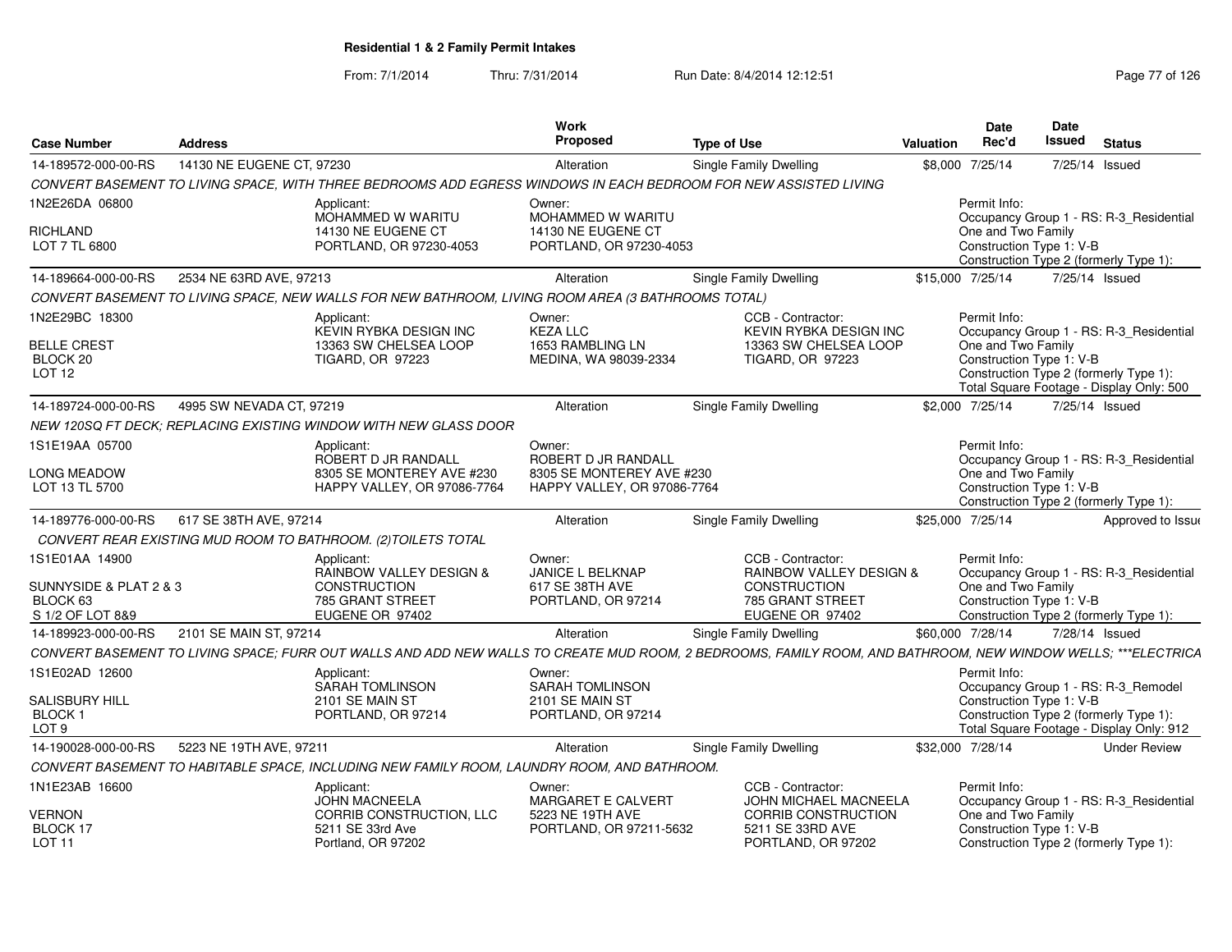# Residential 1 & 2 Family Permit Intakes

From: 7/1/2014 Thru: 7/31/2014 Run Date: 8/4/2014 12:12:51

| Case Number | Address | Work Proposed | Type of Use | Valuation | Date Rec'd | Date Issued | Status |
|---|---|---|---|---|---|---|---|
| 14-189572-000-00-RS | 14130 NE EUGENE CT, 97230 | Alteration | Single Family Dwelling | $8,000 | 7/25/14 | 7/25/14 | Issued |

CONVERT BASEMENT TO LIVING SPACE, WITH THREE BEDROOMS ADD EGRESS WINDOWS IN EACH BEDROOM FOR NEW ASSISTED LIVING

1N2E26DA 06800
RICHLAND
LOT 7 TL 6800

Applicant: MOHAMMED W WARITU, 14130 NE EUGENE CT, PORTLAND, OR 97230-4053

Owner: MOHAMMED W WARITU, 14130 NE EUGENE CT, PORTLAND, OR 97230-4053

Permit Info: Occupancy Group 1 - RS: R-3_Residential One and Two Family; Construction Type 1: V-B; Construction Type 2 (formerly Type 1):

| Case Number | Address | Work Proposed | Type of Use | Valuation | Date Rec'd | Date Issued | Status |
|---|---|---|---|---|---|---|---|
| 14-189664-000-00-RS | 2534 NE 63RD AVE, 97213 | Alteration | Single Family Dwelling | $15,000 | 7/25/14 | 7/25/14 | Issued |

CONVERT BASEMENT TO LIVING SPACE, NEW WALLS FOR NEW BATHROOM, LIVING ROOM AREA (3 BATHROOMS TOTAL)

1N2E29BC 18300
BELLE CREST
BLOCK 20
LOT 12

Applicant: KEVIN RYBKA DESIGN INC, 13363 SW CHELSEA LOOP, TIGARD, OR 97223

Owner: KEZA LLC, 1653 RAMBLING LN, MEDINA, WA 98039-2334

CCB - Contractor: KEVIN RYBKA DESIGN INC, 13363 SW CHELSEA LOOP, TIGARD, OR 97223

Permit Info: Occupancy Group 1 - RS: R-3_Residential One and Two Family; Construction Type 1: V-B; Construction Type 2 (formerly Type 1):; Total Square Footage - Display Only: 500

| Case Number | Address | Work Proposed | Type of Use | Valuation | Date Rec'd | Date Issued | Status |
|---|---|---|---|---|---|---|---|
| 14-189724-000-00-RS | 4995 SW NEVADA CT, 97219 | Alteration | Single Family Dwelling | $2,000 | 7/25/14 | 7/25/14 | Issued |

NEW 120SQ FT DECK; REPLACING EXISTING WINDOW WITH NEW GLASS DOOR

1S1E19AA 05700
LONG MEADOW
LOT 13 TL 5700

Applicant: ROBERT D JR RANDALL, 8305 SE MONTEREY AVE #230, HAPPY VALLEY, OR 97086-7764

Owner: ROBERT D JR RANDALL, 8305 SE MONTEREY AVE #230, HAPPY VALLEY, OR 97086-7764

Permit Info: Occupancy Group 1 - RS: R-3_Residential One and Two Family; Construction Type 1: V-B; Construction Type 2 (formerly Type 1):

| Case Number | Address | Work Proposed | Type of Use | Valuation | Date Rec'd | Date Issued | Status |
|---|---|---|---|---|---|---|---|
| 14-189776-000-00-RS | 617 SE 38TH AVE, 97214 | Alteration | Single Family Dwelling | $25,000 | 7/25/14 | | Approved to Issue |

CONVERT REAR EXISTING MUD ROOM TO BATHROOM. (2)TOILETS TOTAL

1S1E01AA 14900
SUNNYSIDE & PLAT 2 & 3
BLOCK 63
S 1/2 OF LOT 8&9

Applicant: RAINBOW VALLEY DESIGN & CONSTRUCTION, 785 GRANT STREET, EUGENE OR 97402

Owner: JANICE L BELKNAP, 617 SE 38TH AVE, PORTLAND, OR 97214

CCB - Contractor: RAINBOW VALLEY DESIGN & CONSTRUCTION, 785 GRANT STREET, EUGENE OR 97402

Permit Info: Occupancy Group 1 - RS: R-3_Residential One and Two Family; Construction Type 1: V-B; Construction Type 2 (formerly Type 1):

| Case Number | Address | Work Proposed | Type of Use | Valuation | Date Rec'd | Date Issued | Status |
|---|---|---|---|---|---|---|---|
| 14-189923-000-00-RS | 2101 SE MAIN ST, 97214 | Alteration | Single Family Dwelling | $60,000 | 7/28/14 | 7/28/14 | Issued |

CONVERT BASEMENT TO LIVING SPACE; FURR OUT WALLS AND ADD NEW WALLS TO CREATE MUD ROOM, 2 BEDROOMS, FAMILY ROOM, AND BATHROOM, NEW WINDOW WELLS; ***ELECTRICA

1S1E02AD 12600
SALISBURY HILL
BLOCK 1
LOT 9

Applicant: SARAH TOMLINSON, 2101 SE MAIN ST, PORTLAND, OR 97214

Owner: SARAH TOMLINSON, 2101 SE MAIN ST, PORTLAND, OR 97214

Permit Info: Occupancy Group 1 - RS: R-3_Remodel; Construction Type 1: V-B; Construction Type 2 (formerly Type 1):; Total Square Footage - Display Only: 912

| Case Number | Address | Work Proposed | Type of Use | Valuation | Date Rec'd | Date Issued | Status |
|---|---|---|---|---|---|---|---|
| 14-190028-000-00-RS | 5223 NE 19TH AVE, 97211 | Alteration | Single Family Dwelling | $32,000 | 7/28/14 | | Under Review |

CONVERT BASEMENT TO HABITABLE SPACE, INCLUDING NEW FAMILY ROOM, LAUNDRY ROOM, AND BATHROOM.

1N1E23AB 16600
VERNON
BLOCK 17
LOT 11

Applicant: JOHN MACNEELA, CORRIB CONSTRUCTION, LLC, 5211 SE 33rd Ave, Portland, OR 97202

Owner: MARGARET E CALVERT, 5223 NE 19TH AVE, PORTLAND, OR 97211-5632

CCB - Contractor: JOHN MICHAEL MACNEELA, CORRIB CONSTRUCTION, 5211 SE 33RD AVE, PORTLAND, OR 97202

Permit Info: Occupancy Group 1 - RS: R-3_Residential One and Two Family; Construction Type 1: V-B; Construction Type 2 (formerly Type 1):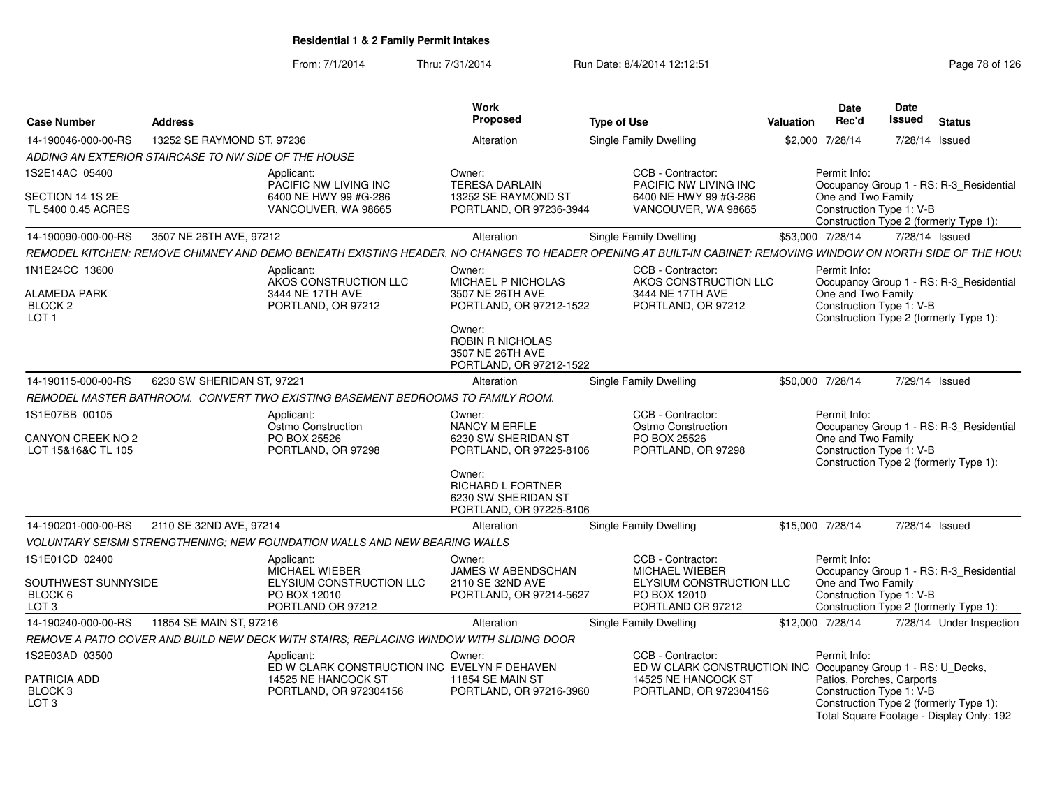**Residential 1 & 2 Family Permit Intakes**

From: 7/1/2014 Thru: 7/31/2014 Run Date: 8/4/2014 12:12:51

| Case Number | Address | Work Proposed | Type of Use | Valuation | Date Rec'd | Date Issued | Status |
|---|---|---|---|---|---|---|---|
| 14-190046-000-00-RS | 13252 SE RAYMOND ST, 97236 | Alteration | Single Family Dwelling | $2,000 | 7/28/14 | 7/28/14 | Issued |

*ADDING AN EXTERIOR STAIRCASE TO NW SIDE OF THE HOUSE*

1S2E14AC 05400
SECTION 14 1S 2E
TL 5400 0.45 ACRES

Applicant: PACIFIC NW LIVING INC, 6400 NE HWY 99 #G-286, VANCOUVER, WA 98665

Owner: TERESA DARLAIN, 13252 SE RAYMOND ST, PORTLAND, OR 97236-3944

CCB - Contractor: PACIFIC NW LIVING INC, 6400 NE HWY 99 #G-286, VANCOUVER, WA 98665

Permit Info: Occupancy Group 1 - RS: R-3_Residential One and Two Family; Construction Type 1: V-B; Construction Type 2 (formerly Type 1):

| Case Number | Address | Work Proposed | Type of Use | Valuation | Date Rec'd | Date Issued | Status |
|---|---|---|---|---|---|---|---|
| 14-190090-000-00-RS | 3507 NE 26TH AVE, 97212 | Alteration | Single Family Dwelling | $53,000 | 7/28/14 | 7/28/14 | Issued |

*REMODEL KITCHEN; REMOVE CHIMNEY AND DEMO BENEATH EXISTING HEADER, NO CHANGES TO HEADER OPENING AT BUILT-IN CABINET; REMOVING WINDOW ON NORTH SIDE OF THE HOUS*

1N1E24CC 13600
ALAMEDA PARK
BLOCK 2
LOT 1

Applicant: AKOS CONSTRUCTION LLC, 3444 NE 17TH AVE, PORTLAND, OR 97212

Owner: MICHAEL P NICHOLAS, 3507 NE 26TH AVE, PORTLAND, OR 97212-1522

Owner: ROBIN R NICHOLAS, 3507 NE 26TH AVE, PORTLAND, OR 97212-1522

CCB - Contractor: AKOS CONSTRUCTION LLC, 3444 NE 17TH AVE, PORTLAND, OR 97212

Permit Info: Occupancy Group 1 - RS: R-3_Residential One and Two Family; Construction Type 1: V-B; Construction Type 2 (formerly Type 1):

| Case Number | Address | Work Proposed | Type of Use | Valuation | Date Rec'd | Date Issued | Status |
|---|---|---|---|---|---|---|---|
| 14-190115-000-00-RS | 6230 SW SHERIDAN ST, 97221 | Alteration | Single Family Dwelling | $50,000 | 7/28/14 | 7/29/14 | Issued |

*REMODEL MASTER BATHROOM. CONVERT TWO EXISTING BASEMENT BEDROOMS TO FAMILY ROOM.*

1S1E07BB 00105
CANYON CREEK NO 2
LOT 15&16&C TL 105

Applicant: Ostmo Construction, PO BOX 25526, PORTLAND, OR 97298

Owner: NANCY M ERFLE, 6230 SW SHERIDAN ST, PORTLAND, OR 97225-8106

Owner: RICHARD L FORTNER, 6230 SW SHERIDAN ST, PORTLAND, OR 97225-8106

CCB - Contractor: Ostmo Construction, PO BOX 25526, PORTLAND, OR 97298

Permit Info: Occupancy Group 1 - RS: R-3_Residential One and Two Family; Construction Type 1: V-B; Construction Type 2 (formerly Type 1):

| Case Number | Address | Work Proposed | Type of Use | Valuation | Date Rec'd | Date Issued | Status |
|---|---|---|---|---|---|---|---|
| 14-190201-000-00-RS | 2110 SE 32ND AVE, 97214 | Alteration | Single Family Dwelling | $15,000 | 7/28/14 | 7/28/14 | Issued |

*VOLUNTARY SEISMI STRENGTHENING; NEW FOUNDATION WALLS AND NEW BEARING WALLS*

1S1E01CD 02400
SOUTHWEST SUNNYSIDE
BLOCK 6
LOT 3

Applicant: MICHAEL WIEBER, ELYSIUM CONSTRUCTION LLC, PO BOX 12010, PORTLAND OR 97212

Owner: JAMES W ABENDSCHAN, 2110 SE 32ND AVE, PORTLAND, OR 97214-5627

CCB - Contractor: MICHAEL WIEBER, ELYSIUM CONSTRUCTION LLC, PO BOX 12010, PORTLAND OR 97212

Permit Info: Occupancy Group 1 - RS: R-3_Residential One and Two Family; Construction Type 1: V-B; Construction Type 2 (formerly Type 1):

| Case Number | Address | Work Proposed | Type of Use | Valuation | Date Rec'd | Date Issued | Status |
|---|---|---|---|---|---|---|---|
| 14-190240-000-00-RS | 11854 SE MAIN ST, 97216 | Alteration | Single Family Dwelling | $12,000 | 7/28/14 | 7/28/14 | Under Inspection |

*REMOVE A PATIO COVER AND BUILD NEW DECK WITH STAIRS; REPLACING WINDOW WITH SLIDING DOOR*

1S2E03AD 03500
PATRICIA ADD
BLOCK 3
LOT 3

Applicant: ED W CLARK CONSTRUCTION INC, 14525 NE HANCOCK ST, PORTLAND, OR 972304156

Owner: EVELYN F DEHAVEN, 11854 SE MAIN ST, PORTLAND, OR 97216-3960

CCB - Contractor: ED W CLARK CONSTRUCTION INC, 14525 NE HANCOCK ST, PORTLAND, OR 972304156

Permit Info: Occupancy Group 1 - RS: U_Decks, Patios, Porches, Carports; Construction Type 1: V-B; Construction Type 2 (formerly Type 1):; Total Square Footage - Display Only: 192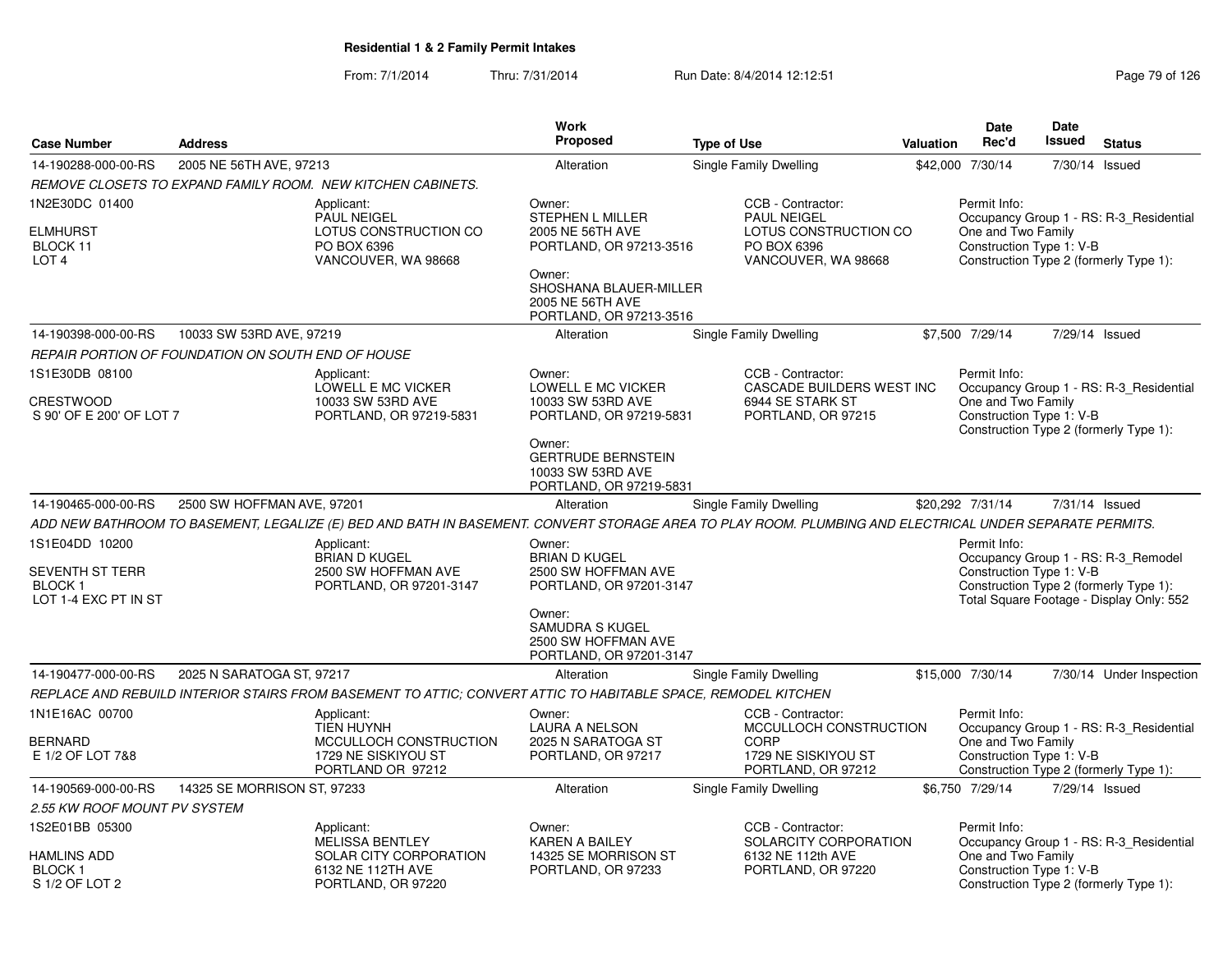**Residential 1 & 2 Family Permit Intakes**

From: 7/1/2014 Thru: 7/31/2014 Run Date: 8/4/2014 12:12:51

| Case Number | Address | Work Proposed | Type of Use | Valuation | Date Rec'd | Date Issued | Status |
|---|---|---|---|---|---|---|---|
| 14-190288-000-00-RS | 2005 NE 56TH AVE, 97213 | Alteration | Single Family Dwelling | $42,000 | 7/30/14 | 7/30/14 | Issued |

*REMOVE CLOSETS TO EXPAND FAMILY ROOM. NEW KITCHEN CABINETS.*

1N2E30DC 01400
ELMHURST
BLOCK 11
LOT 4

Applicant:
PAUL NEIGEL
LOTUS CONSTRUCTION CO
PO BOX 6396
VANCOUVER, WA 98668

Owner:
STEPHEN L MILLER
2005 NE 56TH AVE
PORTLAND, OR 97213-3516

Owner:
SHOSHANA BLAUER-MILLER
2005 NE 56TH AVE
PORTLAND, OR 97213-3516

CCB - Contractor:
PAUL NEIGEL
LOTUS CONSTRUCTION CO
PO BOX 6396
VANCOUVER, WA 98668

Permit Info:
Occupancy Group 1 - RS: R-3_Residential One and Two Family
Construction Type 1: V-B
Construction Type 2 (formerly Type 1):

| Case Number | Address | Work Proposed | Type of Use | Valuation | Date Rec'd | Date Issued | Status |
|---|---|---|---|---|---|---|---|
| 14-190398-000-00-RS | 10033 SW 53RD AVE, 97219 | Alteration | Single Family Dwelling | $7,500 | 7/29/14 | 7/29/14 | Issued |

*REPAIR PORTION OF FOUNDATION ON SOUTH END OF HOUSE*

1S1E30DB 08100
CRESTWOOD
S 90' OF E 200' OF LOT 7

Applicant:
LOWELL E MC VICKER
10033 SW 53RD AVE
PORTLAND, OR 97219-5831

Owner:
LOWELL E MC VICKER
10033 SW 53RD AVE
PORTLAND, OR 97219-5831

Owner:
GERTRUDE BERNSTEIN
10033 SW 53RD AVE
PORTLAND, OR 97219-5831

CCB - Contractor:
CASCADE BUILDERS WEST INC
6944 SE STARK ST
PORTLAND, OR 97215

Permit Info:
Occupancy Group 1 - RS: R-3_Residential One and Two Family
Construction Type 1: V-B
Construction Type 2 (formerly Type 1):

| Case Number | Address | Work Proposed | Type of Use | Valuation | Date Rec'd | Date Issued | Status |
|---|---|---|---|---|---|---|---|
| 14-190465-000-00-RS | 2500 SW HOFFMAN AVE, 97201 | Alteration | Single Family Dwelling | $20,292 | 7/31/14 | 7/31/14 | Issued |

*ADD NEW BATHROOM TO BASEMENT, LEGALIZE (E) BED AND BATH IN BASEMENT. CONVERT STORAGE AREA TO PLAY ROOM. PLUMBING AND ELECTRICAL UNDER SEPARATE PERMITS.*

1S1E04DD 10200
SEVENTH ST TERR
BLOCK 1
LOT 1-4 EXC PT IN ST

Applicant:
BRIAN D KUGEL
2500 SW HOFFMAN AVE
PORTLAND, OR 97201-3147

Owner:
BRIAN D KUGEL
2500 SW HOFFMAN AVE
PORTLAND, OR 97201-3147

Owner:
SAMUDRA S KUGEL
2500 SW HOFFMAN AVE
PORTLAND, OR 97201-3147

Permit Info:
Occupancy Group 1 - RS: R-3_Remodel
Construction Type 1: V-B
Construction Type 2 (formerly Type 1):
Total Square Footage - Display Only: 552

| Case Number | Address | Work Proposed | Type of Use | Valuation | Date Rec'd | Date Issued | Status |
|---|---|---|---|---|---|---|---|
| 14-190477-000-00-RS | 2025 N SARATOGA ST, 97217 | Alteration | Single Family Dwelling | $15,000 | 7/30/14 | 7/30/14 | Under Inspection |

*REPLACE AND REBUILD INTERIOR STAIRS FROM BASEMENT TO ATTIC; CONVERT ATTIC TO HABITABLE SPACE, REMODEL KITCHEN*

1N1E16AC 00700
BERNARD
E 1/2 OF LOT 7&8

Applicant:
TIEN HUYNH
MCCULLOCH CONSTRUCTION
1729 NE SISKIYOU ST
PORTLAND OR 97212

Owner:
LAURA A NELSON
2025 N SARATOGA ST
PORTLAND, OR 97217

CCB - Contractor:
MCCULLOCH CONSTRUCTION CORP
1729 NE SISKIYOU ST
PORTLAND, OR 97212

Permit Info:
Occupancy Group 1 - RS: R-3_Residential One and Two Family
Construction Type 1: V-B
Construction Type 2 (formerly Type 1):

| Case Number | Address | Work Proposed | Type of Use | Valuation | Date Rec'd | Date Issued | Status |
|---|---|---|---|---|---|---|---|
| 14-190569-000-00-RS | 14325 SE MORRISON ST, 97233 | Alteration | Single Family Dwelling | $6,750 | 7/29/14 | 7/29/14 | Issued |

*2.55 KW ROOF MOUNT PV SYSTEM*

1S2E01BB 05300
HAMLINS ADD
BLOCK 1
S 1/2 OF LOT 2

Applicant:
MELISSA BENTLEY
SOLAR CITY CORPORATION
6132 NE 112TH AVE
PORTLAND, OR 97220

Owner:
KAREN A BAILEY
14325 SE MORRISON ST
PORTLAND, OR 97233

CCB - Contractor:
SOLARCITY CORPORATION
6132 NE 112th AVE
PORTLAND, OR 97220

Permit Info:
Occupancy Group 1 - RS: R-3_Residential One and Two Family
Construction Type 1: V-B
Construction Type 2 (formerly Type 1):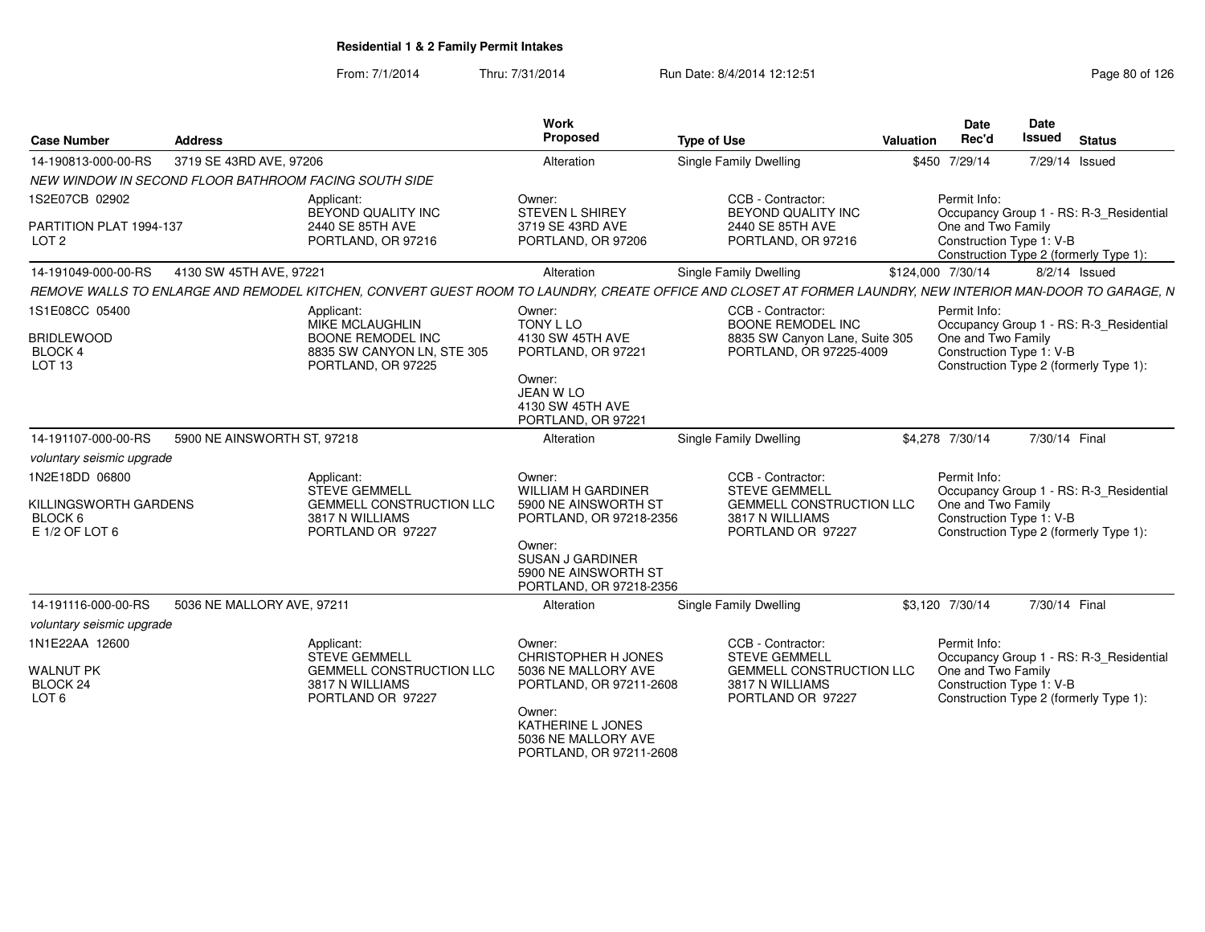**Residential 1 & 2 Family Permit Intakes**

From: 7/1/2014 Thru: 7/31/2014 Run Date: 8/4/2014 12:12:51

| Case Number | Address | Work Proposed | Type of Use | Valuation | Date Rec'd | Date Issued | Status |
|---|---|---|---|---|---|---|---|
| 14-190813-000-00-RS | 3719 SE 43RD AVE, 97206 | Alteration | Single Family Dwelling | $450 | 7/29/14 | 7/29/14 | Issued |

NEW WINDOW IN SECOND FLOOR BATHROOM FACING SOUTH SIDE

1S2E07CB 02902
PARTITION PLAT 1994-137
LOT 2

Applicant:
BEYOND QUALITY INC
2440 SE 85TH AVE
PORTLAND, OR 97216

Owner:
STEVEN L SHIREY
3719 SE 43RD AVE
PORTLAND, OR 97206

CCB - Contractor:
BEYOND QUALITY INC
2440 SE 85TH AVE
PORTLAND, OR 97216

Permit Info:
Occupancy Group 1 - RS: R-3_Residential One and Two Family
Construction Type 1: V-B
Construction Type 2 (formerly Type 1):

| Case Number | Address | Work Proposed | Type of Use | Valuation | Date Rec'd | Date Issued | Status |
|---|---|---|---|---|---|---|---|
| 14-191049-000-00-RS | 4130 SW 45TH AVE, 97221 | Alteration | Single Family Dwelling | $124,000 | 7/30/14 | 8/2/14 | Issued |

REMOVE WALLS TO ENLARGE AND REMODEL KITCHEN, CONVERT GUEST ROOM TO LAUNDRY, CREATE OFFICE AND CLOSET AT FORMER LAUNDRY, NEW INTERIOR MAN-DOOR TO GARAGE, N

1S1E08CC 05400
BRIDLEWOOD
BLOCK 4
LOT 13

Applicant:
MIKE MCLAUGHLIN
BOONE REMODEL INC
8835 SW CANYON LN, STE 305
PORTLAND, OR 97225

Owner:
TONY L LO
4130 SW 45TH AVE
PORTLAND, OR 97221

Owner:
JEAN W LO
4130 SW 45TH AVE
PORTLAND, OR 97221

CCB - Contractor:
BOONE REMODEL INC
8835 SW Canyon Lane, Suite 305
PORTLAND, OR 97225-4009

Permit Info:
Occupancy Group 1 - RS: R-3_Residential One and Two Family
Construction Type 1: V-B
Construction Type 2 (formerly Type 1):

| Case Number | Address | Work Proposed | Type of Use | Valuation | Date Rec'd | Date Issued | Status |
|---|---|---|---|---|---|---|---|
| 14-191107-000-00-RS | 5900 NE AINSWORTH ST, 97218 | Alteration | Single Family Dwelling | $4,278 | 7/30/14 | 7/30/14 | Final |

voluntary seismic upgrade

1N2E18DD 06800
KILLINGSWORTH GARDENS
BLOCK 6
E 1/2 OF LOT 6

Applicant:
STEVE GEMMELL
GEMMELL CONSTRUCTION LLC
3817 N WILLIAMS
PORTLAND OR 97227

Owner:
WILLIAM H GARDINER
5900 NE AINSWORTH ST
PORTLAND, OR 97218-2356

Owner:
SUSAN J GARDINER
5900 NE AINSWORTH ST
PORTLAND, OR 97218-2356

CCB - Contractor:
STEVE GEMMELL
GEMMELL CONSTRUCTION LLC
3817 N WILLIAMS
PORTLAND OR 97227

Permit Info:
Occupancy Group 1 - RS: R-3_Residential One and Two Family
Construction Type 1: V-B
Construction Type 2 (formerly Type 1):

| Case Number | Address | Work Proposed | Type of Use | Valuation | Date Rec'd | Date Issued | Status |
|---|---|---|---|---|---|---|---|
| 14-191116-000-00-RS | 5036 NE MALLORY AVE, 97211 | Alteration | Single Family Dwelling | $3,120 | 7/30/14 | 7/30/14 | Final |

voluntary seismic upgrade

1N1E22AA 12600
WALNUT PK
BLOCK 24
LOT 6

Applicant:
STEVE GEMMELL
GEMMELL CONSTRUCTION LLC
3817 N WILLIAMS
PORTLAND OR 97227

Owner:
CHRISTOPHER H JONES
5036 NE MALLORY AVE
PORTLAND, OR 97211-2608

Owner:
KATHERINE L JONES
5036 NE MALLORY AVE
PORTLAND, OR 97211-2608

CCB - Contractor:
STEVE GEMMELL
GEMMELL CONSTRUCTION LLC
3817 N WILLIAMS
PORTLAND OR 97227

Permit Info:
Occupancy Group 1 - RS: R-3_Residential One and Two Family
Construction Type 1: V-B
Construction Type 2 (formerly Type 1):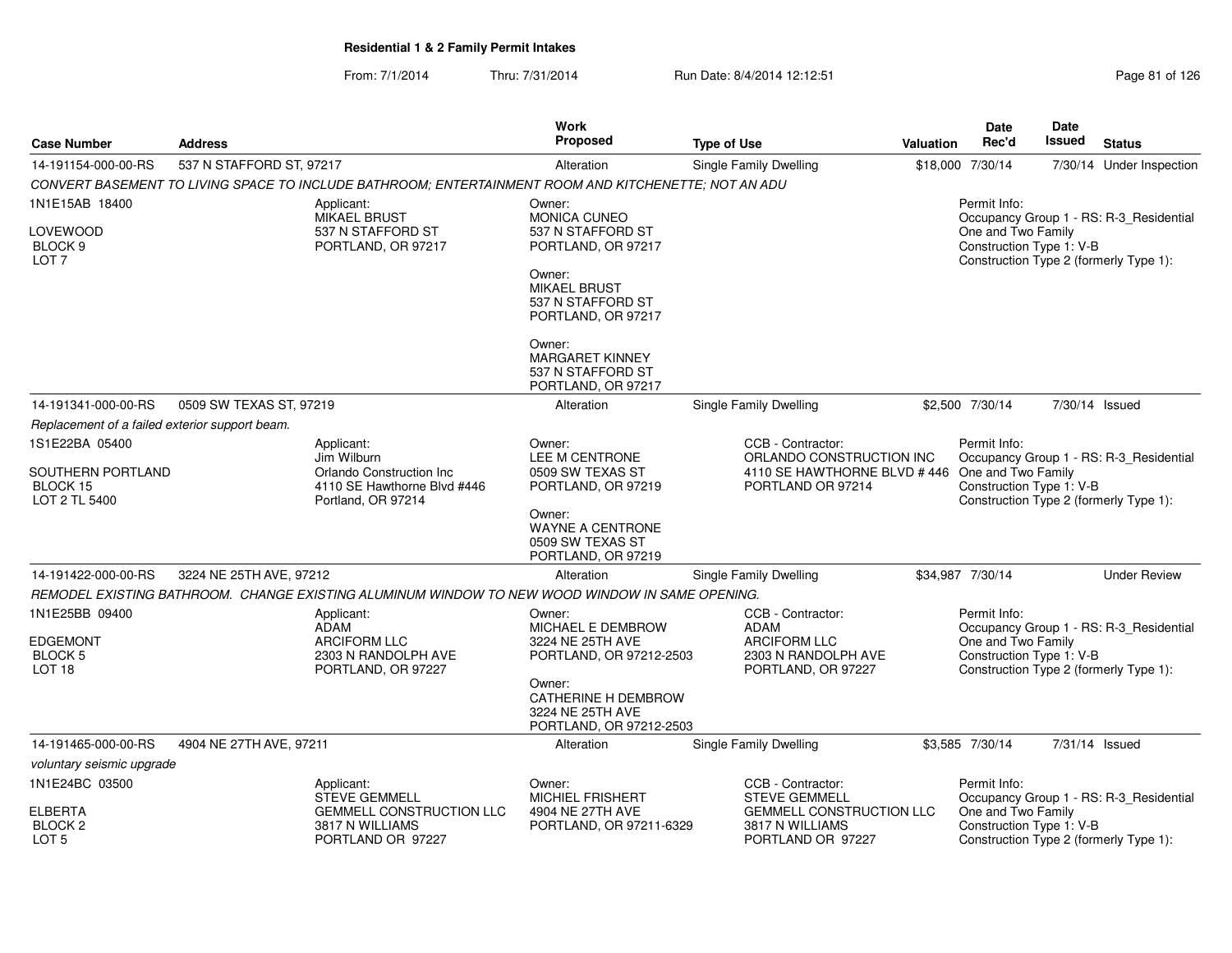**Residential 1 & 2 Family Permit Intakes**

From: 7/1/2014 Thru: 7/31/2014 Run Date: 8/4/2014 12:12:51

| Case Number | Address | Work Proposed | Type of Use | Valuation | Date Rec'd | Date Issued | Status |
|---|---|---|---|---|---|---|---|
| 14-191154-000-00-RS | 537 N STAFFORD ST, 97217 | Alteration | Single Family Dwelling | $18,000 | 7/30/14 | 7/30/14 | Under Inspection |

CONVERT BASEMENT TO LIVING SPACE TO INCLUDE BATHROOM; ENTERTAINMENT ROOM AND KITCHENETTE; NOT AN ADU

1N1E15AB 18400
LOVEWOOD
BLOCK 9
LOT 7

Applicant:
MIKAEL BRUST
537 N STAFFORD ST
PORTLAND, OR 97217

Owner:
MONICA CUNEO
537 N STAFFORD ST
PORTLAND, OR 97217

Owner:
MIKAEL BRUST
537 N STAFFORD ST
PORTLAND, OR 97217

Owner:
MARGARET KINNEY
537 N STAFFORD ST
PORTLAND, OR 97217

Permit Info:
Occupancy Group 1 - RS: R-3_Residential One and Two Family
Construction Type 1: V-B
Construction Type 2 (formerly Type 1):

| Case Number | Address | Work Proposed | Type of Use | Valuation | Date Rec'd | Date Issued | Status |
|---|---|---|---|---|---|---|---|
| 14-191341-000-00-RS | 0509 SW TEXAS ST, 97219 | Alteration | Single Family Dwelling | $2,500 | 7/30/14 | 7/30/14 | Issued |

Replacement of a failed exterior support beam.

1S1E22BA 05400
SOUTHERN PORTLAND
BLOCK 15
LOT 2 TL 5400

Applicant:
Jim Wilburn
Orlando Construction Inc
4110 SE Hawthorne Blvd #446
Portland, OR 97214

Owner:
LEE M CENTRONE
0509 SW TEXAS ST
PORTLAND, OR 97219

Owner:
WAYNE A CENTRONE
0509 SW TEXAS ST
PORTLAND, OR 97219

CCB - Contractor:
ORLANDO CONSTRUCTION INC
4110 SE HAWTHORNE BLVD # 446
PORTLAND OR 97214

Permit Info:
Occupancy Group 1 - RS: R-3_Residential One and Two Family
Construction Type 1: V-B
Construction Type 2 (formerly Type 1):

| Case Number | Address | Work Proposed | Type of Use | Valuation | Date Rec'd | Date Issued | Status |
|---|---|---|---|---|---|---|---|
| 14-191422-000-00-RS | 3224 NE 25TH AVE, 97212 | Alteration | Single Family Dwelling | $34,987 | 7/30/14 | | Under Review |

REMODEL EXISTING BATHROOM. CHANGE EXISTING ALUMINUM WINDOW TO NEW WOOD WINDOW IN SAME OPENING.

1N1E25BB 09400
EDGEMONT
BLOCK 5
LOT 18

Applicant:
ADAM
ARCIFORM LLC
2303 N RANDOLPH AVE
PORTLAND, OR 97227

Owner:
MICHAEL E DEMBROW
3224 NE 25TH AVE
PORTLAND, OR 97212-2503

Owner:
CATHERINE H DEMBROW
3224 NE 25TH AVE
PORTLAND, OR 97212-2503

CCB - Contractor:
ADAM
ARCIFORM LLC
2303 N RANDOLPH AVE
PORTLAND, OR 97227

Permit Info:
Occupancy Group 1 - RS: R-3_Residential One and Two Family
Construction Type 1: V-B
Construction Type 2 (formerly Type 1):

| Case Number | Address | Work Proposed | Type of Use | Valuation | Date Rec'd | Date Issued | Status |
|---|---|---|---|---|---|---|---|
| 14-191465-000-00-RS | 4904 NE 27TH AVE, 97211 | Alteration | Single Family Dwelling | $3,585 | 7/30/14 | 7/31/14 | Issued |

voluntary seismic upgrade

1N1E24BC 03500
ELBERTA
BLOCK 2
LOT 5

Applicant:
STEVE GEMMELL
GEMMELL CONSTRUCTION LLC
3817 N WILLIAMS
PORTLAND OR 97227

Owner:
MICHIEL FRISHERT
4904 NE 27TH AVE
PORTLAND, OR 97211-6329

CCB - Contractor:
STEVE GEMMELL
GEMMELL CONSTRUCTION LLC
3817 N WILLIAMS
PORTLAND OR 97227

Permit Info:
Occupancy Group 1 - RS: R-3_Residential One and Two Family
Construction Type 1: V-B
Construction Type 2 (formerly Type 1):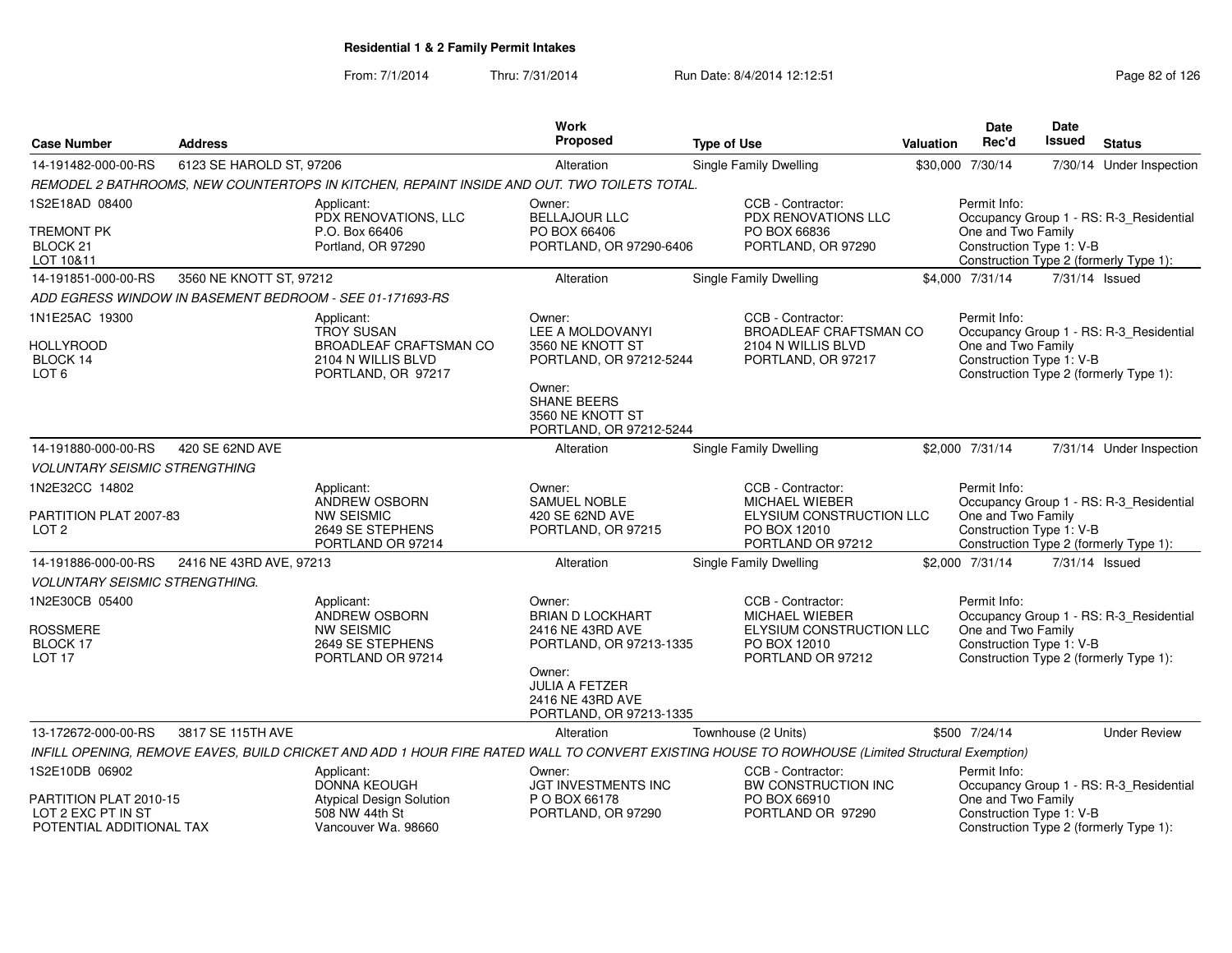# Residential 1 & 2 Family Permit Intakes

From: 7/1/2014 Thru: 7/31/2014 Run Date: 8/4/2014 12:12:51

| Case Number | Address | Work Proposed | Type of Use | Valuation | Date Rec'd | Date Issued | Status |
|---|---|---|---|---|---|---|---|
| 14-191482-000-00-RS | 6123 SE HAROLD ST, 97206 | Alteration | Single Family Dwelling | $30,000 | 7/30/14 | 7/30/14 | Under Inspection |
| 14-191851-000-00-RS | 3560 NE KNOTT ST, 97212 | Alteration | Single Family Dwelling | $4,000 | 7/31/14 | 7/31/14 | Issued |
| 14-191880-000-00-RS | 420 SE 62ND AVE | Alteration | Single Family Dwelling | $2,000 | 7/31/14 | 7/31/14 | Under Inspection |
| 14-191886-000-00-RS | 2416 NE 43RD AVE, 97213 | Alteration | Single Family Dwelling | $2,000 | 7/31/14 | 7/31/14 | Issued |
| 13-172672-000-00-RS | 3817 SE 115TH AVE | Alteration | Townhouse (2 Units) | $500 | 7/24/14 | | Under Review |

**14-191482-000-00-RS** — 6123 SE HAROLD ST, 97206

*REMODEL 2 BATHROOMS, NEW COUNTERTOPS IN KITCHEN, REPAINT INSIDE AND OUT. TWO TOILETS TOTAL.*

1S2E18AD 08400
TREMONT PK
BLOCK 21
LOT 10&11

Applicant:
PDX RENOVATIONS, LLC
P.O. Box 66406
Portland, OR 97290

Owner:
BELLAJOUR LLC
PO BOX 66406
PORTLAND, OR 97290-6406

CCB - Contractor:
PDX RENOVATIONS LLC
PO BOX 66836
PORTLAND, OR 97290

Permit Info:
Occupancy Group 1 - RS: R-3_Residential One and Two Family
Construction Type 1: V-B
Construction Type 2 (formerly Type 1):

**14-191851-000-00-RS** — 3560 NE KNOTT ST, 97212

*ADD EGRESS WINDOW IN BASEMENT BEDROOM - SEE 01-171693-RS*

1N1E25AC 19300
HOLLYROOD
BLOCK 14
LOT 6

Applicant:
TROY SUSAN
BROADLEAF CRAFTSMAN CO
2104 N WILLIS BLVD
PORTLAND, OR 97217

Owner:
LEE A MOLDOVANYI
3560 NE KNOTT ST
PORTLAND, OR 97212-5244

Owner:
SHANE BEERS
3560 NE KNOTT ST
PORTLAND, OR 97212-5244

CCB - Contractor:
BROADLEAF CRAFTSMAN CO
2104 N WILLIS BLVD
PORTLAND, OR 97217

Permit Info:
Occupancy Group 1 - RS: R-3_Residential One and Two Family
Construction Type 1: V-B
Construction Type 2 (formerly Type 1):

**14-191880-000-00-RS** — 420 SE 62ND AVE

*VOLUNTARY SEISMIC STRENGTHING*

1N2E32CC 14802
PARTITION PLAT 2007-83
LOT 2

Applicant:
ANDREW OSBORN
NW SEISMIC
2649 SE STEPHENS
PORTLAND OR 97214

Owner:
SAMUEL NOBLE
420 SE 62ND AVE
PORTLAND, OR 97215

CCB - Contractor:
MICHAEL WIEBER
ELYSIUM CONSTRUCTION LLC
PO BOX 12010
PORTLAND OR 97212

Permit Info:
Occupancy Group 1 - RS: R-3_Residential One and Two Family
Construction Type 1: V-B
Construction Type 2 (formerly Type 1):

**14-191886-000-00-RS** — 2416 NE 43RD AVE, 97213

*VOLUNTARY SEISMIC STRENGTHING.*

1N2E30CB 05400
ROSSMERE
BLOCK 17
LOT 17

Applicant:
ANDREW OSBORN
NW SEISMIC
2649 SE STEPHENS
PORTLAND OR 97214

Owner:
BRIAN D LOCKHART
2416 NE 43RD AVE
PORTLAND, OR 97213-1335

Owner:
JULIA A FETZER
2416 NE 43RD AVE
PORTLAND, OR 97213-1335

CCB - Contractor:
MICHAEL WIEBER
ELYSIUM CONSTRUCTION LLC
PO BOX 12010
PORTLAND OR 97212

Permit Info:
Occupancy Group 1 - RS: R-3_Residential One and Two Family
Construction Type 1: V-B
Construction Type 2 (formerly Type 1):

**13-172672-000-00-RS** — 3817 SE 115TH AVE

*INFILL OPENING, REMOVE EAVES, BUILD CRICKET AND ADD 1 HOUR FIRE RATED WALL TO CONVERT EXISTING HOUSE TO ROWHOUSE (Limited Structural Exemption)*

1S2E10DB 06902
PARTITION PLAT 2010-15
LOT 2 EXC PT IN ST
POTENTIAL ADDITIONAL TAX

Applicant:
DONNA KEOUGH
Atypical Design Solution
508 NW 44th St
Vancouver Wa. 98660

Owner:
JGT INVESTMENTS INC
P O BOX 66178
PORTLAND, OR 97290

CCB - Contractor:
BW CONSTRUCTION INC
PO BOX 66910
PORTLAND OR 97290

Permit Info:
Occupancy Group 1 - RS: R-3_Residential One and Two Family
Construction Type 1: V-B
Construction Type 2 (formerly Type 1):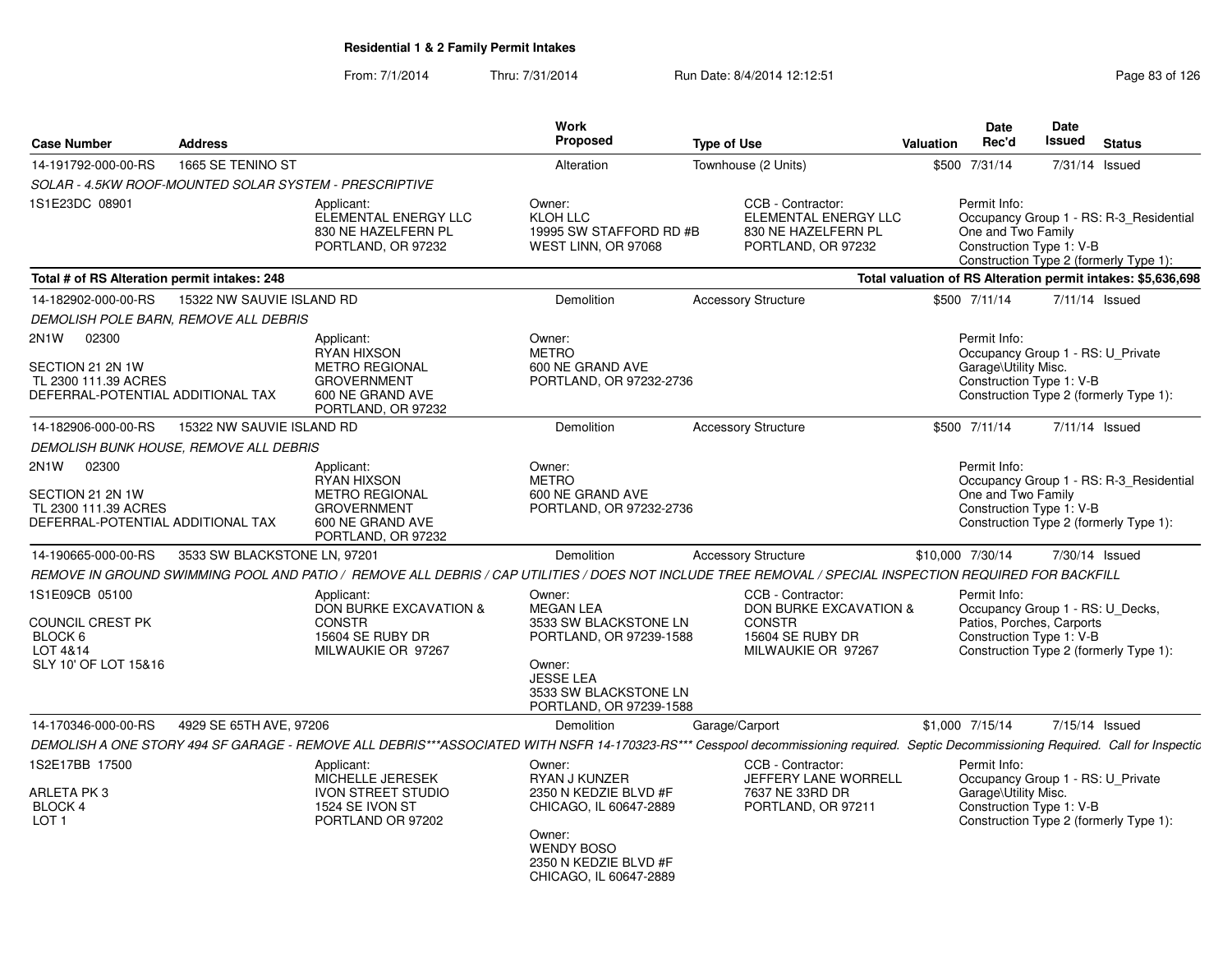# Residential 1 & 2 Family Permit Intakes

From: 7/1/2014 Thru: 7/31/2014 Run Date: 8/4/2014 12:12:51

| Case Number | Address | Work Proposed | Type of Use | Valuation | Date Rec'd | Date Issued | Status |
|---|---|---|---|---|---|---|---|
| 14-191792-000-00-RS | 1665 SE TENINO ST | Alteration | Townhouse (2 Units) | $500 | 7/31/14 | 7/31/14 | Issued |

*SOLAR - 4.5KW ROOF-MOUNTED SOLAR SYSTEM - PRESCRIPTIVE*

1S1E23DC 08901

Applicant: ELEMENTAL ENERGY LLC, 830 NE HAZELFERN PL, PORTLAND, OR 97232

Owner: KLOH LLC, 19995 SW STAFFORD RD #B, WEST LINN, OR 97068

CCB - Contractor: ELEMENTAL ENERGY LLC, 830 NE HAZELFERN PL, PORTLAND, OR 97232

Permit Info: Occupancy Group 1 - RS: R-3_Residential One and Two Family; Construction Type 1: V-B; Construction Type 2 (formerly Type 1):

**Total # of RS Alteration permit intakes: 248**

**Total valuation of RS Alteration permit intakes: $5,636,698**

| Case Number | Address | Work Proposed | Type of Use | Valuation | Date Rec'd | Date Issued | Status |
|---|---|---|---|---|---|---|---|
| 14-182902-000-00-RS | 15322 NW SAUVIE ISLAND RD | Demolition | Accessory Structure | $500 | 7/11/14 | 7/11/14 | Issued |

*DEMOLISH POLE BARN, REMOVE ALL DEBRIS*

2N1W 02300
SECTION 21 2N 1W
TL 2300 111.39 ACRES
DEFERRAL-POTENTIAL ADDITIONAL TAX

Applicant: RYAN HIXSON, METRO REGIONAL GROVERNMENT, 600 NE GRAND AVE, PORTLAND, OR 97232

Owner: METRO, 600 NE GRAND AVE, PORTLAND, OR 97232-2736

Permit Info: Occupancy Group 1 - RS: U_Private Garage\Utility Misc.; Construction Type 1: V-B; Construction Type 2 (formerly Type 1):

| Case Number | Address | Work Proposed | Type of Use | Valuation | Date Rec'd | Date Issued | Status |
|---|---|---|---|---|---|---|---|
| 14-182906-000-00-RS | 15322 NW SAUVIE ISLAND RD | Demolition | Accessory Structure | $500 | 7/11/14 | 7/11/14 | Issued |

*DEMOLISH BUNK HOUSE, REMOVE ALL DEBRIS*

2N1W 02300
SECTION 21 2N 1W
TL 2300 111.39 ACRES
DEFERRAL-POTENTIAL ADDITIONAL TAX

Applicant: RYAN HIXSON, METRO REGIONAL GROVERNMENT, 600 NE GRAND AVE, PORTLAND, OR 97232

Owner: METRO, 600 NE GRAND AVE, PORTLAND, OR 97232-2736

Permit Info: Occupancy Group 1 - RS: R-3_Residential One and Two Family; Construction Type 1: V-B; Construction Type 2 (formerly Type 1):

| Case Number | Address | Work Proposed | Type of Use | Valuation | Date Rec'd | Date Issued | Status |
|---|---|---|---|---|---|---|---|
| 14-190665-000-00-RS | 3533 SW BLACKSTONE LN, 97201 | Demolition | Accessory Structure | $10,000 | 7/30/14 | 7/30/14 | Issued |

*REMOVE IN GROUND SWIMMING POOL AND PATIO / REMOVE ALL DEBRIS / CAP UTILITIES / DOES NOT INCLUDE TREE REMOVAL / SPECIAL INSPECTION REQUIRED FOR BACKFILL*

1S1E09CB 05100
COUNCIL CREST PK
BLOCK 6
LOT 4&14
SLY 10' OF LOT 15&16

Applicant: DON BURKE EXCAVATION & CONSTR, 15604 SE RUBY DR, MILWAUKIE OR 97267

Owner: MEGAN LEA, 3533 SW BLACKSTONE LN, PORTLAND, OR 97239-1588

Owner: JESSE LEA, 3533 SW BLACKSTONE LN, PORTLAND, OR 97239-1588

CCB - Contractor: DON BURKE EXCAVATION & CONSTR, 15604 SE RUBY DR, MILWAUKIE OR 97267

Permit Info: Occupancy Group 1 - RS: U_Decks, Patios, Porches, Carports; Construction Type 1: V-B; Construction Type 2 (formerly Type 1):

| Case Number | Address | Work Proposed | Type of Use | Valuation | Date Rec'd | Date Issued | Status |
|---|---|---|---|---|---|---|---|
| 14-170346-000-00-RS | 4929 SE 65TH AVE, 97206 | Demolition | Garage/Carport | $1,000 | 7/15/14 | 7/15/14 | Issued |

*DEMOLISH A ONE STORY 494 SF GARAGE - REMOVE ALL DEBRIS***ASSOCIATED WITH NSFR 14-170323-RS*** Cesspool decommissioning required. Septic Decommissioning Required. Call for Inspectic*

1S2E17BB 17500
ARLETA PK 3
BLOCK 4
LOT 1

Applicant: MICHELLE JERESEK, IVON STREET STUDIO, 1524 SE IVON ST, PORTLAND OR 97202

Owner: RYAN J KUNZER, 2350 N KEDZIE BLVD #F, CHICAGO, IL 60647-2889

Owner: WENDY BOSO, 2350 N KEDZIE BLVD #F, CHICAGO, IL 60647-2889

CCB - Contractor: JEFFERY LANE WORRELL, 7637 NE 33RD DR, PORTLAND, OR 97211

Permit Info: Occupancy Group 1 - RS: U_Private Garage\Utility Misc.; Construction Type 1: V-B; Construction Type 2 (formerly Type 1):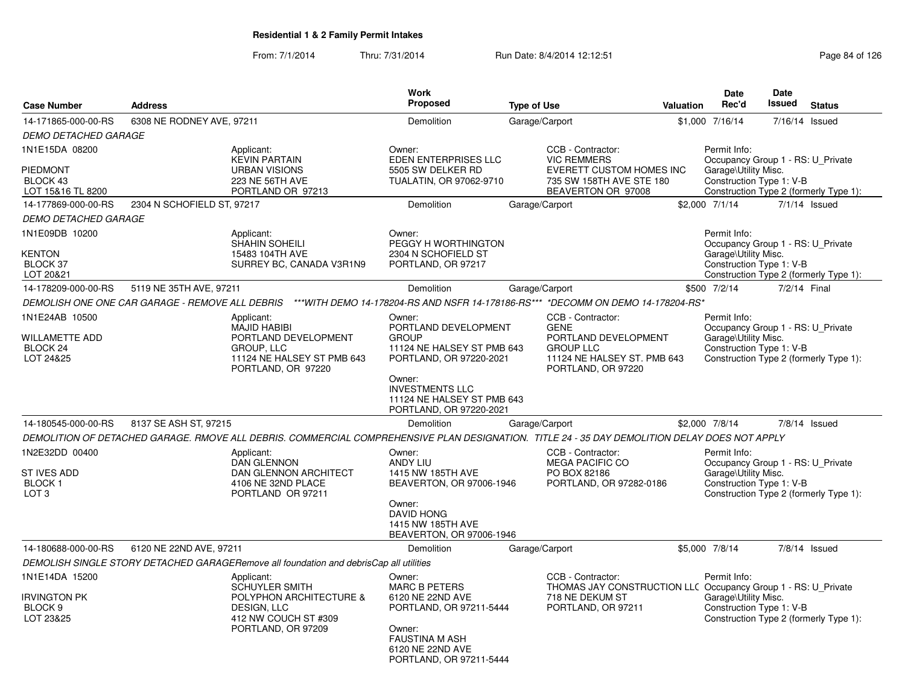**Residential 1 & 2 Family Permit Intakes**

From: 7/1/2014 Thru: 7/31/2014 Run Date: 8/4/2014 12:12:51

| Case Number | Address | Work Proposed | Type of Use | Valuation | Date Rec'd | Date Issued | Status |
|---|---|---|---|---|---|---|---|
| 14-171865-000-00-RS | 6308 NE RODNEY AVE, 97211 | Demolition | Garage/Carport | $1,000 | 7/16/14 | 7/16/14 | Issued |
| 14-177869-000-00-RS | 2304 N SCHOFIELD ST, 97217 | Demolition | Garage/Carport | $2,000 | 7/1/14 | 7/1/14 | Issued |
| 14-178209-000-00-RS | 5119 NE 35TH AVE, 97211 | Demolition | Garage/Carport | $500 | 7/2/14 | 7/2/14 | Final |
| 14-180545-000-00-RS | 8137 SE ASH ST, 97215 | Demolition | Garage/Carport | $2,000 | 7/8/14 | 7/8/14 | Issued |
| 14-180688-000-00-RS | 6120 NE 22ND AVE, 97211 | Demolition | Garage/Carport | $5,000 | 7/8/14 | 7/8/14 | Issued |

**14-171865-000-00-RS** — 6308 NE RODNEY AVE, 97211

*DEMO DETACHED GARAGE*

1N1E15DA 08200
PIEDMONT
BLOCK 43
LOT 15&16 TL 8200

Applicant:
KEVIN PARTAIN
URBAN VISIONS
223 NE 56TH AVE
PORTLAND OR 97213

Owner:
EDEN ENTERPRISES LLC
5505 SW DELKER RD
TUALATIN, OR 97062-9710

CCB - Contractor:
VIC REMMERS
EVERETT CUSTOM HOMES INC
735 SW 158TH AVE STE 180
BEAVERTON OR 97008

Permit Info:
Occupancy Group 1 - RS: U_Private Garage\Utility Misc.
Construction Type 1: V-B
Construction Type 2 (formerly Type 1):

**14-177869-000-00-RS** — 2304 N SCHOFIELD ST, 97217

*DEMO DETACHED GARAGE*

1N1E09DB 10200
KENTON
BLOCK 37
LOT 20&21

Applicant:
SHAHIN SOHEILI
15483 104TH AVE
SURREY BC, CANADA V3R1N9

Owner:
PEGGY H WORTHINGTON
2304 N SCHOFIELD ST
PORTLAND, OR 97217

Permit Info:
Occupancy Group 1 - RS: U_Private Garage\Utility Misc.
Construction Type 1: V-B
Construction Type 2 (formerly Type 1):

**14-178209-000-00-RS** — 5119 NE 35TH AVE, 97211

*DEMOLISH ONE ONE CAR GARAGE - REMOVE ALL DEBRIS \*\*\*WITH DEMO 14-178204-RS AND NSFR 14-178186-RS\*\*\* \*DECOMM ON DEMO 14-178204-RS\**

1N1E24AB 10500
WILLAMETTE ADD
BLOCK 24
LOT 24&25

Applicant:
MAJID HABIBI
PORTLAND DEVELOPMENT GROUP, LLC
11124 NE HALSEY ST PMB 643
PORTLAND, OR 97220

Owner:
PORTLAND DEVELOPMENT GROUP
11124 NE HALSEY ST PMB 643
PORTLAND, OR 97220-2021

Owner:
INVESTMENTS LLC
11124 NE HALSEY ST PMB 643
PORTLAND, OR 97220-2021

CCB - Contractor:
GENE
PORTLAND DEVELOPMENT GROUP LLC
11124 NE HALSEY ST. PMB 643
PORTLAND, OR 97220

Permit Info:
Occupancy Group 1 - RS: U_Private Garage\Utility Misc.
Construction Type 1: V-B
Construction Type 2 (formerly Type 1):

**14-180545-000-00-RS** — 8137 SE ASH ST, 97215

*DEMOLITION OF DETACHED GARAGE. RMOVE ALL DEBRIS. COMMERCIAL COMPREHENSIVE PLAN DESIGNATION. TITLE 24 - 35 DAY DEMOLITION DELAY DOES NOT APPLY*

1N2E32DD 00400
ST IVES ADD
BLOCK 1
LOT 3

Applicant:
DAN GLENNON
DAN GLENNON ARCHITECT
4106 NE 32ND PLACE
PORTLAND OR 97211

Owner:
ANDY LIU
1415 NW 185TH AVE
BEAVERTON, OR 97006-1946

Owner:
DAVID HONG
1415 NW 185TH AVE
BEAVERTON, OR 97006-1946

CCB - Contractor:
MEGA PACIFIC CO
PO BOX 82186
PORTLAND, OR 97282-0186

Permit Info:
Occupancy Group 1 - RS: U_Private Garage\Utility Misc.
Construction Type 1: V-B
Construction Type 2 (formerly Type 1):

**14-180688-000-00-RS** — 6120 NE 22ND AVE, 97211

*DEMOLISH SINGLE STORY DETACHED GARAGERemove all foundation and debrisCap all utilities*

1N1E14DA 15200
IRVINGTON PK
BLOCK 9
LOT 23&25

Applicant:
SCHUYLER SMITH
POLYPHON ARCHITECTURE & DESIGN, LLC
412 NW COUCH ST #309
PORTLAND, OR 97209

Owner:
MARC B PETERS
6120 NE 22ND AVE
PORTLAND, OR 97211-5444

Owner:
FAUSTINA M ASH
6120 NE 22ND AVE
PORTLAND, OR 97211-5444

CCB - Contractor:
THOMAS JAY CONSTRUCTION LLC
718 NE DEKUM ST
PORTLAND, OR 97211

Permit Info:
Occupancy Group 1 - RS: U_Private Garage\Utility Misc.
Construction Type 1: V-B
Construction Type 2 (formerly Type 1):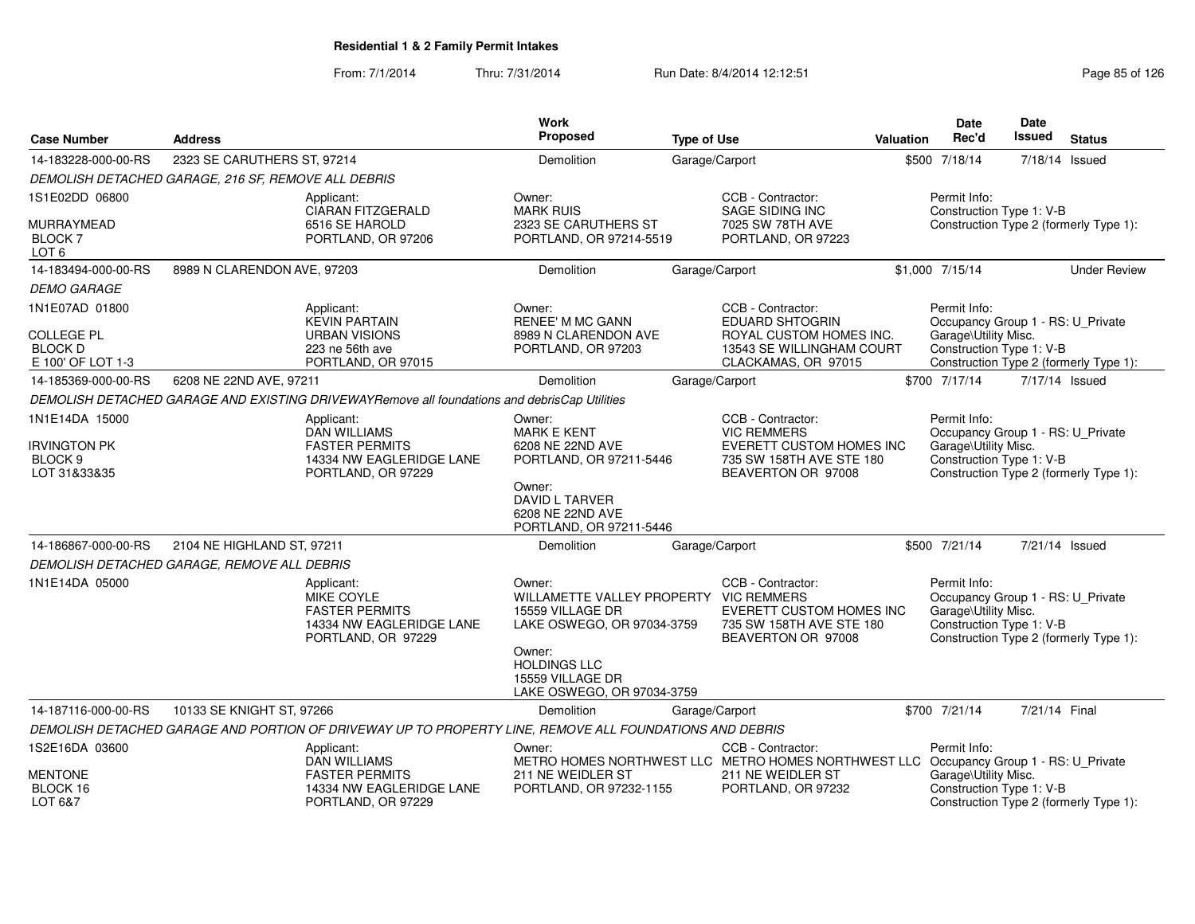**Residential 1 & 2 Family Permit Intakes**

From: 7/1/2014 Thru: 7/31/2014 Run Date: 8/4/2014 12:12:51

| Case Number | Address | Work Proposed | Type of Use | Valuation | Date Rec'd | Date Issued | Status |
|---|---|---|---|---|---|---|---|
| 14-183228-000-00-RS | 2323 SE CARUTHERS ST, 97214 | Demolition | Garage/Carport | $500 | 7/18/14 | 7/18/14 | Issued |

*DEMOLISH DETACHED GARAGE, 216 SF, REMOVE ALL DEBRIS*

1S1E02DD 06800
MURRAYMEAD
BLOCK 7
LOT 6

Applicant:
CIARAN FITZGERALD
6516 SE HAROLD
PORTLAND, OR 97206

Owner:
MARK RUIS
2323 SE CARUTHERS ST
PORTLAND, OR 97214-5519

CCB - Contractor:
SAGE SIDING INC
7025 SW 78TH AVE
PORTLAND, OR 97223

Permit Info:
Construction Type 1: V-B
Construction Type 2 (formerly Type 1):

| Case Number | Address | Work Proposed | Type of Use | Valuation | Date Rec'd | Date Issued | Status |
|---|---|---|---|---|---|---|---|
| 14-183494-000-00-RS | 8989 N CLARENDON AVE, 97203 | Demolition | Garage/Carport | $1,000 | 7/15/14 | | Under Review |

*DEMO GARAGE*

1N1E07AD 01800
COLLEGE PL
BLOCK D
E 100' OF LOT 1-3

Applicant:
KEVIN PARTAIN
URBAN VISIONS
223 ne 56th ave
PORTLAND, OR 97015

Owner:
RENEE' M MC GANN
8989 N CLARENDON AVE
PORTLAND, OR 97203

CCB - Contractor:
EDUARD SHTOGRIN
ROYAL CUSTOM HOMES INC.
13543 SE WILLINGHAM COURT
CLACKAMAS, OR 97015

Permit Info:
Occupancy Group 1 - RS: U_Private Garage\Utility Misc.
Construction Type 1: V-B
Construction Type 2 (formerly Type 1):

| Case Number | Address | Work Proposed | Type of Use | Valuation | Date Rec'd | Date Issued | Status |
|---|---|---|---|---|---|---|---|
| 14-185369-000-00-RS | 6208 NE 22ND AVE, 97211 | Demolition | Garage/Carport | $700 | 7/17/14 | 7/17/14 | Issued |

*DEMOLISH DETACHED GARAGE AND EXISTING DRIVEWAYRemove all foundations and debrisCap Utilities*

1N1E14DA 15000
IRVINGTON PK
BLOCK 9
LOT 31&33&35

Applicant:
DAN WILLIAMS
FASTER PERMITS
14334 NW EAGLERIDGE LANE
PORTLAND, OR 97229

Owner:
MARK E KENT
6208 NE 22ND AVE
PORTLAND, OR 97211-5446

Owner:
DAVID L TARVER
6208 NE 22ND AVE
PORTLAND, OR 97211-5446

CCB - Contractor:
VIC REMMERS
EVERETT CUSTOM HOMES INC
735 SW 158TH AVE STE 180
BEAVERTON OR 97008

Permit Info:
Occupancy Group 1 - RS: U_Private Garage\Utility Misc.
Construction Type 1: V-B
Construction Type 2 (formerly Type 1):

| Case Number | Address | Work Proposed | Type of Use | Valuation | Date Rec'd | Date Issued | Status |
|---|---|---|---|---|---|---|---|
| 14-186867-000-00-RS | 2104 NE HIGHLAND ST, 97211 | Demolition | Garage/Carport | $500 | 7/21/14 | 7/21/14 | Issued |

*DEMOLISH DETACHED GARAGE, REMOVE ALL DEBRIS*

1N1E14DA 05000

Applicant:
MIKE COYLE
FASTER PERMITS
14334 NW EAGLERIDGE LANE
PORTLAND, OR 97229

Owner:
WILLAMETTE VALLEY PROPERTY
15559 VILLAGE DR
LAKE OSWEGO, OR 97034-3759

Owner:
HOLDINGS LLC
15559 VILLAGE DR
LAKE OSWEGO, OR 97034-3759

CCB - Contractor:
VIC REMMERS
EVERETT CUSTOM HOMES INC
735 SW 158TH AVE STE 180
BEAVERTON OR 97008

Permit Info:
Occupancy Group 1 - RS: U_Private Garage\Utility Misc.
Construction Type 1: V-B
Construction Type 2 (formerly Type 1):

| Case Number | Address | Work Proposed | Type of Use | Valuation | Date Rec'd | Date Issued | Status |
|---|---|---|---|---|---|---|---|
| 14-187116-000-00-RS | 10133 SE KNIGHT ST, 97266 | Demolition | Garage/Carport | $700 | 7/21/14 | 7/21/14 | Final |

*DEMOLISH DETACHED GARAGE AND PORTION OF DRIVEWAY UP TO PROPERTY LINE, REMOVE ALL FOUNDATIONS AND DEBRIS*

1S2E16DA 03600
MENTONE
BLOCK 16
LOT 6&7

Applicant:
DAN WILLIAMS
FASTER PERMITS
14334 NW EAGLERIDGE LANE
PORTLAND, OR 97229

Owner:
METRO HOMES NORTHWEST LLC
211 NE WEIDLER ST
PORTLAND, OR 97232-1155

CCB - Contractor:
METRO HOMES NORTHWEST LLC
211 NE WEIDLER ST
PORTLAND, OR 97232

Permit Info:
Occupancy Group 1 - RS: U_Private Garage\Utility Misc.
Construction Type 1: V-B
Construction Type 2 (formerly Type 1):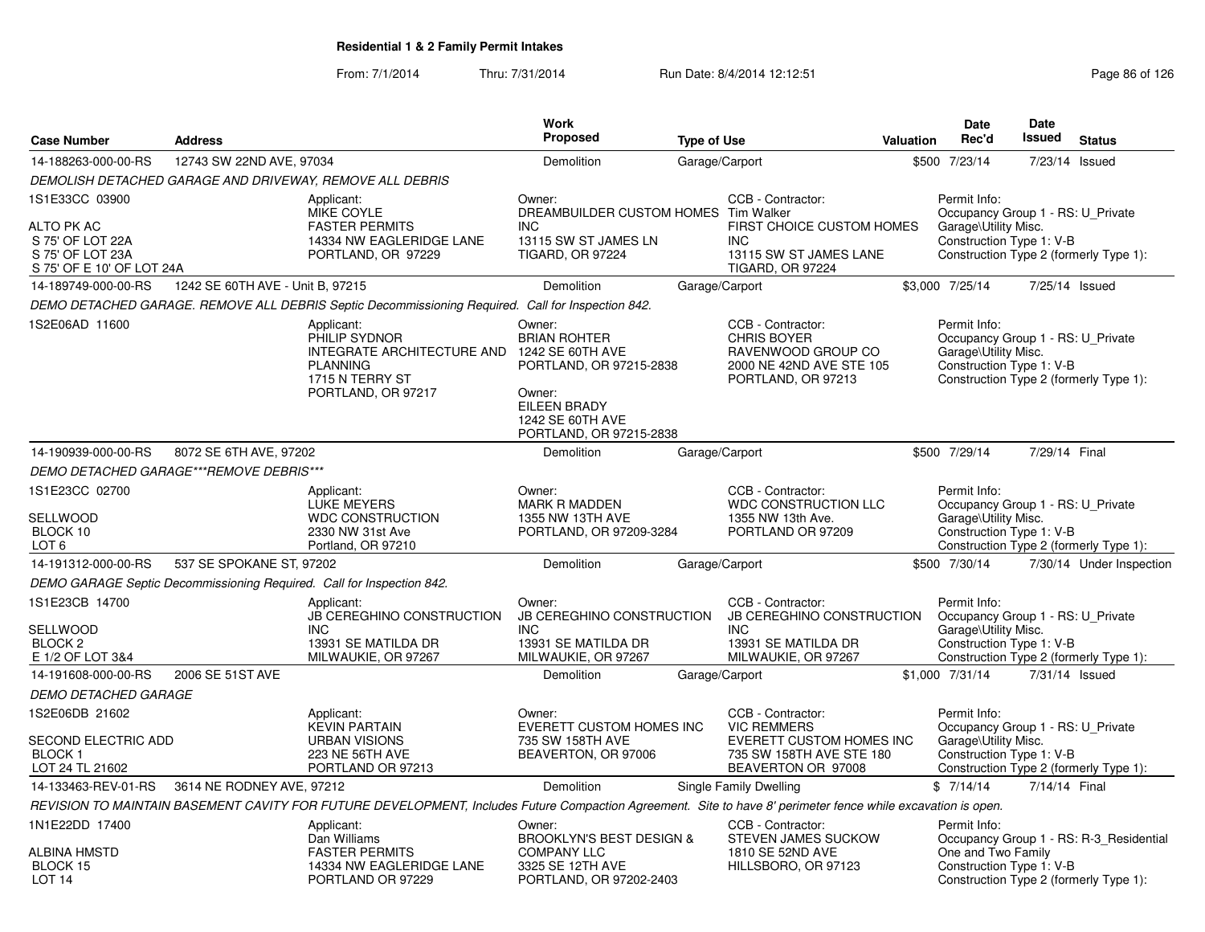**Residential 1 & 2 Family Permit Intakes**

From: 7/1/2014 Thru: 7/31/2014 Run Date: 8/4/2014 12:12:51

| Case Number | Address | Work Proposed | Type of Use | Valuation | Date Rec'd | Date Issued | Status |
|---|---|---|---|---|---|---|---|
| 14-188263-000-00-RS | 12743 SW 22ND AVE, 97034 | Demolition | Garage/Carport | $500 | 7/23/14 | 7/23/14 | Issued |

*DEMOLISH DETACHED GARAGE AND DRIVEWAY, REMOVE ALL DEBRIS*

1S1E33CC 03900

ALTO PK AC
S 75' OF LOT 22A
S 75' OF LOT 23A
S 75' OF E 10' OF LOT 24A

Applicant:
MIKE COYLE
FASTER PERMITS
14334 NW EAGLERIDGE LANE
PORTLAND, OR 97229

Owner:
DREAMBUILDER CUSTOM HOMES INC
13115 SW ST JAMES LN
TIGARD, OR 97224

CCB - Contractor:
Tim Walker
FIRST CHOICE CUSTOM HOMES INC
13115 SW ST JAMES LANE
TIGARD, OR 97224

Permit Info:
Occupancy Group 1 - RS: U_Private Garage\Utility Misc.
Construction Type 1: V-B
Construction Type 2 (formerly Type 1):

| Case Number | Address | Work Proposed | Type of Use | Valuation | Date Rec'd | Date Issued | Status |
|---|---|---|---|---|---|---|---|
| 14-189749-000-00-RS | 1242 SE 60TH AVE - Unit B, 97215 | Demolition | Garage/Carport | $3,000 | 7/25/14 | 7/25/14 | Issued |

*DEMO DETACHED GARAGE. REMOVE ALL DEBRIS Septic Decommissioning Required. Call for Inspection 842.*

1S2E06AD 11600

Applicant:
PHILIP SYDNOR
INTEGRATE ARCHITECTURE AND PLANNING
1715 N TERRY ST
PORTLAND, OR 97217

Owner:
BRIAN ROHTER
1242 SE 60TH AVE
PORTLAND, OR 97215-2838

Owner:
EILEEN BRADY
1242 SE 60TH AVE
PORTLAND, OR 97215-2838

CCB - Contractor:
CHRIS BOYER
RAVENWOOD GROUP CO
2000 NE 42ND AVE STE 105
PORTLAND, OR 97213

Permit Info:
Occupancy Group 1 - RS: U_Private Garage\Utility Misc.
Construction Type 1: V-B
Construction Type 2 (formerly Type 1):

| Case Number | Address | Work Proposed | Type of Use | Valuation | Date Rec'd | Date Issued | Status |
|---|---|---|---|---|---|---|---|
| 14-190939-000-00-RS | 8072 SE 6TH AVE, 97202 | Demolition | Garage/Carport | $500 | 7/29/14 | 7/29/14 | Final |

*DEMO DETACHED GARAGE***REMOVE DEBRIS****

1S1E23CC 02700

SELLWOOD
BLOCK 10
LOT 6

Applicant:
LUKE MEYERS
WDC CONSTRUCTION
2330 NW 31st Ave
Portland, OR 97210

Owner:
MARK R MADDEN
1355 NW 13TH AVE
PORTLAND, OR 97209-3284

CCB - Contractor:
WDC CONSTRUCTION LLC
1355 NW 13th Ave.
PORTLAND OR 97209

Permit Info:
Occupancy Group 1 - RS: U_Private Garage\Utility Misc.
Construction Type 1: V-B
Construction Type 2 (formerly Type 1):

| Case Number | Address | Work Proposed | Type of Use | Valuation | Date Rec'd | Date Issued | Status |
|---|---|---|---|---|---|---|---|
| 14-191312-000-00-RS | 537 SE SPOKANE ST, 97202 | Demolition | Garage/Carport | $500 | 7/30/14 | 7/30/14 | Under Inspection |

*DEMO GARAGE Septic Decommissioning Required. Call for Inspection 842.*

1S1E23CB 14700

SELLWOOD
BLOCK 2
E 1/2 OF LOT 3&4

Applicant:
JB CEREGHINO CONSTRUCTION INC
13931 SE MATILDA DR
MILWAUKIE, OR 97267

Owner:
JB CEREGHINO CONSTRUCTION INC
13931 SE MATILDA DR
MILWAUKIE, OR 97267

CCB - Contractor:
JB CEREGHINO CONSTRUCTION INC
13931 SE MATILDA DR
MILWAUKIE, OR 97267

Permit Info:
Occupancy Group 1 - RS: U_Private Garage\Utility Misc.
Construction Type 1: V-B
Construction Type 2 (formerly Type 1):

| Case Number | Address | Work Proposed | Type of Use | Valuation | Date Rec'd | Date Issued | Status |
|---|---|---|---|---|---|---|---|
| 14-191608-000-00-RS | 2006 SE 51ST AVE | Demolition | Garage/Carport | $1,000 | 7/31/14 | 7/31/14 | Issued |

*DEMO DETACHED GARAGE*

1S2E06DB 21602

SECOND ELECTRIC ADD
BLOCK 1
LOT 24 TL 21602

Applicant:
KEVIN PARTAIN
URBAN VISIONS
223 NE 56TH AVE
PORTLAND OR 97213

Owner:
EVERETT CUSTOM HOMES INC
735 SW 158TH AVE
BEAVERTON, OR 97006

CCB - Contractor:
VIC REMMERS
EVERETT CUSTOM HOMES INC
735 SW 158TH AVE STE 180
BEAVERTON OR 97008

Permit Info:
Occupancy Group 1 - RS: U_Private Garage\Utility Misc.
Construction Type 1: V-B
Construction Type 2 (formerly Type 1):

| Case Number | Address | Work Proposed | Type of Use | Valuation | Date Rec'd | Date Issued | Status |
|---|---|---|---|---|---|---|---|
| 14-133463-REV-01-RS | 3614 NE RODNEY AVE, 97212 | Demolition | Single Family Dwelling | $ | 7/14/14 | 7/14/14 | Final |

*REVISION TO MAINTAIN BASEMENT CAVITY FOR FUTURE DEVELOPMENT, Includes Future Compaction Agreement. Site to have 8' perimeter fence while excavation is open.*

1N1E22DD 17400

ALBINA HMSTD
BLOCK 15
LOT 14

Applicant:
Dan Williams
FASTER PERMITS
14334 NW EAGLERIDGE LANE
PORTLAND OR 97229

Owner:
BROOKLYN'S BEST DESIGN & COMPANY LLC
3325 SE 12TH AVE
PORTLAND, OR 97202-2403

CCB - Contractor:
STEVEN JAMES SUCKOW
1810 SE 52ND AVE
HILLSBORO, OR 97123

Permit Info:
Occupancy Group 1 - RS: R-3_Residential One and Two Family
Construction Type 1: V-B
Construction Type 2 (formerly Type 1):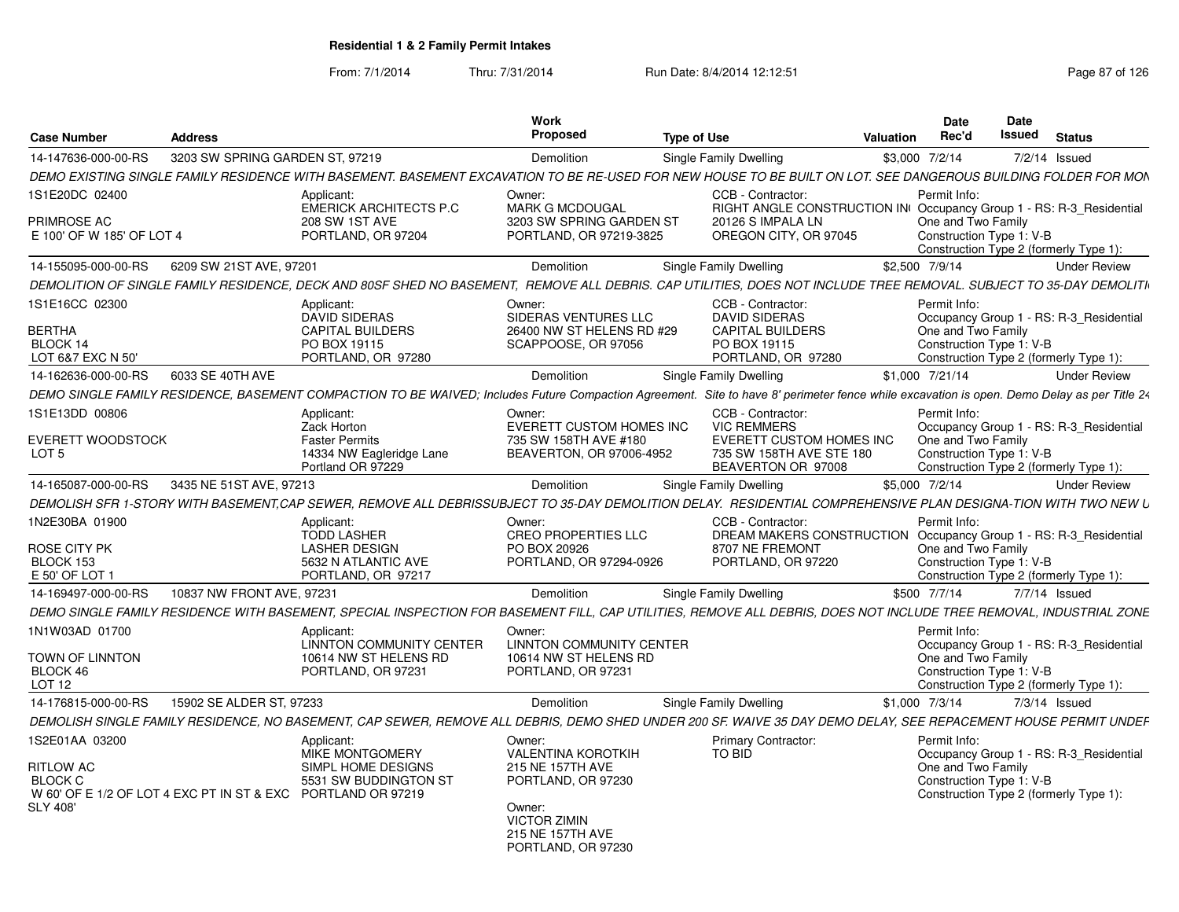# Residential 1 & 2 Family Permit Intakes

From: 7/1/2014 Thru: 7/31/2014 Run Date: 8/4/2014 12:12:51

| Case Number | Address | Work Proposed | Type of Use | Valuation | Date Rec'd | Date Issued | Status |
|---|---|---|---|---|---|---|---|
| 14-147636-000-00-RS | 3203 SW SPRING GARDEN ST, 97219 | Demolition | Single Family Dwelling | $3,000 | 7/2/14 | 7/2/14 | Issued |
| | *DEMO EXISTING SINGLE FAMILY RESIDENCE WITH BASEMENT. BASEMENT EXCAVATION TO BE RE-USED FOR NEW HOUSE TO BE BUILT ON LOT. SEE DANGEROUS BUILDING FOLDER FOR MON* | | | | | | |
| 1S1E20DC 02400<br>PRIMROSE AC<br>E 100' OF W 185' OF LOT 4 | Applicant:<br>EMERICK ARCHITECTS P.C<br>208 SW 1ST AVE<br>PORTLAND, OR 97204 | Owner:<br>MARK G MCDOUGAL<br>3203 SW SPRING GARDEN ST<br>PORTLAND, OR 97219-3825 | CCB - Contractor:<br>RIGHT ANGLE CONSTRUCTION IN(<br>20126 S IMPALA LN<br>OREGON CITY, OR 97045 | | Permit Info:<br>Occupancy Group 1 - RS: R-3_Residential One and Two Family<br>Construction Type 1: V-B<br>Construction Type 2 (formerly Type 1): | | |
| 14-155095-000-00-RS | 6209 SW 21ST AVE, 97201 | Demolition | Single Family Dwelling | $2,500 | 7/9/14 | | Under Review |
| | *DEMOLITION OF SINGLE FAMILY RESIDENCE, DECK AND 80SF SHED NO BASEMENT, REMOVE ALL DEBRIS. CAP UTILITIES, DOES NOT INCLUDE TREE REMOVAL. SUBJECT TO 35-DAY DEMOLITI* | | | | | | |
| 1S1E16CC 02300<br>BERTHA<br>BLOCK 14<br>LOT 6&7 EXC N 50' | Applicant:<br>DAVID SIDERAS<br>CAPITAL BUILDERS<br>PO BOX 19115<br>PORTLAND, OR 97280 | Owner:<br>SIDERAS VENTURES LLC<br>26400 NW ST HELENS RD #29<br>SCAPPOOSE, OR 97056 | CCB - Contractor:<br>DAVID SIDERAS<br>CAPITAL BUILDERS<br>PO BOX 19115<br>PORTLAND, OR 97280 | | Permit Info:<br>Occupancy Group 1 - RS: R-3_Residential One and Two Family<br>Construction Type 1: V-B<br>Construction Type 2 (formerly Type 1): | | |
| 14-162636-000-00-RS | 6033 SE 40TH AVE | Demolition | Single Family Dwelling | $1,000 | 7/21/14 | | Under Review |
| | *DEMO SINGLE FAMILY RESIDENCE, BASEMENT COMPACTION TO BE WAIVED; Includes Future Compaction Agreement. Site to have 8' perimeter fence while excavation is open. Demo Delay as per Title 24* | | | | | | |
| 1S1E13DD 00806<br>EVERETT WOODSTOCK<br>LOT 5 | Applicant:<br>Zack Horton<br>Faster Permits<br>14334 NW Eagleridge Lane<br>Portland OR 97229 | Owner:<br>EVERETT CUSTOM HOMES INC<br>735 SW 158TH AVE #180<br>BEAVERTON, OR 97006-4952 | CCB - Contractor:<br>VIC REMMERS<br>EVERETT CUSTOM HOMES INC<br>735 SW 158TH AVE STE 180<br>BEAVERTON OR 97008 | | Permit Info:<br>Occupancy Group 1 - RS: R-3_Residential One and Two Family<br>Construction Type 1: V-B<br>Construction Type 2 (formerly Type 1): | | |
| 14-165087-000-00-RS | 3435 NE 51ST AVE, 97213 | Demolition | Single Family Dwelling | $5,000 | 7/2/14 | | Under Review |
| | *DEMOLISH SFR 1-STORY WITH BASEMENT,CAP SEWER, REMOVE ALL DEBRISSUBJECT TO 35-DAY DEMOLITION DELAY. RESIDENTIAL COMPREHENSIVE PLAN DESIGNA-TION WITH TWO NEW U* | | | | | | |
| 1N2E30BA 01900<br>ROSE CITY PK<br>BLOCK 153<br>E 50' OF LOT 1 | Applicant:<br>TODD LASHER<br>LASHER DESIGN<br>5632 N ATLANTIC AVE<br>PORTLAND, OR 97217 | Owner:<br>CREO PROPERTIES LLC<br>PO BOX 20926<br>PORTLAND, OR 97294-0926 | CCB - Contractor:<br>DREAM MAKERS CONSTRUCTION<br>8707 NE FREMONT<br>PORTLAND, OR 97220 | | Permit Info:<br>Occupancy Group 1 - RS: R-3_Residential One and Two Family<br>Construction Type 1: V-B<br>Construction Type 2 (formerly Type 1): | | |
| 14-169497-000-00-RS | 10837 NW FRONT AVE, 97231 | Demolition | Single Family Dwelling | $500 | 7/7/14 | 7/7/14 | Issued |
| | *DEMO SINGLE FAMILY RESIDENCE WITH BASEMENT, SPECIAL INSPECTION FOR BASEMENT FILL, CAP UTILITIES, REMOVE ALL DEBRIS, DOES NOT INCLUDE TREE REMOVAL, INDUSTRIAL ZONE* | | | | | | |
| 1N1W03AD 01700<br>TOWN OF LINNTON<br>BLOCK 46<br>LOT 12 | Applicant:<br>LINNTON COMMUNITY CENTER<br>10614 NW ST HELENS RD<br>PORTLAND, OR 97231 | Owner:<br>LINNTON COMMUNITY CENTER<br>10614 NW ST HELENS RD<br>PORTLAND, OR 97231 | | | Permit Info:<br>Occupancy Group 1 - RS: R-3_Residential One and Two Family<br>Construction Type 1: V-B<br>Construction Type 2 (formerly Type 1): | | |
| 14-176815-000-00-RS | 15902 SE ALDER ST, 97233 | Demolition | Single Family Dwelling | $1,000 | 7/3/14 | 7/3/14 | Issued |
| | *DEMOLISH SINGLE FAMILY RESIDENCE, NO BASEMENT, CAP SEWER, REMOVE ALL DEBRIS, DEMO SHED UNDER 200 SF. WAIVE 35 DAY DEMO DELAY, SEE REPACEMENT HOUSE PERMIT UNDEF* | | | | | | |
| 1S2E01AA 03200<br>RITLOW AC<br>BLOCK C<br>W 60' OF E 1/2 OF LOT 4 EXC PT IN ST & EXC SLY 408' | Applicant:<br>MIKE MONTGOMERY<br>SIMPL HOME DESIGNS<br>5531 SW BUDDINGTON ST<br>PORTLAND OR 97219 | Owner:<br>VALENTINA KOROTKIH<br>215 NE 157TH AVE<br>PORTLAND, OR 97230<br>Owner:<br>VICTOR ZIMIN<br>215 NE 157TH AVE<br>PORTLAND, OR 97230 | Primary Contractor:<br>TO BID | | Permit Info:<br>Occupancy Group 1 - RS: R-3_Residential One and Two Family<br>Construction Type 1: V-B<br>Construction Type 2 (formerly Type 1): | | |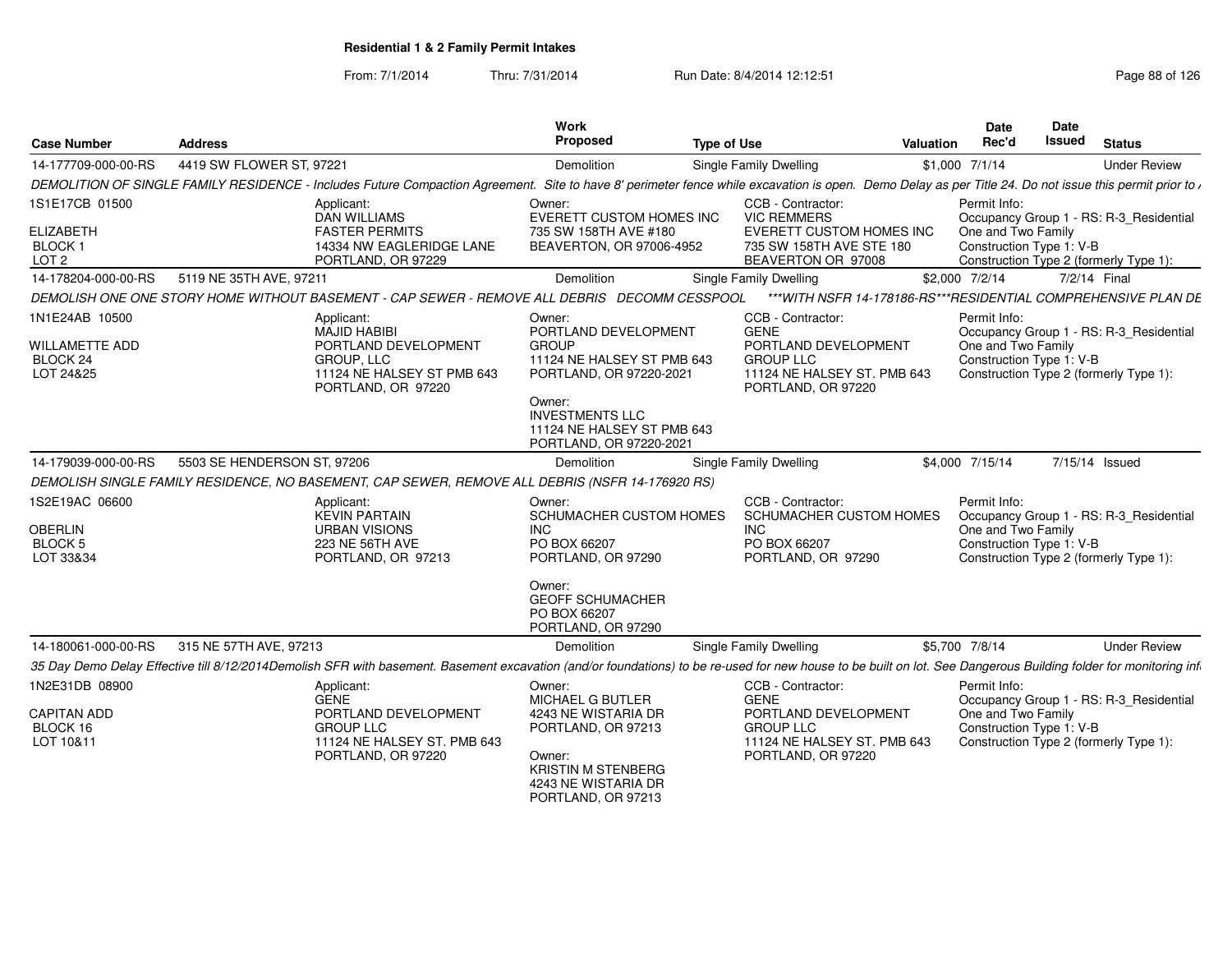**Residential 1 & 2 Family Permit Intakes**

From: 7/1/2014 Thru: 7/31/2014 Run Date: 8/4/2014 12:12:51

| Case Number | Address | Work Proposed | Type of Use | Valuation | Date Rec'd | Date Issued | Status |
|---|---|---|---|---|---|---|---|
| 14-177709-000-00-RS | 4419 SW FLOWER ST, 97221 | Demolition | Single Family Dwelling | $1,000 | 7/1/14 | | Under Review |

DEMOLITION OF SINGLE FAMILY RESIDENCE - Includes Future Compaction Agreement. Site to have 8' perimeter fence while excavation is open. Demo Delay as per Title 24. Do not issue this permit prior to /

1S1E17CB 01500
ELIZABETH
BLOCK 1
LOT 2

Applicant:
DAN WILLIAMS
FASTER PERMITS
14334 NW EAGLERIDGE LANE
PORTLAND, OR 97229

Owner:
EVERETT CUSTOM HOMES INC
735 SW 158TH AVE #180
BEAVERTON, OR 97006-4952

CCB - Contractor:
VIC REMMERS
EVERETT CUSTOM HOMES INC
735 SW 158TH AVE STE 180
BEAVERTON OR 97008

Permit Info:
Occupancy Group 1 - RS: R-3_Residential One and Two Family
Construction Type 1: V-B
Construction Type 2 (formerly Type 1):

| Case Number | Address | Work Proposed | Type of Use | Valuation | Date Rec'd | Date Issued | Status |
|---|---|---|---|---|---|---|---|
| 14-178204-000-00-RS | 5119 NE 35TH AVE, 97211 | Demolition | Single Family Dwelling | $2,000 | 7/2/14 | 7/2/14 | Final |

DEMOLISH ONE ONE STORY HOME WITHOUT BASEMENT - CAP SEWER - REMOVE ALL DEBRIS DECOMM CESSPOOL ***WITH NSFR 14-178186-RS***RESIDENTIAL COMPREHENSIVE PLAN DE

1N1E24AB 10500
WILLAMETTE ADD
BLOCK 24
LOT 24&25

Applicant:
MAJID HABIBI
PORTLAND DEVELOPMENT GROUP, LLC
11124 NE HALSEY ST PMB 643
PORTLAND, OR 97220

Owner:
PORTLAND DEVELOPMENT GROUP
11124 NE HALSEY ST PMB 643
PORTLAND, OR 97220-2021

Owner:
INVESTMENTS LLC
11124 NE HALSEY ST PMB 643
PORTLAND, OR 97220-2021

CCB - Contractor:
GENE
PORTLAND DEVELOPMENT GROUP LLC
11124 NE HALSEY ST. PMB 643
PORTLAND, OR 97220

Permit Info:
Occupancy Group 1 - RS: R-3_Residential One and Two Family
Construction Type 1: V-B
Construction Type 2 (formerly Type 1):

| Case Number | Address | Work Proposed | Type of Use | Valuation | Date Rec'd | Date Issued | Status |
|---|---|---|---|---|---|---|---|
| 14-179039-000-00-RS | 5503 SE HENDERSON ST, 97206 | Demolition | Single Family Dwelling | $4,000 | 7/15/14 | 7/15/14 | Issued |

DEMOLISH SINGLE FAMILY RESIDENCE, NO BASEMENT, CAP SEWER, REMOVE ALL DEBRIS (NSFR 14-176920 RS)

1S2E19AC 06600
OBERLIN
BLOCK 5
LOT 33&34

Applicant:
KEVIN PARTAIN
URBAN VISIONS
223 NE 56TH AVE
PORTLAND, OR 97213

Owner:
SCHUMACHER CUSTOM HOMES INC
PO BOX 66207
PORTLAND, OR 97290

Owner:
GEOFF SCHUMACHER
PO BOX 66207
PORTLAND, OR 97290

CCB - Contractor:
SCHUMACHER CUSTOM HOMES INC
PO BOX 66207
PORTLAND, OR 97290

Permit Info:
Occupancy Group 1 - RS: R-3_Residential One and Two Family
Construction Type 1: V-B
Construction Type 2 (formerly Type 1):

| Case Number | Address | Work Proposed | Type of Use | Valuation | Date Rec'd | Date Issued | Status |
|---|---|---|---|---|---|---|---|
| 14-180061-000-00-RS | 315 NE 57TH AVE, 97213 | Demolition | Single Family Dwelling | $5,700 | 7/8/14 | | Under Review |

35 Day Demo Delay Effective till 8/12/2014Demolish SFR with basement. Basement excavation (and/or foundations) to be re-used for new house to be built on lot. See Dangerous Building folder for monitoring inf

1N2E31DB 08900
CAPITAN ADD
BLOCK 16
LOT 10&11

Applicant:
GENE
PORTLAND DEVELOPMENT GROUP LLC
11124 NE HALSEY ST. PMB 643
PORTLAND, OR 97220

Owner:
MICHAEL G BUTLER
4243 NE WISTARIA DR
PORTLAND, OR 97213

Owner:
KRISTIN M STENBERG
4243 NE WISTARIA DR
PORTLAND, OR 97213

CCB - Contractor:
GENE
PORTLAND DEVELOPMENT GROUP LLC
11124 NE HALSEY ST. PMB 643
PORTLAND, OR 97220

Permit Info:
Occupancy Group 1 - RS: R-3_Residential One and Two Family
Construction Type 1: V-B
Construction Type 2 (formerly Type 1):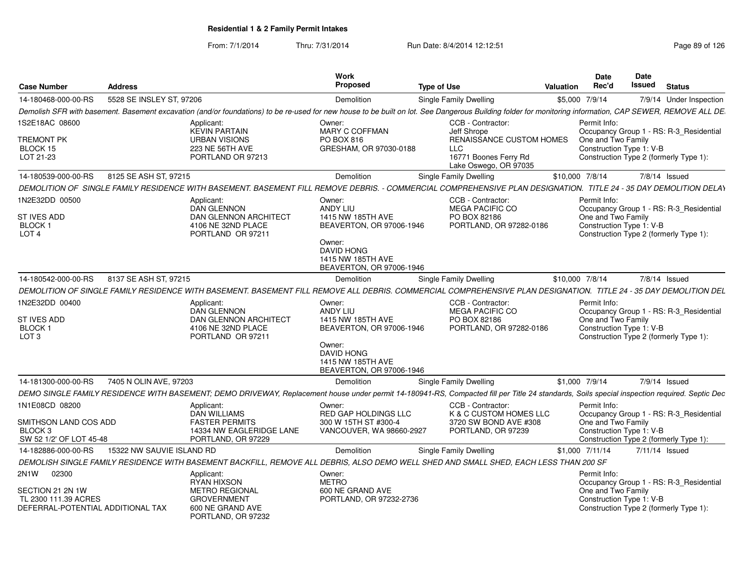# Residential 1 & 2 Family Permit Intakes

From: 7/1/2014 Thru: 7/31/2014 Run Date: 8/4/2014 12:12:51

| Case Number | Address | Work Proposed | Type of Use | Valuation | Date Rec'd | Date Issued | Status |
|---|---|---|---|---|---|---|---|
| 14-180468-000-00-RS | 5528 SE INSLEY ST, 97206 | Demolition | Single Family Dwelling | $5,000 | 7/9/14 | 7/9/14 | Under Inspection |

*Demolish SFR with basement. Basement excavation (and/or foundations) to be re-used for new house to be built on lot. See Dangerous Building folder for monitoring information, CAP SEWER, REMOVE ALL DE*

1S2E18AC 08600
TREMONT PK
BLOCK 15
LOT 21-23

Applicant: KEVIN PARTAIN, URBAN VISIONS, 223 NE 56TH AVE, PORTLAND OR 97213

Owner: MARY C COFFMAN, PO BOX 816, GRESHAM, OR 97030-0188

CCB - Contractor: Jeff Shrope, RENAISSANCE CUSTOM HOMES LLC, 16771 Boones Ferry Rd, Lake Oswego, OR 97035

Permit Info: Occupancy Group 1 - RS: R-3_Residential One and Two Family; Construction Type 1: V-B; Construction Type 2 (formerly Type 1):

| Case Number | Address | Work Proposed | Type of Use | Valuation | Date Rec'd | Date Issued | Status |
|---|---|---|---|---|---|---|---|
| 14-180539-000-00-RS | 8125 SE ASH ST, 97215 | Demolition | Single Family Dwelling | $10,000 | 7/8/14 | 7/8/14 | Issued |

*DEMOLITION OF SINGLE FAMILY RESIDENCE WITH BASEMENT. BASEMENT FILL REMOVE DEBRIS. - COMMERCIAL COMPREHENSIVE PLAN DESIGNATION. TITLE 24 - 35 DAY DEMOLITION DELAY*

1N2E32DD 00500
ST IVES ADD
BLOCK 1
LOT 4

Applicant: DAN GLENNON, DAN GLENNON ARCHITECT, 4106 NE 32ND PLACE, PORTLAND OR 97211

Owner: ANDY LIU, 1415 NW 185TH AVE, BEAVERTON, OR 97006-1946

Owner: DAVID HONG, 1415 NW 185TH AVE, BEAVERTON, OR 97006-1946

CCB - Contractor: MEGA PACIFIC CO, PO BOX 82186, PORTLAND, OR 97282-0186

Permit Info: Occupancy Group 1 - RS: R-3_Residential One and Two Family; Construction Type 1: V-B; Construction Type 2 (formerly Type 1):

| Case Number | Address | Work Proposed | Type of Use | Valuation | Date Rec'd | Date Issued | Status |
|---|---|---|---|---|---|---|---|
| 14-180542-000-00-RS | 8137 SE ASH ST, 97215 | Demolition | Single Family Dwelling | $10,000 | 7/8/14 | 7/8/14 | Issued |

*DEMOLITION OF SINGLE FAMILY RESIDENCE WITH BASEMENT. BASEMENT FILL REMOVE ALL DEBRIS. COMMERCIAL COMPREHENSIVE PLAN DESIGNATION. TITLE 24 - 35 DAY DEMOLITION DEL*

1N2E32DD 00400
ST IVES ADD
BLOCK 1
LOT 3

Applicant: DAN GLENNON, DAN GLENNON ARCHITECT, 4106 NE 32ND PLACE, PORTLAND OR 97211

Owner: ANDY LIU, 1415 NW 185TH AVE, BEAVERTON, OR 97006-1946

Owner: DAVID HONG, 1415 NW 185TH AVE, BEAVERTON, OR 97006-1946

CCB - Contractor: MEGA PACIFIC CO, PO BOX 82186, PORTLAND, OR 97282-0186

Permit Info: Occupancy Group 1 - RS: R-3_Residential One and Two Family; Construction Type 1: V-B; Construction Type 2 (formerly Type 1):

| Case Number | Address | Work Proposed | Type of Use | Valuation | Date Rec'd | Date Issued | Status |
|---|---|---|---|---|---|---|---|
| 14-181300-000-00-RS | 7405 N OLIN AVE, 97203 | Demolition | Single Family Dwelling | $1,000 | 7/9/14 | 7/9/14 | Issued |

*DEMO SINGLE FAMILY RESIDENCE WITH BASEMENT; DEMO DRIVEWAY, Replacement house under permit 14-180941-RS, Compacted fill per Title 24 standards, Soils special inspection required. Septic Dec*

1N1E08CD 08200
SMITHSON LAND COS ADD
BLOCK 3
SW 52 1/2' OF LOT 45-48

Applicant: DAN WILLIAMS, FASTER PERMITS, 14334 NW EAGLERIDGE LANE, PORTLAND, OR 97229

Owner: RED GAP HOLDINGS LLC, 300 W 15TH ST #300-4, VANCOUVER, WA 98660-2927

CCB - Contractor: K & C CUSTOM HOMES LLC, 3720 SW BOND AVE #308, PORTLAND, OR 97239

Permit Info: Occupancy Group 1 - RS: R-3_Residential One and Two Family; Construction Type 1: V-B; Construction Type 2 (formerly Type 1):

| Case Number | Address | Work Proposed | Type of Use | Valuation | Date Rec'd | Date Issued | Status |
|---|---|---|---|---|---|---|---|
| 14-182886-000-00-RS | 15322 NW SAUVIE ISLAND RD | Demolition | Single Family Dwelling | $1,000 | 7/11/14 | 7/11/14 | Issued |

*DEMOLISH SINGLE FAMILY RESIDENCE WITH BASEMENT BACKFILL, REMOVE ALL DEBRIS, ALSO DEMO WELL SHED AND SMALL SHED, EACH LESS THAN 200 SF*

2N1W 02300
SECTION 21 2N 1W
TL 2300 111.39 ACRES
DEFERRAL-POTENTIAL ADDITIONAL TAX

Applicant: RYAN HIXSON, METRO REGIONAL GROVERNMENT, 600 NE GRAND AVE, PORTLAND, OR 97232

Owner: METRO, 600 NE GRAND AVE, PORTLAND, OR 97232-2736

Permit Info: Occupancy Group 1 - RS: R-3_Residential One and Two Family; Construction Type 1: V-B; Construction Type 2 (formerly Type 1):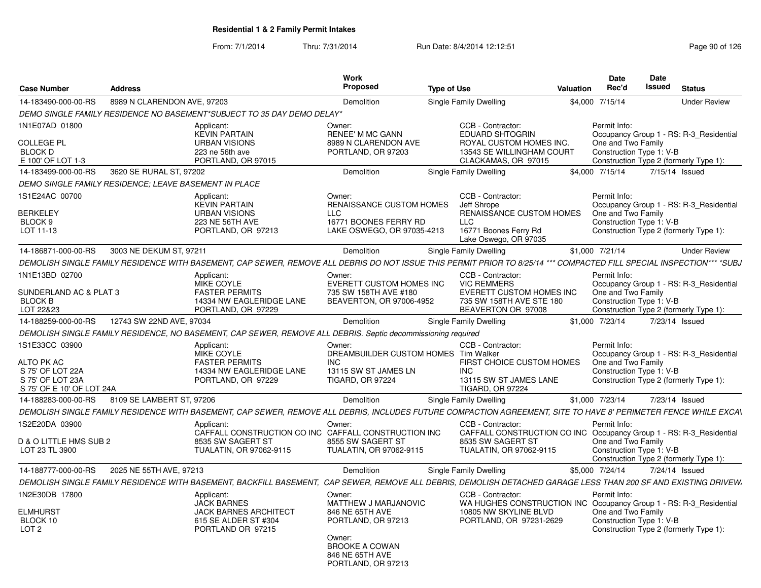## Residential 1 & 2 Family Permit Intakes

From: 7/1/2014 Thru: 7/31/2014 Run Date: 8/4/2014 12:12:51

| Case Number | Address | Work Proposed | Type of Use | Valuation | Date Rec'd | Date Issued | Status |
|---|---|---|---|---|---|---|---|
| 14-183490-000-00-RS | 8989 N CLARENDON AVE, 97203 | Demolition | Single Family Dwelling | $4,000 | 7/15/14 | | Under Review |

DEMO SINGLE FAMILY RESIDENCE NO BASEMENT*SUBJECT TO 35 DAY DEMO DELAY*

1N1E07AD 01800
COLLEGE PL
BLOCK D
E 100' OF LOT 1-3

Applicant: KEVIN PARTAIN, URBAN VISIONS, 223 ne 56th ave, PORTLAND, OR 97015
Owner: RENEE' M MC GANN, 8989 N CLARENDON AVE, PORTLAND, OR 97203
CCB - Contractor: EDUARD SHTOGRIN, ROYAL CUSTOM HOMES INC., 13543 SE WILLINGHAM COURT, CLACKAMAS, OR 97015
Permit Info: Occupancy Group 1 - RS: R-3_Residential One and Two Family; Construction Type 1: V-B; Construction Type 2 (formerly Type 1):

| Case Number | Address | Work Proposed | Type of Use | Valuation | Date Rec'd | Date Issued | Status |
|---|---|---|---|---|---|---|---|
| 14-183499-000-00-RS | 3620 SE RURAL ST, 97202 | Demolition | Single Family Dwelling | $4,000 | 7/15/14 | 7/15/14 | Issued |

DEMO SINGLE FAMILY RESIDENCE; LEAVE BASEMENT IN PLACE

1S1E24AC 00700
BERKELEY
BLOCK 9
LOT 11-13

Applicant: KEVIN PARTAIN, URBAN VISIONS, 223 NE 56TH AVE, PORTLAND, OR 97213
Owner: RENAISSANCE CUSTOM HOMES LLC, 16771 BOONES FERRY RD, LAKE OSWEGO, OR 97035-4213
CCB - Contractor: Jeff Shrope, RENAISSANCE CUSTOM HOMES LLC, 16771 Boones Ferry Rd, Lake Oswego, OR 97035
Permit Info: Occupancy Group 1 - RS: R-3_Residential One and Two Family; Construction Type 1: V-B; Construction Type 2 (formerly Type 1):

| Case Number | Address | Work Proposed | Type of Use | Valuation | Date Rec'd | Date Issued | Status |
|---|---|---|---|---|---|---|---|
| 14-186871-000-00-RS | 3003 NE DEKUM ST, 97211 | Demolition | Single Family Dwelling | $1,000 | 7/21/14 | | Under Review |

DEMOLISH SINGLE FAMILY RESIDENCE WITH BASEMENT, CAP SEWER, REMOVE ALL DEBRIS DO NOT ISSUE THIS PERMIT PRIOR TO 8/25/14 *** COMPACTED FILL SPECIAL INSPECTION*** *SUBJ

1N1E13BD 02700
SUNDERLAND AC & PLAT 3
BLOCK B
LOT 22&23

Applicant: MIKE COYLE, FASTER PERMITS, 14334 NW EAGLERIDGE LANE, PORTLAND, OR 97229
Owner: EVERETT CUSTOM HOMES INC, 735 SW 158TH AVE #180, BEAVERTON, OR 97006-4952
CCB - Contractor: VIC REMMERS, EVERETT CUSTOM HOMES INC, 735 SW 158TH AVE STE 180, BEAVERTON OR 97008
Permit Info: Occupancy Group 1 - RS: R-3_Residential One and Two Family; Construction Type 1: V-B; Construction Type 2 (formerly Type 1):

| Case Number | Address | Work Proposed | Type of Use | Valuation | Date Rec'd | Date Issued | Status |
|---|---|---|---|---|---|---|---|
| 14-188259-000-00-RS | 12743 SW 22ND AVE, 97034 | Demolition | Single Family Dwelling | $1,000 | 7/23/14 | 7/23/14 | Issued |

DEMOLISH SINGLE FAMILY RESIDENCE, NO BASEMENT, CAP SEWER, REMOVE ALL DEBRIS. Septic decommissioning required

1S1E33CC 03900
ALTO PK AC
S 75' OF LOT 22A
S 75' OF LOT 23A
S 75' OF E 10' OF LOT 24A

Applicant: MIKE COYLE, FASTER PERMITS, 14334 NW EAGLERIDGE LANE, PORTLAND, OR 97229
Owner: DREAMBUILDER CUSTOM HOMES INC, 13115 SW ST JAMES LN, TIGARD, OR 97224
CCB - Contractor: Tim Walker, FIRST CHOICE CUSTOM HOMES INC, 13115 SW ST JAMES LANE, TIGARD, OR 97224
Permit Info: Occupancy Group 1 - RS: R-3_Residential One and Two Family; Construction Type 1: V-B; Construction Type 2 (formerly Type 1):

| Case Number | Address | Work Proposed | Type of Use | Valuation | Date Rec'd | Date Issued | Status |
|---|---|---|---|---|---|---|---|
| 14-188283-000-00-RS | 8109 SE LAMBERT ST, 97206 | Demolition | Single Family Dwelling | $1,000 | 7/23/14 | 7/23/14 | Issued |

DEMOLISH SINGLE FAMILY RESIDENCE WITH BASEMENT, CAP SEWER, REMOVE ALL DEBRIS, INCLUDES FUTURE COMPACTION AGREEMENT, SITE TO HAVE 8' PERIMETER FENCE WHILE EXCAV

1S2E20DA 03900
D & O LITTLE HMS SUB 2
LOT 23 TL 3900

Applicant: CAFFALL CONSTRUCTION CO INC, 8535 SW SAGERT ST, TUALATIN, OR 97062-9115
Owner: CAFFALL CONSTRUCTION INC, 8555 SW SAGERT ST, TUALATIN, OR 97062-9115
CCB - Contractor: CAFFALL CONSTRUCTION CO INC, 8535 SW SAGERT ST, TUALATIN, OR 97062-9115
Permit Info: Occupancy Group 1 - RS: R-3_Residential One and Two Family; Construction Type 1: V-B; Construction Type 2 (formerly Type 1):

| Case Number | Address | Work Proposed | Type of Use | Valuation | Date Rec'd | Date Issued | Status |
|---|---|---|---|---|---|---|---|
| 14-188777-000-00-RS | 2025 NE 55TH AVE, 97213 | Demolition | Single Family Dwelling | $5,000 | 7/24/14 | 7/24/14 | Issued |

DEMOLISH SINGLE FAMILY RESIDENCE WITH BASEMENT, BACKFILL BASEMENT, CAP SEWER, REMOVE ALL DEBRIS, DEMOLISH DETACHED GARAGE LESS THAN 200 SF AND EXISTING DRIVEW

1N2E30DB 17800
ELMHURST
BLOCK 10
LOT 2

Applicant: JACK BARNES, JACK BARNES ARCHITECT, 615 SE ALDER ST #304, PORTLAND OR 97215
Owner: MATTHEW J MARJANOVIC, 846 NE 65TH AVE, PORTLAND, OR 97213
Owner: BROOKE A COWAN, 846 NE 65TH AVE, PORTLAND, OR 97213
CCB - Contractor: WA HUGHES CONSTRUCTION INC, 10805 NW SKYLINE BLVD, PORTLAND, OR 97231-2629
Permit Info: Occupancy Group 1 - RS: R-3_Residential One and Two Family; Construction Type 1: V-B; Construction Type 2 (formerly Type 1):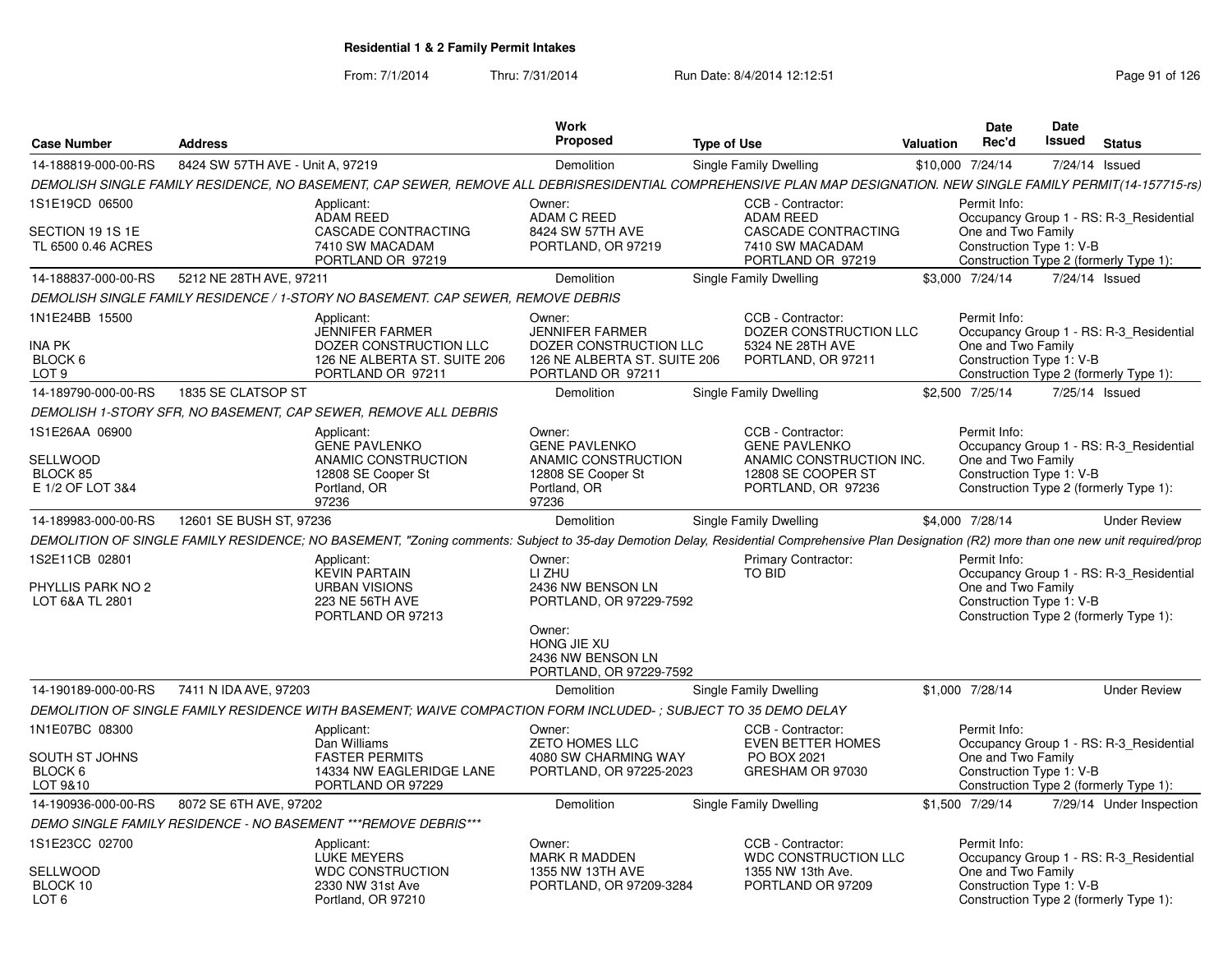**Residential 1 & 2 Family Permit Intakes**

From: 7/1/2014 Thru: 7/31/2014 Run Date: 8/4/2014 12:12:51

| Case Number | Address | Work Proposed | Type of Use | Valuation | Date Rec'd | Date Issued | Status |
|---|---|---|---|---|---|---|---|
| 14-188819-000-00-RS | 8424 SW 57TH AVE - Unit A, 97219 | Demolition | Single Family Dwelling | $10,000 | 7/24/14 | 7/24/14 | Issued |

*DEMOLISH SINGLE FAMILY RESIDENCE, NO BASEMENT, CAP SEWER, REMOVE ALL DEBRISRESIDENTIAL COMPREHENSIVE PLAN MAP DESIGNATION. NEW SINGLE FAMILY PERMIT(14-157715-rs)*

1S1E19CD 06500
SECTION 19 1S 1E
TL 6500 0.46 ACRES

Applicant: ADAM REED, CASCADE CONTRACTING, 7410 SW MACADAM, PORTLAND OR 97219
Owner: ADAM C REED, 8424 SW 57TH AVE, PORTLAND, OR 97219
CCB - Contractor: ADAM REED, CASCADE CONTRACTING, 7410 SW MACADAM, PORTLAND OR 97219
Permit Info: Occupancy Group 1 - RS: R-3_Residential One and Two Family; Construction Type 1: V-B; Construction Type 2 (formerly Type 1):

| Case Number | Address | Work Proposed | Type of Use | Valuation | Date Rec'd | Date Issued | Status |
|---|---|---|---|---|---|---|---|
| 14-188837-000-00-RS | 5212 NE 28TH AVE, 97211 | Demolition | Single Family Dwelling | $3,000 | 7/24/14 | 7/24/14 | Issued |

*DEMOLISH SINGLE FAMILY RESIDENCE / 1-STORY NO BASEMENT. CAP SEWER, REMOVE DEBRIS*

1N1E24BB 15500
INA PK
BLOCK 6
LOT 9

Applicant: JENNIFER FARMER, DOZER CONSTRUCTION LLC, 126 NE ALBERTA ST. SUITE 206, PORTLAND OR 97211
Owner: JENNIFER FARMER, DOZER CONSTRUCTION LLC, 126 NE ALBERTA ST. SUITE 206, PORTLAND OR 97211
CCB - Contractor: DOZER CONSTRUCTION LLC, 5324 NE 28TH AVE, PORTLAND, OR 97211
Permit Info: Occupancy Group 1 - RS: R-3_Residential One and Two Family; Construction Type 1: V-B; Construction Type 2 (formerly Type 1):

| Case Number | Address | Work Proposed | Type of Use | Valuation | Date Rec'd | Date Issued | Status |
|---|---|---|---|---|---|---|---|
| 14-189790-000-00-RS | 1835 SE CLATSOP ST | Demolition | Single Family Dwelling | $2,500 | 7/25/14 | 7/25/14 | Issued |

*DEMOLISH 1-STORY SFR, NO BASEMENT, CAP SEWER, REMOVE ALL DEBRIS*

1S1E26AA 06900
SELLWOOD
BLOCK 85
E 1/2 OF LOT 3&4

Applicant: GENE PAVLENKO, ANAMIC CONSTRUCTION, 12808 SE Cooper St, Portland, OR 97236
Owner: GENE PAVLENKO, ANAMIC CONSTRUCTION, 12808 SE Cooper St, Portland, OR 97236
CCB - Contractor: GENE PAVLENKO, ANAMIC CONSTRUCTION INC., 12808 SE COOPER ST, PORTLAND, OR 97236
Permit Info: Occupancy Group 1 - RS: R-3_Residential One and Two Family; Construction Type 1: V-B; Construction Type 2 (formerly Type 1):

| Case Number | Address | Work Proposed | Type of Use | Valuation | Date Rec'd | Date Issued | Status |
|---|---|---|---|---|---|---|---|
| 14-189983-000-00-RS | 12601 SE BUSH ST, 97236 | Demolition | Single Family Dwelling | $4,000 | 7/28/14 | | Under Review |

*DEMOLITION OF SINGLE FAMILY RESIDENCE; NO BASEMENT, "Zoning comments: Subject to 35-day Demotion Delay, Residential Comprehensive Plan Designation (R2) more than one new unit required/prop*

1S2E11CB 02801
PHYLLIS PARK NO 2
LOT 6&A TL 2801

Applicant: KEVIN PARTAIN, URBAN VISIONS, 223 NE 56TH AVE, PORTLAND OR 97213
Owner: LI ZHU, 2436 NW BENSON LN, PORTLAND, OR 97229-7592
Owner: HONG JIE XU, 2436 NW BENSON LN, PORTLAND, OR 97229-7592
Primary Contractor: TO BID
Permit Info: Occupancy Group 1 - RS: R-3_Residential One and Two Family; Construction Type 1: V-B; Construction Type 2 (formerly Type 1):

| Case Number | Address | Work Proposed | Type of Use | Valuation | Date Rec'd | Date Issued | Status |
|---|---|---|---|---|---|---|---|
| 14-190189-000-00-RS | 7411 N IDA AVE, 97203 | Demolition | Single Family Dwelling | $1,000 | 7/28/14 | | Under Review |

*DEMOLITION OF SINGLE FAMILY RESIDENCE WITH BASEMENT; WAIVE COMPACTION FORM INCLUDED- ; SUBJECT TO 35 DEMO DELAY*

1N1E07BC 08300
SOUTH ST JOHNS
BLOCK 6
LOT 9&10

Applicant: Dan Williams, FASTER PERMITS, 14334 NW EAGLERIDGE LANE, PORTLAND OR 97229
Owner: ZETO HOMES LLC, 4080 SW CHARMING WAY, PORTLAND, OR 97225-2023
CCB - Contractor: EVEN BETTER HOMES, PO BOX 2021, GRESHAM OR 97030
Permit Info: Occupancy Group 1 - RS: R-3_Residential One and Two Family; Construction Type 1: V-B; Construction Type 2 (formerly Type 1):

| Case Number | Address | Work Proposed | Type of Use | Valuation | Date Rec'd | Date Issued | Status |
|---|---|---|---|---|---|---|---|
| 14-190936-000-00-RS | 8072 SE 6TH AVE, 97202 | Demolition | Single Family Dwelling | $1,500 | 7/29/14 | 7/29/14 | Under Inspection |

*DEMO SINGLE FAMILY RESIDENCE - NO BASEMENT ***REMOVE DEBRIS****

1S1E23CC 02700
SELLWOOD
BLOCK 10
LOT 6

Applicant: LUKE MEYERS, WDC CONSTRUCTION, 2330 NW 31st Ave, Portland, OR 97210
Owner: MARK R MADDEN, 1355 NW 13TH AVE, PORTLAND, OR 97209-3284
CCB - Contractor: WDC CONSTRUCTION LLC, 1355 NW 13th Ave., PORTLAND OR 97209
Permit Info: Occupancy Group 1 - RS: R-3_Residential One and Two Family; Construction Type 1: V-B; Construction Type 2 (formerly Type 1):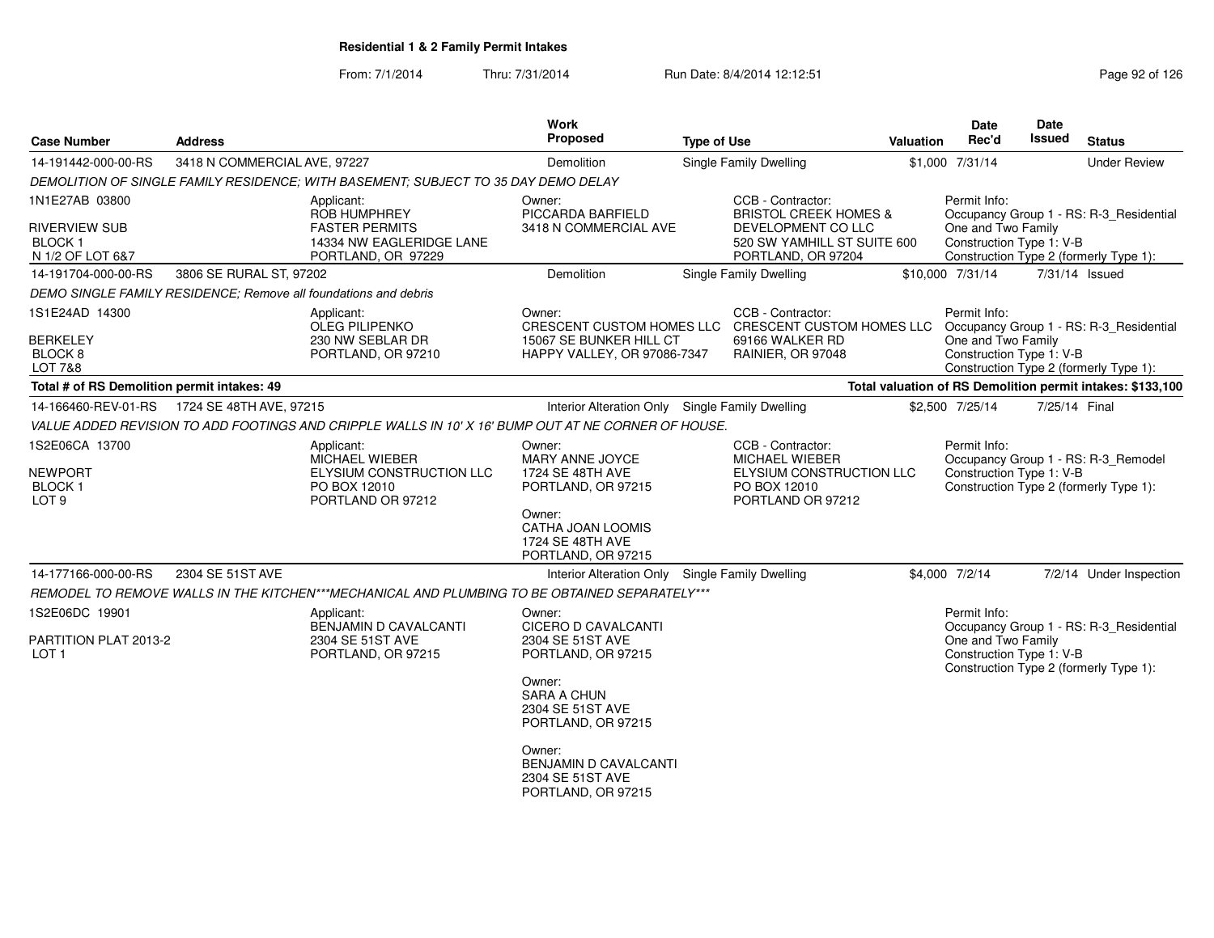## Residential 1 & 2 Family Permit Intakes

From: 7/1/2014 Thru: 7/31/2014 Run Date: 8/4/2014 12:12:51

| Case Number | Address | Work Proposed | Type of Use | Valuation | Date Rec'd | Date Issued | Status |
|---|---|---|---|---|---|---|---|
| 14-191442-000-00-RS | 3418 N COMMERCIAL AVE, 97227 | Demolition | Single Family Dwelling | $1,000 | 7/31/14 | | Under Review |

DEMOLITION OF SINGLE FAMILY RESIDENCE; WITH BASEMENT; SUBJECT TO 35 DAY DEMO DELAY

1N1E27AB 03800
RIVERVIEW SUB
BLOCK 1
N 1/2 OF LOT 6&7

Applicant:
ROB HUMPHREY
FASTER PERMITS
14334 NW EAGLERIDGE LANE
PORTLAND, OR 97229

Owner:
PICCARDA BARFIELD
3418 N COMMERCIAL AVE

CCB - Contractor:
BRISTOL CREEK HOMES & DEVELOPMENT CO LLC
520 SW YAMHILL ST SUITE 600
PORTLAND, OR 97204

Permit Info:
Occupancy Group 1 - RS: R-3_Residential One and Two Family
Construction Type 1: V-B
Construction Type 2 (formerly Type 1):

| Case Number | Address | Work Proposed | Type of Use | Valuation | Date Rec'd | Date Issued | Status |
|---|---|---|---|---|---|---|---|
| 14-191704-000-00-RS | 3806 SE RURAL ST, 97202 | Demolition | Single Family Dwelling | $10,000 | 7/31/14 | 7/31/14 | Issued |

DEMO SINGLE FAMILY RESIDENCE; Remove all foundations and debris

1S1E24AD 14300
BERKELEY
BLOCK 8
LOT 7&8

Applicant:
OLEG PILIPENKO
230 NW SEBLAR DR
PORTLAND, OR 97210

Owner:
CRESCENT CUSTOM HOMES LLC
15067 SE BUNKER HILL CT
HAPPY VALLEY, OR 97086-7347

CCB - Contractor:
CRESCENT CUSTOM HOMES LLC
69166 WALKER RD
RAINIER, OR 97048

Permit Info:
Occupancy Group 1 - RS: R-3_Residential One and Two Family
Construction Type 1: V-B
Construction Type 2 (formerly Type 1):

**Total # of RS Demolition permit intakes: 49** — **Total valuation of RS Demolition permit intakes: $133,100**

| Case Number | Address | Work Proposed | Type of Use | Valuation | Date Rec'd | Date Issued | Status |
|---|---|---|---|---|---|---|---|
| 14-166460-REV-01-RS | 1724 SE 48TH AVE, 97215 | Interior Alteration Only | Single Family Dwelling | $2,500 | 7/25/14 | 7/25/14 | Final |

VALUE ADDED REVISION TO ADD FOOTINGS AND CRIPPLE WALLS IN 10' X 16' BUMP OUT AT NE CORNER OF HOUSE.

1S2E06CA 13700
NEWPORT
BLOCK 1
LOT 9

Applicant:
MICHAEL WIEBER
ELYSIUM CONSTRUCTION LLC
PO BOX 12010
PORTLAND OR 97212

Owner:
MARY ANNE JOYCE
1724 SE 48TH AVE
PORTLAND, OR 97215

Owner:
CATHA JOAN LOOMIS
1724 SE 48TH AVE
PORTLAND, OR 97215

CCB - Contractor:
MICHAEL WIEBER
ELYSIUM CONSTRUCTION LLC
PO BOX 12010
PORTLAND OR 97212

Permit Info:
Occupancy Group 1 - RS: R-3_Remodel
Construction Type 1: V-B
Construction Type 2 (formerly Type 1):

| Case Number | Address | Work Proposed | Type of Use | Valuation | Date Rec'd | Date Issued | Status |
|---|---|---|---|---|---|---|---|
| 14-177166-000-00-RS | 2304 SE 51ST AVE | Interior Alteration Only | Single Family Dwelling | $4,000 | 7/2/14 | 7/2/14 | Under Inspection |

REMODEL TO REMOVE WALLS IN THE KITCHEN***MECHANICAL AND PLUMBING TO BE OBTAINED SEPARATELY***

1S2E06DC 19901
PARTITION PLAT 2013-2
LOT 1

Applicant:
BENJAMIN D CAVALCANTI
2304 SE 51ST AVE
PORTLAND, OR 97215

Owner:
CICERO D CAVALCANTI
2304 SE 51ST AVE
PORTLAND, OR 97215

Owner:
SARA A CHUN
2304 SE 51ST AVE
PORTLAND, OR 97215

Owner:
BENJAMIN D CAVALCANTI
2304 SE 51ST AVE
PORTLAND, OR 97215

Permit Info:
Occupancy Group 1 - RS: R-3_Residential One and Two Family
Construction Type 1: V-B
Construction Type 2 (formerly Type 1):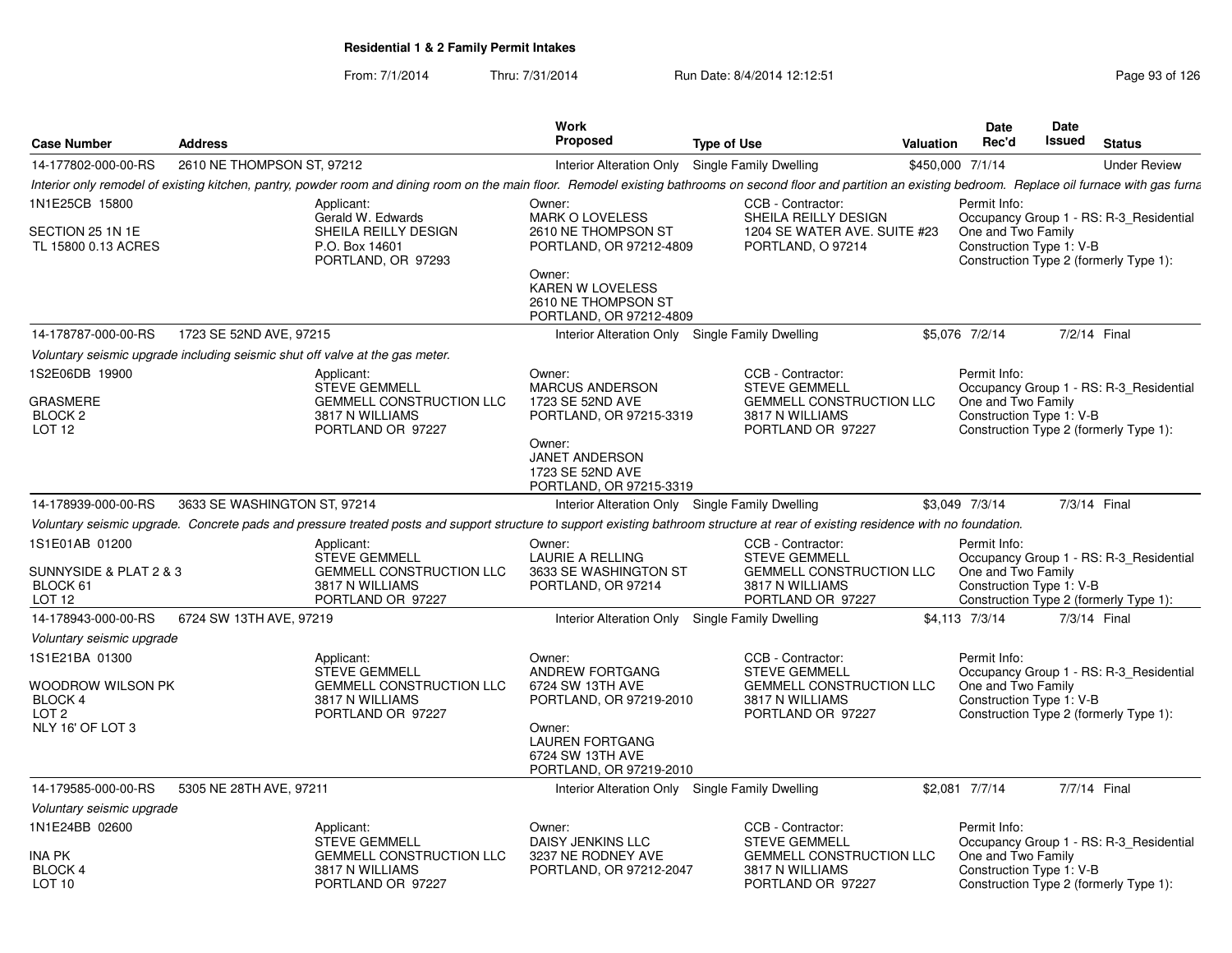**Residential 1 & 2 Family Permit Intakes**

From: 7/1/2014 Thru: 7/31/2014 Run Date: 8/4/2014 12:12:51

| Case Number | Address | Work Proposed | Type of Use | Valuation | Date Rec'd | Date Issued | Status |
|---|---|---|---|---|---|---|---|
| 14-177802-000-00-RS | 2610 NE THOMPSON ST, 97212 | Interior Alteration Only | Single Family Dwelling | $450,000 | 7/1/14 | | Under Review |

*Interior only remodel of existing kitchen, pantry, powder room and dining room on the main floor. Remodel existing bathrooms on second floor and partition an existing bedroom. Replace oil furnace with gas furna*

1N1E25CB 15800
SECTION 25 1N 1E
TL 15800 0.13 ACRES

Applicant: Gerald W. Edwards, SHEILA REILLY DESIGN, P.O. Box 14601, PORTLAND, OR 97293

Owner: MARK O LOVELESS, 2610 NE THOMPSON ST, PORTLAND, OR 97212-4809

Owner: KAREN W LOVELESS, 2610 NE THOMPSON ST, PORTLAND, OR 97212-4809

CCB - Contractor: SHEILA REILLY DESIGN, 1204 SE WATER AVE. SUITE #23, PORTLAND, O 97214

Permit Info: Occupancy Group 1 - RS: R-3_Residential One and Two Family; Construction Type 1: V-B; Construction Type 2 (formerly Type 1):

| Case Number | Address | Work Proposed | Type of Use | Valuation | Date Rec'd | Date Issued | Status |
|---|---|---|---|---|---|---|---|
| 14-178787-000-00-RS | 1723 SE 52ND AVE, 97215 | Interior Alteration Only | Single Family Dwelling | $5,076 | 7/2/14 | 7/2/14 | Final |

*Voluntary seismic upgrade including seismic shut off valve at the gas meter.*

1S2E06DB 19900
GRASMERE
BLOCK 2
LOT 12

Applicant: STEVE GEMMELL, GEMMELL CONSTRUCTION LLC, 3817 N WILLIAMS, PORTLAND OR 97227

Owner: MARCUS ANDERSON, 1723 SE 52ND AVE, PORTLAND, OR 97215-3319

Owner: JANET ANDERSON, 1723 SE 52ND AVE, PORTLAND, OR 97215-3319

CCB - Contractor: STEVE GEMMELL, GEMMELL CONSTRUCTION LLC, 3817 N WILLIAMS, PORTLAND OR 97227

Permit Info: Occupancy Group 1 - RS: R-3_Residential One and Two Family; Construction Type 1: V-B; Construction Type 2 (formerly Type 1):

| Case Number | Address | Work Proposed | Type of Use | Valuation | Date Rec'd | Date Issued | Status |
|---|---|---|---|---|---|---|---|
| 14-178939-000-00-RS | 3633 SE WASHINGTON ST, 97214 | Interior Alteration Only | Single Family Dwelling | $3,049 | 7/3/14 | 7/3/14 | Final |

*Voluntary seismic upgrade. Concrete pads and pressure treated posts and support structure to support existing bathroom structure at rear of existing residence with no foundation.*

1S1E01AB 01200
SUNNYSIDE & PLAT 2 & 3
BLOCK 61
LOT 12

Applicant: STEVE GEMMELL, GEMMELL CONSTRUCTION LLC, 3817 N WILLIAMS, PORTLAND OR 97227

Owner: LAURIE A RELLING, 3633 SE WASHINGTON ST, PORTLAND, OR 97214

CCB - Contractor: STEVE GEMMELL, GEMMELL CONSTRUCTION LLC, 3817 N WILLIAMS, PORTLAND OR 97227

Permit Info: Occupancy Group 1 - RS: R-3_Residential One and Two Family; Construction Type 1: V-B; Construction Type 2 (formerly Type 1):

| Case Number | Address | Work Proposed | Type of Use | Valuation | Date Rec'd | Date Issued | Status |
|---|---|---|---|---|---|---|---|
| 14-178943-000-00-RS | 6724 SW 13TH AVE, 97219 | Interior Alteration Only | Single Family Dwelling | $4,113 | 7/3/14 | 7/3/14 | Final |

*Voluntary seismic upgrade*

1S1E21BA 01300
WOODROW WILSON PK
BLOCK 4
LOT 2
NLY 16' OF LOT 3

Applicant: STEVE GEMMELL, GEMMELL CONSTRUCTION LLC, 3817 N WILLIAMS, PORTLAND OR 97227

Owner: ANDREW FORTGANG, 6724 SW 13TH AVE, PORTLAND, OR 97219-2010

Owner: LAUREN FORTGANG, 6724 SW 13TH AVE, PORTLAND, OR 97219-2010

CCB - Contractor: STEVE GEMMELL, GEMMELL CONSTRUCTION LLC, 3817 N WILLIAMS, PORTLAND OR 97227

Permit Info: Occupancy Group 1 - RS: R-3_Residential One and Two Family; Construction Type 1: V-B; Construction Type 2 (formerly Type 1):

| Case Number | Address | Work Proposed | Type of Use | Valuation | Date Rec'd | Date Issued | Status |
|---|---|---|---|---|---|---|---|
| 14-179585-000-00-RS | 5305 NE 28TH AVE, 97211 | Interior Alteration Only | Single Family Dwelling | $2,081 | 7/7/14 | 7/7/14 | Final |

*Voluntary seismic upgrade*

1N1E24BB 02600
INA PK
BLOCK 4
LOT 10

Applicant: STEVE GEMMELL, GEMMELL CONSTRUCTION LLC, 3817 N WILLIAMS, PORTLAND OR 97227

Owner: DAISY JENKINS LLC, 3237 NE RODNEY AVE, PORTLAND, OR 97212-2047

CCB - Contractor: STEVE GEMMELL, GEMMELL CONSTRUCTION LLC, 3817 N WILLIAMS, PORTLAND OR 97227

Permit Info: Occupancy Group 1 - RS: R-3_Residential One and Two Family; Construction Type 1: V-B; Construction Type 2 (formerly Type 1):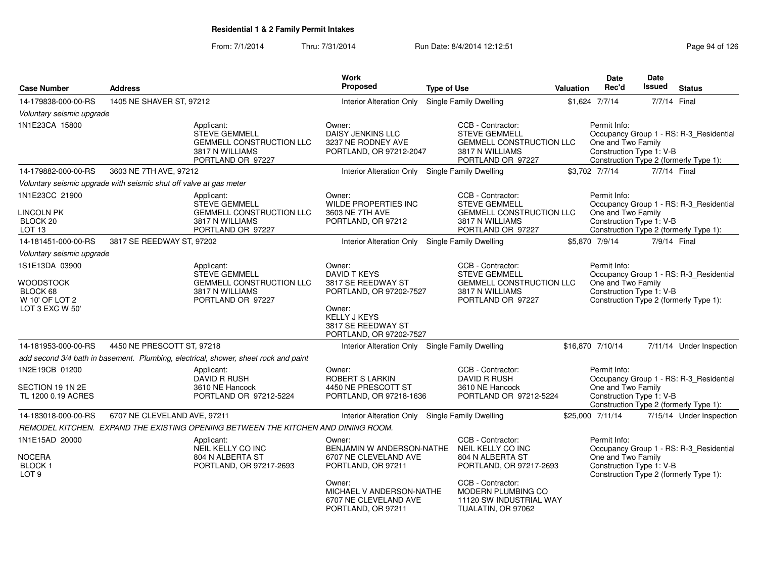**Residential 1 & 2 Family Permit Intakes**

From: 7/1/2014 Thru: 7/31/2014 Run Date: 8/4/2014 12:12:51

| Case Number | Address | Work Proposed | Type of Use | Valuation | Date Rec'd | Date Issued | Status |
|---|---|---|---|---|---|---|---|
| 14-179838-000-00-RS | 1405 NE SHAVER ST, 97212 | Interior Alteration Only | Single Family Dwelling | $1,624 | 7/7/14 | 7/7/14 | Final |

*Voluntary seismic upgrade*

1N1E23CA 15800

Applicant: STEVE GEMMELL, GEMMELL CONSTRUCTION LLC, 3817 N WILLIAMS, PORTLAND OR 97227

Owner: DAISY JENKINS LLC, 3237 NE RODNEY AVE, PORTLAND, OR 97212-2047

CCB - Contractor: STEVE GEMMELL, GEMMELL CONSTRUCTION LLC, 3817 N WILLIAMS, PORTLAND OR 97227

Permit Info: Occupancy Group 1 - RS: R-3_Residential One and Two Family; Construction Type 1: V-B; Construction Type 2 (formerly Type 1):

| Case Number | Address | Work Proposed | Type of Use | Valuation | Date Rec'd | Date Issued | Status |
|---|---|---|---|---|---|---|---|
| 14-179882-000-00-RS | 3603 NE 7TH AVE, 97212 | Interior Alteration Only | Single Family Dwelling | $3,702 | 7/7/14 | 7/7/14 | Final |

*Voluntary seismic upgrade with seismic shut off valve at gas meter*

1N1E23CC 21900
LINCOLN PK
BLOCK 20
LOT 13

Applicant: STEVE GEMMELL, GEMMELL CONSTRUCTION LLC, 3817 N WILLIAMS, PORTLAND OR 97227

Owner: WILDE PROPERTIES INC, 3603 NE 7TH AVE, PORTLAND, OR 97212

CCB - Contractor: STEVE GEMMELL, GEMMELL CONSTRUCTION LLC, 3817 N WILLIAMS, PORTLAND OR 97227

Permit Info: Occupancy Group 1 - RS: R-3_Residential One and Two Family; Construction Type 1: V-B; Construction Type 2 (formerly Type 1):

| Case Number | Address | Work Proposed | Type of Use | Valuation | Date Rec'd | Date Issued | Status |
|---|---|---|---|---|---|---|---|
| 14-181451-000-00-RS | 3817 SE REEDWAY ST, 97202 | Interior Alteration Only | Single Family Dwelling | $5,870 | 7/9/14 | 7/9/14 | Final |

*Voluntary seismic upgrade*

1S1E13DA 03900
WOODSTOCK
BLOCK 68
W 10' OF LOT 2
LOT 3 EXC W 50'

Applicant: STEVE GEMMELL, GEMMELL CONSTRUCTION LLC, 3817 N WILLIAMS, PORTLAND OR 97227

Owner: DAVID T KEYS, 3817 SE REEDWAY ST, PORTLAND, OR 97202-7527

Owner: KELLY J KEYS, 3817 SE REEDWAY ST, PORTLAND, OR 97202-7527

CCB - Contractor: STEVE GEMMELL, GEMMELL CONSTRUCTION LLC, 3817 N WILLIAMS, PORTLAND OR 97227

Permit Info: Occupancy Group 1 - RS: R-3_Residential One and Two Family; Construction Type 1: V-B; Construction Type 2 (formerly Type 1):

| Case Number | Address | Work Proposed | Type of Use | Valuation | Date Rec'd | Date Issued | Status |
|---|---|---|---|---|---|---|---|
| 14-181953-000-00-RS | 4450 NE PRESCOTT ST, 97218 | Interior Alteration Only | Single Family Dwelling | $16,870 | 7/10/14 | 7/11/14 | Under Inspection |

*add second 3/4 bath in basement. Plumbing, electrical, shower, sheet rock and paint*

1N2E19CB 01200
SECTION 19 1N 2E
TL 1200 0.19 ACRES

Applicant: DAVID R RUSH, 3610 NE Hancock, PORTLAND OR 97212-5224

Owner: ROBERT S LARKIN, 4450 NE PRESCOTT ST, PORTLAND, OR 97218-1636

CCB - Contractor: DAVID R RUSH, 3610 NE Hancock, PORTLAND OR 97212-5224

Permit Info: Occupancy Group 1 - RS: R-3_Residential One and Two Family; Construction Type 1: V-B; Construction Type 2 (formerly Type 1):

| Case Number | Address | Work Proposed | Type of Use | Valuation | Date Rec'd | Date Issued | Status |
|---|---|---|---|---|---|---|---|
| 14-183018-000-00-RS | 6707 NE CLEVELAND AVE, 97211 | Interior Alteration Only | Single Family Dwelling | $25,000 | 7/11/14 | 7/15/14 | Under Inspection |

*REMODEL KITCHEN. EXPAND THE EXISTING OPENING BETWEEN THE KITCHEN AND DINING ROOM.*

1N1E15AD 20000
NOCERA
BLOCK 1
LOT 9

Applicant: NEIL KELLY CO INC, 804 N ALBERTA ST, PORTLAND, OR 97217-2693

Owner: BENJAMIN W ANDERSON-NATHE, 6707 NE CLEVELAND AVE, PORTLAND, OR 97211

Owner: MICHAEL V ANDERSON-NATHE, 6707 NE CLEVELAND AVE, PORTLAND, OR 97211

CCB - Contractor: NEIL KELLY CO INC, 804 N ALBERTA ST, PORTLAND, OR 97217-2693

CCB - Contractor: MODERN PLUMBING CO, 11120 SW INDUSTRIAL WAY, TUALATIN, OR 97062

Permit Info: Occupancy Group 1 - RS: R-3_Residential One and Two Family; Construction Type 1: V-B; Construction Type 2 (formerly Type 1):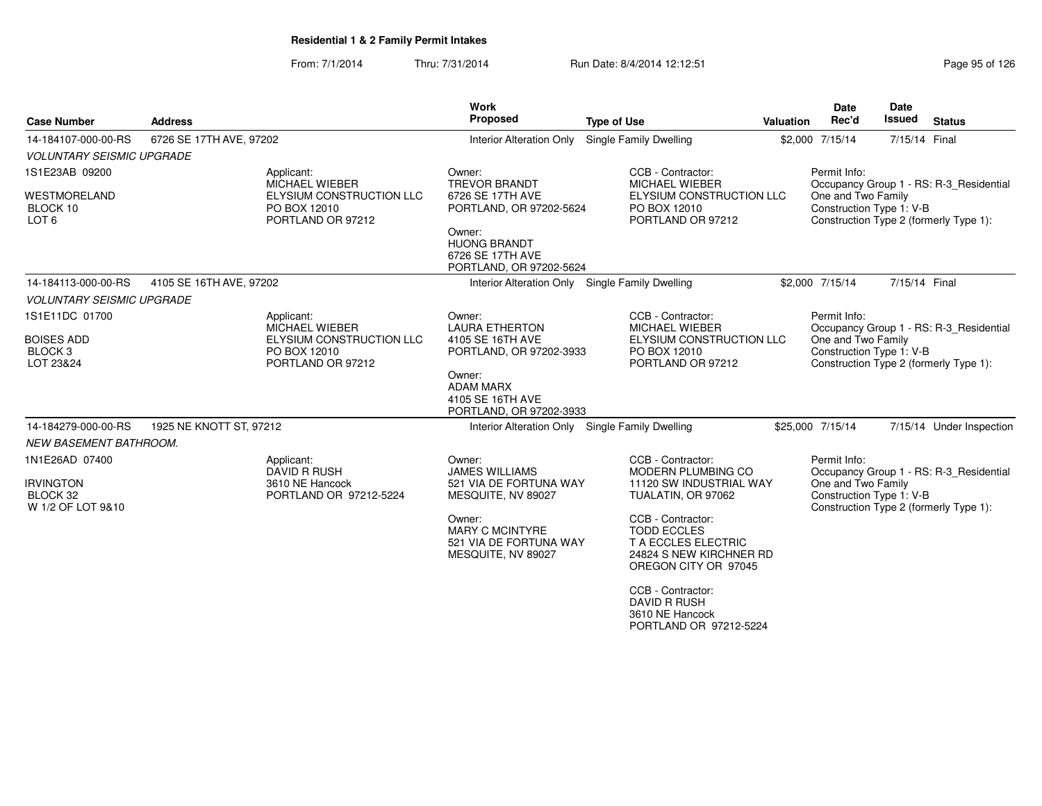**Residential 1 & 2 Family Permit Intakes**

From: 7/1/2014 Thru: 7/31/2014 Run Date: 8/4/2014 12:12:51

| Case Number | Address | Work Proposed | Type of Use | Valuation | Date Rec'd | Date Issued | Status |
|---|---|---|---|---|---|---|---|
| 14-184107-000-00-RS | 6726 SE 17TH AVE, 97202 | Interior Alteration Only | Single Family Dwelling | $2,000 | 7/15/14 | 7/15/14 | Final |

*VOLUNTARY SEISMIC UPGRADE*

1S1E23AB 09200

WESTMORELAND
BLOCK 10
LOT 6

Applicant:
MICHAEL WIEBER
ELYSIUM CONSTRUCTION LLC
PO BOX 12010
PORTLAND OR 97212

Owner:
TREVOR BRANDT
6726 SE 17TH AVE
PORTLAND, OR 97202-5624

Owner:
HUONG BRANDT
6726 SE 17TH AVE
PORTLAND, OR 97202-5624

CCB - Contractor:
MICHAEL WIEBER
ELYSIUM CONSTRUCTION LLC
PO BOX 12010
PORTLAND OR 97212

Permit Info:
Occupancy Group 1 - RS: R-3_Residential One and Two Family
Construction Type 1: V-B
Construction Type 2 (formerly Type 1):

| Case Number | Address | Work Proposed | Type of Use | Valuation | Date Rec'd | Date Issued | Status |
|---|---|---|---|---|---|---|---|
| 14-184113-000-00-RS | 4105 SE 16TH AVE, 97202 | Interior Alteration Only | Single Family Dwelling | $2,000 | 7/15/14 | 7/15/14 | Final |

*VOLUNTARY SEISMIC UPGRADE*

1S1E11DC 01700

BOISES ADD
BLOCK 3
LOT 23&24

Applicant:
MICHAEL WIEBER
ELYSIUM CONSTRUCTION LLC
PO BOX 12010
PORTLAND OR 97212

Owner:
LAURA ETHERTON
4105 SE 16TH AVE
PORTLAND, OR 97202-3933

Owner:
ADAM MARX
4105 SE 16TH AVE
PORTLAND, OR 97202-3933

CCB - Contractor:
MICHAEL WIEBER
ELYSIUM CONSTRUCTION LLC
PO BOX 12010
PORTLAND OR 97212

Permit Info:
Occupancy Group 1 - RS: R-3_Residential One and Two Family
Construction Type 1: V-B
Construction Type 2 (formerly Type 1):

| Case Number | Address | Work Proposed | Type of Use | Valuation | Date Rec'd | Date Issued | Status |
|---|---|---|---|---|---|---|---|
| 14-184279-000-00-RS | 1925 NE KNOTT ST, 97212 | Interior Alteration Only | Single Family Dwelling | $25,000 | 7/15/14 | 7/15/14 | Under Inspection |

*NEW BASEMENT BATHROOM.*

1N1E26AD 07400

IRVINGTON
BLOCK 32
W 1/2 OF LOT 9&10

Applicant:
DAVID R RUSH
3610 NE Hancock
PORTLAND OR 97212-5224

Owner:
JAMES WILLIAMS
521 VIA DE FORTUNA WAY
MESQUITE, NV 89027

Owner:
MARY C MCINTYRE
521 VIA DE FORTUNA WAY
MESQUITE, NV 89027

CCB - Contractor:
MODERN PLUMBING CO
11120 SW INDUSTRIAL WAY
TUALATIN, OR 97062

CCB - Contractor:
TODD ECCLES
T A ECCLES ELECTRIC
24824 S NEW KIRCHNER RD
OREGON CITY OR 97045

CCB - Contractor:
DAVID R RUSH
3610 NE Hancock
PORTLAND OR 97212-5224

Permit Info:
Occupancy Group 1 - RS: R-3_Residential One and Two Family
Construction Type 1: V-B
Construction Type 2 (formerly Type 1):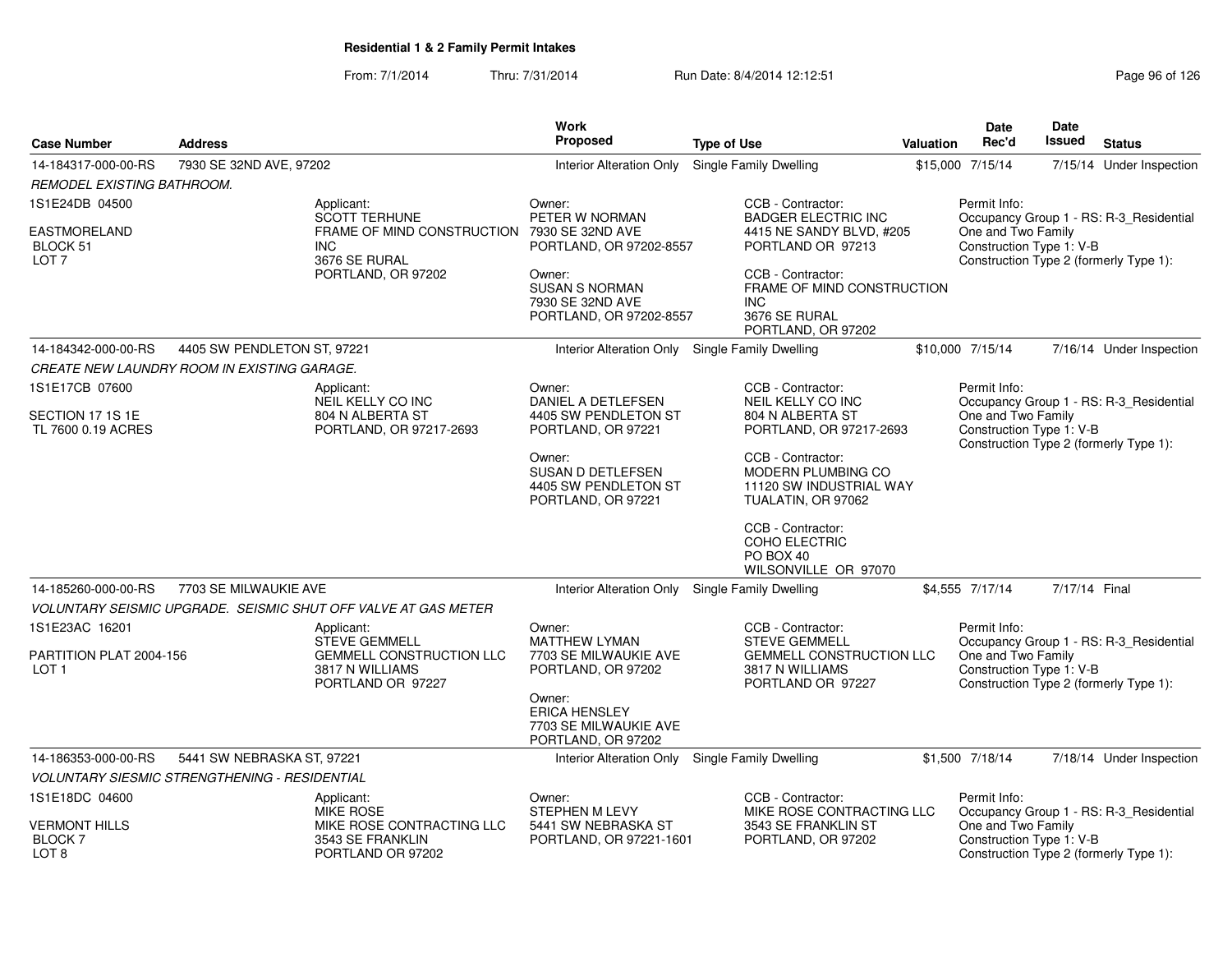## Residential 1 & 2 Family Permit Intakes

From: 7/1/2014 Thru: 7/31/2014 Run Date: 8/4/2014 12:12:51

| Case Number | Address | Work Proposed | Type of Use | Valuation | Date Rec'd | Date Issued | Status |
|---|---|---|---|---|---|---|---|
| 14-184317-000-00-RS | 7930 SE 32ND AVE, 97202 | Interior Alteration Only | Single Family Dwelling | $15,000 | 7/15/14 | 7/15/14 | Under Inspection |

*REMODEL EXISTING BATHROOM.*

1S1E24DB 04500
EASTMORELAND
BLOCK 51
LOT 7

Applicant:
SCOTT TERHUNE
FRAME OF MIND CONSTRUCTION INC
3676 SE RURAL
PORTLAND, OR 97202

Owner:
PETER W NORMAN
7930 SE 32ND AVE
PORTLAND, OR 97202-8557

Owner:
SUSAN S NORMAN
7930 SE 32ND AVE
PORTLAND, OR 97202-8557

CCB - Contractor:
BADGER ELECTRIC INC
4415 NE SANDY BLVD, #205
PORTLAND OR 97213

CCB - Contractor:
FRAME OF MIND CONSTRUCTION INC
3676 SE RURAL
PORTLAND, OR 97202

Permit Info:
Occupancy Group 1 - RS: R-3_Residential One and Two Family
Construction Type 1: V-B
Construction Type 2 (formerly Type 1):

| Case Number | Address | Work Proposed | Type of Use | Valuation | Date Rec'd | Date Issued | Status |
|---|---|---|---|---|---|---|---|
| 14-184342-000-00-RS | 4405 SW PENDLETON ST, 97221 | Interior Alteration Only | Single Family Dwelling | $10,000 | 7/15/14 | 7/16/14 | Under Inspection |

*CREATE NEW LAUNDRY ROOM IN EXISTING GARAGE.*

1S1E17CB 07600
SECTION 17 1S 1E
TL 7600 0.19 ACRES

Applicant:
NEIL KELLY CO INC
804 N ALBERTA ST
PORTLAND, OR 97217-2693

Owner:
DANIEL A DETLEFSEN
4405 SW PENDLETON ST
PORTLAND, OR 97221

Owner:
SUSAN D DETLEFSEN
4405 SW PENDLETON ST
PORTLAND, OR 97221

CCB - Contractor:
NEIL KELLY CO INC
804 N ALBERTA ST
PORTLAND, OR 97217-2693

CCB - Contractor:
MODERN PLUMBING CO
11120 SW INDUSTRIAL WAY
TUALATIN, OR 97062

CCB - Contractor:
COHO ELECTRIC
PO BOX 40
WILSONVILLE OR 97070

Permit Info:
Occupancy Group 1 - RS: R-3_Residential One and Two Family
Construction Type 1: V-B
Construction Type 2 (formerly Type 1):

| Case Number | Address | Work Proposed | Type of Use | Valuation | Date Rec'd | Date Issued | Status |
|---|---|---|---|---|---|---|---|
| 14-185260-000-00-RS | 7703 SE MILWAUKIE AVE | Interior Alteration Only | Single Family Dwelling | $4,555 | 7/17/14 | 7/17/14 | Final |

*VOLUNTARY SEISMIC UPGRADE. SEISMIC SHUT OFF VALVE AT GAS METER*

1S1E23AC 16201
PARTITION PLAT 2004-156
LOT 1

Applicant:
STEVE GEMMELL
GEMMELL CONSTRUCTION LLC
3817 N WILLIAMS
PORTLAND OR 97227

Owner:
MATTHEW LYMAN
7703 SE MILWAUKIE AVE
PORTLAND, OR 97202

Owner:
ERICA HENSLEY
7703 SE MILWAUKIE AVE
PORTLAND, OR 97202

CCB - Contractor:
STEVE GEMMELL
GEMMELL CONSTRUCTION LLC
3817 N WILLIAMS
PORTLAND OR 97227

Permit Info:
Occupancy Group 1 - RS: R-3_Residential One and Two Family
Construction Type 1: V-B
Construction Type 2 (formerly Type 1):

| Case Number | Address | Work Proposed | Type of Use | Valuation | Date Rec'd | Date Issued | Status |
|---|---|---|---|---|---|---|---|
| 14-186353-000-00-RS | 5441 SW NEBRASKA ST, 97221 | Interior Alteration Only | Single Family Dwelling | $1,500 | 7/18/14 | 7/18/14 | Under Inspection |

*VOLUNTARY SIESMIC STRENGTHENING - RESIDENTIAL*

1S1E18DC 04600
VERMONT HILLS
BLOCK 7
LOT 8

Applicant:
MIKE ROSE
MIKE ROSE CONTRACTING LLC
3543 SE FRANKLIN
PORTLAND OR 97202

Owner:
STEPHEN M LEVY
5441 SW NEBRASKA ST
PORTLAND, OR 97221-1601

CCB - Contractor:
MIKE ROSE CONTRACTING LLC
3543 SE FRANKLIN ST
PORTLAND, OR 97202

Permit Info:
Occupancy Group 1 - RS: R-3_Residential One and Two Family
Construction Type 1: V-B
Construction Type 2 (formerly Type 1):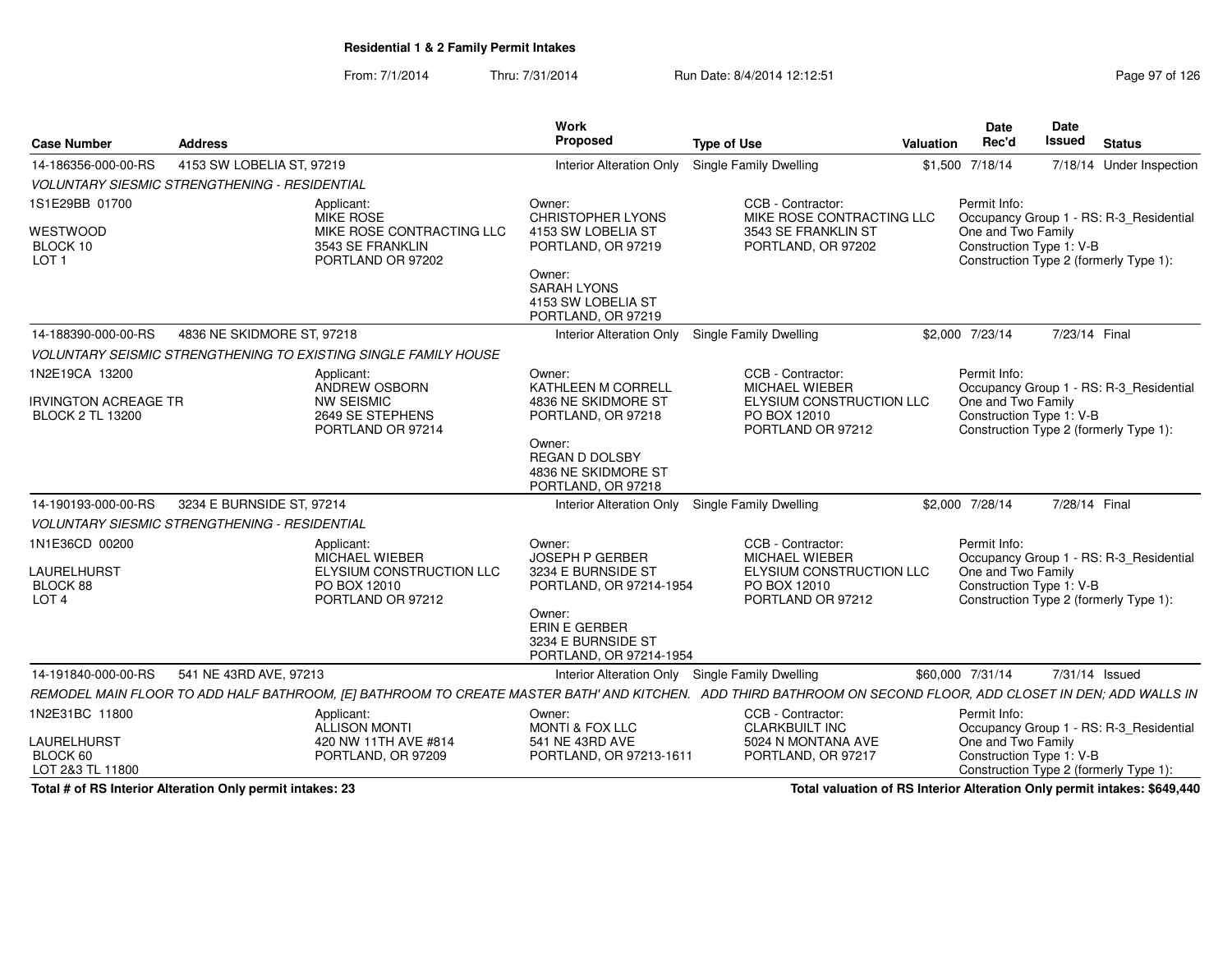**Residential 1 & 2 Family Permit Intakes**

From: 7/1/2014 Thru: 7/31/2014 Run Date: 8/4/2014 12:12:51

| Case Number | Address | Work Proposed | Type of Use | Valuation | Date Rec'd | Date Issued | Status |
|---|---|---|---|---|---|---|---|
| 14-186356-000-00-RS | 4153 SW LOBELIA ST, 97219 | Interior Alteration Only | Single Family Dwelling | $1,500 | 7/18/14 | 7/18/14 | Under Inspection |

*VOLUNTARY SIESMIC STRENGTHENING - RESIDENTIAL*

1S1E29BB 01700
WESTWOOD
BLOCK 10
LOT 1

Applicant:
MIKE ROSE
MIKE ROSE CONTRACTING LLC
3543 SE FRANKLIN
PORTLAND OR 97202

Owner:
CHRISTOPHER LYONS
4153 SW LOBELIA ST
PORTLAND, OR 97219

Owner:
SARAH LYONS
4153 SW LOBELIA ST
PORTLAND, OR 97219

CCB - Contractor:
MIKE ROSE CONTRACTING LLC
3543 SE FRANKLIN ST
PORTLAND, OR 97202

Permit Info:
Occupancy Group 1 - RS: R-3_Residential One and Two Family
Construction Type 1: V-B
Construction Type 2 (formerly Type 1):

| Case Number | Address | Work Proposed | Type of Use | Valuation | Date Rec'd | Date Issued | Status |
|---|---|---|---|---|---|---|---|
| 14-188390-000-00-RS | 4836 NE SKIDMORE ST, 97218 | Interior Alteration Only | Single Family Dwelling | $2,000 | 7/23/14 | 7/23/14 | Final |

*VOLUNTARY SEISMIC STRENGTHENING TO EXISTING SINGLE FAMILY HOUSE*

1N2E19CA 13200
IRVINGTON ACREAGE TR
BLOCK 2 TL 13200

Applicant:
ANDREW OSBORN
NW SEISMIC
2649 SE STEPHENS
PORTLAND OR 97214

Owner:
KATHLEEN M CORRELL
4836 NE SKIDMORE ST
PORTLAND, OR 97218

Owner:
REGAN D DOLSBY
4836 NE SKIDMORE ST
PORTLAND, OR 97218

CCB - Contractor:
MICHAEL WIEBER
ELYSIUM CONSTRUCTION LLC
PO BOX 12010
PORTLAND OR 97212

Permit Info:
Occupancy Group 1 - RS: R-3_Residential One and Two Family
Construction Type 1: V-B
Construction Type 2 (formerly Type 1):

| Case Number | Address | Work Proposed | Type of Use | Valuation | Date Rec'd | Date Issued | Status |
|---|---|---|---|---|---|---|---|
| 14-190193-000-00-RS | 3234 E BURNSIDE ST, 97214 | Interior Alteration Only | Single Family Dwelling | $2,000 | 7/28/14 | 7/28/14 | Final |

*VOLUNTARY SIESMIC STRENGTHENING - RESIDENTIAL*

1N1E36CD 00200
LAURELHURST
BLOCK 88
LOT 4

Applicant:
MICHAEL WIEBER
ELYSIUM CONSTRUCTION LLC
PO BOX 12010
PORTLAND OR 97212

Owner:
JOSEPH P GERBER
3234 E BURNSIDE ST
PORTLAND, OR 97214-1954

Owner:
ERIN E GERBER
3234 E BURNSIDE ST
PORTLAND, OR 97214-1954

CCB - Contractor:
MICHAEL WIEBER
ELYSIUM CONSTRUCTION LLC
PO BOX 12010
PORTLAND OR 97212

Permit Info:
Occupancy Group 1 - RS: R-3_Residential One and Two Family
Construction Type 1: V-B
Construction Type 2 (formerly Type 1):

| Case Number | Address | Work Proposed | Type of Use | Valuation | Date Rec'd | Date Issued | Status |
|---|---|---|---|---|---|---|---|
| 14-191840-000-00-RS | 541 NE 43RD AVE, 97213 | Interior Alteration Only | Single Family Dwelling | $60,000 | 7/31/14 | 7/31/14 | Issued |

*REMODEL MAIN FLOOR TO ADD HALF BATHROOM, [E] BATHROOM TO CREATE MASTER BATH' AND KITCHEN. ADD THIRD BATHROOM ON SECOND FLOOR, ADD CLOSET IN DEN; ADD WALLS IN*

1N2E31BC 11800
LAURELHURST
BLOCK 60
LOT 2&3 TL 11800

Applicant:
ALLISON MONTI
420 NW 11TH AVE #814
PORTLAND, OR 97209

Owner:
MONTI & FOX LLC
541 NE 43RD AVE
PORTLAND, OR 97213-1611

CCB - Contractor:
CLARKBUILT INC
5024 N MONTANA AVE
PORTLAND, OR 97217

Permit Info:
Occupancy Group 1 - RS: R-3_Residential One and Two Family
Construction Type 1: V-B
Construction Type 2 (formerly Type 1):

**Total # of RS Interior Alteration Only permit intakes: 23**

**Total valuation of RS Interior Alteration Only permit intakes: $649,440**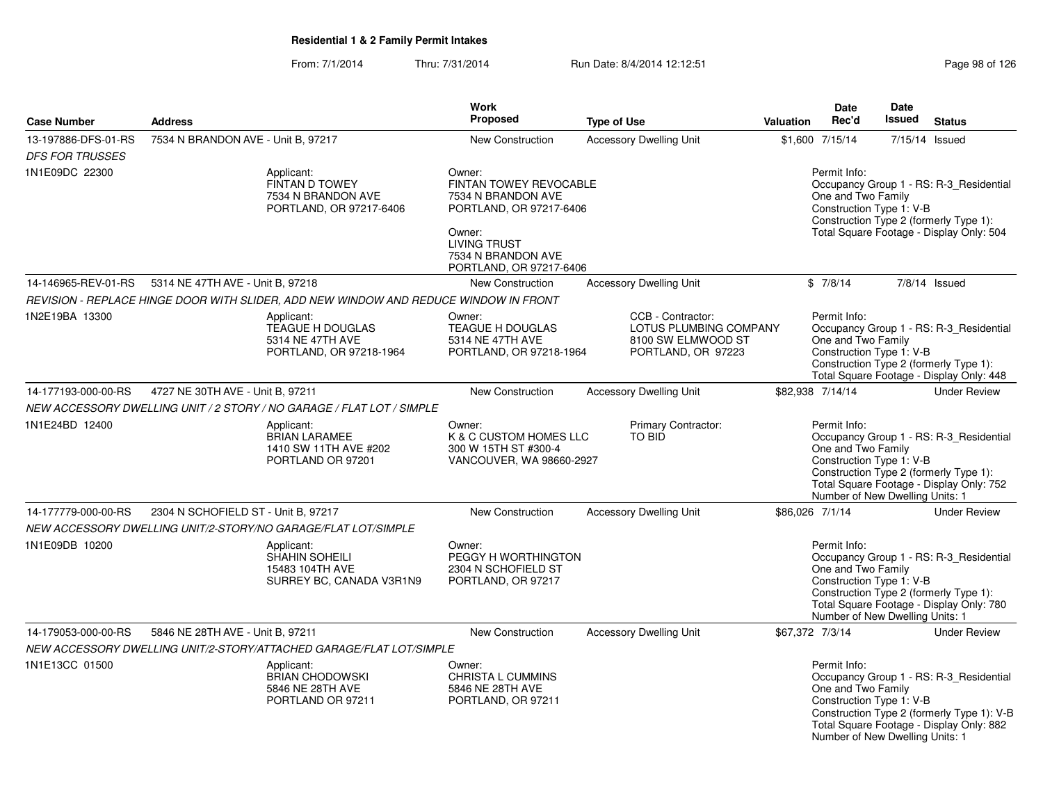# Residential 1 & 2 Family Permit Intakes

From: 7/1/2014 Thru: 7/31/2014 Run Date: 8/4/2014 12:12:51

| Case Number | Address | Work Proposed | Type of Use | Valuation | Date Rec'd | Date Issued | Status |
|---|---|---|---|---|---|---|---|
| 13-197886-DFS-01-RS | 7534 N BRANDON AVE - Unit B, 97217 | New Construction | Accessory Dwelling Unit | $1,600 | 7/15/14 | 7/15/14 | Issued |
| *DFS FOR TRUSSES* | | | | | | | |
| 1N1E09DC 22300 | Applicant: FINTAN D TOWEY 7534 N BRANDON AVE PORTLAND, OR 97217-6406 | Owner: FINTAN TOWEY REVOCABLE 7534 N BRANDON AVE PORTLAND, OR 97217-6406; Owner: LIVING TRUST 7534 N BRANDON AVE PORTLAND, OR 97217-6406 | | Permit Info: Occupancy Group 1 - RS: R-3_Residential One and Two Family; Construction Type 1: V-B; Construction Type 2 (formerly Type 1):; Total Square Footage - Display Only: 504 | | | |
| 14-146965-REV-01-RS | 5314 NE 47TH AVE - Unit B, 97218 | New Construction | Accessory Dwelling Unit | $ | 7/8/14 | 7/8/14 | Issued |
| *REVISION - REPLACE HINGE DOOR WITH SLIDER, ADD NEW WINDOW AND REDUCE WINDOW IN FRONT* | | | | | | | |
| 1N2E19BA 13300 | Applicant: TEAGUE H DOUGLAS 5314 NE 47TH AVE PORTLAND, OR 97218-1964 | Owner: TEAGUE H DOUGLAS 5314 NE 47TH AVE PORTLAND, OR 97218-1964 | CCB - Contractor: LOTUS PLUMBING COMPANY 8100 SW ELMWOOD ST PORTLAND, OR 97223 | Permit Info: Occupancy Group 1 - RS: R-3_Residential One and Two Family; Construction Type 1: V-B; Construction Type 2 (formerly Type 1):; Total Square Footage - Display Only: 448 | | | |
| 14-177193-000-00-RS | 4727 NE 30TH AVE - Unit B, 97211 | New Construction | Accessory Dwelling Unit | $82,938 | 7/14/14 | | Under Review |
| *NEW ACCESSORY DWELLING UNIT / 2 STORY / NO GARAGE / FLAT LOT / SIMPLE* | | | | | | | |
| 1N1E24BD 12400 | Applicant: BRIAN LARAMEE 1410 SW 11TH AVE #202 PORTLAND OR 97201 | Owner: K & C CUSTOM HOMES LLC 300 W 15TH ST #300-4 VANCOUVER, WA 98660-2927 | Primary Contractor: TO BID | Permit Info: Occupancy Group 1 - RS: R-3_Residential One and Two Family; Construction Type 1: V-B; Construction Type 2 (formerly Type 1):; Total Square Footage - Display Only: 752; Number of New Dwelling Units: 1 | | | |
| 14-177779-000-00-RS | 2304 N SCHOFIELD ST - Unit B, 97217 | New Construction | Accessory Dwelling Unit | $86,026 | 7/1/14 | | Under Review |
| *NEW ACCESSORY DWELLING UNIT/2-STORY/NO GARAGE/FLAT LOT/SIMPLE* | | | | | | | |
| 1N1E09DB 10200 | Applicant: SHAHIN SOHEILI 15483 104TH AVE SURREY BC, CANADA V3R1N9 | Owner: PEGGY H WORTHINGTON 2304 N SCHOFIELD ST PORTLAND, OR 97217 | | Permit Info: Occupancy Group 1 - RS: R-3_Residential One and Two Family; Construction Type 1: V-B; Construction Type 2 (formerly Type 1):; Total Square Footage - Display Only: 780; Number of New Dwelling Units: 1 | | | |
| 14-179053-000-00-RS | 5846 NE 28TH AVE - Unit B, 97211 | New Construction | Accessory Dwelling Unit | $67,372 | 7/3/14 | | Under Review |
| *NEW ACCESSORY DWELLING UNIT/2-STORY/ATTACHED GARAGE/FLAT LOT/SIMPLE* | | | | | | | |
| 1N1E13CC 01500 | Applicant: BRIAN CHODOWSKI 5846 NE 28TH AVE PORTLAND OR 97211 | Owner: CHRISTA L CUMMINS 5846 NE 28TH AVE PORTLAND, OR 97211 | | Permit Info: Occupancy Group 1 - RS: R-3_Residential One and Two Family; Construction Type 1: V-B; Construction Type 2 (formerly Type 1): V-B; Total Square Footage - Display Only: 882; Number of New Dwelling Units: 1 | | | |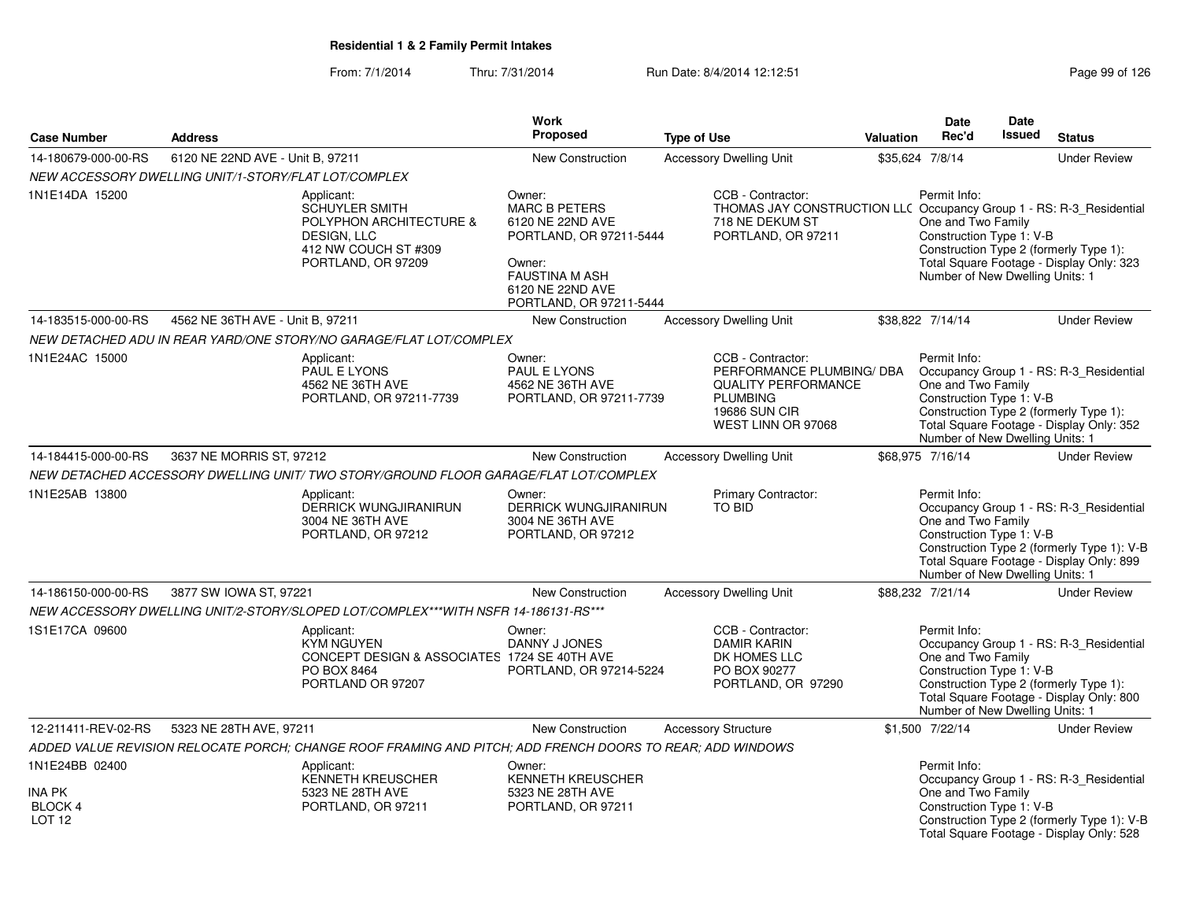**Residential 1 & 2 Family Permit Intakes**

From: 7/1/2014 Thru: 7/31/2014 Run Date: 8/4/2014 12:12:51

| Case Number | Address | Work Proposed | Type of Use | Valuation | Date Rec'd | Date Issued | Status |
|---|---|---|---|---|---|---|---|
| 14-180679-000-00-RS | 6120 NE 22ND AVE - Unit B, 97211 | New Construction | Accessory Dwelling Unit | $35,624 | 7/8/14 | | Under Review |
| 14-183515-000-00-RS | 4562 NE 36TH AVE - Unit B, 97211 | New Construction | Accessory Dwelling Unit | $38,822 | 7/14/14 | | Under Review |
| 14-184415-000-00-RS | 3637 NE MORRIS ST, 97212 | New Construction | Accessory Dwelling Unit | $68,975 | 7/16/14 | | Under Review |
| 14-186150-000-00-RS | 3877 SW IOWA ST, 97221 | New Construction | Accessory Dwelling Unit | $88,232 | 7/21/14 | | Under Review |
| 12-211411-REV-02-RS | 5323 NE 28TH AVE, 97211 | New Construction | Accessory Structure | $1,500 | 7/22/14 | | Under Review |

**14-180679-000-00-RS** — 6120 NE 22ND AVE - Unit B, 97211

*NEW ACCESSORY DWELLING UNIT/1-STORY/FLAT LOT/COMPLEX*

1N1E14DA 15200

Applicant: SCHUYLER SMITH, POLYPHON ARCHITECTURE & DESIGN, LLC, 412 NW COUCH ST #309, PORTLAND, OR 97209

Owner: MARC B PETERS, 6120 NE 22ND AVE, PORTLAND, OR 97211-5444

Owner: FAUSTINA M ASH, 6120 NE 22ND AVE, PORTLAND, OR 97211-5444

CCB - Contractor: THOMAS JAY CONSTRUCTION LLC, 718 NE DEKUM ST, PORTLAND, OR 97211

Permit Info: Occupancy Group 1 - RS: R-3_Residential One and Two Family; Construction Type 1: V-B; Construction Type 2 (formerly Type 1):; Total Square Footage - Display Only: 323; Number of New Dwelling Units: 1

**14-183515-000-00-RS** — 4562 NE 36TH AVE - Unit B, 97211

*NEW DETACHED ADU IN REAR YARD/ONE STORY/NO GARAGE/FLAT LOT/COMPLEX*

1N1E24AC 15000

Applicant: PAUL E LYONS, 4562 NE 36TH AVE, PORTLAND, OR 97211-7739

Owner: PAUL E LYONS, 4562 NE 36TH AVE, PORTLAND, OR 97211-7739

CCB - Contractor: PERFORMANCE PLUMBING/ DBA QUALITY PERFORMANCE PLUMBING, 19686 SUN CIR, WEST LINN OR 97068

Permit Info: Occupancy Group 1 - RS: R-3_Residential One and Two Family; Construction Type 1: V-B; Construction Type 2 (formerly Type 1):; Total Square Footage - Display Only: 352; Number of New Dwelling Units: 1

**14-184415-000-00-RS** — 3637 NE MORRIS ST, 97212

*NEW DETACHED ACCESSORY DWELLING UNIT/ TWO STORY/GROUND FLOOR GARAGE/FLAT LOT/COMPLEX*

1N1E25AB 13800

Applicant: DERRICK WUNGJIRANIRUN, 3004 NE 36TH AVE, PORTLAND, OR 97212

Owner: DERRICK WUNGJIRANIRUN, 3004 NE 36TH AVE, PORTLAND, OR 97212

Primary Contractor: TO BID

Permit Info: Occupancy Group 1 - RS: R-3_Residential One and Two Family; Construction Type 1: V-B; Construction Type 2 (formerly Type 1): V-B; Total Square Footage - Display Only: 899; Number of New Dwelling Units: 1

**14-186150-000-00-RS** — 3877 SW IOWA ST, 97221

*NEW ACCESSORY DWELLING UNIT/2-STORY/SLOPED LOT/COMPLEX***WITH NSFR 14-186131-RS****

1S1E17CA 09600

Applicant: KYM NGUYEN, CONCEPT DESIGN & ASSOCIATES, PO BOX 8464, PORTLAND OR 97207

Owner: DANNY J JONES, 1724 SE 40TH AVE, PORTLAND, OR 97214-5224

CCB - Contractor: DAMIR KARIN, DK HOMES LLC, PO BOX 90277, PORTLAND, OR 97290

Permit Info: Occupancy Group 1 - RS: R-3_Residential One and Two Family; Construction Type 1: V-B; Construction Type 2 (formerly Type 1):; Total Square Footage - Display Only: 800; Number of New Dwelling Units: 1

**12-211411-REV-02-RS** — 5323 NE 28TH AVE, 97211

*ADDED VALUE REVISION RELOCATE PORCH; CHANGE ROOF FRAMING AND PITCH; ADD FRENCH DOORS TO REAR; ADD WINDOWS*

1N1E24BB 02400

INA PK
BLOCK 4
LOT 12

Applicant: KENNETH KREUSCHER, 5323 NE 28TH AVE, PORTLAND, OR 97211

Owner: KENNETH KREUSCHER, 5323 NE 28TH AVE, PORTLAND, OR 97211

Permit Info: Occupancy Group 1 - RS: R-3_Residential One and Two Family; Construction Type 1: V-B; Construction Type 2 (formerly Type 1): V-B; Total Square Footage - Display Only: 528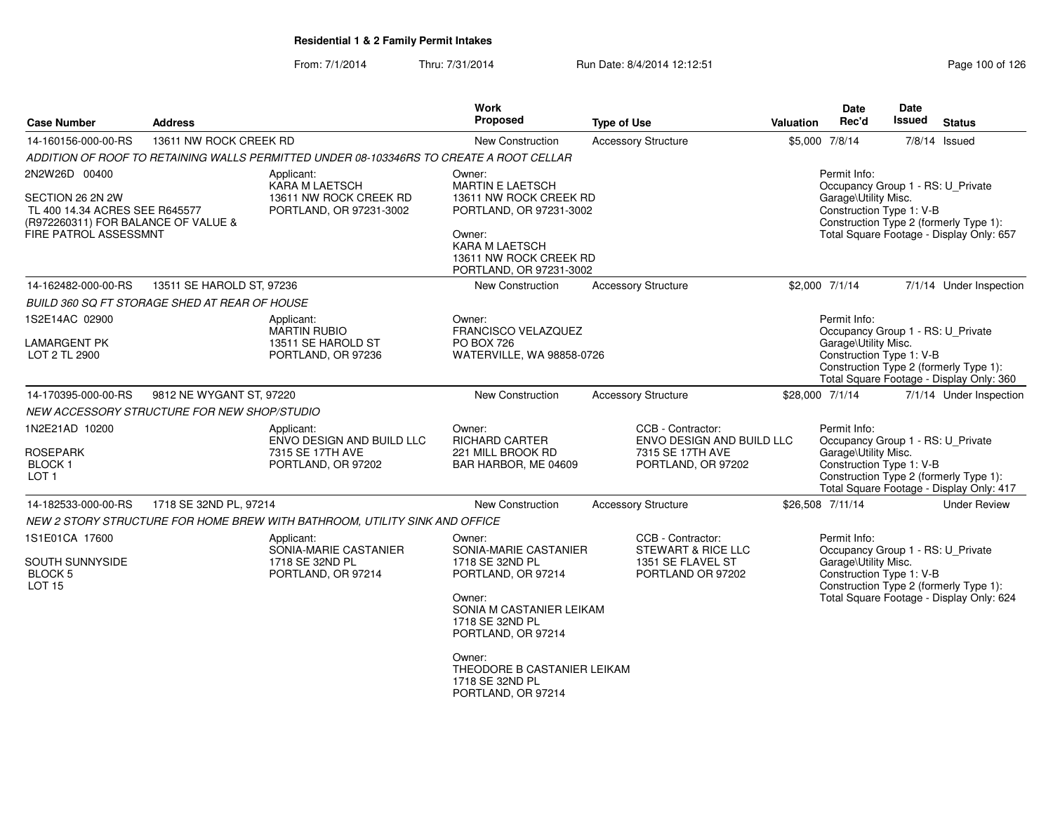**Residential 1 & 2 Family Permit Intakes**

From: 7/1/2014 Thru: 7/31/2014 Run Date: 8/4/2014 12:12:51

| Case Number | Address | Work Proposed | Type of Use | Valuation | Date Rec'd | Date Issued | Status |
|---|---|---|---|---|---|---|---|
| 14-160156-000-00-RS | 13611 NW ROCK CREEK RD | New Construction | Accessory Structure | $5,000 | 7/8/14 | 7/8/14 | Issued |

ADDITION OF ROOF TO RETAINING WALLS PERMITTED UNDER 08-103346RS TO CREATE A ROOT CELLAR

2N2W26D 00400

SECTION 26 2N 2W
TL 400 14.34 ACRES SEE R645577 (R972260311) FOR BALANCE OF VALUE & FIRE PATROL ASSESSMNT

Applicant:
KARA M LAETSCH
13611 NW ROCK CREEK RD
PORTLAND, OR 97231-3002

Owner:
MARTIN E LAETSCH
13611 NW ROCK CREEK RD
PORTLAND, OR 97231-3002

Owner:
KARA M LAETSCH
13611 NW ROCK CREEK RD
PORTLAND, OR 97231-3002

Permit Info:
Occupancy Group 1 - RS: U_Private Garage\Utility Misc.
Construction Type 1: V-B
Construction Type 2 (formerly Type 1):
Total Square Footage - Display Only: 657

| Case Number | Address | Work Proposed | Type of Use | Valuation | Date Rec'd | Date Issued | Status |
|---|---|---|---|---|---|---|---|
| 14-162482-000-00-RS | 13511 SE HAROLD ST, 97236 | New Construction | Accessory Structure | $2,000 | 7/1/14 | 7/1/14 | Under Inspection |

BUILD 360 SQ FT STORAGE SHED AT REAR OF HOUSE

1S2E14AC 02900

LAMARGENT PK
LOT 2 TL 2900

Applicant:
MARTIN RUBIO
13511 SE HAROLD ST
PORTLAND, OR 97236

Owner:
FRANCISCO VELAZQUEZ
PO BOX 726
WATERVILLE, WA 98858-0726

Permit Info:
Occupancy Group 1 - RS: U_Private Garage\Utility Misc.
Construction Type 1: V-B
Construction Type 2 (formerly Type 1):
Total Square Footage - Display Only: 360

| Case Number | Address | Work Proposed | Type of Use | Valuation | Date Rec'd | Date Issued | Status |
|---|---|---|---|---|---|---|---|
| 14-170395-000-00-RS | 9812 NE WYGANT ST, 97220 | New Construction | Accessory Structure | $28,000 | 7/1/14 | 7/1/14 | Under Inspection |

NEW ACCESSORY STRUCTURE FOR NEW SHOP/STUDIO

1N2E21AD 10200

ROSEPARK
BLOCK 1
LOT 1

Applicant:
ENVO DESIGN AND BUILD LLC
7315 SE 17TH AVE
PORTLAND, OR 97202

Owner:
RICHARD CARTER
221 MILL BROOK RD
BAR HARBOR, ME 04609

CCB - Contractor:
ENVO DESIGN AND BUILD LLC
7315 SE 17TH AVE
PORTLAND, OR 97202

Permit Info:
Occupancy Group 1 - RS: U_Private Garage\Utility Misc.
Construction Type 1: V-B
Construction Type 2 (formerly Type 1):
Total Square Footage - Display Only: 417

| Case Number | Address | Work Proposed | Type of Use | Valuation | Date Rec'd | Date Issued | Status |
|---|---|---|---|---|---|---|---|
| 14-182533-000-00-RS | 1718 SE 32ND PL, 97214 | New Construction | Accessory Structure | $26,508 | 7/11/14 | | Under Review |

NEW 2 STORY STRUCTURE FOR HOME BREW WITH BATHROOM, UTILITY SINK AND OFFICE

1S1E01CA 17600

SOUTH SUNNYSIDE
BLOCK 5
LOT 15

Applicant:
SONIA-MARIE CASTANIER
1718 SE 32ND PL
PORTLAND, OR 97214

Owner:
SONIA-MARIE CASTANIER
1718 SE 32ND PL
PORTLAND, OR 97214

Owner:
SONIA M CASTANIER LEIKAM
1718 SE 32ND PL
PORTLAND, OR 97214

Owner:
THEODORE B CASTANIER LEIKAM
1718 SE 32ND PL
PORTLAND, OR 97214

CCB - Contractor:
STEWART & RICE LLC
1351 SE FLAVEL ST
PORTLAND OR 97202

Permit Info:
Occupancy Group 1 - RS: U_Private Garage\Utility Misc.
Construction Type 1: V-B
Construction Type 2 (formerly Type 1):
Total Square Footage - Display Only: 624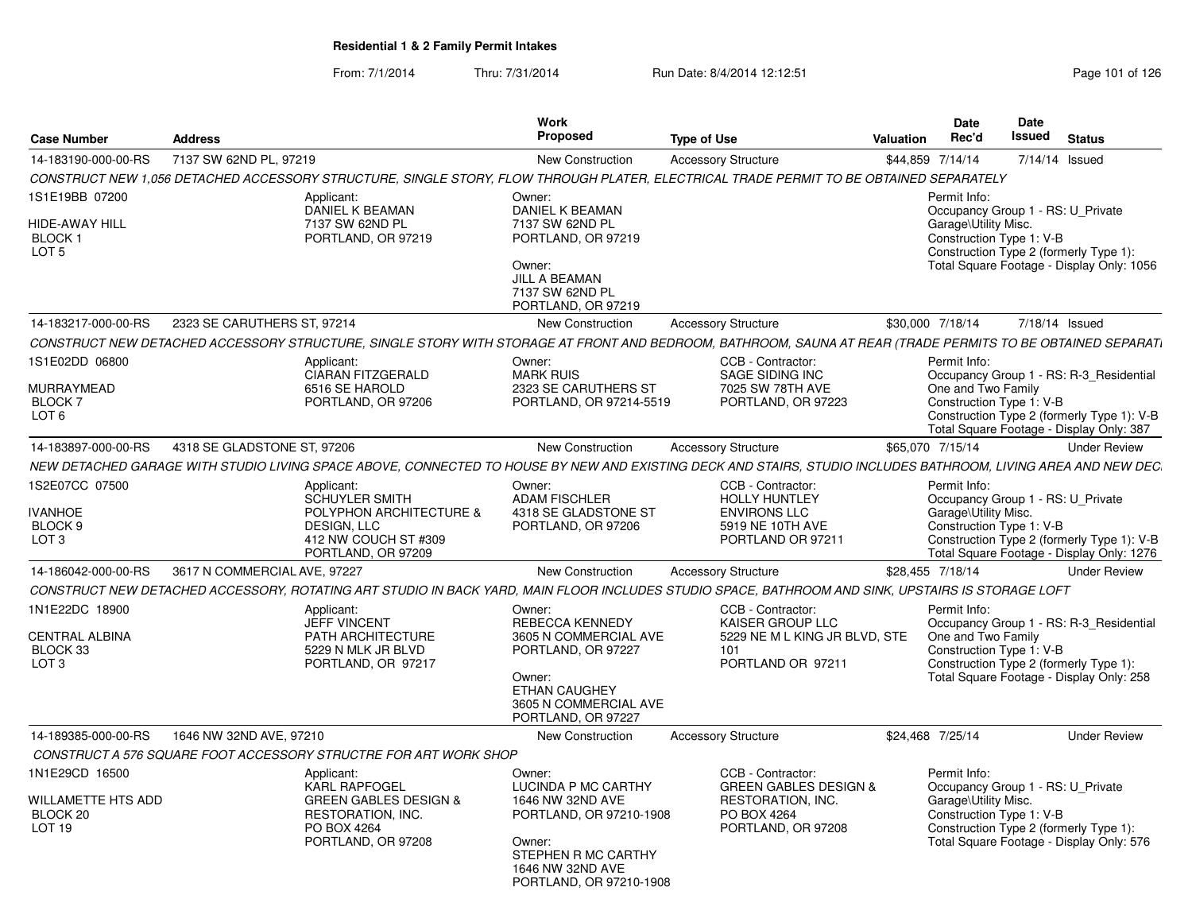## Residential 1 & 2 Family Permit Intakes

From: 7/1/2014 Thru: 7/31/2014 Run Date: 8/4/2014 12:12:51

| Case Number | Address | Work Proposed | Type of Use | Valuation | Date Rec'd | Date Issued | Status |
|---|---|---|---|---|---|---|---|
| 14-183190-000-00-RS | 7137 SW 62ND PL, 97219 | New Construction | Accessory Structure | $44,859 | 7/14/14 | 7/14/14 | Issued |

CONSTRUCT NEW 1,056 DETACHED ACCESSORY STRUCTURE, SINGLE STORY, FLOW THROUGH PLATER, ELECTRICAL TRADE PERMIT TO BE OBTAINED SEPARATELY

1S1E19BB 07200
HIDE-AWAY HILL
BLOCK 1
LOT 5

Applicant:
DANIEL K BEAMAN
7137 SW 62ND PL
PORTLAND, OR 97219

Owner:
DANIEL K BEAMAN
7137 SW 62ND PL
PORTLAND, OR 97219

Owner:
JILL A BEAMAN
7137 SW 62ND PL
PORTLAND, OR 97219

Permit Info:
Occupancy Group 1 - RS: U_Private Garage\Utility Misc.
Construction Type 1: V-B
Construction Type 2 (formerly Type 1):
Total Square Footage - Display Only: 1056

| Case Number | Address | Work Proposed | Type of Use | Valuation | Date Rec'd | Date Issued | Status |
|---|---|---|---|---|---|---|---|
| 14-183217-000-00-RS | 2323 SE CARUTHERS ST, 97214 | New Construction | Accessory Structure | $30,000 | 7/18/14 | 7/18/14 | Issued |

CONSTRUCT NEW DETACHED ACCESSORY STRUCTURE, SINGLE STORY WITH STORAGE AT FRONT AND BEDROOM, BATHROOM, SAUNA AT REAR (TRADE PERMITS TO BE OBTAINED SEPARATI

1S1E02DD 06800
MURRAYMEAD
BLOCK 7
LOT 6

Applicant:
CIARAN FITZGERALD
6516 SE HAROLD
PORTLAND, OR 97206

Owner:
MARK RUIS
2323 SE CARUTHERS ST
PORTLAND, OR 97214-5519

CCB - Contractor:
SAGE SIDING INC
7025 SW 78TH AVE
PORTLAND, OR 97223

Permit Info:
Occupancy Group 1 - RS: R-3_Residential One and Two Family
Construction Type 1: V-B
Construction Type 2 (formerly Type 1): V-B
Total Square Footage - Display Only: 387

| Case Number | Address | Work Proposed | Type of Use | Valuation | Date Rec'd | Date Issued | Status |
|---|---|---|---|---|---|---|---|
| 14-183897-000-00-RS | 4318 SE GLADSTONE ST, 97206 | New Construction | Accessory Structure | $65,070 | 7/15/14 | | Under Review |

NEW DETACHED GARAGE WITH STUDIO LIVING SPACE ABOVE, CONNECTED TO HOUSE BY NEW AND EXISTING DECK AND STAIRS, STUDIO INCLUDES BATHROOM, LIVING AREA AND NEW DEC

1S2E07CC 07500
IVANHOE
BLOCK 9
LOT 3

Applicant:
SCHUYLER SMITH
POLYPHON ARCHITECTURE & DESIGN, LLC
412 NW COUCH ST #309
PORTLAND, OR 97209

Owner:
ADAM FISCHLER
4318 SE GLADSTONE ST
PORTLAND, OR 97206

CCB - Contractor:
HOLLY HUNTLEY
ENVIRONS LLC
5919 NE 10TH AVE
PORTLAND OR 97211

Permit Info:
Occupancy Group 1 - RS: U_Private Garage\Utility Misc.
Construction Type 1: V-B
Construction Type 2 (formerly Type 1): V-B
Total Square Footage - Display Only: 1276

| Case Number | Address | Work Proposed | Type of Use | Valuation | Date Rec'd | Date Issued | Status |
|---|---|---|---|---|---|---|---|
| 14-186042-000-00-RS | 3617 N COMMERCIAL AVE, 97227 | New Construction | Accessory Structure | $28,455 | 7/18/14 | | Under Review |

CONSTRUCT NEW DETACHED ACCESSORY, ROTATING ART STUDIO IN BACK YARD, MAIN FLOOR INCLUDES STUDIO SPACE, BATHROOM AND SINK, UPSTAIRS IS STORAGE LOFT

1N1E22DC 18900
CENTRAL ALBINA
BLOCK 33
LOT 3

Applicant:
JEFF VINCENT
PATH ARCHITECTURE
5229 N MLK JR BLVD
PORTLAND, OR 97217

Owner:
REBECCA KENNEDY
3605 N COMMERCIAL AVE
PORTLAND, OR 97227

Owner:
ETHAN CAUGHEY
3605 N COMMERCIAL AVE
PORTLAND, OR 97227

CCB - Contractor:
KAISER GROUP LLC
5229 NE M L KING JR BLVD, STE 101
PORTLAND OR 97211

Permit Info:
Occupancy Group 1 - RS: R-3_Residential One and Two Family
Construction Type 1: V-B
Construction Type 2 (formerly Type 1):
Total Square Footage - Display Only: 258

| Case Number | Address | Work Proposed | Type of Use | Valuation | Date Rec'd | Date Issued | Status |
|---|---|---|---|---|---|---|---|
| 14-189385-000-00-RS | 1646 NW 32ND AVE, 97210 | New Construction | Accessory Structure | $24,468 | 7/25/14 | | Under Review |

CONSTRUCT A 576 SQUARE FOOT ACCESSORY STRUCTRE FOR ART WORK SHOP

1N1E29CD 16500
WILLAMETTE HTS ADD
BLOCK 20
LOT 19

Applicant:
KARL RAPFOGEL
GREEN GABLES DESIGN & RESTORATION, INC.
PO BOX 4264
PORTLAND, OR 97208

Owner:
LUCINDA P MC CARTHY
1646 NW 32ND AVE
PORTLAND, OR 97210-1908

Owner:
STEPHEN R MC CARTHY
1646 NW 32ND AVE
PORTLAND, OR 97210-1908

CCB - Contractor:
GREEN GABLES DESIGN & RESTORATION, INC.
PO BOX 4264
PORTLAND, OR 97208

Permit Info:
Occupancy Group 1 - RS: U_Private Garage\Utility Misc.
Construction Type 1: V-B
Construction Type 2 (formerly Type 1):
Total Square Footage - Display Only: 576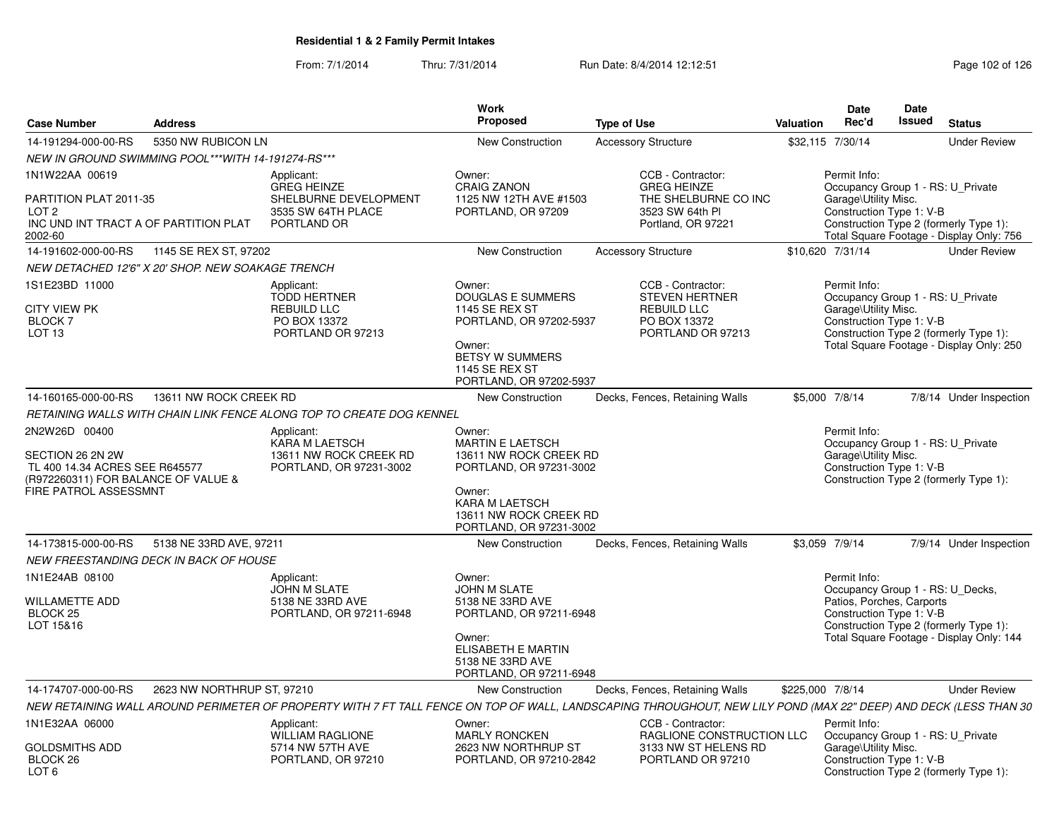**Residential 1 & 2 Family Permit Intakes**

From: 7/1/2014 Thru: 7/31/2014 Run Date: 8/4/2014 12:12:51

| Case Number | Address | Work Proposed | Type of Use | Valuation | Date Rec'd | Date Issued | Status |
|---|---|---|---|---|---|---|---|
| 14-191294-000-00-RS | 5350 NW RUBICON LN | New Construction | Accessory Structure | $32,115 | 7/30/14 | | Under Review |
| 14-191602-000-00-RS | 1145 SE REX ST, 97202 | New Construction | Accessory Structure | $10,620 | 7/31/14 | | Under Review |
| 14-160165-000-00-RS | 13611 NW ROCK CREEK RD | New Construction | Decks, Fences, Retaining Walls | $5,000 | 7/8/14 | 7/8/14 | Under Inspection |
| 14-173815-000-00-RS | 5138 NE 33RD AVE, 97211 | New Construction | Decks, Fences, Retaining Walls | $3,059 | 7/9/14 | 7/9/14 | Under Inspection |
| 14-174707-000-00-RS | 2623 NW NORTHRUP ST, 97210 | New Construction | Decks, Fences, Retaining Walls | $225,000 | 7/8/14 | | Under Review |

**14-191294-000-00-RS** — 5350 NW RUBICON LN

*NEW IN GROUND SWIMMING POOL\*\*\*WITH 14-191274-RS\*\*\**

1N1W22AA 00619
PARTITION PLAT 2011-35
LOT 2
INC UND INT TRACT A OF PARTITION PLAT 2002-60

Applicant: GREG HEINZE, SHELBURNE DEVELOPMENT, 3535 SW 64TH PLACE, PORTLAND OR

Owner: CRAIG ZANON, 1125 NW 12TH AVE #1503, PORTLAND, OR 97209

CCB - Contractor: GREG HEINZE, THE SHELBURNE CO INC, 3523 SW 64th Pl, Portland, OR 97221

Permit Info: Occupancy Group 1 - RS: U_Private Garage\Utility Misc. Construction Type 1: V-B Construction Type 2 (formerly Type 1): Total Square Footage - Display Only: 756

**14-191602-000-00-RS** — 1145 SE REX ST, 97202

*NEW DETACHED 12'6" X 20' SHOP. NEW SOAKAGE TRENCH*

1S1E23BD 11000
CITY VIEW PK
BLOCK 7
LOT 13

Applicant: TODD HERTNER, REBUILD LLC, PO BOX 13372, PORTLAND OR 97213

Owner: DOUGLAS E SUMMERS, 1145 SE REX ST, PORTLAND, OR 97202-5937

Owner: BETSY W SUMMERS, 1145 SE REX ST, PORTLAND, OR 97202-5937

CCB - Contractor: STEVEN HERTNER, REBUILD LLC, PO BOX 13372, PORTLAND OR 97213

Permit Info: Occupancy Group 1 - RS: U_Private Garage\Utility Misc. Construction Type 1: V-B Construction Type 2 (formerly Type 1): Total Square Footage - Display Only: 250

**14-160165-000-00-RS** — 13611 NW ROCK CREEK RD

*RETAINING WALLS WITH CHAIN LINK FENCE ALONG TOP TO CREATE DOG KENNEL*

2N2W26D 00400
SECTION 26 2N 2W
TL 400 14.34 ACRES SEE R645577 (R972260311) FOR BALANCE OF VALUE & FIRE PATROL ASSESSMNT

Applicant: KARA M LAETSCH, 13611 NW ROCK CREEK RD, PORTLAND, OR 97231-3002

Owner: MARTIN E LAETSCH, 13611 NW ROCK CREEK RD, PORTLAND, OR 97231-3002

Owner: KARA M LAETSCH, 13611 NW ROCK CREEK RD, PORTLAND, OR 97231-3002

Permit Info: Occupancy Group 1 - RS: U_Private Garage\Utility Misc. Construction Type 1: V-B Construction Type 2 (formerly Type 1):

**14-173815-000-00-RS** — 5138 NE 33RD AVE, 97211

*NEW FREESTANDING DECK IN BACK OF HOUSE*

1N1E24AB 08100
WILLAMETTE ADD
BLOCK 25
LOT 15&16

Applicant: JOHN M SLATE, 5138 NE 33RD AVE, PORTLAND, OR 97211-6948

Owner: JOHN M SLATE, 5138 NE 33RD AVE, PORTLAND, OR 97211-6948

Owner: ELISABETH E MARTIN, 5138 NE 33RD AVE, PORTLAND, OR 97211-6948

Permit Info: Occupancy Group 1 - RS: U_Decks, Patios, Porches, Carports Construction Type 1: V-B Construction Type 2 (formerly Type 1): Total Square Footage - Display Only: 144

**14-174707-000-00-RS** — 2623 NW NORTHRUP ST, 97210

*NEW RETAINING WALL AROUND PERIMETER OF PROPERTY WITH 7 FT TALL FENCE ON TOP OF WALL, LANDSCAPING THROUGHOUT, NEW LILY POND (MAX 22" DEEP) AND DECK (LESS THAN 30*

1N1E32AA 06000
GOLDSMITHS ADD
BLOCK 26
LOT 6

Applicant: WILLIAM RAGLIONE, 5714 NW 57TH AVE, PORTLAND, OR 97210

Owner: MARLY RONCKEN, 2623 NW NORTHRUP ST, PORTLAND, OR 97210-2842

CCB - Contractor: RAGLIONE CONSTRUCTION LLC, 3133 NW ST HELENS RD, PORTLAND OR 97210

Permit Info: Occupancy Group 1 - RS: U_Private Garage\Utility Misc. Construction Type 1: V-B Construction Type 2 (formerly Type 1):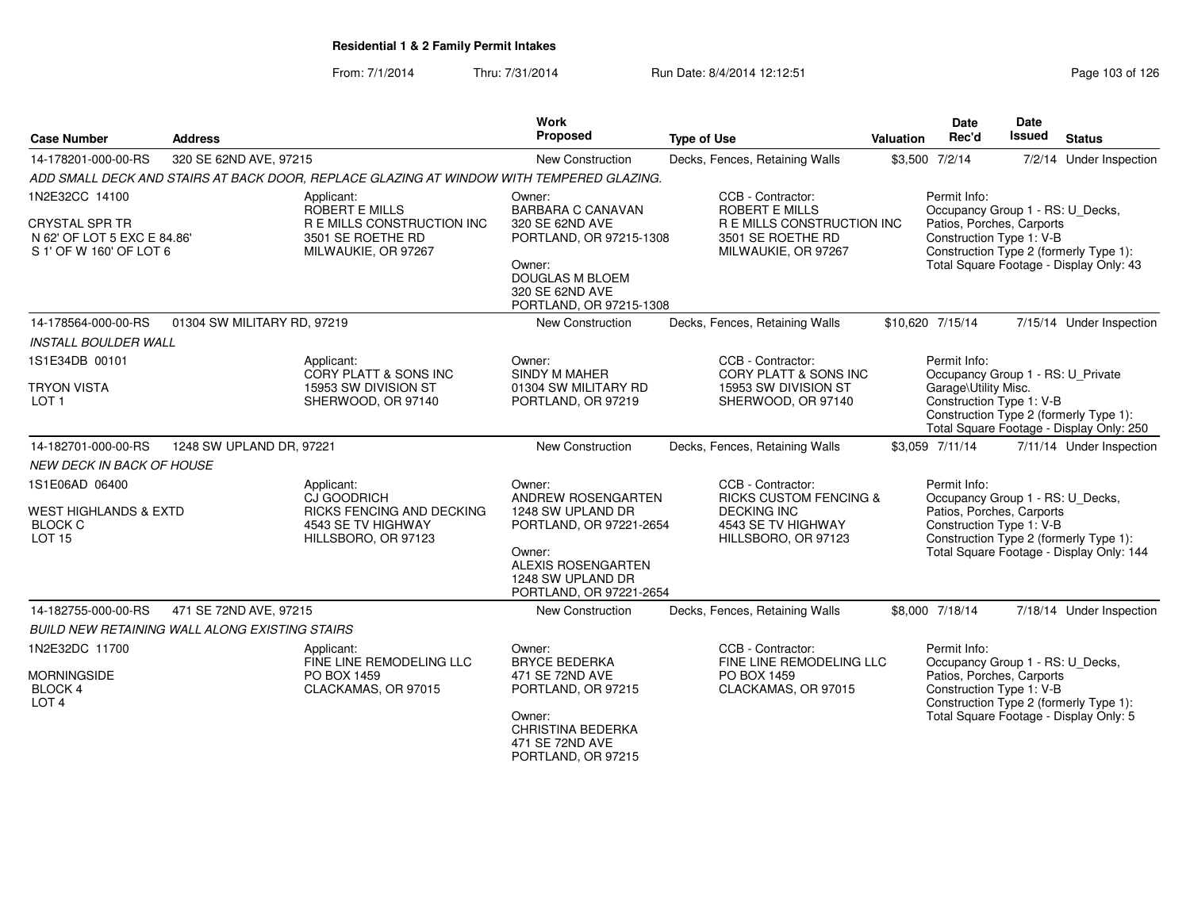# Residential 1 & 2 Family Permit Intakes

From: 7/1/2014 Thru: 7/31/2014 Run Date: 8/4/2014 12:12:51

| Case Number | Address | Work Proposed | Type of Use | Valuation | Date Rec'd | Date Issued | Status |
|---|---|---|---|---|---|---|---|
| 14-178201-000-00-RS | 320 SE 62ND AVE, 97215 | New Construction | Decks, Fences, Retaining Walls | $3,500 | 7/2/14 | 7/2/14 | Under Inspection |

*ADD SMALL DECK AND STAIRS AT BACK DOOR, REPLACE GLAZING AT WINDOW WITH TEMPERED GLAZING.*

1N2E32CC 14100
CRYSTAL SPR TR
N 62' OF LOT 5 EXC E 84.86'
S 1' OF W 160' OF LOT 6

Applicant: ROBERT E MILLS, R E MILLS CONSTRUCTION INC, 3501 SE ROETHE RD, MILWAUKIE, OR 97267

Owner: BARBARA C CANAVAN, 320 SE 62ND AVE, PORTLAND, OR 97215-1308

Owner: DOUGLAS M BLOEM, 320 SE 62ND AVE, PORTLAND, OR 97215-1308

CCB - Contractor: ROBERT E MILLS, R E MILLS CONSTRUCTION INC, 3501 SE ROETHE RD, MILWAUKIE, OR 97267

Permit Info: Occupancy Group 1 - RS: U_Decks, Patios, Porches, Carports; Construction Type 1: V-B; Construction Type 2 (formerly Type 1):; Total Square Footage - Display Only: 43

| Case Number | Address | Work Proposed | Type of Use | Valuation | Date Rec'd | Date Issued | Status |
|---|---|---|---|---|---|---|---|
| 14-178564-000-00-RS | 01304 SW MILITARY RD, 97219 | New Construction | Decks, Fences, Retaining Walls | $10,620 | 7/15/14 | 7/15/14 | Under Inspection |

*INSTALL BOULDER WALL*

1S1E34DB 00101
TRYON VISTA
LOT 1

Applicant: CORY PLATT & SONS INC, 15953 SW DIVISION ST, SHERWOOD, OR 97140

Owner: SINDY M MAHER, 01304 SW MILITARY RD, PORTLAND, OR 97219

CCB - Contractor: CORY PLATT & SONS INC, 15953 SW DIVISION ST, SHERWOOD, OR 97140

Permit Info: Occupancy Group 1 - RS: U_Private Garage\Utility Misc.; Construction Type 1: V-B; Construction Type 2 (formerly Type 1):; Total Square Footage - Display Only: 250

| Case Number | Address | Work Proposed | Type of Use | Valuation | Date Rec'd | Date Issued | Status |
|---|---|---|---|---|---|---|---|
| 14-182701-000-00-RS | 1248 SW UPLAND DR, 97221 | New Construction | Decks, Fences, Retaining Walls | $3,059 | 7/11/14 | 7/11/14 | Under Inspection |

*NEW DECK IN BACK OF HOUSE*

1S1E06AD 06400
WEST HIGHLANDS & EXTD
BLOCK C
LOT 15

Applicant: CJ GOODRICH, RICKS FENCING AND DECKING, 4543 SE TV HIGHWAY, HILLSBORO, OR 97123

Owner: ANDREW ROSENGARTEN, 1248 SW UPLAND DR, PORTLAND, OR 97221-2654

Owner: ALEXIS ROSENGARTEN, 1248 SW UPLAND DR, PORTLAND, OR 97221-2654

CCB - Contractor: RICKS CUSTOM FENCING & DECKING INC, 4543 SE TV HIGHWAY, HILLSBORO, OR 97123

Permit Info: Occupancy Group 1 - RS: U_Decks, Patios, Porches, Carports; Construction Type 1: V-B; Construction Type 2 (formerly Type 1):; Total Square Footage - Display Only: 144

| Case Number | Address | Work Proposed | Type of Use | Valuation | Date Rec'd | Date Issued | Status |
|---|---|---|---|---|---|---|---|
| 14-182755-000-00-RS | 471 SE 72ND AVE, 97215 | New Construction | Decks, Fences, Retaining Walls | $8,000 | 7/18/14 | 7/18/14 | Under Inspection |

*BUILD NEW RETAINING WALL ALONG EXISTING STAIRS*

1N2E32DC 11700
MORNINGSIDE
BLOCK 4
LOT 4

Applicant: FINE LINE REMODELING LLC, PO BOX 1459, CLACKAMAS, OR 97015

Owner: BRYCE BEDERKA, 471 SE 72ND AVE, PORTLAND, OR 97215

Owner: CHRISTINA BEDERKA, 471 SE 72ND AVE, PORTLAND, OR 97215

CCB - Contractor: FINE LINE REMODELING LLC, PO BOX 1459, CLACKAMAS, OR 97015

Permit Info: Occupancy Group 1 - RS: U_Decks, Patios, Porches, Carports; Construction Type 1: V-B; Construction Type 2 (formerly Type 1):; Total Square Footage - Display Only: 5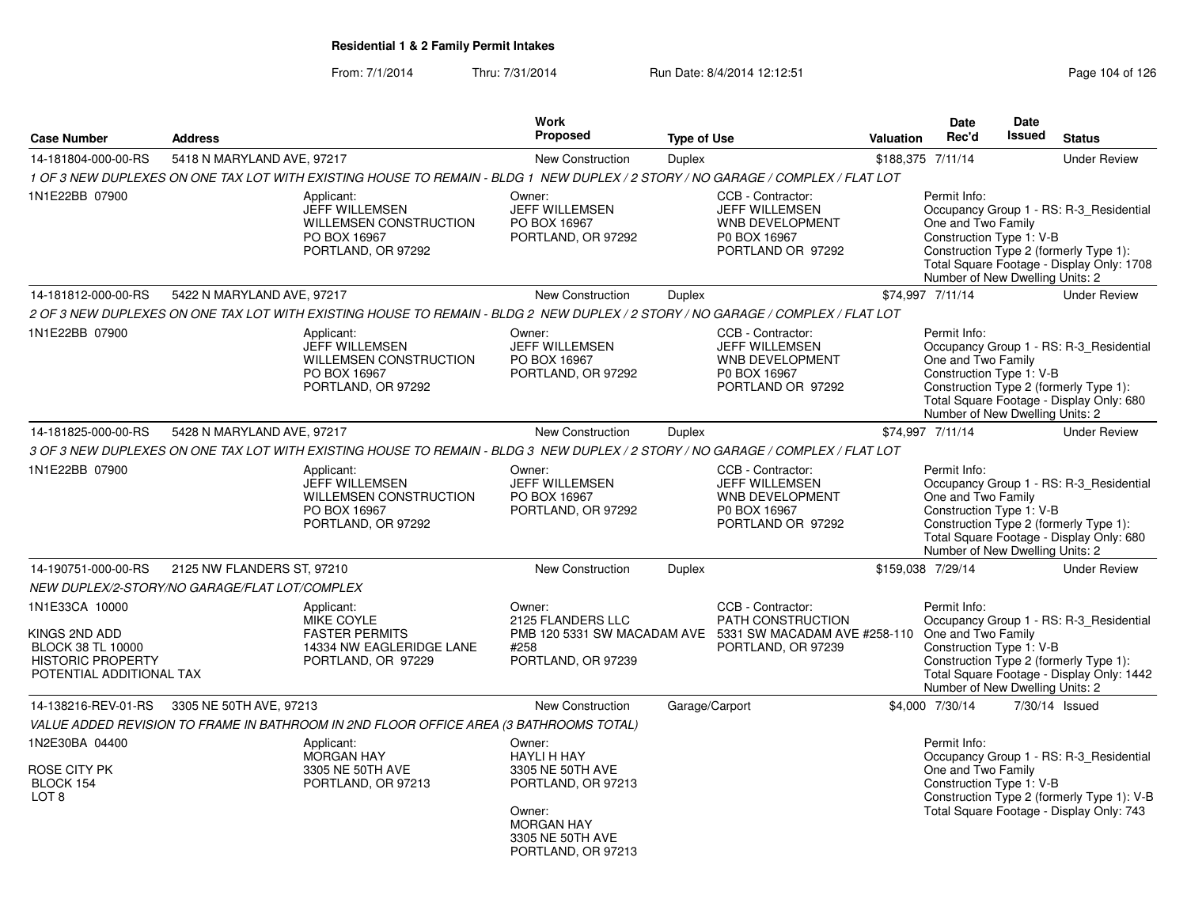**Residential 1 & 2 Family Permit Intakes**

From: 7/1/2014 Thru: 7/31/2014 Run Date: 8/4/2014 12:12:51

| Case Number | Address | Work Proposed | Type of Use | Valuation | Date Rec'd | Date Issued | Status |
|---|---|---|---|---|---|---|---|
| 14-181804-000-00-RS | 5418 N MARYLAND AVE, 97217 | New Construction | Duplex | $188,375 | 7/11/14 | | Under Review |

*1 OF 3 NEW DUPLEXES ON ONE TAX LOT WITH EXISTING HOUSE TO REMAIN - BLDG 1 NEW DUPLEX / 2 STORY / NO GARAGE / COMPLEX / FLAT LOT*

1N1E22BB 07900

Applicant: JEFF WILLEMSEN, WILLEMSEN CONSTRUCTION, PO BOX 16967, PORTLAND, OR 97292

Owner: JEFF WILLEMSEN, PO BOX 16967, PORTLAND, OR 97292

CCB - Contractor: JEFF WILLEMSEN, WNB DEVELOPMENT, P0 BOX 16967, PORTLAND OR 97292

Permit Info: Occupancy Group 1 - RS: R-3_Residential One and Two Family; Construction Type 1: V-B; Construction Type 2 (formerly Type 1):; Total Square Footage - Display Only: 1708; Number of New Dwelling Units: 2

| Case Number | Address | Work Proposed | Type of Use | Valuation | Date Rec'd | Date Issued | Status |
|---|---|---|---|---|---|---|---|
| 14-181812-000-00-RS | 5422 N MARYLAND AVE, 97217 | New Construction | Duplex | $74,997 | 7/11/14 | | Under Review |

*2 OF 3 NEW DUPLEXES ON ONE TAX LOT WITH EXISTING HOUSE TO REMAIN - BLDG 2 NEW DUPLEX / 2 STORY / NO GARAGE / COMPLEX / FLAT LOT*

1N1E22BB 07900

Applicant: JEFF WILLEMSEN, WILLEMSEN CONSTRUCTION, PO BOX 16967, PORTLAND, OR 97292

Owner: JEFF WILLEMSEN, PO BOX 16967, PORTLAND, OR 97292

CCB - Contractor: JEFF WILLEMSEN, WNB DEVELOPMENT, P0 BOX 16967, PORTLAND OR 97292

Permit Info: Occupancy Group 1 - RS: R-3_Residential One and Two Family; Construction Type 1: V-B; Construction Type 2 (formerly Type 1):; Total Square Footage - Display Only: 680; Number of New Dwelling Units: 2

| Case Number | Address | Work Proposed | Type of Use | Valuation | Date Rec'd | Date Issued | Status |
|---|---|---|---|---|---|---|---|
| 14-181825-000-00-RS | 5428 N MARYLAND AVE, 97217 | New Construction | Duplex | $74,997 | 7/11/14 | | Under Review |

*3 OF 3 NEW DUPLEXES ON ONE TAX LOT WITH EXISTING HOUSE TO REMAIN - BLDG 3 NEW DUPLEX / 2 STORY / NO GARAGE / COMPLEX / FLAT LOT*

1N1E22BB 07900

Applicant: JEFF WILLEMSEN, WILLEMSEN CONSTRUCTION, PO BOX 16967, PORTLAND, OR 97292

Owner: JEFF WILLEMSEN, PO BOX 16967, PORTLAND, OR 97292

CCB - Contractor: JEFF WILLEMSEN, WNB DEVELOPMENT, P0 BOX 16967, PORTLAND OR 97292

Permit Info: Occupancy Group 1 - RS: R-3_Residential One and Two Family; Construction Type 1: V-B; Construction Type 2 (formerly Type 1):; Total Square Footage - Display Only: 680; Number of New Dwelling Units: 2

| Case Number | Address | Work Proposed | Type of Use | Valuation | Date Rec'd | Date Issued | Status |
|---|---|---|---|---|---|---|---|
| 14-190751-000-00-RS | 2125 NW FLANDERS ST, 97210 | New Construction | Duplex | $159,038 | 7/29/14 | | Under Review |

*NEW DUPLEX/2-STORY/NO GARAGE/FLAT LOT/COMPLEX*

1N1E33CA 10000

KINGS 2ND ADD
BLOCK 38 TL 10000
HISTORIC PROPERTY
POTENTIAL ADDITIONAL TAX

Applicant: MIKE COYLE, FASTER PERMITS, 14334 NW EAGLERIDGE LANE, PORTLAND, OR 97229

Owner: 2125 FLANDERS LLC, PMB 120 5331 SW MACADAM AVE #258, PORTLAND, OR 97239

CCB - Contractor: PATH CONSTRUCTION, 5331 SW MACADAM AVE #258-110, PORTLAND, OR 97239

Permit Info: Occupancy Group 1 - RS: R-3_Residential One and Two Family; Construction Type 1: V-B; Construction Type 2 (formerly Type 1):; Total Square Footage - Display Only: 1442; Number of New Dwelling Units: 2

| Case Number | Address | Work Proposed | Type of Use | Valuation | Date Rec'd | Date Issued | Status |
|---|---|---|---|---|---|---|---|
| 14-138216-REV-01-RS | 3305 NE 50TH AVE, 97213 | New Construction | Garage/Carport | $4,000 | 7/30/14 | 7/30/14 | Issued |

*VALUE ADDED REVISION TO FRAME IN BATHROOM IN 2ND FLOOR OFFICE AREA (3 BATHROOMS TOTAL)*

1N2E30BA 04400

ROSE CITY PK
BLOCK 154
LOT 8

Applicant: MORGAN HAY, 3305 NE 50TH AVE, PORTLAND, OR 97213

Owner: HAYLI H HAY, 3305 NE 50TH AVE, PORTLAND, OR 97213

Owner: MORGAN HAY, 3305 NE 50TH AVE, PORTLAND, OR 97213

Permit Info: Occupancy Group 1 - RS: R-3_Residential One and Two Family; Construction Type 1: V-B; Construction Type 2 (formerly Type 1): V-B; Total Square Footage - Display Only: 743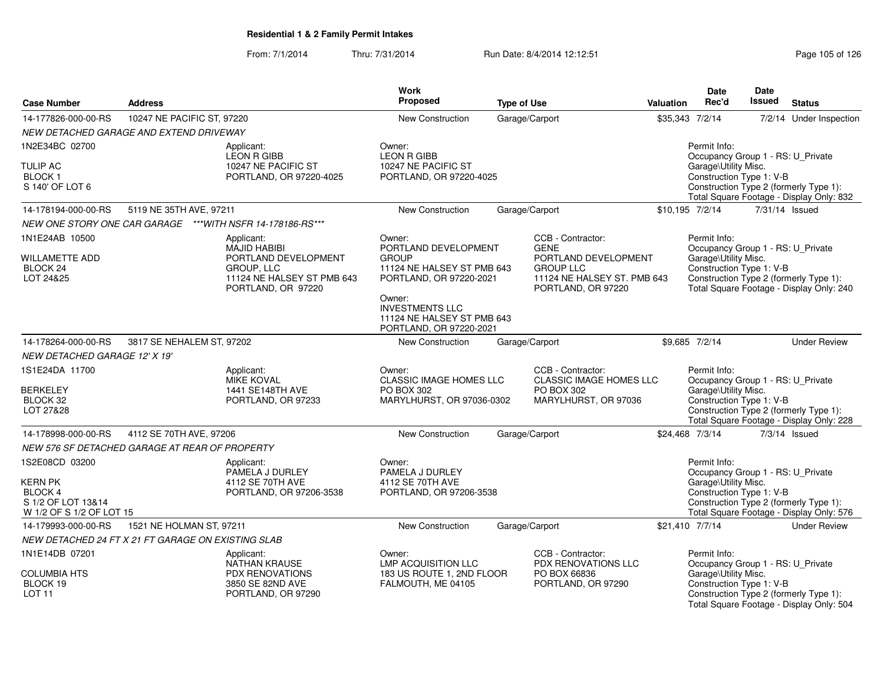# Residential 1 & 2 Family Permit Intakes

From: 7/1/2014 Thru: 7/31/2014 Run Date: 8/4/2014 12:12:51

| Case Number | Address | Work Proposed | Type of Use | Valuation | Date Rec'd | Date Issued | Status |
|---|---|---|---|---|---|---|---|
| 14-177826-000-00-RS | 10247 NE PACIFIC ST, 97220 | New Construction | Garage/Carport | $35,343 | 7/2/14 | 7/2/14 | Under Inspection |
| 14-178194-000-00-RS | 5119 NE 35TH AVE, 97211 | New Construction | Garage/Carport | $10,195 | 7/2/14 | 7/31/14 | Issued |
| 14-178264-000-00-RS | 3817 SE NEHALEM ST, 97202 | New Construction | Garage/Carport | $9,685 | 7/2/14 | | Under Review |
| 14-178998-000-00-RS | 4112 SE 70TH AVE, 97206 | New Construction | Garage/Carport | $24,468 | 7/3/14 | 7/3/14 | Issued |
| 14-179993-000-00-RS | 1521 NE HOLMAN ST, 97211 | New Construction | Garage/Carport | $21,410 | 7/7/14 | | Under Review |

**14-177826-000-00-RS** — *NEW DETACHED GARAGE AND EXTEND DRIVEWAY*

1N2E34BC 02700
TULIP AC
BLOCK 1
S 140' OF LOT 6

Applicant:
LEON R GIBB
10247 NE PACIFIC ST
PORTLAND, OR 97220-4025

Owner:
LEON R GIBB
10247 NE PACIFIC ST
PORTLAND, OR 97220-4025

Permit Info:
Occupancy Group 1 - RS: U_Private Garage\Utility Misc.
Construction Type 1: V-B
Construction Type 2 (formerly Type 1):
Total Square Footage - Display Only: 832

**14-178194-000-00-RS** — *NEW ONE STORY ONE CAR GARAGE \*\*\*WITH NSFR 14-178186-RS\*\*\**

1N1E24AB 10500
WILLAMETTE ADD
BLOCK 24
LOT 24&25

Applicant:
MAJID HABIBI
PORTLAND DEVELOPMENT GROUP, LLC
11124 NE HALSEY ST PMB 643
PORTLAND, OR 97220

Owner:
PORTLAND DEVELOPMENT GROUP
11124 NE HALSEY ST PMB 643
PORTLAND, OR 97220-2021

Owner:
INVESTMENTS LLC
11124 NE HALSEY ST PMB 643
PORTLAND, OR 97220-2021

CCB - Contractor:
GENE
PORTLAND DEVELOPMENT GROUP LLC
11124 NE HALSEY ST. PMB 643
PORTLAND, OR 97220

Permit Info:
Occupancy Group 1 - RS: U_Private Garage\Utility Misc.
Construction Type 1: V-B
Construction Type 2 (formerly Type 1):
Total Square Footage - Display Only: 240

**14-178264-000-00-RS** — *NEW DETACHED GARAGE 12' X 19'*

1S1E24DA 11700
BERKELEY
BLOCK 32
LOT 27&28

Applicant:
MIKE KOVAL
1441 SE148TH AVE
PORTLAND, OR 97233

Owner:
CLASSIC IMAGE HOMES LLC
PO BOX 302
MARYLHURST, OR 97036-0302

CCB - Contractor:
CLASSIC IMAGE HOMES LLC
PO BOX 302
MARYLHURST, OR 97036

Permit Info:
Occupancy Group 1 - RS: U_Private Garage\Utility Misc.
Construction Type 1: V-B
Construction Type 2 (formerly Type 1):
Total Square Footage - Display Only: 228

**14-178998-000-00-RS** — *NEW 576 SF DETACHED GARAGE AT REAR OF PROPERTY*

1S2E08CD 03200
KERN PK
BLOCK 4
S 1/2 OF LOT 13&14
W 1/2 OF S 1/2 OF LOT 15

Applicant:
PAMELA J DURLEY
4112 SE 70TH AVE
PORTLAND, OR 97206-3538

Owner:
PAMELA J DURLEY
4112 SE 70TH AVE
PORTLAND, OR 97206-3538

Permit Info:
Occupancy Group 1 - RS: U_Private Garage\Utility Misc.
Construction Type 1: V-B
Construction Type 2 (formerly Type 1):
Total Square Footage - Display Only: 576

**14-179993-000-00-RS** — *NEW DETACHED 24 FT X 21 FT GARAGE ON EXISTING SLAB*

1N1E14DB 07201
COLUMBIA HTS
BLOCK 19
LOT 11

Applicant:
NATHAN KRAUSE
PDX RENOVATIONS
3850 SE 82ND AVE
PORTLAND, OR 97290

Owner:
LMP ACQUISITION LLC
183 US ROUTE 1, 2ND FLOOR
FALMOUTH, ME 04105

CCB - Contractor:
PDX RENOVATIONS LLC
PO BOX 66836
PORTLAND, OR 97290

Permit Info:
Occupancy Group 1 - RS: U_Private Garage\Utility Misc.
Construction Type 1: V-B
Construction Type 2 (formerly Type 1):
Total Square Footage - Display Only: 504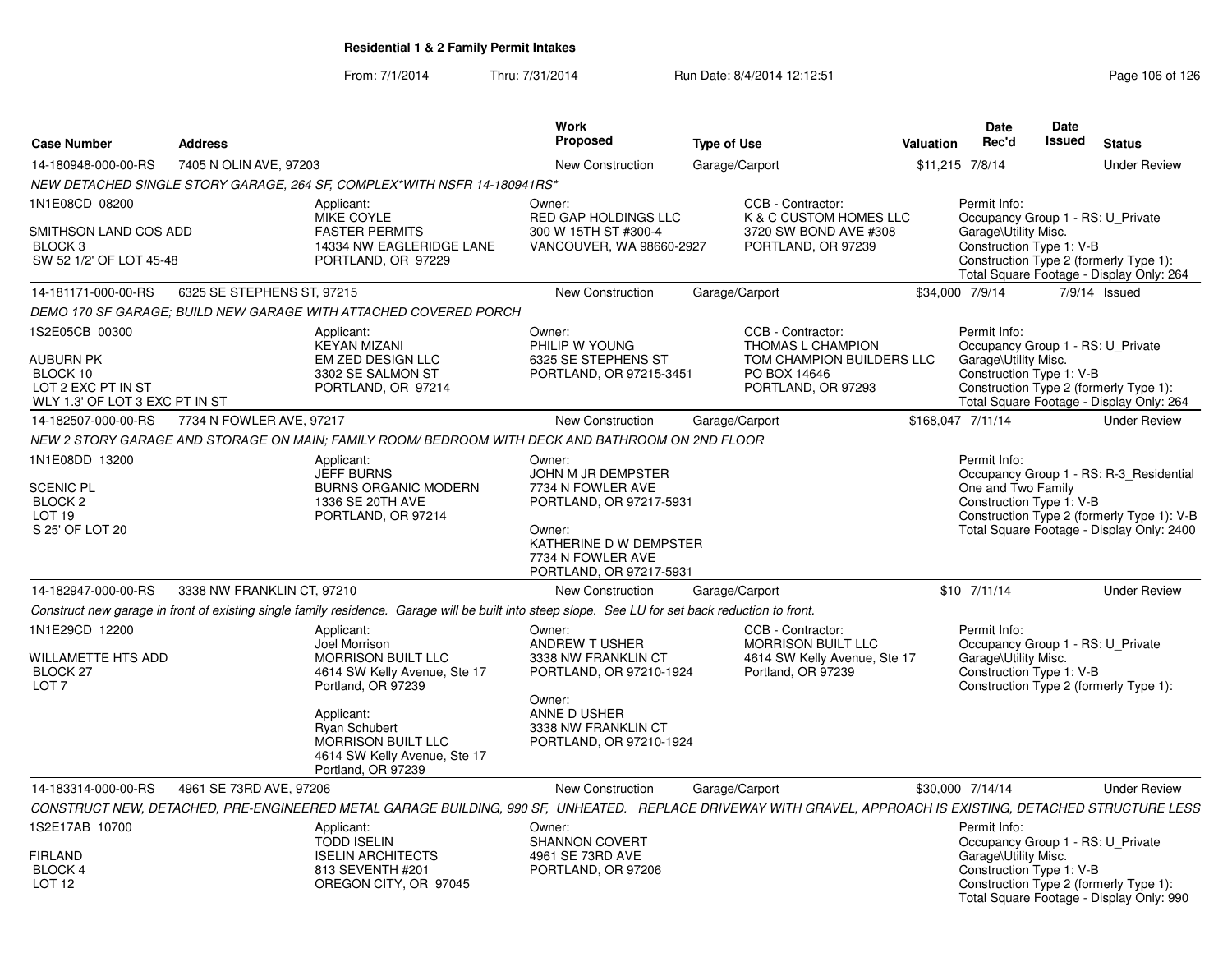**Residential 1 & 2 Family Permit Intakes**

From: 7/1/2014 Thru: 7/31/2014 Run Date: 8/4/2014 12:12:51

| Case Number | Address | Work Proposed | Type of Use | Valuation | Date Rec'd | Date Issued | Status |
|---|---|---|---|---|---|---|---|
| 14-180948-000-00-RS | 7405 N OLIN AVE, 97203 | New Construction | Garage/Carport | $11,215 | 7/8/14 | | Under Review |

*NEW DETACHED SINGLE STORY GARAGE, 264 SF, COMPLEX*WITH NSFR 14-180941RS**

1N1E08CD 08200
SMITHSON LAND COS ADD
BLOCK 3
SW 52 1/2' OF LOT 45-48

Applicant: MIKE COYLE, FASTER PERMITS, 14334 NW EAGLERIDGE LANE, PORTLAND, OR 97229

Owner: RED GAP HOLDINGS LLC, 300 W 15TH ST #300-4, VANCOUVER, WA 98660-2927

CCB - Contractor: K & C CUSTOM HOMES LLC, 3720 SW BOND AVE #308, PORTLAND, OR 97239

Permit Info: Occupancy Group 1 - RS: U_Private Garage\Utility Misc.; Construction Type 1: V-B; Construction Type 2 (formerly Type 1):; Total Square Footage - Display Only: 264

| Case Number | Address | Work Proposed | Type of Use | Valuation | Date Rec'd | Date Issued | Status |
|---|---|---|---|---|---|---|---|
| 14-181171-000-00-RS | 6325 SE STEPHENS ST, 97215 | New Construction | Garage/Carport | $34,000 | 7/9/14 | 7/9/14 | Issued |

*DEMO 170 SF GARAGE; BUILD NEW GARAGE WITH ATTACHED COVERED PORCH*

1S2E05CB 00300
AUBURN PK
BLOCK 10
LOT 2 EXC PT IN ST
WLY 1.3' OF LOT 3 EXC PT IN ST

Applicant: KEYAN MIZANI, EM ZED DESIGN LLC, 3302 SE SALMON ST, PORTLAND, OR 97214

Owner: PHILIP W YOUNG, 6325 SE STEPHENS ST, PORTLAND, OR 97215-3451

CCB - Contractor: THOMAS L CHAMPION, TOM CHAMPION BUILDERS LLC, PO BOX 14646, PORTLAND, OR 97293

Permit Info: Occupancy Group 1 - RS: U_Private Garage\Utility Misc.; Construction Type 1: V-B; Construction Type 2 (formerly Type 1):; Total Square Footage - Display Only: 264

| Case Number | Address | Work Proposed | Type of Use | Valuation | Date Rec'd | Date Issued | Status |
|---|---|---|---|---|---|---|---|
| 14-182507-000-00-RS | 7734 N FOWLER AVE, 97217 | New Construction | Garage/Carport | $168,047 | 7/11/14 | | Under Review |

*NEW 2 STORY GARAGE AND STORAGE ON MAIN; FAMILY ROOM/ BEDROOM WITH DECK AND BATHROOM ON 2ND FLOOR*

1N1E08DD 13200
SCENIC PL
BLOCK 2
LOT 19
S 25' OF LOT 20

Applicant: JEFF BURNS, BURNS ORGANIC MODERN, 1336 SE 20TH AVE, PORTLAND, OR 97214

Owner: JOHN M JR DEMPSTER, 7734 N FOWLER AVE, PORTLAND, OR 97217-5931

Owner: KATHERINE D W DEMPSTER, 7734 N FOWLER AVE, PORTLAND, OR 97217-5931

Permit Info: Occupancy Group 1 - RS: R-3_Residential One and Two Family; Construction Type 1: V-B; Construction Type 2 (formerly Type 1): V-B; Total Square Footage - Display Only: 2400

| Case Number | Address | Work Proposed | Type of Use | Valuation | Date Rec'd | Date Issued | Status |
|---|---|---|---|---|---|---|---|
| 14-182947-000-00-RS | 3338 NW FRANKLIN CT, 97210 | New Construction | Garage/Carport | $10 | 7/11/14 | | Under Review |

*Construct new garage in front of existing single family residence. Garage will be built into steep slope. See LU for set back reduction to front.*

1N1E29CD 12200
WILLAMETTE HTS ADD
BLOCK 27
LOT 7

Applicant: Joel Morrison, MORRISON BUILT LLC, 4614 SW Kelly Avenue, Ste 17, Portland, OR 97239

Applicant: Ryan Schubert, MORRISON BUILT LLC, 4614 SW Kelly Avenue, Ste 17, Portland, OR 97239

Owner: ANDREW T USHER, 3338 NW FRANKLIN CT, PORTLAND, OR 97210-1924

Owner: ANNE D USHER, 3338 NW FRANKLIN CT, PORTLAND, OR 97210-1924

CCB - Contractor: MORRISON BUILT LLC, 4614 SW Kelly Avenue, Ste 17, Portland, OR 97239

Permit Info: Occupancy Group 1 - RS: U_Private Garage\Utility Misc.; Construction Type 1: V-B; Construction Type 2 (formerly Type 1):

| Case Number | Address | Work Proposed | Type of Use | Valuation | Date Rec'd | Date Issued | Status |
|---|---|---|---|---|---|---|---|
| 14-183314-000-00-RS | 4961 SE 73RD AVE, 97206 | New Construction | Garage/Carport | $30,000 | 7/14/14 | | Under Review |

*CONSTRUCT NEW, DETACHED, PRE-ENGINEERED METAL GARAGE BUILDING, 990 SF, UNHEATED. REPLACE DRIVEWAY WITH GRAVEL, APPROACH IS EXISTING, DETACHED STRUCTURE LESS*

1S2E17AB 10700
FIRLAND
BLOCK 4
LOT 12

Applicant: TODD ISELIN, ISELIN ARCHITECTS, 813 SEVENTH #201, OREGON CITY, OR 97045

Owner: SHANNON COVERT, 4961 SE 73RD AVE, PORTLAND, OR 97206

Permit Info: Occupancy Group 1 - RS: U_Private Garage\Utility Misc.; Construction Type 1: V-B; Construction Type 2 (formerly Type 1):; Total Square Footage - Display Only: 990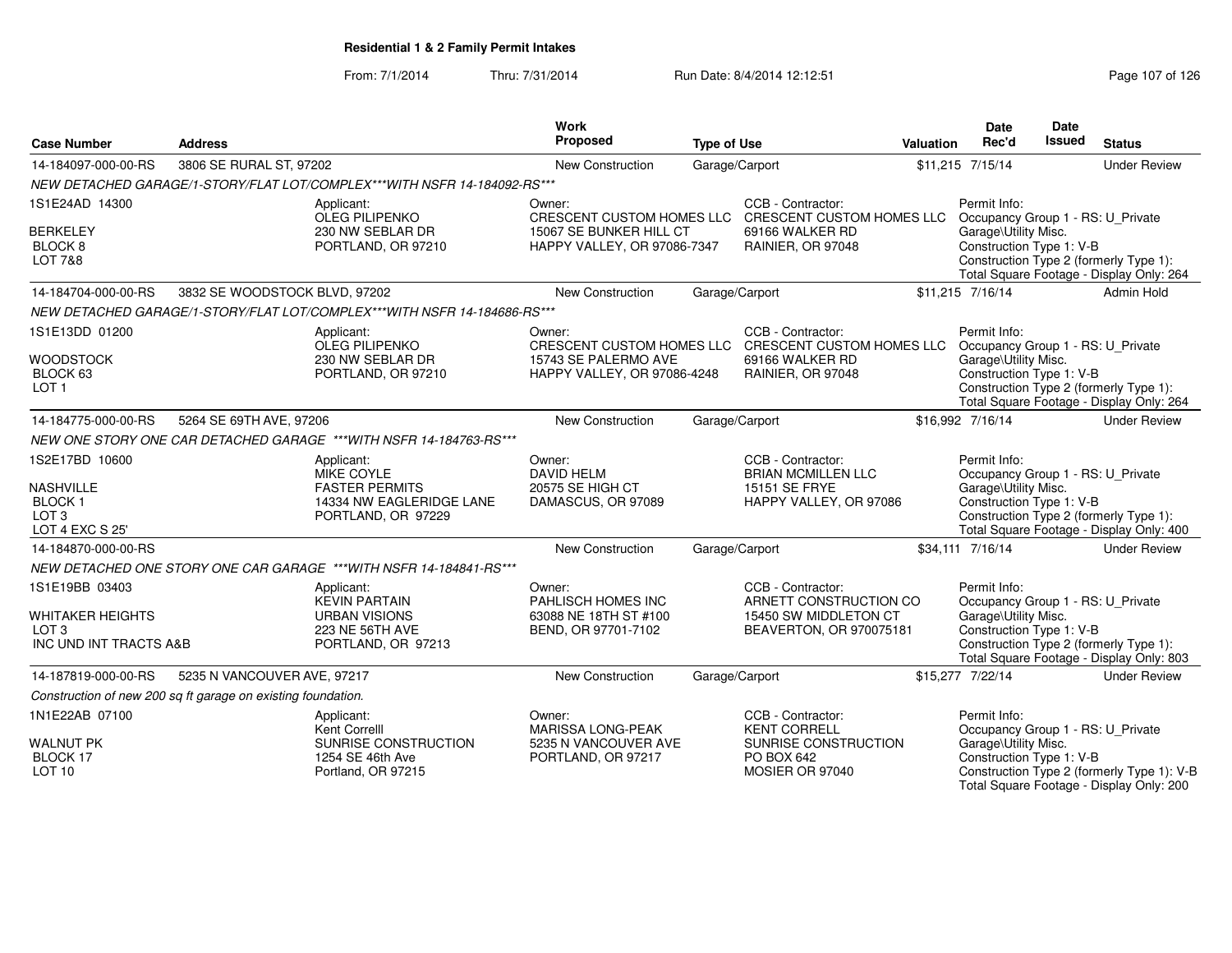# Residential 1 & 2 Family Permit Intakes

From: 7/1/2014 Thru: 7/31/2014 Run Date: 8/4/2014 12:12:51

| Case Number | Address | Work Proposed | Type of Use | Valuation | Date Rec'd | Date Issued | Status |
|---|---|---|---|---|---|---|---|
| 14-184097-000-00-RS | 3806 SE RURAL ST, 97202 | New Construction | Garage/Carport | $11,215 | 7/15/14 | | Under Review |

*NEW DETACHED GARAGE/1-STORY/FLAT LOT/COMPLEX\*\*\*WITH NSFR 14-184092-RS\*\*\**

1S1E24AD 14300
BERKELEY
BLOCK 8
LOT 7&8

Applicant: OLEG PILIPENKO, 230 NW SEBLAR DR, PORTLAND, OR 97210

Owner: CRESCENT CUSTOM HOMES LLC, 15067 SE BUNKER HILL CT, HAPPY VALLEY, OR 97086-7347

CCB - Contractor: CRESCENT CUSTOM HOMES LLC, 69166 WALKER RD, RAINIER, OR 97048

Permit Info: Occupancy Group 1 - RS: U_Private Garage\Utility Misc.; Construction Type 1: V-B; Construction Type 2 (formerly Type 1):; Total Square Footage - Display Only: 264

| Case Number | Address | Work Proposed | Type of Use | Valuation | Date Rec'd | Date Issued | Status |
|---|---|---|---|---|---|---|---|
| 14-184704-000-00-RS | 3832 SE WOODSTOCK BLVD, 97202 | New Construction | Garage/Carport | $11,215 | 7/16/14 | | Admin Hold |

*NEW DETACHED GARAGE/1-STORY/FLAT LOT/COMPLEX\*\*\*WITH NSFR 14-184686-RS\*\*\**

1S1E13DD 01200
WOODSTOCK
BLOCK 63
LOT 1

Applicant: OLEG PILIPENKO, 230 NW SEBLAR DR, PORTLAND, OR 97210

Owner: CRESCENT CUSTOM HOMES LLC, 15743 SE PALERMO AVE, HAPPY VALLEY, OR 97086-4248

CCB - Contractor: CRESCENT CUSTOM HOMES LLC, 69166 WALKER RD, RAINIER, OR 97048

Permit Info: Occupancy Group 1 - RS: U_Private Garage\Utility Misc.; Construction Type 1: V-B; Construction Type 2 (formerly Type 1):; Total Square Footage - Display Only: 264

| Case Number | Address | Work Proposed | Type of Use | Valuation | Date Rec'd | Date Issued | Status |
|---|---|---|---|---|---|---|---|
| 14-184775-000-00-RS | 5264 SE 69TH AVE, 97206 | New Construction | Garage/Carport | $16,992 | 7/16/14 | | Under Review |

*NEW ONE STORY ONE CAR DETACHED GARAGE \*\*\*WITH NSFR 14-184763-RS\*\*\**

1S2E17BD 10600
NASHVILLE
BLOCK 1
LOT 3
LOT 4 EXC S 25'

Applicant: MIKE COYLE, FASTER PERMITS, 14334 NW EAGLERIDGE LANE, PORTLAND, OR 97229

Owner: DAVID HELM, 20575 SE HIGH CT, DAMASCUS, OR 97089

CCB - Contractor: BRIAN MCMILLEN LLC, 15151 SE FRYE, HAPPY VALLEY, OR 97086

Permit Info: Occupancy Group 1 - RS: U_Private Garage\Utility Misc.; Construction Type 1: V-B; Construction Type 2 (formerly Type 1):; Total Square Footage - Display Only: 400

| Case Number | Address | Work Proposed | Type of Use | Valuation | Date Rec'd | Date Issued | Status |
|---|---|---|---|---|---|---|---|
| 14-184870-000-00-RS | | New Construction | Garage/Carport | $34,111 | 7/16/14 | | Under Review |

*NEW DETACHED ONE STORY ONE CAR GARAGE \*\*\*WITH NSFR 14-184841-RS\*\*\**

1S1E19BB 03403
WHITAKER HEIGHTS
LOT 3
INC UND INT TRACTS A&B

Applicant: KEVIN PARTAIN, URBAN VISIONS, 223 NE 56TH AVE, PORTLAND, OR 97213

Owner: PAHLISCH HOMES INC, 63088 NE 18TH ST #100, BEND, OR 97701-7102

CCB - Contractor: ARNETT CONSTRUCTION CO, 15450 SW MIDDLETON CT, BEAVERTON, OR 970075181

Permit Info: Occupancy Group 1 - RS: U_Private Garage\Utility Misc.; Construction Type 1: V-B; Construction Type 2 (formerly Type 1):; Total Square Footage - Display Only: 803

| Case Number | Address | Work Proposed | Type of Use | Valuation | Date Rec'd | Date Issued | Status |
|---|---|---|---|---|---|---|---|
| 14-187819-000-00-RS | 5235 N VANCOUVER AVE, 97217 | New Construction | Garage/Carport | $15,277 | 7/22/14 | | Under Review |

*Construction of new 200 sq ft garage on existing foundation.*

1N1E22AB 07100
WALNUT PK
BLOCK 17
LOT 10

Applicant: Kent Correlll, SUNRISE CONSTRUCTION, 1254 SE 46th Ave, Portland, OR 97215

Owner: MARISSA LONG-PEAK, 5235 N VANCOUVER AVE, PORTLAND, OR 97217

CCB - Contractor: KENT CORRELL, SUNRISE CONSTRUCTION, PO BOX 642, MOSIER OR 97040

Permit Info: Occupancy Group 1 - RS: U_Private Garage\Utility Misc.; Construction Type 1: V-B; Construction Type 2 (formerly Type 1): V-B; Total Square Footage - Display Only: 200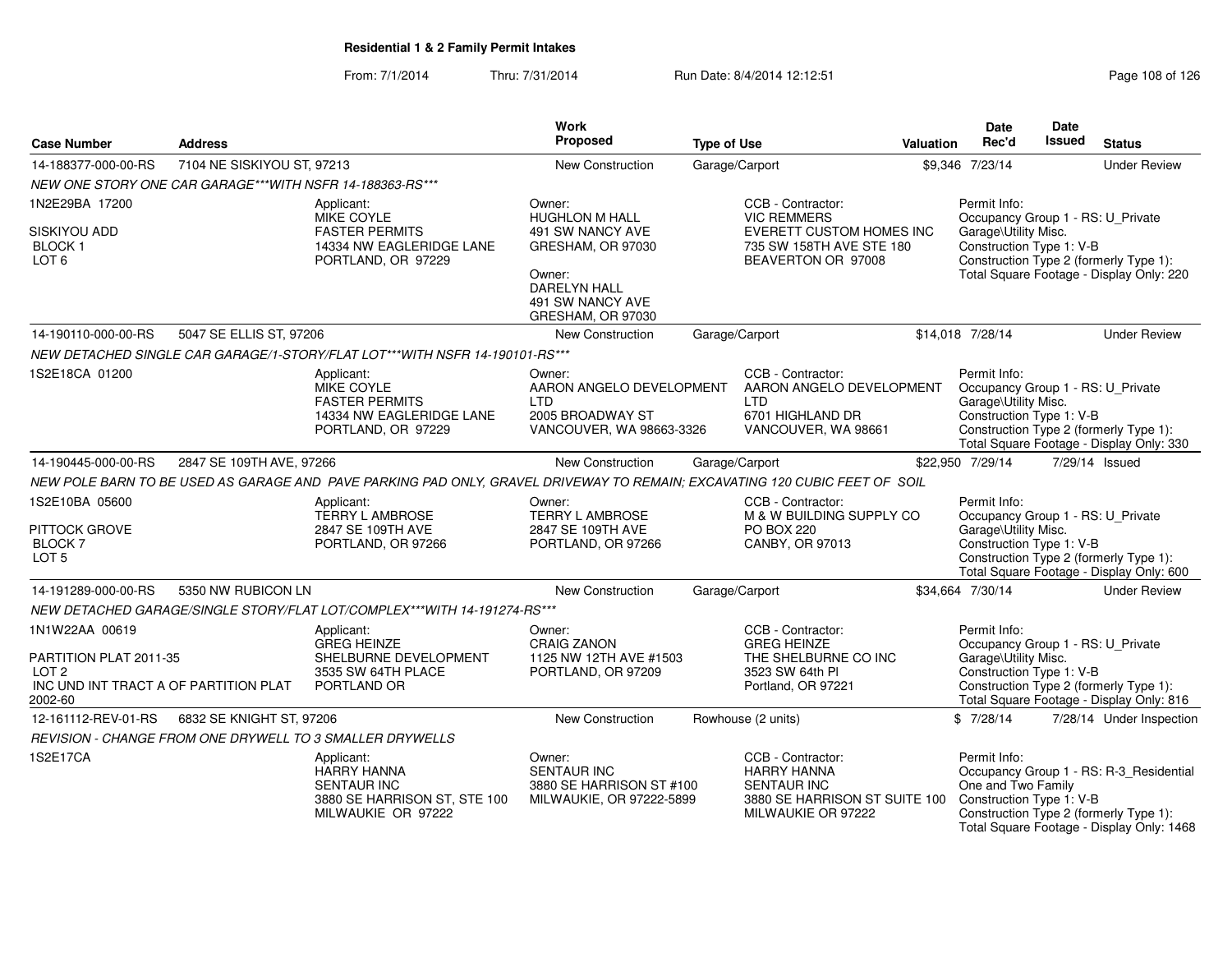# Residential 1 & 2 Family Permit Intakes

From: 7/1/2014 Thru: 7/31/2014 Run Date: 8/4/2014 12:12:51

| Case Number | Address | Work Proposed | Type of Use | Valuation | Date Rec'd | Date Issued | Status |
|---|---|---|---|---|---|---|---|
| 14-188377-000-00-RS | 7104 NE SISKIYOU ST, 97213 | New Construction | Garage/Carport | $9,346 | 7/23/14 | | Under Review |

NEW ONE STORY ONE CAR GARAGE***WITH NSFR 14-188363-RS***

1N2E29BA 17200
SISKIYOU ADD
BLOCK 1
LOT 6

Applicant: MIKE COYLE, FASTER PERMITS, 14334 NW EAGLERIDGE LANE, PORTLAND, OR 97229

Owner: HUGHLON M HALL, 491 SW NANCY AVE, GRESHAM, OR 97030

Owner: DARELYN HALL, 491 SW NANCY AVE, GRESHAM, OR 97030

CCB - Contractor: VIC REMMERS, EVERETT CUSTOM HOMES INC, 735 SW 158TH AVE STE 180, BEAVERTON OR 97008

Permit Info: Occupancy Group 1 - RS: U_Private Garage\Utility Misc. Construction Type 1: V-B Construction Type 2 (formerly Type 1): Total Square Footage - Display Only: 220

| Case Number | Address | Work Proposed | Type of Use | Valuation | Date Rec'd | Date Issued | Status |
|---|---|---|---|---|---|---|---|
| 14-190110-000-00-RS | 5047 SE ELLIS ST, 97206 | New Construction | Garage/Carport | $14,018 | 7/28/14 | | Under Review |

NEW DETACHED SINGLE CAR GARAGE/1-STORY/FLAT LOT***WITH NSFR 14-190101-RS***

1S2E18CA 01200

Applicant: MIKE COYLE, FASTER PERMITS, 14334 NW EAGLERIDGE LANE, PORTLAND, OR 97229

Owner: AARON ANGELO DEVELOPMENT LTD, 2005 BROADWAY ST, VANCOUVER, WA 98663-3326

CCB - Contractor: AARON ANGELO DEVELOPMENT LTD, 6701 HIGHLAND DR, VANCOUVER, WA 98661

Permit Info: Occupancy Group 1 - RS: U_Private Garage\Utility Misc. Construction Type 1: V-B Construction Type 2 (formerly Type 1): Total Square Footage - Display Only: 330

| Case Number | Address | Work Proposed | Type of Use | Valuation | Date Rec'd | Date Issued | Status |
|---|---|---|---|---|---|---|---|
| 14-190445-000-00-RS | 2847 SE 109TH AVE, 97266 | New Construction | Garage/Carport | $22,950 | 7/29/14 | 7/29/14 | Issued |

NEW POLE BARN TO BE USED AS GARAGE AND PAVE PARKING PAD ONLY, GRAVEL DRIVEWAY TO REMAIN; EXCAVATING 120 CUBIC FEET OF SOIL

1S2E10BA 05600
PITTOCK GROVE
BLOCK 7
LOT 5

Applicant: TERRY L AMBROSE, 2847 SE 109TH AVE, PORTLAND, OR 97266

Owner: TERRY L AMBROSE, 2847 SE 109TH AVE, PORTLAND, OR 97266

CCB - Contractor: M & W BUILDING SUPPLY CO, PO BOX 220, CANBY, OR 97013

Permit Info: Occupancy Group 1 - RS: U_Private Garage\Utility Misc. Construction Type 1: V-B Construction Type 2 (formerly Type 1): Total Square Footage - Display Only: 600

| Case Number | Address | Work Proposed | Type of Use | Valuation | Date Rec'd | Date Issued | Status |
|---|---|---|---|---|---|---|---|
| 14-191289-000-00-RS | 5350 NW RUBICON LN | New Construction | Garage/Carport | $34,664 | 7/30/14 | | Under Review |

NEW DETACHED GARAGE/SINGLE STORY/FLAT LOT/COMPLEX***WITH 14-191274-RS***

1N1W22AA 00619
PARTITION PLAT 2011-35
LOT 2
INC UND INT TRACT A OF PARTITION PLAT 2002-60

Applicant: GREG HEINZE, SHELBURNE DEVELOPMENT, 3535 SW 64TH PLACE, PORTLAND OR

Owner: CRAIG ZANON, 1125 NW 12TH AVE #1503, PORTLAND, OR 97209

CCB - Contractor: GREG HEINZE, THE SHELBURNE CO INC, 3523 SW 64th Pl, Portland, OR 97221

Permit Info: Occupancy Group 1 - RS: U_Private Garage\Utility Misc. Construction Type 1: V-B Construction Type 2 (formerly Type 1): Total Square Footage - Display Only: 816

| Case Number | Address | Work Proposed | Type of Use | Valuation | Date Rec'd | Date Issued | Status |
|---|---|---|---|---|---|---|---|
| 12-161112-REV-01-RS | 6832 SE KNIGHT ST, 97206 | New Construction | Rowhouse (2 units) | $ | 7/28/14 | 7/28/14 | Under Inspection |

REVISION - CHANGE FROM ONE DRYWELL TO 3 SMALLER DRYWELLS

1S2E17CA

Applicant: HARRY HANNA, SENTAUR INC, 3880 SE HARRISON ST, STE 100, MILWAUKIE OR 97222

Owner: SENTAUR INC, 3880 SE HARRISON ST #100, MILWAUKIE, OR 97222-5899

CCB - Contractor: HARRY HANNA, SENTAUR INC, 3880 SE HARRISON ST SUITE 100, MILWAUKIE OR 97222

Permit Info: Occupancy Group 1 - RS: R-3_Residential One and Two Family Construction Type 1: V-B Construction Type 2 (formerly Type 1): Total Square Footage - Display Only: 1468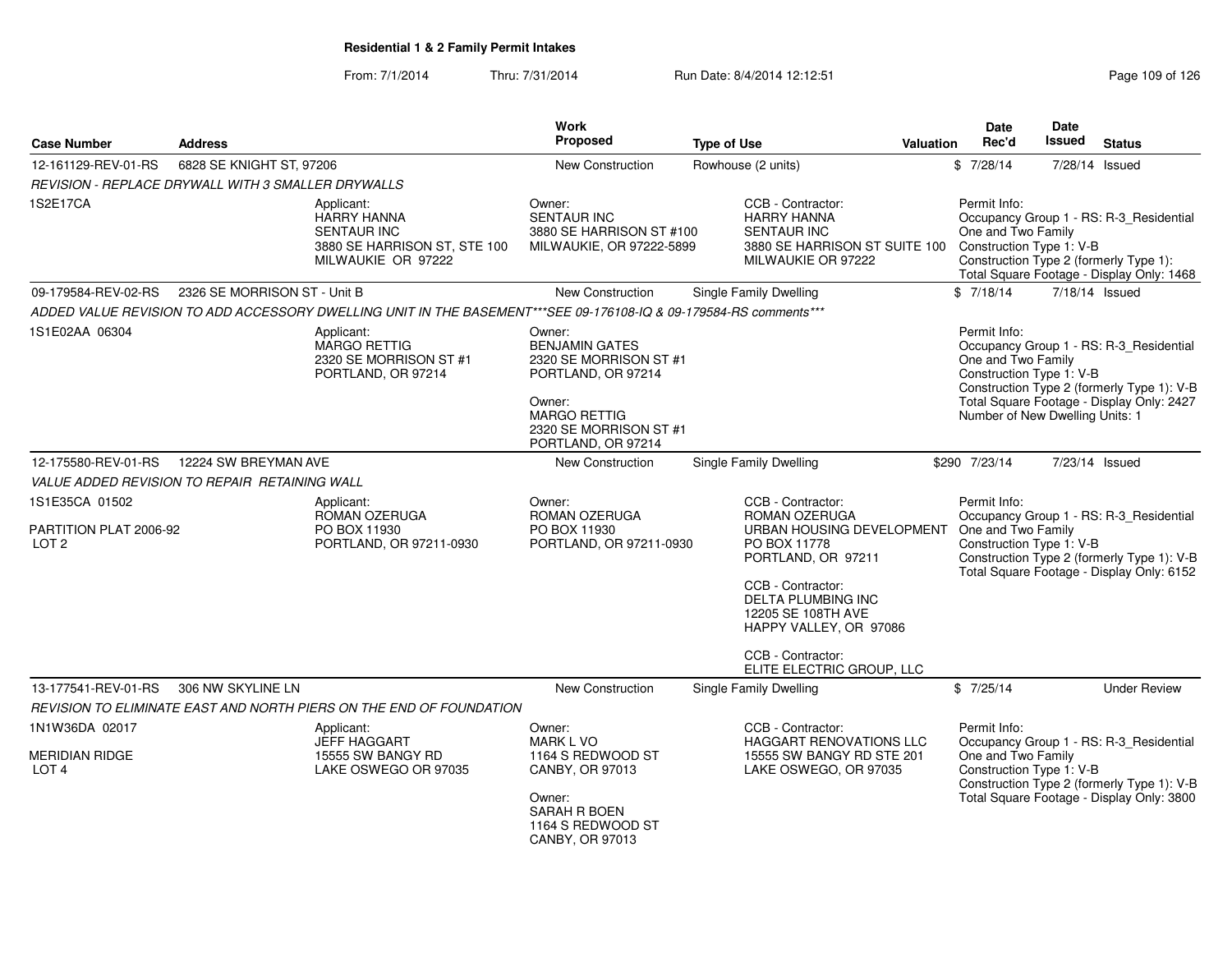# Residential 1 & 2 Family Permit Intakes

From: 7/1/2014 Thru: 7/31/2014 Run Date: 8/4/2014 12:12:51

| Case Number | Address | Work Proposed | Type of Use | Valuation | Date Rec'd | Date Issued | Status |
|---|---|---|---|---|---|---|---|
| 12-161129-REV-01-RS | 6828 SE KNIGHT ST, 97206 | New Construction | Rowhouse (2 units) | $ | 7/28/14 | 7/28/14 | Issued |

*REVISION - REPLACE DRYWALL WITH 3 SMALLER DRYWALLS*

1S2E17CA

Applicant:
HARRY HANNA
SENTAUR INC
3880 SE HARRISON ST, STE 100
MILWAUKIE OR 97222

Owner:
SENTAUR INC
3880 SE HARRISON ST #100
MILWAUKIE, OR 97222-5899

CCB - Contractor:
HARRY HANNA
SENTAUR INC
3880 SE HARRISON ST SUITE 100
MILWAUKIE OR 97222

Permit Info:
Occupancy Group 1 - RS: R-3_Residential One and Two Family
Construction Type 1: V-B
Construction Type 2 (formerly Type 1):
Total Square Footage - Display Only: 1468

| Case Number | Address | Work Proposed | Type of Use | Valuation | Date Rec'd | Date Issued | Status |
|---|---|---|---|---|---|---|---|
| 09-179584-REV-02-RS | 2326 SE MORRISON ST - Unit B | New Construction | Single Family Dwelling | $ | 7/18/14 | 7/18/14 | Issued |

*ADDED VALUE REVISION TO ADD ACCESSORY DWELLING UNIT IN THE BASEMENT***SEE 09-176108-IQ & 09-179584-RS comments****

1S1E02AA 06304

Applicant:
MARGO RETTIG
2320 SE MORRISON ST #1
PORTLAND, OR 97214

Owner:
BENJAMIN GATES
2320 SE MORRISON ST #1
PORTLAND, OR 97214

Owner:
MARGO RETTIG
2320 SE MORRISON ST #1
PORTLAND, OR 97214

Permit Info:
Occupancy Group 1 - RS: R-3_Residential One and Two Family
Construction Type 1: V-B
Construction Type 2 (formerly Type 1): V-B
Total Square Footage - Display Only: 2427
Number of New Dwelling Units: 1

| Case Number | Address | Work Proposed | Type of Use | Valuation | Date Rec'd | Date Issued | Status |
|---|---|---|---|---|---|---|---|
| 12-175580-REV-01-RS | 12224 SW BREYMAN AVE | New Construction | Single Family Dwelling | $290 | 7/23/14 | 7/23/14 | Issued |

*VALUE ADDED REVISION TO REPAIR RETAINING WALL*

1S1E35CA 01502

PARTITION PLAT 2006-92
LOT 2

Applicant:
ROMAN OZERUGA
PO BOX 11930
PORTLAND, OR 97211-0930

Owner:
ROMAN OZERUGA
PO BOX 11930
PORTLAND, OR 97211-0930

CCB - Contractor:
ROMAN OZERUGA
URBAN HOUSING DEVELOPMENT
PO BOX 11778
PORTLAND, OR 97211

CCB - Contractor:
DELTA PLUMBING INC
12205 SE 108TH AVE
HAPPY VALLEY, OR 97086

CCB - Contractor:
ELITE ELECTRIC GROUP, LLC

Permit Info:
Occupancy Group 1 - RS: R-3_Residential One and Two Family
Construction Type 1: V-B
Construction Type 2 (formerly Type 1): V-B
Total Square Footage - Display Only: 6152

| Case Number | Address | Work Proposed | Type of Use | Valuation | Date Rec'd | Date Issued | Status |
|---|---|---|---|---|---|---|---|
| 13-177541-REV-01-RS | 306 NW SKYLINE LN | New Construction | Single Family Dwelling | $ | 7/25/14 | | Under Review |

*REVISION TO ELIMINATE EAST AND NORTH PIERS ON THE END OF FOUNDATION*

1N1W36DA 02017

MERIDIAN RIDGE
LOT 4

Applicant:
JEFF HAGGART
15555 SW BANGY RD
LAKE OSWEGO OR 97035

Owner:
MARK L VO
1164 S REDWOOD ST
CANBY, OR 97013

Owner:
SARAH R BOEN
1164 S REDWOOD ST
CANBY, OR 97013

CCB - Contractor:
HAGGART RENOVATIONS LLC
15555 SW BANGY RD STE 201
LAKE OSWEGO, OR 97035

Permit Info:
Occupancy Group 1 - RS: R-3_Residential One and Two Family
Construction Type 1: V-B
Construction Type 2 (formerly Type 1): V-B
Total Square Footage - Display Only: 3800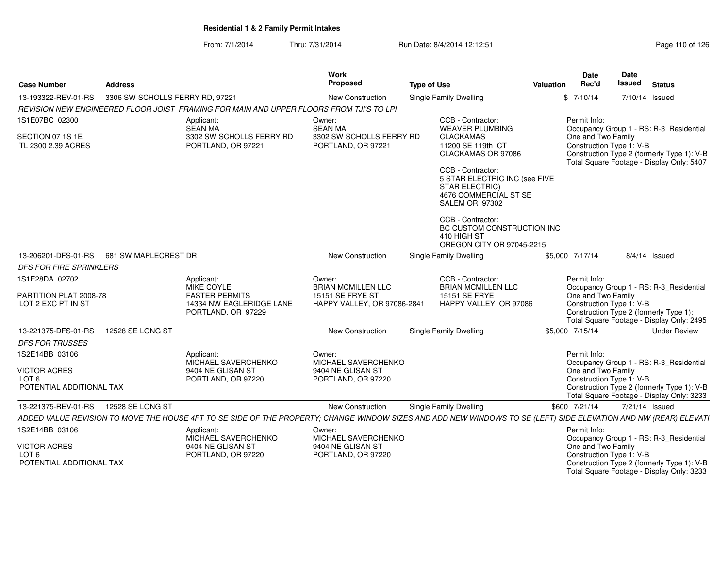**Residential 1 & 2 Family Permit Intakes**

From: 7/1/2014 Thru: 7/31/2014 Run Date: 8/4/2014 12:12:51

| Case Number | Address | | Work Proposed | Type of Use | Valuation | Date Rec'd | Date Issued | Status |
|---|---|---|---|---|---|---|---|---|
| 13-193322-REV-01-RS | 3306 SW SCHOLLS FERRY RD, 97221 | | New Construction | Single Family Dwelling | $ | 7/10/14 | 7/10/14 | Issued |
| *REVISION NEW ENGINEERED FLOOR JOIST FRAMING FOR MAIN AND UPPER FLOORS FROM TJI'S TO LPI* | | | | | | | | |
| 1S1E07BC 02300<br><br>SECTION 07 1S 1E<br>TL 2300 2.39 ACRES | | Applicant:<br>SEAN MA<br>3302 SW SCHOLLS FERRY RD<br>PORTLAND, OR 97221 | Owner:<br>SEAN MA<br>3302 SW SCHOLLS FERRY RD<br>PORTLAND, OR 97221 | CCB - Contractor:<br>WEAVER PLUMBING<br>CLACKAMAS<br>11200 SE 119th CT<br>CLACKAMAS OR 97086<br><br>CCB - Contractor:<br>5 STAR ELECTRIC INC (see FIVE STAR ELECTRIC)<br>4676 COMMERCIAL ST SE<br>SALEM OR 97302<br><br>CCB - Contractor:<br>BC CUSTOM CONSTRUCTION INC<br>410 HIGH ST<br>OREGON CITY OR 97045-2215 | | Permit Info:<br>Occupancy Group 1 - RS: R-3_Residential One and Two Family<br>Construction Type 1: V-B<br>Construction Type 2 (formerly Type 1): V-B<br>Total Square Footage - Display Only: 5407 | | |
| 13-206201-DFS-01-RS | 681 SW MAPLECREST DR | | New Construction | Single Family Dwelling | $5,000 | 7/17/14 | 8/4/14 | Issued |
| *DFS FOR FIRE SPRINKLERS* | | | | | | | | |
| 1S1E28DA 02702<br><br>PARTITION PLAT 2008-78<br>LOT 2 EXC PT IN ST | | Applicant:<br>MIKE COYLE<br>FASTER PERMITS<br>14334 NW EAGLERIDGE LANE<br>PORTLAND, OR 97229 | Owner:<br>BRIAN MCMILLEN LLC<br>15151 SE FRYE ST<br>HAPPY VALLEY, OR 97086-2841 | CCB - Contractor:<br>BRIAN MCMILLEN LLC<br>15151 SE FRYE<br>HAPPY VALLEY, OR 97086 | | Permit Info:<br>Occupancy Group 1 - RS: R-3_Residential One and Two Family<br>Construction Type 1: V-B<br>Construction Type 2 (formerly Type 1):<br>Total Square Footage - Display Only: 2495 | | |
| 13-221375-DFS-01-RS | 12528 SE LONG ST | | New Construction | Single Family Dwelling | $5,000 | 7/15/14 | | Under Review |
| *DFS FOR TRUSSES* | | | | | | | | |
| 1S2E14BB 03106<br><br>VICTOR ACRES<br>LOT 6<br>POTENTIAL ADDITIONAL TAX | | Applicant:<br>MICHAEL SAVERCHENKO<br>9404 NE GLISAN ST<br>PORTLAND, OR 97220 | Owner:<br>MICHAEL SAVERCHENKO<br>9404 NE GLISAN ST<br>PORTLAND, OR 97220 | | | Permit Info:<br>Occupancy Group 1 - RS: R-3_Residential One and Two Family<br>Construction Type 1: V-B<br>Construction Type 2 (formerly Type 1): V-B<br>Total Square Footage - Display Only: 3233 | | |
| 13-221375-REV-01-RS | 12528 SE LONG ST | | New Construction | Single Family Dwelling | $600 | 7/21/14 | 7/21/14 | Issued |
| *ADDED VALUE REVISION TO MOVE THE HOUSE 4FT TO SE SIDE OF THE PROPERTY; CHANGE WINDOW SIZES AND ADD NEW WINDOWS TO SE (LEFT) SIDE ELEVATION AND NW (REAR) ELEVATI* | | | | | | | | |
| 1S2E14BB 03106<br><br>VICTOR ACRES<br>LOT 6<br>POTENTIAL ADDITIONAL TAX | | Applicant:<br>MICHAEL SAVERCHENKO<br>9404 NE GLISAN ST<br>PORTLAND, OR 97220 | Owner:<br>MICHAEL SAVERCHENKO<br>9404 NE GLISAN ST<br>PORTLAND, OR 97220 | | | Permit Info:<br>Occupancy Group 1 - RS: R-3_Residential One and Two Family<br>Construction Type 1: V-B<br>Construction Type 2 (formerly Type 1): V-B<br>Total Square Footage - Display Only: 3233 | | |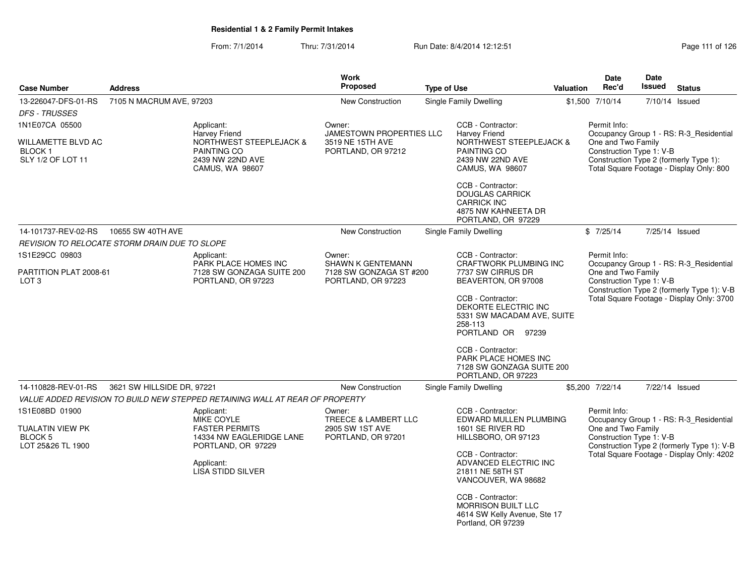## Residential 1 & 2 Family Permit Intakes

From: 7/1/2014 Thru: 7/31/2014 Run Date: 8/4/2014 12:12:51

| Case Number | Address | Work Proposed | Type of Use | Valuation | Date Rec'd | Date Issued | Status |
|---|---|---|---|---|---|---|---|
| 13-226047-DFS-01-RS | 7105 N MACRUM AVE, 97203 | New Construction | Single Family Dwelling | $1,500 | 7/10/14 | 7/10/14 | Issued |

*DFS - TRUSSES*

1N1E07CA 05500

WILLAMETTE BLVD AC
BLOCK 1
SLY 1/2 OF LOT 11

Applicant:
Harvey Friend
NORTHWEST STEEPLEJACK & PAINTING CO
2439 NW 22ND AVE
CAMUS, WA 98607

Owner:
JAMESTOWN PROPERTIES LLC
3519 NE 15TH AVE
PORTLAND, OR 97212

CCB - Contractor:
Harvey Friend
NORTHWEST STEEPLEJACK & PAINTING CO
2439 NW 22ND AVE
CAMUS, WA 98607

CCB - Contractor:
DOUGLAS CARRICK
CARRICK INC
4875 NW KAHNEETA DR
PORTLAND, OR 97229

Permit Info:
Occupancy Group 1 - RS: R-3_Residential One and Two Family
Construction Type 1: V-B
Construction Type 2 (formerly Type 1):
Total Square Footage - Display Only: 800

| Case Number | Address | Work Proposed | Type of Use | Valuation | Date Rec'd | Date Issued | Status |
|---|---|---|---|---|---|---|---|
| 14-101737-REV-02-RS | 10655 SW 40TH AVE | New Construction | Single Family Dwelling | $ | 7/25/14 | 7/25/14 | Issued |

*REVISION TO RELOCATE STORM DRAIN DUE TO SLOPE*

1S1E29CC 09803

PARTITION PLAT 2008-61
LOT 3

Applicant:
PARK PLACE HOMES INC
7128 SW GONZAGA SUITE 200
PORTLAND, OR 97223

Owner:
SHAWN K GENTEMANN
7128 SW GONZAGA ST #200
PORTLAND, OR 97223

CCB - Contractor:
CRAFTWORK PLUMBING INC
7737 SW CIRRUS DR
BEAVERTON, OR 97008

CCB - Contractor:
DEKORTE ELECTRIC INC
5331 SW MACADAM AVE, SUITE 258-113
PORTLAND OR 97239

CCB - Contractor:
PARK PLACE HOMES INC
7128 SW GONZAGA SUITE 200
PORTLAND, OR 97223

Permit Info:
Occupancy Group 1 - RS: R-3_Residential One and Two Family
Construction Type 1: V-B
Construction Type 2 (formerly Type 1): V-B
Total Square Footage - Display Only: 3700

| Case Number | Address | Work Proposed | Type of Use | Valuation | Date Rec'd | Date Issued | Status |
|---|---|---|---|---|---|---|---|
| 14-110828-REV-01-RS | 3621 SW HILLSIDE DR, 97221 | New Construction | Single Family Dwelling | $5,200 | 7/22/14 | 7/22/14 | Issued |

*VALUE ADDED REVISION TO BUILD NEW STEPPED RETAINING WALL AT REAR OF PROPERTY*

1S1E08BD 01900

TUALATIN VIEW PK
BLOCK 5
LOT 25&26 TL 1900

Applicant:
MIKE COYLE
FASTER PERMITS
14334 NW EAGLERIDGE LANE
PORTLAND, OR 97229

Applicant:
LISA STIDD SILVER

Owner:
TREECE & LAMBERT LLC
2905 SW 1ST AVE
PORTLAND, OR 97201

CCB - Contractor:
EDWARD MULLEN PLUMBING
1601 SE RIVER RD
HILLSBORO, OR 97123

CCB - Contractor:
ADVANCED ELECTRIC INC
21811 NE 58TH ST
VANCOUVER, WA 98682

CCB - Contractor:
MORRISON BUILT LLC
4614 SW Kelly Avenue, Ste 17
Portland, OR 97239

Permit Info:
Occupancy Group 1 - RS: R-3_Residential One and Two Family
Construction Type 1: V-B
Construction Type 2 (formerly Type 1): V-B
Total Square Footage - Display Only: 4202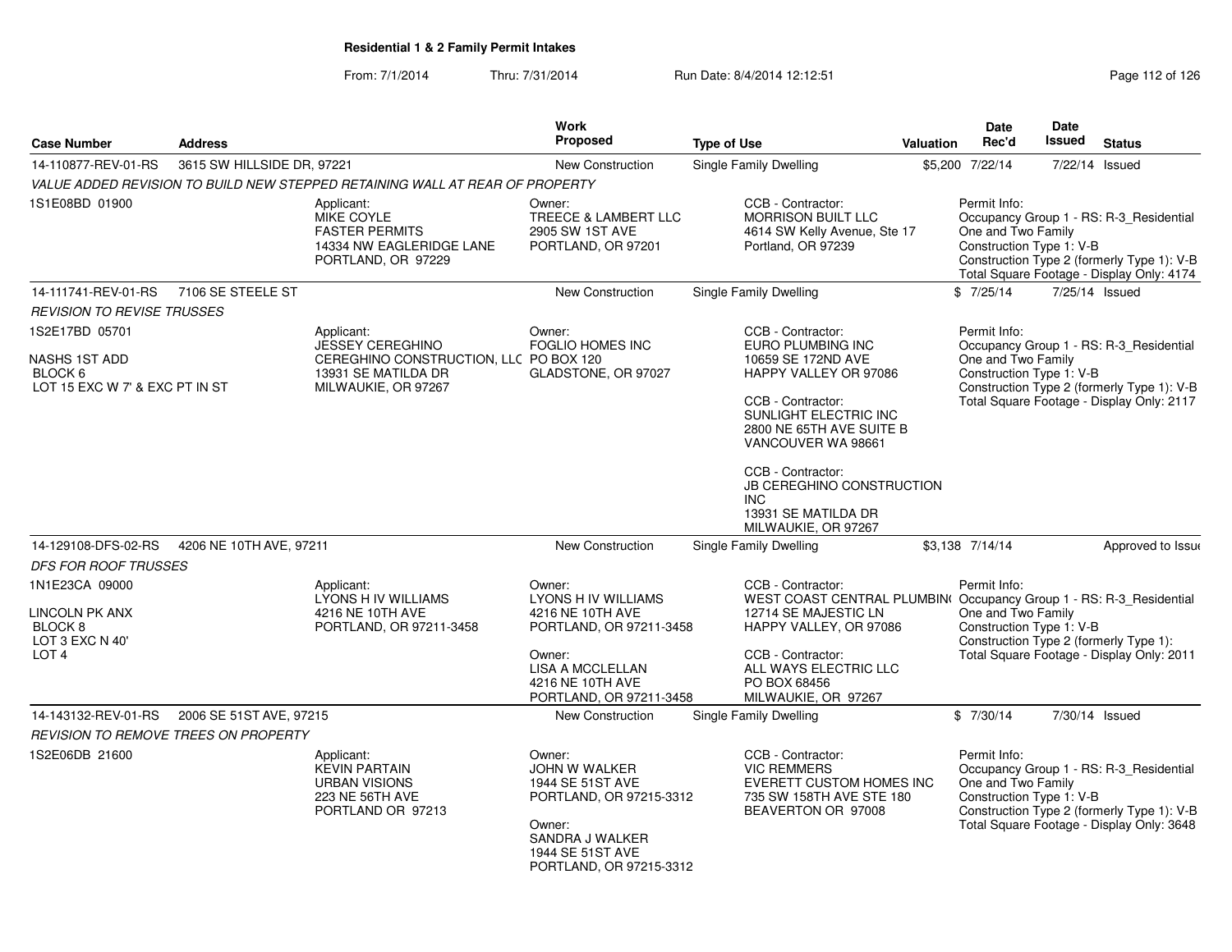## Residential 1 & 2 Family Permit Intakes

From: 7/1/2014 Thru: 7/31/2014 Run Date: 8/4/2014 12:12:51

| Case Number | Address | Work Proposed | Type of Use | Valuation | Date Rec'd | Date Issued | Status |
|---|---|---|---|---|---|---|---|
| 14-110877-REV-01-RS | 3615 SW HILLSIDE DR, 97221 | New Construction | Single Family Dwelling | $5,200 | 7/22/14 | 7/22/14 | Issued |

*VALUE ADDED REVISION TO BUILD NEW STEPPED RETAINING WALL AT REAR OF PROPERTY*

1S1E08BD 01900

Applicant: MIKE COYLE, FASTER PERMITS, 14334 NW EAGLERIDGE LANE, PORTLAND, OR 97229

Owner: TREECE & LAMBERT LLC, 2905 SW 1ST AVE, PORTLAND, OR 97201

CCB - Contractor: MORRISON BUILT LLC, 4614 SW Kelly Avenue, Ste 17, Portland, OR 97239

Permit Info: Occupancy Group 1 - RS: R-3_Residential One and Two Family; Construction Type 1: V-B; Construction Type 2 (formerly Type 1): V-B; Total Square Footage - Display Only: 4174

| Case Number | Address | Work Proposed | Type of Use | Valuation | Date Rec'd | Date Issued | Status |
|---|---|---|---|---|---|---|---|
| 14-111741-REV-01-RS | 7106 SE STEELE ST | New Construction | Single Family Dwelling | $ | 7/25/14 | 7/25/14 | Issued |

*REVISION TO REVISE TRUSSES*

1S2E17BD 05701

NASHS 1ST ADD
BLOCK 6
LOT 15 EXC W 7' & EXC PT IN ST

Applicant: JESSEY CEREGHINO, CEREGHINO CONSTRUCTION, LLC, 13931 SE MATILDA DR, MILWAUKIE, OR 97267

Owner: FOGLIO HOMES INC, PO BOX 120, GLADSTONE, OR 97027

CCB - Contractor: EURO PLUMBING INC, 10659 SE 172ND AVE, HAPPY VALLEY OR 97086

CCB - Contractor: SUNLIGHT ELECTRIC INC, 2800 NE 65TH AVE SUITE B, VANCOUVER WA 98661

CCB - Contractor: JB CEREGHINO CONSTRUCTION INC, 13931 SE MATILDA DR, MILWAUKIE, OR 97267

Permit Info: Occupancy Group 1 - RS: R-3_Residential One and Two Family; Construction Type 1: V-B; Construction Type 2 (formerly Type 1): V-B; Total Square Footage - Display Only: 2117

| Case Number | Address | Work Proposed | Type of Use | Valuation | Date Rec'd | Date Issued | Status |
|---|---|---|---|---|---|---|---|
| 14-129108-DFS-02-RS | 4206 NE 10TH AVE, 97211 | New Construction | Single Family Dwelling | $3,138 | 7/14/14 | | Approved to Issue |

*DFS FOR ROOF TRUSSES*

1N1E23CA 09000

LINCOLN PK ANX
BLOCK 8
LOT 3 EXC N 40'
LOT 4

Applicant: LYONS H IV WILLIAMS, 4216 NE 10TH AVE, PORTLAND, OR 97211-3458

Owner: LYONS H IV WILLIAMS, 4216 NE 10TH AVE, PORTLAND, OR 97211-3458

Owner: LISA A MCCLELLAN, 4216 NE 10TH AVE, PORTLAND, OR 97211-3458

CCB - Contractor: WEST COAST CENTRAL PLUMBING, 12714 SE MAJESTIC LN, HAPPY VALLEY, OR 97086

CCB - Contractor: ALL WAYS ELECTRIC LLC, PO BOX 68456, MILWAUKIE, OR 97267

Permit Info: Occupancy Group 1 - RS: R-3_Residential One and Two Family; Construction Type 1: V-B; Construction Type 2 (formerly Type 1):; Total Square Footage - Display Only: 2011

| Case Number | Address | Work Proposed | Type of Use | Valuation | Date Rec'd | Date Issued | Status |
|---|---|---|---|---|---|---|---|
| 14-143132-REV-01-RS | 2006 SE 51ST AVE, 97215 | New Construction | Single Family Dwelling | $ | 7/30/14 | 7/30/14 | Issued |

*REVISION TO REMOVE TREES ON PROPERTY*

1S2E06DB 21600

Applicant: KEVIN PARTAIN, URBAN VISIONS, 223 NE 56TH AVE, PORTLAND OR 97213

Owner: JOHN W WALKER, 1944 SE 51ST AVE, PORTLAND, OR 97215-3312

Owner: SANDRA J WALKER, 1944 SE 51ST AVE, PORTLAND, OR 97215-3312

CCB - Contractor: VIC REMMERS, EVERETT CUSTOM HOMES INC, 735 SW 158TH AVE STE 180, BEAVERTON OR 97008

Permit Info: Occupancy Group 1 - RS: R-3_Residential One and Two Family; Construction Type 1: V-B; Construction Type 2 (formerly Type 1): V-B; Total Square Footage - Display Only: 3648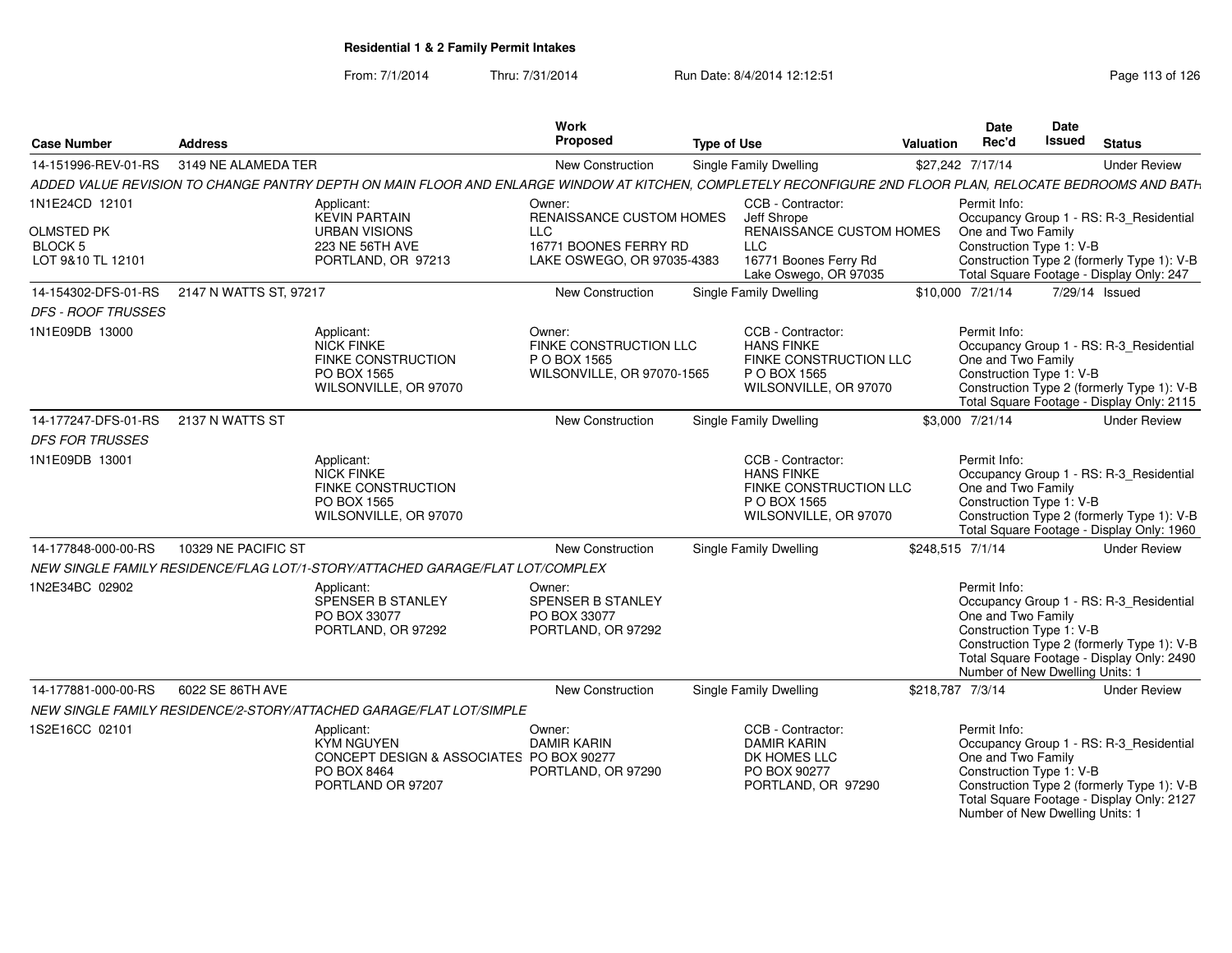**Residential 1 & 2 Family Permit Intakes**

From: 7/1/2014 Thru: 7/31/2014 Run Date: 8/4/2014 12:12:51

| Case Number | Address | Work Proposed | Type of Use | Valuation | Date Rec'd | Date Issued | Status |
|---|---|---|---|---|---|---|---|
| 14-151996-REV-01-RS | 3149 NE ALAMEDA TER | New Construction | Single Family Dwelling | $27,242 | 7/17/14 | | Under Review |

ADDED VALUE REVISION TO CHANGE PANTRY DEPTH ON MAIN FLOOR AND ENLARGE WINDOW AT KITCHEN, COMPLETELY RECONFIGURE 2ND FLOOR PLAN, RELOCATE BEDROOMS AND BATH

1N1E24CD 12101
OLMSTED PK
BLOCK 5
LOT 9&10 TL 12101

Applicant: KEVIN PARTAIN, URBAN VISIONS, 223 NE 56TH AVE, PORTLAND, OR 97213

Owner: RENAISSANCE CUSTOM HOMES LLC, 16771 BOONES FERRY RD, LAKE OSWEGO, OR 97035-4383

CCB - Contractor: Jeff Shrope, RENAISSANCE CUSTOM HOMES LLC, 16771 Boones Ferry Rd, Lake Oswego, OR 97035

Permit Info: Occupancy Group 1 - RS: R-3_Residential One and Two Family; Construction Type 1: V-B; Construction Type 2 (formerly Type 1): V-B; Total Square Footage - Display Only: 247

| Case Number | Address | Work Proposed | Type of Use | Valuation | Date Rec'd | Date Issued | Status |
|---|---|---|---|---|---|---|---|
| 14-154302-DFS-01-RS | 2147 N WATTS ST, 97217 | New Construction | Single Family Dwelling | $10,000 | 7/21/14 | 7/29/14 | Issued |

DFS - ROOF TRUSSES

1N1E09DB 13000

Applicant: NICK FINKE, FINKE CONSTRUCTION, PO BOX 1565, WILSONVILLE, OR 97070

Owner: FINKE CONSTRUCTION LLC, P O BOX 1565, WILSONVILLE, OR 97070-1565

CCB - Contractor: HANS FINKE, FINKE CONSTRUCTION LLC, P O BOX 1565, WILSONVILLE, OR 97070

Permit Info: Occupancy Group 1 - RS: R-3_Residential One and Two Family; Construction Type 1: V-B; Construction Type 2 (formerly Type 1): V-B; Total Square Footage - Display Only: 2115

| Case Number | Address | Work Proposed | Type of Use | Valuation | Date Rec'd | Date Issued | Status |
|---|---|---|---|---|---|---|---|
| 14-177247-DFS-01-RS | 2137 N WATTS ST | New Construction | Single Family Dwelling | $3,000 | 7/21/14 | | Under Review |

DFS FOR TRUSSES

1N1E09DB 13001

Applicant: NICK FINKE, FINKE CONSTRUCTION, PO BOX 1565, WILSONVILLE, OR 97070

CCB - Contractor: HANS FINKE, FINKE CONSTRUCTION LLC, P O BOX 1565, WILSONVILLE, OR 97070

Permit Info: Occupancy Group 1 - RS: R-3_Residential One and Two Family; Construction Type 1: V-B; Construction Type 2 (formerly Type 1): V-B; Total Square Footage - Display Only: 1960

| Case Number | Address | Work Proposed | Type of Use | Valuation | Date Rec'd | Date Issued | Status |
|---|---|---|---|---|---|---|---|
| 14-177848-000-00-RS | 10329 NE PACIFIC ST | New Construction | Single Family Dwelling | $248,515 | 7/1/14 | | Under Review |

NEW SINGLE FAMILY RESIDENCE/FLAG LOT/1-STORY/ATTACHED GARAGE/FLAT LOT/COMPLEX

1N2E34BC 02902

Applicant: SPENSER B STANLEY, PO BOX 33077, PORTLAND, OR 97292

Owner: SPENSER B STANLEY, PO BOX 33077, PORTLAND, OR 97292

Permit Info: Occupancy Group 1 - RS: R-3_Residential One and Two Family; Construction Type 1: V-B; Construction Type 2 (formerly Type 1): V-B; Total Square Footage - Display Only: 2490; Number of New Dwelling Units: 1

| Case Number | Address | Work Proposed | Type of Use | Valuation | Date Rec'd | Date Issued | Status |
|---|---|---|---|---|---|---|---|
| 14-177881-000-00-RS | 6022 SE 86TH AVE | New Construction | Single Family Dwelling | $218,787 | 7/3/14 | | Under Review |

NEW SINGLE FAMILY RESIDENCE/2-STORY/ATTACHED GARAGE/FLAT LOT/SIMPLE

1S2E16CC 02101

Applicant: KYM NGUYEN, CONCEPT DESIGN & ASSOCIATES, PO BOX 8464, PORTLAND OR 97207

Owner: DAMIR KARIN, PO BOX 90277, PORTLAND, OR 97290

CCB - Contractor: DAMIR KARIN, DK HOMES LLC, PO BOX 90277, PORTLAND, OR 97290

Permit Info: Occupancy Group 1 - RS: R-3_Residential One and Two Family; Construction Type 1: V-B; Construction Type 2 (formerly Type 1): V-B; Total Square Footage - Display Only: 2127; Number of New Dwelling Units: 1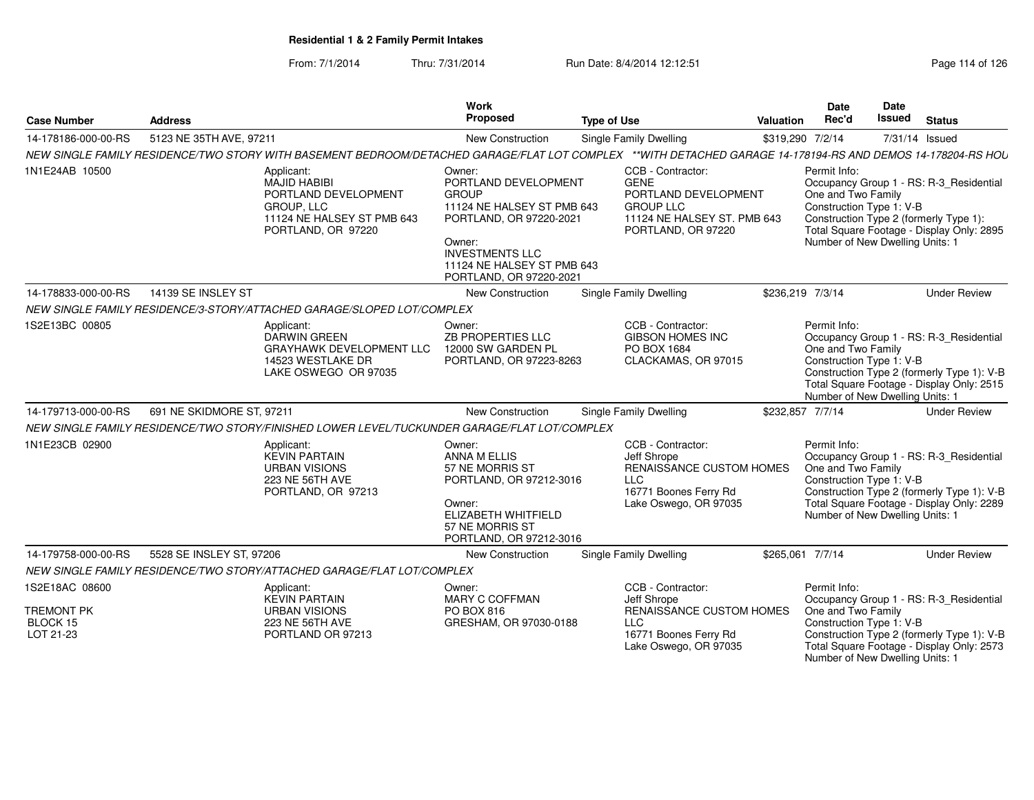**Residential 1 & 2 Family Permit Intakes**

From: 7/1/2014 Thru: 7/31/2014 Run Date: 8/4/2014 12:12:51

| Case Number | Address | Work Proposed | Type of Use | Valuation | Date Rec'd | Date Issued | Status |
|---|---|---|---|---|---|---|---|
| 14-178186-000-00-RS | 5123 NE 35TH AVE, 97211 | New Construction | Single Family Dwelling | $319,290 | 7/2/14 | 7/31/14 | Issued |

NEW SINGLE FAMILY RESIDENCE/TWO STORY WITH BASEMENT BEDROOM/DETACHED GARAGE/FLAT LOT COMPLEX **WITH DETACHED GARAGE 14-178194-RS AND DEMOS 14-178204-RS HOU

1N1E24AB 10500

Applicant:
MAJID HABIBI
PORTLAND DEVELOPMENT GROUP, LLC
11124 NE HALSEY ST PMB 643
PORTLAND, OR 97220

Owner:
PORTLAND DEVELOPMENT GROUP
11124 NE HALSEY ST PMB 643
PORTLAND, OR 97220-2021

Owner:
INVESTMENTS LLC
11124 NE HALSEY ST PMB 643
PORTLAND, OR 97220-2021

CCB - Contractor:
GENE
PORTLAND DEVELOPMENT GROUP LLC
11124 NE HALSEY ST. PMB 643
PORTLAND, OR 97220

Permit Info:
Occupancy Group 1 - RS: R-3_Residential One and Two Family
Construction Type 1: V-B
Construction Type 2 (formerly Type 1):
Total Square Footage - Display Only: 2895
Number of New Dwelling Units: 1

| Case Number | Address | Work Proposed | Type of Use | Valuation | Date Rec'd | Date Issued | Status |
|---|---|---|---|---|---|---|---|
| 14-178833-000-00-RS | 14139 SE INSLEY ST | New Construction | Single Family Dwelling | $236,219 | 7/3/14 | | Under Review |

NEW SINGLE FAMILY RESIDENCE/3-STORY/ATTACHED GARAGE/SLOPED LOT/COMPLEX

1S2E13BC 00805

Applicant:
DARWIN GREEN
GRAYHAWK DEVELOPMENT LLC
14523 WESTLAKE DR
LAKE OSWEGO OR 97035

Owner:
ZB PROPERTIES LLC
12000 SW GARDEN PL
PORTLAND, OR 97223-8263

CCB - Contractor:
GIBSON HOMES INC
PO BOX 1684
CLACKAMAS, OR 97015

Permit Info:
Occupancy Group 1 - RS: R-3_Residential One and Two Family
Construction Type 1: V-B
Construction Type 2 (formerly Type 1): V-B
Total Square Footage - Display Only: 2515
Number of New Dwelling Units: 1

| Case Number | Address | Work Proposed | Type of Use | Valuation | Date Rec'd | Date Issued | Status |
|---|---|---|---|---|---|---|---|
| 14-179713-000-00-RS | 691 NE SKIDMORE ST, 97211 | New Construction | Single Family Dwelling | $232,857 | 7/7/14 | | Under Review |

NEW SINGLE FAMILY RESIDENCE/TWO STORY/FINISHED LOWER LEVEL/TUCKUNDER GARAGE/FLAT LOT/COMPLEX

1N1E23CB 02900

Applicant:
KEVIN PARTAIN
URBAN VISIONS
223 NE 56TH AVE
PORTLAND, OR 97213

Owner:
ANNA M ELLIS
57 NE MORRIS ST
PORTLAND, OR 97212-3016

Owner:
ELIZABETH WHITFIELD
57 NE MORRIS ST
PORTLAND, OR 97212-3016

CCB - Contractor:
Jeff Shrope
RENAISSANCE CUSTOM HOMES LLC
16771 Boones Ferry Rd
Lake Oswego, OR 97035

Permit Info:
Occupancy Group 1 - RS: R-3_Residential One and Two Family
Construction Type 1: V-B
Construction Type 2 (formerly Type 1): V-B
Total Square Footage - Display Only: 2289
Number of New Dwelling Units: 1

| Case Number | Address | Work Proposed | Type of Use | Valuation | Date Rec'd | Date Issued | Status |
|---|---|---|---|---|---|---|---|
| 14-179758-000-00-RS | 5528 SE INSLEY ST, 97206 | New Construction | Single Family Dwelling | $265,061 | 7/7/14 | | Under Review |

NEW SINGLE FAMILY RESIDENCE/TWO STORY/ATTACHED GARAGE/FLAT LOT/COMPLEX

1S2E18AC 08600

TREMONT PK
BLOCK 15
LOT 21-23

Applicant:
KEVIN PARTAIN
URBAN VISIONS
223 NE 56TH AVE
PORTLAND OR 97213

Owner:
MARY C COFFMAN
PO BOX 816
GRESHAM, OR 97030-0188

CCB - Contractor:
Jeff Shrope
RENAISSANCE CUSTOM HOMES LLC
16771 Boones Ferry Rd
Lake Oswego, OR 97035

Permit Info:
Occupancy Group 1 - RS: R-3_Residential One and Two Family
Construction Type 1: V-B
Construction Type 2 (formerly Type 1): V-B
Total Square Footage - Display Only: 2573
Number of New Dwelling Units: 1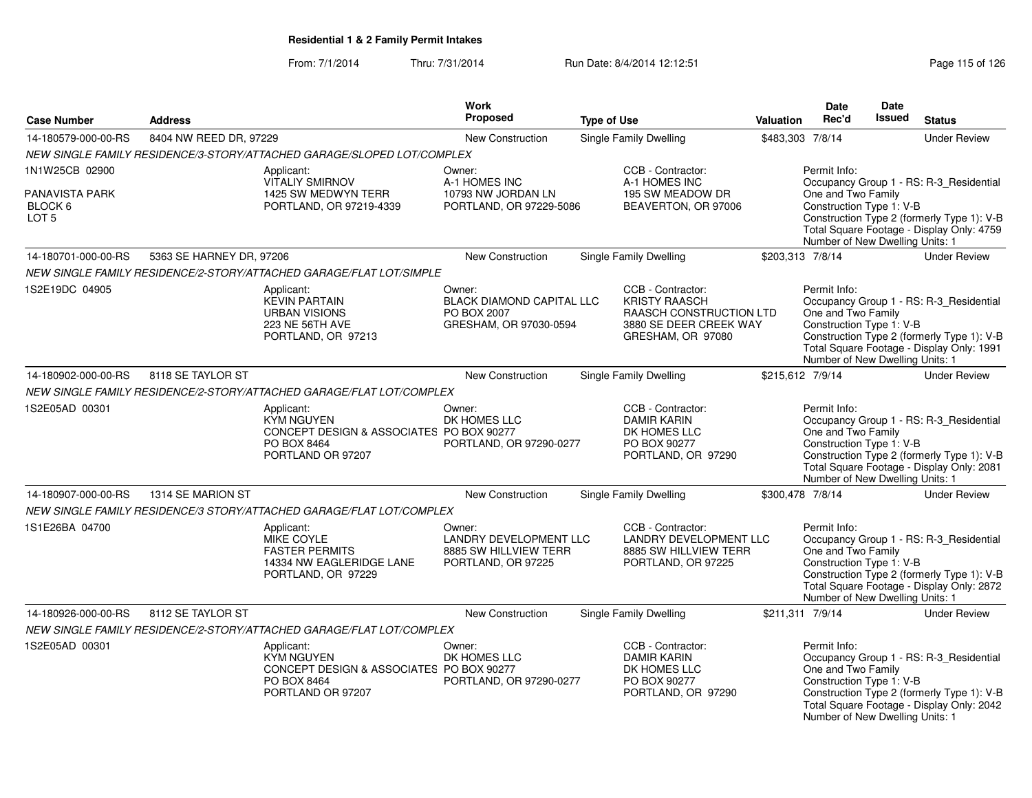**Residential 1 & 2 Family Permit Intakes**

From: 7/1/2014 Thru: 7/31/2014 Run Date: 8/4/2014 12:12:51

| Case Number | Address | Work Proposed | Type of Use | Valuation | Date Rec'd | Date Issued | Status |
|---|---|---|---|---|---|---|---|
| 14-180579-000-00-RS | 8404 NW REED DR, 97229 | New Construction | Single Family Dwelling | $483,303 | 7/8/14 | | Under Review |
| NEW SINGLE FAMILY RESIDENCE/3-STORY/ATTACHED GARAGE/SLOPED LOT/COMPLEX | | | | | | | |
| 1N1W25CB 02900<br>PANAVISTA PARK<br>BLOCK 6<br>LOT 5 | Applicant:<br>VITALIY SMIRNOV<br>1425 SW MEDWYN TERR<br>PORTLAND, OR 97219-4339 | Owner:<br>A-1 HOMES INC<br>10793 NW JORDAN LN<br>PORTLAND, OR 97229-5086 | CCB - Contractor:<br>A-1 HOMES INC<br>195 SW MEADOW DR<br>BEAVERTON, OR 97006 | | Permit Info:<br>Occupancy Group 1 - RS: R-3_Residential One and Two Family<br>Construction Type 1: V-B<br>Construction Type 2 (formerly Type 1): V-B<br>Total Square Footage - Display Only: 4759<br>Number of New Dwelling Units: 1 | | |
| 14-180701-000-00-RS | 5363 SE HARNEY DR, 97206 | New Construction | Single Family Dwelling | $203,313 | 7/8/14 | | Under Review |
| NEW SINGLE FAMILY RESIDENCE/2-STORY/ATTACHED GARAGE/FLAT LOT/SIMPLE | | | | | | | |
| 1S2E19DC 04905 | Applicant:<br>KEVIN PARTAIN<br>URBAN VISIONS<br>223 NE 56TH AVE<br>PORTLAND, OR 97213 | Owner:<br>BLACK DIAMOND CAPITAL LLC<br>PO BOX 2007<br>GRESHAM, OR 97030-0594 | CCB - Contractor:<br>KRISTY RAASCH<br>RAASCH CONSTRUCTION LTD<br>3880 SE DEER CREEK WAY<br>GRESHAM, OR 97080 | | Permit Info:<br>Occupancy Group 1 - RS: R-3_Residential One and Two Family<br>Construction Type 1: V-B<br>Construction Type 2 (formerly Type 1): V-B<br>Total Square Footage - Display Only: 1991<br>Number of New Dwelling Units: 1 | | |
| 14-180902-000-00-RS | 8118 SE TAYLOR ST | New Construction | Single Family Dwelling | $215,612 | 7/9/14 | | Under Review |
| NEW SINGLE FAMILY RESIDENCE/2-STORY/ATTACHED GARAGE/FLAT LOT/COMPLEX | | | | | | | |
| 1S2E05AD 00301 | Applicant:<br>KYM NGUYEN<br>CONCEPT DESIGN & ASSOCIATES<br>PO BOX 8464<br>PORTLAND OR 97207 | Owner:<br>DK HOMES LLC<br>PO BOX 90277<br>PORTLAND, OR 97290-0277 | CCB - Contractor:<br>DAMIR KARIN<br>DK HOMES LLC<br>PO BOX 90277<br>PORTLAND, OR 97290 | | Permit Info:<br>Occupancy Group 1 - RS: R-3_Residential One and Two Family<br>Construction Type 1: V-B<br>Construction Type 2 (formerly Type 1): V-B<br>Total Square Footage - Display Only: 2081<br>Number of New Dwelling Units: 1 | | |
| 14-180907-000-00-RS | 1314 SE MARION ST | New Construction | Single Family Dwelling | $300,478 | 7/8/14 | | Under Review |
| NEW SINGLE FAMILY RESIDENCE/3 STORY/ATTACHED GARAGE/FLAT LOT/COMPLEX | | | | | | | |
| 1S1E26BA 04700 | Applicant:<br>MIKE COYLE<br>FASTER PERMITS<br>14334 NW EAGLERIDGE LANE<br>PORTLAND, OR 97229 | Owner:<br>LANDRY DEVELOPMENT LLC<br>8885 SW HILLVIEW TERR<br>PORTLAND, OR 97225 | CCB - Contractor:<br>LANDRY DEVELOPMENT LLC<br>8885 SW HILLVIEW TERR<br>PORTLAND, OR 97225 | | Permit Info:<br>Occupancy Group 1 - RS: R-3_Residential One and Two Family<br>Construction Type 1: V-B<br>Construction Type 2 (formerly Type 1): V-B<br>Total Square Footage - Display Only: 2872<br>Number of New Dwelling Units: 1 | | |
| 14-180926-000-00-RS | 8112 SE TAYLOR ST | New Construction | Single Family Dwelling | $211,311 | 7/9/14 | | Under Review |
| NEW SINGLE FAMILY RESIDENCE/2-STORY/ATTACHED GARAGE/FLAT LOT/COMPLEX | | | | | | | |
| 1S2E05AD 00301 | Applicant:<br>KYM NGUYEN<br>CONCEPT DESIGN & ASSOCIATES<br>PO BOX 8464<br>PORTLAND OR 97207 | Owner:<br>DK HOMES LLC<br>PO BOX 90277<br>PORTLAND, OR 97290-0277 | CCB - Contractor:<br>DAMIR KARIN<br>DK HOMES LLC<br>PO BOX 90277<br>PORTLAND, OR 97290 | | Permit Info:<br>Occupancy Group 1 - RS: R-3_Residential One and Two Family<br>Construction Type 1: V-B<br>Construction Type 2 (formerly Type 1): V-B<br>Total Square Footage - Display Only: 2042<br>Number of New Dwelling Units: 1 | | |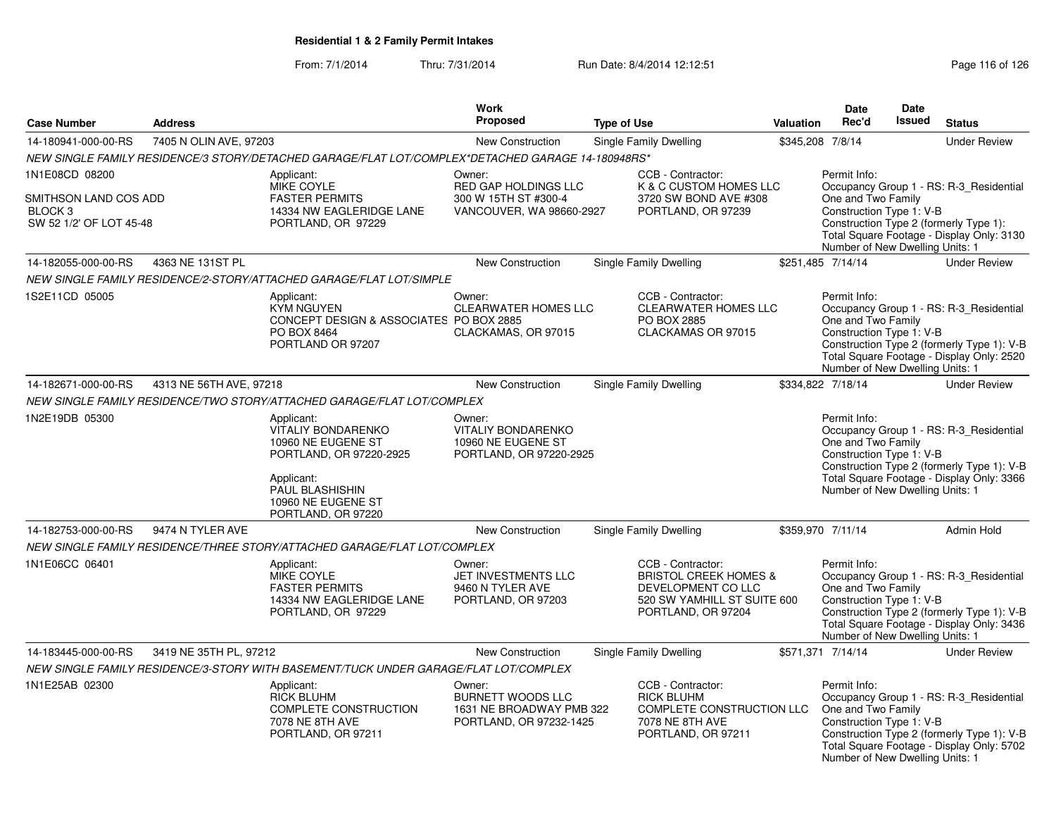**Residential 1 & 2 Family Permit Intakes**

From: 7/1/2014 Thru: 7/31/2014 Run Date: 8/4/2014 12:12:51

| Case Number | Address | Work Proposed | Type of Use | Valuation | Date Rec'd | Date Issued | Status |
|---|---|---|---|---|---|---|---|
| 14-180941-000-00-RS | 7405 N OLIN AVE, 97203 | New Construction | Single Family Dwelling | $345,208 | 7/8/14 | | Under Review |
| 14-182055-000-00-RS | 4363 NE 131ST PL | New Construction | Single Family Dwelling | $251,485 | 7/14/14 | | Under Review |
| 14-182671-000-00-RS | 4313 NE 56TH AVE, 97218 | New Construction | Single Family Dwelling | $334,822 | 7/18/14 | | Under Review |
| 14-182753-000-00-RS | 9474 N TYLER AVE | New Construction | Single Family Dwelling | $359,970 | 7/11/14 | | Admin Hold |
| 14-183445-000-00-RS | 3419 NE 35TH PL, 97212 | New Construction | Single Family Dwelling | $571,371 | 7/14/14 | | Under Review |

**14-180941-000-00-RS** — *NEW SINGLE FAMILY RESIDENCE/3 STORY/DETACHED GARAGE/FLAT LOT/COMPLEX*DETACHED GARAGE 14-180948RS*

1N1E08CD 08200
SMITHSON LAND COS ADD
BLOCK 3
SW 52 1/2' OF LOT 45-48

Applicant: MIKE COYLE, FASTER PERMITS, 14334 NW EAGLERIDGE LANE, PORTLAND, OR 97229

Owner: RED GAP HOLDINGS LLC, 300 W 15TH ST #300-4, VANCOUVER, WA 98660-2927

CCB - Contractor: K & C CUSTOM HOMES LLC, 3720 SW BOND AVE #308, PORTLAND, OR 97239

Permit Info: Occupancy Group 1 - RS: R-3_Residential One and Two Family; Construction Type 1: V-B; Construction Type 2 (formerly Type 1):; Total Square Footage - Display Only: 3130; Number of New Dwelling Units: 1

**14-182055-000-00-RS** — *NEW SINGLE FAMILY RESIDENCE/2-STORY/ATTACHED GARAGE/FLAT LOT/SIMPLE*

1S2E11CD 05005

Applicant: KYM NGUYEN, CONCEPT DESIGN & ASSOCIATES, PO BOX 8464, PORTLAND OR 97207

Owner: CLEARWATER HOMES LLC, PO BOX 2885, CLACKAMAS, OR 97015

CCB - Contractor: CLEARWATER HOMES LLC, PO BOX 2885, CLACKAMAS OR 97015

Permit Info: Occupancy Group 1 - RS: R-3_Residential One and Two Family; Construction Type 1: V-B; Construction Type 2 (formerly Type 1): V-B; Total Square Footage - Display Only: 2520; Number of New Dwelling Units: 1

**14-182671-000-00-RS** — *NEW SINGLE FAMILY RESIDENCE/TWO STORY/ATTACHED GARAGE/FLAT LOT/COMPLEX*

1N2E19DB 05300

Applicant: VITALIY BONDARENKO, 10960 NE EUGENE ST, PORTLAND, OR 97220-2925

Applicant: PAUL BLASHISHIN, 10960 NE EUGENE ST, PORTLAND, OR 97220

Owner: VITALIY BONDARENKO, 10960 NE EUGENE ST, PORTLAND, OR 97220-2925

Permit Info: Occupancy Group 1 - RS: R-3_Residential One and Two Family; Construction Type 1: V-B; Construction Type 2 (formerly Type 1): V-B; Total Square Footage - Display Only: 3366; Number of New Dwelling Units: 1

**14-182753-000-00-RS** — *NEW SINGLE FAMILY RESIDENCE/THREE STORY/ATTACHED GARAGE/FLAT LOT/COMPLEX*

1N1E06CC 06401

Applicant: MIKE COYLE, FASTER PERMITS, 14334 NW EAGLERIDGE LANE, PORTLAND, OR 97229

Owner: JET INVESTMENTS LLC, 9460 N TYLER AVE, PORTLAND, OR 97203

CCB - Contractor: BRISTOL CREEK HOMES & DEVELOPMENT CO LLC, 520 SW YAMHILL ST SUITE 600, PORTLAND, OR 97204

Permit Info: Occupancy Group 1 - RS: R-3_Residential One and Two Family; Construction Type 1: V-B; Construction Type 2 (formerly Type 1): V-B; Total Square Footage - Display Only: 3436; Number of New Dwelling Units: 1

**14-183445-000-00-RS** — *NEW SINGLE FAMILY RESIDENCE/3-STORY WITH BASEMENT/TUCK UNDER GARAGE/FLAT LOT/COMPLEX*

1N1E25AB 02300

Applicant: RICK BLUHM, COMPLETE CONSTRUCTION, 7078 NE 8TH AVE, PORTLAND, OR 97211

Owner: BURNETT WOODS LLC, 1631 NE BROADWAY PMB 322, PORTLAND, OR 97232-1425

CCB - Contractor: RICK BLUHM, COMPLETE CONSTRUCTION LLC, 7078 NE 8TH AVE, PORTLAND, OR 97211

Permit Info: Occupancy Group 1 - RS: R-3_Residential One and Two Family; Construction Type 1: V-B; Construction Type 2 (formerly Type 1): V-B; Total Square Footage - Display Only: 5702; Number of New Dwelling Units: 1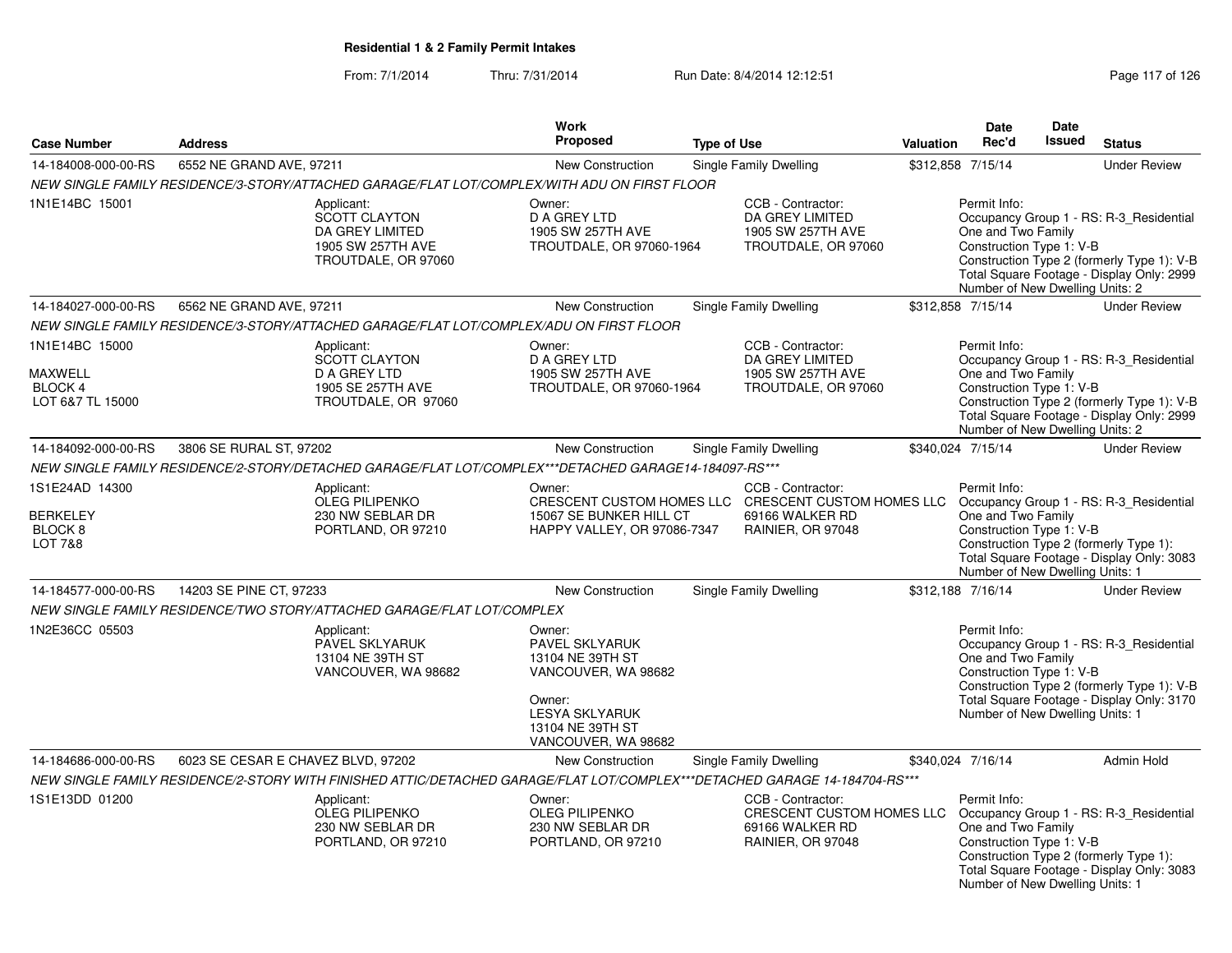## Residential 1 & 2 Family Permit Intakes

From: 7/1/2014 Thru: 7/31/2014 Run Date: 8/4/2014 12:12:51

| Case Number | Address | Work Proposed | Type of Use | Valuation | Date Rec'd | Date Issued | Status |
|---|---|---|---|---|---|---|---|
| 14-184008-000-00-RS | 6552 NE GRAND AVE, 97211 | New Construction | Single Family Dwelling | $312,858 | 7/15/14 | | Under Review |

NEW SINGLE FAMILY RESIDENCE/3-STORY/ATTACHED GARAGE/FLAT LOT/COMPLEX/WITH ADU ON FIRST FLOOR

1N1E14BC 15001

Applicant: SCOTT CLAYTON, DA GREY LIMITED, 1905 SW 257TH AVE, TROUTDALE, OR 97060

Owner: D A GREY LTD, 1905 SW 257TH AVE, TROUTDALE, OR 97060-1964

CCB - Contractor: DA GREY LIMITED, 1905 SW 257TH AVE, TROUTDALE, OR 97060

Permit Info: Occupancy Group 1 - RS: R-3_Residential One and Two Family; Construction Type 1: V-B; Construction Type 2 (formerly Type 1): V-B; Total Square Footage - Display Only: 2999; Number of New Dwelling Units: 2

| Case Number | Address | Work Proposed | Type of Use | Valuation | Date Rec'd | Date Issued | Status |
|---|---|---|---|---|---|---|---|
| 14-184027-000-00-RS | 6562 NE GRAND AVE, 97211 | New Construction | Single Family Dwelling | $312,858 | 7/15/14 | | Under Review |

NEW SINGLE FAMILY RESIDENCE/3-STORY/ATTACHED GARAGE/FLAT LOT/COMPLEX/ADU ON FIRST FLOOR

1N1E14BC 15000, MAXWELL, BLOCK 4, LOT 6&7 TL 15000

Applicant: SCOTT CLAYTON, D A GREY LTD, 1905 SE 257TH AVE, TROUTDALE, OR 97060

Owner: D A GREY LTD, 1905 SW 257TH AVE, TROUTDALE, OR 97060-1964

CCB - Contractor: DA GREY LIMITED, 1905 SW 257TH AVE, TROUTDALE, OR 97060

Permit Info: Occupancy Group 1 - RS: R-3_Residential One and Two Family; Construction Type 1: V-B; Construction Type 2 (formerly Type 1): V-B; Total Square Footage - Display Only: 2999; Number of New Dwelling Units: 2

| Case Number | Address | Work Proposed | Type of Use | Valuation | Date Rec'd | Date Issued | Status |
|---|---|---|---|---|---|---|---|
| 14-184092-000-00-RS | 3806 SE RURAL ST, 97202 | New Construction | Single Family Dwelling | $340,024 | 7/15/14 | | Under Review |

NEW SINGLE FAMILY RESIDENCE/2-STORY/DETACHED GARAGE/FLAT LOT/COMPLEX***DETACHED GARAGE14-184097-RS***

1S1E24AD 14300, BERKELEY, BLOCK 8, LOT 7&8

Applicant: OLEG PILIPENKO, 230 NW SEBLAR DR, PORTLAND, OR 97210

Owner: CRESCENT CUSTOM HOMES LLC, 15067 SE BUNKER HILL CT, HAPPY VALLEY, OR 97086-7347

CCB - Contractor: CRESCENT CUSTOM HOMES LLC, 69166 WALKER RD, RAINIER, OR 97048

Permit Info: Occupancy Group 1 - RS: R-3_Residential One and Two Family; Construction Type 1: V-B; Construction Type 2 (formerly Type 1):; Total Square Footage - Display Only: 3083; Number of New Dwelling Units: 1

| Case Number | Address | Work Proposed | Type of Use | Valuation | Date Rec'd | Date Issued | Status |
|---|---|---|---|---|---|---|---|
| 14-184577-000-00-RS | 14203 SE PINE CT, 97233 | New Construction | Single Family Dwelling | $312,188 | 7/16/14 | | Under Review |

NEW SINGLE FAMILY RESIDENCE/TWO STORY/ATTACHED GARAGE/FLAT LOT/COMPLEX

1N2E36CC 05503

Applicant: PAVEL SKLYARUK, 13104 NE 39TH ST, VANCOUVER, WA 98682

Owner: PAVEL SKLYARUK, 13104 NE 39TH ST, VANCOUVER, WA 98682

Owner: LESYA SKLYARUK, 13104 NE 39TH ST, VANCOUVER, WA 98682

Permit Info: Occupancy Group 1 - RS: R-3_Residential One and Two Family; Construction Type 1: V-B; Construction Type 2 (formerly Type 1): V-B; Total Square Footage - Display Only: 3170; Number of New Dwelling Units: 1

| Case Number | Address | Work Proposed | Type of Use | Valuation | Date Rec'd | Date Issued | Status |
|---|---|---|---|---|---|---|---|
| 14-184686-000-00-RS | 6023 SE CESAR E CHAVEZ BLVD, 97202 | New Construction | Single Family Dwelling | $340,024 | 7/16/14 | | Admin Hold |

NEW SINGLE FAMILY RESIDENCE/2-STORY WITH FINISHED ATTIC/DETACHED GARAGE/FLAT LOT/COMPLEX***DETACHED GARAGE 14-184704-RS***

1S1E13DD 01200

Applicant: OLEG PILIPENKO, 230 NW SEBLAR DR, PORTLAND, OR 97210

Owner: OLEG PILIPENKO, 230 NW SEBLAR DR, PORTLAND, OR 97210

CCB - Contractor: CRESCENT CUSTOM HOMES LLC, 69166 WALKER RD, RAINIER, OR 97048

Permit Info: Occupancy Group 1 - RS: R-3_Residential One and Two Family; Construction Type 1: V-B; Construction Type 2 (formerly Type 1):; Total Square Footage - Display Only: 3083; Number of New Dwelling Units: 1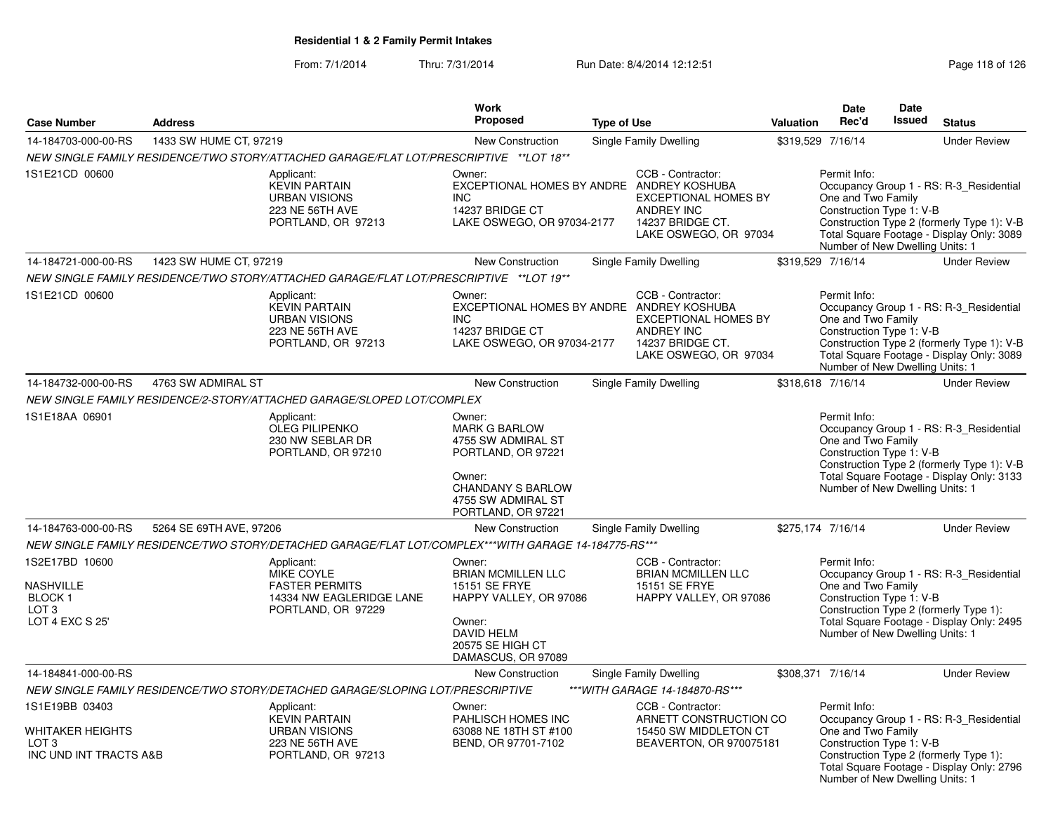**Residential 1 & 2 Family Permit Intakes**

From: 7/1/2014 Thru: 7/31/2014 Run Date: 8/4/2014 12:12:51

| Case Number | Address | Work Proposed | Type of Use | Valuation | Date Rec'd | Date Issued | Status |
|---|---|---|---|---|---|---|---|
| 14-184703-000-00-RS | 1433 SW HUME CT, 97219 | New Construction | Single Family Dwelling | $319,529 | 7/16/14 | | Under Review |

*NEW SINGLE FAMILY RESIDENCE/TWO STORY/ATTACHED GARAGE/FLAT LOT/PRESCRIPTIVE \*\*LOT 18\*\**

1S1E21CD 00600

Applicant: KEVIN PARTAIN, URBAN VISIONS, 223 NE 56TH AVE, PORTLAND, OR 97213

Owner: EXCEPTIONAL HOMES BY ANDRE INC, 14237 BRIDGE CT, LAKE OSWEGO, OR 97034-2177

CCB - Contractor: ANDREY KOSHUBA, EXCEPTIONAL HOMES BY ANDREY INC, 14237 BRIDGE CT., LAKE OSWEGO, OR 97034

Permit Info: Occupancy Group 1 - RS: R-3_Residential One and Two Family; Construction Type 1: V-B; Construction Type 2 (formerly Type 1): V-B; Total Square Footage - Display Only: 3089; Number of New Dwelling Units: 1

| Case Number | Address | Work Proposed | Type of Use | Valuation | Date Rec'd | Date Issued | Status |
|---|---|---|---|---|---|---|---|
| 14-184721-000-00-RS | 1423 SW HUME CT, 97219 | New Construction | Single Family Dwelling | $319,529 | 7/16/14 | | Under Review |

*NEW SINGLE FAMILY RESIDENCE/TWO STORY/ATTACHED GARAGE/FLAT LOT/PRESCRIPTIVE \*\*LOT 19\*\**

1S1E21CD 00600

Applicant: KEVIN PARTAIN, URBAN VISIONS, 223 NE 56TH AVE, PORTLAND, OR 97213

Owner: EXCEPTIONAL HOMES BY ANDRE INC, 14237 BRIDGE CT, LAKE OSWEGO, OR 97034-2177

CCB - Contractor: ANDREY KOSHUBA, EXCEPTIONAL HOMES BY ANDREY INC, 14237 BRIDGE CT., LAKE OSWEGO, OR 97034

Permit Info: Occupancy Group 1 - RS: R-3_Residential One and Two Family; Construction Type 1: V-B; Construction Type 2 (formerly Type 1): V-B; Total Square Footage - Display Only: 3089; Number of New Dwelling Units: 1

| Case Number | Address | Work Proposed | Type of Use | Valuation | Date Rec'd | Date Issued | Status |
|---|---|---|---|---|---|---|---|
| 14-184732-000-00-RS | 4763 SW ADMIRAL ST | New Construction | Single Family Dwelling | $318,618 | 7/16/14 | | Under Review |

*NEW SINGLE FAMILY RESIDENCE/2-STORY/ATTACHED GARAGE/SLOPED LOT/COMPLEX*

1S1E18AA 06901

Applicant: OLEG PILIPENKO, 230 NW SEBLAR DR, PORTLAND, OR 97210

Owner: MARK G BARLOW, 4755 SW ADMIRAL ST, PORTLAND, OR 97221

Owner: CHANDANY S BARLOW, 4755 SW ADMIRAL ST, PORTLAND, OR 97221

Permit Info: Occupancy Group 1 - RS: R-3_Residential One and Two Family; Construction Type 1: V-B; Construction Type 2 (formerly Type 1): V-B; Total Square Footage - Display Only: 3133; Number of New Dwelling Units: 1

| Case Number | Address | Work Proposed | Type of Use | Valuation | Date Rec'd | Date Issued | Status |
|---|---|---|---|---|---|---|---|
| 14-184763-000-00-RS | 5264 SE 69TH AVE, 97206 | New Construction | Single Family Dwelling | $275,174 | 7/16/14 | | Under Review |

*NEW SINGLE FAMILY RESIDENCE/TWO STORY/DETACHED GARAGE/FLAT LOT/COMPLEX\*\*\*WITH GARAGE 14-184775-RS\*\*\**

1S2E17BD 10600

NASHVILLE
BLOCK 1
LOT 3
LOT 4 EXC S 25'

Applicant: MIKE COYLE, FASTER PERMITS, 14334 NW EAGLERIDGE LANE, PORTLAND, OR 97229

Owner: BRIAN MCMILLEN LLC, 15151 SE FRYE, HAPPY VALLEY, OR 97086

Owner: DAVID HELM, 20575 SE HIGH CT, DAMASCUS, OR 97089

CCB - Contractor: BRIAN MCMILLEN LLC, 15151 SE FRYE, HAPPY VALLEY, OR 97086

Permit Info: Occupancy Group 1 - RS: R-3_Residential One and Two Family; Construction Type 1: V-B; Construction Type 2 (formerly Type 1):; Total Square Footage - Display Only: 2495; Number of New Dwelling Units: 1

| Case Number | Address | Work Proposed | Type of Use | Valuation | Date Rec'd | Date Issued | Status |
|---|---|---|---|---|---|---|---|
| 14-184841-000-00-RS | | New Construction | Single Family Dwelling | $308,371 | 7/16/14 | | Under Review |

*NEW SINGLE FAMILY RESIDENCE/TWO STORY/DETACHED GARAGE/SLOPING LOT/PRESCRIPTIVE \*\*\*WITH GARAGE 14-184870-RS\*\*\**

1S1E19BB 03403

WHITAKER HEIGHTS
LOT 3
INC UND INT TRACTS A&B

Applicant: KEVIN PARTAIN, URBAN VISIONS, 223 NE 56TH AVE, PORTLAND, OR 97213

Owner: PAHLISCH HOMES INC, 63088 NE 18TH ST #100, BEND, OR 97701-7102

CCB - Contractor: ARNETT CONSTRUCTION CO, 15450 SW MIDDLETON CT, BEAVERTON, OR 970075181

Permit Info: Occupancy Group 1 - RS: R-3_Residential One and Two Family; Construction Type 1: V-B; Construction Type 2 (formerly Type 1):; Total Square Footage - Display Only: 2796; Number of New Dwelling Units: 1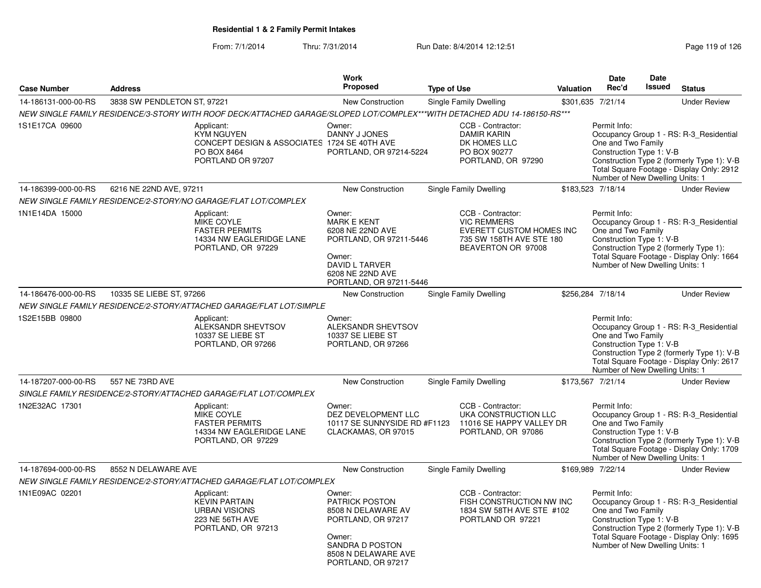# Residential 1 & 2 Family Permit Intakes

From: 7/1/2014 Thru: 7/31/2014 Run Date: 8/4/2014 12:12:51

| Case Number | Address | Work Proposed | Type of Use | Valuation | Date Rec'd | Date Issued | Status |
|---|---|---|---|---|---|---|---|
| 14-186131-000-00-RS | 3838 SW PENDLETON ST, 97221 | New Construction | Single Family Dwelling | $301,635 | 7/21/14 | | Under Review |

*NEW SINGLE FAMILY RESIDENCE/3-STORY WITH ROOF DECK/ATTACHED GARAGE/SLOPED LOT/COMPLEX***WITH DETACHED ADU 14-186150-RS****

1S1E17CA 09600

Applicant:
KYM NGUYEN
CONCEPT DESIGN & ASSOCIATES
PO BOX 8464
PORTLAND OR 97207

Owner:
DANNY J JONES
1724 SE 40TH AVE
PORTLAND, OR 97214-5224

CCB - Contractor:
DAMIR KARIN
DK HOMES LLC
PO BOX 90277
PORTLAND, OR 97290

Permit Info:
Occupancy Group 1 - RS: R-3_Residential One and Two Family
Construction Type 1: V-B
Construction Type 2 (formerly Type 1): V-B
Total Square Footage - Display Only: 2912
Number of New Dwelling Units: 1

| Case Number | Address | Work Proposed | Type of Use | Valuation | Date Rec'd | Date Issued | Status |
|---|---|---|---|---|---|---|---|
| 14-186399-000-00-RS | 6216 NE 22ND AVE, 97211 | New Construction | Single Family Dwelling | $183,523 | 7/18/14 | | Under Review |

*NEW SINGLE FAMILY RESIDENCE/2-STORY/NO GARAGE/FLAT LOT/COMPLEX*

1N1E14DA 15000

Applicant:
MIKE COYLE
FASTER PERMITS
14334 NW EAGLERIDGE LANE
PORTLAND, OR 97229

Owner:
MARK E KENT
6208 NE 22ND AVE
PORTLAND, OR 97211-5446

Owner:
DAVID L TARVER
6208 NE 22ND AVE
PORTLAND, OR 97211-5446

CCB - Contractor:
VIC REMMERS
EVERETT CUSTOM HOMES INC
735 SW 158TH AVE STE 180
BEAVERTON OR 97008

Permit Info:
Occupancy Group 1 - RS: R-3_Residential One and Two Family
Construction Type 1: V-B
Construction Type 2 (formerly Type 1):
Total Square Footage - Display Only: 1664
Number of New Dwelling Units: 1

| Case Number | Address | Work Proposed | Type of Use | Valuation | Date Rec'd | Date Issued | Status |
|---|---|---|---|---|---|---|---|
| 14-186476-000-00-RS | 10335 SE LIEBE ST, 97266 | New Construction | Single Family Dwelling | $256,284 | 7/18/14 | | Under Review |

*NEW SINGLE FAMILY RESIDENCE/2-STORY/ATTACHED GARAGE/FLAT LOT/SIMPLE*

1S2E15BB 09800

Applicant:
ALEKSANDR SHEVTSOV
10337 SE LIEBE ST
PORTLAND, OR 97266

Owner:
ALEKSANDR SHEVTSOV
10337 SE LIEBE ST
PORTLAND, OR 97266

Permit Info:
Occupancy Group 1 - RS: R-3_Residential One and Two Family
Construction Type 1: V-B
Construction Type 2 (formerly Type 1): V-B
Total Square Footage - Display Only: 2617
Number of New Dwelling Units: 1

| Case Number | Address | Work Proposed | Type of Use | Valuation | Date Rec'd | Date Issued | Status |
|---|---|---|---|---|---|---|---|
| 14-187207-000-00-RS | 557 NE 73RD AVE | New Construction | Single Family Dwelling | $173,567 | 7/21/14 | | Under Review |

*SINGLE FAMILY RESIDENCE/2-STORY/ATTACHED GARAGE/FLAT LOT/COMPLEX*

1N2E32AC 17301

Applicant:
MIKE COYLE
FASTER PERMITS
14334 NW EAGLERIDGE LANE
PORTLAND, OR 97229

Owner:
DEZ DEVELOPMENT LLC
10117 SE SUNNYSIDE RD #F1123
CLACKAMAS, OR 97015

CCB - Contractor:
UKA CONSTRUCTION LLC
11016 SE HAPPY VALLEY DR
PORTLAND, OR 97086

Permit Info:
Occupancy Group 1 - RS: R-3_Residential One and Two Family
Construction Type 1: V-B
Construction Type 2 (formerly Type 1): V-B
Total Square Footage - Display Only: 1709
Number of New Dwelling Units: 1

| Case Number | Address | Work Proposed | Type of Use | Valuation | Date Rec'd | Date Issued | Status |
|---|---|---|---|---|---|---|---|
| 14-187694-000-00-RS | 8552 N DELAWARE AVE | New Construction | Single Family Dwelling | $169,989 | 7/22/14 | | Under Review |

*NEW SINGLE FAMILY RESIDENCE/2-STORY/ATTACHED GARAGE/FLAT LOT/COMPLEX*

1N1E09AC 02201

Applicant:
KEVIN PARTAIN
URBAN VISIONS
223 NE 56TH AVE
PORTLAND, OR 97213

Owner:
PATRICK POSTON
8508 N DELAWARE AV
PORTLAND, OR 97217

Owner:
SANDRA D POSTON
8508 N DELAWARE AVE
PORTLAND, OR 97217

CCB - Contractor:
FISH CONSTRUCTION NW INC
1834 SW 58TH AVE STE #102
PORTLAND OR 97221

Permit Info:
Occupancy Group 1 - RS: R-3_Residential One and Two Family
Construction Type 1: V-B
Construction Type 2 (formerly Type 1): V-B
Total Square Footage - Display Only: 1695
Number of New Dwelling Units: 1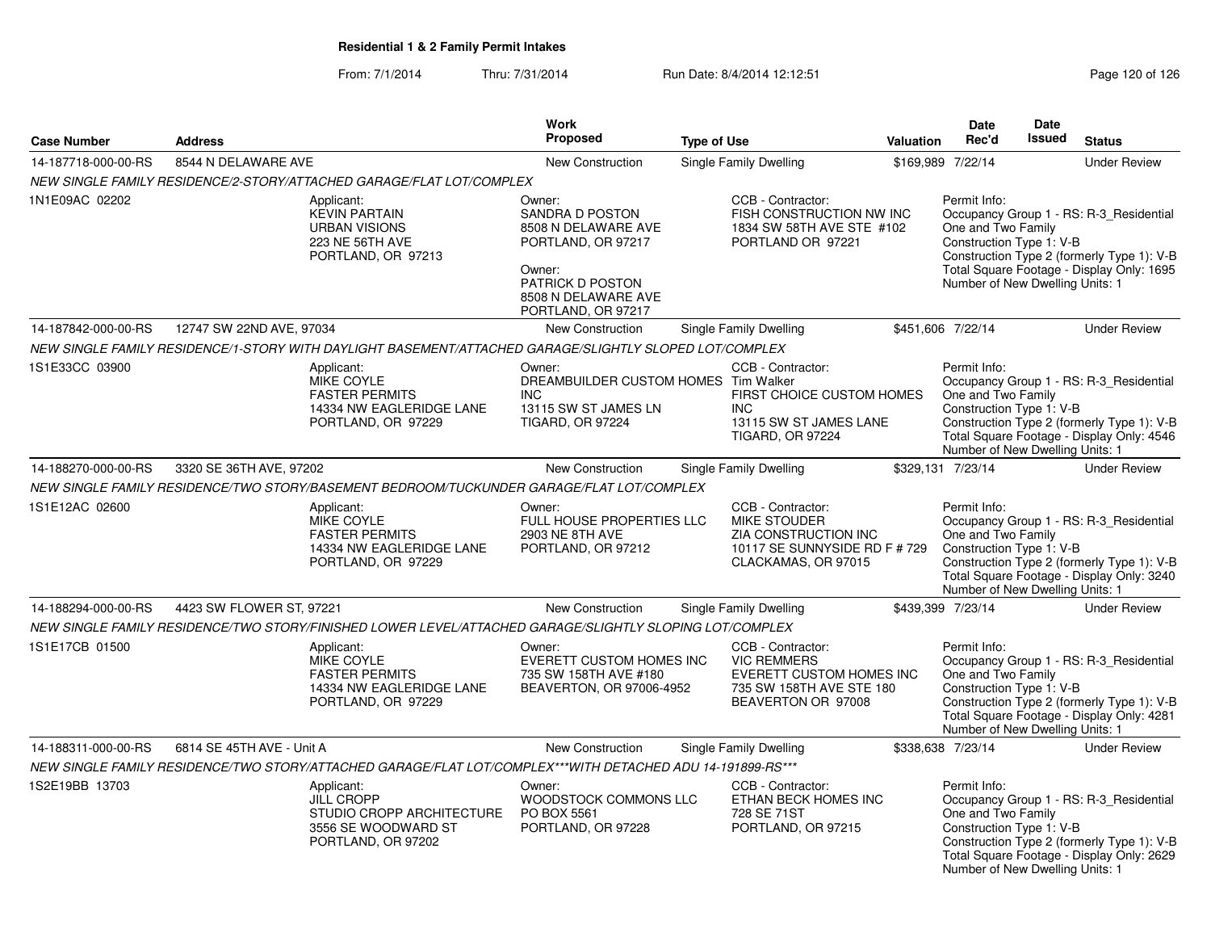**Residential 1 & 2 Family Permit Intakes**

From: 7/1/2014 Thru: 7/31/2014 Run Date: 8/4/2014 12:12:51

| Case Number | Address | Work Proposed | Type of Use | Valuation | Date Rec'd | Date Issued | Status |
|---|---|---|---|---|---|---|---|
| 14-187718-000-00-RS | 8544 N DELAWARE AVE | New Construction | Single Family Dwelling | $169,989 | 7/22/14 | | Under Review |

*NEW SINGLE FAMILY RESIDENCE/2-STORY/ATTACHED GARAGE/FLAT LOT/COMPLEX*

1N1E09AC 02202

Applicant: KEVIN PARTAIN, URBAN VISIONS, 223 NE 56TH AVE, PORTLAND, OR 97213

Owner: SANDRA D POSTON, 8508 N DELAWARE AVE, PORTLAND, OR 97217

Owner: PATRICK D POSTON, 8508 N DELAWARE AVE, PORTLAND, OR 97217

CCB - Contractor: FISH CONSTRUCTION NW INC, 1834 SW 58TH AVE STE #102, PORTLAND OR 97221

Permit Info: Occupancy Group 1 - RS: R-3_Residential One and Two Family; Construction Type 1: V-B; Construction Type 2 (formerly Type 1): V-B; Total Square Footage - Display Only: 1695; Number of New Dwelling Units: 1

| Case Number | Address | Work Proposed | Type of Use | Valuation | Date Rec'd | Date Issued | Status |
|---|---|---|---|---|---|---|---|
| 14-187842-000-00-RS | 12747 SW 22ND AVE, 97034 | New Construction | Single Family Dwelling | $451,606 | 7/22/14 | | Under Review |

*NEW SINGLE FAMILY RESIDENCE/1-STORY WITH DAYLIGHT BASEMENT/ATTACHED GARAGE/SLIGHTLY SLOPED LOT/COMPLEX*

1S1E33CC 03900

Applicant: MIKE COYLE, FASTER PERMITS, 14334 NW EAGLERIDGE LANE, PORTLAND, OR 97229

Owner: DREAMBUILDER CUSTOM HOMES INC, 13115 SW ST JAMES LN, TIGARD, OR 97224

CCB - Contractor: Tim Walker, FIRST CHOICE CUSTOM HOMES INC, 13115 SW ST JAMES LANE, TIGARD, OR 97224

Permit Info: Occupancy Group 1 - RS: R-3_Residential One and Two Family; Construction Type 1: V-B; Construction Type 2 (formerly Type 1): V-B; Total Square Footage - Display Only: 4546; Number of New Dwelling Units: 1

| Case Number | Address | Work Proposed | Type of Use | Valuation | Date Rec'd | Date Issued | Status |
|---|---|---|---|---|---|---|---|
| 14-188270-000-00-RS | 3320 SE 36TH AVE, 97202 | New Construction | Single Family Dwelling | $329,131 | 7/23/14 | | Under Review |

*NEW SINGLE FAMILY RESIDENCE/TWO STORY/BASEMENT BEDROOM/TUCKUNDER GARAGE/FLAT LOT/COMPLEX*

1S1E12AC 02600

Applicant: MIKE COYLE, FASTER PERMITS, 14334 NW EAGLERIDGE LANE, PORTLAND, OR 97229

Owner: FULL HOUSE PROPERTIES LLC, 2903 NE 8TH AVE, PORTLAND, OR 97212

CCB - Contractor: MIKE STOUDER, ZIA CONSTRUCTION INC, 10117 SE SUNNYSIDE RD F # 729, CLACKAMAS, OR 97015

Permit Info: Occupancy Group 1 - RS: R-3_Residential One and Two Family; Construction Type 1: V-B; Construction Type 2 (formerly Type 1): V-B; Total Square Footage - Display Only: 3240; Number of New Dwelling Units: 1

| Case Number | Address | Work Proposed | Type of Use | Valuation | Date Rec'd | Date Issued | Status |
|---|---|---|---|---|---|---|---|
| 14-188294-000-00-RS | 4423 SW FLOWER ST, 97221 | New Construction | Single Family Dwelling | $439,399 | 7/23/14 | | Under Review |

*NEW SINGLE FAMILY RESIDENCE/TWO STORY/FINISHED LOWER LEVEL/ATTACHED GARAGE/SLIGHTLY SLOPING LOT/COMPLEX*

1S1E17CB 01500

Applicant: MIKE COYLE, FASTER PERMITS, 14334 NW EAGLERIDGE LANE, PORTLAND, OR 97229

Owner: EVERETT CUSTOM HOMES INC, 735 SW 158TH AVE #180, BEAVERTON, OR 97006-4952

CCB - Contractor: VIC REMMERS, EVERETT CUSTOM HOMES INC, 735 SW 158TH AVE STE 180, BEAVERTON OR 97008

Permit Info: Occupancy Group 1 - RS: R-3_Residential One and Two Family; Construction Type 1: V-B; Construction Type 2 (formerly Type 1): V-B; Total Square Footage - Display Only: 4281; Number of New Dwelling Units: 1

| Case Number | Address | Work Proposed | Type of Use | Valuation | Date Rec'd | Date Issued | Status |
|---|---|---|---|---|---|---|---|
| 14-188311-000-00-RS | 6814 SE 45TH AVE - Unit A | New Construction | Single Family Dwelling | $338,638 | 7/23/14 | | Under Review |

*NEW SINGLE FAMILY RESIDENCE/TWO STORY/ATTACHED GARAGE/FLAT LOT/COMPLEX***WITH DETACHED ADU 14-191899-RS****

1S2E19BB 13703

Applicant: JILL CROPP, STUDIO CROPP ARCHITECTURE, 3556 SE WOODWARD ST, PORTLAND, OR 97202

Owner: WOODSTOCK COMMONS LLC, PO BOX 5561, PORTLAND, OR 97228

CCB - Contractor: ETHAN BECK HOMES INC, 728 SE 71ST, PORTLAND, OR 97215

Permit Info: Occupancy Group 1 - RS: R-3_Residential One and Two Family; Construction Type 1: V-B; Construction Type 2 (formerly Type 1): V-B; Total Square Footage - Display Only: 2629; Number of New Dwelling Units: 1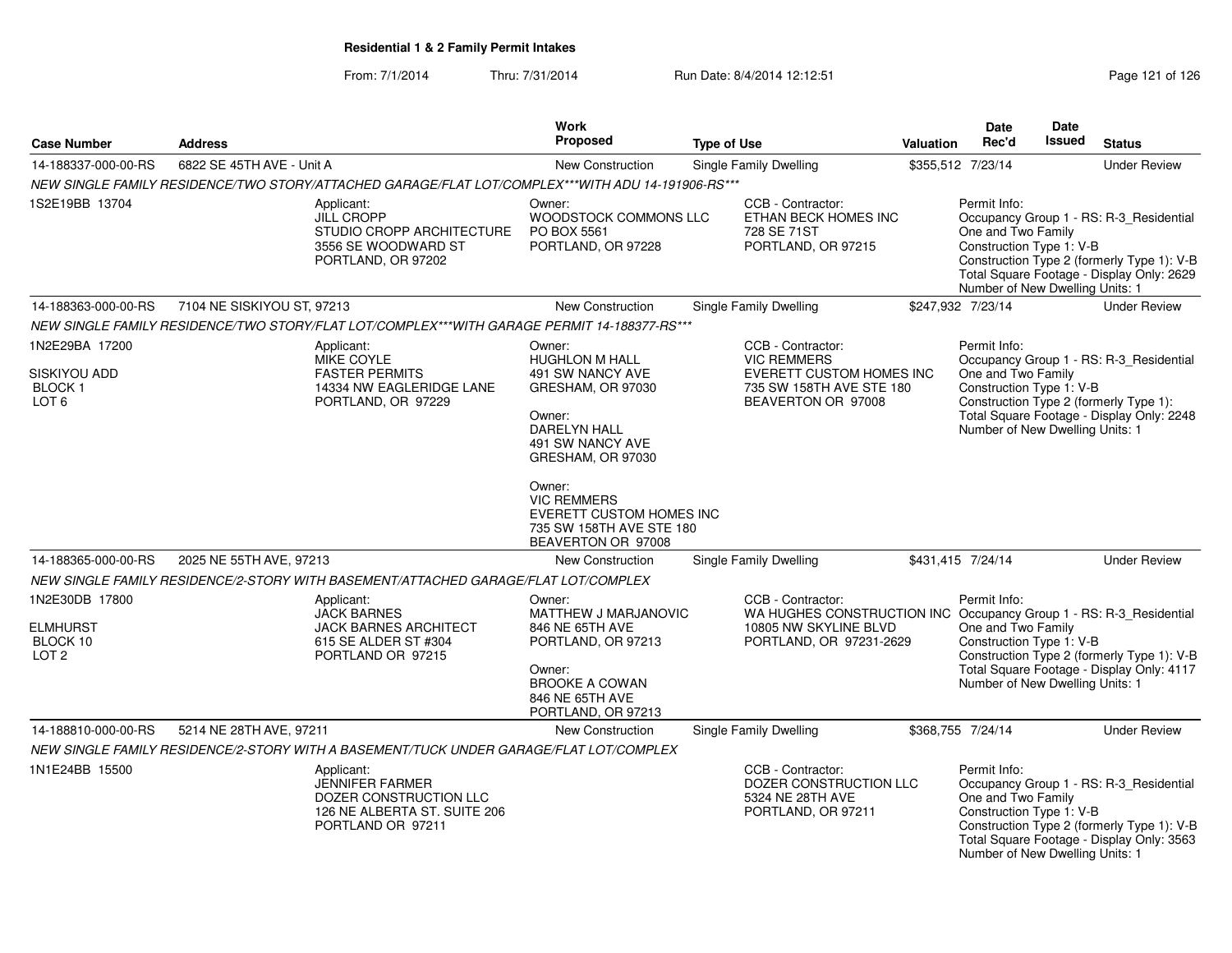**Residential 1 & 2 Family Permit Intakes**

From: 7/1/2014 Thru: 7/31/2014 Run Date: 8/4/2014 12:12:51

| Case Number | Address | Work Proposed | Type of Use | Valuation | Date Rec'd | Date Issued | Status |
|---|---|---|---|---|---|---|---|
| 14-188337-000-00-RS | 6822 SE 45TH AVE - Unit A | New Construction | Single Family Dwelling | $355,512 | 7/23/14 | | Under Review |

*NEW SINGLE FAMILY RESIDENCE/TWO STORY/ATTACHED GARAGE/FLAT LOT/COMPLEX\*\*\*WITH ADU 14-191906-RS\*\*\**

1S2E19BB 13704

Applicant: JILL CROPP, STUDIO CROPP ARCHITECTURE, 3556 SE WOODWARD ST, PORTLAND, OR 97202

Owner: WOODSTOCK COMMONS LLC, PO BOX 5561, PORTLAND, OR 97228

CCB - Contractor: ETHAN BECK HOMES INC, 728 SE 71ST, PORTLAND, OR 97215

Permit Info: Occupancy Group 1 - RS: R-3_Residential One and Two Family; Construction Type 1: V-B; Construction Type 2 (formerly Type 1): V-B; Total Square Footage - Display Only: 2629; Number of New Dwelling Units: 1

| Case Number | Address | Work Proposed | Type of Use | Valuation | Date Rec'd | Date Issued | Status |
|---|---|---|---|---|---|---|---|
| 14-188363-000-00-RS | 7104 NE SISKIYOU ST, 97213 | New Construction | Single Family Dwelling | $247,932 | 7/23/14 | | Under Review |

*NEW SINGLE FAMILY RESIDENCE/TWO STORY/FLAT LOT/COMPLEX\*\*\*WITH GARAGE PERMIT 14-188377-RS\*\*\**

1N2E29BA 17200
SISKIYOU ADD
BLOCK 1
LOT 6

Applicant: MIKE COYLE, FASTER PERMITS, 14334 NW EAGLERIDGE LANE, PORTLAND, OR 97229

Owner: HUGHLON M HALL, 491 SW NANCY AVE, GRESHAM, OR 97030

Owner: DARELYN HALL, 491 SW NANCY AVE, GRESHAM, OR 97030

Owner: VIC REMMERS, EVERETT CUSTOM HOMES INC, 735 SW 158TH AVE STE 180, BEAVERTON OR 97008

CCB - Contractor: VIC REMMERS, EVERETT CUSTOM HOMES INC, 735 SW 158TH AVE STE 180, BEAVERTON OR 97008

Permit Info: Occupancy Group 1 - RS: R-3_Residential One and Two Family; Construction Type 1: V-B; Construction Type 2 (formerly Type 1):; Total Square Footage - Display Only: 2248; Number of New Dwelling Units: 1

| Case Number | Address | Work Proposed | Type of Use | Valuation | Date Rec'd | Date Issued | Status |
|---|---|---|---|---|---|---|---|
| 14-188365-000-00-RS | 2025 NE 55TH AVE, 97213 | New Construction | Single Family Dwelling | $431,415 | 7/24/14 | | Under Review |

*NEW SINGLE FAMILY RESIDENCE/2-STORY WITH BASEMENT/ATTACHED GARAGE/FLAT LOT/COMPLEX*

1N2E30DB 17800
ELMHURST
BLOCK 10
LOT 2

Applicant: JACK BARNES, JACK BARNES ARCHITECT, 615 SE ALDER ST #304, PORTLAND OR 97215

Owner: MATTHEW J MARJANOVIC, 846 NE 65TH AVE, PORTLAND, OR 97213

Owner: BROOKE A COWAN, 846 NE 65TH AVE, PORTLAND, OR 97213

CCB - Contractor: WA HUGHES CONSTRUCTION INC, 10805 NW SKYLINE BLVD, PORTLAND, OR 97231-2629

Permit Info: Occupancy Group 1 - RS: R-3_Residential One and Two Family; Construction Type 1: V-B; Construction Type 2 (formerly Type 1): V-B; Total Square Footage - Display Only: 4117; Number of New Dwelling Units: 1

| Case Number | Address | Work Proposed | Type of Use | Valuation | Date Rec'd | Date Issued | Status |
|---|---|---|---|---|---|---|---|
| 14-188810-000-00-RS | 5214 NE 28TH AVE, 97211 | New Construction | Single Family Dwelling | $368,755 | 7/24/14 | | Under Review |

*NEW SINGLE FAMILY RESIDENCE/2-STORY WITH A BASEMENT/TUCK UNDER GARAGE/FLAT LOT/COMPLEX*

1N1E24BB 15500

Applicant: JENNIFER FARMER, DOZER CONSTRUCTION LLC, 126 NE ALBERTA ST. SUITE 206, PORTLAND OR 97211

CCB - Contractor: DOZER CONSTRUCTION LLC, 5324 NE 28TH AVE, PORTLAND, OR 97211

Permit Info: Occupancy Group 1 - RS: R-3_Residential One and Two Family; Construction Type 1: V-B; Construction Type 2 (formerly Type 1): V-B; Total Square Footage - Display Only: 3563; Number of New Dwelling Units: 1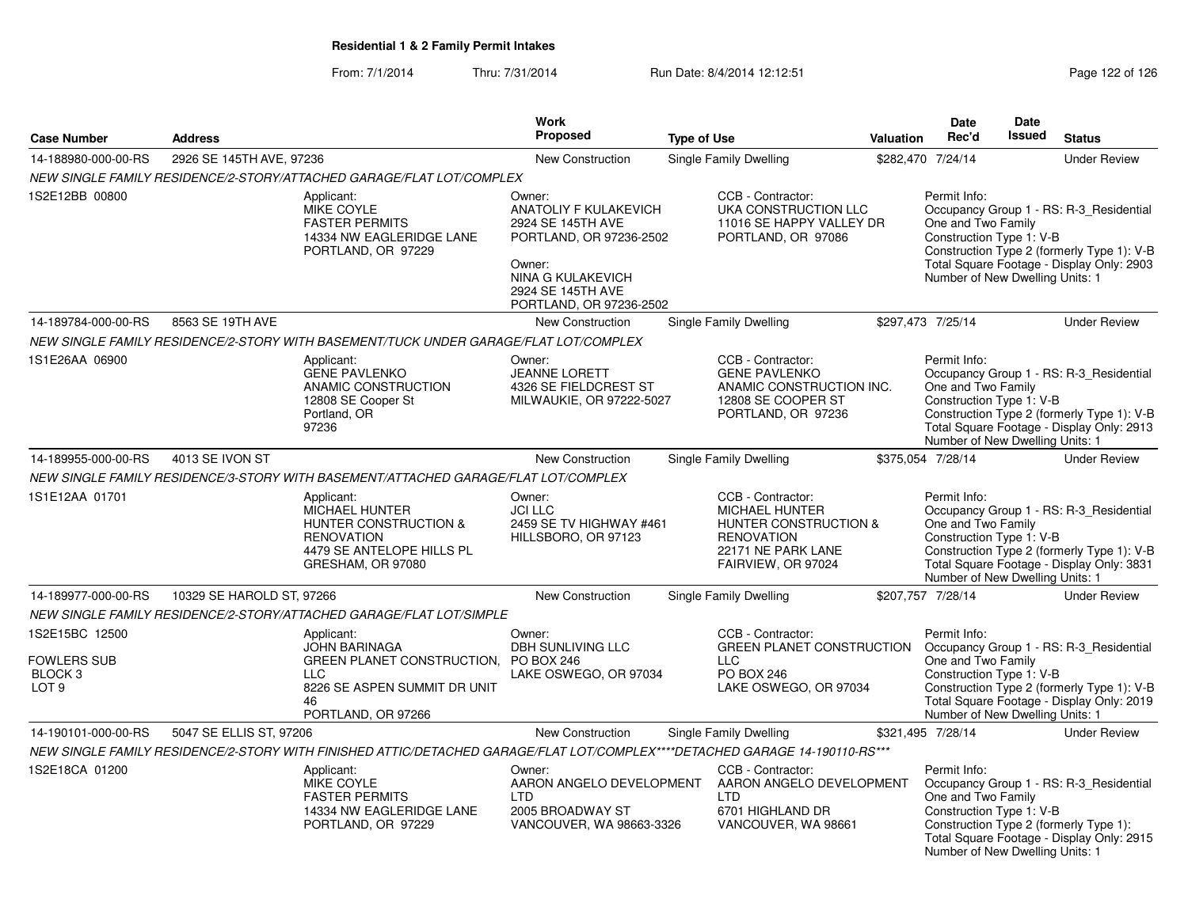## Residential 1 & 2 Family Permit Intakes

From: 7/1/2014 Thru: 7/31/2014 Run Date: 8/4/2014 12:12:51

| Case Number | Address | Work Proposed | Type of Use | Valuation | Date Rec'd | Date Issued | Status |
|---|---|---|---|---|---|---|---|
| 14-188980-000-00-RS | 2926 SE 145TH AVE, 97236 | New Construction | Single Family Dwelling | $282,470 | 7/24/14 | | Under Review |
| 14-189784-000-00-RS | 8563 SE 19TH AVE | New Construction | Single Family Dwelling | $297,473 | 7/25/14 | | Under Review |
| 14-189955-000-00-RS | 4013 SE IVON ST | New Construction | Single Family Dwelling | $375,054 | 7/28/14 | | Under Review |
| 14-189977-000-00-RS | 10329 SE HAROLD ST, 97266 | New Construction | Single Family Dwelling | $207,757 | 7/28/14 | | Under Review |
| 14-190101-000-00-RS | 5047 SE ELLIS ST, 97206 | New Construction | Single Family Dwelling | $321,495 | 7/28/14 | | Under Review |

### 14-188980-000-00-RS

*NEW SINGLE FAMILY RESIDENCE/2-STORY/ATTACHED GARAGE/FLAT LOT/COMPLEX*

1S2E12BB 00800

Applicant:
MIKE COYLE
FASTER PERMITS
14334 NW EAGLERIDGE LANE
PORTLAND, OR 97229

Owner:
ANATOLIY F KULAKEVICH
2924 SE 145TH AVE
PORTLAND, OR 97236-2502

Owner:
NINA G KULAKEVICH
2924 SE 145TH AVE
PORTLAND, OR 97236-2502

CCB - Contractor:
UKA CONSTRUCTION LLC
11016 SE HAPPY VALLEY DR
PORTLAND, OR 97086

Permit Info:
Occupancy Group 1 - RS: R-3_Residential One and Two Family
Construction Type 1: V-B
Construction Type 2 (formerly Type 1): V-B
Total Square Footage - Display Only: 2903
Number of New Dwelling Units: 1

### 14-189784-000-00-RS

*NEW SINGLE FAMILY RESIDENCE/2-STORY WITH BASEMENT/TUCK UNDER GARAGE/FLAT LOT/COMPLEX*

1S1E26AA 06900

Applicant:
GENE PAVLENKO
ANAMIC CONSTRUCTION
12808 SE Cooper St
Portland, OR
97236

Owner:
JEANNE LORETT
4326 SE FIELDCREST ST
MILWAUKIE, OR 97222-5027

CCB - Contractor:
GENE PAVLENKO
ANAMIC CONSTRUCTION INC.
12808 SE COOPER ST
PORTLAND, OR 97236

Permit Info:
Occupancy Group 1 - RS: R-3_Residential One and Two Family
Construction Type 1: V-B
Construction Type 2 (formerly Type 1): V-B
Total Square Footage - Display Only: 2913
Number of New Dwelling Units: 1

### 14-189955-000-00-RS

*NEW SINGLE FAMILY RESIDENCE/3-STORY WITH BASEMENT/ATTACHED GARAGE/FLAT LOT/COMPLEX*

1S1E12AA 01701

Applicant:
MICHAEL HUNTER
HUNTER CONSTRUCTION & RENOVATION
4479 SE ANTELOPE HILLS PL
GRESHAM, OR 97080

Owner:
JCI LLC
2459 SE TV HIGHWAY #461
HILLSBORO, OR 97123

CCB - Contractor:
MICHAEL HUNTER
HUNTER CONSTRUCTION & RENOVATION
22171 NE PARK LANE
FAIRVIEW, OR 97024

Permit Info:
Occupancy Group 1 - RS: R-3_Residential One and Two Family
Construction Type 1: V-B
Construction Type 2 (formerly Type 1): V-B
Total Square Footage - Display Only: 3831
Number of New Dwelling Units: 1

### 14-189977-000-00-RS

*NEW SINGLE FAMILY RESIDENCE/2-STORY/ATTACHED GARAGE/FLAT LOT/SIMPLE*

1S2E15BC 12500
FOWLERS SUB
BLOCK 3
LOT 9

Applicant:
JOHN BARINAGA
GREEN PLANET CONSTRUCTION, LLC
8226 SE ASPEN SUMMIT DR UNIT 46
PORTLAND, OR 97266

Owner:
DBH SUNLIVING LLC
PO BOX 246
LAKE OSWEGO, OR 97034

CCB - Contractor:
GREEN PLANET CONSTRUCTION LLC
PO BOX 246
LAKE OSWEGO, OR 97034

Permit Info:
Occupancy Group 1 - RS: R-3_Residential One and Two Family
Construction Type 1: V-B
Construction Type 2 (formerly Type 1): V-B
Total Square Footage - Display Only: 2019
Number of New Dwelling Units: 1

### 14-190101-000-00-RS

*NEW SINGLE FAMILY RESIDENCE/2-STORY WITH FINISHED ATTIC/DETACHED GARAGE/FLAT LOT/COMPLEX****DETACHED GARAGE 14-190110-RS****

1S2E18CA 01200

Applicant:
MIKE COYLE
FASTER PERMITS
14334 NW EAGLERIDGE LANE
PORTLAND, OR 97229

Owner:
AARON ANGELO DEVELOPMENT LTD
2005 BROADWAY ST
VANCOUVER, WA 98663-3326

CCB - Contractor:
AARON ANGELO DEVELOPMENT LTD
6701 HIGHLAND DR
VANCOUVER, WA 98661

Permit Info:
Occupancy Group 1 - RS: R-3_Residential One and Two Family
Construction Type 1: V-B
Construction Type 2 (formerly Type 1):
Total Square Footage - Display Only: 2915
Number of New Dwelling Units: 1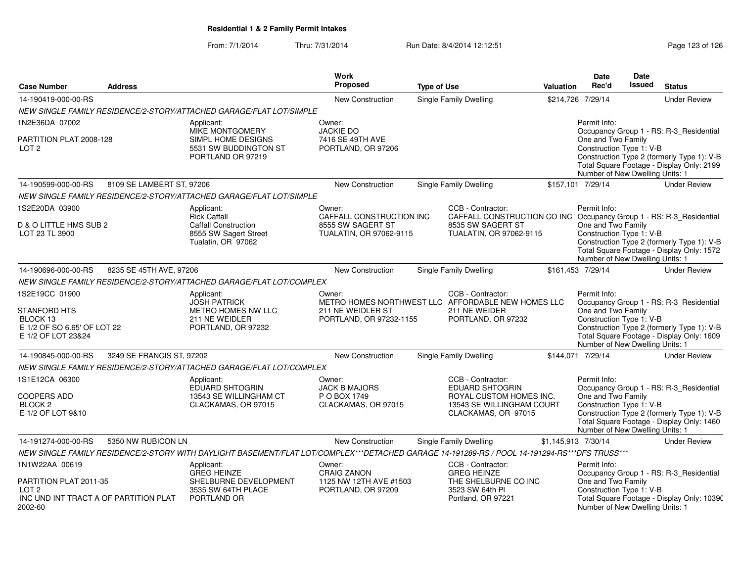# Residential 1 & 2 Family Permit Intakes

From: 7/1/2014 Thru: 7/31/2014 Run Date: 8/4/2014 12:12:51

| Case Number | Address | Work Proposed | Type of Use | Valuation | Date Rec'd | Date Issued | Status |
|---|---|---|---|---|---|---|---|
| 14-190419-000-00-RS | | New Construction | Single Family Dwelling | $214,726 | 7/29/14 | | Under Review |

*NEW SINGLE FAMILY RESIDENCE/2-STORY/ATTACHED GARAGE/FLAT LOT/SIMPLE*

1N2E36DA 07002
PARTITION PLAT 2008-128
LOT 2

Applicant: MIKE MONTGOMERY, SIMPL HOME DESIGNS, 5531 SW BUDDINGTON ST, PORTLAND OR 97219

Owner: JACKIE DO, 7416 SE 49TH AVE, PORTLAND, OR 97206

Permit Info:
Occupancy Group 1 - RS: R-3_Residential One and Two Family
Construction Type 1: V-B
Construction Type 2 (formerly Type 1): V-B
Total Square Footage - Display Only: 2199
Number of New Dwelling Units: 1

| Case Number | Address | Work Proposed | Type of Use | Valuation | Date Rec'd | Date Issued | Status |
|---|---|---|---|---|---|---|---|
| 14-190599-000-00-RS | 8109 SE LAMBERT ST, 97206 | New Construction | Single Family Dwelling | $157,101 | 7/29/14 | | Under Review |

*NEW SINGLE FAMILY RESIDENCE/2-STORY/ATTACHED GARAGE/FLAT LOT/SIMPLE*

1S2E20DA 03900
D & O LITTLE HMS SUB 2
LOT 23 TL 3900

Applicant: Rick Caffall, Caffall Construction, 8555 SW Sagert Street, Tualatin, OR 97062

Owner: CAFFALL CONSTRUCTION INC, 8555 SW SAGERT ST, TUALATIN, OR 97062-9115

CCB - Contractor: CAFFALL CONSTRUCTION CO INC, 8535 SW SAGERT ST, TUALATIN, OR 97062-9115

Permit Info:
Occupancy Group 1 - RS: R-3_Residential One and Two Family
Construction Type 1: V-B
Construction Type 2 (formerly Type 1): V-B
Total Square Footage - Display Only: 1572
Number of New Dwelling Units: 1

| Case Number | Address | Work Proposed | Type of Use | Valuation | Date Rec'd | Date Issued | Status |
|---|---|---|---|---|---|---|---|
| 14-190696-000-00-RS | 8235 SE 45TH AVE, 97206 | New Construction | Single Family Dwelling | $161,453 | 7/29/14 | | Under Review |

*NEW SINGLE FAMILY RESIDENCE/2-STORY/ATTACHED GARAGE/FLAT LOT/COMPLEX*

1S2E19CC 01900
STANFORD HTS
BLOCK 13
E 1/2 OF SO 6.65' OF LOT 22
E 1/2 OF LOT 23&24

Applicant: JOSH PATRICK, METRO HOMES NW LLC, 211 NE WEIDLER, PORTLAND, OR 97232

Owner: METRO HOMES NORTHWEST LLC, 211 NE WEIDLER ST, PORTLAND, OR 97232-1155

CCB - Contractor: AFFORDABLE NEW HOMES LLC, 211 NE WEIDER, PORTLAND, OR 97232

Permit Info:
Occupancy Group 1 - RS: R-3_Residential One and Two Family
Construction Type 1: V-B
Construction Type 2 (formerly Type 1): V-B
Total Square Footage - Display Only: 1609
Number of New Dwelling Units: 1

| Case Number | Address | Work Proposed | Type of Use | Valuation | Date Rec'd | Date Issued | Status |
|---|---|---|---|---|---|---|---|
| 14-190845-000-00-RS | 3249 SE FRANCIS ST, 97202 | New Construction | Single Family Dwelling | $144,071 | 7/29/14 | | Under Review |

*NEW SINGLE FAMILY RESIDENCE/2-STORY/ATTACHED GARAGE/FLAT LOT/COMPLEX*

1S1E12CA 06300
COOPERS ADD
BLOCK 2
E 1/2 OF LOT 9&10

Applicant: EDUARD SHTOGRIN, 13543 SE WILLINGHAM CT, CLACKAMAS, OR 97015

Owner: JACK B MAJORS, P O BOX 1749, CLACKAMAS, OR 97015

CCB - Contractor: EDUARD SHTOGRIN, ROYAL CUSTOM HOMES INC., 13543 SE WILLINGHAM COURT, CLACKAMAS, OR 97015

Permit Info:
Occupancy Group 1 - RS: R-3_Residential One and Two Family
Construction Type 1: V-B
Construction Type 2 (formerly Type 1): V-B
Total Square Footage - Display Only: 1460
Number of New Dwelling Units: 1

| Case Number | Address | Work Proposed | Type of Use | Valuation | Date Rec'd | Date Issued | Status |
|---|---|---|---|---|---|---|---|
| 14-191274-000-00-RS | 5350 NW RUBICON LN | New Construction | Single Family Dwelling | $1,145,913 | 7/30/14 | | Under Review |

*NEW SINGLE FAMILY RESIDENCE/2-STORY WITH DAYLIGHT BASEMENT/FLAT LOT/COMPLEX***DETACHED GARAGE 14-191289-RS / POOL 14-191294-RS***DFS TRUSS****

1N1W22AA 00619
PARTITION PLAT 2011-35
LOT 2
INC UND INT TRACT A OF PARTITION PLAT 2002-60

Applicant: GREG HEINZE, SHELBURNE DEVELOPMENT, 3535 SW 64TH PLACE, PORTLAND OR

Owner: CRAIG ZANON, 1125 NW 12TH AVE #1503, PORTLAND, OR 97209

CCB - Contractor: GREG HEINZE, THE SHELBURNE CO INC, 3523 SW 64th Pl, Portland, OR 97221

Permit Info:
Occupancy Group 1 - RS: R-3_Residential One and Two Family
Construction Type 1: V-B
Total Square Footage - Display Only: 10390
Number of New Dwelling Units: 1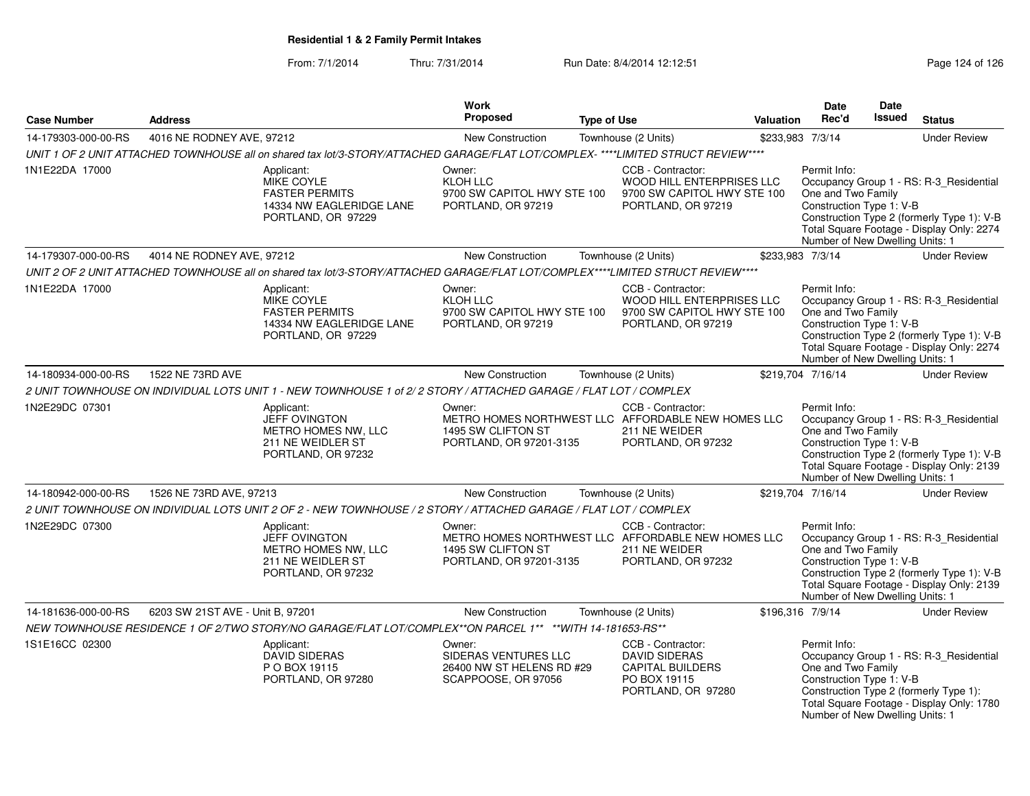**Residential 1 & 2 Family Permit Intakes**

From: 7/1/2014 Thru: 7/31/2014 Run Date: 8/4/2014 12:12:51

| Case Number | Address | Work Proposed | Type of Use | Valuation | Date Rec'd | Date Issued | Status |
|---|---|---|---|---|---|---|---|
| 14-179303-000-00-RS | 4016 NE RODNEY AVE, 97212 | New Construction | Townhouse (2 Units) | $233,983 | 7/3/14 | | Under Review |

*UNIT 1 OF 2 UNIT ATTACHED TOWNHOUSE all on shared tax lot/3-STORY/ATTACHED GARAGE/FLAT LOT/COMPLEX- ****LIMITED STRUCT REVIEW****

1N1E22DA 17000

Applicant: MIKE COYLE, FASTER PERMITS, 14334 NW EAGLERIDGE LANE, PORTLAND, OR 97229

Owner: KLOH LLC, 9700 SW CAPITOL HWY STE 100, PORTLAND, OR 97219

CCB - Contractor: WOOD HILL ENTERPRISES LLC, 9700 SW CAPITOL HWY STE 100, PORTLAND, OR 97219

Permit Info: Occupancy Group 1 - RS: R-3_Residential One and Two Family; Construction Type 1: V-B; Construction Type 2 (formerly Type 1): V-B; Total Square Footage - Display Only: 2274; Number of New Dwelling Units: 1

| Case Number | Address | Work Proposed | Type of Use | Valuation | Date Rec'd | Date Issued | Status |
|---|---|---|---|---|---|---|---|
| 14-179307-000-00-RS | 4014 NE RODNEY AVE, 97212 | New Construction | Townhouse (2 Units) | $233,983 | 7/3/14 | | Under Review |

*UNIT 2 OF 2 UNIT ATTACHED TOWNHOUSE all on shared tax lot/3-STORY/ATTACHED GARAGE/FLAT LOT/COMPLEX****LIMITED STRUCT REVIEW****

1N1E22DA 17000

Applicant: MIKE COYLE, FASTER PERMITS, 14334 NW EAGLERIDGE LANE, PORTLAND, OR 97229

Owner: KLOH LLC, 9700 SW CAPITOL HWY STE 100, PORTLAND, OR 97219

CCB - Contractor: WOOD HILL ENTERPRISES LLC, 9700 SW CAPITOL HWY STE 100, PORTLAND, OR 97219

Permit Info: Occupancy Group 1 - RS: R-3_Residential One and Two Family; Construction Type 1: V-B; Construction Type 2 (formerly Type 1): V-B; Total Square Footage - Display Only: 2274; Number of New Dwelling Units: 1

| Case Number | Address | Work Proposed | Type of Use | Valuation | Date Rec'd | Date Issued | Status |
|---|---|---|---|---|---|---|---|
| 14-180934-000-00-RS | 1522 NE 73RD AVE | New Construction | Townhouse (2 Units) | $219,704 | 7/16/14 | | Under Review |

*2 UNIT TOWNHOUSE ON INDIVIDUAL LOTS UNIT 1 - NEW TOWNHOUSE 1 of 2/ 2 STORY / ATTACHED GARAGE / FLAT LOT / COMPLEX*

1N2E29DC 07301

Applicant: JEFF OVINGTON, METRO HOMES NW, LLC, 211 NE WEIDLER ST, PORTLAND, OR 97232

Owner: METRO HOMES NORTHWEST LLC, 1495 SW CLIFTON ST, PORTLAND, OR 97201-3135

CCB - Contractor: AFFORDABLE NEW HOMES LLC, 211 NE WEIDER, PORTLAND, OR 97232

Permit Info: Occupancy Group 1 - RS: R-3_Residential One and Two Family; Construction Type 1: V-B; Construction Type 2 (formerly Type 1): V-B; Total Square Footage - Display Only: 2139; Number of New Dwelling Units: 1

| Case Number | Address | Work Proposed | Type of Use | Valuation | Date Rec'd | Date Issued | Status |
|---|---|---|---|---|---|---|---|
| 14-180942-000-00-RS | 1526 NE 73RD AVE, 97213 | New Construction | Townhouse (2 Units) | $219,704 | 7/16/14 | | Under Review |

*2 UNIT TOWNHOUSE ON INDIVIDUAL LOTS UNIT 2 OF 2 - NEW TOWNHOUSE / 2 STORY / ATTACHED GARAGE / FLAT LOT / COMPLEX*

1N2E29DC 07300

Applicant: JEFF OVINGTON, METRO HOMES NW, LLC, 211 NE WEIDLER ST, PORTLAND, OR 97232

Owner: METRO HOMES NORTHWEST LLC, 1495 SW CLIFTON ST, PORTLAND, OR 97201-3135

CCB - Contractor: AFFORDABLE NEW HOMES LLC, 211 NE WEIDER, PORTLAND, OR 97232

Permit Info: Occupancy Group 1 - RS: R-3_Residential One and Two Family; Construction Type 1: V-B; Construction Type 2 (formerly Type 1): V-B; Total Square Footage - Display Only: 2139; Number of New Dwelling Units: 1

| Case Number | Address | Work Proposed | Type of Use | Valuation | Date Rec'd | Date Issued | Status |
|---|---|---|---|---|---|---|---|
| 14-181636-000-00-RS | 6203 SW 21ST AVE - Unit B, 97201 | New Construction | Townhouse (2 Units) | $196,316 | 7/9/14 | | Under Review |

*NEW TOWNHOUSE RESIDENCE 1 OF 2/TWO STORY/NO GARAGE/FLAT LOT/COMPLEX**ON PARCEL 1** **WITH 14-181653-RS***

1S1E16CC 02300

Applicant: DAVID SIDERAS, P O BOX 19115, PORTLAND, OR 97280

Owner: SIDERAS VENTURES LLC, 26400 NW ST HELENS RD #29, SCAPPOOSE, OR 97056

CCB - Contractor: DAVID SIDERAS, CAPITAL BUILDERS, PO BOX 19115, PORTLAND, OR 97280

Permit Info: Occupancy Group 1 - RS: R-3_Residential One and Two Family; Construction Type 1: V-B; Construction Type 2 (formerly Type 1): ; Total Square Footage - Display Only: 1780; Number of New Dwelling Units: 1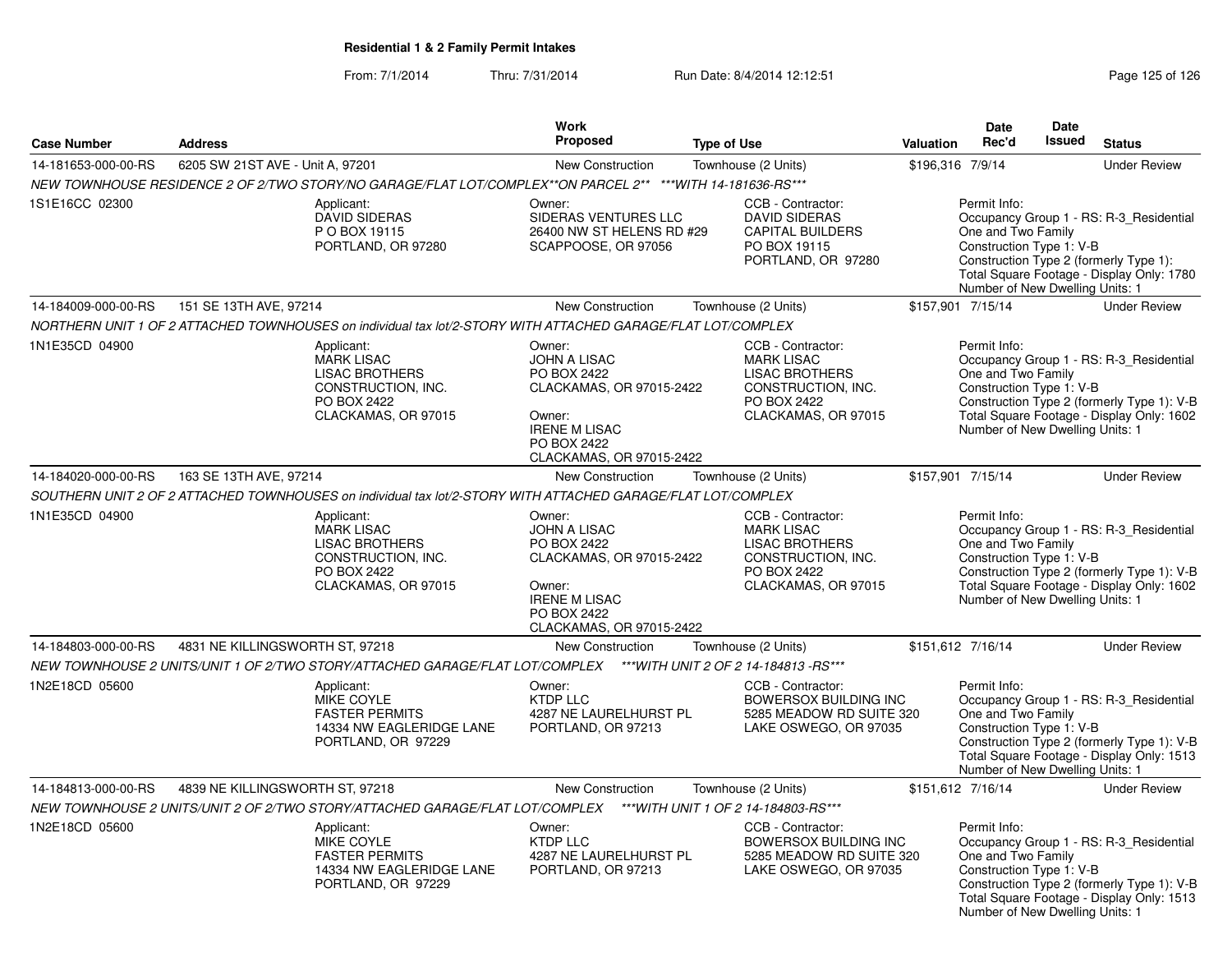**Residential 1 & 2 Family Permit Intakes**

From: 7/1/2014 Thru: 7/31/2014 Run Date: 8/4/2014 12:12:51

| Case Number | Address | Work Proposed | Type of Use | Valuation | Date Rec'd | Date Issued | Status |
|---|---|---|---|---|---|---|---|
| 14-181653-000-00-RS | 6205 SW 21ST AVE - Unit A, 97201 | New Construction | Townhouse (2 Units) | $196,316 | 7/9/14 | | Under Review |

NEW TOWNHOUSE RESIDENCE 2 OF 2/TWO STORY/NO GARAGE/FLAT LOT/COMPLEX**ON PARCEL 2** ***WITH 14-181636-RS***

1S1E16CC 02300

Applicant: DAVID SIDERAS, P O BOX 19115, PORTLAND, OR 97280

Owner: SIDERAS VENTURES LLC, 26400 NW ST HELENS RD #29, SCAPPOOSE, OR 97056

CCB - Contractor: DAVID SIDERAS, CAPITAL BUILDERS, PO BOX 19115, PORTLAND, OR 97280

Permit Info: Occupancy Group 1 - RS: R-3_Residential One and Two Family; Construction Type 1: V-B; Construction Type 2 (formerly Type 1):; Total Square Footage - Display Only: 1780; Number of New Dwelling Units: 1

| Case Number | Address | Work Proposed | Type of Use | Valuation | Date Rec'd | Date Issued | Status |
|---|---|---|---|---|---|---|---|
| 14-184009-000-00-RS | 151 SE 13TH AVE, 97214 | New Construction | Townhouse (2 Units) | $157,901 | 7/15/14 | | Under Review |

NORTHERN UNIT 1 OF 2 ATTACHED TOWNHOUSES on individual tax lot/2-STORY WITH ATTACHED GARAGE/FLAT LOT/COMPLEX

1N1E35CD 04900

Applicant: MARK LISAC, LISAC BROTHERS CONSTRUCTION, INC., PO BOX 2422, CLACKAMAS, OR 97015

Owner: JOHN A LISAC, PO BOX 2422, CLACKAMAS, OR 97015-2422

Owner: IRENE M LISAC, PO BOX 2422, CLACKAMAS, OR 97015-2422

CCB - Contractor: MARK LISAC, LISAC BROTHERS CONSTRUCTION, INC., PO BOX 2422, CLACKAMAS, OR 97015

Permit Info: Occupancy Group 1 - RS: R-3_Residential One and Two Family; Construction Type 1: V-B; Construction Type 2 (formerly Type 1): V-B; Total Square Footage - Display Only: 1602; Number of New Dwelling Units: 1

| Case Number | Address | Work Proposed | Type of Use | Valuation | Date Rec'd | Date Issued | Status |
|---|---|---|---|---|---|---|---|
| 14-184020-000-00-RS | 163 SE 13TH AVE, 97214 | New Construction | Townhouse (2 Units) | $157,901 | 7/15/14 | | Under Review |

SOUTHERN UNIT 2 OF 2 ATTACHED TOWNHOUSES on individual tax lot/2-STORY WITH ATTACHED GARAGE/FLAT LOT/COMPLEX

1N1E35CD 04900

Applicant: MARK LISAC, LISAC BROTHERS CONSTRUCTION, INC., PO BOX 2422, CLACKAMAS, OR 97015

Owner: JOHN A LISAC, PO BOX 2422, CLACKAMAS, OR 97015-2422

Owner: IRENE M LISAC, PO BOX 2422, CLACKAMAS, OR 97015-2422

CCB - Contractor: MARK LISAC, LISAC BROTHERS CONSTRUCTION, INC., PO BOX 2422, CLACKAMAS, OR 97015

Permit Info: Occupancy Group 1 - RS: R-3_Residential One and Two Family; Construction Type 1: V-B; Construction Type 2 (formerly Type 1): V-B; Total Square Footage - Display Only: 1602; Number of New Dwelling Units: 1

| Case Number | Address | Work Proposed | Type of Use | Valuation | Date Rec'd | Date Issued | Status |
|---|---|---|---|---|---|---|---|
| 14-184803-000-00-RS | 4831 NE KILLINGSWORTH ST, 97218 | New Construction | Townhouse (2 Units) | $151,612 | 7/16/14 | | Under Review |

NEW TOWNHOUSE 2 UNITS/UNIT 1 OF 2/TWO STORY/ATTACHED GARAGE/FLAT LOT/COMPLEX ***WITH UNIT 2 OF 2 14-184813 -RS***

1N2E18CD 05600

Applicant: MIKE COYLE, FASTER PERMITS, 14334 NW EAGLERIDGE LANE, PORTLAND, OR 97229

Owner: KTDP LLC, 4287 NE LAURELHURST PL, PORTLAND, OR 97213

CCB - Contractor: BOWERSOX BUILDING INC, 5285 MEADOW RD SUITE 320, LAKE OSWEGO, OR 97035

Permit Info: Occupancy Group 1 - RS: R-3_Residential One and Two Family; Construction Type 1: V-B; Construction Type 2 (formerly Type 1): V-B; Total Square Footage - Display Only: 1513; Number of New Dwelling Units: 1

| Case Number | Address | Work Proposed | Type of Use | Valuation | Date Rec'd | Date Issued | Status |
|---|---|---|---|---|---|---|---|
| 14-184813-000-00-RS | 4839 NE KILLINGSWORTH ST, 97218 | New Construction | Townhouse (2 Units) | $151,612 | 7/16/14 | | Under Review |

NEW TOWNHOUSE 2 UNITS/UNIT 2 OF 2/TWO STORY/ATTACHED GARAGE/FLAT LOT/COMPLEX ***WITH UNIT 1 OF 2 14-184803-RS***

1N2E18CD 05600

Applicant: MIKE COYLE, FASTER PERMITS, 14334 NW EAGLERIDGE LANE, PORTLAND, OR 97229

Owner: KTDP LLC, 4287 NE LAURELHURST PL, PORTLAND, OR 97213

CCB - Contractor: BOWERSOX BUILDING INC, 5285 MEADOW RD SUITE 320, LAKE OSWEGO, OR 97035

Permit Info: Occupancy Group 1 - RS: R-3_Residential One and Two Family; Construction Type 1: V-B; Construction Type 2 (formerly Type 1): V-B; Total Square Footage - Display Only: 1513; Number of New Dwelling Units: 1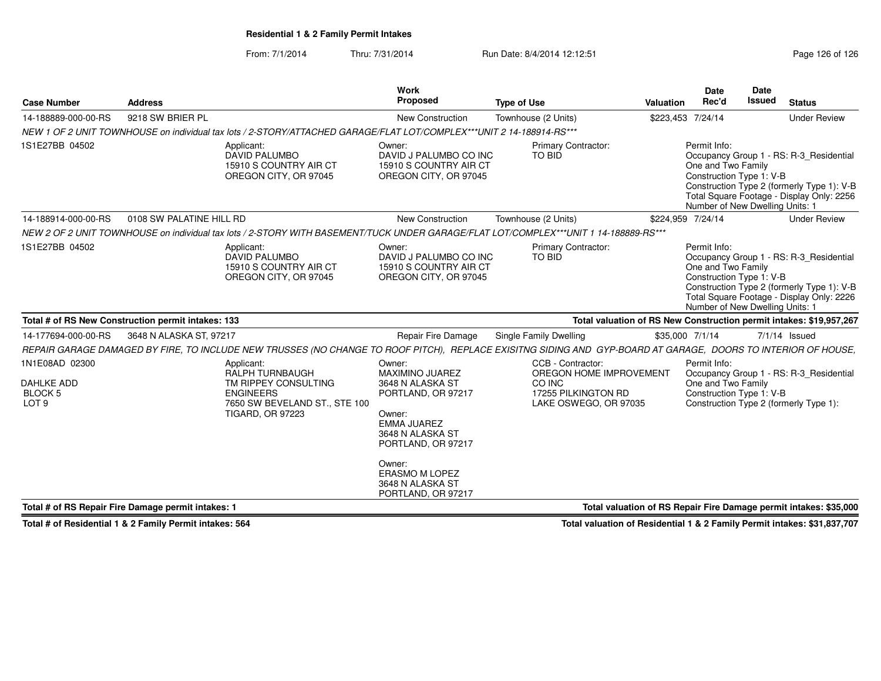## Residential 1 & 2 Family Permit Intakes

From: 7/1/2014 Thru: 7/31/2014 Run Date: 8/4/2014 12:12:51

| Case Number | Address | Work Proposed | Type of Use | Valuation | Date Rec'd | Date Issued | Status |
|---|---|---|---|---|---|---|---|
| 14-188889-000-00-RS | 9218 SW BRIER PL | New Construction | Townhouse (2 Units) | $223,453 | 7/24/14 | | Under Review |

*NEW 1 OF 2 UNIT TOWNHOUSE on individual tax lots / 2-STORY/ATTACHED GARAGE/FLAT LOT/COMPLEX***UNIT 2 14-188914-RS****

1S1E27BB 04502

Applicant: DAVID PALUMBO, 15910 S COUNTRY AIR CT, OREGON CITY, OR 97045

Owner: DAVID J PALUMBO CO INC, 15910 S COUNTRY AIR CT, OREGON CITY, OR 97045

Primary Contractor: TO BID

Permit Info: Occupancy Group 1 - RS: R-3_Residential One and Two Family; Construction Type 1: V-B; Construction Type 2 (formerly Type 1): V-B; Total Square Footage - Display Only: 2256; Number of New Dwelling Units: 1

| Case Number | Address | Work Proposed | Type of Use | Valuation | Date Rec'd | Date Issued | Status |
|---|---|---|---|---|---|---|---|
| 14-188914-000-00-RS | 0108 SW PALATINE HILL RD | New Construction | Townhouse (2 Units) | $224,959 | 7/24/14 | | Under Review |

*NEW 2 OF 2 UNIT TOWNHOUSE on individual tax lots / 2-STORY WITH BASEMENT/TUCK UNDER GARAGE/FLAT LOT/COMPLEX***UNIT 1 14-188889-RS****

1S1E27BB 04502

Applicant: DAVID PALUMBO, 15910 S COUNTRY AIR CT, OREGON CITY, OR 97045

Owner: DAVID J PALUMBO CO INC, 15910 S COUNTRY AIR CT, OREGON CITY, OR 97045

Primary Contractor: TO BID

Permit Info: Occupancy Group 1 - RS: R-3_Residential One and Two Family; Construction Type 1: V-B; Construction Type 2 (formerly Type 1): V-B; Total Square Footage - Display Only: 2226; Number of New Dwelling Units: 1

**Total # of RS New Construction permit intakes: 133** — **Total valuation of RS New Construction permit intakes: $19,957,267**

| Case Number | Address | Work Proposed | Type of Use | Valuation | Date Rec'd | Date Issued | Status |
|---|---|---|---|---|---|---|---|
| 14-177694-000-00-RS | 3648 N ALASKA ST, 97217 | Repair Fire Damage | Single Family Dwelling | $35,000 | 7/1/14 | 7/1/14 | Issued |

*REPAIR GARAGE DAMAGED BY FIRE, TO INCLUDE NEW TRUSSES (NO CHANGE TO ROOF PITCH), REPLACE EXISITNG SIDING AND GYP-BOARD AT GARAGE, DOORS TO INTERIOR OF HOUSE,*

1N1E08AD 02300
DAHLKE ADD
BLOCK 5
LOT 9

Applicant: RALPH TURNBAUGH, TM RIPPEY CONSULTING ENGINEERS, 7650 SW BEVELAND ST., STE 100, TIGARD, OR 97223

Owner: MAXIMINO JUAREZ, 3648 N ALASKA ST, PORTLAND, OR 97217

Owner: EMMA JUAREZ, 3648 N ALASKA ST, PORTLAND, OR 97217

Owner: ERASMO M LOPEZ, 3648 N ALASKA ST, PORTLAND, OR 97217

CCB - Contractor: OREGON HOME IMPROVEMENT CO INC, 17255 PILKINGTON RD, LAKE OSWEGO, OR 97035

Permit Info: Occupancy Group 1 - RS: R-3_Residential One and Two Family; Construction Type 1: V-B; Construction Type 2 (formerly Type 1):

**Total # of RS Repair Fire Damage permit intakes: 1** — **Total valuation of RS Repair Fire Damage permit intakes: $35,000**

**Total # of Residential 1 & 2 Family Permit intakes: 564** — **Total valuation of Residential 1 & 2 Family Permit intakes: $31,837,707**